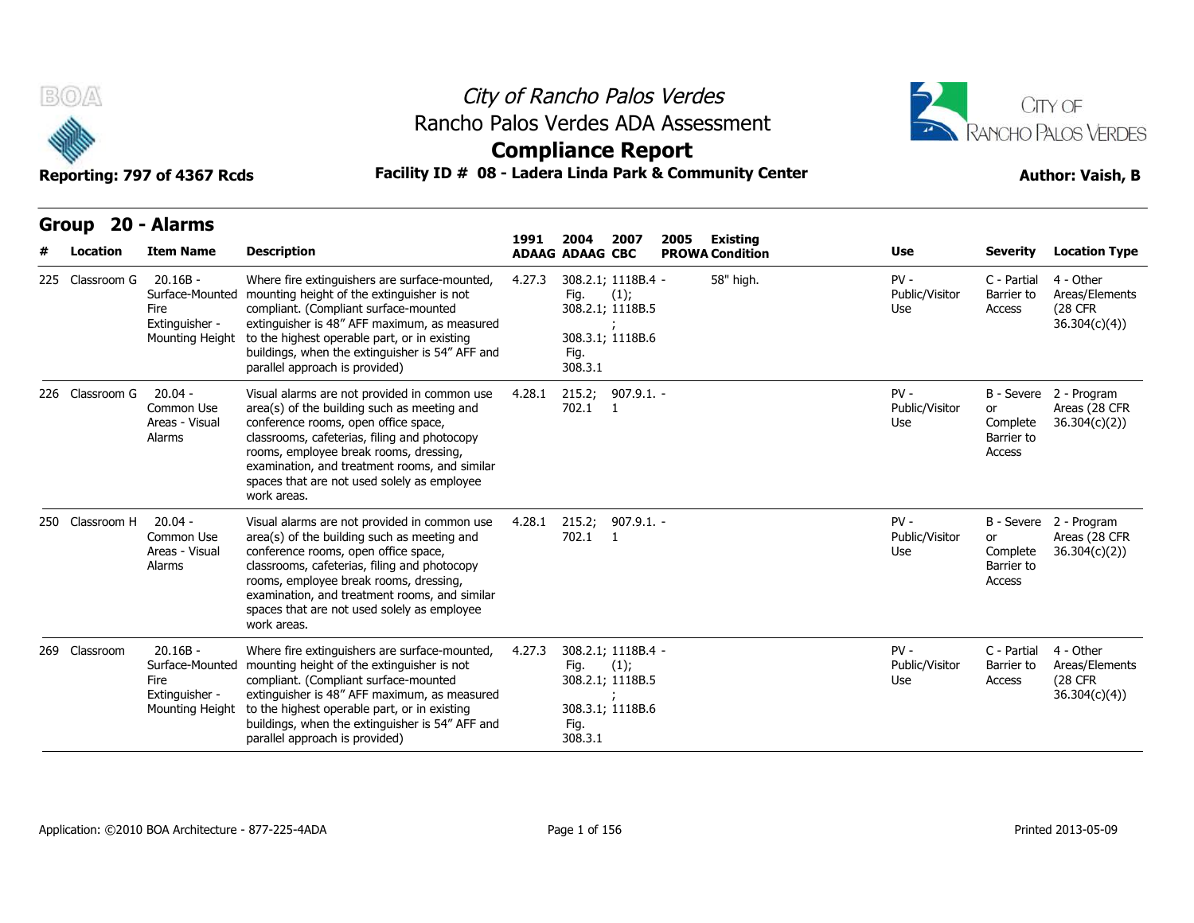# City of Rancho Palos Verdes
## Rancho Palos Verdes ADA Assessment
## Compliance Report

**Reporting: 797 of 4367 Rcds** | **Facility ID # 08 - Ladera Linda Park & Community Center** | **Author: Vaish, B**

## Group 20 - Alarms

| # | Location | Item Name | Description | 1991 ADAAG | 2004 ADAAG | 2007 CBC | 2005 PROWA | Existing Condition | Use | Severity | Location Type |
|---|---|---|---|---|---|---|---|---|---|---|---|
| 225 | Classroom G | 20.16B - Surface-Mounted Fire Extinguisher - Mounting Height | Where fire extinguishers are surface-mounted, mounting height of the extinguisher is not compliant. (Compliant surface-mounted extinguisher is 48" AFF maximum, as measured to the highest operable part, or in existing buildings, when the extinguisher is 54" AFF and parallel approach is provided) | 4.27.3 | 308.2.1; Fig. 308.2.1; 308.3.1; Fig. 308.3.1 | 1118B.4 (1); 1118B.5 ; 1118B.6 | - | 58" high. | PV - Public/Visitor Use | C - Partial Barrier to Access | 4 - Other Areas/Elements (28 CFR 36.304(c)(4)) |
| 226 | Classroom G | 20.04 - Common Use Areas - Visual Alarms | Visual alarms are not provided in common use area(s) of the building such as meeting and conference rooms, open office space, classrooms, cafeterias, filing and photocopy rooms, employee break rooms, dressing, examination, and treatment rooms, and similar spaces that are not used solely as employee work areas. | 4.28.1 | 215.2; 702.1 | 907.9.1.1 | - | | PV - Public/Visitor Use | B - Severe or Complete Barrier to Access | 2 - Program Areas (28 CFR 36.304(c)(2)) |
| 250 | Classroom H | 20.04 - Common Use Areas - Visual Alarms | Visual alarms are not provided in common use area(s) of the building such as meeting and conference rooms, open office space, classrooms, cafeterias, filing and photocopy rooms, employee break rooms, dressing, examination, and treatment rooms, and similar spaces that are not used solely as employee work areas. | 4.28.1 | 215.2; 702.1 | 907.9.1.1 | - | | PV - Public/Visitor Use | B - Severe or Complete Barrier to Access | 2 - Program Areas (28 CFR 36.304(c)(2)) |
| 269 | Classroom | 20.16B - Surface-Mounted Fire Extinguisher - Mounting Height | Where fire extinguishers are surface-mounted, mounting height of the extinguisher is not compliant. (Compliant surface-mounted extinguisher is 48" AFF maximum, as measured to the highest operable part, or in existing buildings, when the extinguisher is 54" AFF and parallel approach is provided) | 4.27.3 | 308.2.1; Fig. 308.2.1; 308.3.1; Fig. 308.3.1 | 1118B.4 (1); 1118B.5 ; 1118B.6 | - | | PV - Public/Visitor Use | C - Partial Barrier to Access | 4 - Other Areas/Elements (28 CFR 36.304(c)(4)) |

Application: ©2010 BOA Architecture - 877-225-4ADA | Printed 2013-05-09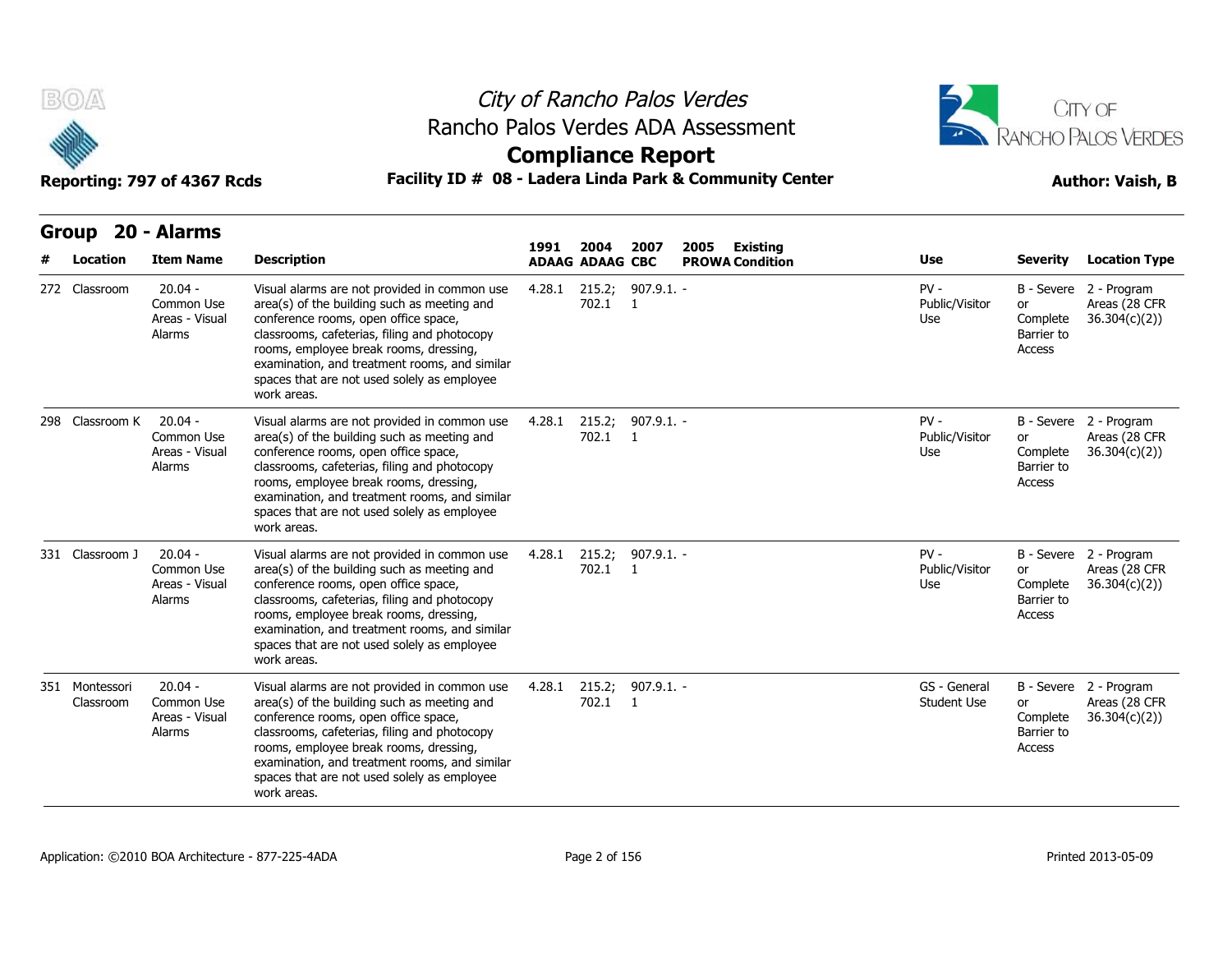# City of Rancho Palos Verdes

## Rancho Palos Verdes ADA Assessment

## Compliance Report

**Reporting: 797 of 4367 Rcds** | **Facility ID # 08 - Ladera Linda Park & Community Center** | **Author: Vaish, B**

## Group 20 - Alarms

| # | Location | Item Name | Description | 1991 ADAAG | 2004 ADAAG | 2007 CBC | 2005 PROWA | Existing Condition | Use | Severity | Location Type |
|---|---|---|---|---|---|---|---|---|---|---|---|
| 272 | Classroom | 20.04 - Common Use Areas - Visual Alarms | Visual alarms are not provided in common use area(s) of the building such as meeting and conference rooms, open office space, classrooms, cafeterias, filing and photocopy rooms, employee break rooms, dressing, examination, and treatment rooms, and similar spaces that are not used solely as employee work areas. | 4.28.1 | 215.2; 702.1 | 907.9.1.1 | - | | PV - Public/Visitor Use | B - Severe or Complete Barrier to Access | 2 - Program Areas (28 CFR 36.304(c)(2)) |
| 298 | Classroom K | 20.04 - Common Use Areas - Visual Alarms | Visual alarms are not provided in common use area(s) of the building such as meeting and conference rooms, open office space, classrooms, cafeterias, filing and photocopy rooms, employee break rooms, dressing, examination, and treatment rooms, and similar spaces that are not used solely as employee work areas. | 4.28.1 | 215.2; 702.1 | 907.9.1.1 | - | | PV - Public/Visitor Use | B - Severe or Complete Barrier to Access | 2 - Program Areas (28 CFR 36.304(c)(2)) |
| 331 | Classroom J | 20.04 - Common Use Areas - Visual Alarms | Visual alarms are not provided in common use area(s) of the building such as meeting and conference rooms, open office space, classrooms, cafeterias, filing and photocopy rooms, employee break rooms, dressing, examination, and treatment rooms, and similar spaces that are not used solely as employee work areas. | 4.28.1 | 215.2; 702.1 | 907.9.1.1 | - | | PV - Public/Visitor Use | B - Severe or Complete Barrier to Access | 2 - Program Areas (28 CFR 36.304(c)(2)) |
| 351 | Montessori Classroom | 20.04 - Common Use Areas - Visual Alarms | Visual alarms are not provided in common use area(s) of the building such as meeting and conference rooms, open office space, classrooms, cafeterias, filing and photocopy rooms, employee break rooms, dressing, examination, and treatment rooms, and similar spaces that are not used solely as employee work areas. | 4.28.1 | 215.2; 702.1 | 907.9.1.1 | - | | GS - General Student Use | B - Severe or Complete Barrier to Access | 2 - Program Areas (28 CFR 36.304(c)(2)) |

Application: ©2010 BOA Architecture - 877-225-4ADA | Printed 2013-05-09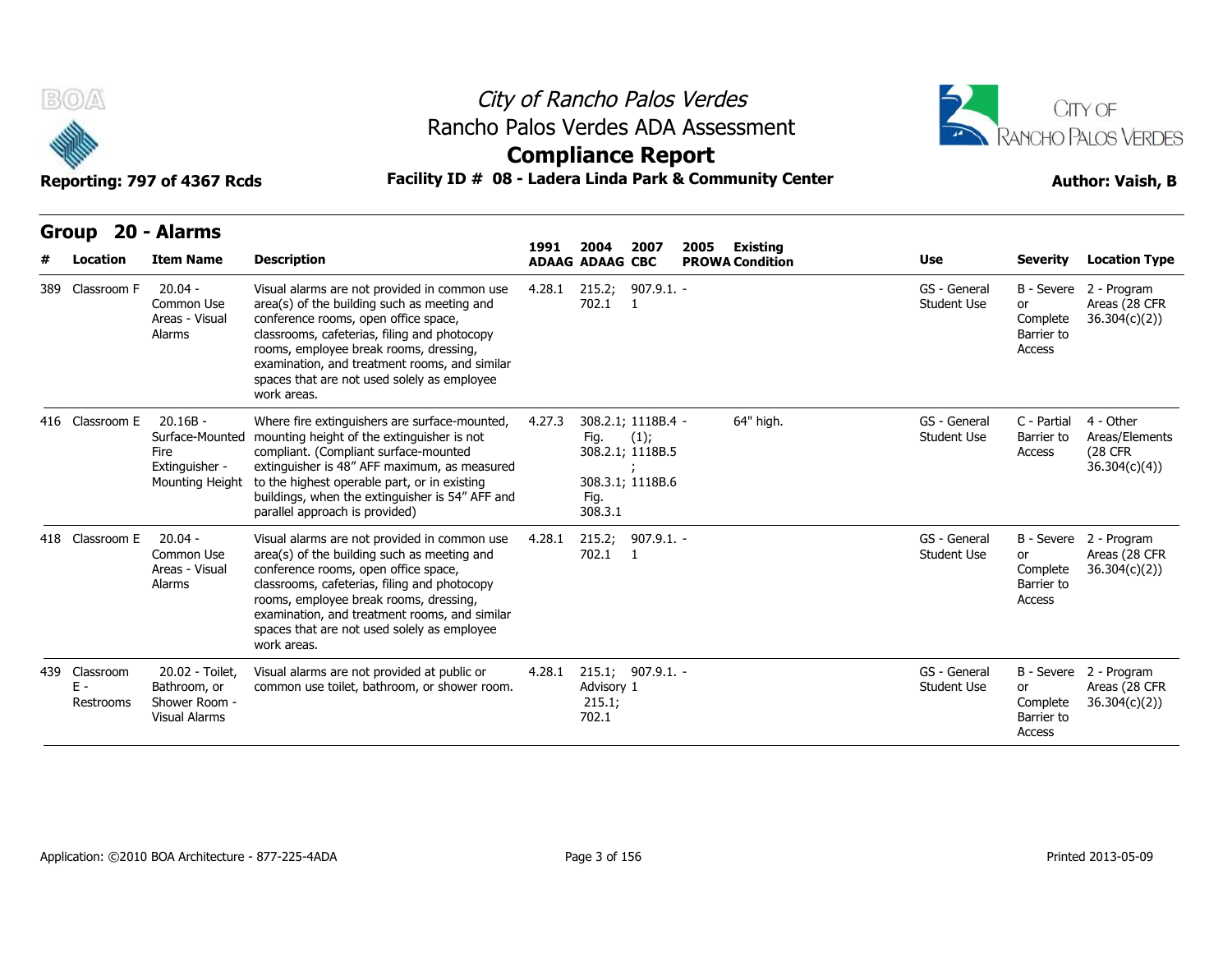City of Rancho Palos Verdes
Rancho Palos Verdes ADA Assessment
**Compliance Report**

Reporting: 797 of 4367 Rcds

**Facility ID # 08 - Ladera Linda Park & Community Center**

Author: Vaish, B

## Group 20 - Alarms

| # | Location | Item Name | Description | 1991 ADAAG | 2004 ADAAG | 2007 CBC | 2005 PROWA | Existing Condition | Use | Severity | Location Type |
|---|---|---|---|---|---|---|---|---|---|---|---|
| 389 | Classroom F | 20.04 - Common Use Areas - Visual Alarms | Visual alarms are not provided in common use area(s) of the building such as meeting and conference rooms, open office space, classrooms, cafeterias, filing and photocopy rooms, employee break rooms, dressing, examination, and treatment rooms, and similar spaces that are not used solely as employee work areas. | 4.28.1 | 215.2; 702.1 | 907.9.1.1 | - | | GS - General Student Use | B - Severe or Complete Barrier to Access | 2 - Program Areas (28 CFR 36.304(c)(2)) |
| 416 | Classroom E | 20.16B - Surface-Mounted Fire Extinguisher - Mounting Height | Where fire extinguishers are surface-mounted, mounting height of the extinguisher is not compliant. (Compliant surface-mounted extinguisher is 48" AFF maximum, as measured to the highest operable part, or in existing buildings, when the extinguisher is 54" AFF and parallel approach is provided) | 4.27.3 | 308.2.1; Fig. 308.2.1; 308.3.1; Fig. 308.3.1 | 1118B.4 (1); 1118B.5 ; 1118B.6 | - | 64" high. | GS - General Student Use | C - Partial Barrier to Access | 4 - Other Areas/Elements (28 CFR 36.304(c)(4)) |
| 418 | Classroom E | 20.04 - Common Use Areas - Visual Alarms | Visual alarms are not provided in common use area(s) of the building such as meeting and conference rooms, open office space, classrooms, cafeterias, filing and photocopy rooms, employee break rooms, dressing, examination, and treatment rooms, and similar spaces that are not used solely as employee work areas. | 4.28.1 | 215.2; 702.1 | 907.9.1.1 | - | | GS - General Student Use | B - Severe or Complete Barrier to Access | 2 - Program Areas (28 CFR 36.304(c)(2)) |
| 439 | Classroom E - Restrooms | 20.02 - Toilet, Bathroom, or Shower Room - Visual Alarms | Visual alarms are not provided at public or common use toilet, bathroom, or shower room. | 4.28.1 | 215.1; Advisory 215.1; 702.1 | 907.9.1.1 | - | | GS - General Student Use | B - Severe or Complete Barrier to Access | 2 - Program Areas (28 CFR 36.304(c)(2)) |

Application: ©2010 BOA Architecture - 877-225-4ADA

Printed 2013-05-09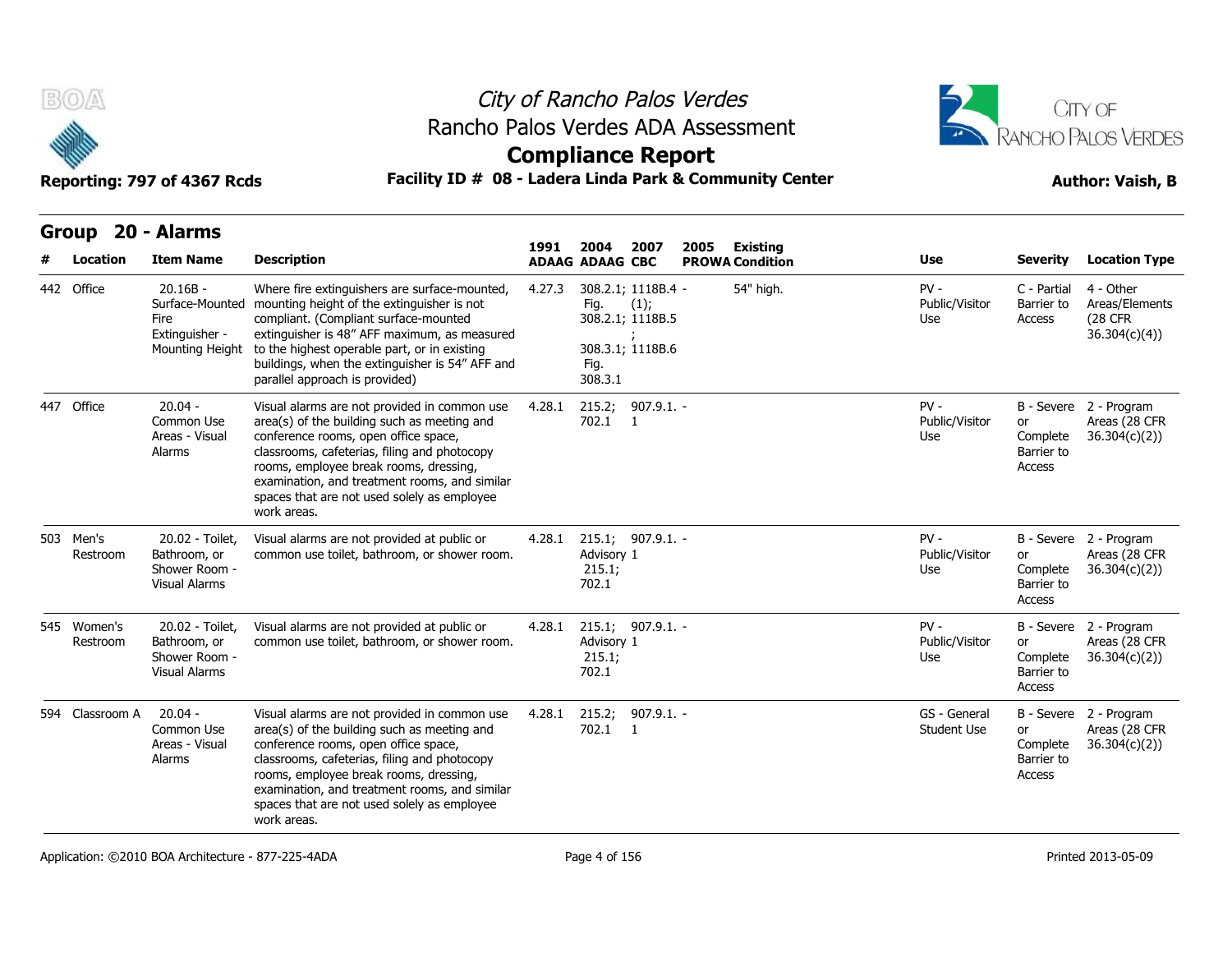City of Rancho Palos Verdes
Rancho Palos Verdes ADA Assessment
**Compliance Report**

Reporting: 797 of 4367 Rcds

**Facility ID # 08 - Ladera Linda Park & Community Center**

**Author: Vaish, B**

## Group 20 - Alarms

| # | Location | Item Name | Description | 1991 ADAAG | 2004 ADAAG | 2007 CBC | 2005 PROWA | Existing Condition | Use | Severity | Location Type |
|---|---|---|---|---|---|---|---|---|---|---|---|
| 442 | Office | 20.16B - Surface-Mounted Fire Extinguisher - Mounting Height | Where fire extinguishers are surface-mounted, mounting height of the extinguisher is not compliant. (Compliant surface-mounted extinguisher is 48" AFF maximum, as measured to the highest operable part, or in existing buildings, when the extinguisher is 54" AFF and parallel approach is provided) | 4.27.3 | 308.2.1; Fig. 308.2.1; 308.3.1; Fig. 308.3.1 | 1118B.4 (1); 1118B.5 ; 1118B.6 | - | 54" high. | PV - Public/Visitor Use | C - Partial Barrier to Access | 4 - Other Areas/Elements (28 CFR 36.304(c)(4)) |
| 447 | Office | 20.04 - Common Use Areas - Visual Alarms | Visual alarms are not provided in common use area(s) of the building such as meeting and conference rooms, open office space, classrooms, cafeterias, filing and photocopy rooms, employee break rooms, dressing, examination, and treatment rooms, and similar spaces that are not used solely as employee work areas. | 4.28.1 | 215.2; 702.1 | 907.9.1.1 | - | | PV - Public/Visitor Use | B - Severe or Complete Barrier to Access | 2 - Program Areas (28 CFR 36.304(c)(2)) |
| 503 | Men's Restroom | 20.02 - Toilet, Bathroom, or Shower Room - Visual Alarms | Visual alarms are not provided at public or common use toilet, bathroom, or shower room. | 4.28.1 | 215.1; Advisory 215.1; 702.1 | 907.9.1.1 | - | | PV - Public/Visitor Use | B - Severe or Complete Barrier to Access | 2 - Program Areas (28 CFR 36.304(c)(2)) |
| 545 | Women's Restroom | 20.02 - Toilet, Bathroom, or Shower Room - Visual Alarms | Visual alarms are not provided at public or common use toilet, bathroom, or shower room. | 4.28.1 | 215.1; Advisory 215.1; 702.1 | 907.9.1.1 | - | | PV - Public/Visitor Use | B - Severe or Complete Barrier to Access | 2 - Program Areas (28 CFR 36.304(c)(2)) |
| 594 | Classroom A | 20.04 - Common Use Areas - Visual Alarms | Visual alarms are not provided in common use area(s) of the building such as meeting and conference rooms, open office space, classrooms, cafeterias, filing and photocopy rooms, employee break rooms, dressing, examination, and treatment rooms, and similar spaces that are not used solely as employee work areas. | 4.28.1 | 215.2; 702.1 | 907.9.1.1 | - | | GS - General Student Use | B - Severe or Complete Barrier to Access | 2 - Program Areas (28 CFR 36.304(c)(2)) |

Application: ©2010 BOA Architecture - 877-225-4ADA

Printed 2013-05-09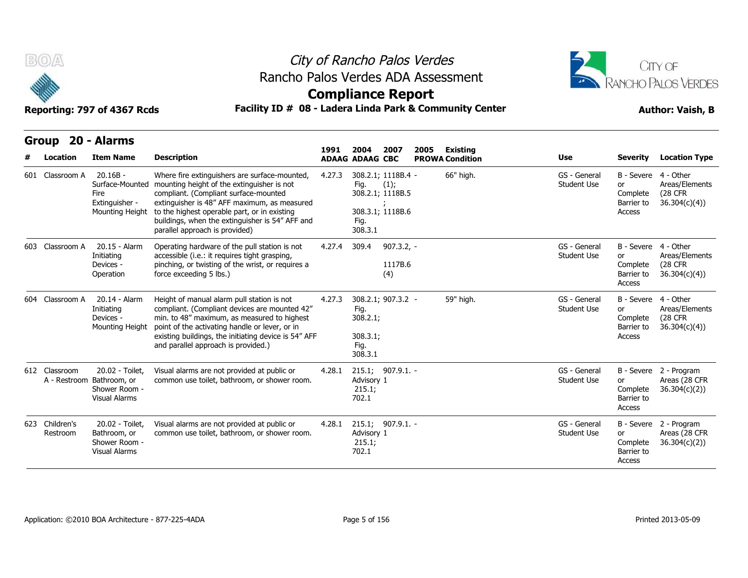# City of Rancho Palos Verdes

## Rancho Palos Verdes ADA Assessment

## Compliance Report

**Reporting: 797 of 4367 Rcds** — **Facility ID # 08 - Ladera Linda Park & Community Center** — **Author: Vaish, B**

### Group 20 - Alarms

| # | Location | Item Name | Description | 1991 ADAAG | 2004 ADAAG | 2007 CBC | 2005 PROWA | Existing Condition | Use | Severity | Location Type |
|---|---|---|---|---|---|---|---|---|---|---|---|
| 601 | Classroom A | 20.16B - Surface-Mounted Fire Extinguisher - Mounting Height | Where fire extinguishers are surface-mounted, mounting height of the extinguisher is not compliant. (Compliant surface-mounted extinguisher is 48" AFF maximum, as measured to the highest operable part, or in existing buildings, when the extinguisher is 54" AFF and parallel approach is provided) | 4.27.3 | 308.2.1; Fig. 308.2.1; 308.3.1; Fig. 308.3.1 | 1118B.4 (1); 1118B.5 ; 1118B.6 | - | 66" high. | GS - General Student Use | B - Severe or Complete Barrier to Access | 4 - Other Areas/Elements (28 CFR 36.304(c)(4)) |
| 603 | Classroom A | 20.15 - Alarm Initiating Devices - Operation | Operating hardware of the pull station is not accessible (i.e.: it requires tight grasping, pinching, or twisting of the wrist, or requires a force exceeding 5 lbs.) | 4.27.4 | 309.4 | 907.3.2, 1117B.6 (4) | - | | GS - General Student Use | B - Severe or Complete Barrier to Access | 4 - Other Areas/Elements (28 CFR 36.304(c)(4)) |
| 604 | Classroom A | 20.14 - Alarm Initiating Devices - Mounting Height | Height of manual alarm pull station is not compliant. (Compliant devices are mounted 42" min. to 48" maximum, as measured to highest point of the activating handle or lever, or in existing buildings, the initiating device is 54" AFF and parallel approach is provided.) | 4.27.3 | 308.2.1; Fig. 308.2.1; 308.3.1; Fig. 308.3.1 | 907.3.2 | - | 59" high. | GS - General Student Use | B - Severe or Complete Barrier to Access | 4 - Other Areas/Elements (28 CFR 36.304(c)(4)) |
| 612 | Classroom A - Restroom | 20.02 - Toilet, Bathroom, or Shower Room - Visual Alarms | Visual alarms are not provided at public or common use toilet, bathroom, or shower room. | 4.28.1 | 215.1; Advisory 215.1; 702.1 | 907.9.1.1 | - | | GS - General Student Use | B - Severe or Complete Barrier to Access | 2 - Program Areas (28 CFR 36.304(c)(2)) |
| 623 | Children's Restroom | 20.02 - Toilet, Bathroom, or Shower Room - Visual Alarms | Visual alarms are not provided at public or common use toilet, bathroom, or shower room. | 4.28.1 | 215.1; Advisory 215.1; 702.1 | 907.9.1.1 | - | | GS - General Student Use | B - Severe or Complete Barrier to Access | 2 - Program Areas (28 CFR 36.304(c)(2)) |

Application: ©2010 BOA Architecture - 877-225-4ADA

Printed 2013-05-09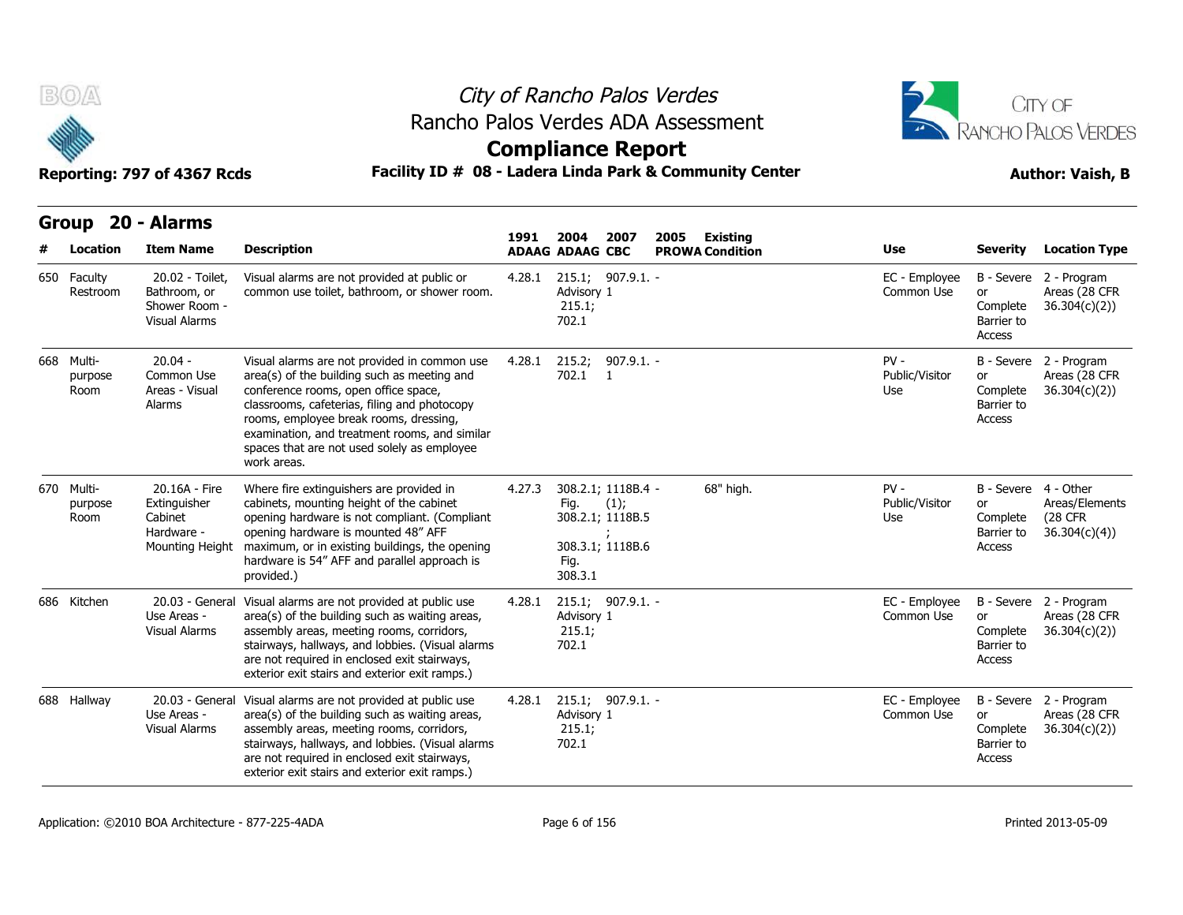# City of Rancho Palos Verdes

## Rancho Palos Verdes ADA Assessment

## Compliance Report

**Reporting: 797 of 4367 Rcds** | **Facility ID # 08 - Ladera Linda Park & Community Center** | **Author: Vaish, B**

## Group 20 - Alarms

| # | Location | Item Name | Description | 1991 ADAAG | 2004 ADAAG | 2007 CBC | 2005 PROWA | Existing Condition | Use | Severity | Location Type |
|---|---|---|---|---|---|---|---|---|---|---|---|
| 650 | Faculty Restroom | 20.02 - Toilet, Bathroom, or Shower Room - Visual Alarms | Visual alarms are not provided at public or common use toilet, bathroom, or shower room. | 4.28.1 | 215.1; Advisory 215.1; 702.1 | 907.9.1.1 | - | | EC - Employee Common Use | B - Severe or Complete Barrier to Access | 2 - Program Areas (28 CFR 36.304(c)(2)) |
| 668 | Multi-purpose Room | 20.04 - Common Use Areas - Visual Alarms | Visual alarms are not provided in common use area(s) of the building such as meeting and conference rooms, open office space, classrooms, cafeterias, filing and photocopy rooms, employee break rooms, dressing, examination, and treatment rooms, and similar spaces that are not used solely as employee work areas. | 4.28.1 | 215.2; 702.1 | 907.9.1.1 | - | | PV - Public/Visitor Use | B - Severe or Complete Barrier to Access | 2 - Program Areas (28 CFR 36.304(c)(2)) |
| 670 | Multi-purpose Room | 20.16A - Fire Extinguisher Cabinet Hardware - Mounting Height | Where fire extinguishers are provided in cabinets, mounting height of the cabinet opening hardware is not compliant. (Compliant opening hardware is mounted 48" AFF maximum, or in existing buildings, the opening hardware is 54" AFF and parallel approach is provided.) | 4.27.3 | 308.2.1; Fig. 308.2.1; 308.3.1; Fig. 308.3.1 | 1118B.4 (1); 1118B.5; 1118B.6 | - | 68" high. | PV - Public/Visitor Use | B - Severe or Complete Barrier to Access | 4 - Other Areas/Elements (28 CFR 36.304(c)(4)) |
| 686 | Kitchen | 20.03 - General Use Areas - Visual Alarms | Visual alarms are not provided at public use area(s) of the building such as waiting areas, assembly areas, meeting rooms, corridors, stairways, hallways, and lobbies. (Visual alarms are not required in enclosed exit stairways, exterior exit stairs and exterior exit ramps.) | 4.28.1 | 215.1; Advisory 215.1; 702.1 | 907.9.1.1 | - | | EC - Employee Common Use | B - Severe or Complete Barrier to Access | 2 - Program Areas (28 CFR 36.304(c)(2)) |
| 688 | Hallway | 20.03 - General Use Areas - Visual Alarms | Visual alarms are not provided at public use area(s) of the building such as waiting areas, assembly areas, meeting rooms, corridors, stairways, hallways, and lobbies. (Visual alarms are not required in enclosed exit stairways, exterior exit stairs and exterior exit ramps.) | 4.28.1 | 215.1; Advisory 215.1; 702.1 | 907.9.1.1 | - | | EC - Employee Common Use | B - Severe or Complete Barrier to Access | 2 - Program Areas (28 CFR 36.304(c)(2)) |

Application: ©2010 BOA Architecture - 877-225-4ADA

Printed 2013-05-09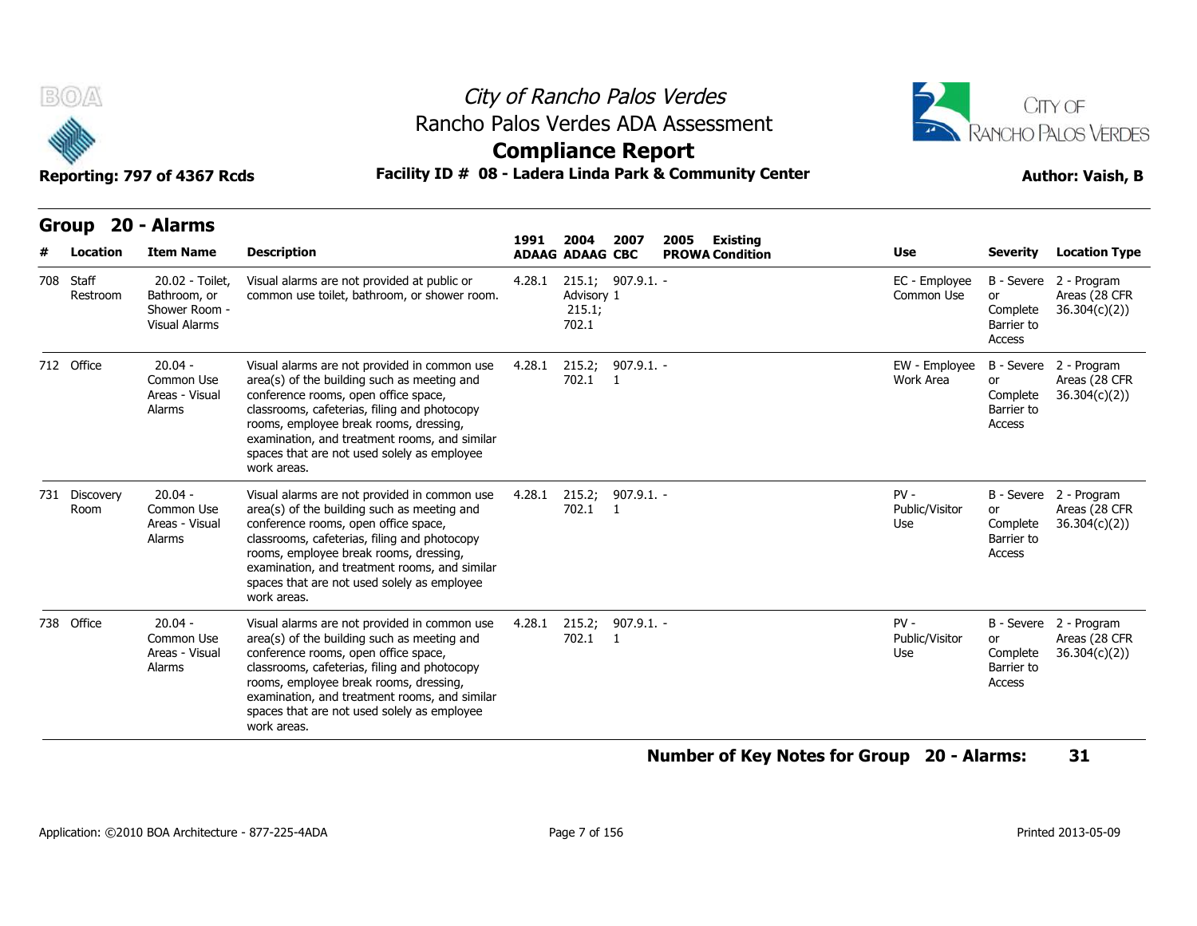# City of Rancho Palos Verdes
## Rancho Palos Verdes ADA Assessment
## Compliance Report

**Reporting: 797 of 4367 Rcds** — **Facility ID # 08 - Ladera Linda Park & Community Center** — **Author: Vaish, B**

## Group 20 - Alarms

| # | Location | Item Name | Description | 1991 ADAAG | 2004 ADAAG | 2007 CBC | 2005 PROWA | Existing Condition | Use | Severity | Location Type |
|---|---|---|---|---|---|---|---|---|---|---|---|
| 708 | Staff Restroom | 20.02 - Toilet, Bathroom, or Shower Room - Visual Alarms | Visual alarms are not provided at public or common use toilet, bathroom, or shower room. | 4.28.1 | 215.1; Advisory 215.1; 702.1 | 907.9.1.1 | - | | EC - Employee Common Use | B - Severe or Complete Barrier to Access | 2 - Program Areas (28 CFR 36.304(c)(2)) |
| 712 | Office | 20.04 - Common Use Areas - Visual Alarms | Visual alarms are not provided in common use area(s) of the building such as meeting and conference rooms, open office space, classrooms, cafeterias, filing and photocopy rooms, employee break rooms, dressing, examination, and treatment rooms, and similar spaces that are not used solely as employee work areas. | 4.28.1 | 215.2; 702.1 | 907.9.1.1 | - | | EW - Employee Work Area | B - Severe or Complete Barrier to Access | 2 - Program Areas (28 CFR 36.304(c)(2)) |
| 731 | Discovery Room | 20.04 - Common Use Areas - Visual Alarms | Visual alarms are not provided in common use area(s) of the building such as meeting and conference rooms, open office space, classrooms, cafeterias, filing and photocopy rooms, employee break rooms, dressing, examination, and treatment rooms, and similar spaces that are not used solely as employee work areas. | 4.28.1 | 215.2; 702.1 | 907.9.1.1 | - | | PV - Public/Visitor Use | B - Severe or Complete Barrier to Access | 2 - Program Areas (28 CFR 36.304(c)(2)) |
| 738 | Office | 20.04 - Common Use Areas - Visual Alarms | Visual alarms are not provided in common use area(s) of the building such as meeting and conference rooms, open office space, classrooms, cafeterias, filing and photocopy rooms, employee break rooms, dressing, examination, and treatment rooms, and similar spaces that are not used solely as employee work areas. | 4.28.1 | 215.2; 702.1 | 907.9.1.1 | - | | PV - Public/Visitor Use | B - Severe or Complete Barrier to Access | 2 - Program Areas (28 CFR 36.304(c)(2)) |

**Number of Key Notes for Group 20 - Alarms: 31**

Application: ©2010 BOA Architecture - 877-225-4ADA — Printed 2013-05-09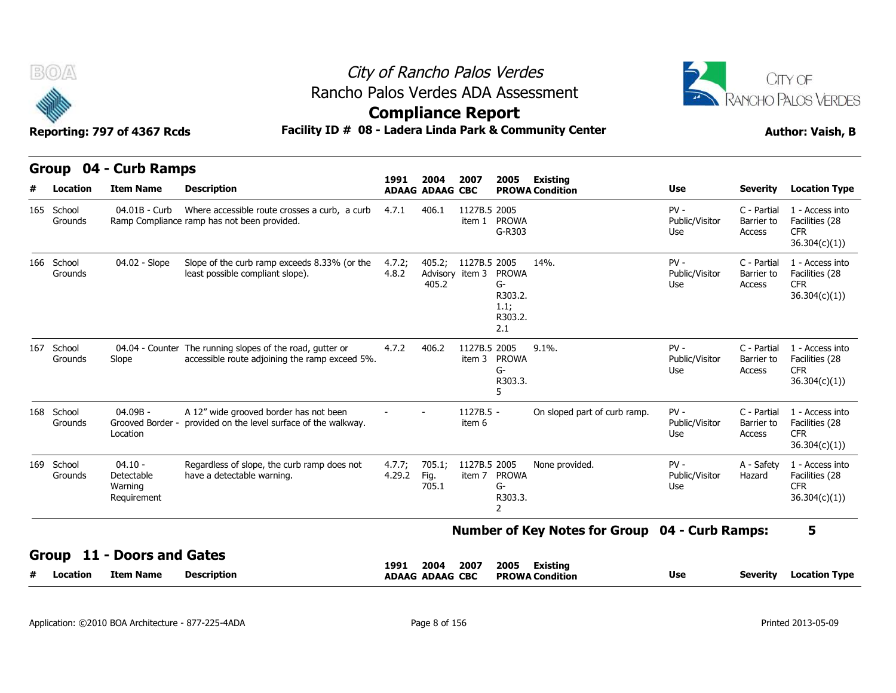# City of Rancho Palos Verdes
## Rancho Palos Verdes ADA Assessment
## Compliance Report

**Reporting: 797 of 4367 Rcds** | **Facility ID # 08 - Ladera Linda Park & Community Center** | **Author: Vaish, B**

## Group 04 - Curb Ramps

| # | Location | Item Name | Description | 1991 ADAAG | 2004 ADAAG | 2007 CBC | 2005 PROWA | Existing Condition | Use | Severity | Location Type |
|---|---|---|---|---|---|---|---|---|---|---|---|
| 165 | School Grounds | 04.01B - Curb Ramp Compliance | Where accessible route crosses a curb, a curb ramp has not been provided. | 4.7.1 | 406.1 | 1127B.5 item 1 | 2005 PROWA G-R303 | | PV - Public/Visitor Use | C - Partial Barrier to Access | 1 - Access into Facilities (28 CFR 36.304(c)(1)) |
| 166 | School Grounds | 04.02 - Slope | Slope of the curb ramp exceeds 8.33% (or the least possible compliant slope). | 4.7.2; 4.8.2 | 405.2; Advisory 405.2 | 1127B.5 item 3 | 2005 PROWA G-R303.2.1.1; R303.2.2.1 | 14%. | PV - Public/Visitor Use | C - Partial Barrier to Access | 1 - Access into Facilities (28 CFR 36.304(c)(1)) |
| 167 | School Grounds | 04.04 - Counter Slope | The running slopes of the road, gutter or accessible route adjoining the ramp exceed 5%. | 4.7.2 | 406.2 | 1127B.5 item 3 | 2005 PROWA G-R303.3.5 | 9.1%. | PV - Public/Visitor Use | C - Partial Barrier to Access | 1 - Access into Facilities (28 CFR 36.304(c)(1)) |
| 168 | School Grounds | 04.09B - Grooved Border - Location | A 12" wide grooved border has not been provided on the level surface of the walkway. | - | - | 1127B.5 item 6 | - | On sloped part of curb ramp. | PV - Public/Visitor Use | C - Partial Barrier to Access | 1 - Access into Facilities (28 CFR 36.304(c)(1)) |
| 169 | School Grounds | 04.10 - Detectable Warning Requirement | Regardless of slope, the curb ramp does not have a detectable warning. | 4.7.7; 4.29.2 | 705.1; Fig. 705.1 | 1127B.5 item 7 | 2005 PROWA G-R303.3.2 | None provided. | PV - Public/Visitor Use | A - Safety Hazard | 1 - Access into Facilities (28 CFR 36.304(c)(1)) |

**Number of Key Notes for Group 04 - Curb Ramps: 5**

## Group 11 - Doors and Gates

| # | Location | Item Name | Description | 1991 ADAAG | 2004 ADAAG | 2007 CBC | 2005 PROWA | Existing Condition | Use | Severity | Location Type |
|---|---|---|---|---|---|---|---|---|---|---|---|

Application: ©2010 BOA Architecture - 877-225-4ADA | Printed 2013-05-09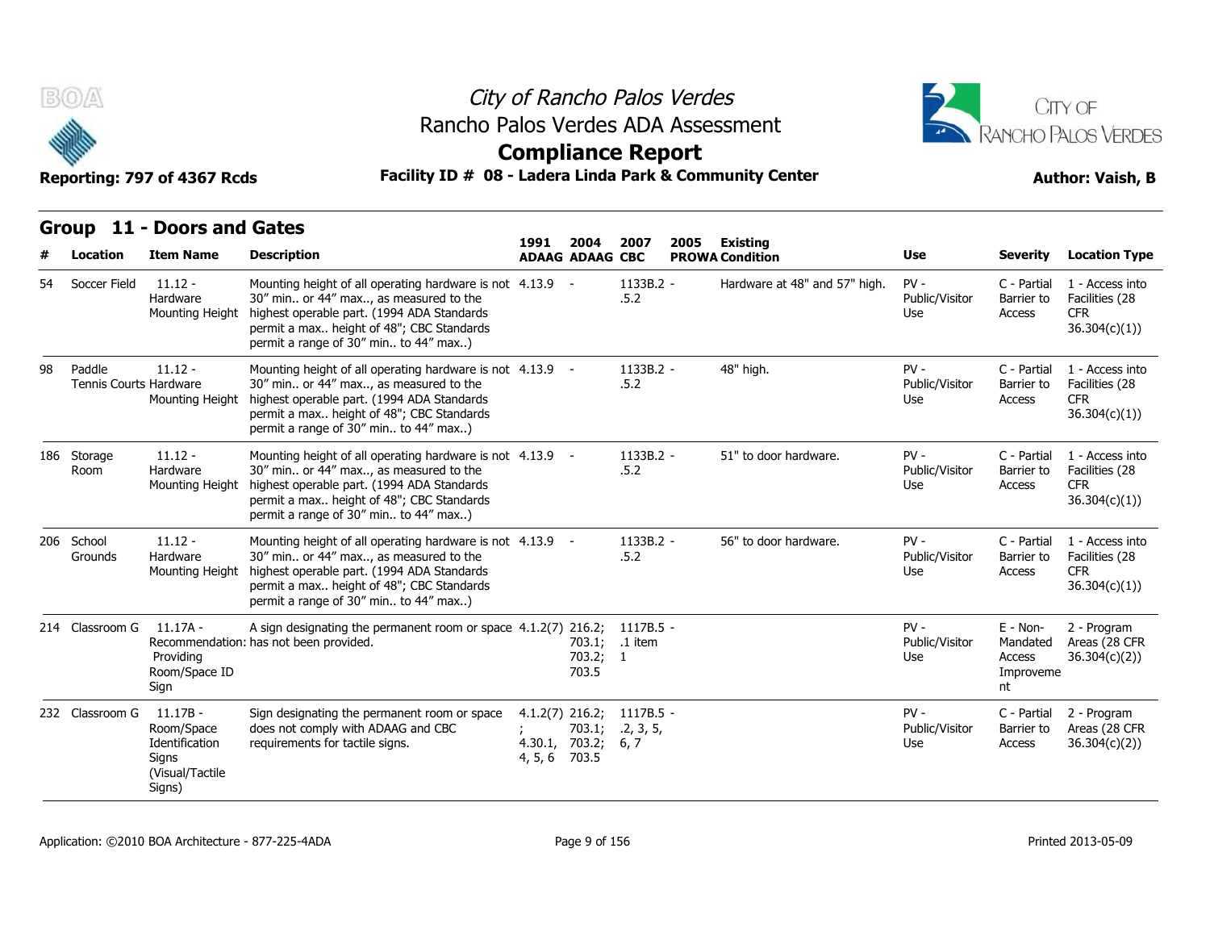# City of Rancho Palos Verdes

## Rancho Palos Verdes ADA Assessment

## Compliance Report

**Reporting: 797 of 4367 Rcds** | **Facility ID # 08 - Ladera Linda Park & Community Center** | **Author: Vaish, B**

### Group 11 - Doors and Gates

| # | Location | Item Name | Description | 1991 ADAAG | 2004 ADAAG | 2007 CBC | 2005 PROWA | Existing Condition | Use | Severity | Location Type |
|---|---|---|---|---|---|---|---|---|---|---|---|
| 54 | Soccer Field | 11.12 - Hardware Mounting Height | Mounting height of all operating hardware is not 30" min.. or 44" max.., as measured to the highest operable part. (1994 ADA Standards permit a max.. height of 48"; CBC Standards permit a range of 30" min.. to 44" max..) | 4.13.9 | - | 1133B.2 - .5.2 | | Hardware at 48" and 57" high. | PV - Public/Visitor Use | C - Partial Barrier to Access | 1 - Access into Facilities (28 CFR 36.304(c)(1)) |
| 98 | Paddle Tennis Courts | 11.12 - Hardware Mounting Height | Mounting height of all operating hardware is not 30" min.. or 44" max.., as measured to the highest operable part. (1994 ADA Standards permit a max.. height of 48"; CBC Standards permit a range of 30" min.. to 44" max..) | 4.13.9 | - | 1133B.2 - .5.2 | | 48" high. | PV - Public/Visitor Use | C - Partial Barrier to Access | 1 - Access into Facilities (28 CFR 36.304(c)(1)) |
| 186 | Storage Room | 11.12 - Hardware Mounting Height | Mounting height of all operating hardware is not 30" min.. or 44" max.., as measured to the highest operable part. (1994 ADA Standards permit a max.. height of 48"; CBC Standards permit a range of 30" min.. to 44" max..) | 4.13.9 | - | 1133B.2 - .5.2 | | 51" to door hardware. | PV - Public/Visitor Use | C - Partial Barrier to Access | 1 - Access into Facilities (28 CFR 36.304(c)(1)) |
| 206 | School Grounds | 11.12 - Hardware Mounting Height | Mounting height of all operating hardware is not 30" min.. or 44" max.., as measured to the highest operable part. (1994 ADA Standards permit a max.. height of 48"; CBC Standards permit a range of 30" min.. to 44" max..) | 4.13.9 | - | 1133B.2 - .5.2 | | 56" to door hardware. | PV - Public/Visitor Use | C - Partial Barrier to Access | 1 - Access into Facilities (28 CFR 36.304(c)(1)) |
| 214 | Classroom G | 11.17A - Recommendation: Providing Room/Space ID Sign | A sign designating the permanent room or space has not been provided. | 4.1.2(7) | 216.2; 703.1; 703.2; 703.5 | 1117B.5 - .1 item 1 | | | PV - Public/Visitor Use | E - Non-Mandated Access Improvement | 2 - Program Areas (28 CFR 36.304(c)(2)) |
| 232 | Classroom G | 11.17B - Room/Space Identification Signs (Visual/Tactile Signs) | Sign designating the permanent room or space does not comply with ADAAG and CBC requirements for tactile signs. | 4.1.2(7) ; 4.30.1, 4, 5, 6 | 216.2; 703.1; 703.2; 703.5 | 1117B.5 - .2, 3, 5, 6, 7 | | | PV - Public/Visitor Use | C - Partial Barrier to Access | 2 - Program Areas (28 CFR 36.304(c)(2)) |

Application: ©2010 BOA Architecture - 877-225-4ADA | Printed 2013-05-09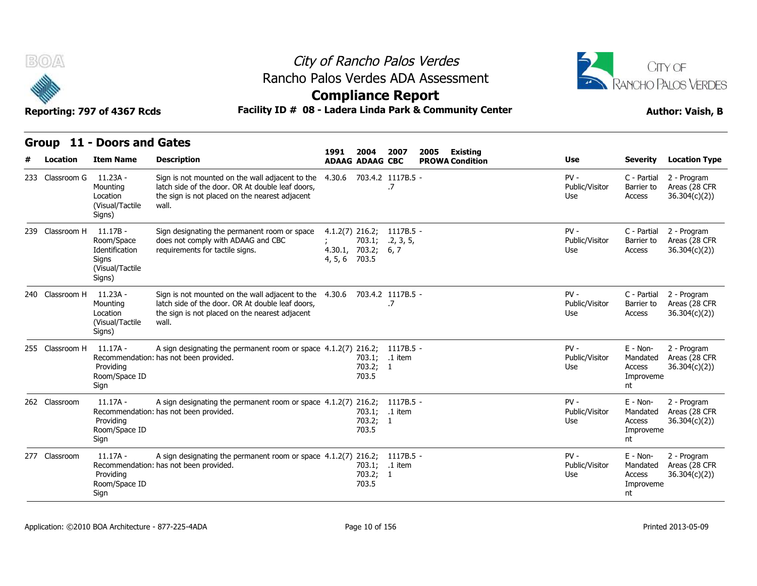# City of Rancho Palos Verdes
## Rancho Palos Verdes ADA Assessment
## Compliance Report

**Reporting: 797 of 4367 Rcds** | **Facility ID # 08 - Ladera Linda Park & Community Center** | **Author: Vaish, B**

## Group 11 - Doors and Gates

| # | Location | Item Name | Description | 1991 ADAAG | 2004 ADAAG | 2007 CBC | 2005 PROWA | Existing Condition | Use | Severity | Location Type |
|---|---|---|---|---|---|---|---|---|---|---|---|
| 233 | Classroom G | 11.23A - Mounting Location (Visual/Tactile Signs) | Sign is not mounted on the wall adjacent to the latch side of the door. OR At double leaf doors, the sign is not placed on the nearest adjacent wall. | 4.30.6 | 703.4.2 | 1117B.5 .7 | - | | PV - Public/Visitor Use | C - Partial Barrier to Access | 2 - Program Areas (28 CFR 36.304(c)(2)) |
| 239 | Classroom H | 11.17B - Room/Space Identification Signs (Visual/Tactile Signs) | Sign designating the permanent room or space does not comply with ADAAG and CBC requirements for tactile signs. | 4.1.2(7); 4.30.1, 4, 5, 6 | 216.2; 703.1; 703.2; 703.5 | 1117B.5 .2, 3, 5, 6, 7 | - | | PV - Public/Visitor Use | C - Partial Barrier to Access | 2 - Program Areas (28 CFR 36.304(c)(2)) |
| 240 | Classroom H | 11.23A - Mounting Location (Visual/Tactile Signs) | Sign is not mounted on the wall adjacent to the latch side of the door. OR At double leaf doors, the sign is not placed on the nearest adjacent wall. | 4.30.6 | 703.4.2 | 1117B.5 .7 | - | | PV - Public/Visitor Use | C - Partial Barrier to Access | 2 - Program Areas (28 CFR 36.304(c)(2)) |
| 255 | Classroom H | 11.17A - Recommendation: Providing Room/Space ID Sign | A sign designating the permanent room or space has not been provided. | 4.1.2(7) | 216.2; 703.1; 703.2; 703.5 | 1117B.5 .1 item 1 | - | | PV - Public/Visitor Use | E - Non-Mandated Access Improvement | 2 - Program Areas (28 CFR 36.304(c)(2)) |
| 262 | Classroom | 11.17A - Recommendation: Providing Room/Space ID Sign | A sign designating the permanent room or space has not been provided. | 4.1.2(7) | 216.2; 703.1; 703.2; 703.5 | 1117B.5 .1 item 1 | - | | PV - Public/Visitor Use | E - Non-Mandated Access Improvement | 2 - Program Areas (28 CFR 36.304(c)(2)) |
| 277 | Classroom | 11.17A - Recommendation: Providing Room/Space ID Sign | A sign designating the permanent room or space has not been provided. | 4.1.2(7) | 216.2; 703.1; 703.2; 703.5 | 1117B.5 .1 item 1 | - | | PV - Public/Visitor Use | E - Non-Mandated Access Improvement | 2 - Program Areas (28 CFR 36.304(c)(2)) |

Application: ©2010 BOA Architecture - 877-225-4ADA | Printed 2013-05-09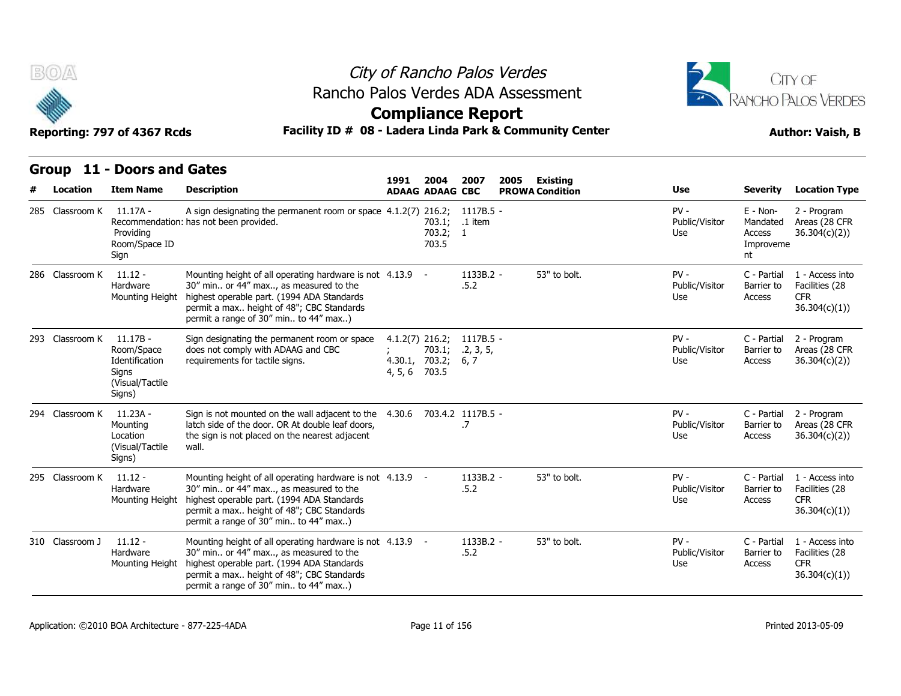# City of Rancho Palos Verdes

## Rancho Palos Verdes ADA Assessment

## Compliance Report

**Reporting: 797 of 4367 Rcds** **Facility ID # 08 - Ladera Linda Park & Community Center** **Author: Vaish, B**

### Group 11 - Doors and Gates

| # | Location | Item Name | Description | 1991 ADAAG | 2004 ADAAG | 2007 CBC | 2005 PROWA | Existing Condition | Use | Severity | Location Type |
|---|---|---|---|---|---|---|---|---|---|---|---|
| 285 | Classroom K | 11.17A - Recommendation: Providing Room/Space ID Sign | A sign designating the permanent room or space has not been provided. | 4.1.2(7) | 216.2; 703.1; 703.2; 703.5 | 1117B.5 - .1 item 1 | | | PV - Public/Visitor Use | E - Non-Mandated Access Improvement | 2 - Program Areas (28 CFR 36.304(c)(2)) |
| 286 | Classroom K | 11.12 - Hardware Mounting Height | Mounting height of all operating hardware is not 30” min.. or 44” max.., as measured to the highest operable part. (1994 ADA Standards permit a max.. height of 48"; CBC Standards permit a range of 30” min.. to 44” max..) | 4.13.9 | - | 1133B.2 - .5.2 | | 53" to bolt. | PV - Public/Visitor Use | C - Partial Barrier to Access | 1 - Access into Facilities (28 CFR 36.304(c)(1)) |
| 293 | Classroom K | 11.17B - Room/Space Identification Signs (Visual/Tactile Signs) | Sign designating the permanent room or space does not comply with ADAAG and CBC requirements for tactile signs. | 4.1.2(7); 4.30.1, 4, 5, 6 | 216.2; 703.1; 703.2; 703.5 | 1117B.5 - .2, 3, 5, 6, 7 | | | PV - Public/Visitor Use | C - Partial Barrier to Access | 2 - Program Areas (28 CFR 36.304(c)(2)) |
| 294 | Classroom K | 11.23A - Mounting Location (Visual/Tactile Signs) | Sign is not mounted on the wall adjacent to the latch side of the door. OR At double leaf doors, the sign is not placed on the nearest adjacent wall. | 4.30.6 | 703.4.2 | 1117B.5 - .7 | | | PV - Public/Visitor Use | C - Partial Barrier to Access | 2 - Program Areas (28 CFR 36.304(c)(2)) |
| 295 | Classroom K | 11.12 - Hardware Mounting Height | Mounting height of all operating hardware is not 30” min.. or 44” max.., as measured to the highest operable part. (1994 ADA Standards permit a max.. height of 48"; CBC Standards permit a range of 30” min.. to 44” max..) | 4.13.9 | - | 1133B.2 - .5.2 | | 53" to bolt. | PV - Public/Visitor Use | C - Partial Barrier to Access | 1 - Access into Facilities (28 CFR 36.304(c)(1)) |
| 310 | Classroom J | 11.12 - Hardware Mounting Height | Mounting height of all operating hardware is not 30” min.. or 44” max.., as measured to the highest operable part. (1994 ADA Standards permit a max.. height of 48"; CBC Standards permit a range of 30” min.. to 44” max..) | 4.13.9 | - | 1133B.2 - .5.2 | | 53" to bolt. | PV - Public/Visitor Use | C - Partial Barrier to Access | 1 - Access into Facilities (28 CFR 36.304(c)(1)) |

Application: ©2010 BOA Architecture - 877-225-4ADA    Printed 2013-05-09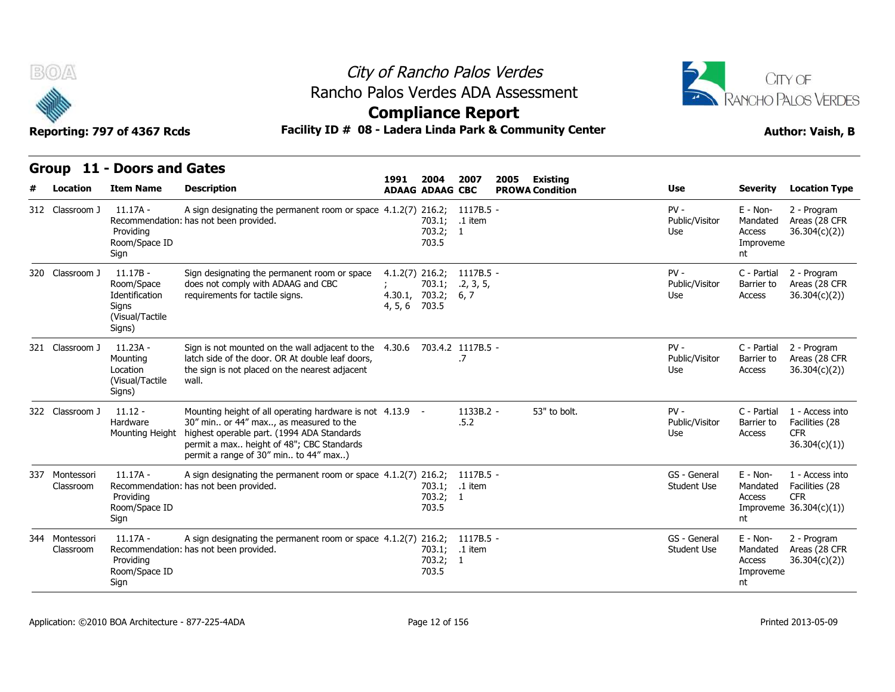City of Rancho Palos Verdes
Rancho Palos Verdes ADA Assessment
**Compliance Report**

**Reporting: 797 of 4367 Rcds** **Facility ID # 08 - Ladera Linda Park & Community Center** **Author: Vaish, B**

## Group 11 - Doors and Gates

| # | Location | Item Name | Description | 1991 ADAAG | 2004 ADAAG | 2007 CBC | 2005 PROWA | Existing Condition | Use | Severity | Location Type |
|---|---|---|---|---|---|---|---|---|---|---|---|
| 312 | Classroom J | 11.17A - Recommendation: Providing Room/Space ID Sign | A sign designating the permanent room or space has not been provided. | 4.1.2(7) | 216.2; 703.1; 703.2; 703.5 | 1117B.5 - .1 item 1 | | | PV - Public/Visitor Use | E - Non-Mandated Access Improvement | 2 - Program Areas (28 CFR 36.304(c)(2)) |
| 320 | Classroom J | 11.17B - Room/Space Identification Signs (Visual/Tactile Signs) | Sign designating the permanent room or space does not comply with ADAAG and CBC requirements for tactile signs. | 4.1.2(7); 4.30.1, 4, 5, 6 | 216.2; 703.1; 703.2; 703.5 | 1117B.5 - .2, 3, 5, 6, 7 | | | PV - Public/Visitor Use | C - Partial Barrier to Access | 2 - Program Areas (28 CFR 36.304(c)(2)) |
| 321 | Classroom J | 11.23A - Mounting Location (Visual/Tactile Signs) | Sign is not mounted on the wall adjacent to the latch side of the door. OR At double leaf doors, the sign is not placed on the nearest adjacent wall. | 4.30.6 | 703.4.2 | 1117B.5 - .7 | | | PV - Public/Visitor Use | C - Partial Barrier to Access | 2 - Program Areas (28 CFR 36.304(c)(2)) |
| 322 | Classroom J | 11.12 - Hardware Mounting Height | Mounting height of all operating hardware is not 30" min.. or 44" max.., as measured to the highest operable part. (1994 ADA Standards permit a max.. height of 48"; CBC Standards permit a range of 30" min.. to 44" max..) | 4.13.9 | - | 1133B.2 - .5.2 | | 53" to bolt. | PV - Public/Visitor Use | C - Partial Barrier to Access | 1 - Access into Facilities (28 CFR 36.304(c)(1)) |
| 337 | Montessori Classroom | 11.17A - Recommendation: Providing Room/Space ID Sign | A sign designating the permanent room or space has not been provided. | 4.1.2(7) | 216.2; 703.1; 703.2; 703.5 | 1117B.5 - .1 item 1 | | | GS - General Student Use | E - Non-Mandated Access Improvement | 1 - Access into Facilities (28 CFR 36.304(c)(1)) |
| 344 | Montessori Classroom | 11.17A - Recommendation: Providing Room/Space ID Sign | A sign designating the permanent room or space has not been provided. | 4.1.2(7) | 216.2; 703.1; 703.2; 703.5 | 1117B.5 - .1 item 1 | | | GS - General Student Use | E - Non-Mandated Access Improvement | 2 - Program Areas (28 CFR 36.304(c)(2)) |

Application: ©2010 BOA Architecture - 877-225-4ADA Printed 2013-05-09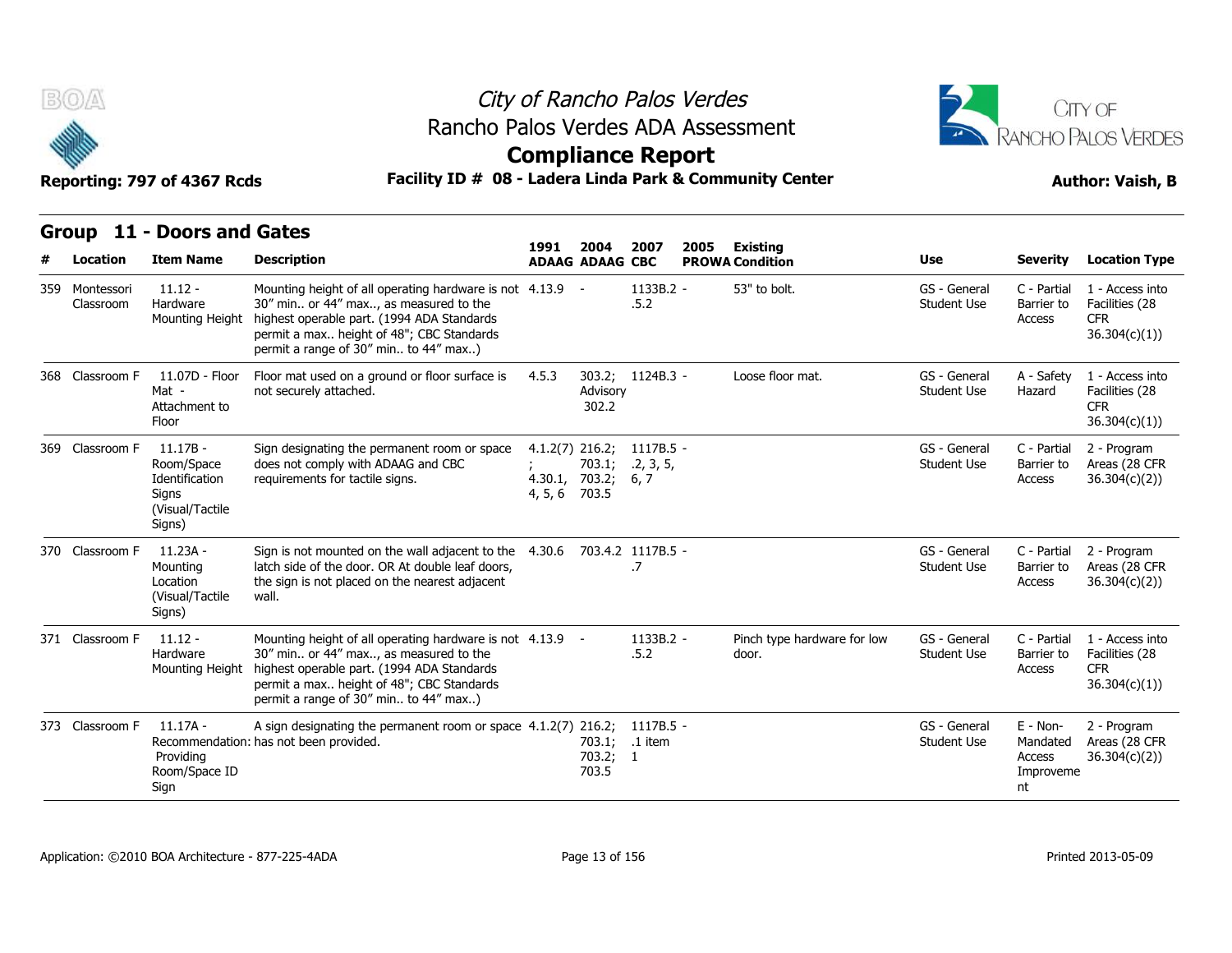City of Rancho Palos Verdes
Rancho Palos Verdes ADA Assessment
**Compliance Report**

Reporting: 797 of 4367 Rcds | Facility ID # 08 - Ladera Linda Park & Community Center | Author: Vaish, B

## Group 11 - Doors and Gates

| # | Location | Item Name | Description | 1991 ADAAG | 2004 ADAAG | 2007 CBC | 2005 PROWA | Existing Condition | Use | Severity | Location Type |
|---|---|---|---|---|---|---|---|---|---|---|---|
| 359 | Montessori Classroom | 11.12 - Hardware Mounting Height | Mounting height of all operating hardware is not 30" min.. or 44" max.., as measured to the highest operable part. (1994 ADA Standards permit a max.. height of 48"; CBC Standards permit a range of 30" min.. to 44" max..) | 4.13.9 | - | 1133B.2 - .5.2 | | 53" to bolt. | GS - General Student Use | C - Partial Barrier to Access | 1 - Access into Facilities (28 CFR 36.304(c)(1)) |
| 368 | Classroom F | 11.07D - Floor Mat - Attachment to Floor | Floor mat used on a ground or floor surface is not securely attached. | 4.5.3 | 303.2; Advisory 302.2 | 1124B.3 - | | Loose floor mat. | GS - General Student Use | A - Safety Hazard | 1 - Access into Facilities (28 CFR 36.304(c)(1)) |
| 369 | Classroom F | 11.17B - Room/Space Identification Signs (Visual/Tactile Signs) | Sign designating the permanent room or space does not comply with ADAAG and CBC requirements for tactile signs. | 4.1.2(7); 4.30.1, 4, 5, 6 | 216.2; 703.1; 703.2; 703.5 | 1117B.5 - .2, 3, 5, 6, 7 | | | GS - General Student Use | C - Partial Barrier to Access | 2 - Program Areas (28 CFR 36.304(c)(2)) |
| 370 | Classroom F | 11.23A - Mounting Location (Visual/Tactile Signs) | Sign is not mounted on the wall adjacent to the latch side of the door. OR At double leaf doors, the sign is not placed on the nearest adjacent wall. | 4.30.6 | 703.4.2 | 1117B.5 - .7 | | | GS - General Student Use | C - Partial Barrier to Access | 2 - Program Areas (28 CFR 36.304(c)(2)) |
| 371 | Classroom F | 11.12 - Hardware Mounting Height | Mounting height of all operating hardware is not 30" min.. or 44" max.., as measured to the highest operable part. (1994 ADA Standards permit a max.. height of 48"; CBC Standards permit a range of 30" min.. to 44" max..) | 4.13.9 | - | 1133B.2 - .5.2 | | Pinch type hardware for low door. | GS - General Student Use | C - Partial Barrier to Access | 1 - Access into Facilities (28 CFR 36.304(c)(1)) |
| 373 | Classroom F | 11.17A - Recommendation: Providing Room/Space ID Sign | A sign designating the permanent room or space has not been provided. | 4.1.2(7) | 216.2; 703.1; 703.2; 703.5 | 1117B.5 - .1 item 1 | | | GS - General Student Use | E - Non-Mandated Access Improvement | 2 - Program Areas (28 CFR 36.304(c)(2)) |

Application: ©2010 BOA Architecture - 877-225-4ADA | Printed 2013-05-09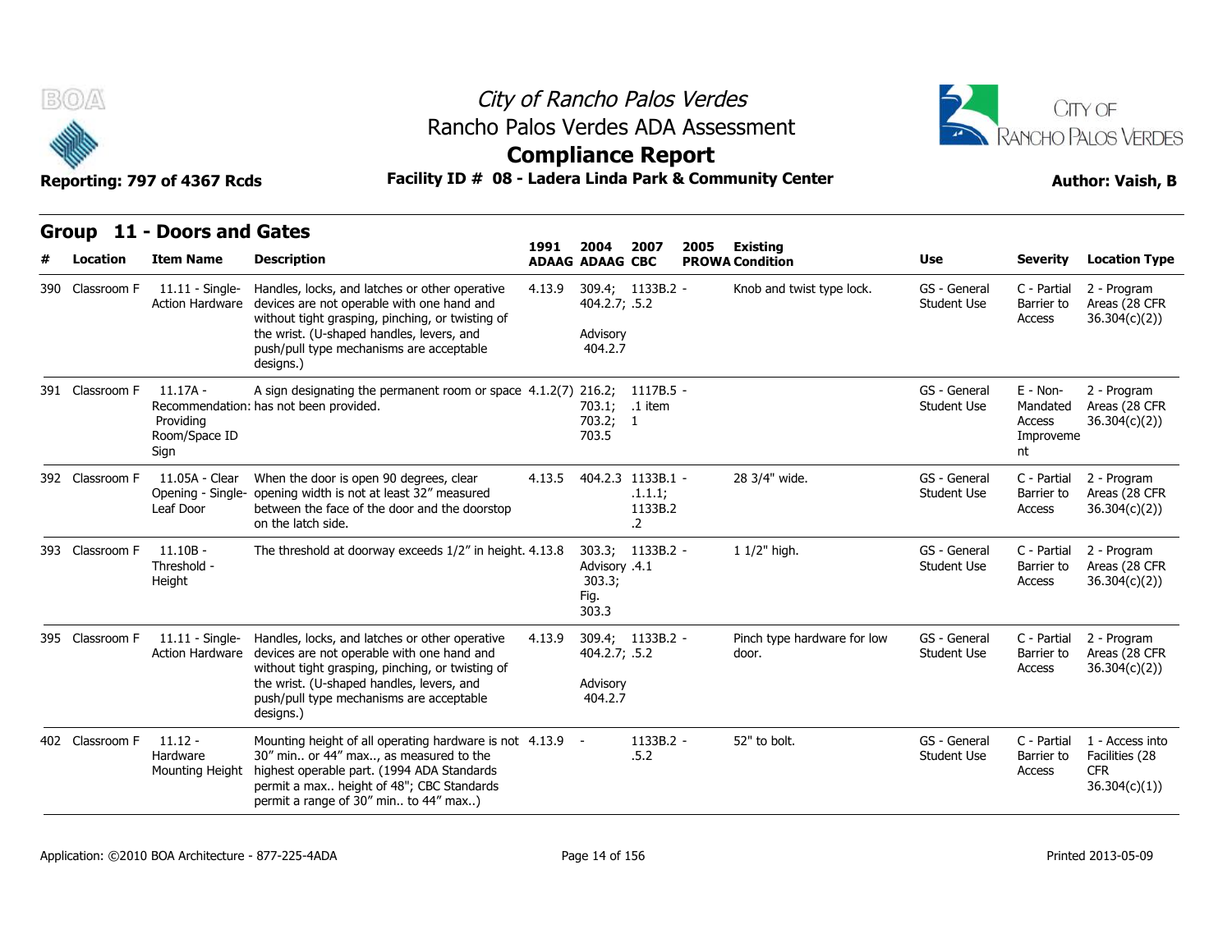# City of Rancho Palos Verdes
## Rancho Palos Verdes ADA Assessment
## Compliance Report

**Reporting: 797 of 4367 Rcds** | **Facility ID # 08 - Ladera Linda Park & Community Center** | **Author: Vaish, B**

### Group 11 - Doors and Gates

| # | Location | Item Name | Description | 1991 ADAAG | 2004 ADAAG | 2007 CBC | 2005 PROWA | Existing Condition | Use | Severity | Location Type |
|---|---|---|---|---|---|---|---|---|---|---|---|
| 390 | Classroom F | 11.11 - Single-Action Hardware | Handles, locks, and latches or other operative devices are not operable with one hand and without tight grasping, pinching, or twisting of the wrist. (U-shaped handles, levers, and push/pull type mechanisms are acceptable designs.) | 4.13.9 | 309.4; 404.2.7; Advisory 404.2.7 | 1133B.2 - .5.2 | | Knob and twist type lock. | GS - General Student Use | C - Partial Barrier to Access | 2 - Program Areas (28 CFR 36.304(c)(2)) |
| 391 | Classroom F | 11.17A - Recommendation: Providing Room/Space ID Sign | A sign designating the permanent room or space has not been provided. | 4.1.2(7) | 216.2; 703.1; 703.2; 703.5 | 1117B.5 - .1 item 1 | | | GS - General Student Use | E - Non-Mandated Access Improvement | 2 - Program Areas (28 CFR 36.304(c)(2)) |
| 392 | Classroom F | 11.05A - Clear Opening - Single-Leaf Door | When the door is open 90 degrees, clear opening width is not at least 32" measured between the face of the door and the doorstop on the latch side. | 4.13.5 | 404.2.3 | 1133B.1 - .1.1.1; 1133B.2 .2 | | 28 3/4" wide. | GS - General Student Use | C - Partial Barrier to Access | 2 - Program Areas (28 CFR 36.304(c)(2)) |
| 393 | Classroom F | 11.10B - Threshold - Height | The threshold at doorway exceeds 1/2" in height. | 4.13.8 | 303.3; Advisory 303.3; Fig. 303.3 | 1133B.2 - .4.1 | | 1 1/2" high. | GS - General Student Use | C - Partial Barrier to Access | 2 - Program Areas (28 CFR 36.304(c)(2)) |
| 395 | Classroom F | 11.11 - Single-Action Hardware | Handles, locks, and latches or other operative devices are not operable with one hand and without tight grasping, pinching, or twisting of the wrist. (U-shaped handles, levers, and push/pull type mechanisms are acceptable designs.) | 4.13.9 | 309.4; 404.2.7; Advisory 404.2.7 | 1133B.2 - .5.2 | | Pinch type hardware for low door. | GS - General Student Use | C - Partial Barrier to Access | 2 - Program Areas (28 CFR 36.304(c)(2)) |
| 402 | Classroom F | 11.12 - Hardware Mounting Height | Mounting height of all operating hardware is not 30" min.. or 44" max.., as measured to the highest operable part. (1994 ADA Standards permit a max.. height of 48"; CBC Standards permit a range of 30" min.. to 44" max..) | 4.13.9 | - | 1133B.2 - .5.2 | | 52" to bolt. | GS - General Student Use | C - Partial Barrier to Access | 1 - Access into Facilities (28 CFR 36.304(c)(1)) |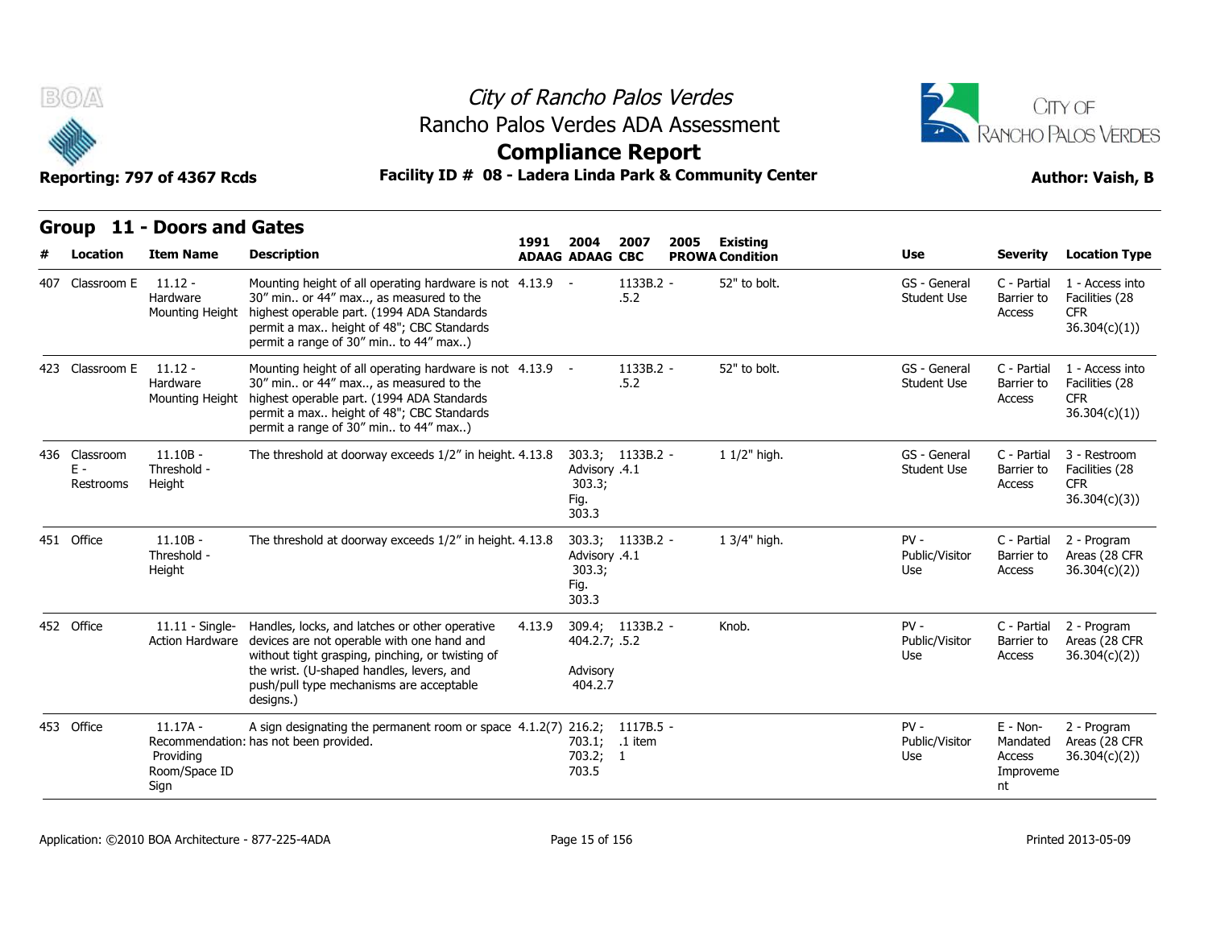# City of Rancho Palos Verdes

## Rancho Palos Verdes ADA Assessment

## Compliance Report

**Reporting: 797 of 4367 Rcds** | **Facility ID # 08 - Ladera Linda Park & Community Center** | **Author: Vaish, B**

## Group 11 - Doors and Gates

| # | Location | Item Name | Description | 1991 ADAAG | 2004 ADAAG | 2007 CBC | 2005 PROWA | Existing Condition | Use | Severity | Location Type |
|---|---|---|---|---|---|---|---|---|---|---|---|
| 407 | Classroom E | 11.12 - Hardware Mounting Height | Mounting height of all operating hardware is not 30" min.. or 44" max.., as measured to the highest operable part. (1994 ADA Standards permit a max.. height of 48"; CBC Standards permit a range of 30" min.. to 44" max..) | 4.13.9 | - | 1133B.2 - .5.2 | | 52" to bolt. | GS - General Student Use | C - Partial Barrier to Access | 1 - Access into Facilities (28 CFR 36.304(c)(1)) |
| 423 | Classroom E | 11.12 - Hardware Mounting Height | Mounting height of all operating hardware is not 30" min.. or 44" max.., as measured to the highest operable part. (1994 ADA Standards permit a max.. height of 48"; CBC Standards permit a range of 30" min.. to 44" max..) | 4.13.9 | - | 1133B.2 - .5.2 | | 52" to bolt. | GS - General Student Use | C - Partial Barrier to Access | 1 - Access into Facilities (28 CFR 36.304(c)(1)) |
| 436 | Classroom E - Restrooms | 11.10B - Threshold - Height | The threshold at doorway exceeds 1/2" in height. | 4.13.8 | 303.3; Advisory 303.3; Fig. 303.3 | 1133B.2 - .4.1 | | 1 1/2" high. | GS - General Student Use | C - Partial Barrier to Access | 3 - Restroom Facilities (28 CFR 36.304(c)(3)) |
| 451 | Office | 11.10B - Threshold - Height | The threshold at doorway exceeds 1/2" in height. | 4.13.8 | 303.3; Advisory 303.3; Fig. 303.3 | 1133B.2 - .4.1 | | 1 3/4" high. | PV - Public/Visitor Use | C - Partial Barrier to Access | 2 - Program Areas (28 CFR 36.304(c)(2)) |
| 452 | Office | 11.11 - Single-Action Hardware | Handles, locks, and latches or other operative devices are not operable with one hand and without tight grasping, pinching, or twisting of the wrist. (U-shaped handles, levers, and push/pull type mechanisms are acceptable designs.) | 4.13.9 | 309.4; 404.2.7; Advisory 404.2.7 | 1133B.2 - .5.2 | | Knob. | PV - Public/Visitor Use | C - Partial Barrier to Access | 2 - Program Areas (28 CFR 36.304(c)(2)) |
| 453 | Office | 11.17A - Recommendation: Providing Room/Space ID Sign | A sign designating the permanent room or space has not been provided. | 4.1.2(7) | 216.2; 703.1; 703.2; 703.5 | 1117B.5 - .1 item 1 | | | PV - Public/Visitor Use | E - Non-Mandated Access Improvement | 2 - Program Areas (28 CFR 36.304(c)(2)) |

Application: ©2010 BOA Architecture - 877-225-4ADA | Printed 2013-05-09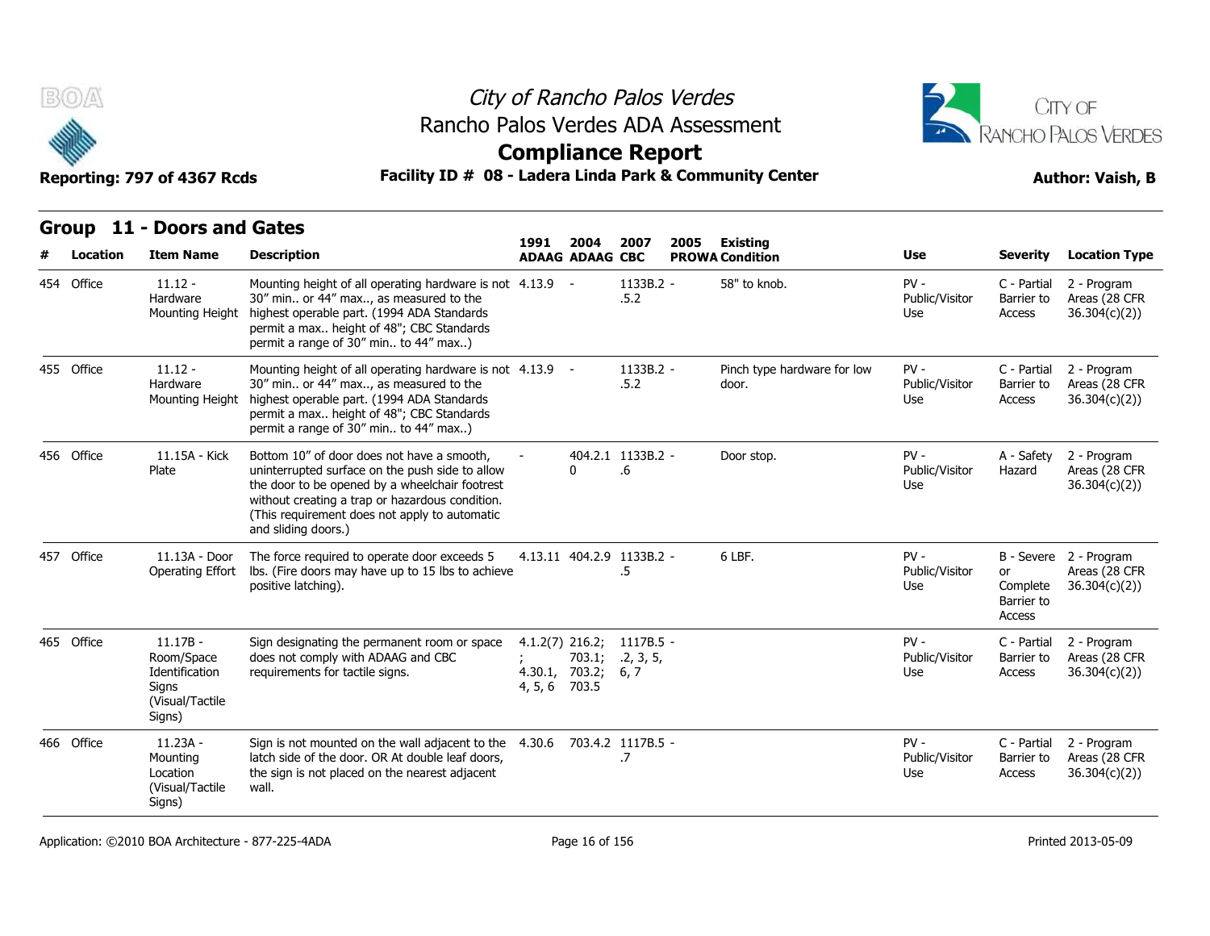## Group 11 - Doors and Gates

| # | Location | Item Name | Description | 1991 ADAAG | 2004 ADAAG | 2007 CBC | 2005 PROWA | Existing Condition | Use | Severity | Location Type |
|---|---|---|---|---|---|---|---|---|---|---|---|
| 454 | Office | 11.12 - Hardware Mounting Height | Mounting height of all operating hardware is not 30" min.. or 44" max.., as measured to the highest operable part. (1994 ADA Standards permit a max.. height of 48"; CBC Standards permit a range of 30" min.. to 44" max..) | 4.13.9 | - | 1133B.2 - .5.2 | | 58" to knob. | PV - Public/Visitor Use | C - Partial Barrier to Access | 2 - Program Areas (28 CFR 36.304(c)(2)) |
| 455 | Office | 11.12 - Hardware Mounting Height | Mounting height of all operating hardware is not 30" min.. or 44" max.., as measured to the highest operable part. (1994 ADA Standards permit a max.. height of 48"; CBC Standards permit a range of 30" min.. to 44" max..) | 4.13.9 | - | 1133B.2 - .5.2 | | Pinch type hardware for low door. | PV - Public/Visitor Use | C - Partial Barrier to Access | 2 - Program Areas (28 CFR 36.304(c)(2)) |
| 456 | Office | 11.15A - Kick Plate | Bottom 10" of door does not have a smooth, uninterrupted surface on the push side to allow the door to be opened by a wheelchair footrest without creating a trap or hazardous condition. (This requirement does not apply to automatic and sliding doors.) | - | 404.2.10 | 1133B.2 - .6 | | Door stop. | PV - Public/Visitor Use | A - Safety Hazard | 2 - Program Areas (28 CFR 36.304(c)(2)) |
| 457 | Office | 11.13A - Door Operating Effort | The force required to operate door exceeds 5 lbs. (Fire doors may have up to 15 lbs to achieve positive latching). | 4.13.11 | 404.2.9 | 1133B.2 - .5 | | 6 LBF. | PV - Public/Visitor Use | B - Severe or Complete Barrier to Access | 2 - Program Areas (28 CFR 36.304(c)(2)) |
| 465 | Office | 11.17B - Room/Space Identification Signs (Visual/Tactile Signs) | Sign designating the permanent room or space does not comply with ADAAG and CBC requirements for tactile signs. | 4.1.2(7); 4.30.1, 4, 5, 6 | 216.2; 703.1; 703.2; 703.5 | 1117B.5 - .2, 3, 5, 6, 7 | | | PV - Public/Visitor Use | C - Partial Barrier to Access | 2 - Program Areas (28 CFR 36.304(c)(2)) |
| 466 | Office | 11.23A - Mounting Location (Visual/Tactile Signs) | Sign is not mounted on the wall adjacent to the latch side of the door. OR At double leaf doors, the sign is not placed on the nearest adjacent wall. | 4.30.6 | 703.4.2 | 1117B.5 - .7 | | | PV - Public/Visitor Use | C - Partial Barrier to Access | 2 - Program Areas (28 CFR 36.304(c)(2)) |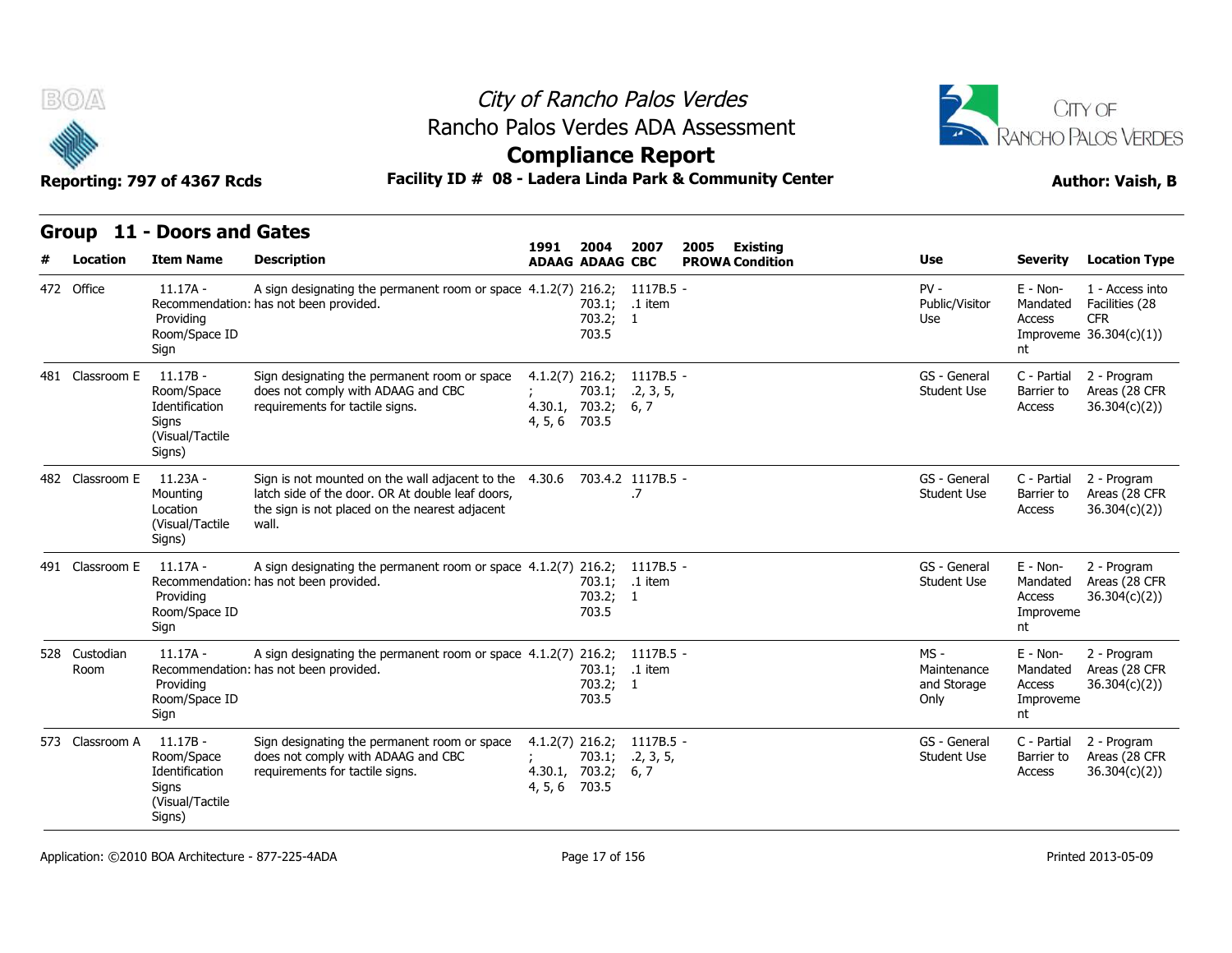# City of Rancho Palos Verdes
## Rancho Palos Verdes ADA Assessment
## Compliance Report

**Reporting: 797 of 4367 Rcds** — **Facility ID # 08 - Ladera Linda Park & Community Center** — **Author: Vaish, B**

## Group 11 - Doors and Gates

| # | Location | Item Name | Description | 1991 ADAAG | 2004 ADAAG | 2007 CBC | 2005 PROWA | Existing Condition | Use | Severity | Location Type |
|---|---|---|---|---|---|---|---|---|---|---|---|
| 472 | Office | 11.17A - Recommendation: Providing Room/Space ID Sign | A sign designating the permanent room or space has not been provided. | 4.1.2(7) | 216.2; 703.1; 703.2; 703.5 | 1117B.5 - .1 item 1 | | | PV - Public/Visitor Use | E - Non-Mandated Access Improvement | 1 - Access into Facilities (28 CFR 36.304(c)(1)) |
| 481 | Classroom E | 11.17B - Room/Space Identification Signs (Visual/Tactile Signs) | Sign designating the permanent room or space does not comply with ADAAG and CBC requirements for tactile signs. | 4.1.2(7); 4.30.1, 4, 5, 6 | 216.2; 703.1; 703.2; 703.5 | 1117B.5 - .2, 3, 5, 6, 7 | | | GS - General Student Use | C - Partial Barrier to Access | 2 - Program Areas (28 CFR 36.304(c)(2)) |
| 482 | Classroom E | 11.23A - Mounting Location (Visual/Tactile Signs) | Sign is not mounted on the wall adjacent to the latch side of the door. OR At double leaf doors, the sign is not placed on the nearest adjacent wall. | 4.30.6 | 703.4.2 | 1117B.5 - .7 | | | GS - General Student Use | C - Partial Barrier to Access | 2 - Program Areas (28 CFR 36.304(c)(2)) |
| 491 | Classroom E | 11.17A - Recommendation: Providing Room/Space ID Sign | A sign designating the permanent room or space has not been provided. | 4.1.2(7) | 216.2; 703.1; 703.2; 703.5 | 1117B.5 - .1 item 1 | | | GS - General Student Use | E - Non-Mandated Access Improvement | 2 - Program Areas (28 CFR 36.304(c)(2)) |
| 528 | Custodian Room | 11.17A - Recommendation: Providing Room/Space ID Sign | A sign designating the permanent room or space has not been provided. | 4.1.2(7) | 216.2; 703.1; 703.2; 703.5 | 1117B.5 - .1 item 1 | | | MS - Maintenance and Storage Only | E - Non-Mandated Access Improvement | 2 - Program Areas (28 CFR 36.304(c)(2)) |
| 573 | Classroom A | 11.17B - Room/Space Identification Signs (Visual/Tactile Signs) | Sign designating the permanent room or space does not comply with ADAAG and CBC requirements for tactile signs. | 4.1.2(7); 4.30.1, 4, 5, 6 | 216.2; 703.1; 703.2; 703.5 | 1117B.5 - .2, 3, 5, 6, 7 | | | GS - General Student Use | C - Partial Barrier to Access | 2 - Program Areas (28 CFR 36.304(c)(2)) |

Application: ©2010 BOA Architecture - 877-225-4ADA — Printed 2013-05-09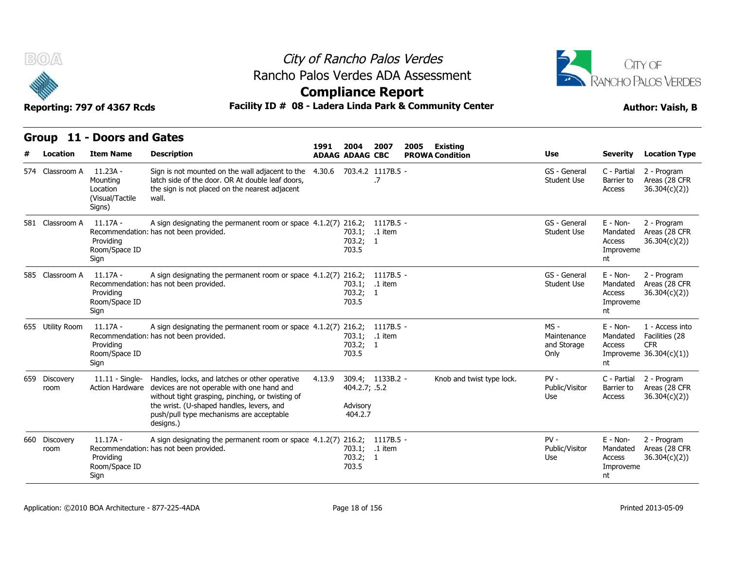# City of Rancho Palos Verdes
## Rancho Palos Verdes ADA Assessment
## Compliance Report

Reporting: 797 of 4367 Rcds

**Facility ID # 08 - Ladera Linda Park & Community Center**

**Author: Vaish, B**

## Group 11 - Doors and Gates

| # | Location | Item Name | Description | 1991 ADAAG | 2004 ADAAG | 2007 CBC | 2005 PROWA | Existing Condition | Use | Severity | Location Type |
|---|---|---|---|---|---|---|---|---|---|---|---|
| 574 | Classroom A | 11.23A - Mounting Location (Visual/Tactile Signs) | Sign is not mounted on the wall adjacent to the latch side of the door. OR At double leaf doors, the sign is not placed on the nearest adjacent wall. | 4.30.6 | 703.4.2 | 1117B.5 .7 | - | | GS - General Student Use | C - Partial Barrier to Access | 2 - Program Areas (28 CFR 36.304(c)(2)) |
| 581 | Classroom A | 11.17A - Recommendation: Providing Room/Space ID Sign | A sign designating the permanent room or space has not been provided. | 4.1.2(7) | 216.2; 703.1; 703.2; 703.5 | 1117B.5 .1 item 1 | - | | GS - General Student Use | E - Non-Mandated Access Improvement | 2 - Program Areas (28 CFR 36.304(c)(2)) |
| 585 | Classroom A | 11.17A - Recommendation: Providing Room/Space ID Sign | A sign designating the permanent room or space has not been provided. | 4.1.2(7) | 216.2; 703.1; 703.2; 703.5 | 1117B.5 .1 item 1 | - | | GS - General Student Use | E - Non-Mandated Access Improvement | 2 - Program Areas (28 CFR 36.304(c)(2)) |
| 655 | Utility Room | 11.17A - Recommendation: Providing Room/Space ID Sign | A sign designating the permanent room or space has not been provided. | 4.1.2(7) | 216.2; 703.1; 703.2; 703.5 | 1117B.5 .1 item 1 | - | | MS - Maintenance and Storage Only | E - Non-Mandated Access Improvement | 1 - Access into Facilities (28 CFR 36.304(c)(1)) |
| 659 | Discovery room | 11.11 - Single-Action Hardware | Handles, locks, and latches or other operative devices are not operable with one hand and without tight grasping, pinching, or twisting of the wrist. (U-shaped handles, levers, and push/pull type mechanisms are acceptable designs.) | 4.13.9 | 309.4; 404.2.7; Advisory 404.2.7 | 1133B.2 .5.2 | - | Knob and twist type lock. | PV - Public/Visitor Use | C - Partial Barrier to Access | 2 - Program Areas (28 CFR 36.304(c)(2)) |
| 660 | Discovery room | 11.17A - Recommendation: Providing Room/Space ID Sign | A sign designating the permanent room or space has not been provided. | 4.1.2(7) | 216.2; 703.1; 703.2; 703.5 | 1117B.5 .1 item 1 | - | | PV - Public/Visitor Use | E - Non-Mandated Access Improvement | 2 - Program Areas (28 CFR 36.304(c)(2)) |

Application: ©2010 BOA Architecture - 877-225-4ADA

Printed 2013-05-09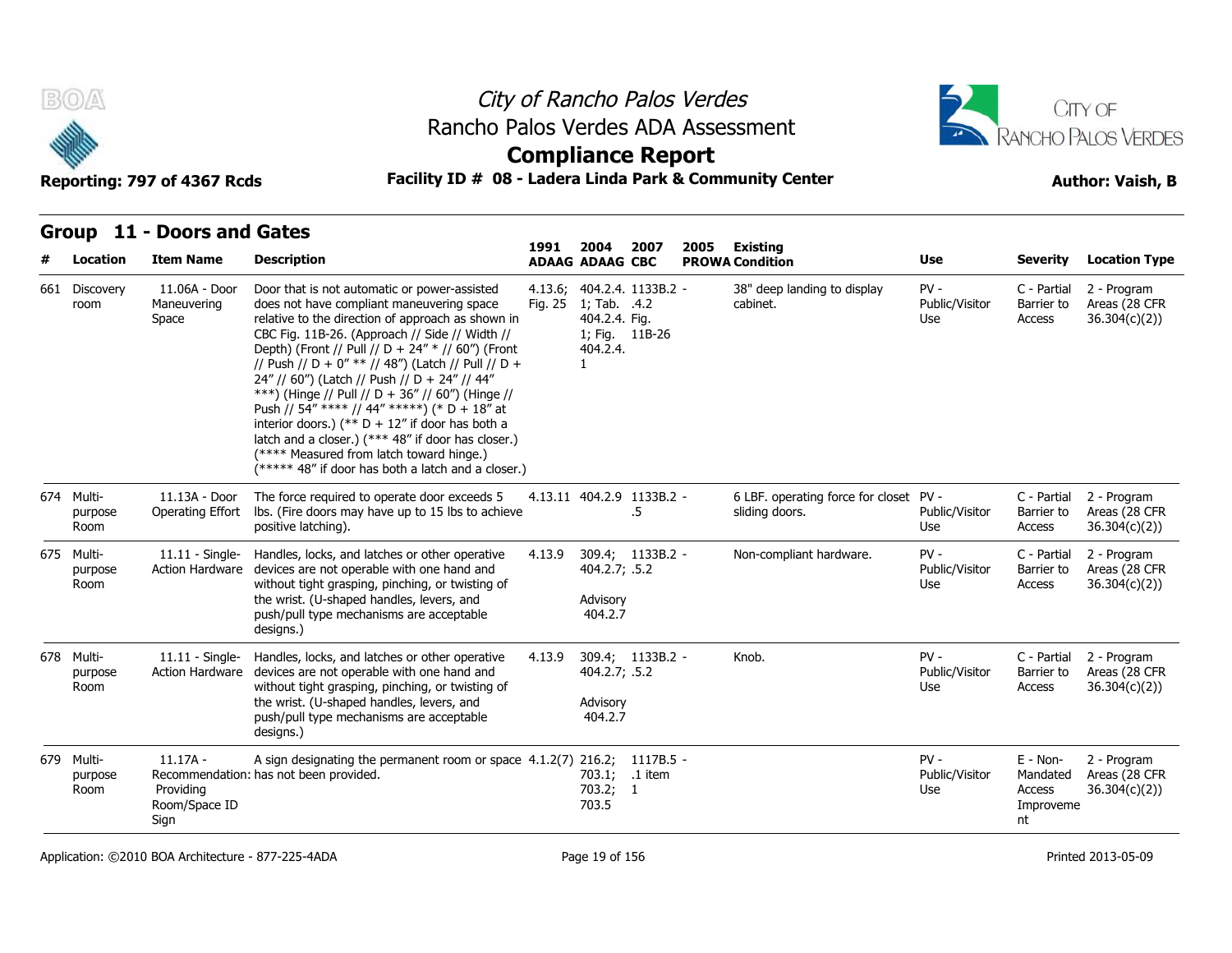# City of Rancho Palos Verdes
## Rancho Palos Verdes ADA Assessment
## Compliance Report

**Reporting: 797 of 4367 Rcds** — **Facility ID # 08 - Ladera Linda Park & Community Center** — **Author: Vaish, B**

## Group 11 - Doors and Gates

| # | Location | Item Name | Description | 1991 ADAAG | 2004 ADAAG | 2007 CBC | 2005 PROWA | Existing Condition | Use | Severity | Location Type |
|---|---|---|---|---|---|---|---|---|---|---|---|
| 661 | Discovery room | 11.06A - Door Maneuvering Space | Door that is not automatic or power-assisted does not have compliant maneuvering space relative to the direction of approach as shown in CBC Fig. 11B-26. (Approach // Side // Width // Depth) (Front // Pull // D + 24" * // 60") (Front // Push // D + 0" ** // 48") (Latch // Pull // D + 24" // 60") (Latch // Push // D + 24" // 44" ***) (Hinge // Pull // D + 36" // 60") (Hinge // Push // 54" **** // 44" *****) (* D + 18" at interior doors.) (** D + 12" if door has both a latch and a closer.) (*** 48" if door has closer.) (**** Measured from latch toward hinge.) (***** 48" if door has both a latch and a closer.) | 4.13.6; Fig. 25 | 404.2.4.1; Tab. 404.2.4. 1; Fig. 404.2.4. 1 | 1133B.2 .4.2 Fig. 11B-26 | - | 38" deep landing to display cabinet. | PV - Public/Visitor Use | C - Partial Barrier to Access | 2 - Program Areas (28 CFR 36.304(c)(2)) |
| 674 | Multi-purpose Room | 11.13A - Door Operating Effort | The force required to operate door exceeds 5 lbs. (Fire doors may have up to 15 lbs to achieve positive latching). | 4.13.11 | 404.2.9 | 1133B.2 .5 | - | 6 LBF. operating force for closet sliding doors. | PV - Public/Visitor Use | C - Partial Barrier to Access | 2 - Program Areas (28 CFR 36.304(c)(2)) |
| 675 | Multi-purpose Room | 11.11 - Single-Action Hardware | Handles, locks, and latches or other operative devices are not operable with one hand and without tight grasping, pinching, or twisting of the wrist. (U-shaped handles, levers, and push/pull type mechanisms are acceptable designs.) | 4.13.9 | 309.4; 404.2.7; Advisory 404.2.7 | 1133B.2 .5.2 | - | Non-compliant hardware. | PV - Public/Visitor Use | C - Partial Barrier to Access | 2 - Program Areas (28 CFR 36.304(c)(2)) |
| 678 | Multi-purpose Room | 11.11 - Single-Action Hardware | Handles, locks, and latches or other operative devices are not operable with one hand and without tight grasping, pinching, or twisting of the wrist. (U-shaped handles, levers, and push/pull type mechanisms are acceptable designs.) | 4.13.9 | 309.4; 404.2.7; Advisory 404.2.7 | 1133B.2 .5.2 | - | Knob. | PV - Public/Visitor Use | C - Partial Barrier to Access | 2 - Program Areas (28 CFR 36.304(c)(2)) |
| 679 | Multi-purpose Room | 11.17A - Recommendation: Providing Room/Space ID Sign | A sign designating the permanent room or space has not been provided. | 4.1.2(7) | 216.2; 703.1; 703.2; 703.5 | 1117B.5 .1 item 1 | - | | PV - Public/Visitor Use | E - Non-Mandated Access Improvement | 2 - Program Areas (28 CFR 36.304(c)(2)) |

Application: ©2010 BOA Architecture - 877-225-4ADA — Printed 2013-05-09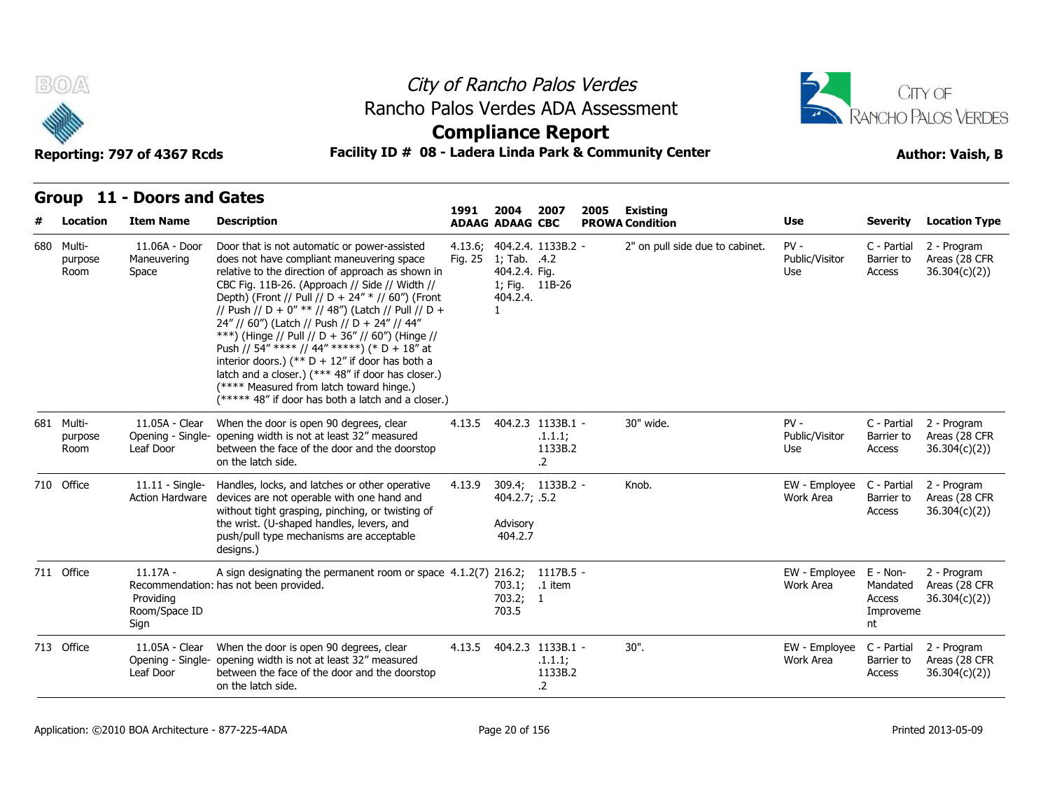# City of Rancho Palos Verdes
## Rancho Palos Verdes ADA Assessment
## Compliance Report

**Reporting: 797 of 4367 Rcds** | **Facility ID # 08 - Ladera Linda Park & Community Center** | **Author: Vaish, B**

## Group 11 - Doors and Gates

| # | Location | Item Name | Description | 1991 ADAAG | 2004 ADAAG | 2007 CBC | 2005 PROWA | Existing Condition | Use | Severity | Location Type |
|---|---|---|---|---|---|---|---|---|---|---|---|
| 680 | Multi-purpose Room | 11.06A - Door Maneuvering Space | Door that is not automatic or power-assisted does not have compliant maneuvering space relative to the direction of approach as shown in CBC Fig. 11B-26. (Approach // Side // Width // Depth) (Front // Pull // D + 24" * // 60") (Front // Push // D + 0" ** // 48") (Latch // Pull // D + 24" // 60") (Latch // Push // D + 24" // 44" ***) (Hinge // Pull // D + 36" // 60") (Hinge // Push // 54" **** // 44" *****) (* D + 18" at interior doors.) (** D + 12" if door has both a latch and a closer.) (*** 48" if door has closer.) (**** Measured from latch toward hinge.) (***** 48" if door has both a latch and a closer.) | 4.13.6; Fig. 25 | 404.2.4.1; Tab. 404.2.4. 1; Fig. 404.2.4. 1 | 1133B.2 - .4.2 Fig. 11B-26 | | 2" on pull side due to cabinet. | PV - Public/Visitor Use | C - Partial Barrier to Access | 2 - Program Areas (28 CFR 36.304(c)(2)) |
| 681 | Multi-purpose Room | 11.05A - Clear Opening - Single-Leaf Door | When the door is open 90 degrees, clear opening width is not at least 32" measured between the face of the door and the doorstop on the latch side. | 4.13.5 | 404.2.3 | 1133B.1 - .1.1.1; 1133B.2 .2 | | 30" wide. | PV - Public/Visitor Use | C - Partial Barrier to Access | 2 - Program Areas (28 CFR 36.304(c)(2)) |
| 710 | Office | 11.11 - Single-Action Hardware | Handles, locks, and latches or other operative devices are not operable with one hand and without tight grasping, pinching, or twisting of the wrist. (U-shaped handles, levers, and push/pull type mechanisms are acceptable designs.) | 4.13.9 | 309.4; 404.2.7; Advisory 404.2.7 | 1133B.2 - .5.2 | | Knob. | EW - Employee Work Area | C - Partial Barrier to Access | 2 - Program Areas (28 CFR 36.304(c)(2)) |
| 711 | Office | 11.17A - Recommendation: Providing Room/Space ID Sign | A sign designating the permanent room or space has not been provided. | 4.1.2(7) | 216.2; 703.1; 703.2; 703.5 | 1117B.5 - .1 item 1 | | | EW - Employee Work Area | E - Non-Mandated Access Improvement | 2 - Program Areas (28 CFR 36.304(c)(2)) |
| 713 | Office | 11.05A - Clear Opening - Single-Leaf Door | When the door is open 90 degrees, clear opening width is not at least 32" measured between the face of the door and the doorstop on the latch side. | 4.13.5 | 404.2.3 | 1133B.1 - .1.1.1; 1133B.2 .2 | | 30". | EW - Employee Work Area | C - Partial Barrier to Access | 2 - Program Areas (28 CFR 36.304(c)(2)) |

Application: ©2010 BOA Architecture - 877-225-4ADA | Printed 2013-05-09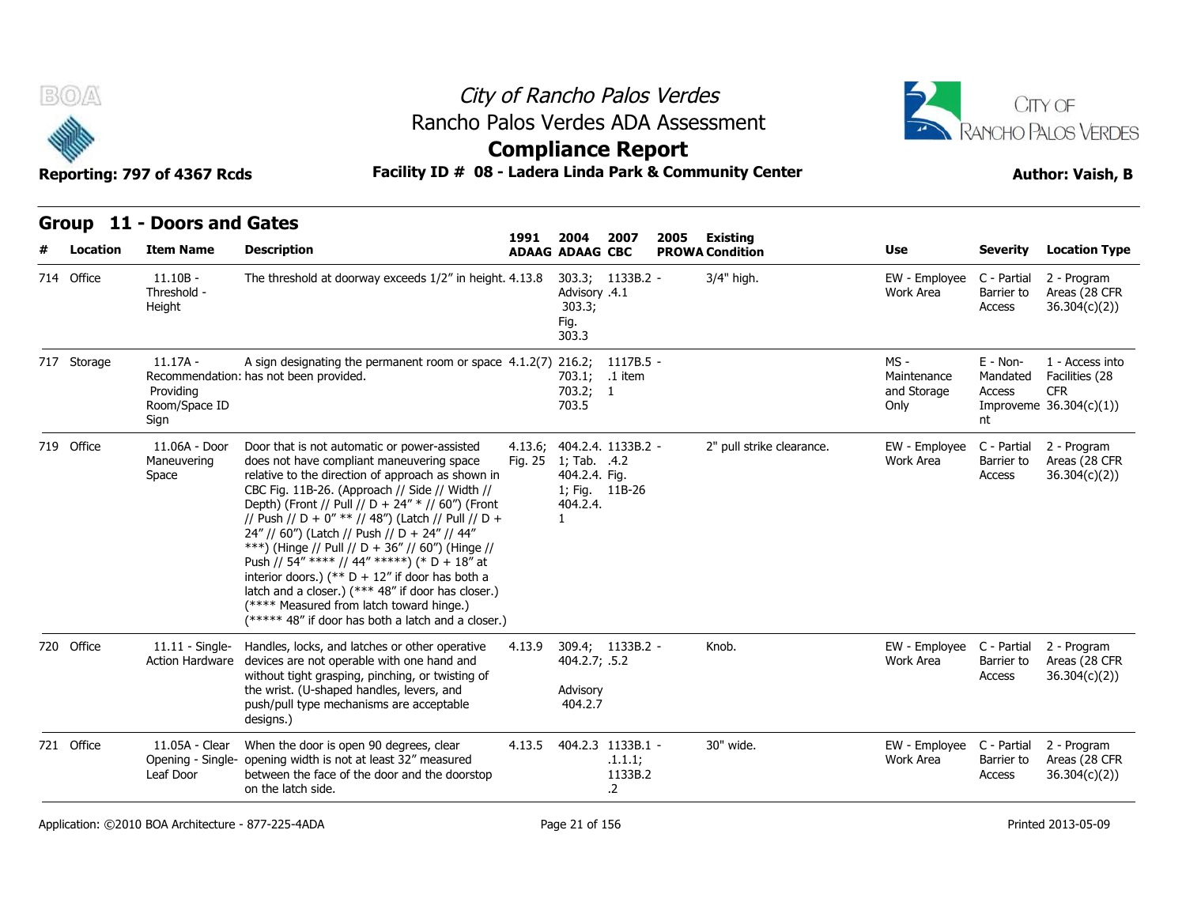## Group 11 - Doors and Gates

| # | Location | Item Name | Description | 1991 ADAAG | 2004 ADAAG | 2007 CBC | 2005 PROWA | Existing Condition | Use | Severity | Location Type |
|---|---|---|---|---|---|---|---|---|---|---|---|
| 714 | Office | 11.10B - Threshold - Height | The threshold at doorway exceeds 1/2" in height. | 4.13.8 | 303.3; Advisory 303.3; Fig. 303.3 | 1133B.2.4.1 | - | 3/4" high. | EW - Employee Work Area | C - Partial Barrier to Access | 2 - Program Areas (28 CFR 36.304(c)(2)) |
| 717 | Storage | 11.17A - Recommendation: Providing Room/Space ID Sign | A sign designating the permanent room or space has not been provided. | 4.1.2(7) | 216.2; 703.1; 703.2; 703.5 | 1117B.5.1 item 1 | - | | MS - Maintenance and Storage Only | E - Non-Mandated Access Improvement | 1 - Access into Facilities (28 CFR 36.304(c)(1)) |
| 719 | Office | 11.06A - Door Maneuvering Space | Door that is not automatic or power-assisted does not have compliant maneuvering space relative to the direction of approach as shown in CBC Fig. 11B-26. (Approach // Side // Width // Depth) (Front // Pull // D + 24" * // 60") (Front // Push // D + 0" ** // 48") (Latch // Pull // D + 24" // 60") (Latch // Push // D + 24" // 44" ***) (Hinge // Pull // D + 36" // 60") (Hinge // Push // 54" **** // 44" *****) (* D + 18" at interior doors.) (** D + 12" if door has both a latch and a closer.) (*** 48" if door has closer.) (**** Measured from latch toward hinge.) (***** 48" if door has both a latch and a closer.) | 4.13.6; Fig. 25 | 404.2.4.1; Tab. 404.2.4.1; Fig. 404.2.4.1 | 1133B.2.4.2 Fig. 11B-26 | - | 2" pull strike clearance. | EW - Employee Work Area | C - Partial Barrier to Access | 2 - Program Areas (28 CFR 36.304(c)(2)) |
| 720 | Office | 11.11 - Single-Action Hardware | Handles, locks, and latches or other operative devices are not operable with one hand and without tight grasping, pinching, or twisting of the wrist. (U-shaped handles, levers, and push/pull type mechanisms are acceptable designs.) | 4.13.9 | 309.4; 404.2.7; Advisory 404.2.7 | 1133B.2.5.2 | - | Knob. | EW - Employee Work Area | C - Partial Barrier to Access | 2 - Program Areas (28 CFR 36.304(c)(2)) |
| 721 | Office | 11.05A - Clear Opening - Single-Leaf Door | When the door is open 90 degrees, clear opening width is not at least 32" measured between the face of the door and the doorstop on the latch side. | 4.13.5 | 404.2.3 | 1133B.1.1.1; 1133B.2.2 | - | 30" wide. | EW - Employee Work Area | C - Partial Barrier to Access | 2 - Program Areas (28 CFR 36.304(c)(2)) |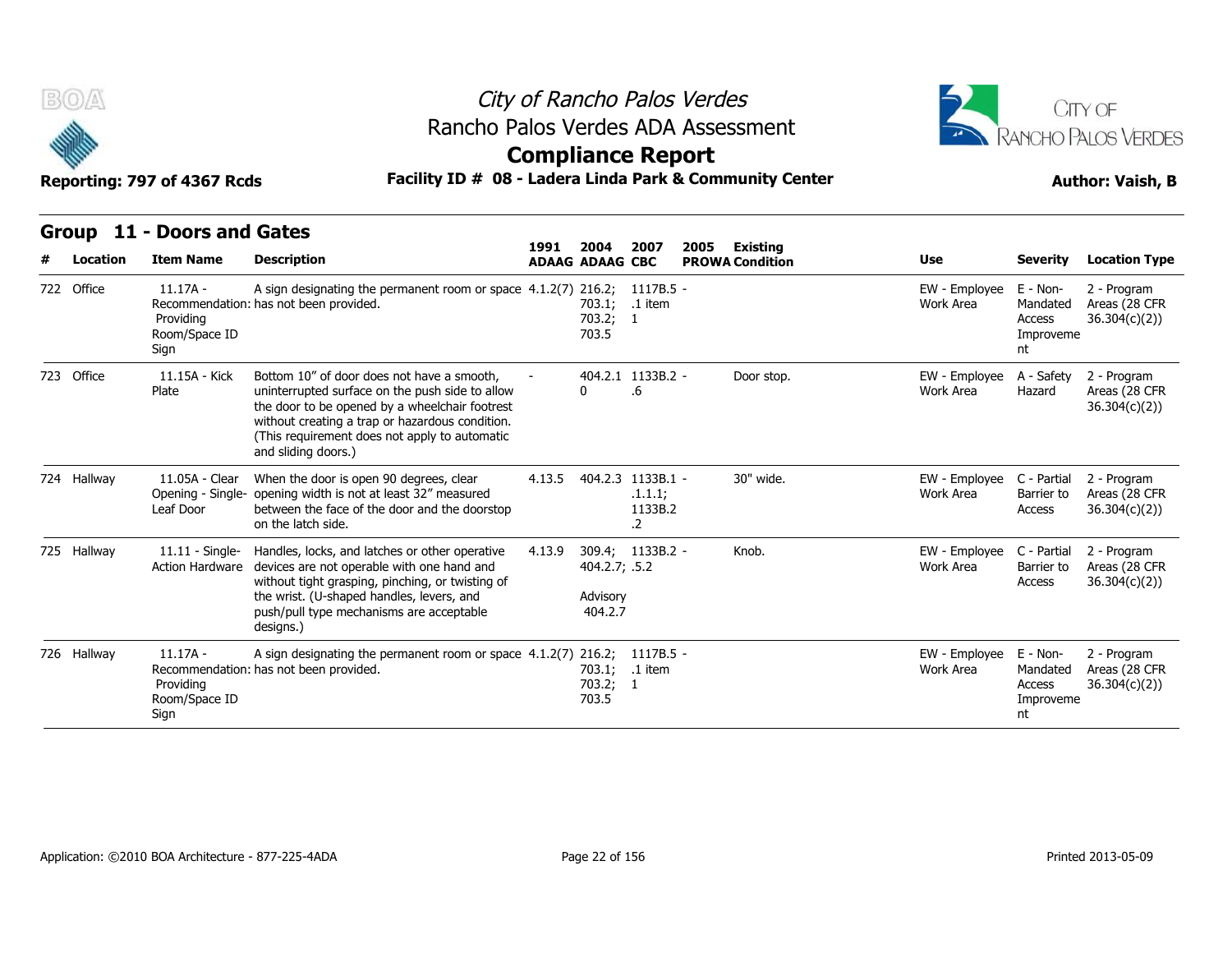# City of Rancho Palos Verdes

## Rancho Palos Verdes ADA Assessment

## Compliance Report

**Reporting: 797 of 4367 Rcds** | **Facility ID # 08 - Ladera Linda Park & Community Center** | **Author: Vaish, B**

### Group 11 - Doors and Gates

| # | Location | Item Name | Description | 1991 ADAAG | 2004 ADAAG | 2007 CBC | 2005 PROWA | Existing Condition | Use | Severity | Location Type |
|---|---|---|---|---|---|---|---|---|---|---|---|
| 722 | Office | 11.17A - Recommendation: Providing Room/Space ID Sign | A sign designating the permanent room or space has not been provided. | 4.1.2(7) | 216.2; 703.1; 703.2; 703.5 | 1117B.5 - .1 item 1 | | | EW - Employee Work Area | E - Non-Mandated Access Improvement | 2 - Program Areas (28 CFR 36.304(c)(2)) |
| 723 | Office | 11.15A - Kick Plate | Bottom 10" of door does not have a smooth, uninterrupted surface on the push side to allow the door to be opened by a wheelchair footrest without creating a trap or hazardous condition. (This requirement does not apply to automatic and sliding doors.) | - | 404.2.10 | 1133B.2 - .6 | | Door stop. | EW - Employee Work Area | A - Safety Hazard | 2 - Program Areas (28 CFR 36.304(c)(2)) |
| 724 | Hallway | 11.05A - Clear Opening - Single-Leaf Door | When the door is open 90 degrees, clear opening width is not at least 32" measured between the face of the door and the doorstop on the latch side. | 4.13.5 | 404.2.3 | 1133B.1 - .1.1.1; 1133B.2 .2 | | 30" wide. | EW - Employee Work Area | C - Partial Barrier to Access | 2 - Program Areas (28 CFR 36.304(c)(2)) |
| 725 | Hallway | 11.11 - Single-Action Hardware | Handles, locks, and latches or other operative devices are not operable with one hand and without tight grasping, pinching, or twisting of the wrist. (U-shaped handles, levers, and push/pull type mechanisms are acceptable designs.) | 4.13.9 | 309.4; 404.2.7; Advisory 404.2.7 | 1133B.2 - .5.2 | | Knob. | EW - Employee Work Area | C - Partial Barrier to Access | 2 - Program Areas (28 CFR 36.304(c)(2)) |
| 726 | Hallway | 11.17A - Recommendation: Providing Room/Space ID Sign | A sign designating the permanent room or space has not been provided. | 4.1.2(7) | 216.2; 703.1; 703.2; 703.5 | 1117B.5 - .1 item 1 | | | EW - Employee Work Area | E - Non-Mandated Access Improvement | 2 - Program Areas (28 CFR 36.304(c)(2)) |

Application: ©2010 BOA Architecture - 877-225-4ADA

Printed 2013-05-09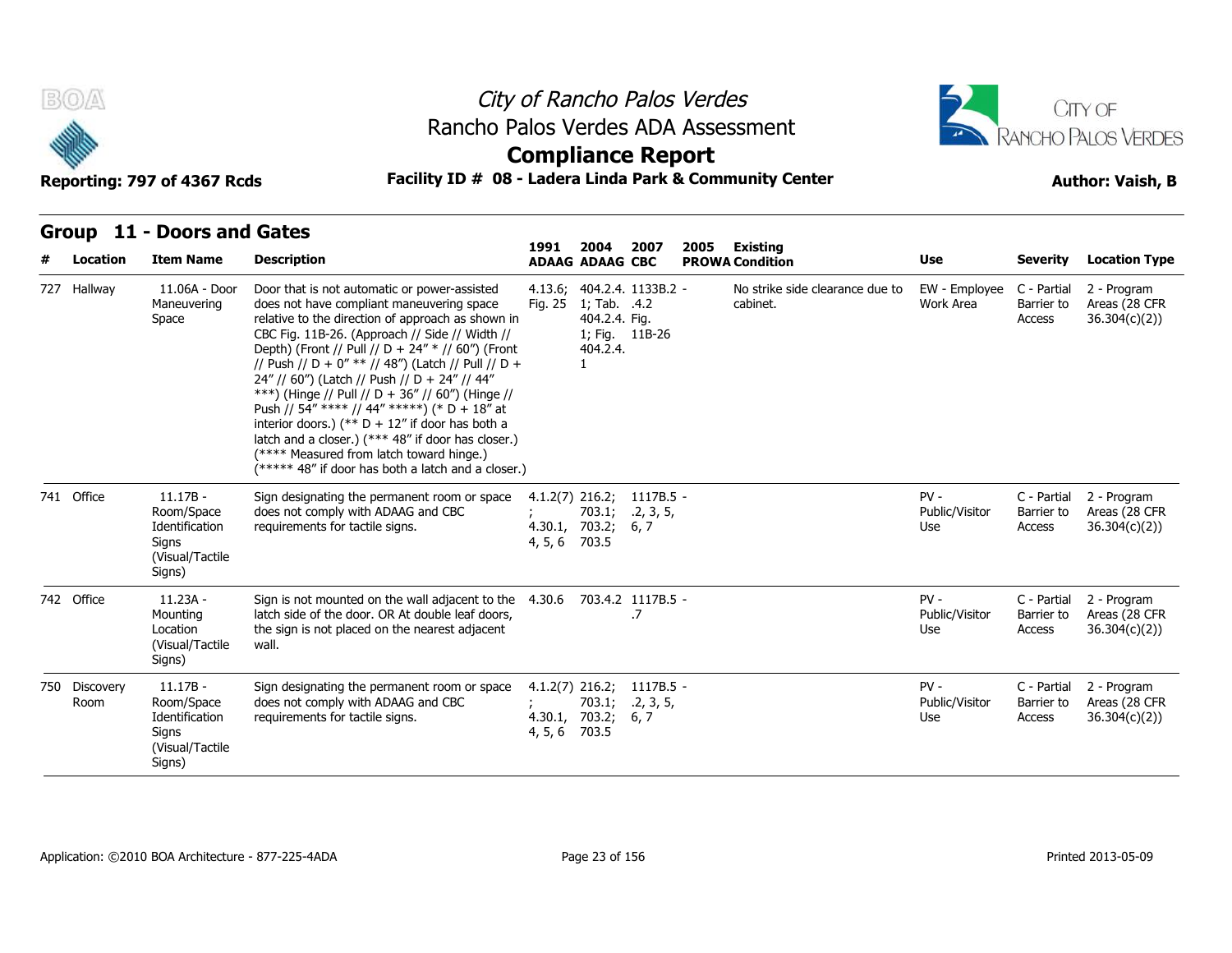## Group 11 - Doors and Gates

| # | Location | Item Name | Description | 1991 ADAAG | 2004 ADAAG | 2007 CBC | 2005 PROWA | Existing Condition | Use | Severity | Location Type |
|---|---|---|---|---|---|---|---|---|---|---|---|
| 727 | Hallway | 11.06A - Door Maneuvering Space | Door that is not automatic or power-assisted does not have compliant maneuvering space relative to the direction of approach as shown in CBC Fig. 11B-26. (Approach // Side // Width // Depth) (Front // Pull // D + 24" * // 60") (Front // Push // D + 0" ** // 48") (Latch // Pull // D + 24" // 60") (Latch // Push // D + 24" // 44" ***) (Hinge // Pull // D + 36" // 60") (Hinge // Push // 54" **** // 44" *****) (* D + 18" at interior doors.) (** D + 12" if door has both a latch and a closer.) (*** 48" if door has closer.) (**** Measured from latch toward hinge.) (***** 48" if door has both a latch and a closer.) | 4.13.6; Fig. 25 | 404.2.4.1; Tab. 404.2.4. 1; Fig. 404.2.4. 1 | 1133B.2 .4.2 Fig. 11B-26 | - | No strike side clearance due to cabinet. | EW - Employee Work Area | C - Partial Barrier to Access | 2 - Program Areas (28 CFR 36.304(c)(2)) |
| 741 | Office | 11.17B - Room/Space Identification Signs (Visual/Tactile Signs) | Sign designating the permanent room or space does not comply with ADAAG and CBC requirements for tactile signs. | 4.1.2(7); 4.30.1, 4, 5, 6 | 216.2; 703.1; 703.2; 703.5 | 1117B.5 .2, 3, 5, 6, 7 | - | | PV - Public/Visitor Use | C - Partial Barrier to Access | 2 - Program Areas (28 CFR 36.304(c)(2)) |
| 742 | Office | 11.23A - Mounting Location (Visual/Tactile Signs) | Sign is not mounted on the wall adjacent to the latch side of the door. OR At double leaf doors, the sign is not placed on the nearest adjacent wall. | 4.30.6 | 703.4.2 | 1117B.5 .7 | - | | PV - Public/Visitor Use | C - Partial Barrier to Access | 2 - Program Areas (28 CFR 36.304(c)(2)) |
| 750 | Discovery Room | 11.17B - Room/Space Identification Signs (Visual/Tactile Signs) | Sign designating the permanent room or space does not comply with ADAAG and CBC requirements for tactile signs. | 4.1.2(7); 4.30.1, 4, 5, 6 | 216.2; 703.1; 703.2; 703.5 | 1117B.5 .2, 3, 5, 6, 7 | - | | PV - Public/Visitor Use | C - Partial Barrier to Access | 2 - Program Areas (28 CFR 36.304(c)(2)) |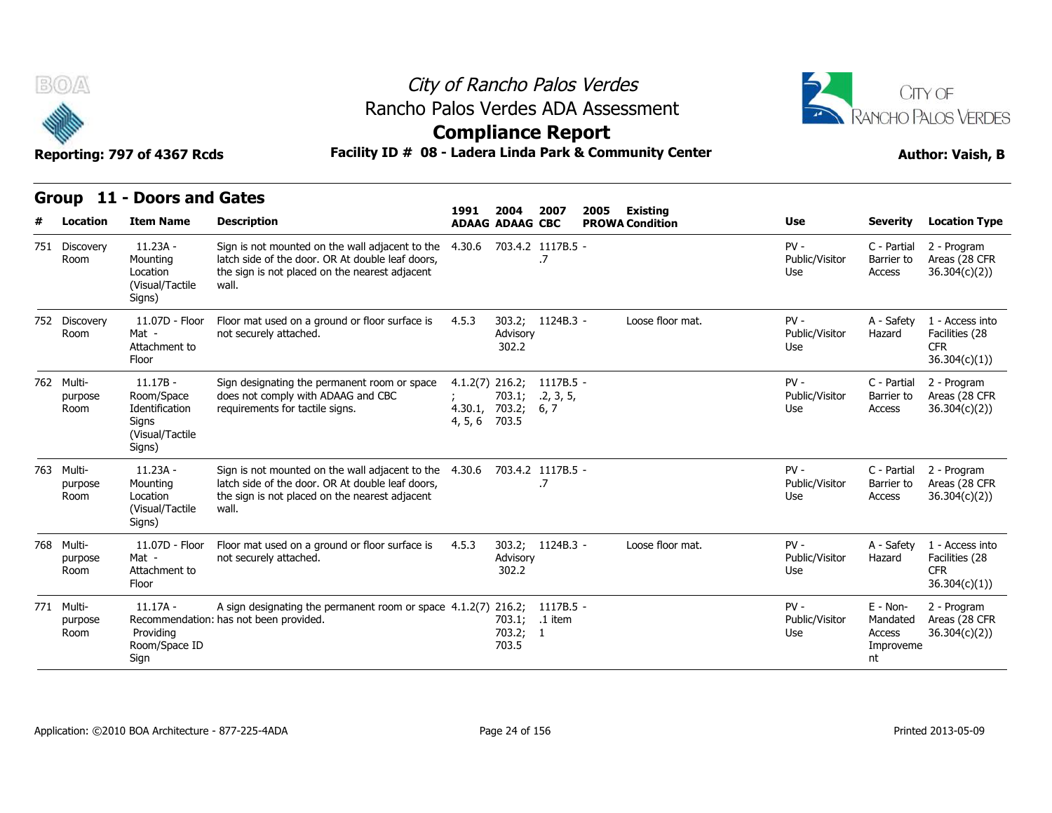# City of Rancho Palos Verdes
## Rancho Palos Verdes ADA Assessment
## Compliance Report

**Reporting: 797 of 4367 Rcds** **Facility ID # 08 - Ladera Linda Park & Community Center** **Author: Vaish, B**

## Group 11 - Doors and Gates

| # | Location | Item Name | Description | 1991 ADAAG | 2004 ADAAG | 2007 CBC | 2005 PROWA | Existing Condition | Use | Severity | Location Type |
|---|---|---|---|---|---|---|---|---|---|---|---|
| 751 | Discovery Room | 11.23A - Mounting Location (Visual/Tactile Signs) | Sign is not mounted on the wall adjacent to the latch side of the door. OR At double leaf doors, the sign is not placed on the nearest adjacent wall. | 4.30.6 | 703.4.2 | 1117B.5 - .7 | | | PV - Public/Visitor Use | C - Partial Barrier to Access | 2 - Program Areas (28 CFR 36.304(c)(2)) |
| 752 | Discovery Room | 11.07D - Floor Mat - Attachment to Floor | Floor mat used on a ground or floor surface is not securely attached. | 4.5.3 | 303.2; Advisory 302.2 | 1124B.3 - | | Loose floor mat. | PV - Public/Visitor Use | A - Safety Hazard | 1 - Access into Facilities (28 CFR 36.304(c)(1)) |
| 762 | Multi-purpose Room | 11.17B - Room/Space Identification Signs (Visual/Tactile Signs) | Sign designating the permanent room or space does not comply with ADAAG and CBC requirements for tactile signs. | 4.1.2(7); 4.30.1, 4, 5, 6 | 216.2; 703.1; 703.2; 703.5 | 1117B.5 - .2, 3, 5, 6, 7 | | | PV - Public/Visitor Use | C - Partial Barrier to Access | 2 - Program Areas (28 CFR 36.304(c)(2)) |
| 763 | Multi-purpose Room | 11.23A - Mounting Location (Visual/Tactile Signs) | Sign is not mounted on the wall adjacent to the latch side of the door. OR At double leaf doors, the sign is not placed on the nearest adjacent wall. | 4.30.6 | 703.4.2 | 1117B.5 - .7 | | | PV - Public/Visitor Use | C - Partial Barrier to Access | 2 - Program Areas (28 CFR 36.304(c)(2)) |
| 768 | Multi-purpose Room | 11.07D - Floor Mat - Attachment to Floor | Floor mat used on a ground or floor surface is not securely attached. | 4.5.3 | 303.2; Advisory 302.2 | 1124B.3 - | | Loose floor mat. | PV - Public/Visitor Use | A - Safety Hazard | 1 - Access into Facilities (28 CFR 36.304(c)(1)) |
| 771 | Multi-purpose Room | 11.17A - Recommendation: Providing Room/Space ID Sign | A sign designating the permanent room or space has not been provided. | 4.1.2(7) | 216.2; 703.1; 703.2; 703.5 | 1117B.5 - .1 item 1 | | | PV - Public/Visitor Use | E - Non-Mandated Access Improvement | 2 - Program Areas (28 CFR 36.304(c)(2)) |

Application: ©2010 BOA Architecture - 877-225-4ADA Printed 2013-05-09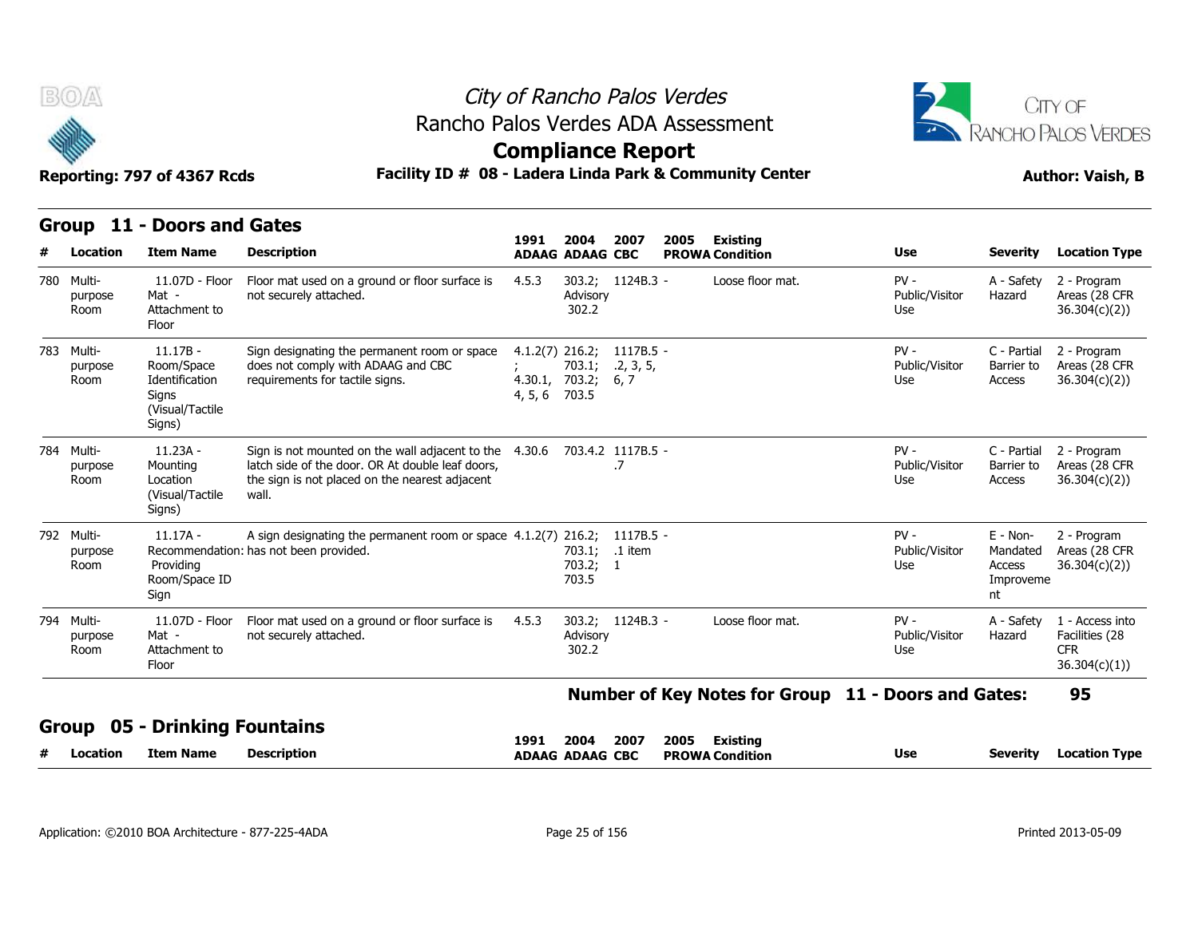# City of Rancho Palos Verdes
## Rancho Palos Verdes ADA Assessment
## Compliance Report

**Reporting: 797 of 4367 Rcds** **Facility ID # 08 - Ladera Linda Park & Community Center** **Author: Vaish, B**

## Group 11 - Doors and Gates

| # | Location | Item Name | Description | 1991 ADAAG | 2004 ADAAG | 2007 CBC | 2005 PROWA | Existing Condition | Use | Severity | Location Type |
|---|---|---|---|---|---|---|---|---|---|---|---|
| 780 | Multi-purpose Room | 11.07D - Floor Mat - Attachment to Floor | Floor mat used on a ground or floor surface is not securely attached. | 4.5.3 | 303.2; Advisory 302.2 | 1124B.3 | - | Loose floor mat. | PV - Public/Visitor Use | A - Safety Hazard | 2 - Program Areas (28 CFR 36.304(c)(2)) |
| 783 | Multi-purpose Room | 11.17B - Room/Space Identification Signs (Visual/Tactile Signs) | Sign designating the permanent room or space does not comply with ADAAG and CBC requirements for tactile signs. | 4.1.2(7); 4.30.1, 4, 5, 6 | 216.2; 703.1; 703.2; 703.5 | 1117B.5 .2, 3, 5, 6, 7 | - | | PV - Public/Visitor Use | C - Partial Barrier to Access | 2 - Program Areas (28 CFR 36.304(c)(2)) |
| 784 | Multi-purpose Room | 11.23A - Mounting Location (Visual/Tactile Signs) | Sign is not mounted on the wall adjacent to the latch side of the door. OR At double leaf doors, the sign is not placed on the nearest adjacent wall. | 4.30.6 | 703.4.2 | 1117B.5 .7 | - | | PV - Public/Visitor Use | C - Partial Barrier to Access | 2 - Program Areas (28 CFR 36.304(c)(2)) |
| 792 | Multi-purpose Room | 11.17A - Recommendation: Providing Room/Space ID Sign | A sign designating the permanent room or space has not been provided. | 4.1.2(7) | 216.2; 703.1; 703.2; 703.5 | 1117B.5 .1 item 1 | - | | PV - Public/Visitor Use | E - Non-Mandated Access Improvement | 2 - Program Areas (28 CFR 36.304(c)(2)) |
| 794 | Multi-purpose Room | 11.07D - Floor Mat - Attachment to Floor | Floor mat used on a ground or floor surface is not securely attached. | 4.5.3 | 303.2; Advisory 302.2 | 1124B.3 | - | Loose floor mat. | PV - Public/Visitor Use | A - Safety Hazard | 1 - Access into Facilities (28 CFR 36.304(c)(1)) |

**Number of Key Notes for Group 11 - Doors and Gates: 95**

## Group 05 - Drinking Fountains

| # | Location | Item Name | Description | 1991 ADAAG | 2004 ADAAG | 2007 CBC | 2005 PROWA | Existing Condition | Use | Severity | Location Type |
|---|---|---|---|---|---|---|---|---|---|---|---|

Application: ©2010 BOA Architecture - 877-225-4ADA

Printed 2013-05-09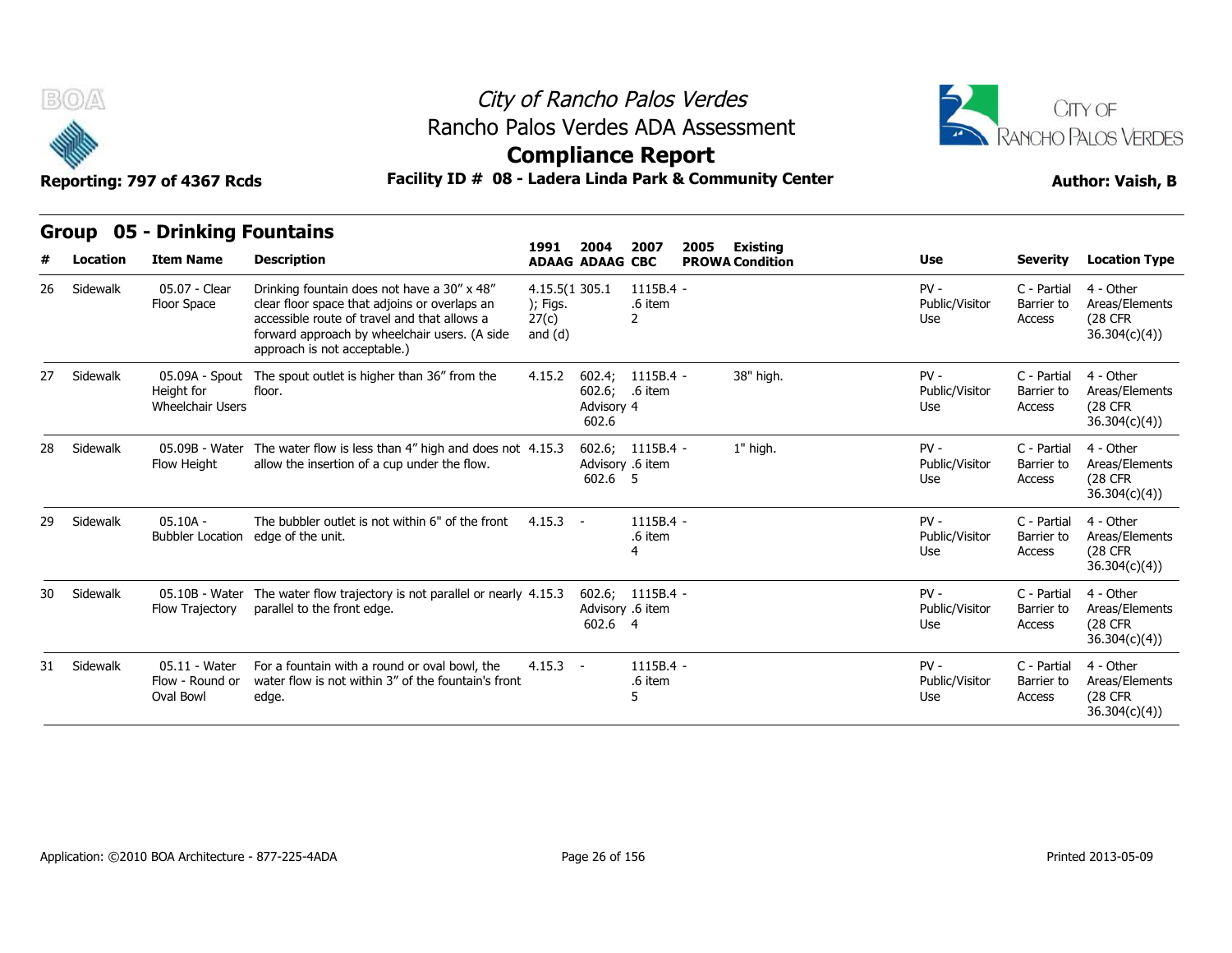# City of Rancho Palos Verdes
## Rancho Palos Verdes ADA Assessment
## Compliance Report

**Reporting: 797 of 4367 Rcds** | **Facility ID # 08 - Ladera Linda Park & Community Center** | **Author: Vaish, B**

## Group 05 - Drinking Fountains

| # | Location | Item Name | Description | 1991 ADAAG | 2004 ADAAG | 2007 CBC | 2005 PROWA | Existing Condition | Use | Severity | Location Type |
|---|---|---|---|---|---|---|---|---|---|---|---|
| 26 | Sidewalk | 05.07 - Clear Floor Space | Drinking fountain does not have a 30" x 48" clear floor space that adjoins or overlaps an accessible route of travel and that allows a forward approach by wheelchair users. (A side approach is not acceptable.) | 4.15.5(1); Figs. 27(c) and (d) | 305.1 | 1115B.4 - .6 item 2 | | | PV - Public/Visitor Use | C - Partial Barrier to Access | 4 - Other Areas/Elements (28 CFR 36.304(c)(4)) |
| 27 | Sidewalk | 05.09A - Spout Height for Wheelchair Users | The spout outlet is higher than 36" from the floor. | 4.15.2 | 602.4; 602.6; Advisory 602.6 | 1115B.4 - .6 item 4 | | 38" high. | PV - Public/Visitor Use | C - Partial Barrier to Access | 4 - Other Areas/Elements (28 CFR 36.304(c)(4)) |
| 28 | Sidewalk | 05.09B - Water Flow Height | The water flow is less than 4" high and does not allow the insertion of a cup under the flow. | 4.15.3 | 602.6; Advisory 602.6 | 1115B.4 - .6 item 5 | | 1" high. | PV - Public/Visitor Use | C - Partial Barrier to Access | 4 - Other Areas/Elements (28 CFR 36.304(c)(4)) |
| 29 | Sidewalk | 05.10A - Bubbler Location | The bubbler outlet is not within 6" of the front edge of the unit. | 4.15.3 | - | 1115B.4 - .6 item 4 | | | PV - Public/Visitor Use | C - Partial Barrier to Access | 4 - Other Areas/Elements (28 CFR 36.304(c)(4)) |
| 30 | Sidewalk | 05.10B - Water Flow Trajectory | The water flow trajectory is not parallel or nearly parallel to the front edge. | 4.15.3 | 602.6; Advisory 602.6 | 1115B.4 - .6 item 4 | | | PV - Public/Visitor Use | C - Partial Barrier to Access | 4 - Other Areas/Elements (28 CFR 36.304(c)(4)) |
| 31 | Sidewalk | 05.11 - Water Flow - Round or Oval Bowl | For a fountain with a round or oval bowl, the water flow is not within 3" of the fountain's front edge. | 4.15.3 | - | 1115B.4 - .6 item 5 | | | PV - Public/Visitor Use | C - Partial Barrier to Access | 4 - Other Areas/Elements (28 CFR 36.304(c)(4)) |

Application: ©2010 BOA Architecture - 877-225-4ADA | Printed 2013-05-09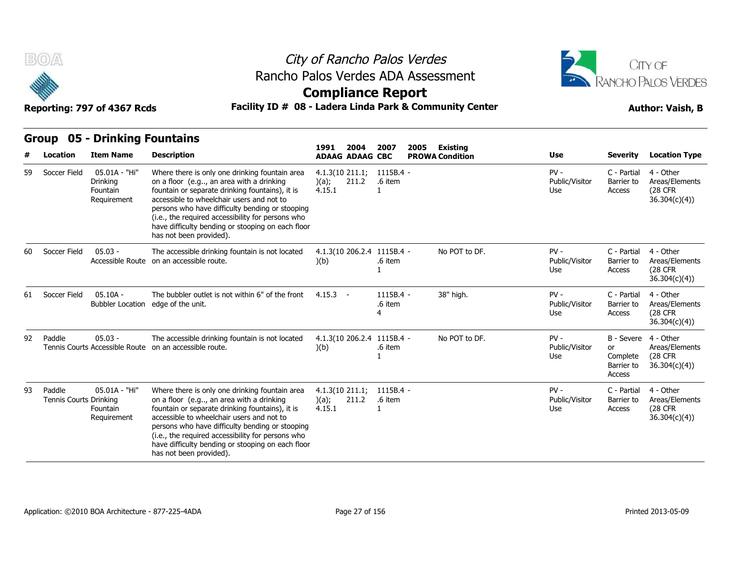# City of Rancho Palos Verdes
## Rancho Palos Verdes ADA Assessment
## Compliance Report

**Reporting: 797 of 4367 Rcds** | **Facility ID # 08 - Ladera Linda Park & Community Center** | **Author: Vaish, B**

## Group 05 - Drinking Fountains

| # | Location | Item Name | Description | 1991 ADAAG | 2004 ADAAG | 2007 CBC | 2005 PROWA | Existing Condition | Use | Severity | Location Type |
|---|---|---|---|---|---|---|---|---|---|---|---|
| 59 | Soccer Field | 05.01A - "Hi" Drinking Fountain Requirement | Where there is only one drinking fountain area on a floor (e.g.., an area with a drinking fountain or separate drinking fountains), it is accessible to wheelchair users and not to persons who have difficulty bending or stooping (i.e., the required accessibility for persons who have difficulty bending or stooping on each floor has not been provided). | 4.1.3(10)(a); 4.15.1 | 211.1; 211.2 | 1115B.4.6 item 1 | - | | PV - Public/Visitor Use | C - Partial Barrier to Access | 4 - Other Areas/Elements (28 CFR 36.304(c)(4)) |
| 60 | Soccer Field | 05.03 - Accessible Route | The accessible drinking fountain is not located on an accessible route. | 4.1.3(10)(b) | 206.2.4 | 1115B.4.6 item 1 | - | No POT to DF. | PV - Public/Visitor Use | C - Partial Barrier to Access | 4 - Other Areas/Elements (28 CFR 36.304(c)(4)) |
| 61 | Soccer Field | 05.10A - Bubbler Location | The bubbler outlet is not within 6" of the front edge of the unit. | 4.15.3 | - | 1115B.4.6 item 4 | - | 38" high. | PV - Public/Visitor Use | C - Partial Barrier to Access | 4 - Other Areas/Elements (28 CFR 36.304(c)(4)) |
| 92 | Paddle Tennis Courts | 05.03 - Accessible Route | The accessible drinking fountain is not located on an accessible route. | 4.1.3(10)(b) | 206.2.4 | 1115B.4.6 item 1 | - | No POT to DF. | PV - Public/Visitor Use | B - Severe or Complete Barrier to Access | 4 - Other Areas/Elements (28 CFR 36.304(c)(4)) |
| 93 | Paddle Tennis Courts | 05.01A - "Hi" Drinking Fountain Requirement | Where there is only one drinking fountain area on a floor (e.g.., an area with a drinking fountain or separate drinking fountains), it is accessible to wheelchair users and not to persons who have difficulty bending or stooping (i.e., the required accessibility for persons who have difficulty bending or stooping on each floor has not been provided). | 4.1.3(10)(a); 4.15.1 | 211.1; 211.2 | 1115B.4.6 item 1 | - | | PV - Public/Visitor Use | C - Partial Barrier to Access | 4 - Other Areas/Elements (28 CFR 36.304(c)(4)) |

Application: ©2010 BOA Architecture - 877-225-4ADA | Printed 2013-05-09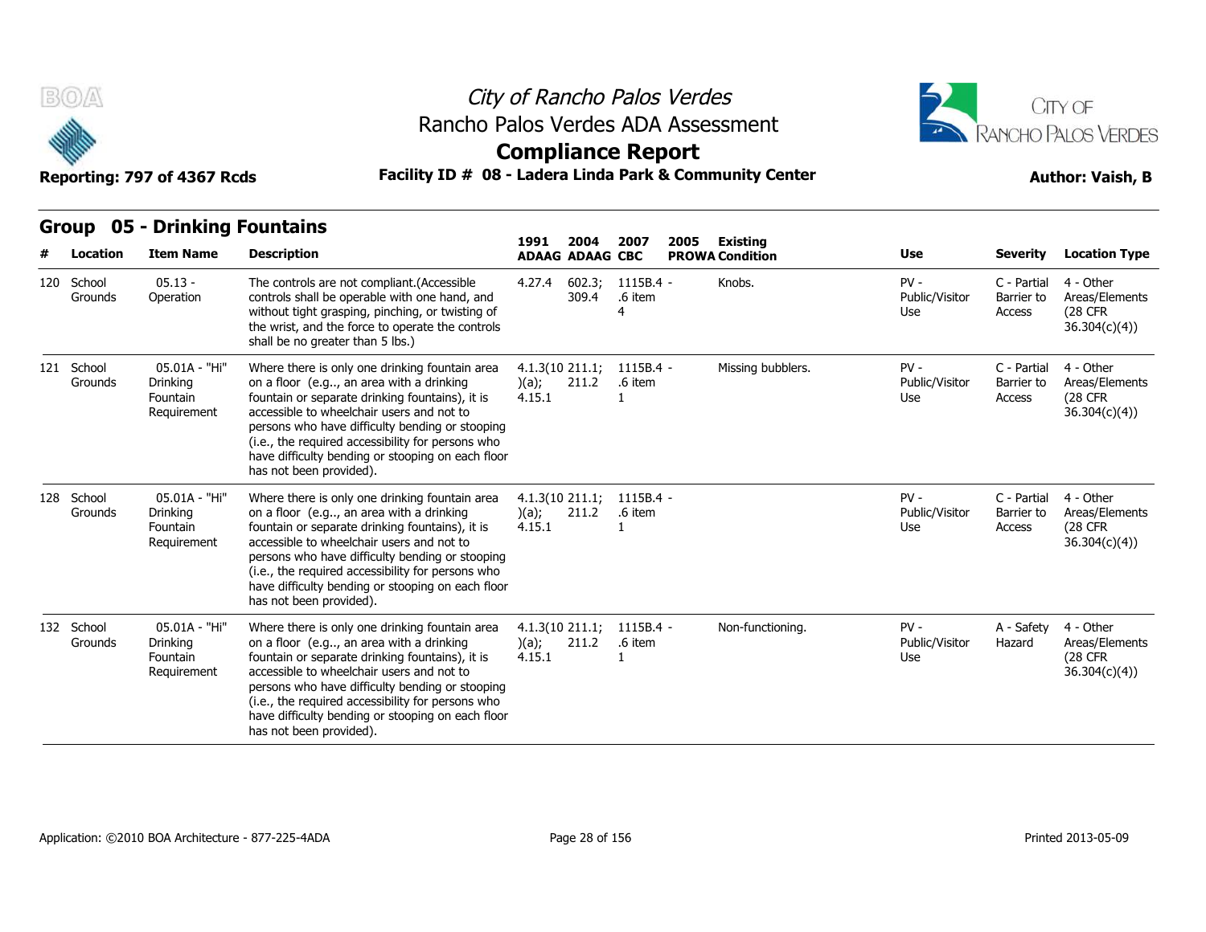# City of Rancho Palos Verdes

## Rancho Palos Verdes ADA Assessment

## Compliance Report

**Reporting: 797 of 4367 Rcds**

**Facility ID # 08 - Ladera Linda Park & Community Center**

**Author: Vaish, B**

### Group 05 - Drinking Fountains

| # | Location | Item Name | Description | 1991 ADAAG | 2004 ADAAG | 2007 CBC | 2005 PROWA | Existing Condition | Use | Severity | Location Type |
|---|---|---|---|---|---|---|---|---|---|---|---|
| 120 | School Grounds | 05.13 - Operation | The controls are not compliant.(Accessible controls shall be operable with one hand, and without tight grasping, pinching, or twisting of the wrist, and the force to operate the controls shall be no greater than 5 lbs.) | 4.27.4 | 602.3; 309.4 | 1115B.4 - .6 item 4 | | Knobs. | PV - Public/Visitor Use | C - Partial Barrier to Access | 4 - Other Areas/Elements (28 CFR 36.304(c)(4)) |
| 121 | School Grounds | 05.01A - "Hi" Drinking Fountain Requirement | Where there is only one drinking fountain area on a floor (e.g.., an area with a drinking fountain or separate drinking fountains), it is accessible to wheelchair users and not to persons who have difficulty bending or stooping (i.e., the required accessibility for persons who have difficulty bending or stooping on each floor has not been provided). | 4.1.3(10)(a); 4.15.1 | 211.1; 211.2 | 1115B.4 - .6 item 1 | | Missing bubblers. | PV - Public/Visitor Use | C - Partial Barrier to Access | 4 - Other Areas/Elements (28 CFR 36.304(c)(4)) |
| 128 | School Grounds | 05.01A - "Hi" Drinking Fountain Requirement | Where there is only one drinking fountain area on a floor (e.g.., an area with a drinking fountain or separate drinking fountains), it is accessible to wheelchair users and not to persons who have difficulty bending or stooping (i.e., the required accessibility for persons who have difficulty bending or stooping on each floor has not been provided). | 4.1.3(10)(a); 4.15.1 | 211.1; 211.2 | 1115B.4 - .6 item 1 | | | PV - Public/Visitor Use | C - Partial Barrier to Access | 4 - Other Areas/Elements (28 CFR 36.304(c)(4)) |
| 132 | School Grounds | 05.01A - "Hi" Drinking Fountain Requirement | Where there is only one drinking fountain area on a floor (e.g.., an area with a drinking fountain or separate drinking fountains), it is accessible to wheelchair users and not to persons who have difficulty bending or stooping (i.e., the required accessibility for persons who have difficulty bending or stooping on each floor has not been provided). | 4.1.3(10)(a); 4.15.1 | 211.1; 211.2 | 1115B.4 - .6 item 1 | | Non-functioning. | PV - Public/Visitor Use | A - Safety Hazard | 4 - Other Areas/Elements (28 CFR 36.304(c)(4)) |

Application: ©2010 BOA Architecture - 877-225-4ADA

Printed 2013-05-09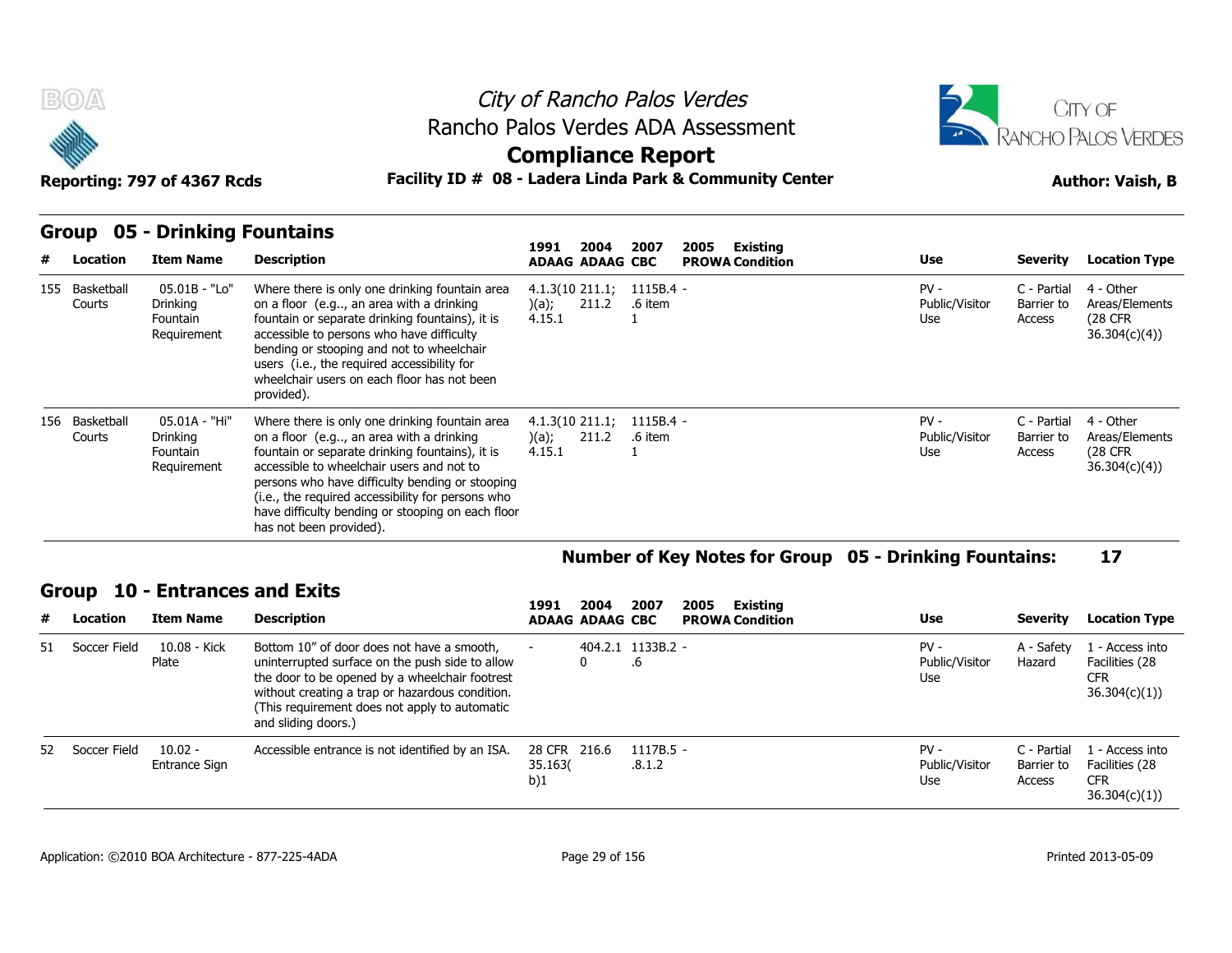## Group 05 - Drinking Fountains

| # | Location | Item Name | Description | 1991 ADAAG | 2004 ADAAG | 2007 CBC | 2005 PROWA | Existing Condition | Use | Severity | Location Type |
|---|---|---|---|---|---|---|---|---|---|---|---|
| 155 | Basketball Courts | 05.01B - "Lo" Drinking Fountain Requirement | Where there is only one drinking fountain area on a floor (e.g.., an area with a drinking fountain or separate drinking fountains), it is accessible to persons who have difficulty bending or stooping and not to wheelchair users (i.e., the required accessibility for wheelchair users on each floor has not been provided). | 4.1.3(10)(a); 4.15.1 | 211.1; 211.2 | 1115B.4.6 item 1 | - | | PV - Public/Visitor Use | C - Partial Barrier to Access | 4 - Other Areas/Elements (28 CFR 36.304(c)(4)) |
| 156 | Basketball Courts | 05.01A - "Hi" Drinking Fountain Requirement | Where there is only one drinking fountain area on a floor (e.g.., an area with a drinking fountain or separate drinking fountains), it is accessible to wheelchair users and not to persons who have difficulty bending or stooping (i.e., the required accessibility for persons who have difficulty bending or stooping on each floor has not been provided). | 4.1.3(10)(a); 4.15.1 | 211.1; 211.2 | 1115B.4.6 item 1 | - | | PV - Public/Visitor Use | C - Partial Barrier to Access | 4 - Other Areas/Elements (28 CFR 36.304(c)(4)) |

**Number of Key Notes for Group 05 - Drinking Fountains: 17**

## Group 10 - Entrances and Exits

| # | Location | Item Name | Description | 1991 ADAAG | 2004 ADAAG | 2007 CBC | 2005 PROWA | Existing Condition | Use | Severity | Location Type |
|---|---|---|---|---|---|---|---|---|---|---|---|
| 51 | Soccer Field | 10.08 - Kick Plate | Bottom 10" of door does not have a smooth, uninterrupted surface on the push side to allow the door to be opened by a wheelchair footrest without creating a trap or hazardous condition. (This requirement does not apply to automatic and sliding doors.) | - | 404.2.10 | 1133B.2.6 | - | | PV - Public/Visitor Use | A - Safety Hazard | 1 - Access into Facilities (28 CFR 36.304(c)(1)) |
| 52 | Soccer Field | 10.02 - Entrance Sign | Accessible entrance is not identified by an ISA. | 28 CFR 35.163(b)1 | 216.6 | 1117B.5.8.1.2 | - | | PV - Public/Visitor Use | C - Partial Barrier to Access | 1 - Access into Facilities (28 CFR 36.304(c)(1)) |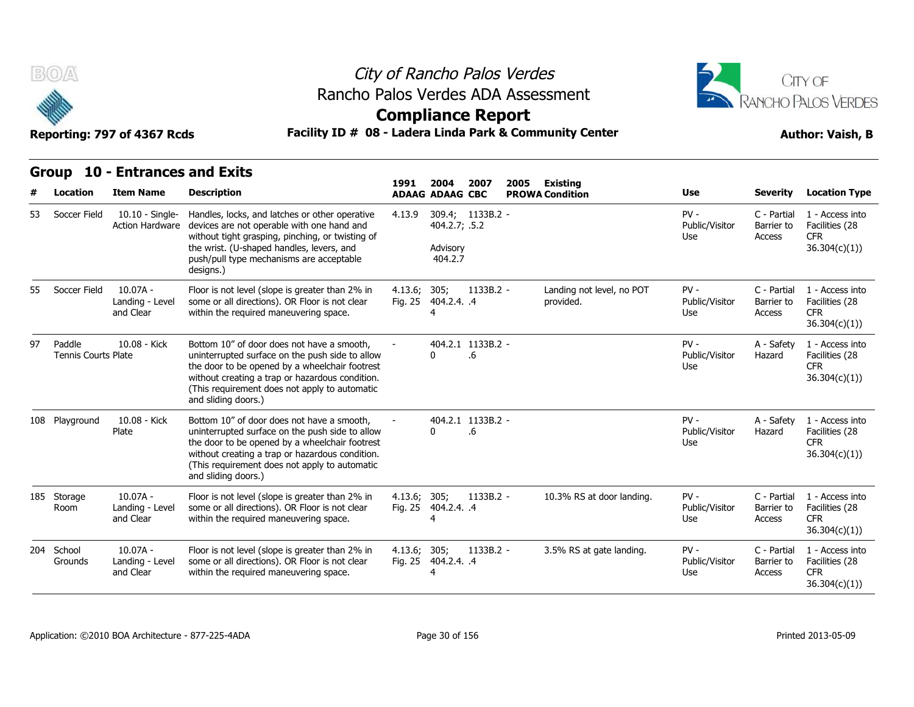# City of Rancho Palos Verdes
## Rancho Palos Verdes ADA Assessment
## Compliance Report

Reporting: 797 of 4367 Rcds

**Facility ID # 08 - Ladera Linda Park & Community Center**

**Author: Vaish, B**

## Group 10 - Entrances and Exits

| # | Location | Item Name | Description | 1991 ADAAG | 2004 ADAAG | 2007 CBC | 2005 PROWA | Existing Condition | Use | Severity | Location Type |
|---|---|---|---|---|---|---|---|---|---|---|---|
| 53 | Soccer Field | 10.10 - Single-Action Hardware | Handles, locks, and latches or other operative devices are not operable with one hand and without tight grasping, pinching, or twisting of the wrist. (U-shaped handles, levers, and push/pull type mechanisms are acceptable designs.) | 4.13.9 | 309.4; 404.2.7; Advisory 404.2.7 | 1133B.2.5.2 | - | | PV - Public/Visitor Use | C - Partial Barrier to Access | 1 - Access into Facilities (28 CFR 36.304(c)(1)) |
| 55 | Soccer Field | 10.07A - Landing - Level and Clear | Floor is not level (slope is greater than 2% in some or all directions). OR Floor is not clear within the required maneuvering space. | 4.13.6; Fig. 25 | 305; 404.2.4.4 | 1133B.2.4 | - | Landing not level, no POT provided. | PV - Public/Visitor Use | C - Partial Barrier to Access | 1 - Access into Facilities (28 CFR 36.304(c)(1)) |
| 97 | Paddle Tennis Courts | 10.08 - Kick Plate | Bottom 10" of door does not have a smooth, uninterrupted surface on the push side to allow the door to be opened by a wheelchair footrest without creating a trap or hazardous condition. (This requirement does not apply to automatic and sliding doors.) | - | 404.2.10 | 1133B.2.6 | - | | PV - Public/Visitor Use | A - Safety Hazard | 1 - Access into Facilities (28 CFR 36.304(c)(1)) |
| 108 | Playground | 10.08 - Kick Plate | Bottom 10" of door does not have a smooth, uninterrupted surface on the push side to allow the door to be opened by a wheelchair footrest without creating a trap or hazardous condition. (This requirement does not apply to automatic and sliding doors.) | - | 404.2.10 | 1133B.2.6 | - | | PV - Public/Visitor Use | A - Safety Hazard | 1 - Access into Facilities (28 CFR 36.304(c)(1)) |
| 185 | Storage Room | 10.07A - Landing - Level and Clear | Floor is not level (slope is greater than 2% in some or all directions). OR Floor is not clear within the required maneuvering space. | 4.13.6; Fig. 25 | 305; 404.2.4.4 | 1133B.2.4 | - | 10.3% RS at door landing. | PV - Public/Visitor Use | C - Partial Barrier to Access | 1 - Access into Facilities (28 CFR 36.304(c)(1)) |
| 204 | School Grounds | 10.07A - Landing - Level and Clear | Floor is not level (slope is greater than 2% in some or all directions). OR Floor is not clear within the required maneuvering space. | 4.13.6; Fig. 25 | 305; 404.2.4.4 | 1133B.2.4 | - | 3.5% RS at gate landing. | PV - Public/Visitor Use | C - Partial Barrier to Access | 1 - Access into Facilities (28 CFR 36.304(c)(1)) |

Application: ©2010 BOA Architecture - 877-225-4ADA

Printed 2013-05-09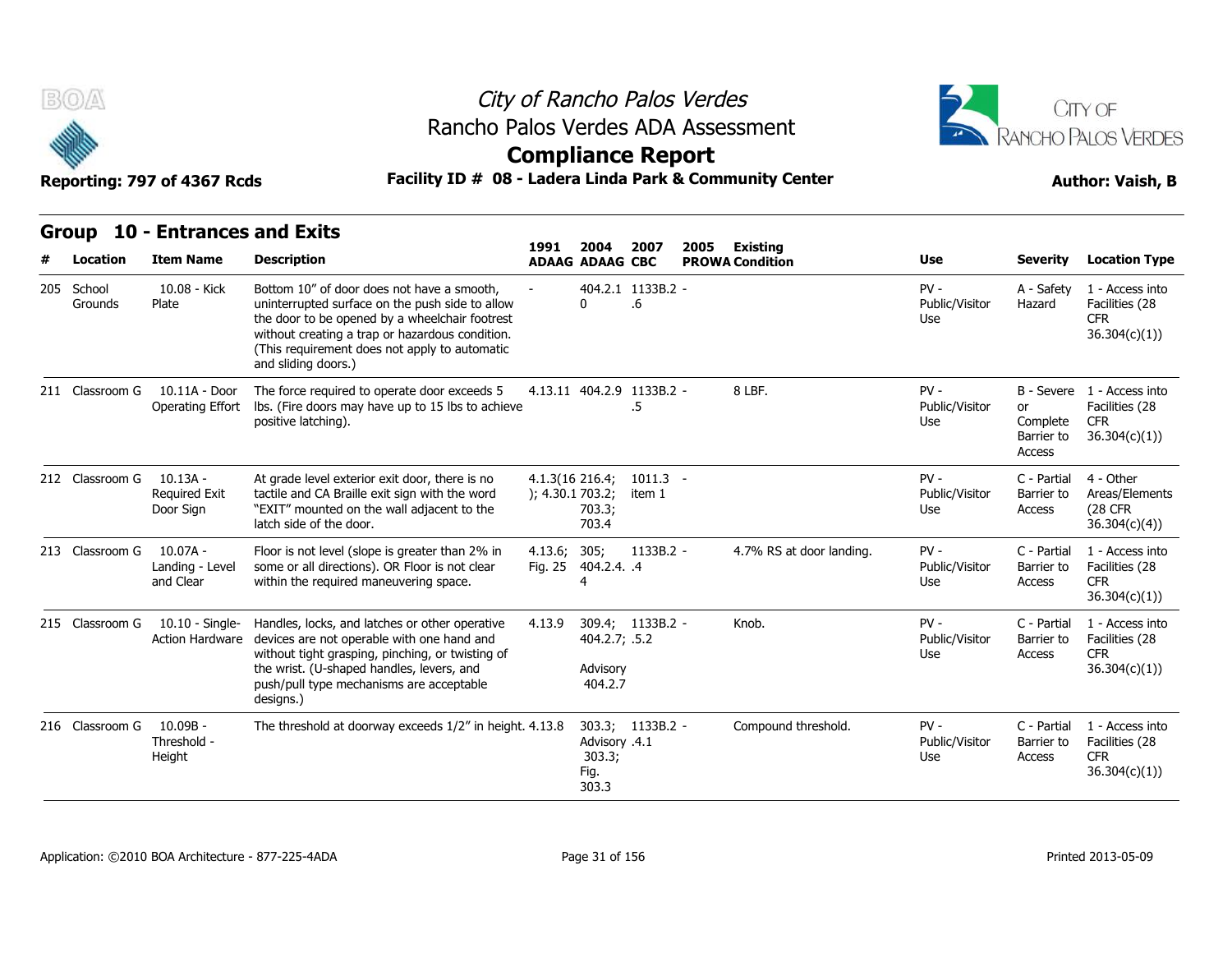# City of Rancho Palos Verdes
## Rancho Palos Verdes ADA Assessment
## Compliance Report

**Reporting: 797 of 4367 Rcds** | **Facility ID # 08 - Ladera Linda Park & Community Center** | **Author: Vaish, B**

### Group 10 - Entrances and Exits

| # | Location | Item Name | Description | 1991 ADAAG | 2004 ADAAG | 2007 CBC | 2005 PROWA | Existing Condition | Use | Severity | Location Type |
|---|---|---|---|---|---|---|---|---|---|---|---|
| 205 | School Grounds | 10.08 - Kick Plate | Bottom 10" of door does not have a smooth, uninterrupted surface on the push side to allow the door to be opened by a wheelchair footrest without creating a trap or hazardous condition. (This requirement does not apply to automatic and sliding doors.) | - | 404.2.10 | 1133B.2.6 | - | | PV - Public/Visitor Use | A - Safety Hazard | 1 - Access into Facilities (28 CFR 36.304(c)(1)) |
| 211 | Classroom G | 10.11A - Door Operating Effort | The force required to operate door exceeds 5 lbs. (Fire doors may have up to 15 lbs to achieve positive latching). | 4.13.11 | 404.2.9 | 1133B.2.5 | - | 8 LBF. | PV - Public/Visitor Use | B - Severe or Complete Barrier to Access | 1 - Access into Facilities (28 CFR 36.304(c)(1)) |
| 212 | Classroom G | 10.13A - Required Exit Door Sign | At grade level exterior exit door, there is no tactile and CA Braille exit sign with the word "EXIT" mounted on the wall adjacent to the latch side of the door. | 4.1.3(16); 4.30.1 | 216.4; 703.2; 703.3; 703.4 | 1011.3 item 1 | - | | PV - Public/Visitor Use | C - Partial Barrier to Access | 4 - Other Areas/Elements (28 CFR 36.304(c)(4)) |
| 213 | Classroom G | 10.07A - Landing - Level and Clear | Floor is not level (slope is greater than 2% in some or all directions). OR Floor is not clear within the required maneuvering space. | 4.13.6; Fig. 25 | 305; 404.2.4.4 | 1133B.2.4 | - | 4.7% RS at door landing. | PV - Public/Visitor Use | C - Partial Barrier to Access | 1 - Access into Facilities (28 CFR 36.304(c)(1)) |
| 215 | Classroom G | 10.10 - Single-Action Hardware | Handles, locks, and latches or other operative devices are not operable with one hand and without tight grasping, pinching, or twisting of the wrist. (U-shaped handles, levers, and push/pull type mechanisms are acceptable designs.) | 4.13.9 | 309.4; 404.2.7; Advisory 404.2.7 | 1133B.2.5.2 | - | Knob. | PV - Public/Visitor Use | C - Partial Barrier to Access | 1 - Access into Facilities (28 CFR 36.304(c)(1)) |
| 216 | Classroom G | 10.09B - Threshold - Height | The threshold at doorway exceeds 1/2" in height. | 4.13.8 | 303.3; Advisory 303.3; Fig. 303.3 | 1133B.2.4.1 | - | Compound threshold. | PV - Public/Visitor Use | C - Partial Barrier to Access | 1 - Access into Facilities (28 CFR 36.304(c)(1)) |

Application: ©2010 BOA Architecture - 877-225-4ADA | Printed 2013-05-09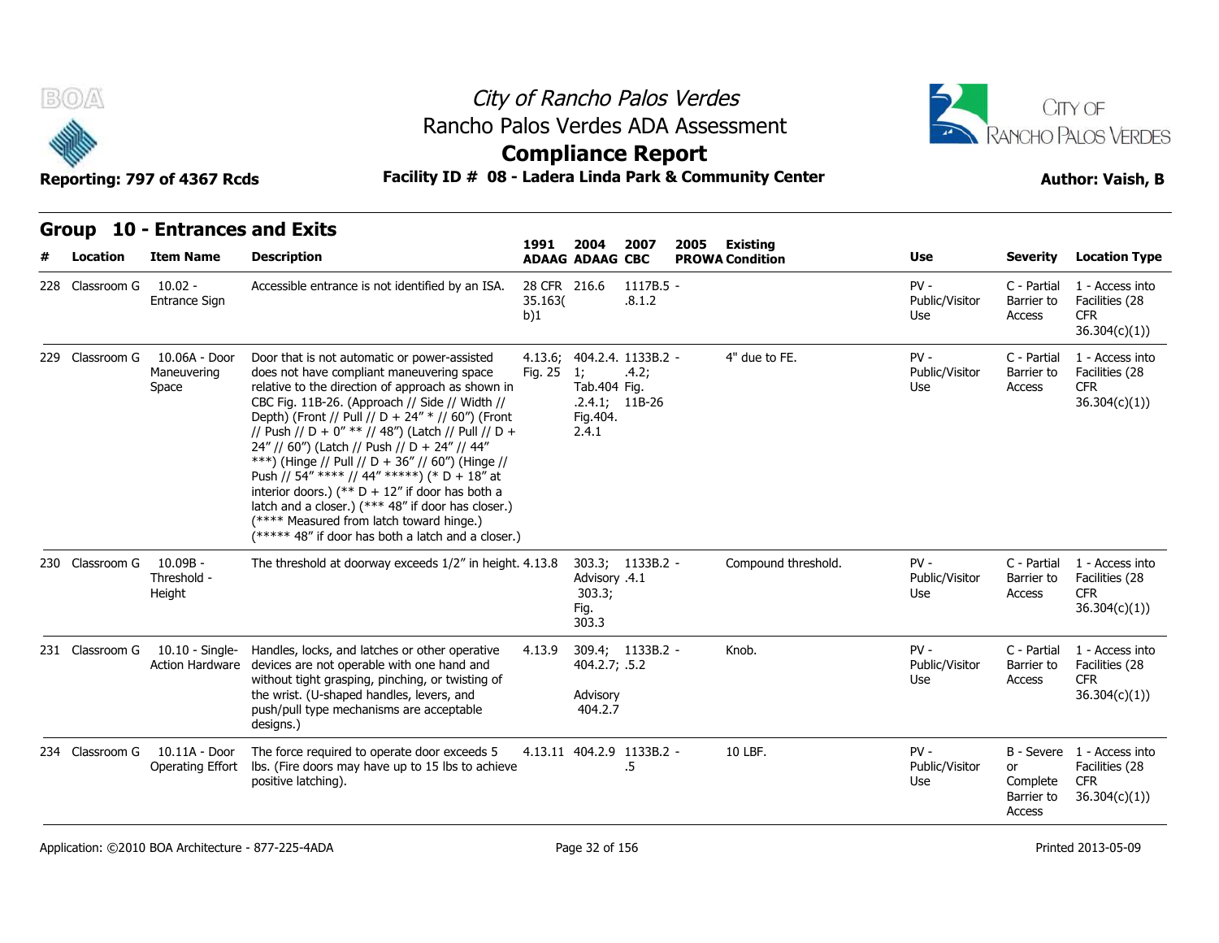City of Rancho Palos Verdes
Rancho Palos Verdes ADA Assessment
**Compliance Report**

Reporting: 797 of 4367 Rcds **Facility ID # 08 - Ladera Linda Park & Community Center** Author: Vaish, B

## Group 10 - Entrances and Exits

| # | Location | Item Name | Description | 1991 ADAAG | 2004 ADAAG | 2007 CBC | 2005 PROWA | Existing Condition | Use | Severity | Location Type |
|---|---|---|---|---|---|---|---|---|---|---|---|
| 228 | Classroom G | 10.02 - Entrance Sign | Accessible entrance is not identified by an ISA. | 28 CFR 35.163(b)1 | 216.6 | 1117B.5 - .8.1.2 | | | PV - Public/Visitor Use | C - Partial Barrier to Access | 1 - Access into Facilities (28 CFR 36.304(c)(1)) |
| 229 | Classroom G | 10.06A - Door Maneuvering Space | Door that is not automatic or power-assisted does not have compliant maneuvering space relative to the direction of approach as shown in CBC Fig. 11B-26. (Approach // Side // Width // Depth) (Front // Pull // D + 24" * // 60") (Front // Push // D + 0" ** // 48") (Latch // Pull // D + 24" // 60") (Latch // Push // D + 24" // 44" ***) (Hinge // Pull // D + 36" // 60") (Hinge // Push // 54" **** // 44" *****) (* D + 18" at interior doors.) (** D + 12" if door has both a latch and a closer.) (*** 48" if door has closer.) (**** Measured from latch toward hinge.) (***** 48" if door has both a latch and a closer.) | 4.13.6; Fig. 25 | 404.2.4.1; Tab.404.2.4.1; Fig.404.2.4.1 | 1133B.2 - .4.2; Fig. 11B-26 | | 4" due to FE. | PV - Public/Visitor Use | C - Partial Barrier to Access | 1 - Access into Facilities (28 CFR 36.304(c)(1)) |
| 230 | Classroom G | 10.09B - Threshold - Height | The threshold at doorway exceeds 1/2" in height. | 4.13.8 | 303.3; Advisory 303.3; Fig. 303.3 | 1133B.2 - .4.1 | | Compound threshold. | PV - Public/Visitor Use | C - Partial Barrier to Access | 1 - Access into Facilities (28 CFR 36.304(c)(1)) |
| 231 | Classroom G | 10.10 - Single-Action Hardware | Handles, locks, and latches or other operative devices are not operable with one hand and without tight grasping, pinching, or twisting of the wrist. (U-shaped handles, levers, and push/pull type mechanisms are acceptable designs.) | 4.13.9 | 309.4; 404.2.7; Advisory 404.2.7 | 1133B.2 - .5.2 | | Knob. | PV - Public/Visitor Use | C - Partial Barrier to Access | 1 - Access into Facilities (28 CFR 36.304(c)(1)) |
| 234 | Classroom G | 10.11A - Door Operating Effort | The force required to operate door exceeds 5 lbs. (Fire doors may have up to 15 lbs to achieve positive latching). | 4.13.11 | 404.2.9 | 1133B.2 - .5 | | 10 LBF. | PV - Public/Visitor Use | B - Severe or Complete Barrier to Access | 1 - Access into Facilities (28 CFR 36.304(c)(1)) |

Application: ©2010 BOA Architecture - 877-225-4ADA Printed 2013-05-09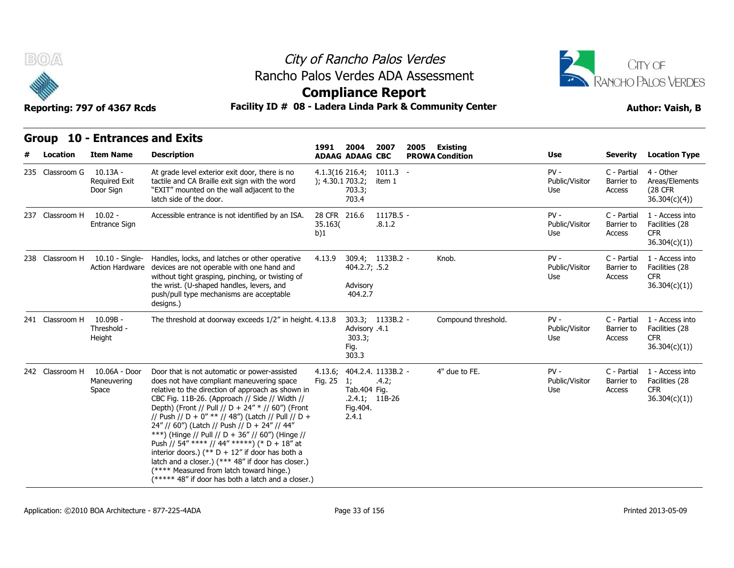## Group 10 - Entrances and Exits

| # | Location | Item Name | Description | 1991 ADAAG | 2004 ADAAG | 2007 CBC | 2005 PROWA | Existing Condition | Use | Severity | Location Type |
|---|---|---|---|---|---|---|---|---|---|---|---|
| 235 | Classroom G | 10.13A - Required Exit Door Sign | At grade level exterior exit door, there is no tactile and CA Braille exit sign with the word "EXIT" mounted on the wall adjacent to the latch side of the door. | 4.1.3(16); 4.30.1 | 216.4; 703.2; 703.3; 703.4 | 1011.3 item 1 | - | | PV - Public/Visitor Use | C - Partial Barrier to Access | 4 - Other Areas/Elements (28 CFR 36.304(c)(4)) |
| 237 | Classroom H | 10.02 - Entrance Sign | Accessible entrance is not identified by an ISA. | 28 CFR 35.163(b)1 | 216.6 | 1117B.5.8.1.2 | - | | PV - Public/Visitor Use | C - Partial Barrier to Access | 1 - Access into Facilities (28 CFR 36.304(c)(1)) |
| 238 | Classroom H | 10.10 - Single-Action Hardware | Handles, locks, and latches or other operative devices are not operable with one hand and without tight grasping, pinching, or twisting of the wrist. (U-shaped handles, levers, and push/pull type mechanisms are acceptable designs.) | 4.13.9 | 309.4; 404.2.7; Advisory 404.2.7 | 1133B.2.5.2 | - | Knob. | PV - Public/Visitor Use | C - Partial Barrier to Access | 1 - Access into Facilities (28 CFR 36.304(c)(1)) |
| 241 | Classroom H | 10.09B - Threshold - Height | The threshold at doorway exceeds 1/2" in height. | 4.13.8 | 303.3; Advisory 303.3; Fig. 303.3 | 1133B.2.4.1 | - | Compound threshold. | PV - Public/Visitor Use | C - Partial Barrier to Access | 1 - Access into Facilities (28 CFR 36.304(c)(1)) |
| 242 | Classroom H | 10.06A - Door Maneuvering Space | Door that is not automatic or power-assisted does not have compliant maneuvering space relative to the direction of approach as shown in CBC Fig. 11B-26. (Approach // Side // Width // Depth) (Front // Pull // D + 24" * // 60") (Front // Push // D + 0" ** // 48") (Latch // Pull // D + 24" // 60") (Latch // Push // D + 24" // 44" ***) (Hinge // Pull // D + 36" // 60") (Hinge // Push // 54" **** // 44" *****) (* D + 18" at interior doors.) (** D + 12" if door has both a latch and a closer.) (*** 48" if door has closer.) (**** Measured from latch toward hinge.) (***** 48" if door has both a latch and a closer.) | 4.13.6; Fig. 25 | 404.2.4.1; Tab.404.2.4.1; Fig.404.2.4.1 | 1133B.2.4.2; Fig. 11B-26 | - | 4" due to FE. | PV - Public/Visitor Use | C - Partial Barrier to Access | 1 - Access into Facilities (28 CFR 36.304(c)(1)) |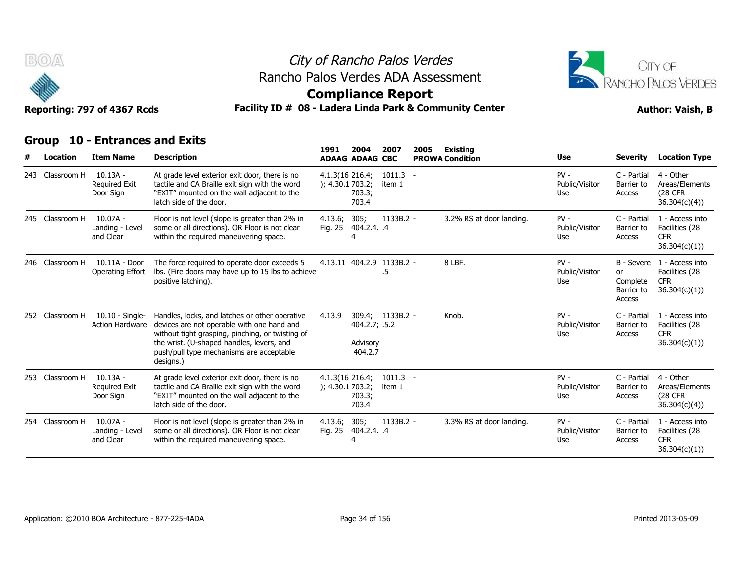# City of Rancho Palos Verdes
## Rancho Palos Verdes ADA Assessment
## Compliance Report

**Reporting: 797 of 4367 Rcds** | **Facility ID # 08 - Ladera Linda Park & Community Center** | **Author: Vaish, B**

### Group 10 - Entrances and Exits

| # | Location | Item Name | Description | 1991 ADAAG | 2004 ADAAG | 2007 CBC | 2005 PROWA | Existing Condition | Use | Severity | Location Type |
|---|---|---|---|---|---|---|---|---|---|---|---|
| 243 | Classroom H | 10.13A - Required Exit Door Sign | At grade level exterior exit door, there is no tactile and CA Braille exit sign with the word "EXIT" mounted on the wall adjacent to the latch side of the door. | 4.1.3(16); 4.30.1 | 216.4; 703.2; 703.3; 703.4 | 1011.3 item 1 | - | | PV - Public/Visitor Use | C - Partial Barrier to Access | 4 - Other Areas/Elements (28 CFR 36.304(c)(4)) |
| 245 | Classroom H | 10.07A - Landing - Level and Clear | Floor is not level (slope is greater than 2% in some or all directions). OR Floor is not clear within the required maneuvering space. | 4.13.6; Fig. 25 | 305; 404.2.4.4 | 1133B.2.4 | - | 3.2% RS at door landing. | PV - Public/Visitor Use | C - Partial Barrier to Access | 1 - Access into Facilities (28 CFR 36.304(c)(1)) |
| 246 | Classroom H | 10.11A - Door Operating Effort | The force required to operate door exceeds 5 lbs. (Fire doors may have up to 15 lbs to achieve positive latching). | 4.13.11 | 404.2.9 | 1133B.2.5 | - | 8 LBF. | PV - Public/Visitor Use | B - Severe or Complete Barrier to Access | 1 - Access into Facilities (28 CFR 36.304(c)(1)) |
| 252 | Classroom H | 10.10 - Single-Action Hardware | Handles, locks, and latches or other operative devices are not operable with one hand and without tight grasping, pinching, or twisting of the wrist. (U-shaped handles, levers, and push/pull type mechanisms are acceptable designs.) | 4.13.9 | 309.4; 404.2.7; Advisory 404.2.7 | 1133B.2.5.2 | - | Knob. | PV - Public/Visitor Use | C - Partial Barrier to Access | 1 - Access into Facilities (28 CFR 36.304(c)(1)) |
| 253 | Classroom H | 10.13A - Required Exit Door Sign | At grade level exterior exit door, there is no tactile and CA Braille exit sign with the word "EXIT" mounted on the wall adjacent to the latch side of the door. | 4.1.3(16); 4.30.1 | 216.4; 703.2; 703.3; 703.4 | 1011.3 item 1 | - | | PV - Public/Visitor Use | C - Partial Barrier to Access | 4 - Other Areas/Elements (28 CFR 36.304(c)(4)) |
| 254 | Classroom H | 10.07A - Landing - Level and Clear | Floor is not level (slope is greater than 2% in some or all directions). OR Floor is not clear within the required maneuvering space. | 4.13.6; Fig. 25 | 305; 404.2.4.4 | 1133B.2.4 | - | 3.3% RS at door landing. | PV - Public/Visitor Use | C - Partial Barrier to Access | 1 - Access into Facilities (28 CFR 36.304(c)(1)) |

Application: ©2010 BOA Architecture - 877-225-4ADA | Printed 2013-05-09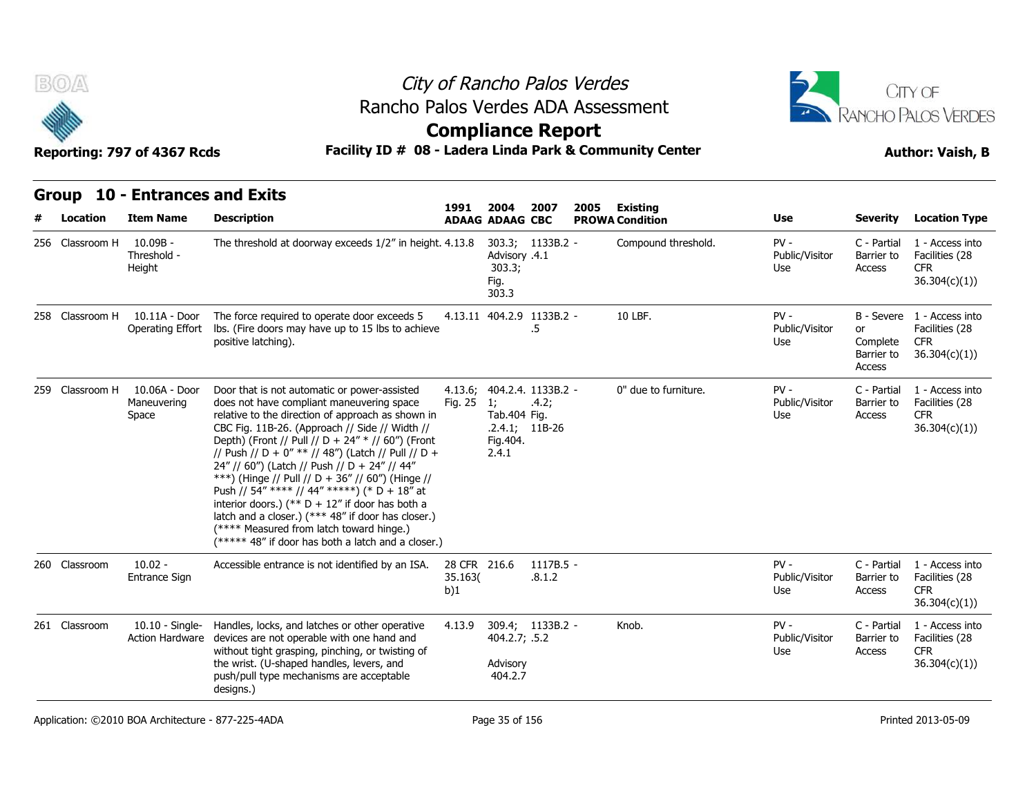## Group 10 - Entrances and Exits

| # | Location | Item Name | Description | 1991 ADAAG | 2004 ADAAG | 2007 CBC | 2005 PROWA | Existing Condition | Use | Severity | Location Type |
|---|---|---|---|---|---|---|---|---|---|---|---|
| 256 | Classroom H | 10.09B - Threshold - Height | The threshold at doorway exceeds 1/2" in height. | 4.13.8 | 303.3; Advisory 303.3; Fig. 303.3 | 1133B.2 - .4.1 | | Compound threshold. | PV - Public/Visitor Use | C - Partial Barrier to Access | 1 - Access into Facilities (28 CFR 36.304(c)(1)) |
| 258 | Classroom H | 10.11A - Door Operating Effort | The force required to operate door exceeds 5 lbs. (Fire doors may have up to 15 lbs to achieve positive latching). | 4.13.11 | 404.2.9 | 1133B.2 - .5 | | 10 LBF. | PV - Public/Visitor Use | B - Severe or Complete Barrier to Access | 1 - Access into Facilities (28 CFR 36.304(c)(1)) |
| 259 | Classroom H | 10.06A - Door Maneuvering Space | Door that is not automatic or power-assisted does not have compliant maneuvering space relative to the direction of approach as shown in CBC Fig. 11B-26. (Approach // Side // Width // Depth) (Front // Pull // D + 24" * // 60") (Front // Push // D + 0" ** // 48") (Latch // Pull // D + 24" // 60") (Latch // Push // D + 24" // 44" ***) (Hinge // Pull // D + 36" // 60") (Hinge // Push // 54" **** // 44" *****) (* D + 18" at interior doors.) (** D + 12" if door has both a latch and a closer.) (*** 48" if door has closer.) (**** Measured from latch toward hinge.) (***** 48" if door has both a latch and a closer.) | 4.13.6; Fig. 25 | 404.2.4.1; Tab.404.2.4.1; Fig.404.2.4.1 | 1133B.2 - .4.2; Fig. 11B-26 | | 0" due to furniture. | PV - Public/Visitor Use | C - Partial Barrier to Access | 1 - Access into Facilities (28 CFR 36.304(c)(1)) |
| 260 | Classroom | 10.02 - Entrance Sign | Accessible entrance is not identified by an ISA. | 28 CFR 35.163(b)1 | 216.6 | 1117B.5 - .8.1.2 | | | PV - Public/Visitor Use | C - Partial Barrier to Access | 1 - Access into Facilities (28 CFR 36.304(c)(1)) |
| 261 | Classroom | 10.10 - Single-Action Hardware | Handles, locks, and latches or other operative devices are not operable with one hand and without tight grasping, pinching, or twisting of the wrist. (U-shaped handles, levers, and push/pull type mechanisms are acceptable designs.) | 4.13.9 | 309.4; 404.2.7; Advisory 404.2.7 | 1133B.2 - .5.2 | | Knob. | PV - Public/Visitor Use | C - Partial Barrier to Access | 1 - Access into Facilities (28 CFR 36.304(c)(1)) |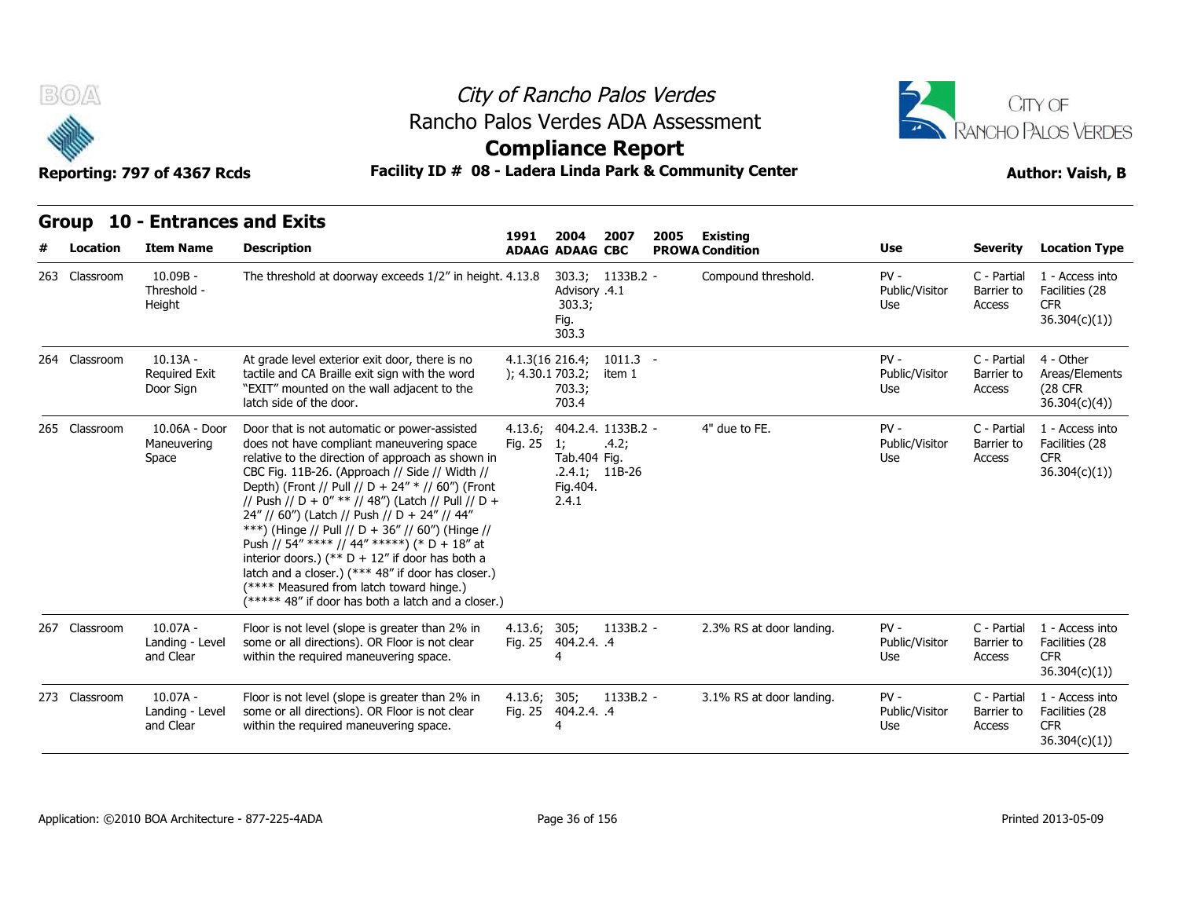# City of Rancho Palos Verdes

## Rancho Palos Verdes ADA Assessment

## Compliance Report

**Reporting: 797 of 4367 Rcds** — **Facility ID # 08 - Ladera Linda Park & Community Center** — **Author: Vaish, B**

### Group 10 - Entrances and Exits

| # | Location | Item Name | Description | 1991 ADAAG | 2004 ADAAG | 2007 CBC | 2005 PROWA | Existing Condition | Use | Severity | Location Type |
|---|---|---|---|---|---|---|---|---|---|---|---|
| 263 | Classroom | 10.09B - Threshold - Height | The threshold at doorway exceeds 1/2" in height. | 4.13.8 | 303.3; Advisory 303.3; Fig. 303.3 | 1133B.2.4.1 | - | Compound threshold. | PV - Public/Visitor Use | C - Partial Barrier to Access | 1 - Access into Facilities (28 CFR 36.304(c)(1)) |
| 264 | Classroom | 10.13A - Required Exit Door Sign | At grade level exterior exit door, there is no tactile and CA Braille exit sign with the word "EXIT" mounted on the wall adjacent to the latch side of the door. | 4.1.3(16); 4.30.1 | 216.4; 703.2; 703.3; 703.4 | 1011.3 item 1 | - | | PV - Public/Visitor Use | C - Partial Barrier to Access | 4 - Other Areas/Elements (28 CFR 36.304(c)(4)) |
| 265 | Classroom | 10.06A - Door Maneuvering Space | Door that is not automatic or power-assisted does not have compliant maneuvering space relative to the direction of approach as shown in CBC Fig. 11B-26. (Approach // Side // Width // Depth) (Front // Pull // D + 24" * // 60") (Front // Push // D + 0" ** // 48") (Latch // Pull // D + 24" // 60") (Latch // Push // D + 24" // 44" ***) (Hinge // Pull // D + 36" // 60") (Hinge // Push // 54" **** // 44" *****) (* D + 18" at interior doors.) (** D + 12" if door has both a latch and a closer.) (*** 48" if door has closer.) (**** Measured from latch toward hinge.) (***** 48" if door has both a latch and a closer.) | 4.13.6; Fig. 25 | 404.2.4.1; Tab.404.2.4.1; Fig.404.2.4.1 | 1133B.2.4.2; Fig. 11B-26 | - | 4" due to FE. | PV - Public/Visitor Use | C - Partial Barrier to Access | 1 - Access into Facilities (28 CFR 36.304(c)(1)) |
| 267 | Classroom | 10.07A - Landing - Level and Clear | Floor is not level (slope is greater than 2% in some or all directions). OR Floor is not clear within the required maneuvering space. | 4.13.6; Fig. 25 | 305; 404.2.4.4 | 1133B.2.4 | - | 2.3% RS at door landing. | PV - Public/Visitor Use | C - Partial Barrier to Access | 1 - Access into Facilities (28 CFR 36.304(c)(1)) |
| 273 | Classroom | 10.07A - Landing - Level and Clear | Floor is not level (slope is greater than 2% in some or all directions). OR Floor is not clear within the required maneuvering space. | 4.13.6; Fig. 25 | 305; 404.2.4.4 | 1133B.2.4 | - | 3.1% RS at door landing. | PV - Public/Visitor Use | C - Partial Barrier to Access | 1 - Access into Facilities (28 CFR 36.304(c)(1)) |

Application: ©2010 BOA Architecture - 877-225-4ADA — Printed 2013-05-09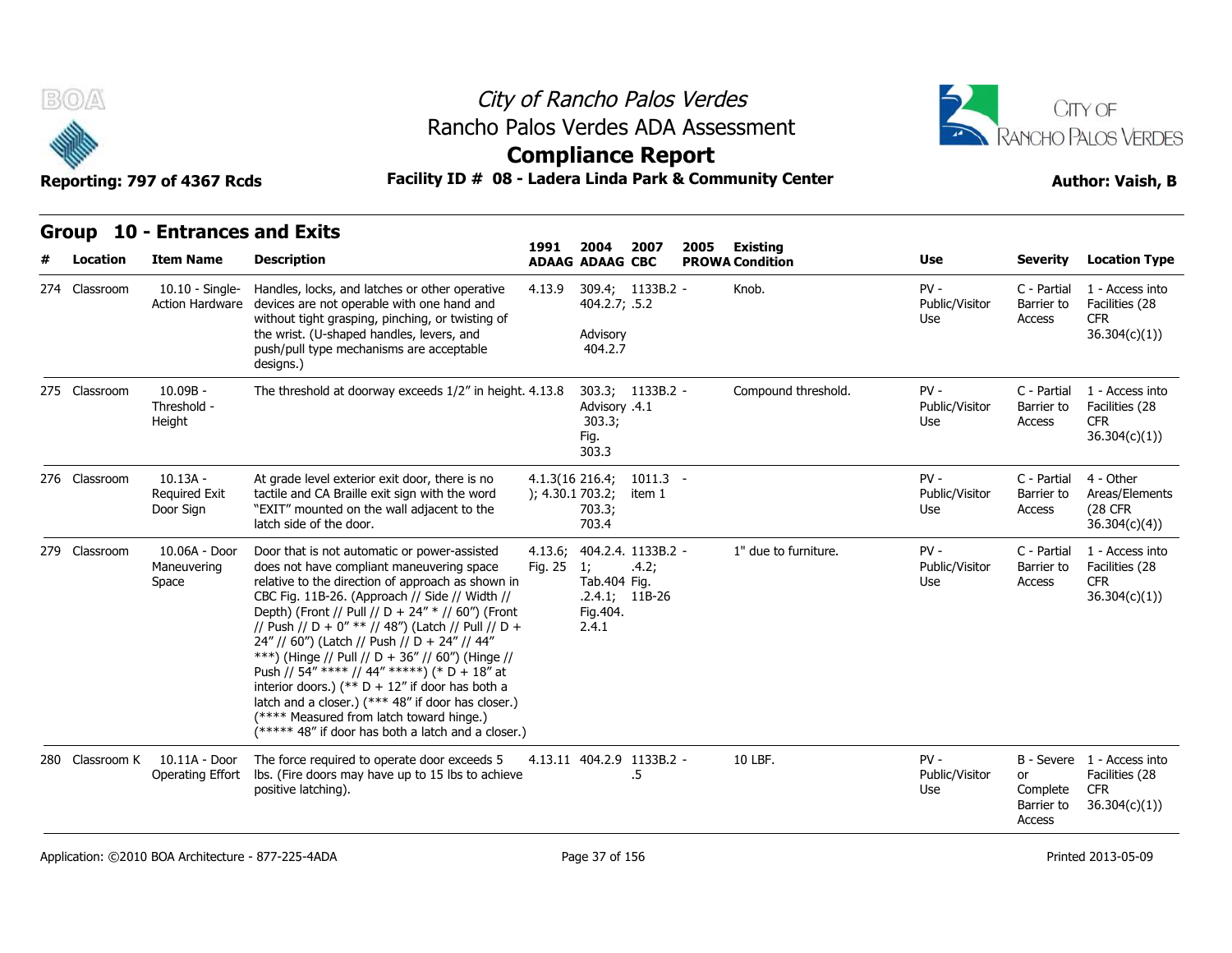# City of Rancho Palos Verdes

## Rancho Palos Verdes ADA Assessment

## Compliance Report

**Reporting: 797 of 4367 Rcds** **Facility ID # 08 - Ladera Linda Park & Community Center** **Author: Vaish, B**

### Group 10 - Entrances and Exits

| # | Location | Item Name | Description | 1991 ADAAG | 2004 ADAAG | 2007 CBC | 2005 PROWA | Existing Condition | Use | Severity | Location Type |
|---|---|---|---|---|---|---|---|---|---|---|---|
| 274 | Classroom | 10.10 - Single-Action Hardware | Handles, locks, and latches or other operative devices are not operable with one hand and without tight grasping, pinching, or twisting of the wrist. (U-shaped handles, levers, and push/pull type mechanisms are acceptable designs.) | 4.13.9 | 309.4; 404.2.7; Advisory 404.2.7 | 1133B.2 .5.2 | - | Knob. | PV - Public/Visitor Use | C - Partial Barrier to Access | 1 - Access into Facilities (28 CFR 36.304(c)(1)) |
| 275 | Classroom | 10.09B - Threshold - Height | The threshold at doorway exceeds 1/2" in height. | 4.13.8 | 303.3; Advisory 303.3; Fig. 303.3 | 1133B.2 .4.1 | - | Compound threshold. | PV - Public/Visitor Use | C - Partial Barrier to Access | 1 - Access into Facilities (28 CFR 36.304(c)(1)) |
| 276 | Classroom | 10.13A - Required Exit Door Sign | At grade level exterior exit door, there is no tactile and CA Braille exit sign with the word "EXIT" mounted on the wall adjacent to the latch side of the door. | 4.1.3(16); 4.30.1 | 216.4; 703.2; 703.3; 703.4 | 1011.3 item 1 | - | | PV - Public/Visitor Use | C - Partial Barrier to Access | 4 - Other Areas/Elements (28 CFR 36.304(c)(4)) |
| 279 | Classroom | 10.06A - Door Maneuvering Space | Door that is not automatic or power-assisted does not have compliant maneuvering space relative to the direction of approach as shown in CBC Fig. 11B-26. (Approach // Side // Width // Depth) (Front // Pull // D + 24" * // 60") (Front // Push // D + 0" ** // 48") (Latch // Pull // D + 24" // 60") (Latch // Push // D + 24" // 44" ***) (Hinge // Pull // D + 36" // 60") (Hinge // Push // 54" **** // 44" *****) (* D + 18" at interior doors.) (** D + 12" if door has both a latch and a closer.) (*** 48" if door has closer.) (**** Measured from latch toward hinge.) (***** 48" if door has both a latch and a closer.) | 4.13.6; Fig. 25 | 404.2.4.1; Tab.404.2.4.1; Fig.404.2.4.1 | 1133B.2 .4.2; Fig. 11B-26 | - | 1" due to furniture. | PV - Public/Visitor Use | C - Partial Barrier to Access | 1 - Access into Facilities (28 CFR 36.304(c)(1)) |
| 280 | Classroom K | 10.11A - Door Operating Effort | The force required to operate door exceeds 5 lbs. (Fire doors may have up to 15 lbs to achieve positive latching). | 4.13.11 | 404.2.9 | 1133B.2 .5 | - | 10 LBF. | PV - Public/Visitor Use | B - Severe or Complete Barrier to Access | 1 - Access into Facilities (28 CFR 36.304(c)(1)) |

Application: ©2010 BOA Architecture - 877-225-4ADA Printed 2013-05-09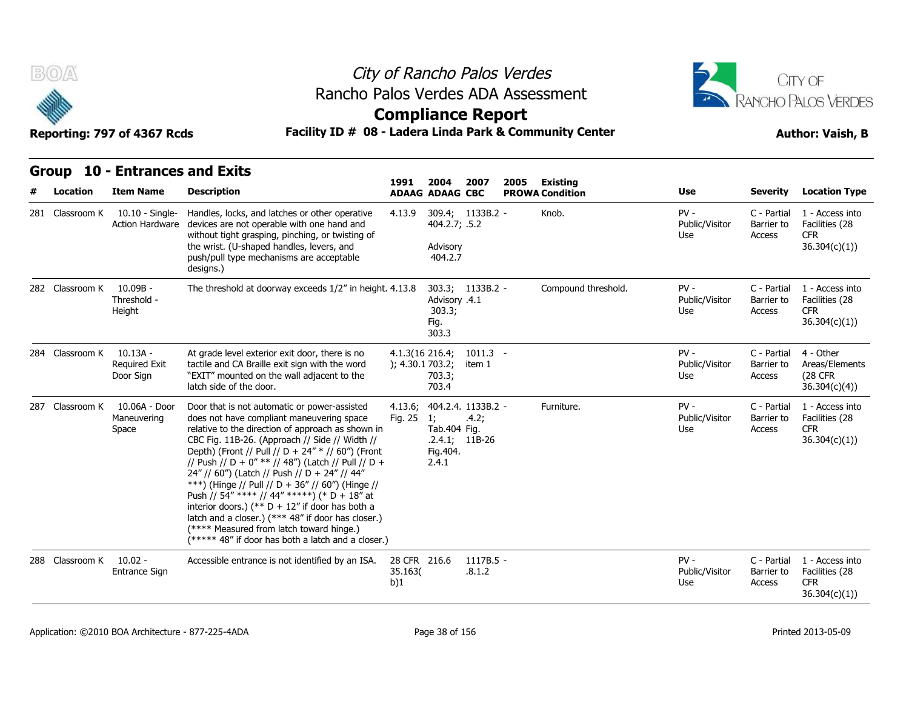# City of Rancho Palos Verdes
## Rancho Palos Verdes ADA Assessment
## Compliance Report

**Reporting: 797 of 4367 Rcds** **Facility ID # 08 - Ladera Linda Park & Community Center** **Author: Vaish, B**

### Group 10 - Entrances and Exits

| # | Location | Item Name | Description | 1991 ADAAG | 2004 ADAAG | 2007 CBC | 2005 PROWA | Existing Condition | Use | Severity | Location Type |
|---|---|---|---|---|---|---|---|---|---|---|---|
| 281 | Classroom K | 10.10 - Single-Action Hardware | Handles, locks, and latches or other operative devices are not operable with one hand and without tight grasping, pinching, or twisting of the wrist. (U-shaped handles, levers, and push/pull type mechanisms are acceptable designs.) | 4.13.9 | 309.4; 404.2.7; Advisory 404.2.7 | 1133B.2.5.2 | - | Knob. | PV - Public/Visitor Use | C - Partial Barrier to Access | 1 - Access into Facilities (28 CFR 36.304(c)(1)) |
| 282 | Classroom K | 10.09B - Threshold - Height | The threshold at doorway exceeds 1/2" in height. | 4.13.8 | 303.3; Advisory 303.3; Fig. 303.3 | 1133B.2.4.1 | - | Compound threshold. | PV - Public/Visitor Use | C - Partial Barrier to Access | 1 - Access into Facilities (28 CFR 36.304(c)(1)) |
| 284 | Classroom K | 10.13A - Required Exit Door Sign | At grade level exterior exit door, there is no tactile and CA Braille exit sign with the word "EXIT" mounted on the wall adjacent to the latch side of the door. | 4.1.3(16); 4.30.1 | 216.4; 703.2; 703.3; 703.4 | 1011.3 item 1 | - | | PV - Public/Visitor Use | C - Partial Barrier to Access | 4 - Other Areas/Elements (28 CFR 36.304(c)(4)) |
| 287 | Classroom K | 10.06A - Door Maneuvering Space | Door that is not automatic or power-assisted does not have compliant maneuvering space relative to the direction of approach as shown in CBC Fig. 11B-26. (Approach // Side // Width // Depth) (Front // Pull // D + 24" * // 60") (Front // Push // D + 0" ** // 48") (Latch // Pull // D + 24" // 60") (Latch // Push // D + 24" // 44" ***) (Hinge // Pull // D + 36" // 60") (Hinge // Push // 54" **** // 44" *****) (* D + 18" at interior doors.) (** D + 12" if door has both a latch and a closer.) (*** 48" if door has closer.) (**** Measured from latch toward hinge.) (***** 48" if door has both a latch and a closer.) | 4.13.6; Fig. 25 | 404.2.4.1; Tab.404.2.4.1; Fig.404.2.4.1 | 1133B.2.4.2; Fig. 11B-26 | - | Furniture. | PV - Public/Visitor Use | C - Partial Barrier to Access | 1 - Access into Facilities (28 CFR 36.304(c)(1)) |
| 288 | Classroom K | 10.02 - Entrance Sign | Accessible entrance is not identified by an ISA. | 28 CFR 35.163(b)1 | 216.6 | 1117B.5.8.1.2 | - | | PV - Public/Visitor Use | C - Partial Barrier to Access | 1 - Access into Facilities (28 CFR 36.304(c)(1)) |

Application: ©2010 BOA Architecture - 877-225-4ADA Printed 2013-05-09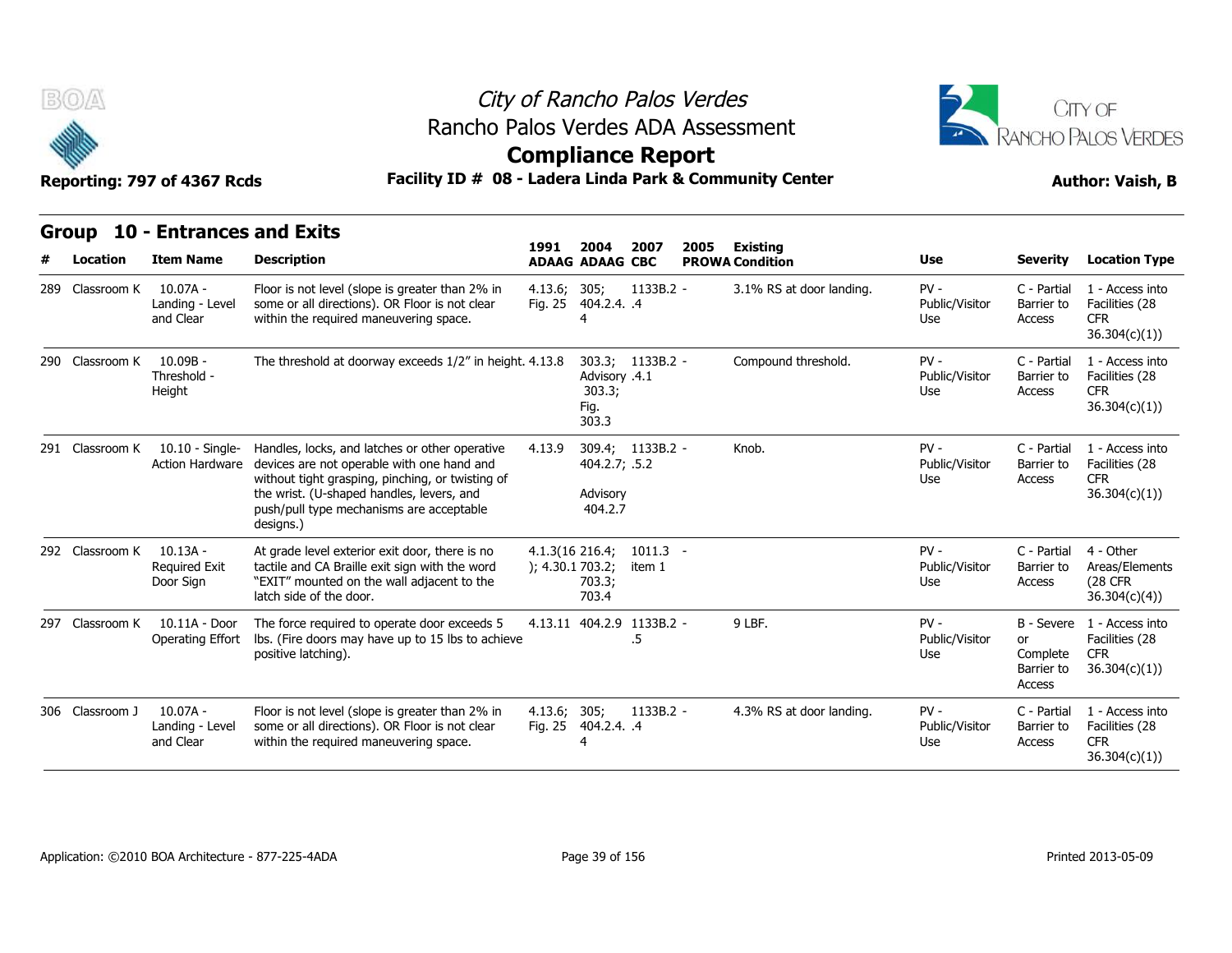# City of Rancho Palos Verdes
## Rancho Palos Verdes ADA Assessment
## Compliance Report

**Reporting: 797 of 4367 Rcds** | **Facility ID # 08 - Ladera Linda Park & Community Center** | **Author: Vaish, B**

### Group 10 - Entrances and Exits

| # | Location | Item Name | Description | 1991 ADAAG | 2004 ADAAG | 2007 CBC | 2005 PROWA | Existing Condition | Use | Severity | Location Type |
|---|---|---|---|---|---|---|---|---|---|---|---|
| 289 | Classroom K | 10.07A - Landing - Level and Clear | Floor is not level (slope is greater than 2% in some or all directions). OR Floor is not clear within the required maneuvering space. | 4.13.6; Fig. 25 | 305; 404.2.4.4 | 1133B.2.4 | - | 3.1% RS at door landing. | PV - Public/Visitor Use | C - Partial Barrier to Access | 1 - Access into Facilities (28 CFR 36.304(c)(1)) |
| 290 | Classroom K | 10.09B - Threshold - Height | The threshold at doorway exceeds 1/2" in height. | 4.13.8 | 303.3; Advisory 303.3; Fig. 303.3 | 1133B.2.4.1 | - | Compound threshold. | PV - Public/Visitor Use | C - Partial Barrier to Access | 1 - Access into Facilities (28 CFR 36.304(c)(1)) |
| 291 | Classroom K | 10.10 - Single-Action Hardware | Handles, locks, and latches or other operative devices are not operable with one hand and without tight grasping, pinching, or twisting of the wrist. (U-shaped handles, levers, and push/pull type mechanisms are acceptable designs.) | 4.13.9 | 309.4; 404.2.7; Advisory 404.2.7 | 1133B.2.5.2 | - | Knob. | PV - Public/Visitor Use | C - Partial Barrier to Access | 1 - Access into Facilities (28 CFR 36.304(c)(1)) |
| 292 | Classroom K | 10.13A - Required Exit Door Sign | At grade level exterior exit door, there is no tactile and CA Braille exit sign with the word "EXIT" mounted on the wall adjacent to the latch side of the door. | 4.1.3(16); 4.30.1 | 216.4; 703.2; 703.3; 703.4 | 1011.3 item 1 | - | | PV - Public/Visitor Use | C - Partial Barrier to Access | 4 - Other Areas/Elements (28 CFR 36.304(c)(4)) |
| 297 | Classroom K | 10.11A - Door Operating Effort | The force required to operate door exceeds 5 lbs. (Fire doors may have up to 15 lbs to achieve positive latching). | 4.13.11 | 404.2.9 | 1133B.2.5 | - | 9 LBF. | PV - Public/Visitor Use | B - Severe or Complete Barrier to Access | 1 - Access into Facilities (28 CFR 36.304(c)(1)) |
| 306 | Classroom J | 10.07A - Landing - Level and Clear | Floor is not level (slope is greater than 2% in some or all directions). OR Floor is not clear within the required maneuvering space. | 4.13.6; Fig. 25 | 305; 404.2.4.4 | 1133B.2.4 | - | 4.3% RS at door landing. | PV - Public/Visitor Use | C - Partial Barrier to Access | 1 - Access into Facilities (28 CFR 36.304(c)(1)) |

Application: ©2010 BOA Architecture - 877-225-4ADA | Printed 2013-05-09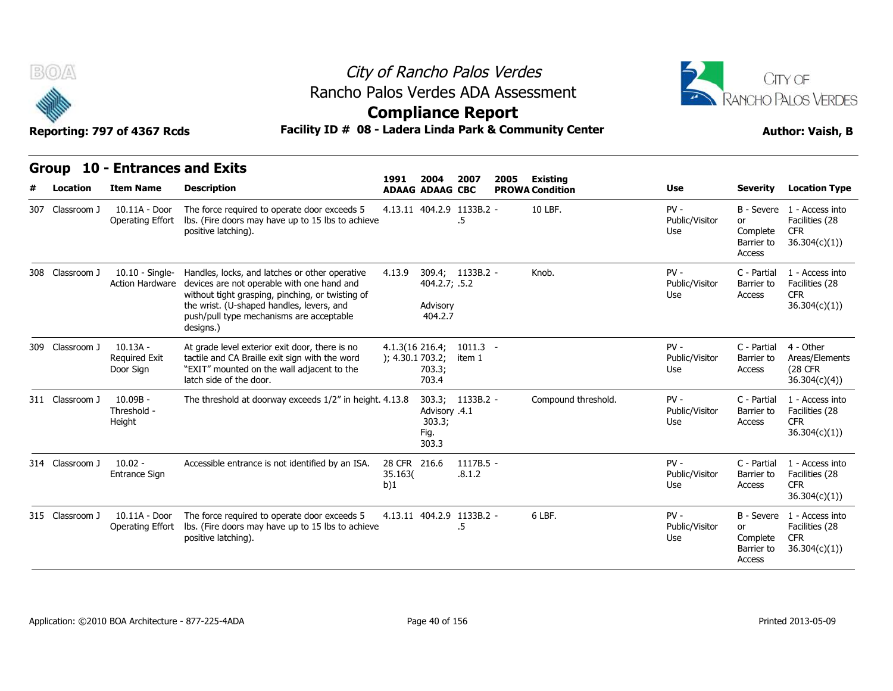# City of Rancho Palos Verdes
## Rancho Palos Verdes ADA Assessment
## Compliance Report

**Reporting: 797 of 4367 Rcds** — **Facility ID # 08 - Ladera Linda Park & Community Center** — **Author: Vaish, B**

## Group 10 - Entrances and Exits

| # | Location | Item Name | Description | 1991 ADAAG | 2004 ADAAG | 2007 CBC | 2005 PROWA | Existing Condition | Use | Severity | Location Type |
|---|---|---|---|---|---|---|---|---|---|---|---|
| 307 | Classroom J | 10.11A - Door Operating Effort | The force required to operate door exceeds 5 lbs. (Fire doors may have up to 15 lbs to achieve positive latching). | 4.13.11 | 404.2.9 | 1133B.2 .5 | - | 10 LBF. | PV - Public/Visitor Use | B - Severe or Complete Barrier to Access | 1 - Access into Facilities (28 CFR 36.304(c)(1)) |
| 308 | Classroom J | 10.10 - Single-Action Hardware | Handles, locks, and latches or other operative devices are not operable with one hand and without tight grasping, pinching, or twisting of the wrist. (U-shaped handles, levers, and push/pull type mechanisms are acceptable designs.) | 4.13.9 | 309.4; 404.2.7; Advisory 404.2.7 | 1133B.2 .5.2 | - | Knob. | PV - Public/Visitor Use | C - Partial Barrier to Access | 1 - Access into Facilities (28 CFR 36.304(c)(1)) |
| 309 | Classroom J | 10.13A - Required Exit Door Sign | At grade level exterior exit door, there is no tactile and CA Braille exit sign with the word "EXIT" mounted on the wall adjacent to the latch side of the door. | 4.1.3(16); 4.30.1 | 216.4; 703.2; 703.3; 703.4 | 1011.3 item 1 | - | | PV - Public/Visitor Use | C - Partial Barrier to Access | 4 - Other Areas/Elements (28 CFR 36.304(c)(4)) |
| 311 | Classroom J | 10.09B - Threshold - Height | The threshold at doorway exceeds 1/2" in height. | 4.13.8 | 303.3; Advisory 303.3; Fig. 303.3 | 1133B.2 .4.1 | - | Compound threshold. | PV - Public/Visitor Use | C - Partial Barrier to Access | 1 - Access into Facilities (28 CFR 36.304(c)(1)) |
| 314 | Classroom J | 10.02 - Entrance Sign | Accessible entrance is not identified by an ISA. | 28 CFR 35.163(b)1 | 216.6 | 1117B.5 .8.1.2 | - | | PV - Public/Visitor Use | C - Partial Barrier to Access | 1 - Access into Facilities (28 CFR 36.304(c)(1)) |
| 315 | Classroom J | 10.11A - Door Operating Effort | The force required to operate door exceeds 5 lbs. (Fire doors may have up to 15 lbs to achieve positive latching). | 4.13.11 | 404.2.9 | 1133B.2 .5 | - | 6 LBF. | PV - Public/Visitor Use | B - Severe or Complete Barrier to Access | 1 - Access into Facilities (28 CFR 36.304(c)(1)) |

Application: ©2010 BOA Architecture - 877-225-4ADA — Printed 2013-05-09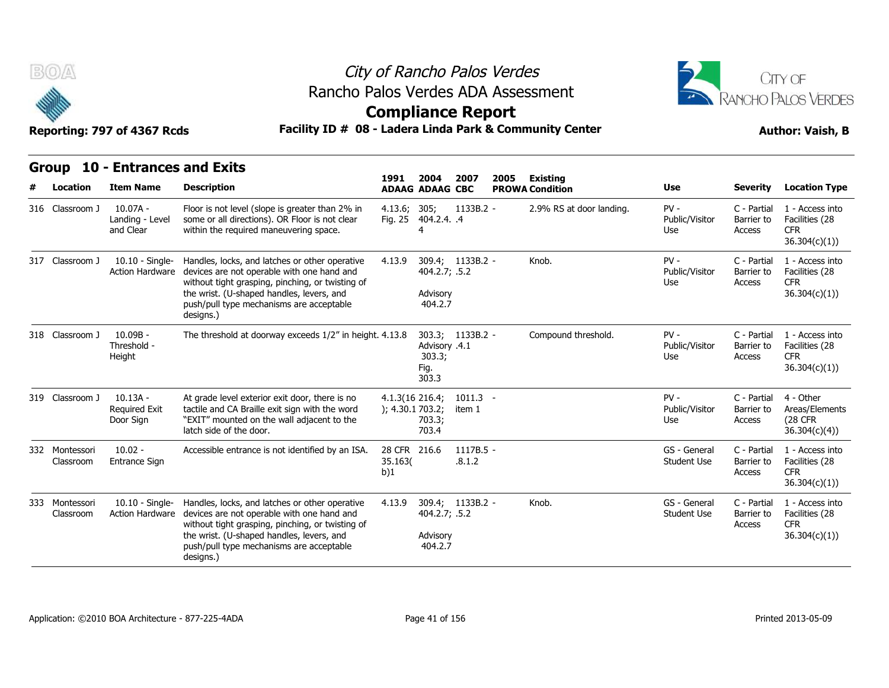# City of Rancho Palos Verdes

## Rancho Palos Verdes ADA Assessment

## Compliance Report

**Reporting: 797 of 4367 Rcds** **Facility ID # 08 - Ladera Linda Park & Community Center** **Author: Vaish, B**

### Group 10 - Entrances and Exits

| # | Location | Item Name | Description | 1991 ADAAG | 2004 ADAAG | 2007 CBC | 2005 PROWA | Existing Condition | Use | Severity | Location Type |
|---|---|---|---|---|---|---|---|---|---|---|---|
| 316 | Classroom J | 10.07A - Landing - Level and Clear | Floor is not level (slope is greater than 2% in some or all directions). OR Floor is not clear within the required maneuvering space. | 4.13.6; Fig. 25 | 305; 404.2.4.4 | 1133B.2.4 | - | 2.9% RS at door landing. | PV - Public/Visitor Use | C - Partial Barrier to Access | 1 - Access into Facilities (28 CFR 36.304(c)(1)) |
| 317 | Classroom J | 10.10 - Single-Action Hardware | Handles, locks, and latches or other operative devices are not operable with one hand and without tight grasping, pinching, or twisting of the wrist. (U-shaped handles, levers, and push/pull type mechanisms are acceptable designs.) | 4.13.9 | 309.4; 404.2.7; Advisory 404.2.7 | 1133B.2.5.2 | - | Knob. | PV - Public/Visitor Use | C - Partial Barrier to Access | 1 - Access into Facilities (28 CFR 36.304(c)(1)) |
| 318 | Classroom J | 10.09B - Threshold - Height | The threshold at doorway exceeds 1/2" in height. | 4.13.8 | 303.3; Advisory 303.3; Fig. 303.3 | 1133B.2.4.1 | - | Compound threshold. | PV - Public/Visitor Use | C - Partial Barrier to Access | 1 - Access into Facilities (28 CFR 36.304(c)(1)) |
| 319 | Classroom J | 10.13A - Required Exit Door Sign | At grade level exterior exit door, there is no tactile and CA Braille exit sign with the word "EXIT" mounted on the wall adjacent to the latch side of the door. | 4.1.3(16); 4.30.1 | 216.4; 703.2; 703.3; 703.4 | 1011.3 item 1 | - | | PV - Public/Visitor Use | C - Partial Barrier to Access | 4 - Other Areas/Elements (28 CFR 36.304(c)(4)) |
| 332 | Montessori Classroom | 10.02 - Entrance Sign | Accessible entrance is not identified by an ISA. | 28 CFR 35.163(b)1 | 216.6 | 1117B.5.8.1.2 | - | | GS - General Student Use | C - Partial Barrier to Access | 1 - Access into Facilities (28 CFR 36.304(c)(1)) |
| 333 | Montessori Classroom | 10.10 - Single-Action Hardware | Handles, locks, and latches or other operative devices are not operable with one hand and without tight grasping, pinching, or twisting of the wrist. (U-shaped handles, levers, and push/pull type mechanisms are acceptable designs.) | 4.13.9 | 309.4; 404.2.7; Advisory 404.2.7 | 1133B.2.5.2 | - | Knob. | GS - General Student Use | C - Partial Barrier to Access | 1 - Access into Facilities (28 CFR 36.304(c)(1)) |

Application: ©2010 BOA Architecture - 877-225-4ADA Printed 2013-05-09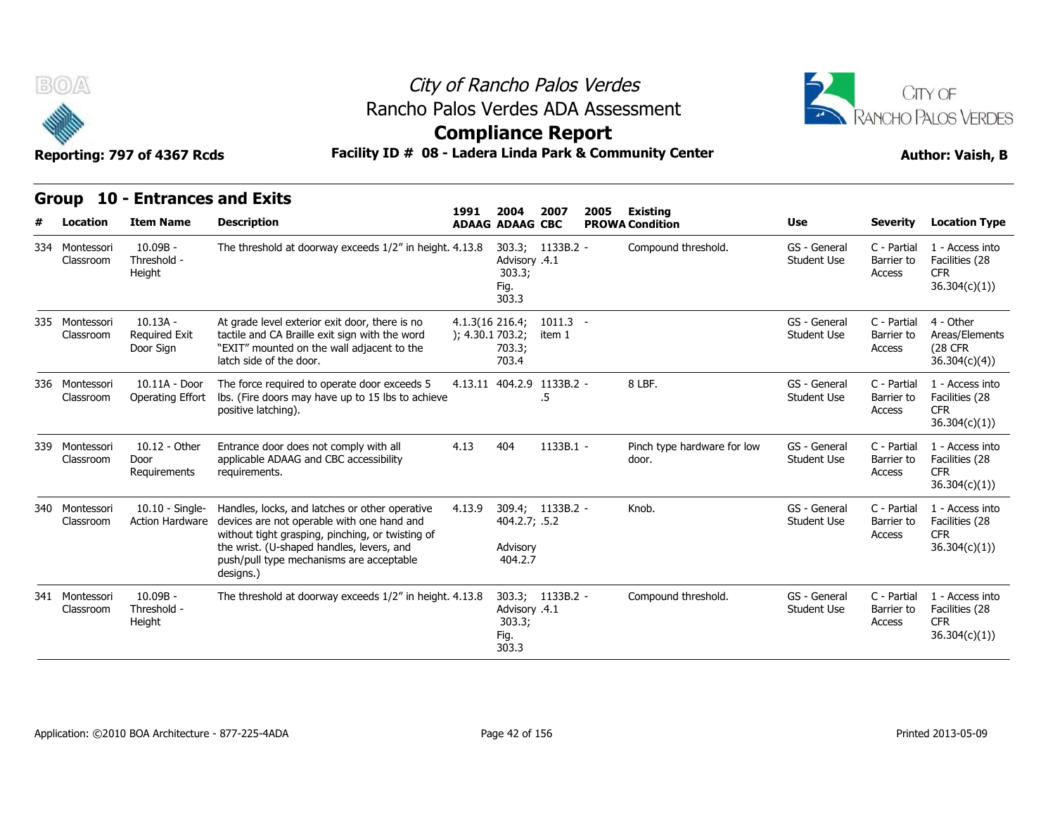City of Rancho Palos Verdes
Rancho Palos Verdes ADA Assessment
**Compliance Report**

**Reporting: 797 of 4367 Rcds** | **Facility ID # 08 - Ladera Linda Park & Community Center** | **Author: Vaish, B**

## Group 10 - Entrances and Exits

| # | Location | Item Name | Description | 1991 ADAAG | 2004 ADAAG | 2007 CBC | 2005 PROWA | Existing Condition | Use | Severity | Location Type |
|---|---|---|---|---|---|---|---|---|---|---|---|
| 334 | Montessori Classroom | 10.09B - Threshold - Height | The threshold at doorway exceeds 1/2" in height. | 4.13.8 | 303.3; Advisory 303.3; Fig. 303.3 | 1133B.2.4.1 | - | Compound threshold. | GS - General Student Use | C - Partial Barrier to Access | 1 - Access into Facilities (28 CFR 36.304(c)(1)) |
| 335 | Montessori Classroom | 10.13A - Required Exit Door Sign | At grade level exterior exit door, there is no tactile and CA Braille exit sign with the word "EXIT" mounted on the wall adjacent to the latch side of the door. | 4.1.3(16); 4.30.1 | 216.4; 703.2; 703.3; 703.4 | 1011.3 item 1 | - | | GS - General Student Use | C - Partial Barrier to Access | 4 - Other Areas/Elements (28 CFR 36.304(c)(4)) |
| 336 | Montessori Classroom | 10.11A - Door Operating Effort | The force required to operate door exceeds 5 lbs. (Fire doors may have up to 15 lbs to achieve positive latching). | 4.13.11 | 404.2.9 | 1133B.2.5 | - | 8 LBF. | GS - General Student Use | C - Partial Barrier to Access | 1 - Access into Facilities (28 CFR 36.304(c)(1)) |
| 339 | Montessori Classroom | 10.12 - Other Door Requirements | Entrance door does not comply with all applicable ADAAG and CBC accessibility requirements. | 4.13 | 404 | 1133B.1 | - | Pinch type hardware for low door. | GS - General Student Use | C - Partial Barrier to Access | 1 - Access into Facilities (28 CFR 36.304(c)(1)) |
| 340 | Montessori Classroom | 10.10 - Single-Action Hardware | Handles, locks, and latches or other operative devices are not operable with one hand and without tight grasping, pinching, or twisting of the wrist. (U-shaped handles, levers, and push/pull type mechanisms are acceptable designs.) | 4.13.9 | 309.4; 404.2.7; Advisory 404.2.7 | 1133B.2.5.2 | - | Knob. | GS - General Student Use | C - Partial Barrier to Access | 1 - Access into Facilities (28 CFR 36.304(c)(1)) |
| 341 | Montessori Classroom | 10.09B - Threshold - Height | The threshold at doorway exceeds 1/2" in height. | 4.13.8 | 303.3; Advisory 303.3; Fig. 303.3 | 1133B.2.4.1 | - | Compound threshold. | GS - General Student Use | C - Partial Barrier to Access | 1 - Access into Facilities (28 CFR 36.304(c)(1)) |

Application: ©2010 BOA Architecture - 877-225-4ADA | Printed 2013-05-09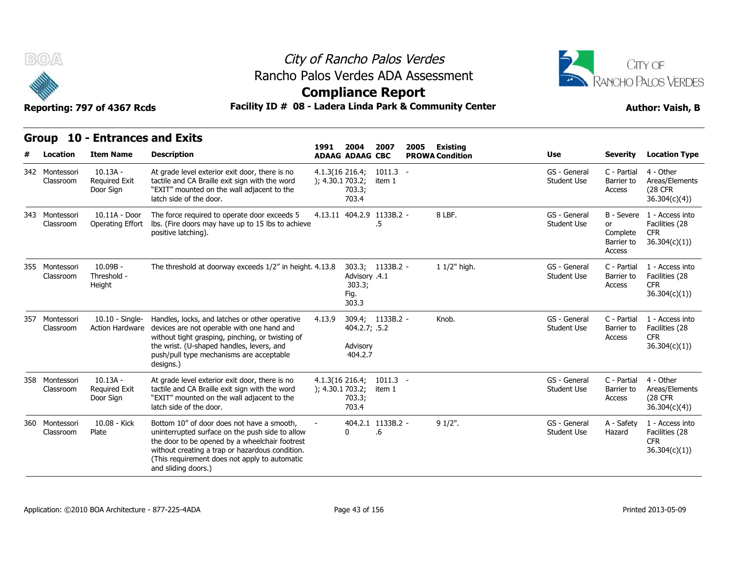# City of Rancho Palos Verdes
## Rancho Palos Verdes ADA Assessment
## Compliance Report

**Reporting: 797 of 4367 Rcds** **Facility ID # 08 - Ladera Linda Park & Community Center** **Author: Vaish, B**

### Group 10 - Entrances and Exits

| # | Location | Item Name | Description | 1991 ADAAG | 2004 ADAAG | 2007 CBC | 2005 PROWA | Existing Condition | Use | Severity | Location Type |
|---|---|---|---|---|---|---|---|---|---|---|---|
| 342 | Montessori Classroom | 10.13A - Required Exit Door Sign | At grade level exterior exit door, there is no tactile and CA Braille exit sign with the word "EXIT" mounted on the wall adjacent to the latch side of the door. | 4.1.3(16); 4.30.1 | 216.4; 703.2; 703.3; 703.4 | 1011.3 item 1 | - | | GS - General Student Use | C - Partial Barrier to Access | 4 - Other Areas/Elements (28 CFR 36.304(c)(4)) |
| 343 | Montessori Classroom | 10.11A - Door Operating Effort | The force required to operate door exceeds 5 lbs. (Fire doors may have up to 15 lbs to achieve positive latching). | 4.13.11 | 404.2.9 | 1133B.2.5 | - | 8 LBF. | GS - General Student Use | B - Severe or Complete Barrier to Access | 1 - Access into Facilities (28 CFR 36.304(c)(1)) |
| 355 | Montessori Classroom | 10.09B - Threshold - Height | The threshold at doorway exceeds 1/2" in height. | 4.13.8 | 303.3; Advisory 303.3; Fig. 303.3 | 1133B.2.4.1 | - | 1 1/2" high. | GS - General Student Use | C - Partial Barrier to Access | 1 - Access into Facilities (28 CFR 36.304(c)(1)) |
| 357 | Montessori Classroom | 10.10 - Single-Action Hardware | Handles, locks, and latches or other operative devices are not operable with one hand and without tight grasping, pinching, or twisting of the wrist. (U-shaped handles, levers, and push/pull type mechanisms are acceptable designs.) | 4.13.9 | 309.4; 404.2.7; Advisory 404.2.7 | 1133B.2.5.2 | - | Knob. | GS - General Student Use | C - Partial Barrier to Access | 1 - Access into Facilities (28 CFR 36.304(c)(1)) |
| 358 | Montessori Classroom | 10.13A - Required Exit Door Sign | At grade level exterior exit door, there is no tactile and CA Braille exit sign with the word "EXIT" mounted on the wall adjacent to the latch side of the door. | 4.1.3(16); 4.30.1 | 216.4; 703.2; 703.3; 703.4 | 1011.3 item 1 | - | | GS - General Student Use | C - Partial Barrier to Access | 4 - Other Areas/Elements (28 CFR 36.304(c)(4)) |
| 360 | Montessori Classroom | 10.08 - Kick Plate | Bottom 10" of door does not have a smooth, uninterrupted surface on the push side to allow the door to be opened by a wheelchair footrest without creating a trap or hazardous condition. (This requirement does not apply to automatic and sliding doors.) | - | 404.2.10 | 1133B.2.6 | - | 9 1/2". | GS - General Student Use | A - Safety Hazard | 1 - Access into Facilities (28 CFR 36.304(c)(1)) |

Application: ©2010 BOA Architecture - 877-225-4ADA Printed 2013-05-09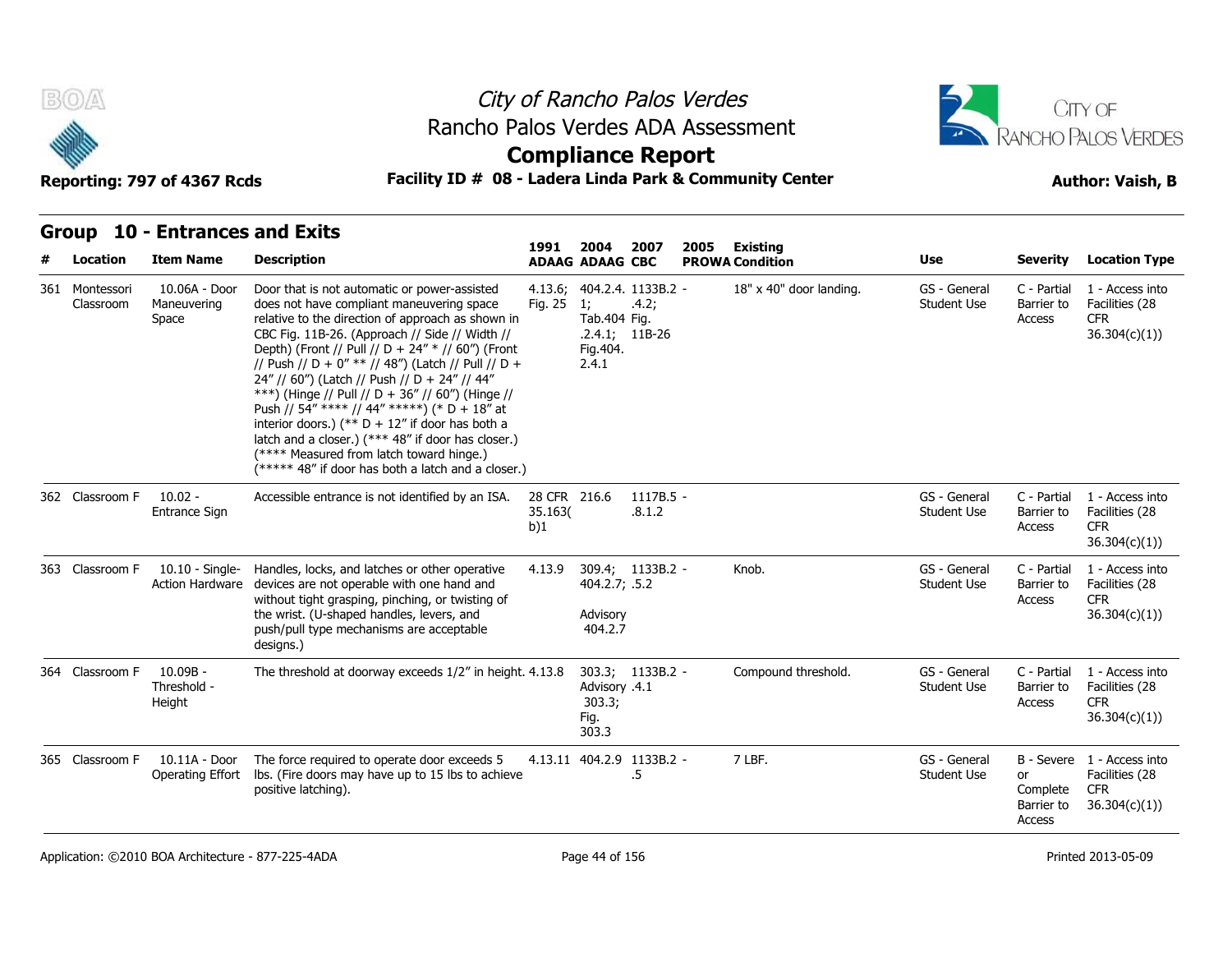# City of Rancho Palos Verdes
## Rancho Palos Verdes ADA Assessment
## Compliance Report

**Reporting: 797 of 4367 Rcds** | **Facility ID # 08 - Ladera Linda Park & Community Center** | **Author: Vaish, B**

## Group 10 - Entrances and Exits

| # | Location | Item Name | Description | 1991 ADAAG | 2004 ADAAG | 2007 CBC | 2005 PROWA | Existing Condition | Use | Severity | Location Type |
|---|---|---|---|---|---|---|---|---|---|---|---|
| 361 | Montessori Classroom | 10.06A - Door Maneuvering Space | Door that is not automatic or power-assisted does not have compliant maneuvering space relative to the direction of approach as shown in CBC Fig. 11B-26. (Approach // Side // Width // Depth) (Front // Pull // D + 24" * // 60") (Front // Push // D + 0" ** // 48") (Latch // Pull // D + 24" // 60") (Latch // Push // D + 24" // 44" ***) (Hinge // Pull // D + 36" // 60") (Hinge // Push // 54" **** // 44" *****) (* D + 18" at interior doors.) (** D + 12" if door has both a latch and a closer.) (*** 48" if door has closer.) (**** Measured from latch toward hinge.) (***** 48" if door has both a latch and a closer.) | 4.13.6; Fig. 25 | 404.2.4.1; Tab.404.2.4.1; Fig.404.2.4.1 | 1133B.2.4.2; Fig. 11B-26 | | 18" x 40" door landing. | GS - General Student Use | C - Partial Barrier to Access | 1 - Access into Facilities (28 CFR 36.304(c)(1)) |
| 362 | Classroom F | 10.02 - Entrance Sign | Accessible entrance is not identified by an ISA. | 28 CFR 35.163(b)1 | 216.6 | 1117B.5.8.1.2 | | | GS - General Student Use | C - Partial Barrier to Access | 1 - Access into Facilities (28 CFR 36.304(c)(1)) |
| 363 | Classroom F | 10.10 - Single-Action Hardware | Handles, locks, and latches or other operative devices are not operable with one hand and without tight grasping, pinching, or twisting of the wrist. (U-shaped handles, levers, and push/pull type mechanisms are acceptable designs.) | 4.13.9 | 309.4; 404.2.7; Advisory 404.2.7 | 1133B.2.5.2 | | Knob. | GS - General Student Use | C - Partial Barrier to Access | 1 - Access into Facilities (28 CFR 36.304(c)(1)) |
| 364 | Classroom F | 10.09B - Threshold - Height | The threshold at doorway exceeds 1/2" in height. | 4.13.8 | 303.3; Advisory 303.3; Fig. 303.3 | 1133B.2.4.1 | | Compound threshold. | GS - General Student Use | C - Partial Barrier to Access | 1 - Access into Facilities (28 CFR 36.304(c)(1)) |
| 365 | Classroom F | 10.11A - Door Operating Effort | The force required to operate door exceeds 5 lbs. (Fire doors may have up to 15 lbs to achieve positive latching). | 4.13.11 | 404.2.9 | 1133B.2.5 | | 7 LBF. | GS - General Student Use | B - Severe or Complete Barrier to Access | 1 - Access into Facilities (28 CFR 36.304(c)(1)) |

Application: ©2010 BOA Architecture - 877-225-4ADA | Printed 2013-05-09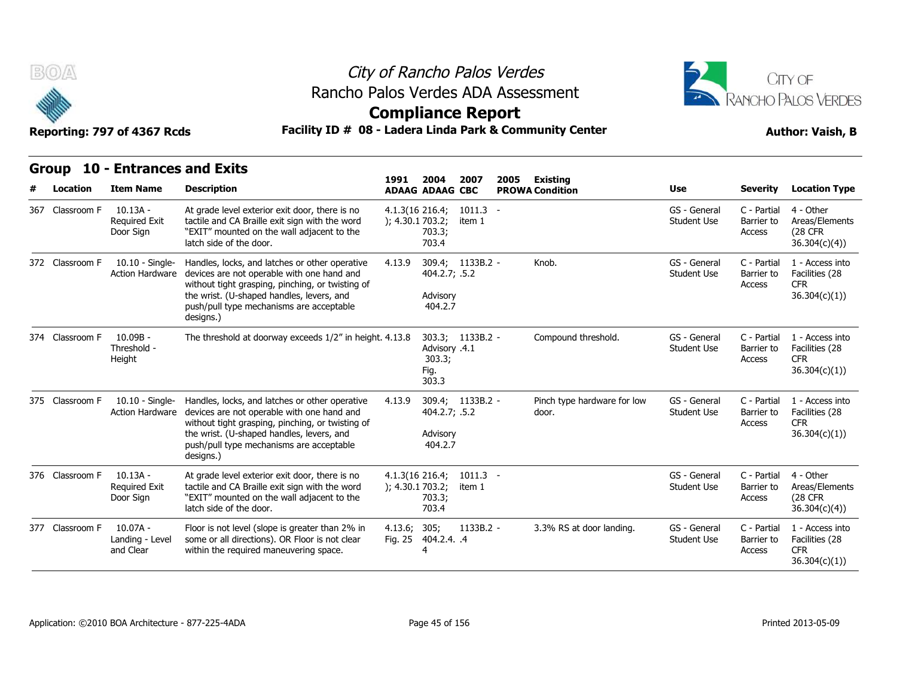# City of Rancho Palos Verdes
## Rancho Palos Verdes ADA Assessment
## Compliance Report

**Reporting: 797 of 4367 Rcds** | **Facility ID # 08 - Ladera Linda Park & Community Center** | **Author: Vaish, B**

### Group 10 - Entrances and Exits

| # | Location | Item Name | Description | 1991 ADAAG | 2004 ADAAG | 2007 CBC | 2005 PROWA | Existing Condition | Use | Severity | Location Type |
|---|---|---|---|---|---|---|---|---|---|---|---|
| 367 | Classroom F | 10.13A - Required Exit Door Sign | At grade level exterior exit door, there is no tactile and CA Braille exit sign with the word "EXIT" mounted on the wall adjacent to the latch side of the door. | 4.1.3(16); 4.30.1 | 216.4; 703.2; 703.3; 703.4 | 1011.3 item 1 | - | | GS - General Student Use | C - Partial Barrier to Access | 4 - Other Areas/Elements (28 CFR 36.304(c)(4)) |
| 372 | Classroom F | 10.10 - Single-Action Hardware | Handles, locks, and latches or other operative devices are not operable with one hand and without tight grasping, pinching, or twisting of the wrist. (U-shaped handles, levers, and push/pull type mechanisms are acceptable designs.) | 4.13.9 | 309.4; 404.2.7; Advisory 404.2.7 | 1133B.2.5.2 | - | Knob. | GS - General Student Use | C - Partial Barrier to Access | 1 - Access into Facilities (28 CFR 36.304(c)(1)) |
| 374 | Classroom F | 10.09B - Threshold - Height | The threshold at doorway exceeds 1/2" in height. | 4.13.8 | 303.3; Advisory 303.3; Fig. 303.3 | 1133B.2.4.1 | - | Compound threshold. | GS - General Student Use | C - Partial Barrier to Access | 1 - Access into Facilities (28 CFR 36.304(c)(1)) |
| 375 | Classroom F | 10.10 - Single-Action Hardware | Handles, locks, and latches or other operative devices are not operable with one hand and without tight grasping, pinching, or twisting of the wrist. (U-shaped handles, levers, and push/pull type mechanisms are acceptable designs.) | 4.13.9 | 309.4; 404.2.7; Advisory 404.2.7 | 1133B.2.5.2 | - | Pinch type hardware for low door. | GS - General Student Use | C - Partial Barrier to Access | 1 - Access into Facilities (28 CFR 36.304(c)(1)) |
| 376 | Classroom F | 10.13A - Required Exit Door Sign | At grade level exterior exit door, there is no tactile and CA Braille exit sign with the word "EXIT" mounted on the wall adjacent to the latch side of the door. | 4.1.3(16); 4.30.1 | 216.4; 703.2; 703.3; 703.4 | 1011.3 item 1 | - | | GS - General Student Use | C - Partial Barrier to Access | 4 - Other Areas/Elements (28 CFR 36.304(c)(4)) |
| 377 | Classroom F | 10.07A - Landing - Level and Clear | Floor is not level (slope is greater than 2% in some or all directions). OR Floor is not clear within the required maneuvering space. | 4.13.6; Fig. 25 | 305; 404.2.4.4 | 1133B.2.4 | - | 3.3% RS at door landing. | GS - General Student Use | C - Partial Barrier to Access | 1 - Access into Facilities (28 CFR 36.304(c)(1)) |

Application: ©2010 BOA Architecture - 877-225-4ADA | Printed 2013-05-09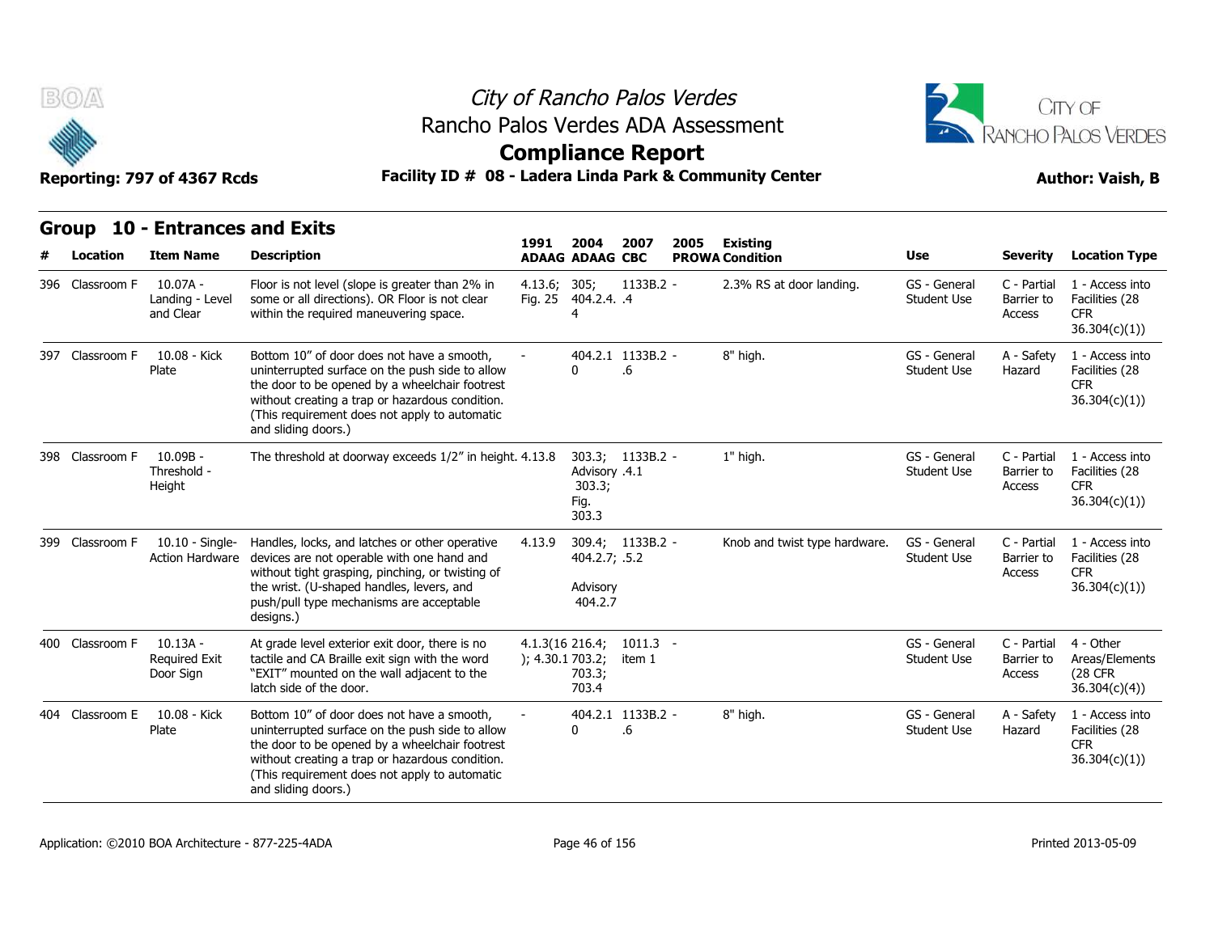# City of Rancho Palos Verdes
## Rancho Palos Verdes ADA Assessment
## Compliance Report

**Reporting: 797 of 4367 Rcds** | **Facility ID # 08 - Ladera Linda Park & Community Center** | **Author: Vaish, B**

### Group 10 - Entrances and Exits

| # | Location | Item Name | Description | 1991 ADAAG | 2004 ADAAG | 2007 CBC | 2005 PROWA | Existing Condition | Use | Severity | Location Type |
|---|---|---|---|---|---|---|---|---|---|---|---|
| 396 | Classroom F | 10.07A - Landing - Level and Clear | Floor is not level (slope is greater than 2% in some or all directions). OR Floor is not clear within the required maneuvering space. | 4.13.6; Fig. 25 | 305; 404.2.4.4 | 1133B.2.4 | - | 2.3% RS at door landing. | GS - General Student Use | C - Partial Barrier to Access | 1 - Access into Facilities (28 CFR 36.304(c)(1)) |
| 397 | Classroom F | 10.08 - Kick Plate | Bottom 10" of door does not have a smooth, uninterrupted surface on the push side to allow the door to be opened by a wheelchair footrest without creating a trap or hazardous condition. (This requirement does not apply to automatic and sliding doors.) | - | 404.2.10 | 1133B.2.6 | - | 8" high. | GS - General Student Use | A - Safety Hazard | 1 - Access into Facilities (28 CFR 36.304(c)(1)) |
| 398 | Classroom F | 10.09B - Threshold - Height | The threshold at doorway exceeds 1/2" in height. | 4.13.8 | 303.3; Advisory 303.3; Fig. 303.3 | 1133B.2.4.1 | - | 1" high. | GS - General Student Use | C - Partial Barrier to Access | 1 - Access into Facilities (28 CFR 36.304(c)(1)) |
| 399 | Classroom F | 10.10 - Single-Action Hardware | Handles, locks, and latches or other operative devices are not operable with one hand and without tight grasping, pinching, or twisting of the wrist. (U-shaped handles, levers, and push/pull type mechanisms are acceptable designs.) | 4.13.9 | 309.4; 404.2.7; Advisory 404.2.7 | 1133B.2.5.2 | - | Knob and twist type hardware. | GS - General Student Use | C - Partial Barrier to Access | 1 - Access into Facilities (28 CFR 36.304(c)(1)) |
| 400 | Classroom F | 10.13A - Required Exit Door Sign | At grade level exterior exit door, there is no tactile and CA Braille exit sign with the word "EXIT" mounted on the wall adjacent to the latch side of the door. | 4.1.3(16); 4.30.1 | 216.4; 703.2; 703.3; 703.4 | 1011.3 item 1 | - | | GS - General Student Use | C - Partial Barrier to Access | 4 - Other Areas/Elements (28 CFR 36.304(c)(4)) |
| 404 | Classroom E | 10.08 - Kick Plate | Bottom 10" of door does not have a smooth, uninterrupted surface on the push side to allow the door to be opened by a wheelchair footrest without creating a trap or hazardous condition. (This requirement does not apply to automatic and sliding doors.) | - | 404.2.10 | 1133B.2.6 | - | 8" high. | GS - General Student Use | A - Safety Hazard | 1 - Access into Facilities (28 CFR 36.304(c)(1)) |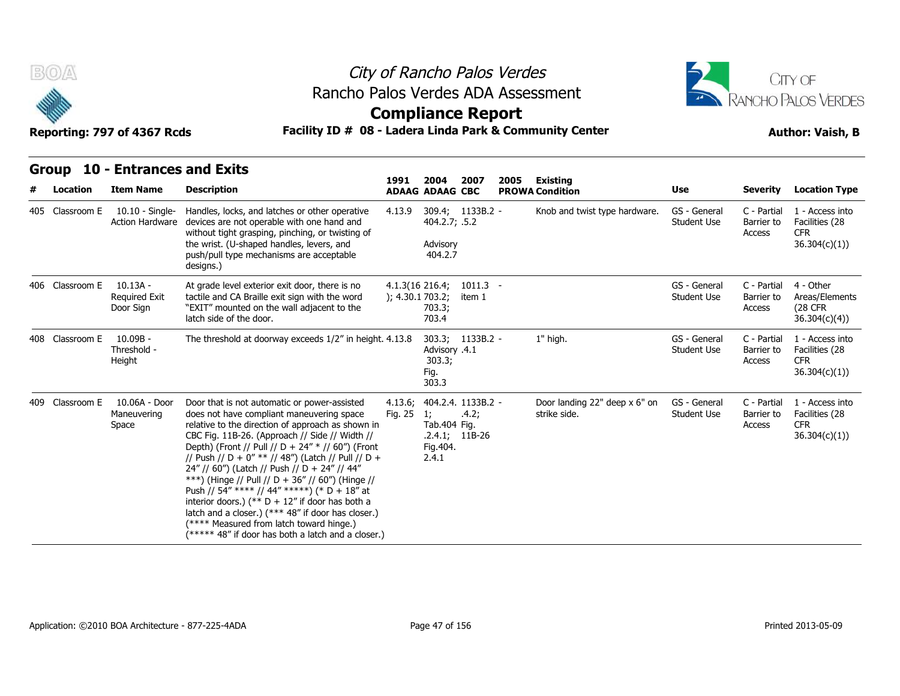# City of Rancho Palos Verdes
## Rancho Palos Verdes ADA Assessment
## Compliance Report

**Reporting: 797 of 4367 Rcds** — **Facility ID # 08 - Ladera Linda Park & Community Center** — **Author: Vaish, B**

### Group 10 - Entrances and Exits

| # | Location | Item Name | Description | 1991 ADAAG | 2004 ADAAG | 2007 CBC | 2005 PROWA | Existing Condition | Use | Severity | Location Type |
|---|---|---|---|---|---|---|---|---|---|---|---|
| 405 | Classroom E | 10.10 - Single-Action Hardware | Handles, locks, and latches or other operative devices are not operable with one hand and without tight grasping, pinching, or twisting of the wrist. (U-shaped handles, levers, and push/pull type mechanisms are acceptable designs.) | 4.13.9 | 309.4; 404.2.7; Advisory 404.2.7 | 1133B.2.5.2 | - | Knob and twist type hardware. | GS - General Student Use | C - Partial Barrier to Access | 1 - Access into Facilities (28 CFR 36.304(c)(1)) |
| 406 | Classroom E | 10.13A - Required Exit Door Sign | At grade level exterior exit door, there is no tactile and CA Braille exit sign with the word "EXIT" mounted on the wall adjacent to the latch side of the door. | 4.1.3(16); 4.30.1 | 216.4; 703.2; 703.3; 703.4 | 1011.3 item 1 | - | | GS - General Student Use | C - Partial Barrier to Access | 4 - Other Areas/Elements (28 CFR 36.304(c)(4)) |
| 408 | Classroom E | 10.09B - Threshold - Height | The threshold at doorway exceeds 1/2" in height. | 4.13.8 | 303.3; Advisory 303.3; Fig. 303.3 | 1133B.2.4.1 | - | 1" high. | GS - General Student Use | C - Partial Barrier to Access | 1 - Access into Facilities (28 CFR 36.304(c)(1)) |
| 409 | Classroom E | 10.06A - Door Maneuvering Space | Door that is not automatic or power-assisted does not have compliant maneuvering space relative to the direction of approach as shown in CBC Fig. 11B-26. (Approach // Side // Width // Depth) (Front // Pull // D + 24" * // 60") (Front // Push // D + 0" ** // 48") (Latch // Pull // D + 24" // 60") (Latch // Push // D + 24" // 44" ***) (Hinge // Pull // D + 36" // 60") (Hinge // Push // 54" **** // 44" *****) (* D + 18" at interior doors.) (** D + 12" if door has both a latch and a closer.) (*** 48" if door has closer.) (**** Measured from latch toward hinge.) (***** 48" if door has both a latch and a closer.) | 4.13.6; Fig. 25 | 404.2.4.1; Tab.404.2.4.1; Fig.404.2.4.1 | 1133B.2.4.2; Fig. 11B-26 | - | Door landing 22" deep x 6" on strike side. | GS - General Student Use | C - Partial Barrier to Access | 1 - Access into Facilities (28 CFR 36.304(c)(1)) |

Application: ©2010 BOA Architecture - 877-225-4ADA — Printed 2013-05-09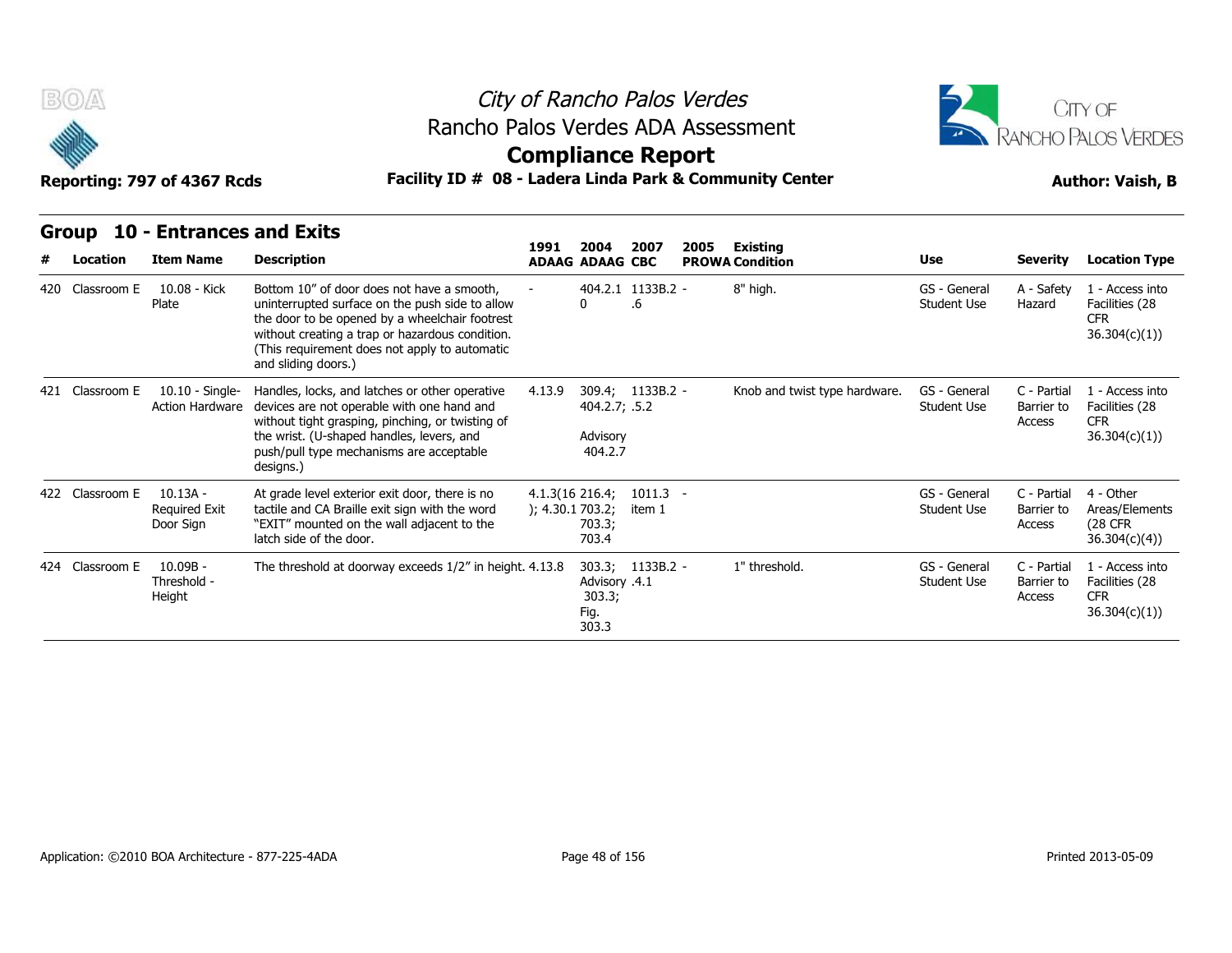# City of Rancho Palos Verdes

## Rancho Palos Verdes ADA Assessment

## Compliance Report

**Reporting: 797 of 4367 Rcds** | **Facility ID # 08 - Ladera Linda Park & Community Center** | **Author: Vaish, B**

### Group 10 - Entrances and Exits

| # | Location | Item Name | Description | 1991 ADAAG | 2004 ADAAG | 2007 CBC | 2005 PROWA | Existing Condition | Use | Severity | Location Type |
|---|---|---|---|---|---|---|---|---|---|---|---|
| 420 | Classroom E | 10.08 - Kick Plate | Bottom 10" of door does not have a smooth, uninterrupted surface on the push side to allow the door to be opened by a wheelchair footrest without creating a trap or hazardous condition. (This requirement does not apply to automatic and sliding doors.) | - | 404.2.10 | 1133B.2.6 | - | 8" high. | GS - General Student Use | A - Safety Hazard | 1 - Access into Facilities (28 CFR 36.304(c)(1)) |
| 421 | Classroom E | 10.10 - Single-Action Hardware | Handles, locks, and latches or other operative devices are not operable with one hand and without tight grasping, pinching, or twisting of the wrist. (U-shaped handles, levers, and push/pull type mechanisms are acceptable designs.) | 4.13.9 | 309.4; 404.2.7; Advisory 404.2.7 | 1133B.2.5.2 | - | Knob and twist type hardware. | GS - General Student Use | C - Partial Barrier to Access | 1 - Access into Facilities (28 CFR 36.304(c)(1)) |
| 422 | Classroom E | 10.13A - Required Exit Door Sign | At grade level exterior exit door, there is no tactile and CA Braille exit sign with the word "EXIT" mounted on the wall adjacent to the latch side of the door. | 4.1.3(16); 4.30.1 | 216.4; 703.2; 703.3; 703.4 | 1011.3 item 1 | - | | GS - General Student Use | C - Partial Barrier to Access | 4 - Other Areas/Elements (28 CFR 36.304(c)(4)) |
| 424 | Classroom E | 10.09B - Threshold - Height | The threshold at doorway exceeds 1/2" in height. | 4.13.8 | 303.3; Advisory 303.3; Fig. 303.3 | 1133B.2.4.1 | - | 1" threshold. | GS - General Student Use | C - Partial Barrier to Access | 1 - Access into Facilities (28 CFR 36.304(c)(1)) |

Application: ©2010 BOA Architecture - 877-225-4ADA | Printed 2013-05-09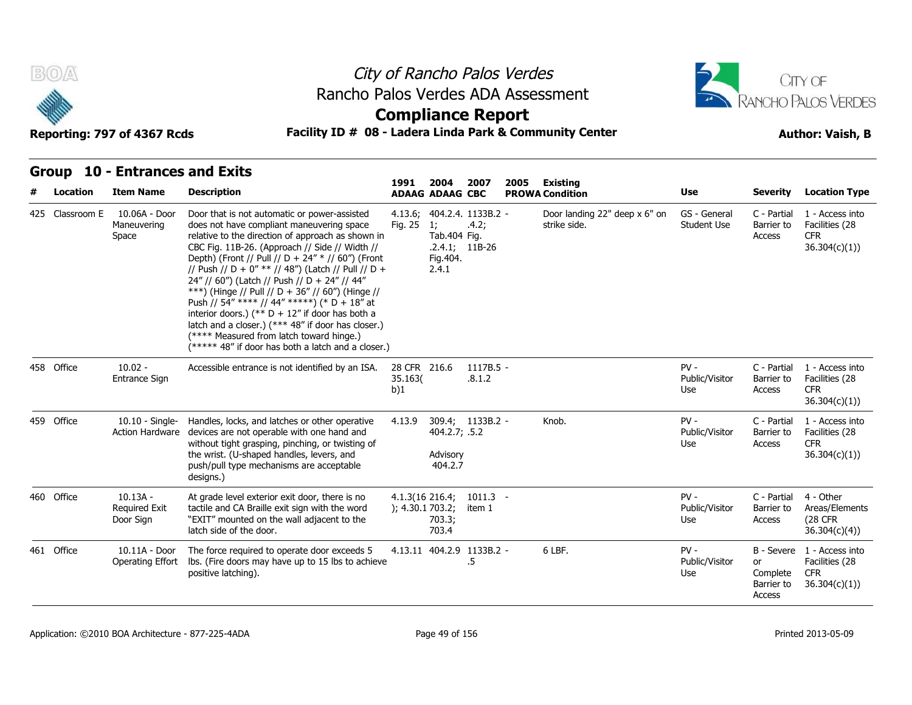# City of Rancho Palos Verdes
## Rancho Palos Verdes ADA Assessment
## Compliance Report

**Reporting: 797 of 4367 Rcds** | **Facility ID # 08 - Ladera Linda Park & Community Center** | **Author: Vaish, B**

### Group 10 - Entrances and Exits

| # | Location | Item Name | Description | 1991 ADAAG | 2004 ADAAG | 2007 CBC | 2005 PROWA | Existing Condition | Use | Severity | Location Type |
|---|---|---|---|---|---|---|---|---|---|---|---|
| 425 | Classroom E | 10.06A - Door Maneuvering Space | Door that is not automatic or power-assisted does not have compliant maneuvering space relative to the direction of approach as shown in CBC Fig. 11B-26. (Approach // Side // Width // Depth) (Front // Pull // D + 24" * // 60") (Front // Push // D + 0" ** // 48") (Latch // Pull // D + 24" // 60") (Latch // Push // D + 24" // 44" ***) (Hinge // Pull // D + 36" // 60") (Hinge // Push // 54" **** // 44" *****) (* D + 18" at interior doors.) (** D + 12" if door has both a latch and a closer.) (*** 48" if door has closer.) (**** Measured from latch toward hinge.) (***** 48" if door has both a latch and a closer.) | 4.13.6; Fig. 25 | 404.2.4.1; Tab.404.2.4.1; Fig.404.2.4.1 | 1133B.2.4.2; Fig. 11B-26 | - | Door landing 22" deep x 6" on strike side. | GS - General Student Use | C - Partial Barrier to Access | 1 - Access into Facilities (28 CFR 36.304(c)(1)) |
| 458 | Office | 10.02 - Entrance Sign | Accessible entrance is not identified by an ISA. | 28 CFR 35.163(b)1 | 216.6 | 1117B.5.8.1.2 | - | | PV - Public/Visitor Use | C - Partial Barrier to Access | 1 - Access into Facilities (28 CFR 36.304(c)(1)) |
| 459 | Office | 10.10 - Single-Action Hardware | Handles, locks, and latches or other operative devices are not operable with one hand and without tight grasping, pinching, or twisting of the wrist. (U-shaped handles, levers, and push/pull type mechanisms are acceptable designs.) | 4.13.9 | 309.4; 404.2.7; Advisory 404.2.7 | 1133B.2.5.2 | - | Knob. | PV - Public/Visitor Use | C - Partial Barrier to Access | 1 - Access into Facilities (28 CFR 36.304(c)(1)) |
| 460 | Office | 10.13A - Required Exit Door Sign | At grade level exterior exit door, there is no tactile and CA Braille exit sign with the word "EXIT" mounted on the wall adjacent to the latch side of the door. | 4.1.3(16); 4.30.1 | 216.4; 703.2; 703.3; 703.4 | 1011.3 item 1 | - | | PV - Public/Visitor Use | C - Partial Barrier to Access | 4 - Other Areas/Elements (28 CFR 36.304(c)(4)) |
| 461 | Office | 10.11A - Door Operating Effort | The force required to operate door exceeds 5 lbs. (Fire doors may have up to 15 lbs to achieve positive latching). | 4.13.11 | 404.2.9 | 1133B.2.5 | - | 6 LBF. | PV - Public/Visitor Use | B - Severe or Complete Barrier to Access | 1 - Access into Facilities (28 CFR 36.304(c)(1)) |

Application: ©2010 BOA Architecture - 877-225-4ADA | Printed 2013-05-09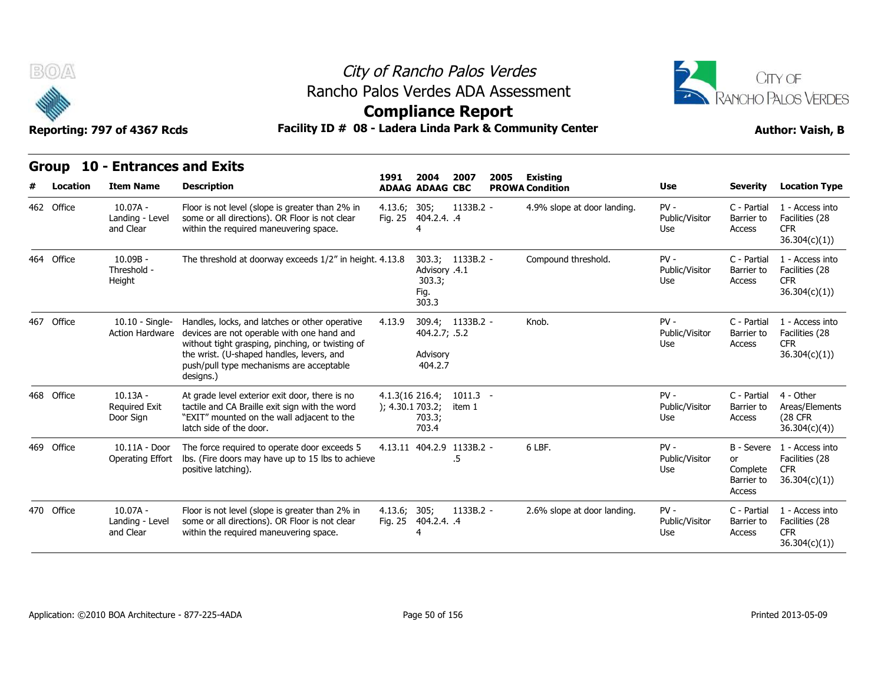# City of Rancho Palos Verdes
## Rancho Palos Verdes ADA Assessment
## Compliance Report

**Reporting: 797 of 4367 Rcds** | **Facility ID # 08 - Ladera Linda Park & Community Center** | **Author: Vaish, B**

### Group 10 - Entrances and Exits

| # | Location | Item Name | Description | 1991 ADAAG | 2004 ADAAG | 2007 CBC | 2005 PROWA | Existing Condition | Use | Severity | Location Type |
|---|---|---|---|---|---|---|---|---|---|---|---|
| 462 | Office | 10.07A - Landing - Level and Clear | Floor is not level (slope is greater than 2% in some or all directions). OR Floor is not clear within the required maneuvering space. | 4.13.6; Fig. 25 | 305; 404.2.4.4 | 1133B.2.4 | - | 4.9% slope at door landing. | PV - Public/Visitor Use | C - Partial Barrier to Access | 1 - Access into Facilities (28 CFR 36.304(c)(1)) |
| 464 | Office | 10.09B - Threshold - Height | The threshold at doorway exceeds 1/2" in height. | 4.13.8 | 303.3; Advisory 303.3; Fig. 303.3 | 1133B.2.4.1 | - | Compound threshold. | PV - Public/Visitor Use | C - Partial Barrier to Access | 1 - Access into Facilities (28 CFR 36.304(c)(1)) |
| 467 | Office | 10.10 - Single-Action Hardware | Handles, locks, and latches or other operative devices are not operable with one hand and without tight grasping, pinching, or twisting of the wrist. (U-shaped handles, levers, and push/pull type mechanisms are acceptable designs.) | 4.13.9 | 309.4; 404.2.7; Advisory 404.2.7 | 1133B.2.5.2 | - | Knob. | PV - Public/Visitor Use | C - Partial Barrier to Access | 1 - Access into Facilities (28 CFR 36.304(c)(1)) |
| 468 | Office | 10.13A - Required Exit Door Sign | At grade level exterior exit door, there is no tactile and CA Braille exit sign with the word "EXIT" mounted on the wall adjacent to the latch side of the door. | 4.1.3(16); 4.30.1 | 216.4; 703.2; 703.3; 703.4 | 1011.3 item 1 | - | | PV - Public/Visitor Use | C - Partial Barrier to Access | 4 - Other Areas/Elements (28 CFR 36.304(c)(4)) |
| 469 | Office | 10.11A - Door Operating Effort | The force required to operate door exceeds 5 lbs. (Fire doors may have up to 15 lbs to achieve positive latching). | 4.13.11 | 404.2.9 | 1133B.2.5 | - | 6 LBF. | PV - Public/Visitor Use | B - Severe or Complete Barrier to Access | 1 - Access into Facilities (28 CFR 36.304(c)(1)) |
| 470 | Office | 10.07A - Landing - Level and Clear | Floor is not level (slope is greater than 2% in some or all directions). OR Floor is not clear within the required maneuvering space. | 4.13.6; Fig. 25 | 305; 404.2.4.4 | 1133B.2.4 | - | 2.6% slope at door landing. | PV - Public/Visitor Use | C - Partial Barrier to Access | 1 - Access into Facilities (28 CFR 36.304(c)(1)) |

Application: ©2010 BOA Architecture - 877-225-4ADA | Printed 2013-05-09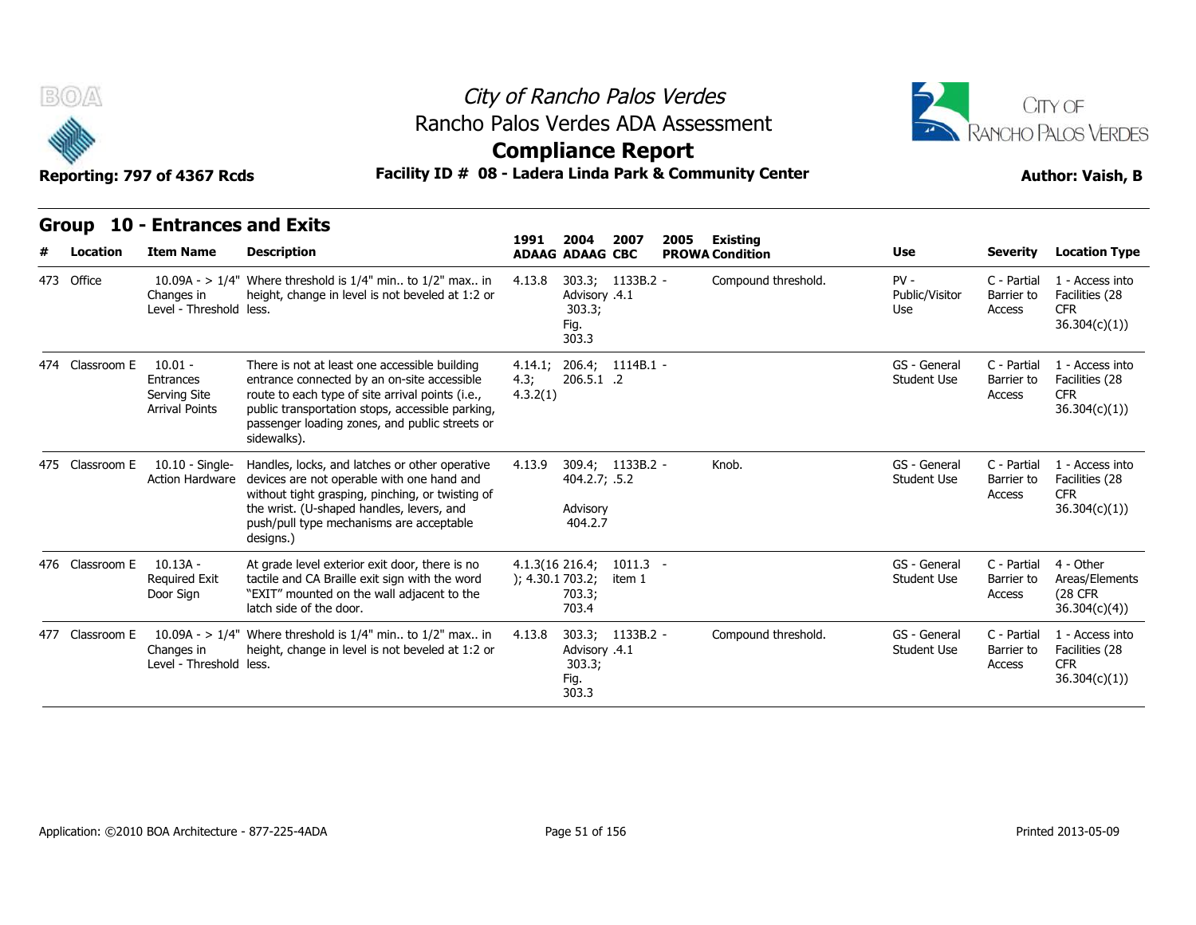# City of Rancho Palos Verdes
## Rancho Palos Verdes ADA Assessment
## Compliance Report

**Reporting: 797 of 4367 Rcds** | **Facility ID # 08 - Ladera Linda Park & Community Center** | **Author: Vaish, B**

## Group 10 - Entrances and Exits

| # | Location | Item Name | Description | 1991 ADAAG | 2004 ADAAG | 2007 CBC | 2005 PROWA | Existing Condition | Use | Severity | Location Type |
|---|---|---|---|---|---|---|---|---|---|---|---|
| 473 | Office | 10.09A - > 1/4" Changes in Level - Threshold | Where threshold is 1/4" min.. to 1/2" max.. in height, change in level is not beveled at 1:2 or less. | 4.13.8 | 303.3; Advisory 303.3; Fig. 303.3 | 1133B.2 .4.1 | - | Compound threshold. | PV - Public/Visitor Use | C - Partial Barrier to Access | 1 - Access into Facilities (28 CFR 36.304(c)(1)) |
| 474 | Classroom E | 10.01 - Entrances Serving Site Arrival Points | There is not at least one accessible building entrance connected by an on-site accessible route to each type of site arrival points (i.e., public transportation stops, accessible parking, passenger loading zones, and public streets or sidewalks). | 4.14.1; 4.3; 4.3.2(1) | 206.4; 206.5.1 | 1114B.1 .2 | - | | GS - General Student Use | C - Partial Barrier to Access | 1 - Access into Facilities (28 CFR 36.304(c)(1)) |
| 475 | Classroom E | 10.10 - Single-Action Hardware | Handles, locks, and latches or other operative devices are not operable with one hand and without tight grasping, pinching, or twisting of the wrist. (U-shaped handles, levers, and push/pull type mechanisms are acceptable designs.) | 4.13.9 | 309.4; 404.2.7; Advisory 404.2.7 | 1133B.2 .5.2 | - | Knob. | GS - General Student Use | C - Partial Barrier to Access | 1 - Access into Facilities (28 CFR 36.304(c)(1)) |
| 476 | Classroom E | 10.13A - Required Exit Door Sign | At grade level exterior exit door, there is no tactile and CA Braille exit sign with the word "EXIT" mounted on the wall adjacent to the latch side of the door. | 4.1.3(16); 4.30.1 | 216.4; 703.2; 703.3; 703.4 | 1011.3 item 1 | - | | GS - General Student Use | C - Partial Barrier to Access | 4 - Other Areas/Elements (28 CFR 36.304(c)(4)) |
| 477 | Classroom E | 10.09A - > 1/4" Changes in Level - Threshold | Where threshold is 1/4" min.. to 1/2" max.. in height, change in level is not beveled at 1:2 or less. | 4.13.8 | 303.3; Advisory 303.3; Fig. 303.3 | 1133B.2 .4.1 | - | Compound threshold. | GS - General Student Use | C - Partial Barrier to Access | 1 - Access into Facilities (28 CFR 36.304(c)(1)) |

Application: ©2010 BOA Architecture - 877-225-4ADA | Printed 2013-05-09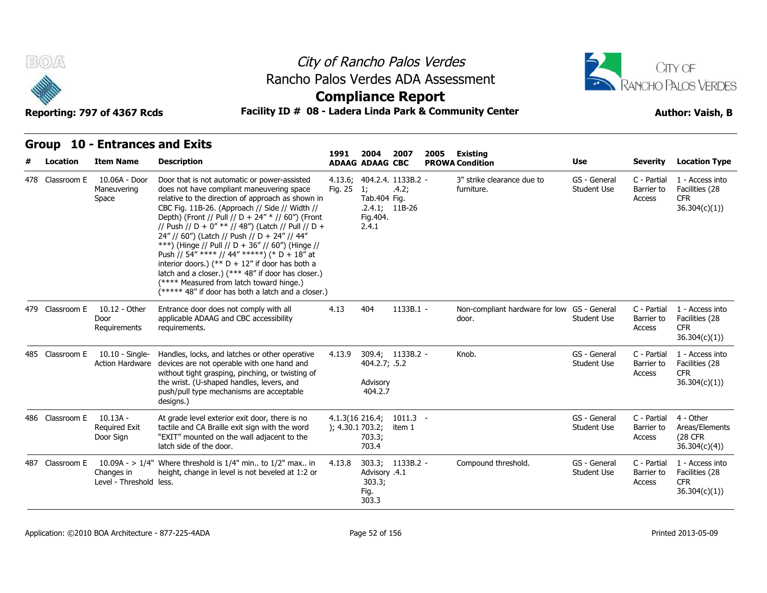# City of Rancho Palos Verdes
## Rancho Palos Verdes ADA Assessment
## Compliance Report

**Reporting: 797 of 4367 Rcds** | **Facility ID # 08 - Ladera Linda Park & Community Center** | **Author: Vaish, B**

## Group 10 - Entrances and Exits

| # | Location | Item Name | Description | 1991 ADAAG | 2004 ADAAG | 2007 CBC | 2005 PROWA | Existing Condition | Use | Severity | Location Type |
|---|---|---|---|---|---|---|---|---|---|---|---|
| 478 | Classroom E | 10.06A - Door Maneuvering Space | Door that is not automatic or power-assisted does not have compliant maneuvering space relative to the direction of approach as shown in CBC Fig. 11B-26. (Approach // Side // Width // Depth) (Front // Pull // D + 24" * // 60") (Front // Push // D + 0" ** // 48") (Latch // Pull // D + 24" // 60") (Latch // Push // D + 24" // 44" ***) (Hinge // Pull // D + 36" // 60") (Hinge // Push // 54" **** // 44" *****) (* D + 18" at interior doors.) (** D + 12" if door has both a latch and a closer.) (*** 48" if door has closer.) (**** Measured from latch toward hinge.) (***** 48" if door has both a latch and a closer.) | 4.13.6; Fig. 25 | 404.2.4.1; Tab.404.2.4.1; Fig.404.2.4.1 | 1133B.2.4.2; Fig. 11B-26 | - | 3" strike clearance due to furniture. | GS - General Student Use | C - Partial Barrier to Access | 1 - Access into Facilities (28 CFR 36.304(c)(1)) |
| 479 | Classroom E | 10.12 - Other Door Requirements | Entrance door does not comply with all applicable ADAAG and CBC accessibility requirements. | 4.13 | 404 | 1133B.1 | - | Non-compliant hardware for low door. | GS - General Student Use | C - Partial Barrier to Access | 1 - Access into Facilities (28 CFR 36.304(c)(1)) |
| 485 | Classroom E | 10.10 - Single-Action Hardware | Handles, locks, and latches or other operative devices are not operable with one hand and without tight grasping, pinching, or twisting of the wrist. (U-shaped handles, levers, and push/pull type mechanisms are acceptable designs.) | 4.13.9 | 309.4; 404.2.7; Advisory 404.2.7 | 1133B.2.5.2 | - | Knob. | GS - General Student Use | C - Partial Barrier to Access | 1 - Access into Facilities (28 CFR 36.304(c)(1)) |
| 486 | Classroom E | 10.13A - Required Exit Door Sign | At grade level exterior exit door, there is no tactile and CA Braille exit sign with the word "EXIT" mounted on the wall adjacent to the latch side of the door. | 4.1.3(16); 4.30.1 | 216.4; 703.2; 703.3; 703.4 | 1011.3 item 1 | - | | GS - General Student Use | C - Partial Barrier to Access | 4 - Other Areas/Elements (28 CFR 36.304(c)(4)) |
| 487 | Classroom E | 10.09A - > 1/4" Changes in Level - Threshold | Where threshold is 1/4" min.. to 1/2" max.. in height, change in level is not beveled at 1:2 or less. | 4.13.8 | 303.3; Advisory 303.3; Fig. 303.3 | 1133B.2.4.1 | - | Compound threshold. | GS - General Student Use | C - Partial Barrier to Access | 1 - Access into Facilities (28 CFR 36.304(c)(1)) |

Application: ©2010 BOA Architecture - 877-225-4ADA | Printed 2013-05-09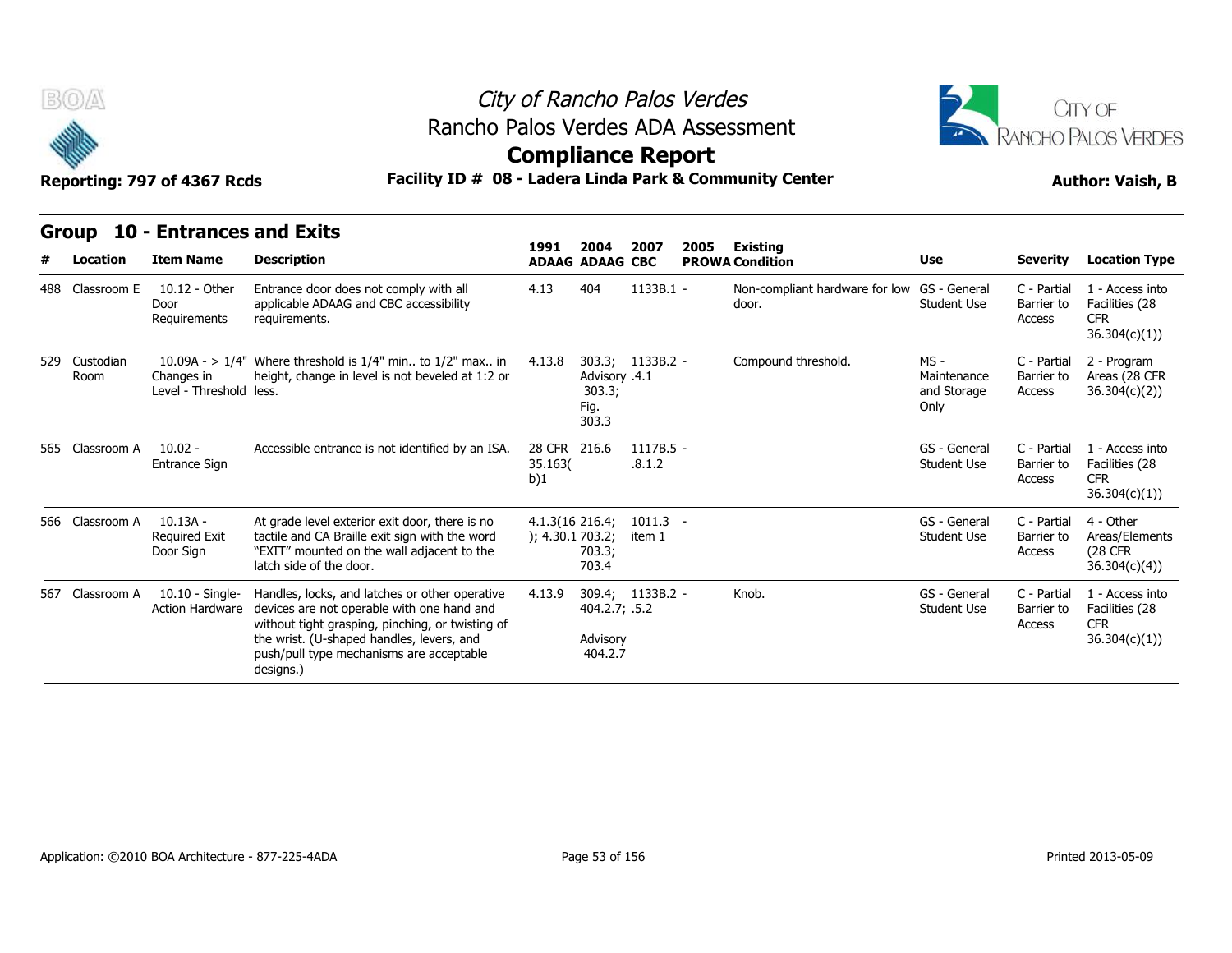# City of Rancho Palos Verdes

## Rancho Palos Verdes ADA Assessment

## Compliance Report

**Reporting: 797 of 4367 Rcds** **Facility ID # 08 - Ladera Linda Park & Community Center** **Author: Vaish, B**

## Group 10 - Entrances and Exits

| # | Location | Item Name | Description | 1991 ADAAG | 2004 ADAAG | 2007 CBC | 2005 PROWA | Existing Condition | Use | Severity | Location Type |
|---|---|---|---|---|---|---|---|---|---|---|---|
| 488 | Classroom E | 10.12 - Other Door Requirements | Entrance door does not comply with all applicable ADAAG and CBC accessibility requirements. | 4.13 | 404 | 1133B.1 | - | Non-compliant hardware for low door. | GS - General Student Use | C - Partial Barrier to Access | 1 - Access into Facilities (28 CFR 36.304(c)(1)) |
| 529 | Custodian Room | 10.09A - > 1/4" Changes in Level - Threshold | Where threshold is 1/4" min.. to 1/2" max.. in height, change in level is not beveled at 1:2 or less. | 4.13.8 | 303.3; Advisory 303.3; Fig. 303.3 | 1133B.2 .4.1 | - | Compound threshold. | MS - Maintenance and Storage Only | C - Partial Barrier to Access | 2 - Program Areas (28 CFR 36.304(c)(2)) |
| 565 | Classroom A | 10.02 - Entrance Sign | Accessible entrance is not identified by an ISA. | 28 CFR 35.163(b)1 | 216.6 | 1117B.5 .8.1.2 | - | | GS - General Student Use | C - Partial Barrier to Access | 1 - Access into Facilities (28 CFR 36.304(c)(1)) |
| 566 | Classroom A | 10.13A - Required Exit Door Sign | At grade level exterior exit door, there is no tactile and CA Braille exit sign with the word "EXIT" mounted on the wall adjacent to the latch side of the door. | 4.1.3(16); 4.30.1 | 216.4; 703.2; 703.3; 703.4 | 1011.3 item 1 | - | | GS - General Student Use | C - Partial Barrier to Access | 4 - Other Areas/Elements (28 CFR 36.304(c)(4)) |
| 567 | Classroom A | 10.10 - Single-Action Hardware | Handles, locks, and latches or other operative devices are not operable with one hand and without tight grasping, pinching, or twisting of the wrist. (U-shaped handles, levers, and push/pull type mechanisms are acceptable designs.) | 4.13.9 | 309.4; 404.2.7; Advisory 404.2.7 | 1133B.2 .5.2 | - | Knob. | GS - General Student Use | C - Partial Barrier to Access | 1 - Access into Facilities (28 CFR 36.304(c)(1)) |

Application: ©2010 BOA Architecture - 877-225-4ADA Printed 2013-05-09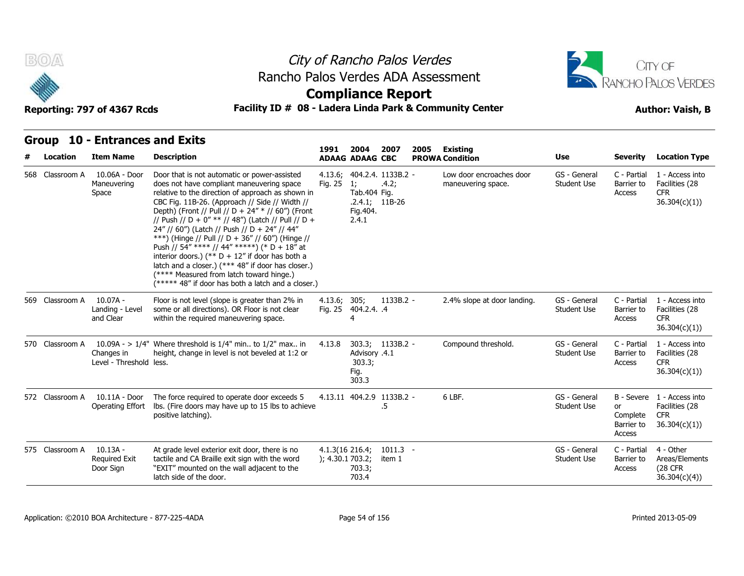# City of Rancho Palos Verdes
## Rancho Palos Verdes ADA Assessment
## Compliance Report

**Reporting: 797 of 4367 Rcds** | **Facility ID # 08 - Ladera Linda Park & Community Center** | **Author: Vaish, B**

## Group 10 - Entrances and Exits

| # | Location | Item Name | Description | 1991 ADAAG | 2004 ADAAG | 2007 CBC | 2005 PROWA | Existing Condition | Use | Severity | Location Type |
|---|---|---|---|---|---|---|---|---|---|---|---|
| 568 | Classroom A | 10.06A - Door Maneuvering Space | Door that is not automatic or power-assisted does not have compliant maneuvering space relative to the direction of approach as shown in CBC Fig. 11B-26. (Approach // Side // Width // Depth) (Front // Pull // D + 24" * // 60") (Front // Push // D + 0" ** // 48") (Latch // Pull // D + 24" // 60") (Latch // Push // D + 24" // 44" ***) (Hinge // Pull // D + 36" // 60") (Hinge // Push // 54" **** // 44" *****) (* D + 18" at interior doors.) (** D + 12" if door has both a latch and a closer.) (*** 48" if door has closer.) (**** Measured from latch toward hinge.) (***** 48" if door has both a latch and a closer.) | 4.13.6; Fig. 25 | 404.2.4.1; Tab.404.2.4.1; Fig.404.2.4.1 | 1133B.2.4.2; Fig. 11B-26 | - | Low door encroaches door maneuvering space. | GS - General Student Use | C - Partial Barrier to Access | 1 - Access into Facilities (28 CFR 36.304(c)(1)) |
| 569 | Classroom A | 10.07A - Landing - Level and Clear | Floor is not level (slope is greater than 2% in some or all directions). OR Floor is not clear within the required maneuvering space. | 4.13.6; Fig. 25 | 305; 404.2.4.4 | 1133B.2.4 | - | 2.4% slope at door landing. | GS - General Student Use | C - Partial Barrier to Access | 1 - Access into Facilities (28 CFR 36.304(c)(1)) |
| 570 | Classroom A | 10.09A - > 1/4" Changes in Level - Threshold | Where threshold is 1/4" min.. to 1/2" max.. in height, change in level is not beveled at 1:2 or less. | 4.13.8 | 303.3; Advisory 303.3; Fig. 303.3 | 1133B.2.4.1 | - | Compound threshold. | GS - General Student Use | C - Partial Barrier to Access | 1 - Access into Facilities (28 CFR 36.304(c)(1)) |
| 572 | Classroom A | 10.11A - Door Operating Effort | The force required to operate door exceeds 5 lbs. (Fire doors may have up to 15 lbs to achieve positive latching). | 4.13.11 | 404.2.9 | 1133B.2.5 | - | 6 LBF. | GS - General Student Use | B - Severe or Complete Barrier to Access | 1 - Access into Facilities (28 CFR 36.304(c)(1)) |
| 575 | Classroom A | 10.13A - Required Exit Door Sign | At grade level exterior exit door, there is no tactile and CA Braille exit sign with the word "EXIT" mounted on the wall adjacent to the latch side of the door. | 4.1.3(16); 4.30.1 | 216.4; 703.2; 703.3; 703.4 | 1011.3 item 1 | - | | GS - General Student Use | C - Partial Barrier to Access | 4 - Other Areas/Elements (28 CFR 36.304(c)(4)) |

Application: ©2010 BOA Architecture - 877-225-4ADA | Printed 2013-05-09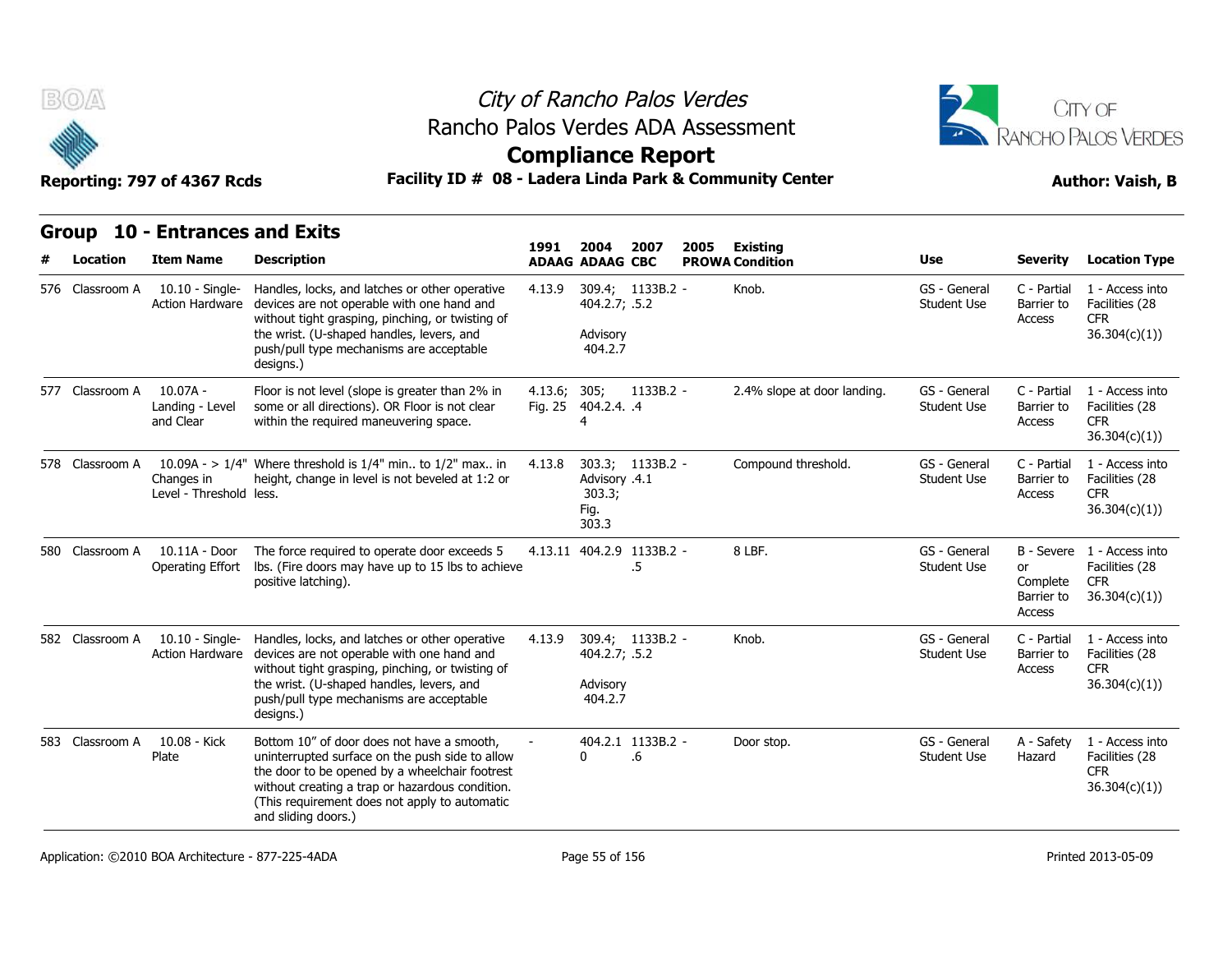# City of Rancho Palos Verdes

## Rancho Palos Verdes ADA Assessment

## Compliance Report

**Reporting: 797 of 4367 Rcds** | **Facility ID # 08 - Ladera Linda Park & Community Center** | **Author: Vaish, B**

### Group 10 - Entrances and Exits

| # | Location | Item Name | Description | 1991 ADAAG | 2004 ADAAG | 2007 CBC | 2005 PROWA | Existing Condition | Use | Severity | Location Type |
|---|---|---|---|---|---|---|---|---|---|---|---|
| 576 | Classroom A | 10.10 - Single-Action Hardware | Handles, locks, and latches or other operative devices are not operable with one hand and without tight grasping, pinching, or twisting of the wrist. (U-shaped handles, levers, and push/pull type mechanisms are acceptable designs.) | 4.13.9 | 309.4; 404.2.7; Advisory 404.2.7 | 1133B.2 - .5.2 | | Knob. | GS - General Student Use | C - Partial Barrier to Access | 1 - Access into Facilities (28 CFR 36.304(c)(1)) |
| 577 | Classroom A | 10.07A - Landing - Level and Clear | Floor is not level (slope is greater than 2% in some or all directions). OR Floor is not clear within the required maneuvering space. | 4.13.6; Fig. 25 | 305; 404.2.4.4 | 1133B.2 - .4 | | 2.4% slope at door landing. | GS - General Student Use | C - Partial Barrier to Access | 1 - Access into Facilities (28 CFR 36.304(c)(1)) |
| 578 | Classroom A | 10.09A - > 1/4" Changes in Level - Threshold | Where threshold is 1/4" min.. to 1/2" max.. in height, change in level is not beveled at 1:2 or less. | 4.13.8 | 303.3; Advisory 303.3; Fig. 303.3 | 1133B.2 - .4.1 | | Compound threshold. | GS - General Student Use | C - Partial Barrier to Access | 1 - Access into Facilities (28 CFR 36.304(c)(1)) |
| 580 | Classroom A | 10.11A - Door Operating Effort | The force required to operate door exceeds 5 lbs. (Fire doors may have up to 15 lbs to achieve positive latching). | 4.13.11 | 404.2.9 | 1133B.2 - .5 | | 8 LBF. | GS - General Student Use | B - Severe or Complete Barrier to Access | 1 - Access into Facilities (28 CFR 36.304(c)(1)) |
| 582 | Classroom A | 10.10 - Single-Action Hardware | Handles, locks, and latches or other operative devices are not operable with one hand and without tight grasping, pinching, or twisting of the wrist. (U-shaped handles, levers, and push/pull type mechanisms are acceptable designs.) | 4.13.9 | 309.4; 404.2.7; Advisory 404.2.7 | 1133B.2 - .5.2 | | Knob. | GS - General Student Use | C - Partial Barrier to Access | 1 - Access into Facilities (28 CFR 36.304(c)(1)) |
| 583 | Classroom A | 10.08 - Kick Plate | Bottom 10" of door does not have a smooth, uninterrupted surface on the push side to allow the door to be opened by a wheelchair footrest without creating a trap or hazardous condition. (This requirement does not apply to automatic and sliding doors.) | - | 404.2.10 | 1133B.2 - .6 | | Door stop. | GS - General Student Use | A - Safety Hazard | 1 - Access into Facilities (28 CFR 36.304(c)(1)) |

Application: ©2010 BOA Architecture - 877-225-4ADA | Printed 2013-05-09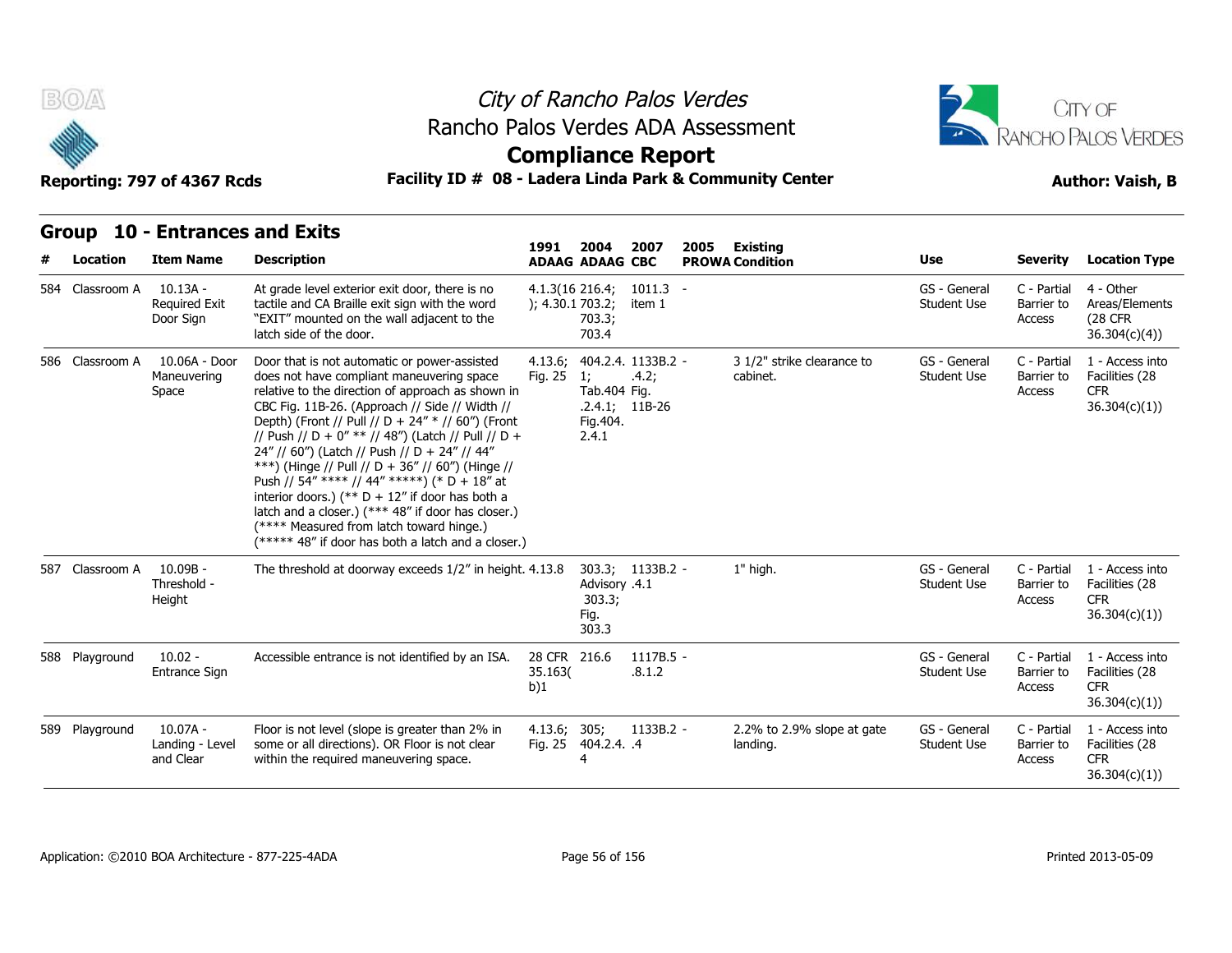**City of Rancho Palos Verdes**
Rancho Palos Verdes ADA Assessment
**Compliance Report**

**Reporting: 797 of 4367 Rcds** — **Facility ID # 08 - Ladera Linda Park & Community Center** — **Author: Vaish, B**

## Group 10 - Entrances and Exits

| # | Location | Item Name | Description | 1991 ADAAG | 2004 ADAAG | 2007 CBC | 2005 PROWA | Existing Condition | Use | Severity | Location Type |
|---|---|---|---|---|---|---|---|---|---|---|---|
| 584 | Classroom A | 10.13A - Required Exit Door Sign | At grade level exterior exit door, there is no tactile and CA Braille exit sign with the word "EXIT" mounted on the wall adjacent to the latch side of the door. | 4.1.3(16); 4.30.1 | 216.4; 703.2; 703.3; 703.4 | 1011.3 item 1 | - | | GS - General Student Use | C - Partial Barrier to Access | 4 - Other Areas/Elements (28 CFR 36.304(c)(4)) |
| 586 | Classroom A | 10.06A - Door Maneuvering Space | Door that is not automatic or power-assisted does not have compliant maneuvering space relative to the direction of approach as shown in CBC Fig. 11B-26. (Approach // Side // Width // Depth) (Front // Pull // D + 24" * // 60") (Front // Push // D + 0" ** // 48") (Latch // Pull // D + 24" // 60") (Latch // Push // D + 24" // 44" ***) (Hinge // Pull // D + 36" // 60") (Hinge // Push // 54" **** // 44" *****) (* D + 18" at interior doors.) (** D + 12" if door has both a latch and a closer.) (*** 48" if door has closer.) (**** Measured from latch toward hinge.) (***** 48" if door has both a latch and a closer.) | 4.13.6; Fig. 25 | 404.2.4.1; Tab.404.2.4.1; Fig.404.2.4.1 | 1133B.2.4.2; Fig. 11B-26 | - | 3 1/2" strike clearance to cabinet. | GS - General Student Use | C - Partial Barrier to Access | 1 - Access into Facilities (28 CFR 36.304(c)(1)) |
| 587 | Classroom A | 10.09B - Threshold - Height | The threshold at doorway exceeds 1/2" in height. | 4.13.8 | 303.3; Advisory 303.3; Fig. 303.3 | 1133B.2.4.1 | - | 1" high. | GS - General Student Use | C - Partial Barrier to Access | 1 - Access into Facilities (28 CFR 36.304(c)(1)) |
| 588 | Playground | 10.02 - Entrance Sign | Accessible entrance is not identified by an ISA. | 28 CFR 35.163(b)1 | 216.6 | 1117B.5.8.1.2 | - | | GS - General Student Use | C - Partial Barrier to Access | 1 - Access into Facilities (28 CFR 36.304(c)(1)) |
| 589 | Playground | 10.07A - Landing - Level and Clear | Floor is not level (slope is greater than 2% in some or all directions). OR Floor is not clear within the required maneuvering space. | 4.13.6; Fig. 25 | 305; 404.2.4.4 | 1133B.2.4 | - | 2.2% to 2.9% slope at gate landing. | GS - General Student Use | C - Partial Barrier to Access | 1 - Access into Facilities (28 CFR 36.304(c)(1)) |

Application: ©2010 BOA Architecture - 877-225-4ADA — Printed 2013-05-09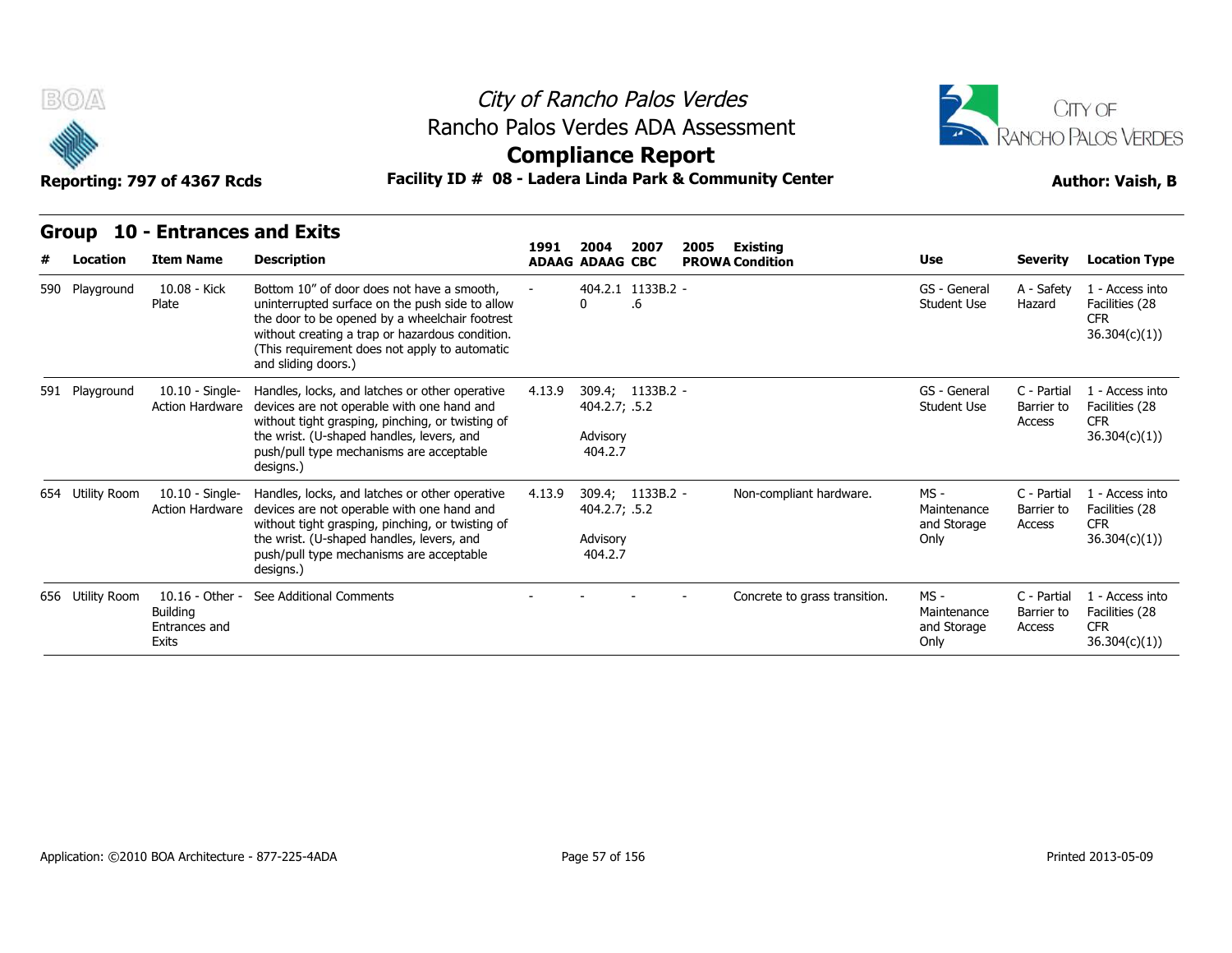# City of Rancho Palos Verdes
## Rancho Palos Verdes ADA Assessment
## Compliance Report

**Reporting: 797 of 4367 Rcds** | **Facility ID # 08 - Ladera Linda Park & Community Center** | **Author: Vaish, B**

### Group 10 - Entrances and Exits

| # | Location | Item Name | Description | 1991 ADAAG | 2004 ADAAG | 2007 CBC | 2005 PROWA | Existing Condition | Use | Severity | Location Type |
|---|---|---|---|---|---|---|---|---|---|---|---|
| 590 | Playground | 10.08 - Kick Plate | Bottom 10" of door does not have a smooth, uninterrupted surface on the push side to allow the door to be opened by a wheelchair footrest without creating a trap or hazardous condition. (This requirement does not apply to automatic and sliding doors.) | - | 404.2.10 | 1133B.2.6 | - | | GS - General Student Use | A - Safety Hazard | 1 - Access into Facilities (28 CFR 36.304(c)(1)) |
| 591 | Playground | 10.10 - Single-Action Hardware | Handles, locks, and latches or other operative devices are not operable with one hand and without tight grasping, pinching, or twisting of the wrist. (U-shaped handles, levers, and push/pull type mechanisms are acceptable designs.) | 4.13.9 | 309.4; 404.2.7; Advisory 404.2.7 | 1133B.2.5.2 | - | | GS - General Student Use | C - Partial Barrier to Access | 1 - Access into Facilities (28 CFR 36.304(c)(1)) |
| 654 | Utility Room | 10.10 - Single-Action Hardware | Handles, locks, and latches or other operative devices are not operable with one hand and without tight grasping, pinching, or twisting of the wrist. (U-shaped handles, levers, and push/pull type mechanisms are acceptable designs.) | 4.13.9 | 309.4; 404.2.7; Advisory 404.2.7 | 1133B.2.5.2 | - | Non-compliant hardware. | MS - Maintenance and Storage Only | C - Partial Barrier to Access | 1 - Access into Facilities (28 CFR 36.304(c)(1)) |
| 656 | Utility Room | 10.16 - Other - Building Entrances and Exits | See Additional Comments | - | - | - | - | Concrete to grass transition. | MS - Maintenance and Storage Only | C - Partial Barrier to Access | 1 - Access into Facilities (28 CFR 36.304(c)(1)) |

Application: ©2010 BOA Architecture - 877-225-4ADA | Printed 2013-05-09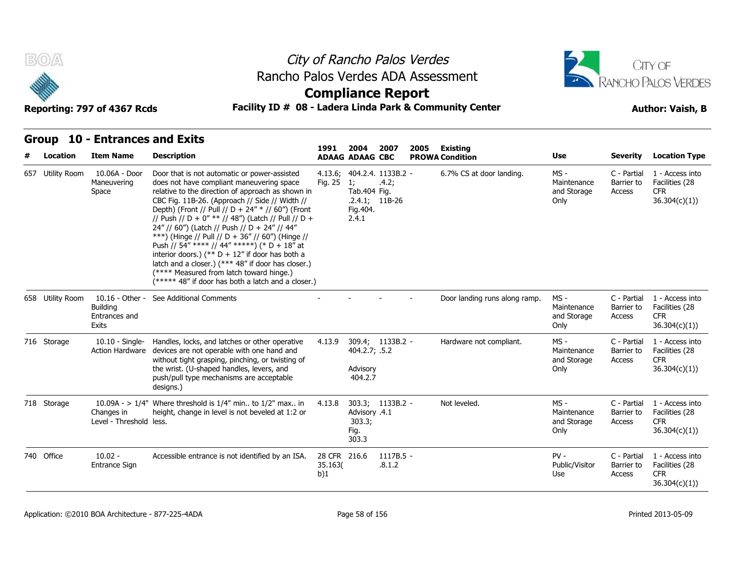City of Rancho Palos Verdes
Rancho Palos Verdes ADA Assessment
**Compliance Report**

Reporting: 797 of 4367 Rcds

**Facility ID # 08 - Ladera Linda Park & Community Center**

Author: Vaish, B

## Group 10 - Entrances and Exits

| # | Location | Item Name | Description | 1991 ADAAG | 2004 ADAAG | 2007 CBC | 2005 PROWA | Existing Condition | Use | Severity | Location Type |
|---|---|---|---|---|---|---|---|---|---|---|---|
| 657 | Utility Room | 10.06A - Door Maneuvering Space | Door that is not automatic or power-assisted does not have compliant maneuvering space relative to the direction of approach as shown in CBC Fig. 11B-26. (Approach // Side // Width // Depth) (Front // Pull // D + 24" * // 60") (Front // Push // D + 0" ** // 48") (Latch // Pull // D + 24" // 60") (Latch // Push // D + 24" // 44" ***) (Hinge // Pull // D + 36" // 60") (Hinge // Push // 54" **** // 44" *****) (* D + 18" at interior doors.) (** D + 12" if door has both a latch and a closer.) (*** 48" if door has closer.) (**** Measured from latch toward hinge.) (***** 48" if door has both a latch and a closer.) | 4.13.6; Fig. 25 | 404.2.4.1; Tab.404.2.4.1; Fig.404.2.4.1 | 1133B.2.4.2; Fig. 11B-26 | - | 6.7% CS at door landing. | MS - Maintenance and Storage Only | C - Partial Barrier to Access | 1 - Access into Facilities (28 CFR 36.304(c)(1)) |
| 658 | Utility Room | 10.16 - Other - Building Entrances and Exits | See Additional Comments | - | - | - | - | Door landing runs along ramp. | MS - Maintenance and Storage Only | C - Partial Barrier to Access | 1 - Access into Facilities (28 CFR 36.304(c)(1)) |
| 716 | Storage | 10.10 - Single-Action Hardware | Handles, locks, and latches or other operative devices are not operable with one hand and without tight grasping, pinching, or twisting of the wrist. (U-shaped handles, levers, and push/pull type mechanisms are acceptable designs.) | 4.13.9 | 309.4; 404.2.7; Advisory 404.2.7 | 1133B.2.5.2 | - | Hardware not compliant. | MS - Maintenance and Storage Only | C - Partial Barrier to Access | 1 - Access into Facilities (28 CFR 36.304(c)(1)) |
| 718 | Storage | 10.09A - > 1/4" Changes in Level - Threshold | Where threshold is 1/4" min.. to 1/2" max.. in height, change in level is not beveled at 1:2 or less. | 4.13.8 | 303.3; Advisory 303.3; Fig. 303.3 | 1133B.2.4.1 | - | Not leveled. | MS - Maintenance and Storage Only | C - Partial Barrier to Access | 1 - Access into Facilities (28 CFR 36.304(c)(1)) |
| 740 | Office | 10.02 - Entrance Sign | Accessible entrance is not identified by an ISA. | 28 CFR 35.163(b)1 | 216.6 | 1117B.5.8.1.2 | - | | PV - Public/Visitor Use | C - Partial Barrier to Access | 1 - Access into Facilities (28 CFR 36.304(c)(1)) |

Application: ©2010 BOA Architecture - 877-225-4ADA

Printed 2013-05-09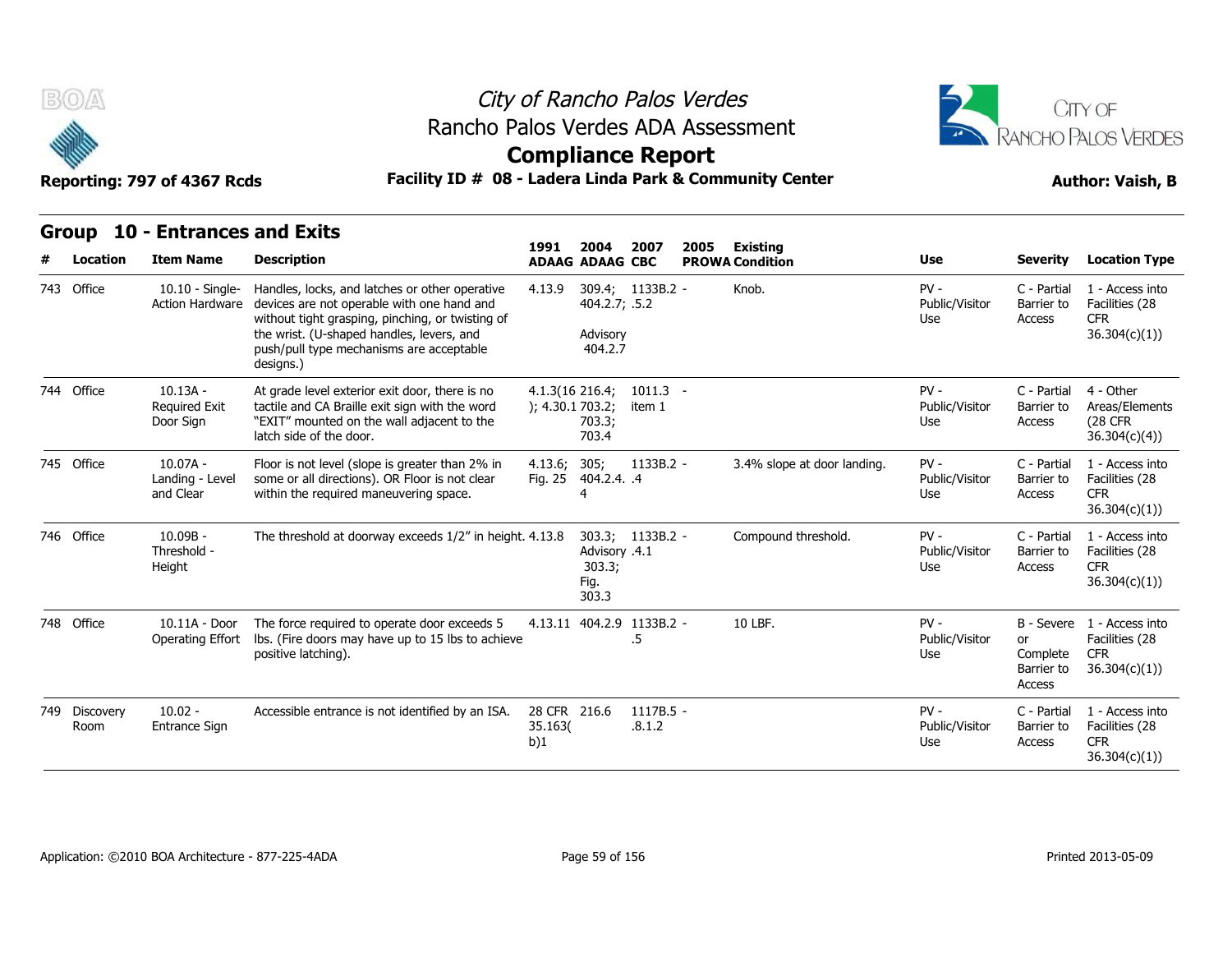# City of Rancho Palos Verdes

## Rancho Palos Verdes ADA Assessment

## Compliance Report

Reporting: 797 of 4367 Rcds

**Facility ID # 08 - Ladera Linda Park & Community Center**

Author: Vaish, B

### Group 10 - Entrances and Exits

| # | Location | Item Name | Description | 1991 ADAAG | 2004 ADAAG | 2007 CBC | 2005 PROWA | Existing Condition | Use | Severity | Location Type |
|---|---|---|---|---|---|---|---|---|---|---|---|
| 743 | Office | 10.10 - Single-Action Hardware | Handles, locks, and latches or other operative devices are not operable with one hand and without tight grasping, pinching, or twisting of the wrist. (U-shaped handles, levers, and push/pull type mechanisms are acceptable designs.) | 4.13.9 | 309.4; 404.2.7; Advisory 404.2.7 | 1133B.2.5.2 | - | Knob. | PV - Public/Visitor Use | C - Partial Barrier to Access | 1 - Access into Facilities (28 CFR 36.304(c)(1)) |
| 744 | Office | 10.13A - Required Exit Door Sign | At grade level exterior exit door, there is no tactile and CA Braille exit sign with the word "EXIT" mounted on the wall adjacent to the latch side of the door. | 4.1.3(16); 4.30.1 | 216.4; 703.2; 703.3; 703.4 | 1011.3 item 1 | - | | PV - Public/Visitor Use | C - Partial Barrier to Access | 4 - Other Areas/Elements (28 CFR 36.304(c)(4)) |
| 745 | Office | 10.07A - Landing - Level and Clear | Floor is not level (slope is greater than 2% in some or all directions). OR Floor is not clear within the required maneuvering space. | 4.13.6; Fig. 25 | 305; 404.2.4.4 | 1133B.2.4 | - | 3.4% slope at door landing. | PV - Public/Visitor Use | C - Partial Barrier to Access | 1 - Access into Facilities (28 CFR 36.304(c)(1)) |
| 746 | Office | 10.09B - Threshold - Height | The threshold at doorway exceeds 1/2" in height. | 4.13.8 | 303.3; Advisory 303.3; Fig. 303.3 | 1133B.2.4.1 | - | Compound threshold. | PV - Public/Visitor Use | C - Partial Barrier to Access | 1 - Access into Facilities (28 CFR 36.304(c)(1)) |
| 748 | Office | 10.11A - Door Operating Effort | The force required to operate door exceeds 5 lbs. (Fire doors may have up to 15 lbs to achieve positive latching). | 4.13.11 | 404.2.9 | 1133B.2.5 | - | 10 LBF. | PV - Public/Visitor Use | B - Severe or Complete Barrier to Access | 1 - Access into Facilities (28 CFR 36.304(c)(1)) |
| 749 | Discovery Room | 10.02 - Entrance Sign | Accessible entrance is not identified by an ISA. | 28 CFR 35.163(b)1 | 216.6 | 1117B.5.8.1.2 | - | | PV - Public/Visitor Use | C - Partial Barrier to Access | 1 - Access into Facilities (28 CFR 36.304(c)(1)) |

Application: ©2010 BOA Architecture - 877-225-4ADA

Printed 2013-05-09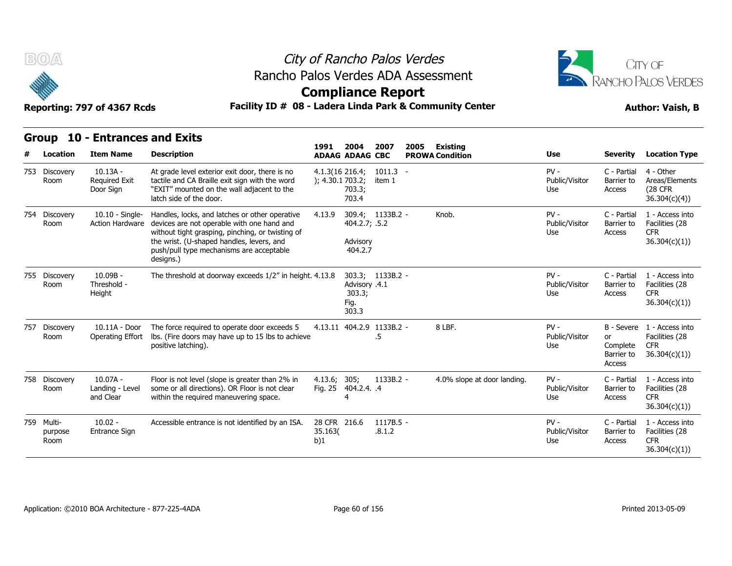City of Rancho Palos Verdes
Rancho Palos Verdes ADA Assessment
**Compliance Report**

Reporting: 797 of 4367 Rcds — **Facility ID # 08 - Ladera Linda Park & Community Center** — Author: Vaish, B

## Group 10 - Entrances and Exits

| # | Location | Item Name | Description | 1991 ADAAG | 2004 ADAAG | 2007 CBC | 2005 PROWA | Existing Condition | Use | Severity | Location Type |
|---|---|---|---|---|---|---|---|---|---|---|---|
| 753 | Discovery Room | 10.13A - Required Exit Door Sign | At grade level exterior exit door, there is no tactile and CA Braille exit sign with the word "EXIT" mounted on the wall adjacent to the latch side of the door. | 4.1.3(16); 4.30.1 | 216.4; 703.2; 703.3; 703.4 | 1011.3 item 1 | - | | PV - Public/Visitor Use | C - Partial Barrier to Access | 4 - Other Areas/Elements (28 CFR 36.304(c)(4)) |
| 754 | Discovery Room | 10.10 - Single-Action Hardware | Handles, locks, and latches or other operative devices are not operable with one hand and without tight grasping, pinching, or twisting of the wrist. (U-shaped handles, levers, and push/pull type mechanisms are acceptable designs.) | 4.13.9 | 309.4; 404.2.7; Advisory 404.2.7 | 1133B.2.5.2 | - | Knob. | PV - Public/Visitor Use | C - Partial Barrier to Access | 1 - Access into Facilities (28 CFR 36.304(c)(1)) |
| 755 | Discovery Room | 10.09B - Threshold - Height | The threshold at doorway exceeds 1/2" in height. | 4.13.8 | 303.3; Advisory 303.3; Fig. 303.3 | 1133B.2.4.1 | - | | PV - Public/Visitor Use | C - Partial Barrier to Access | 1 - Access into Facilities (28 CFR 36.304(c)(1)) |
| 757 | Discovery Room | 10.11A - Door Operating Effort | The force required to operate door exceeds 5 lbs. (Fire doors may have up to 15 lbs to achieve positive latching). | 4.13.11 | 404.2.9 | 1133B.2.5 | - | 8 LBF. | PV - Public/Visitor Use | B - Severe or Complete Barrier to Access | 1 - Access into Facilities (28 CFR 36.304(c)(1)) |
| 758 | Discovery Room | 10.07A - Landing - Level and Clear | Floor is not level (slope is greater than 2% in some or all directions). OR Floor is not clear within the required maneuvering space. | 4.13.6; Fig. 25 | 305; 404.2.4.4 | 1133B.2.4 | - | 4.0% slope at door landing. | PV - Public/Visitor Use | C - Partial Barrier to Access | 1 - Access into Facilities (28 CFR 36.304(c)(1)) |
| 759 | Multi-purpose Room | 10.02 - Entrance Sign | Accessible entrance is not identified by an ISA. | 28 CFR 35.163(b)1 | 216.6 | 1117B.5.8.1.2 | - | | PV - Public/Visitor Use | C - Partial Barrier to Access | 1 - Access into Facilities (28 CFR 36.304(c)(1)) |

Application: ©2010 BOA Architecture - 877-225-4ADA — Printed 2013-05-09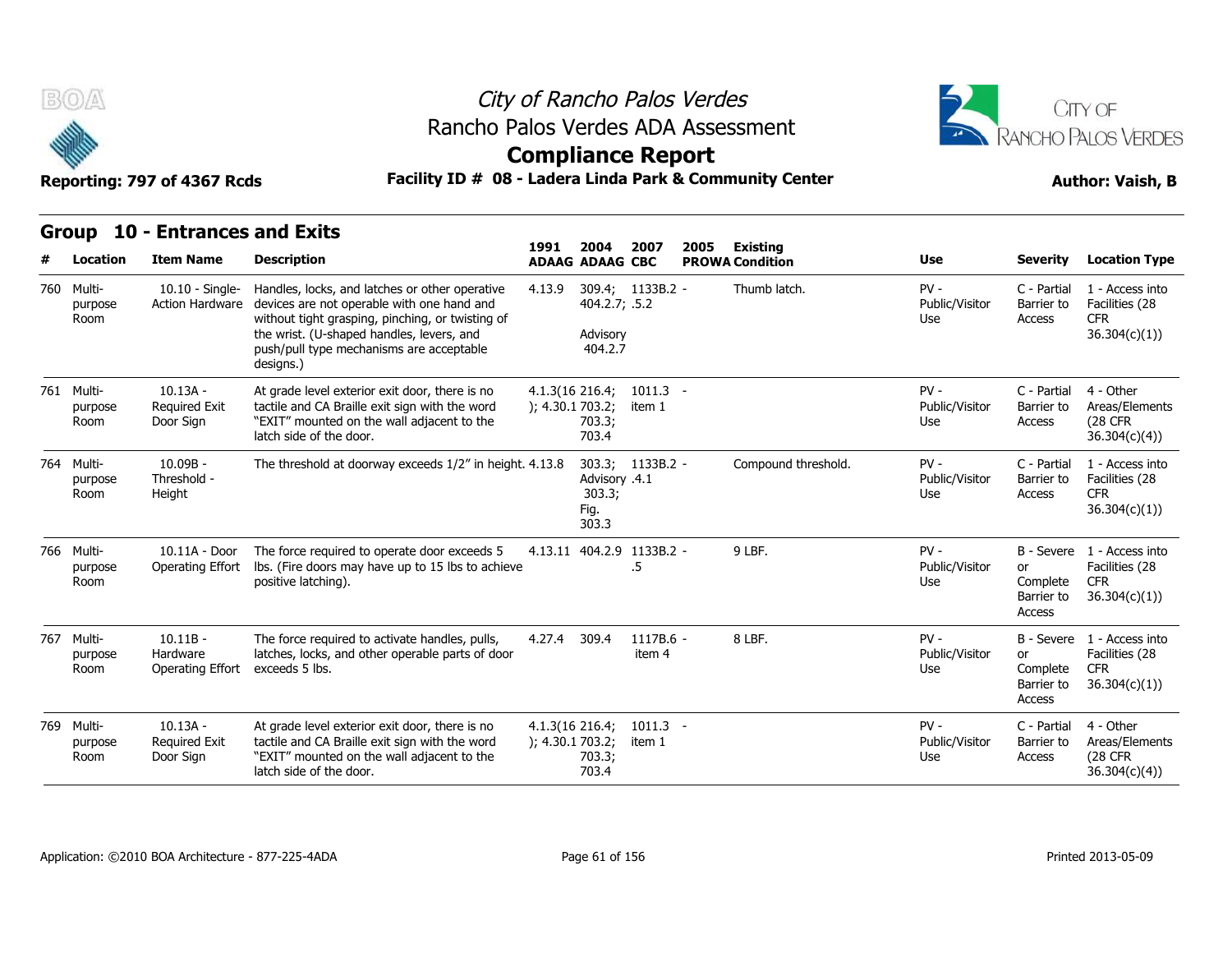# City of Rancho Palos Verdes
## Rancho Palos Verdes ADA Assessment
## Compliance Report

**Reporting: 797 of 4367 Rcds** | **Facility ID # 08 - Ladera Linda Park & Community Center** | **Author: Vaish, B**

## Group 10 - Entrances and Exits

| # | Location | Item Name | Description | 1991 ADAAG | 2004 ADAAG | 2007 CBC | 2005 PROWA | Existing Condition | Use | Severity | Location Type |
|---|---|---|---|---|---|---|---|---|---|---|---|
| 760 | Multi-purpose Room | 10.10 - Single-Action Hardware | Handles, locks, and latches or other operative devices are not operable with one hand and without tight grasping, pinching, or twisting of the wrist. (U-shaped handles, levers, and push/pull type mechanisms are acceptable designs.) | 4.13.9 | 309.4; 404.2.7; Advisory 404.2.7 | 1133B.2.5 | - | Thumb latch. | PV - Public/Visitor Use | C - Partial Barrier to Access | 1 - Access into Facilities (28 CFR 36.304(c)(1)) |
| 761 | Multi-purpose Room | 10.13A - Required Exit Door Sign | At grade level exterior exit door, there is no tactile and CA Braille exit sign with the word "EXIT" mounted on the wall adjacent to the latch side of the door. | 4.1.3(16); 4.30.1 | 216.4; 703.2; 703.3; 703.4 | 1011.3 item 1 | - | | PV - Public/Visitor Use | C - Partial Barrier to Access | 4 - Other Areas/Elements (28 CFR 36.304(c)(4)) |
| 764 | Multi-purpose Room | 10.09B - Threshold - Height | The threshold at doorway exceeds 1/2" in height. | 4.13.8 | 303.3; Advisory 303.3; Fig. 303.3 | 1133B.2.4.1 | - | Compound threshold. | PV - Public/Visitor Use | C - Partial Barrier to Access | 1 - Access into Facilities (28 CFR 36.304(c)(1)) |
| 766 | Multi-purpose Room | 10.11A - Door Operating Effort | The force required to operate door exceeds 5 lbs. (Fire doors may have up to 15 lbs to achieve positive latching). | 4.13.11 | 404.2.9 | 1133B.2.5 | - | 9 LBF. | PV - Public/Visitor Use | B - Severe or Complete Barrier to Access | 1 - Access into Facilities (28 CFR 36.304(c)(1)) |
| 767 | Multi-purpose Room | 10.11B - Hardware Operating Effort | The force required to activate handles, pulls, latches, locks, and other operable parts of door exceeds 5 lbs. | 4.27.4 | 309.4 | 1117B.6 item 4 | - | 8 LBF. | PV - Public/Visitor Use | B - Severe or Complete Barrier to Access | 1 - Access into Facilities (28 CFR 36.304(c)(1)) |
| 769 | Multi-purpose Room | 10.13A - Required Exit Door Sign | At grade level exterior exit door, there is no tactile and CA Braille exit sign with the word "EXIT" mounted on the wall adjacent to the latch side of the door. | 4.1.3(16); 4.30.1 | 216.4; 703.2; 703.3; 703.4 | 1011.3 item 1 | - | | PV - Public/Visitor Use | C - Partial Barrier to Access | 4 - Other Areas/Elements (28 CFR 36.304(c)(4)) |

Application: ©2010 BOA Architecture - 877-225-4ADA | Printed 2013-05-09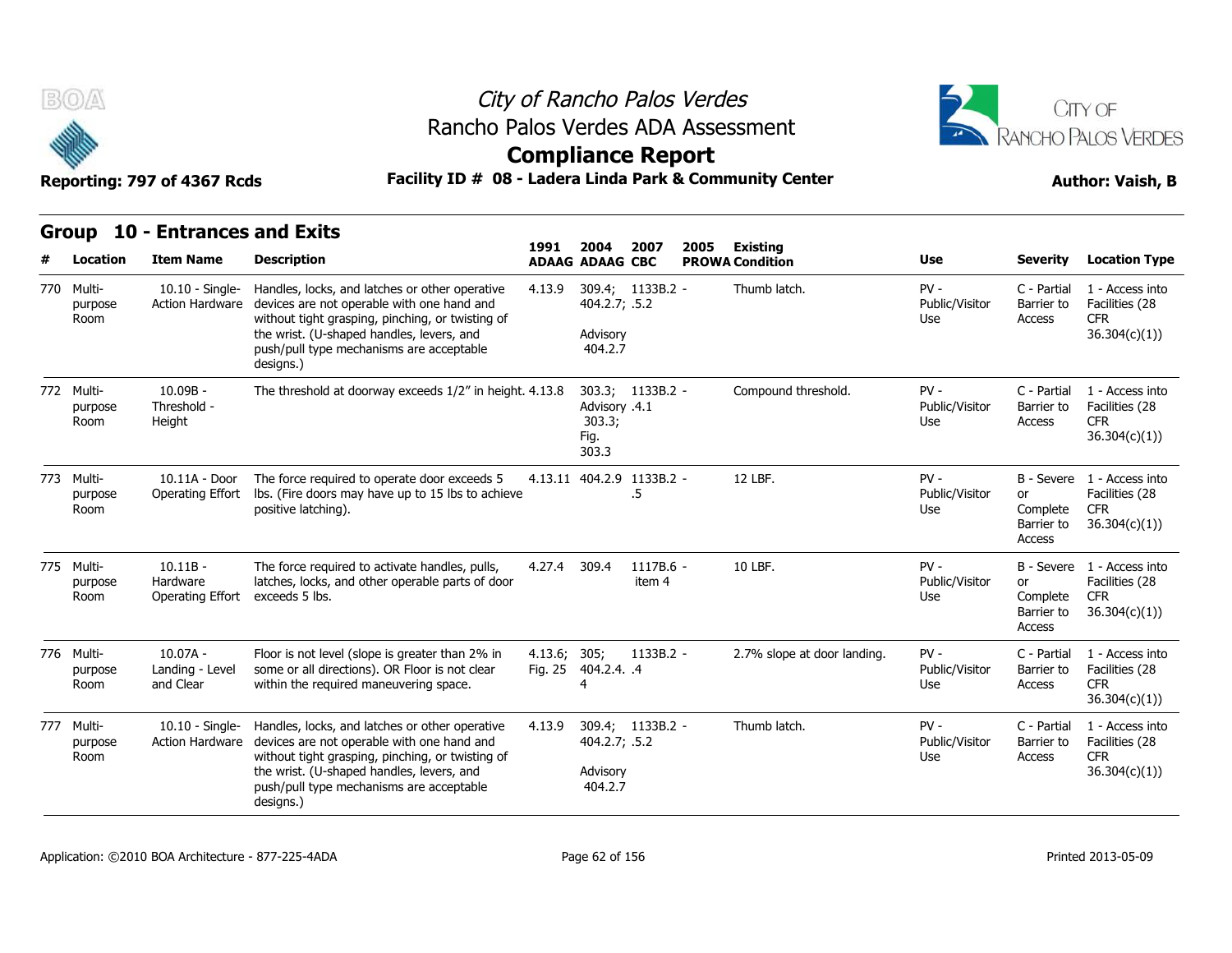# City of Rancho Palos Verdes

## Rancho Palos Verdes ADA Assessment

## Compliance Report

**Reporting: 797 of 4367 Rcds** | **Facility ID # 08 - Ladera Linda Park & Community Center** | **Author: Vaish, B**

### Group 10 - Entrances and Exits

| # | Location | Item Name | Description | 1991 ADAAG | 2004 ADAAG | 2007 CBC | 2005 PROWA | Existing Condition | Use | Severity | Location Type |
|---|---|---|---|---|---|---|---|---|---|---|---|
| 770 | Multi-purpose Room | 10.10 - Single-Action Hardware | Handles, locks, and latches or other operative devices are not operable with one hand and without tight grasping, pinching, or twisting of the wrist. (U-shaped handles, levers, and push/pull type mechanisms are acceptable designs.) | 4.13.9 | 309.4; 404.2.7; Advisory 404.2.7 | 1133B.2 - .5.2 | | Thumb latch. | PV - Public/Visitor Use | C - Partial Barrier to Access | 1 - Access into Facilities (28 CFR 36.304(c)(1)) |
| 772 | Multi-purpose Room | 10.09B - Threshold - Height | The threshold at doorway exceeds 1/2" in height. | 4.13.8 | 303.3; Advisory 303.3; Fig. 303.3 | 1133B.2 - .4.1 | | Compound threshold. | PV - Public/Visitor Use | C - Partial Barrier to Access | 1 - Access into Facilities (28 CFR 36.304(c)(1)) |
| 773 | Multi-purpose Room | 10.11A - Door Operating Effort | The force required to operate door exceeds 5 lbs. (Fire doors may have up to 15 lbs to achieve positive latching). | 4.13.11 | 404.2.9 | 1133B.2 - .5 | | 12 LBF. | PV - Public/Visitor Use | B - Severe or Complete Barrier to Access | 1 - Access into Facilities (28 CFR 36.304(c)(1)) |
| 775 | Multi-purpose Room | 10.11B - Hardware Operating Effort | The force required to activate handles, pulls, latches, locks, and other operable parts of door exceeds 5 lbs. | 4.27.4 | 309.4 | 1117B.6 - item 4 | | 10 LBF. | PV - Public/Visitor Use | B - Severe or Complete Barrier to Access | 1 - Access into Facilities (28 CFR 36.304(c)(1)) |
| 776 | Multi-purpose Room | 10.07A - Landing - Level and Clear | Floor is not level (slope is greater than 2% in some or all directions). OR Floor is not clear within the required maneuvering space. | 4.13.6; Fig. 25 | 305; 404.2.4.4 | 1133B.2 - .4 | | 2.7% slope at door landing. | PV - Public/Visitor Use | C - Partial Barrier to Access | 1 - Access into Facilities (28 CFR 36.304(c)(1)) |
| 777 | Multi-purpose Room | 10.10 - Single-Action Hardware | Handles, locks, and latches or other operative devices are not operable with one hand and without tight grasping, pinching, or twisting of the wrist. (U-shaped handles, levers, and push/pull type mechanisms are acceptable designs.) | 4.13.9 | 309.4; 404.2.7; Advisory 404.2.7 | 1133B.2 - .5.2 | | Thumb latch. | PV - Public/Visitor Use | C - Partial Barrier to Access | 1 - Access into Facilities (28 CFR 36.304(c)(1)) |

Application: ©2010 BOA Architecture - 877-225-4ADA | Printed 2013-05-09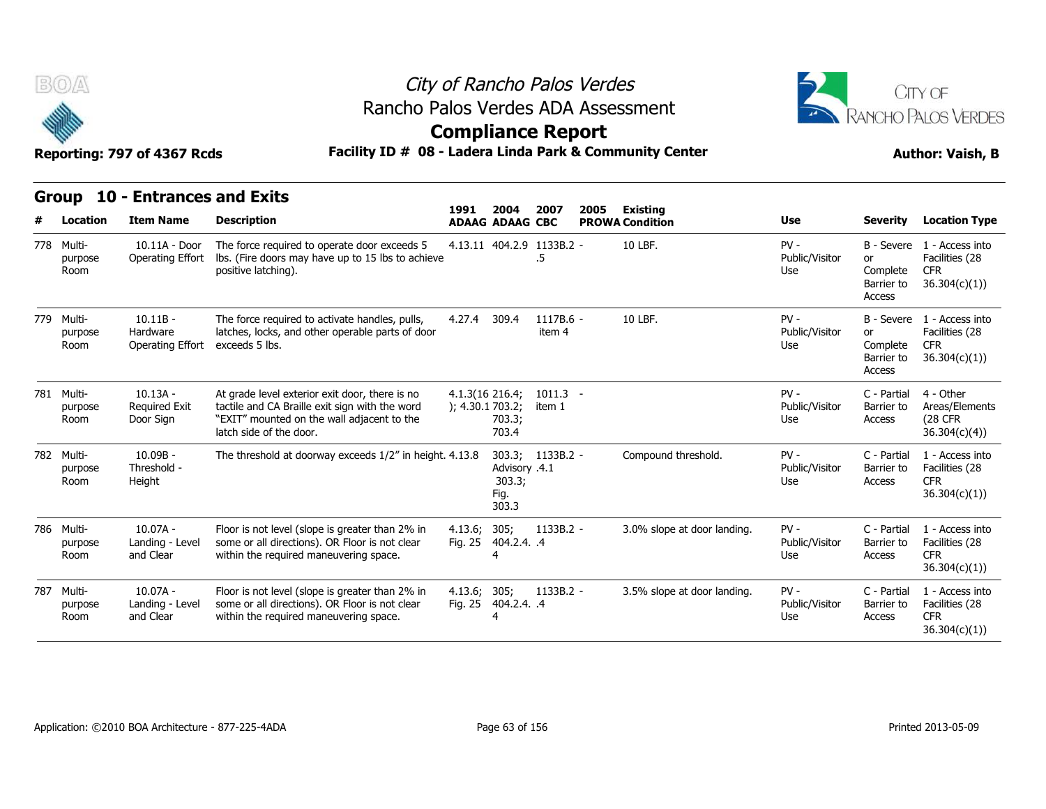# City of Rancho Palos Verdes

## Rancho Palos Verdes ADA Assessment

## Compliance Report

**Reporting: 797 of 4367 Rcds** | **Facility ID # 08 - Ladera Linda Park & Community Center** | **Author: Vaish, B**

## Group 10 - Entrances and Exits

| # | Location | Item Name | Description | 1991 ADAAG | 2004 ADAAG | 2007 CBC | 2005 PROWA | Existing Condition | Use | Severity | Location Type |
|---|---|---|---|---|---|---|---|---|---|---|---|
| 778 | Multi-purpose Room | 10.11A - Door Operating Effort | The force required to operate door exceeds 5 lbs. (Fire doors may have up to 15 lbs to achieve positive latching). | 4.13.11 | 404.2.9 | 1133B.2 - .5 | | 10 LBF. | PV - Public/Visitor Use | B - Severe or Complete Barrier to Access | 1 - Access into Facilities (28 CFR 36.304(c)(1)) |
| 779 | Multi-purpose Room | 10.11B - Hardware Operating Effort | The force required to activate handles, pulls, latches, locks, and other operable parts of door exceeds 5 lbs. | 4.27.4 | 309.4 | 1117B.6 - item 4 | | 10 LBF. | PV - Public/Visitor Use | B - Severe or Complete Barrier to Access | 1 - Access into Facilities (28 CFR 36.304(c)(1)) |
| 781 | Multi-purpose Room | 10.13A - Required Exit Door Sign | At grade level exterior exit door, there is no tactile and CA Braille exit sign with the word "EXIT" mounted on the wall adjacent to the latch side of the door. | 4.1.3(16); 4.30.1 | 216.4; 703.2; 703.3; 703.4 | 1011.3 - item 1 | | | PV - Public/Visitor Use | C - Partial Barrier to Access | 4 - Other Areas/Elements (28 CFR 36.304(c)(4)) |
| 782 | Multi-purpose Room | 10.09B - Threshold - Height | The threshold at doorway exceeds 1/2" in height. | 4.13.8 | 303.3; Advisory 303.3; Fig. 303.3 | 1133B.2 - .4.1 | | Compound threshold. | PV - Public/Visitor Use | C - Partial Barrier to Access | 1 - Access into Facilities (28 CFR 36.304(c)(1)) |
| 786 | Multi-purpose Room | 10.07A - Landing - Level and Clear | Floor is not level (slope is greater than 2% in some or all directions). OR Floor is not clear within the required maneuvering space. | 4.13.6; Fig. 25 | 305; 404.2.4.4 | 1133B.2 - .4 | | 3.0% slope at door landing. | PV - Public/Visitor Use | C - Partial Barrier to Access | 1 - Access into Facilities (28 CFR 36.304(c)(1)) |
| 787 | Multi-purpose Room | 10.07A - Landing - Level and Clear | Floor is not level (slope is greater than 2% in some or all directions). OR Floor is not clear within the required maneuvering space. | 4.13.6; Fig. 25 | 305; 404.2.4.4 | 1133B.2 - .4 | | 3.5% slope at door landing. | PV - Public/Visitor Use | C - Partial Barrier to Access | 1 - Access into Facilities (28 CFR 36.304(c)(1)) |

Application: ©2010 BOA Architecture - 877-225-4ADA | Printed 2013-05-09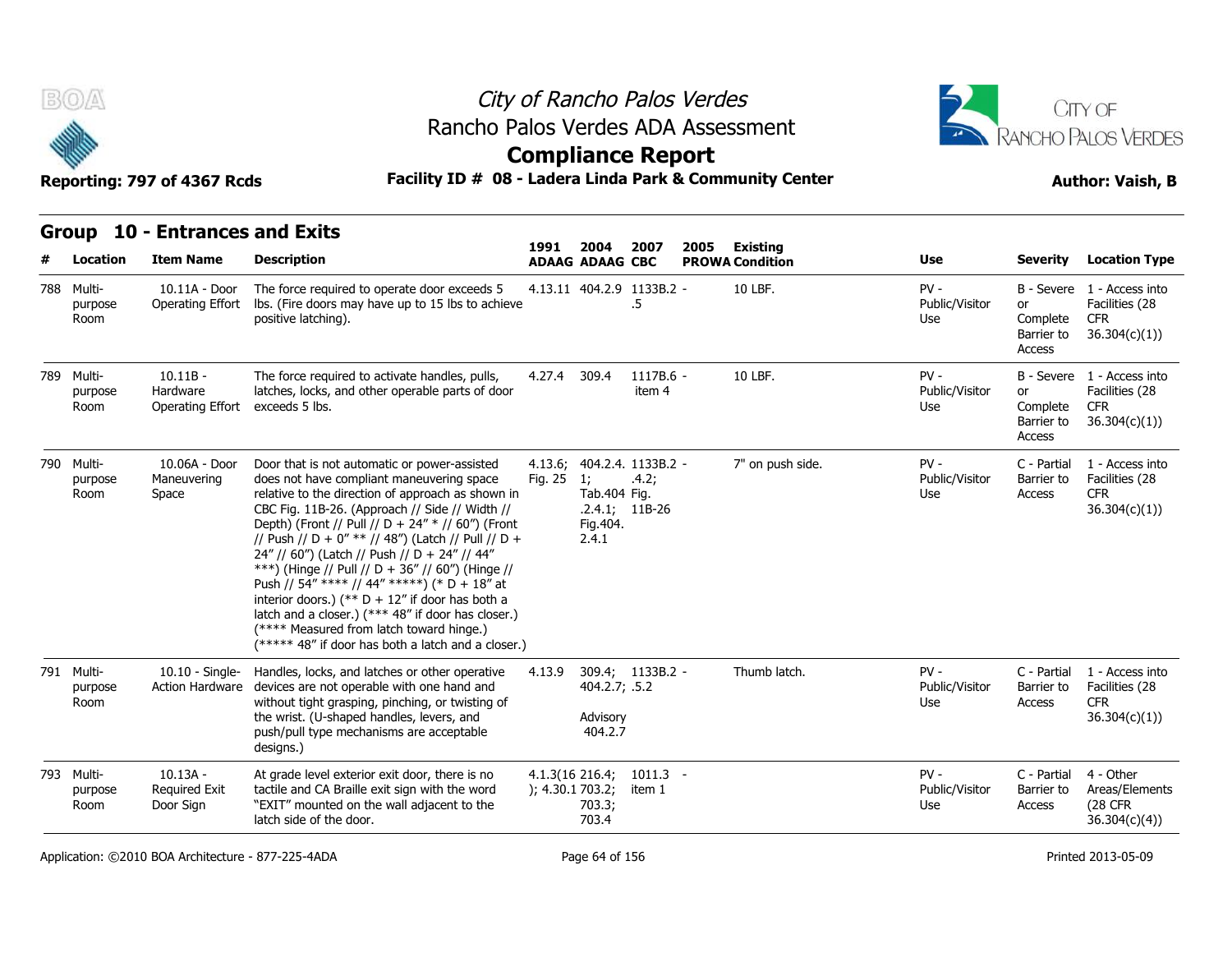# City of Rancho Palos Verdes
## Rancho Palos Verdes ADA Assessment
## Compliance Report

**Reporting: 797 of 4367 Rcds** **Facility ID # 08 - Ladera Linda Park & Community Center** **Author: Vaish, B**

## Group 10 - Entrances and Exits

| # | Location | Item Name | Description | 1991 ADAAG | 2004 ADAAG | 2007 CBC | 2005 PROWA | Existing Condition | Use | Severity | Location Type |
|---|---|---|---|---|---|---|---|---|---|---|---|
| 788 | Multi-purpose Room | 10.11A - Door Operating Effort | The force required to operate door exceeds 5 lbs. (Fire doors may have up to 15 lbs to achieve positive latching). | 4.13.11 | 404.2.9 | 1133B.2 .5 | - | 10 LBF. | PV - Public/Visitor Use | B - Severe or Complete Barrier to Access | 1 - Access into Facilities (28 CFR 36.304(c)(1)) |
| 789 | Multi-purpose Room | 10.11B - Hardware Operating Effort | The force required to activate handles, pulls, latches, locks, and other operable parts of door exceeds 5 lbs. | 4.27.4 | 309.4 | 1117B.6 item 4 | - | 10 LBF. | PV - Public/Visitor Use | B - Severe or Complete Barrier to Access | 1 - Access into Facilities (28 CFR 36.304(c)(1)) |
| 790 | Multi-purpose Room | 10.06A - Door Maneuvering Space | Door that is not automatic or power-assisted does not have compliant maneuvering space relative to the direction of approach as shown in CBC Fig. 11B-26. (Approach // Side // Width // Depth) (Front // Pull // D + 24" * // 60") (Front // Push // D + 0" ** // 48") (Latch // Pull // D + 24" // 60") (Latch // Push // D + 24" // 44" ***) (Hinge // Pull // D + 36" // 60") (Hinge // Push // 54" **** // 44" *****) (* D + 18" at interior doors.) (** D + 12" if door has both a latch and a closer.) (*** 48" if door has closer.) (**** Measured from latch toward hinge.) (***** 48" if door has both a latch and a closer.) | 4.13.6; Fig. 25 | 404.2.4.1; Tab.404.2.4.1; Fig.404.2.4.1 | 1133B.2.4.2; Fig. 11B-26 | - | 7" on push side. | PV - Public/Visitor Use | C - Partial Barrier to Access | 1 - Access into Facilities (28 CFR 36.304(c)(1)) |
| 791 | Multi-purpose Room | 10.10 - Single-Action Hardware | Handles, locks, and latches or other operative devices are not operable with one hand and without tight grasping, pinching, or twisting of the wrist. (U-shaped handles, levers, and push/pull type mechanisms are acceptable designs.) | 4.13.9 | 309.4; 404.2.7; Advisory 404.2.7 | 1133B.2.5.2 | - | Thumb latch. | PV - Public/Visitor Use | C - Partial Barrier to Access | 1 - Access into Facilities (28 CFR 36.304(c)(1)) |
| 793 | Multi-purpose Room | 10.13A - Required Exit Door Sign | At grade level exterior exit door, there is no tactile and CA Braille exit sign with the word "EXIT" mounted on the wall adjacent to the latch side of the door. | 4.1.3(16); 4.30.1 | 216.4; 703.2; 703.3; 703.4 | 1011.3 item 1 | - | | PV - Public/Visitor Use | C - Partial Barrier to Access | 4 - Other Areas/Elements (28 CFR 36.304(c)(4)) |

Application: ©2010 BOA Architecture - 877-225-4ADA Printed 2013-05-09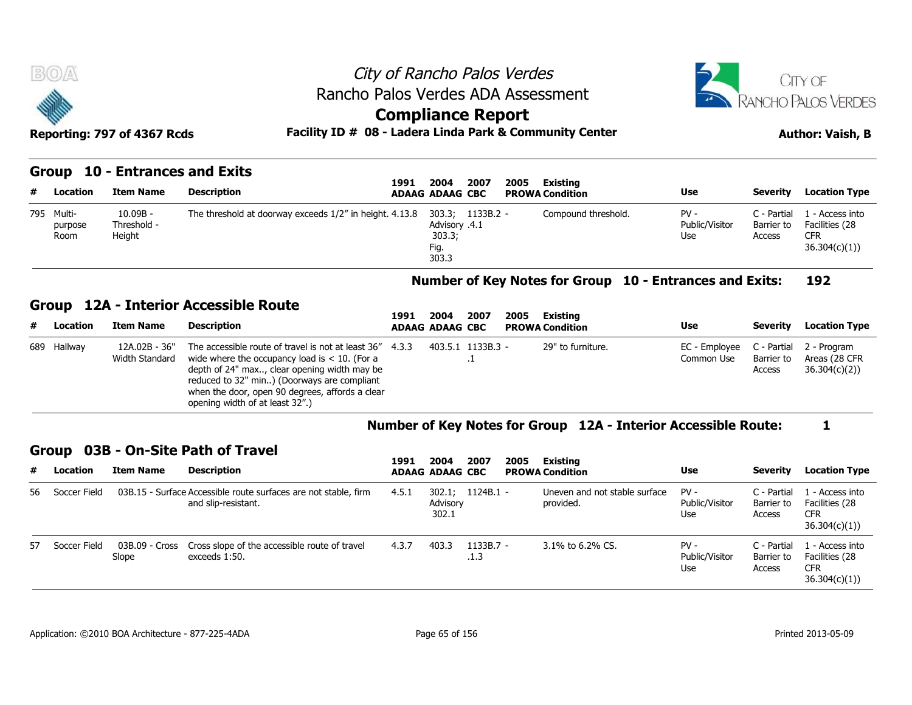# City of Rancho Palos Verdes
## Rancho Palos Verdes ADA Assessment
## Compliance Report

**Reporting: 797 of 4367 Rcds** | **Facility ID # 08 - Ladera Linda Park & Community Center** | **Author: Vaish, B**

## Group 10 - Entrances and Exits

| # | Location | Item Name | Description | 1991 ADAAG | 2004 ADAAG | 2007 CBC | 2005 PROWA | Existing Condition | Use | Severity | Location Type |
|---|---|---|---|---|---|---|---|---|---|---|---|
| 795 | Multi-purpose Room | 10.09B - Threshold - Height | The threshold at doorway exceeds 1/2" in height. | 4.13.8 | 303.3; Advisory 303.3; Fig. 303.3 | 1133B.2 .4.1 | - | Compound threshold. | PV - Public/Visitor Use | C - Partial Barrier to Access | 1 - Access into Facilities (28 CFR 36.304(c)(1)) |

**Number of Key Notes for Group 10 - Entrances and Exits: 192**

## Group 12A - Interior Accessible Route

| # | Location | Item Name | Description | 1991 ADAAG | 2004 ADAAG | 2007 CBC | 2005 PROWA | Existing Condition | Use | Severity | Location Type |
|---|---|---|---|---|---|---|---|---|---|---|---|
| 689 | Hallway | 12A.02B - 36" Width Standard | The accessible route of travel is not at least 36" wide where the occupancy load is < 10. (For a depth of 24" max.., clear opening width may be reduced to 32" min..) (Doorways are compliant when the door, open 90 degrees, affords a clear opening width of at least 32".) | 4.3.3 | 403.5.1 | 1133B.3 .1 | - | 29" to furniture. | EC - Employee Common Use | C - Partial Barrier to Access | 2 - Program Areas (28 CFR 36.304(c)(2)) |

**Number of Key Notes for Group 12A - Interior Accessible Route: 1**

## Group 03B - On-Site Path of Travel

| # | Location | Item Name | Description | 1991 ADAAG | 2004 ADAAG | 2007 CBC | 2005 PROWA | Existing Condition | Use | Severity | Location Type |
|---|---|---|---|---|---|---|---|---|---|---|---|
| 56 | Soccer Field | 03B.15 - Surface | Accessible route surfaces are not stable, firm and slip-resistant. | 4.5.1 | 302.1; Advisory 302.1 | 1124B.1 | - | Uneven and not stable surface provided. | PV - Public/Visitor Use | C - Partial Barrier to Access | 1 - Access into Facilities (28 CFR 36.304(c)(1)) |
| 57 | Soccer Field | 03B.09 - Cross Slope | Cross slope of the accessible route of travel exceeds 1:50. | 4.3.7 | 403.3 | 1133B.7 .1.3 | - | 3.1% to 6.2% CS. | PV - Public/Visitor Use | C - Partial Barrier to Access | 1 - Access into Facilities (28 CFR 36.304(c)(1)) |

Application: ©2010 BOA Architecture - 877-225-4ADA | Printed 2013-05-09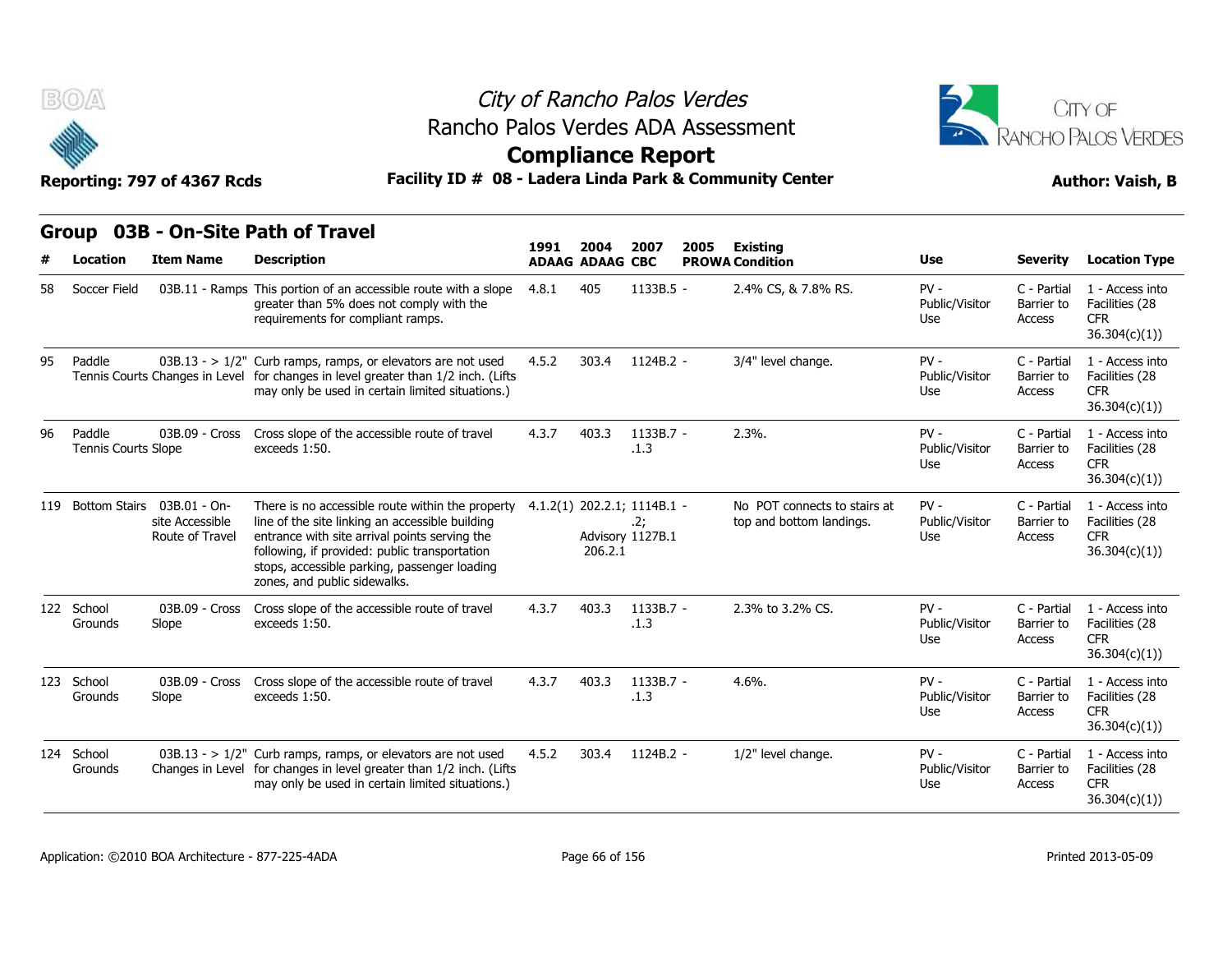City of Rancho Palos Verdes
Rancho Palos Verdes ADA Assessment
**Compliance Report**

Reporting: 797 of 4367 Rcds — **Facility ID # 08 - Ladera Linda Park & Community Center** — Author: Vaish, B

## Group 03B - On-Site Path of Travel

| # | Location | Item Name | Description | 1991 ADAAG | 2004 ADAAG | 2007 CBC | 2005 PROWA | Existing Condition | Use | Severity | Location Type |
|---|---|---|---|---|---|---|---|---|---|---|---|
| 58 | Soccer Field | 03B.11 - Ramps | This portion of an accessible route with a slope greater than 5% does not comply with the requirements for compliant ramps. | 4.8.1 | 405 | 1133B.5 | - | 2.4% CS, & 7.8% RS. | PV - Public/Visitor Use | C - Partial Barrier to Access | 1 - Access into Facilities (28 CFR 36.304(c)(1)) |
| 95 | Paddle Tennis Courts | 03B.13 - > 1/2" Changes in Level | Curb ramps, ramps, or elevators are not used for changes in level greater than 1/2 inch. (Lifts may only be used in certain limited situations.) | 4.5.2 | 303.4 | 1124B.2 | - | 3/4" level change. | PV - Public/Visitor Use | C - Partial Barrier to Access | 1 - Access into Facilities (28 CFR 36.304(c)(1)) |
| 96 | Paddle Tennis Courts | 03B.09 - Cross Slope | Cross slope of the accessible route of travel exceeds 1:50. | 4.3.7 | 403.3 | 1133B.7 .1.3 | - | 2.3%. | PV - Public/Visitor Use | C - Partial Barrier to Access | 1 - Access into Facilities (28 CFR 36.304(c)(1)) |
| 119 | Bottom Stairs | 03B.01 - On-site Accessible Route of Travel | There is no accessible route within the property line of the site linking an accessible building entrance with site arrival points serving the following, if provided: public transportation stops, accessible parking, passenger loading zones, and public sidewalks. | 4.1.2(1) | 202.2.1; Advisory 206.2.1 | 1114B.1 .2; 1127B.1 | - | No POT connects to stairs at top and bottom landings. | PV - Public/Visitor Use | C - Partial Barrier to Access | 1 - Access into Facilities (28 CFR 36.304(c)(1)) |
| 122 | School Grounds | 03B.09 - Cross Slope | Cross slope of the accessible route of travel exceeds 1:50. | 4.3.7 | 403.3 | 1133B.7 .1.3 | - | 2.3% to 3.2% CS. | PV - Public/Visitor Use | C - Partial Barrier to Access | 1 - Access into Facilities (28 CFR 36.304(c)(1)) |
| 123 | School Grounds | 03B.09 - Cross Slope | Cross slope of the accessible route of travel exceeds 1:50. | 4.3.7 | 403.3 | 1133B.7 .1.3 | - | 4.6%. | PV - Public/Visitor Use | C - Partial Barrier to Access | 1 - Access into Facilities (28 CFR 36.304(c)(1)) |
| 124 | School Grounds | 03B.13 - > 1/2" Changes in Level | Curb ramps, ramps, or elevators are not used for changes in level greater than 1/2 inch. (Lifts may only be used in certain limited situations.) | 4.5.2 | 303.4 | 1124B.2 | - | 1/2" level change. | PV - Public/Visitor Use | C - Partial Barrier to Access | 1 - Access into Facilities (28 CFR 36.304(c)(1)) |

Application: ©2010 BOA Architecture - 877-225-4ADA — Printed 2013-05-09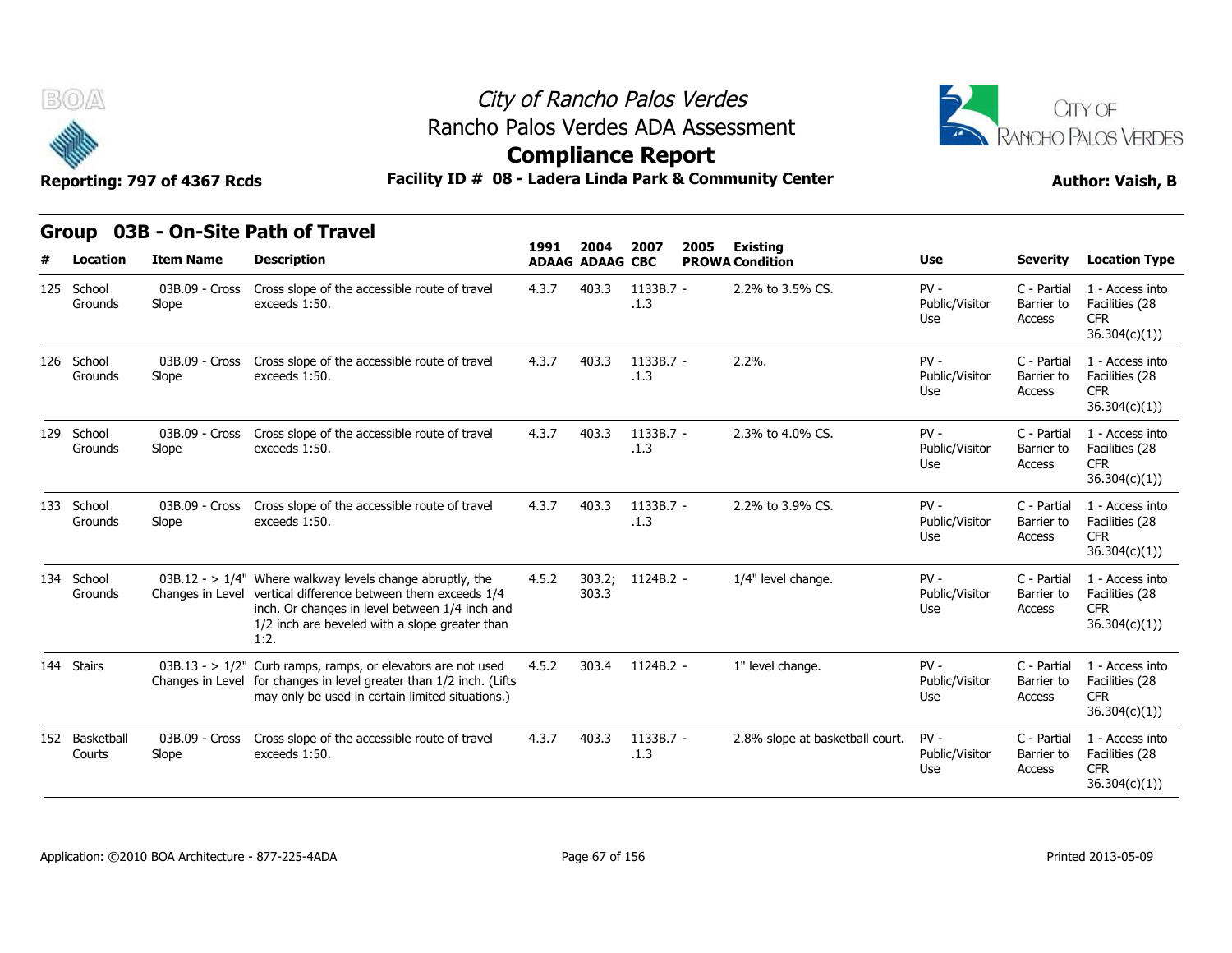# City of Rancho Palos Verdes

## Rancho Palos Verdes ADA Assessment

## Compliance Report

**Reporting: 797 of 4367 Rcds** **Facility ID # 08 - Ladera Linda Park & Community Center** **Author: Vaish, B**

### Group 03B - On-Site Path of Travel

| # | Location | Item Name | Description | 1991 ADAAG | 2004 ADAAG | 2007 CBC | 2005 PROWA | Existing Condition | Use | Severity | Location Type |
|---|---|---|---|---|---|---|---|---|---|---|---|
| 125 | School Grounds | 03B.09 - Cross Slope | Cross slope of the accessible route of travel exceeds 1:50. | 4.3.7 | 403.3 | 1133B.7 - .1.3 | | 2.2% to 3.5% CS. | PV - Public/Visitor Use | C - Partial Barrier to Access | 1 - Access into Facilities (28 CFR 36.304(c)(1)) |
| 126 | School Grounds | 03B.09 - Cross Slope | Cross slope of the accessible route of travel exceeds 1:50. | 4.3.7 | 403.3 | 1133B.7 - .1.3 | | 2.2%. | PV - Public/Visitor Use | C - Partial Barrier to Access | 1 - Access into Facilities (28 CFR 36.304(c)(1)) |
| 129 | School Grounds | 03B.09 - Cross Slope | Cross slope of the accessible route of travel exceeds 1:50. | 4.3.7 | 403.3 | 1133B.7 - .1.3 | | 2.3% to 4.0% CS. | PV - Public/Visitor Use | C - Partial Barrier to Access | 1 - Access into Facilities (28 CFR 36.304(c)(1)) |
| 133 | School Grounds | 03B.09 - Cross Slope | Cross slope of the accessible route of travel exceeds 1:50. | 4.3.7 | 403.3 | 1133B.7 - .1.3 | | 2.2% to 3.9% CS. | PV - Public/Visitor Use | C - Partial Barrier to Access | 1 - Access into Facilities (28 CFR 36.304(c)(1)) |
| 134 | School Grounds | 03B.12 - > 1/4" Changes in Level | Where walkway levels change abruptly, the vertical difference between them exceeds 1/4 inch. Or changes in level between 1/4 inch and 1/2 inch are beveled with a slope greater than 1:2. | 4.5.2 | 303.2; 303.3 | 1124B.2 - | | 1/4" level change. | PV - Public/Visitor Use | C - Partial Barrier to Access | 1 - Access into Facilities (28 CFR 36.304(c)(1)) |
| 144 | Stairs | 03B.13 - > 1/2" Changes in Level | Curb ramps, ramps, or elevators are not used for changes in level greater than 1/2 inch. (Lifts may only be used in certain limited situations.) | 4.5.2 | 303.4 | 1124B.2 - | | 1" level change. | PV - Public/Visitor Use | C - Partial Barrier to Access | 1 - Access into Facilities (28 CFR 36.304(c)(1)) |
| 152 | Basketball Courts | 03B.09 - Cross Slope | Cross slope of the accessible route of travel exceeds 1:50. | 4.3.7 | 403.3 | 1133B.7 - .1.3 | | 2.8% slope at basketball court. | PV - Public/Visitor Use | C - Partial Barrier to Access | 1 - Access into Facilities (28 CFR 36.304(c)(1)) |

Application: ©2010 BOA Architecture - 877-225-4ADA

Printed 2013-05-09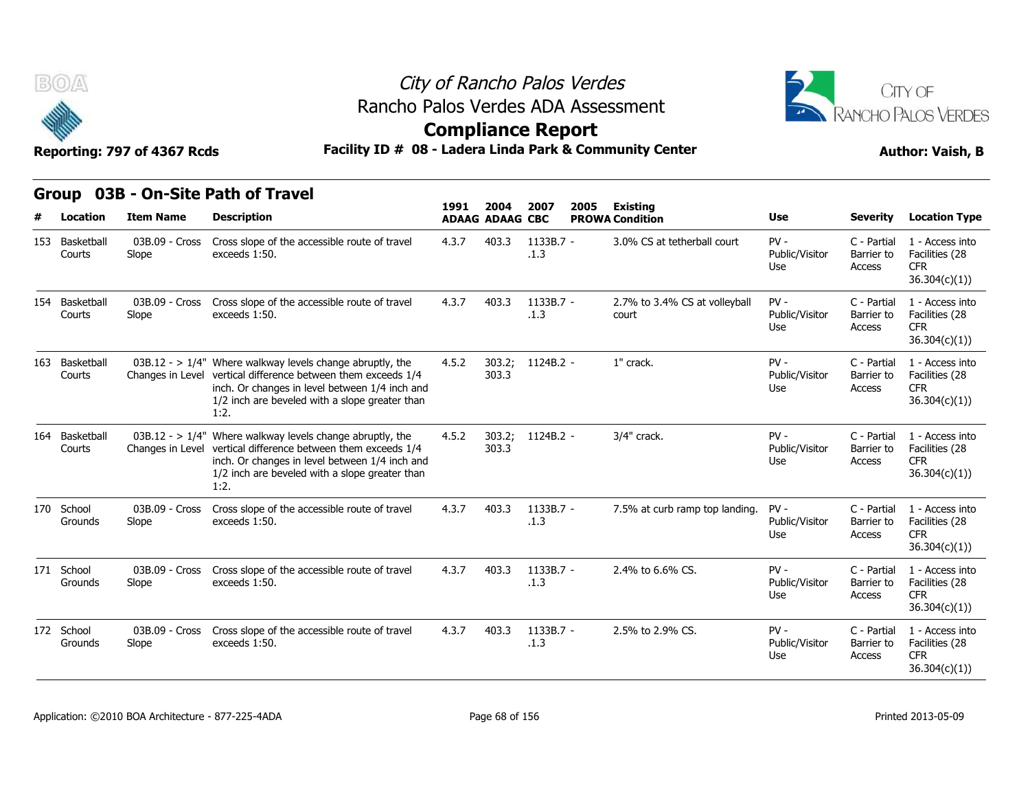# City of Rancho Palos Verdes
## Rancho Palos Verdes ADA Assessment
## Compliance Report

**Reporting: 797 of 4367 Rcds** | **Facility ID # 08 - Ladera Linda Park & Community Center** | **Author: Vaish, B**

## Group 03B - On-Site Path of Travel

| # | Location | Item Name | Description | 1991 ADAAG | 2004 ADAAG | 2007 CBC | 2005 PROWA | Existing Condition | Use | Severity | Location Type |
|---|---|---|---|---|---|---|---|---|---|---|---|
| 153 | Basketball Courts | 03B.09 - Cross Slope | Cross slope of the accessible route of travel exceeds 1:50. | 4.3.7 | 403.3 | 1133B.7 - .1.3 | | 3.0% CS at tetherball court | PV - Public/Visitor Use | C - Partial Barrier to Access | 1 - Access into Facilities (28 CFR 36.304(c)(1)) |
| 154 | Basketball Courts | 03B.09 - Cross Slope | Cross slope of the accessible route of travel exceeds 1:50. | 4.3.7 | 403.3 | 1133B.7 - .1.3 | | 2.7% to 3.4% CS at volleyball court | PV - Public/Visitor Use | C - Partial Barrier to Access | 1 - Access into Facilities (28 CFR 36.304(c)(1)) |
| 163 | Basketball Courts | 03B.12 - > 1/4" Changes in Level | Where walkway levels change abruptly, the vertical difference between them exceeds 1/4 inch. Or changes in level between 1/4 inch and 1/2 inch are beveled with a slope greater than 1:2. | 4.5.2 | 303.2; 303.3 | 1124B.2 - | | 1" crack. | PV - Public/Visitor Use | C - Partial Barrier to Access | 1 - Access into Facilities (28 CFR 36.304(c)(1)) |
| 164 | Basketball Courts | 03B.12 - > 1/4" Changes in Level | Where walkway levels change abruptly, the vertical difference between them exceeds 1/4 inch. Or changes in level between 1/4 inch and 1/2 inch are beveled with a slope greater than 1:2. | 4.5.2 | 303.2; 303.3 | 1124B.2 - | | 3/4" crack. | PV - Public/Visitor Use | C - Partial Barrier to Access | 1 - Access into Facilities (28 CFR 36.304(c)(1)) |
| 170 | School Grounds | 03B.09 - Cross Slope | Cross slope of the accessible route of travel exceeds 1:50. | 4.3.7 | 403.3 | 1133B.7 - .1.3 | | 7.5% at curb ramp top landing. | PV - Public/Visitor Use | C - Partial Barrier to Access | 1 - Access into Facilities (28 CFR 36.304(c)(1)) |
| 171 | School Grounds | 03B.09 - Cross Slope | Cross slope of the accessible route of travel exceeds 1:50. | 4.3.7 | 403.3 | 1133B.7 - .1.3 | | 2.4% to 6.6% CS. | PV - Public/Visitor Use | C - Partial Barrier to Access | 1 - Access into Facilities (28 CFR 36.304(c)(1)) |
| 172 | School Grounds | 03B.09 - Cross Slope | Cross slope of the accessible route of travel exceeds 1:50. | 4.3.7 | 403.3 | 1133B.7 - .1.3 | | 2.5% to 2.9% CS. | PV - Public/Visitor Use | C - Partial Barrier to Access | 1 - Access into Facilities (28 CFR 36.304(c)(1)) |

Application: ©2010 BOA Architecture - 877-225-4ADA | Printed 2013-05-09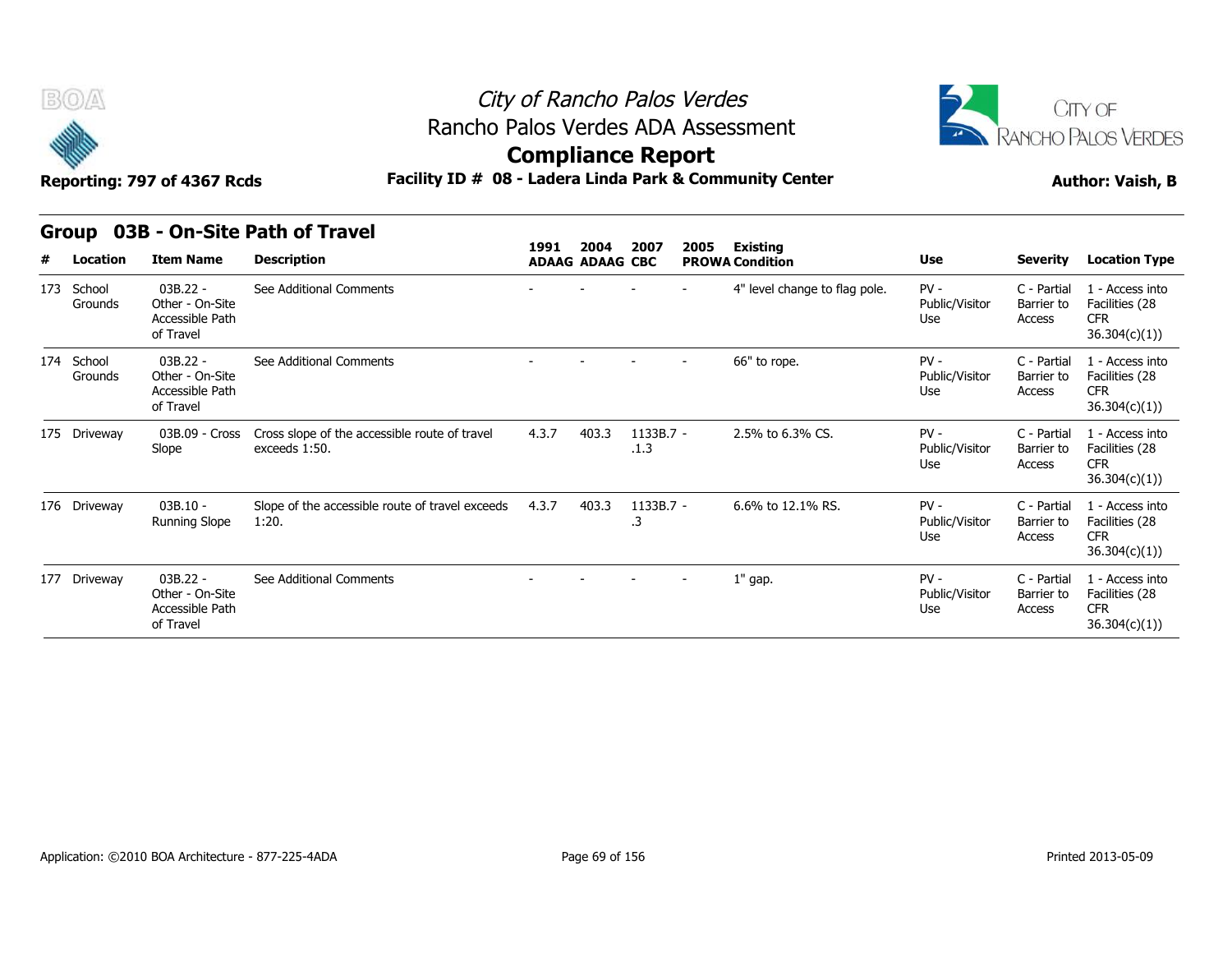City of Rancho Palos Verdes
Rancho Palos Verdes ADA Assessment

# Compliance Report

**Reporting: 797 of 4367 Rcds**

**Facility ID # 08 - Ladera Linda Park & Community Center**

**Author: Vaish, B**

## Group 03B - On-Site Path of Travel

| # | Location | Item Name | Description | 1991 ADAAG | 2004 ADAAG | 2007 CBC | 2005 PROWA | Existing Condition | Use | Severity | Location Type |
|---|---|---|---|---|---|---|---|---|---|---|---|
| 173 | School Grounds | 03B.22 - Other - On-Site Accessible Path of Travel | See Additional Comments | - | - | - | - | 4" level change to flag pole. | PV - Public/Visitor Use | C - Partial Barrier to Access | 1 - Access into Facilities (28 CFR 36.304(c)(1)) |
| 174 | School Grounds | 03B.22 - Other - On-Site Accessible Path of Travel | See Additional Comments | - | - | - | - | 66" to rope. | PV - Public/Visitor Use | C - Partial Barrier to Access | 1 - Access into Facilities (28 CFR 36.304(c)(1)) |
| 175 | Driveway | 03B.09 - Cross Slope | Cross slope of the accessible route of travel exceeds 1:50. | 4.3.7 | 403.3 | 1133B.7 - .1.3 | - | 2.5% to 6.3% CS. | PV - Public/Visitor Use | C - Partial Barrier to Access | 1 - Access into Facilities (28 CFR 36.304(c)(1)) |
| 176 | Driveway | 03B.10 - Running Slope | Slope of the accessible route of travel exceeds 1:20. | 4.3.7 | 403.3 | 1133B.7 - .3 | - | 6.6% to 12.1% RS. | PV - Public/Visitor Use | C - Partial Barrier to Access | 1 - Access into Facilities (28 CFR 36.304(c)(1)) |
| 177 | Driveway | 03B.22 - Other - On-Site Accessible Path of Travel | See Additional Comments | - | - | - | - | 1" gap. | PV - Public/Visitor Use | C - Partial Barrier to Access | 1 - Access into Facilities (28 CFR 36.304(c)(1)) |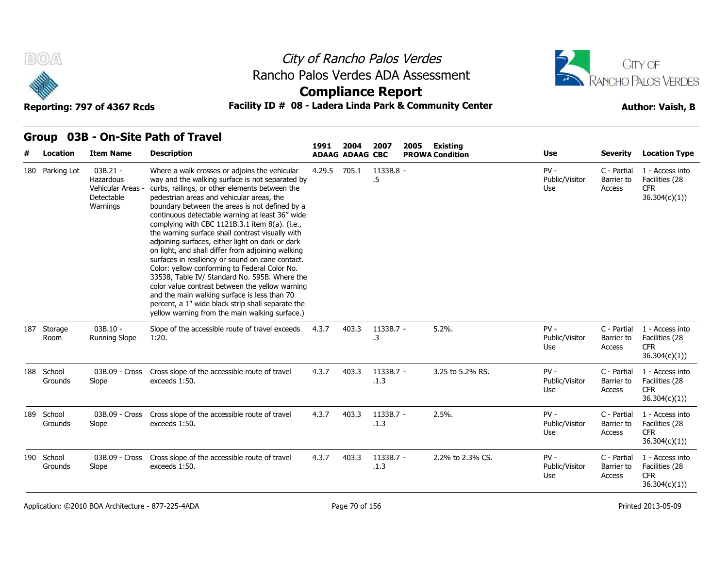# City of Rancho Palos Verdes

## Rancho Palos Verdes ADA Assessment

## Compliance Report

**Reporting: 797 of 4367 Rcds** | **Facility ID # 08 - Ladera Linda Park & Community Center** | **Author: Vaish, B**

### Group 03B - On-Site Path of Travel

| # | Location | Item Name | Description | 1991 ADAAG | 2004 ADAAG | 2007 CBC | 2005 PROWA | Existing Condition | Use | Severity | Location Type |
|---|---|---|---|---|---|---|---|---|---|---|---|
| 180 | Parking Lot | 03B.21 - Hazardous Vehicular Areas - Detectable Warnings | Where a walk crosses or adjoins the vehicular way and the walking surface is not separated by curbs, railings, or other elements between the pedestrian areas and vehicular areas, the boundary between the areas is not defined by a continuous detectable warning at least 36" wide complying with CBC 1121B.3.1 item 8(a). (i.e., the warning surface shall contrast visually with adjoining surfaces, either light on dark or dark on light, and shall differ from adjoining walking surfaces in resiliency or sound on cane contact. Color: yellow conforming to Federal Color No. 33538, Table IV/ Standard No. 595B. Where the color value contrast between the yellow warning and the main walking surface is less than 70 percent, a 1" wide black strip shall separate the yellow warning from the main walking surface.) | 4.29.5 | 705.1 | 1133B.8 - .5 | | | PV - Public/Visitor Use | C - Partial Barrier to Access | 1 - Access into Facilities (28 CFR 36.304(c)(1)) |
| 187 | Storage Room | 03B.10 - Running Slope | Slope of the accessible route of travel exceeds 1:20. | 4.3.7 | 403.3 | 1133B.7 - .3 | | 5.2%. | PV - Public/Visitor Use | C - Partial Barrier to Access | 1 - Access into Facilities (28 CFR 36.304(c)(1)) |
| 188 | School Grounds | 03B.09 - Cross Slope | Cross slope of the accessible route of travel exceeds 1:50. | 4.3.7 | 403.3 | 1133B.7 - .1.3 | | 3.25 to 5.2% RS. | PV - Public/Visitor Use | C - Partial Barrier to Access | 1 - Access into Facilities (28 CFR 36.304(c)(1)) |
| 189 | School Grounds | 03B.09 - Cross Slope | Cross slope of the accessible route of travel exceeds 1:50. | 4.3.7 | 403.3 | 1133B.7 - .1.3 | | 2.5%. | PV - Public/Visitor Use | C - Partial Barrier to Access | 1 - Access into Facilities (28 CFR 36.304(c)(1)) |
| 190 | School Grounds | 03B.09 - Cross Slope | Cross slope of the accessible route of travel exceeds 1:50. | 4.3.7 | 403.3 | 1133B.7 - .1.3 | | 2.2% to 2.3% CS. | PV - Public/Visitor Use | C - Partial Barrier to Access | 1 - Access into Facilities (28 CFR 36.304(c)(1)) |

Application: ©2010 BOA Architecture - 877-225-4ADA

Printed 2013-05-09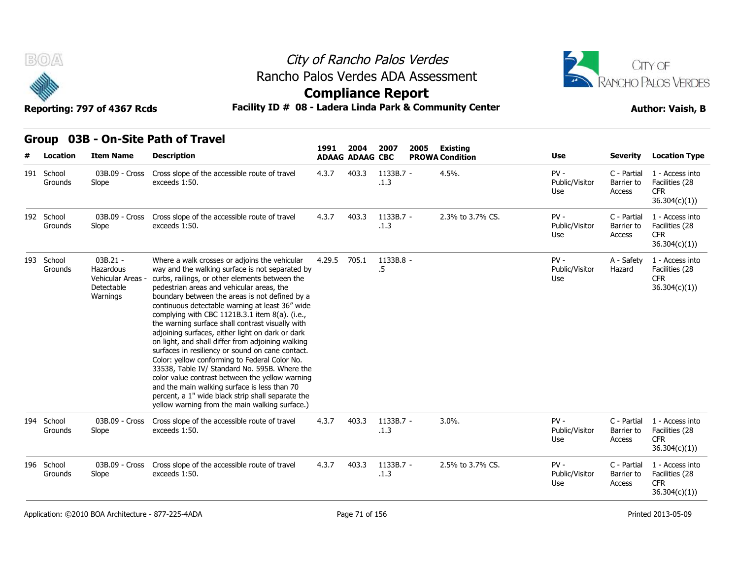# City of Rancho Palos Verdes
## Rancho Palos Verdes ADA Assessment
## Compliance Report

**Reporting: 797 of 4367 Rcds** — **Facility ID # 08 - Ladera Linda Park & Community Center** — **Author: Vaish, B**

### Group 03B - On-Site Path of Travel

| # | Location | Item Name | Description | 1991 ADAAG | 2004 ADAAG | 2007 CBC | 2005 PROWA | Existing Condition | Use | Severity | Location Type |
|---|---|---|---|---|---|---|---|---|---|---|---|
| 191 | School Grounds | 03B.09 - Cross Slope | Cross slope of the accessible route of travel exceeds 1:50. | 4.3.7 | 403.3 | 1133B.7 - .1.3 | | 4.5%. | PV - Public/Visitor Use | C - Partial Barrier to Access | 1 - Access into Facilities (28 CFR 36.304(c)(1)) |
| 192 | School Grounds | 03B.09 - Cross Slope | Cross slope of the accessible route of travel exceeds 1:50. | 4.3.7 | 403.3 | 1133B.7 - .1.3 | | 2.3% to 3.7% CS. | PV - Public/Visitor Use | C - Partial Barrier to Access | 1 - Access into Facilities (28 CFR 36.304(c)(1)) |
| 193 | School Grounds | 03B.21 - Hazardous Vehicular Areas - Detectable Warnings | Where a walk crosses or adjoins the vehicular way and the walking surface is not separated by curbs, railings, or other elements between the pedestrian areas and vehicular areas, the boundary between the areas is not defined by a continuous detectable warning at least 36" wide complying with CBC 1121B.3.1 item 8(a). (i.e., the warning surface shall contrast visually with adjoining surfaces, either light on dark or dark on light, and shall differ from adjoining walking surfaces in resiliency or sound on cane contact. Color: yellow conforming to Federal Color No. 33538, Table IV/ Standard No. 595B. Where the color value contrast between the yellow warning and the main walking surface is less than 70 percent, a 1" wide black strip shall separate the yellow warning from the main walking surface.) | 4.29.5 | 705.1 | 1133B.8 - .5 | | | PV - Public/Visitor Use | A - Safety Hazard | 1 - Access into Facilities (28 CFR 36.304(c)(1)) |
| 194 | School Grounds | 03B.09 - Cross Slope | Cross slope of the accessible route of travel exceeds 1:50. | 4.3.7 | 403.3 | 1133B.7 - .1.3 | | 3.0%. | PV - Public/Visitor Use | C - Partial Barrier to Access | 1 - Access into Facilities (28 CFR 36.304(c)(1)) |
| 196 | School Grounds | 03B.09 - Cross Slope | Cross slope of the accessible route of travel exceeds 1:50. | 4.3.7 | 403.3 | 1133B.7 - .1.3 | | 2.5% to 3.7% CS. | PV - Public/Visitor Use | C - Partial Barrier to Access | 1 - Access into Facilities (28 CFR 36.304(c)(1)) |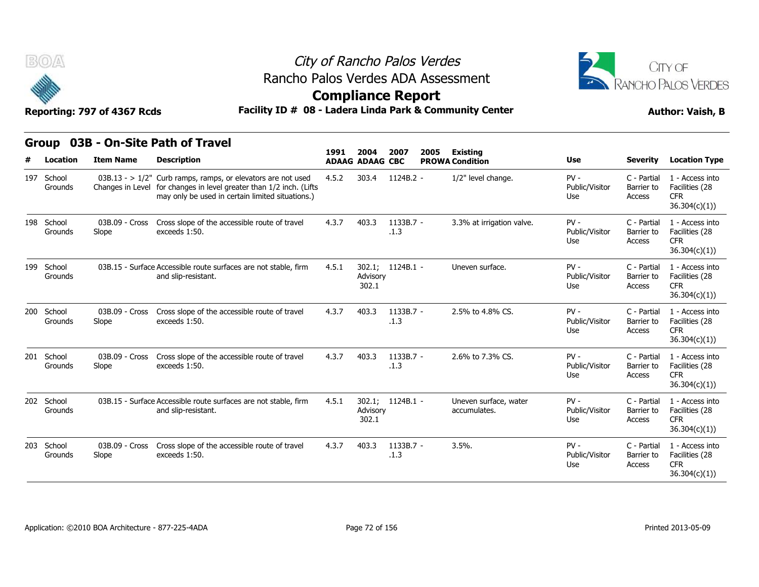# City of Rancho Palos Verdes
## Rancho Palos Verdes ADA Assessment
## Compliance Report

**Reporting: 797 of 4367 Rcds** | **Facility ID # 08 - Ladera Linda Park & Community Center** | **Author: Vaish, B**

## Group 03B - On-Site Path of Travel

| # | Location | Item Name | Description | 1991 ADAAG | 2004 ADAAG | 2007 CBC | 2005 PROWA | Existing Condition | Use | Severity | Location Type |
|---|---|---|---|---|---|---|---|---|---|---|---|
| 197 | School Grounds | 03B.13 - > 1/2" Changes in Level | Curb ramps, ramps, or elevators are not used for changes in level greater than 1/2 inch. (Lifts may only be used in certain limited situations.) | 4.5.2 | 303.4 | 1124B.2 | - | 1/2" level change. | PV - Public/Visitor Use | C - Partial Barrier to Access | 1 - Access into Facilities (28 CFR 36.304(c)(1)) |
| 198 | School Grounds | 03B.09 - Cross Slope | Cross slope of the accessible route of travel exceeds 1:50. | 4.3.7 | 403.3 | 1133B.7.1.3 | - | 3.3% at irrigation valve. | PV - Public/Visitor Use | C - Partial Barrier to Access | 1 - Access into Facilities (28 CFR 36.304(c)(1)) |
| 199 | School Grounds | 03B.15 - Surface | Accessible route surfaces are not stable, firm and slip-resistant. | 4.5.1 | 302.1; Advisory 302.1 | 1124B.1 | - | Uneven surface. | PV - Public/Visitor Use | C - Partial Barrier to Access | 1 - Access into Facilities (28 CFR 36.304(c)(1)) |
| 200 | School Grounds | 03B.09 - Cross Slope | Cross slope of the accessible route of travel exceeds 1:50. | 4.3.7 | 403.3 | 1133B.7.1.3 | - | 2.5% to 4.8% CS. | PV - Public/Visitor Use | C - Partial Barrier to Access | 1 - Access into Facilities (28 CFR 36.304(c)(1)) |
| 201 | School Grounds | 03B.09 - Cross Slope | Cross slope of the accessible route of travel exceeds 1:50. | 4.3.7 | 403.3 | 1133B.7.1.3 | - | 2.6% to 7.3% CS. | PV - Public/Visitor Use | C - Partial Barrier to Access | 1 - Access into Facilities (28 CFR 36.304(c)(1)) |
| 202 | School Grounds | 03B.15 - Surface | Accessible route surfaces are not stable, firm and slip-resistant. | 4.5.1 | 302.1; Advisory 302.1 | 1124B.1 | - | Uneven surface, water accumulates. | PV - Public/Visitor Use | C - Partial Barrier to Access | 1 - Access into Facilities (28 CFR 36.304(c)(1)) |
| 203 | School Grounds | 03B.09 - Cross Slope | Cross slope of the accessible route of travel exceeds 1:50. | 4.3.7 | 403.3 | 1133B.7.1.3 | - | 3.5%. | PV - Public/Visitor Use | C - Partial Barrier to Access | 1 - Access into Facilities (28 CFR 36.304(c)(1)) |

Application: ©2010 BOA Architecture - 877-225-4ADA | Printed 2013-05-09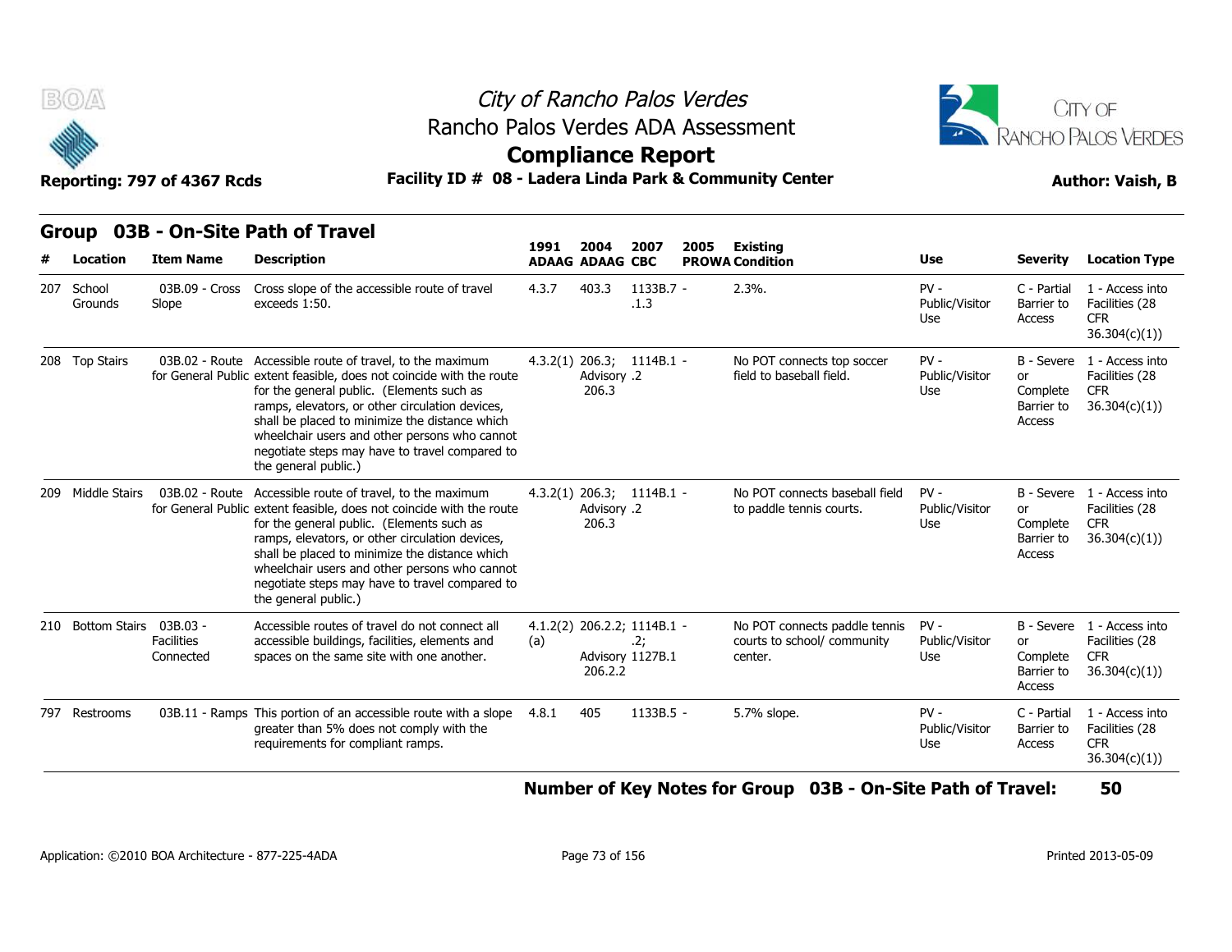# City of Rancho Palos Verdes
## Rancho Palos Verdes ADA Assessment
## Compliance Report

**Reporting: 797 of 4367 Rcds** | **Facility ID # 08 - Ladera Linda Park & Community Center** | **Author: Vaish, B**

## Group 03B - On-Site Path of Travel

| # | Location | Item Name | Description | 1991 ADAAG | 2004 ADAAG | 2007 CBC | 2005 PROWA | Existing Condition | Use | Severity | Location Type |
|---|---|---|---|---|---|---|---|---|---|---|---|
| 207 | School Grounds | 03B.09 - Cross Slope | Cross slope of the accessible route of travel exceeds 1:50. | 4.3.7 | 403.3 | 1133B.7 - .1.3 | | 2.3%. | PV - Public/Visitor Use | C - Partial Barrier to Access | 1 - Access into Facilities (28 CFR 36.304(c)(1)) |
| 208 | Top Stairs | 03B.02 - Route for General Public | Accessible route of travel, to the maximum extent feasible, does not coincide with the route for the general public. (Elements such as ramps, elevators, or other circulation devices, shall be placed to minimize the distance which wheelchair users and other persons who cannot negotiate steps may have to travel compared to the general public.) | 4.3.2(1) | 206.3; Advisory 206.3 | 1114B.1 - .2 | | No POT connects top soccer field to baseball field. | PV - Public/Visitor Use | B - Severe or Complete Barrier to Access | 1 - Access into Facilities (28 CFR 36.304(c)(1)) |
| 209 | Middle Stairs | 03B.02 - Route for General Public | Accessible route of travel, to the maximum extent feasible, does not coincide with the route for the general public. (Elements such as ramps, elevators, or other circulation devices, shall be placed to minimize the distance which wheelchair users and other persons who cannot negotiate steps may have to travel compared to the general public.) | 4.3.2(1) | 206.3; Advisory 206.3 | 1114B.1 - .2 | | No POT connects baseball field to paddle tennis courts. | PV - Public/Visitor Use | B - Severe or Complete Barrier to Access | 1 - Access into Facilities (28 CFR 36.304(c)(1)) |
| 210 | Bottom Stairs | 03B.03 - Facilities Connected | Accessible routes of travel do not connect all accessible buildings, facilities, elements and spaces on the same site with one another. | 4.1.2(2) (a) | 206.2.2; Advisory 206.2.2 | 1114B.1 - .2; 1127B.1 | | No POT connects paddle tennis courts to school/ community center. | PV - Public/Visitor Use | B - Severe or Complete Barrier to Access | 1 - Access into Facilities (28 CFR 36.304(c)(1)) |
| 797 | Restrooms | 03B.11 - Ramps | This portion of an accessible route with a slope greater than 5% does not comply with the requirements for compliant ramps. | 4.8.1 | 405 | 1133B.5 - | | 5.7% slope. | PV - Public/Visitor Use | C - Partial Barrier to Access | 1 - Access into Facilities (28 CFR 36.304(c)(1)) |

**Number of Key Notes for Group 03B - On-Site Path of Travel: 50**

Application: ©2010 BOA Architecture - 877-225-4ADA | Printed 2013-05-09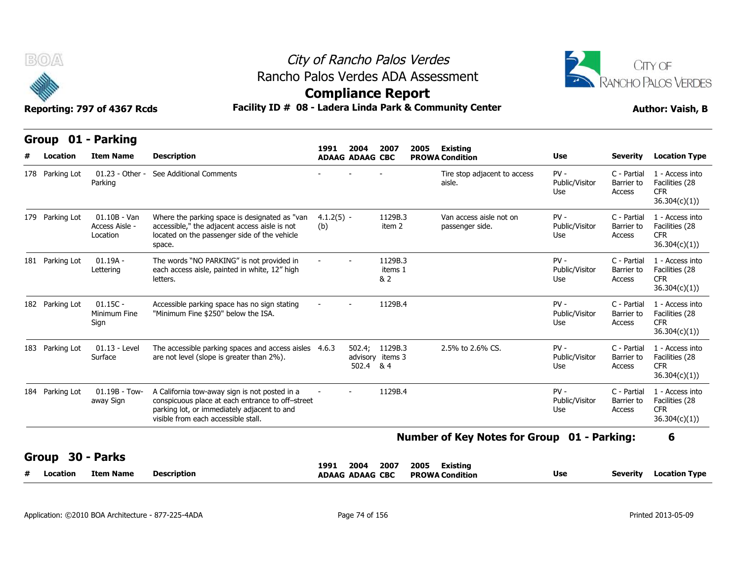# City of Rancho Palos Verdes
## Rancho Palos Verdes ADA Assessment
## Compliance Report

**Reporting: 797 of 4367 Rcds** **Facility ID # 08 - Ladera Linda Park & Community Center** **Author: Vaish, B**

## Group 01 - Parking

| # | Location | Item Name | Description | 1991 ADAAG | 2004 ADAAG | 2007 CBC | 2005 PROWA | Existing Condition | Use | Severity | Location Type |
|---|---|---|---|---|---|---|---|---|---|---|---|
| 178 | Parking Lot | 01.23 - Other - Parking | See Additional Comments | - | - | - | | Tire stop adjacent to access aisle. | PV - Public/Visitor Use | C - Partial Barrier to Access | 1 - Access into Facilities (28 CFR 36.304(c)(1)) |
| 179 | Parking Lot | 01.10B - Van Access Aisle - Location | Where the parking space is designated as "van accessible," the adjacent access aisle is not located on the passenger side of the vehicle space. | 4.1.2(5)(b) | - | 1129B.3 item 2 | | Van access aisle not on passenger side. | PV - Public/Visitor Use | C - Partial Barrier to Access | 1 - Access into Facilities (28 CFR 36.304(c)(1)) |
| 181 | Parking Lot | 01.19A - Lettering | The words "NO PARKING" is not provided in each access aisle, painted in white, 12" high letters. | - | - | 1129B.3 items 1 & 2 | | | PV - Public/Visitor Use | C - Partial Barrier to Access | 1 - Access into Facilities (28 CFR 36.304(c)(1)) |
| 182 | Parking Lot | 01.15C - Minimum Fine Sign | Accessible parking space has no sign stating "Minimum Fine $250" below the ISA. | - | - | 1129B.4 | | | PV - Public/Visitor Use | C - Partial Barrier to Access | 1 - Access into Facilities (28 CFR 36.304(c)(1)) |
| 183 | Parking Lot | 01.13 - Level Surface | The accessible parking spaces and access aisles are not level (slope is greater than 2%). | 4.6.3 | 502.4; advisory 502.4 | 1129B.3 items 3 & 4 | | 2.5% to 2.6% CS. | PV - Public/Visitor Use | C - Partial Barrier to Access | 1 - Access into Facilities (28 CFR 36.304(c)(1)) |
| 184 | Parking Lot | 01.19B - Tow-away Sign | A California tow-away sign is not posted in a conspicuous place at each entrance to off–street parking lot, or immediately adjacent to and visible from each accessible stall. | - | - | 1129B.4 | | | PV - Public/Visitor Use | C - Partial Barrier to Access | 1 - Access into Facilities (28 CFR 36.304(c)(1)) |

**Number of Key Notes for Group 01 - Parking: 6**

## Group 30 - Parks

| # | Location | Item Name | Description | 1991 ADAAG | 2004 ADAAG | 2007 CBC | 2005 PROWA | Existing Condition | Use | Severity | Location Type |
|---|---|---|---|---|---|---|---|---|---|---|---|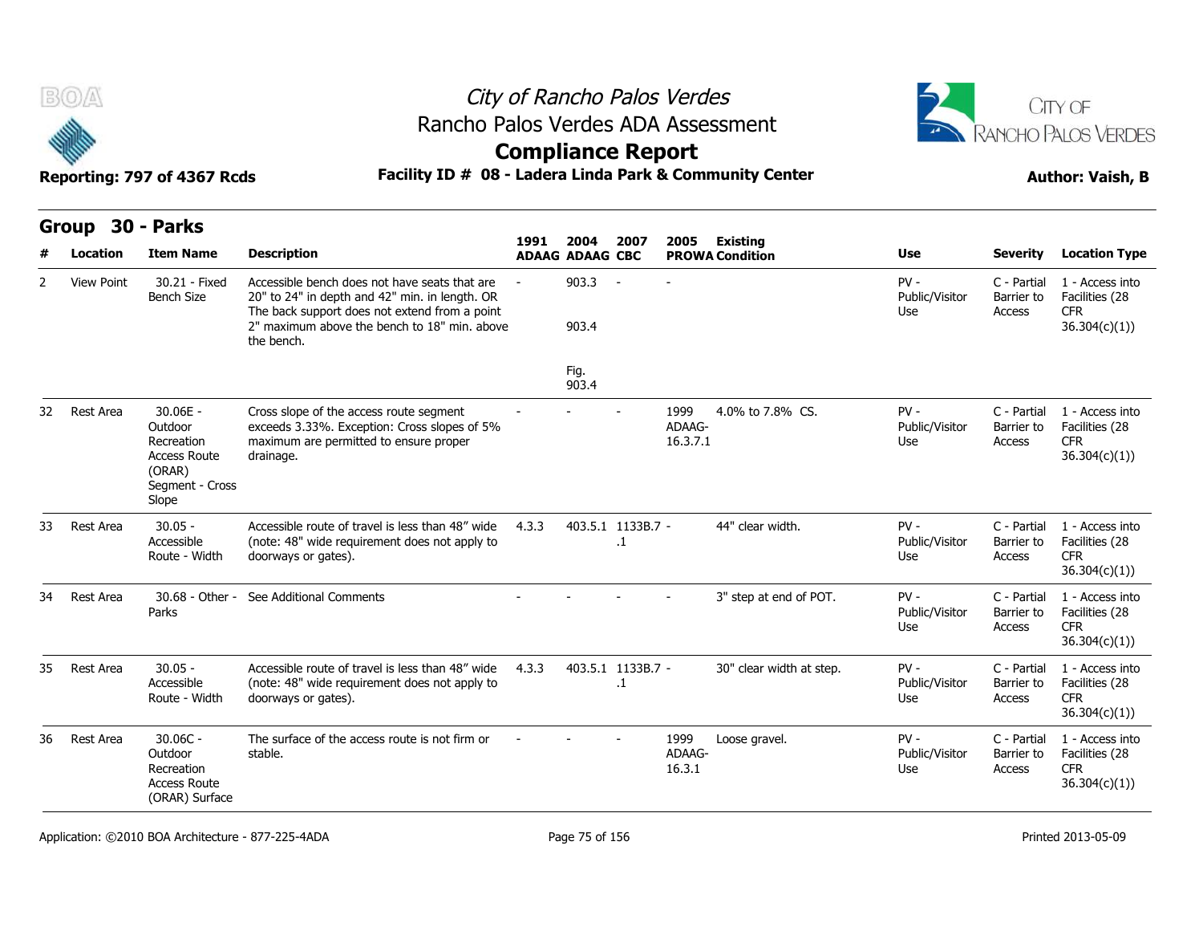# City of Rancho Palos Verdes

Rancho Palos Verdes ADA Assessment

## Compliance Report

**Reporting: 797 of 4367 Rcds** **Facility ID # 08 - Ladera Linda Park & Community Center** **Author: Vaish, B**

### Group 30 - Parks

| # | Location | Item Name | Description | 1991 ADAAG | 2004 ADAAG | 2007 CBC | 2005 PROWA | Existing Condition | Use | Severity | Location Type |
|---|---|---|---|---|---|---|---|---|---|---|---|
| 2 | View Point | 30.21 - Fixed Bench Size | Accessible bench does not have seats that are 20" to 24" in depth and 42" min. in length. OR The back support does not extend from a point 2" maximum above the bench to 18" min. above the bench. | - | 903.3 903.4 Fig. 903.4 | - | - | | PV - Public/Visitor Use | C - Partial Barrier to Access | 1 - Access into Facilities (28 CFR 36.304(c)(1)) |
| 32 | Rest Area | 30.06E - Outdoor Recreation Access Route (ORAR) Segment - Cross Slope | Cross slope of the access route segment exceeds 3.33%. Exception: Cross slopes of 5% maximum are permitted to ensure proper drainage. | - | - | - | 1999 ADAAG-16.3.7.1 | 4.0% to 7.8% CS. | PV - Public/Visitor Use | C - Partial Barrier to Access | 1 - Access into Facilities (28 CFR 36.304(c)(1)) |
| 33 | Rest Area | 30.05 - Accessible Route - Width | Accessible route of travel is less than 48" wide (note: 48" wide requirement does not apply to doorways or gates). | 4.3.3 | 403.5.1 | 1133B.7.1 | - | 44" clear width. | PV - Public/Visitor Use | C - Partial Barrier to Access | 1 - Access into Facilities (28 CFR 36.304(c)(1)) |
| 34 | Rest Area | 30.68 - Other - Parks | See Additional Comments | - | - | - | - | 3" step at end of POT. | PV - Public/Visitor Use | C - Partial Barrier to Access | 1 - Access into Facilities (28 CFR 36.304(c)(1)) |
| 35 | Rest Area | 30.05 - Accessible Route - Width | Accessible route of travel is less than 48" wide (note: 48" wide requirement does not apply to doorways or gates). | 4.3.3 | 403.5.1 | 1133B.7.1 | - | 30" clear width at step. | PV - Public/Visitor Use | C - Partial Barrier to Access | 1 - Access into Facilities (28 CFR 36.304(c)(1)) |
| 36 | Rest Area | 30.06C - Outdoor Recreation Access Route (ORAR) Surface | The surface of the access route is not firm or stable. | - | - | - | 1999 ADAAG-16.3.1 | Loose gravel. | PV - Public/Visitor Use | C - Partial Barrier to Access | 1 - Access into Facilities (28 CFR 36.304(c)(1)) |

Application: ©2010 BOA Architecture - 877-225-4ADA Printed 2013-05-09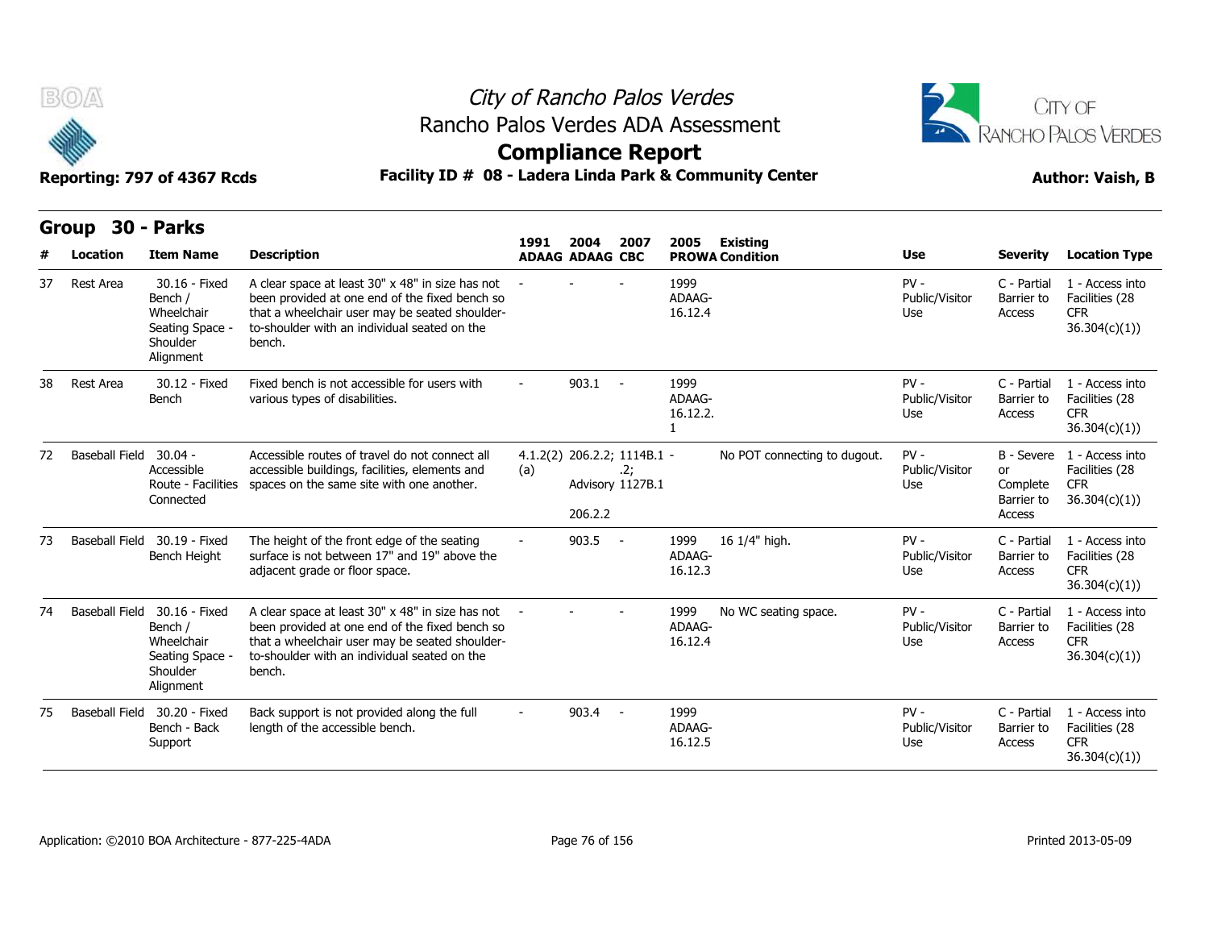# City of Rancho Palos Verdes

## Rancho Palos Verdes ADA Assessment

## Compliance Report

**Reporting: 797 of 4367 Rcds**

**Facility ID # 08 - Ladera Linda Park & Community Center**

**Author: Vaish, B**

### Group 30 - Parks

| # | Location | Item Name | Description | 1991 ADAAG | 2004 ADAAG | 2007 CBC | 2005 PROWA | Existing Condition | Use | Severity | Location Type |
|---|---|---|---|---|---|---|---|---|---|---|---|
| 37 | Rest Area | 30.16 - Fixed Bench / Wheelchair Seating Space - Shoulder Alignment | A clear space at least 30" x 48" in size has not been provided at one end of the fixed bench so that a wheelchair user may be seated shoulder-to-shoulder with an individual seated on the bench. | - | - | - | 1999 ADAAG-16.12.4 | | PV - Public/Visitor Use | C - Partial Barrier to Access | 1 - Access into Facilities (28 CFR 36.304(c)(1)) |
| 38 | Rest Area | 30.12 - Fixed Bench | Fixed bench is not accessible for users with various types of disabilities. | - | 903.1 | - | 1999 ADAAG-16.12.2.1 | | PV - Public/Visitor Use | C - Partial Barrier to Access | 1 - Access into Facilities (28 CFR 36.304(c)(1)) |
| 72 | Baseball Field | 30.04 - Accessible Route - Facilities Connected | Accessible routes of travel do not connect all accessible buildings, facilities, elements and spaces on the same site with one another. | 4.1.2(2)(a) | 206.2.2; Advisory 206.2.2 | 1114B.1.2; 1127B.1 | - | No POT connecting to dugout. | PV - Public/Visitor Use | B - Severe or Complete Barrier to Access | 1 - Access into Facilities (28 CFR 36.304(c)(1)) |
| 73 | Baseball Field | 30.19 - Fixed Bench Height | The height of the front edge of the seating surface is not between 17" and 19" above the adjacent grade or floor space. | - | 903.5 | - | 1999 ADAAG-16.12.3 | 16 1/4" high. | PV - Public/Visitor Use | C - Partial Barrier to Access | 1 - Access into Facilities (28 CFR 36.304(c)(1)) |
| 74 | Baseball Field | 30.16 - Fixed Bench / Wheelchair Seating Space - Shoulder Alignment | A clear space at least 30" x 48" in size has not been provided at one end of the fixed bench so that a wheelchair user may be seated shoulder-to-shoulder with an individual seated on the bench. | - | - | - | 1999 ADAAG-16.12.4 | No WC seating space. | PV - Public/Visitor Use | C - Partial Barrier to Access | 1 - Access into Facilities (28 CFR 36.304(c)(1)) |
| 75 | Baseball Field | 30.20 - Fixed Bench - Back Support | Back support is not provided along the full length of the accessible bench. | - | 903.4 | - | 1999 ADAAG-16.12.5 | | PV - Public/Visitor Use | C - Partial Barrier to Access | 1 - Access into Facilities (28 CFR 36.304(c)(1)) |

Application: ©2010 BOA Architecture - 877-225-4ADA

Printed 2013-05-09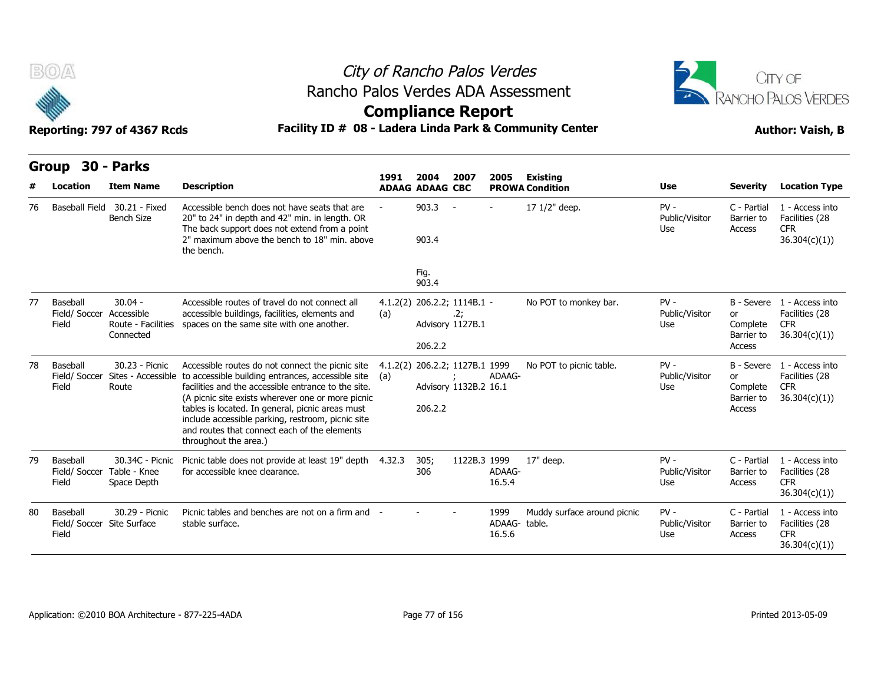City of Rancho Palos Verdes
Rancho Palos Verdes ADA Assessment

# Compliance Report

Reporting: 797 of 4367 Rcds

**Facility ID # 08 - Ladera Linda Park & Community Center**

Author: Vaish, B

## Group 30 - Parks

| # | Location | Item Name | Description | 1991 ADAAG | 2004 ADAAG | 2007 CBC | 2005 PROWA | Existing Condition | Use | Severity | Location Type |
|---|---|---|---|---|---|---|---|---|---|---|---|
| 76 | Baseball Field | 30.21 - Fixed Bench Size | Accessible bench does not have seats that are 20" to 24" in depth and 42" min. in length. OR The back support does not extend from a point 2" maximum above the bench to 18" min. above the bench. | - | 903.3<br><br>903.4<br><br>Fig. 903.4 | - | - | 17 1/2" deep. | PV - Public/Visitor Use | C - Partial Barrier to Access | 1 - Access into Facilities (28 CFR 36.304(c)(1)) |
| 77 | Baseball Field/ Soccer Field | 30.04 - Accessible Route - Facilities Connected | Accessible routes of travel do not connect all accessible buildings, facilities, elements and spaces on the same site with one another. | 4.1.2(2) (a) | 206.2.2; Advisory 206.2.2 | 1114B.1 .2; 1127B.1 | - | No POT to monkey bar. | PV - Public/Visitor Use | B - Severe or Complete Barrier to Access | 1 - Access into Facilities (28 CFR 36.304(c)(1)) |
| 78 | Baseball Field/ Soccer Field | 30.23 - Picnic Sites - Accessible Route | Accessible routes do not connect the picnic site to accessible building entrances, accessible site facilities and the accessible entrance to the site. (A picnic site exists wherever one or more picnic tables is located. In general, picnic areas must include accessible parking, restroom, picnic site and routes that connect each of the elements throughout the area.) | 4.1.2(2) (a) | 206.2.2; Advisory 206.2.2 | 1127B.1 ; 1132B.2 | 1999 ADAAG- 16.1 | No POT to picnic table. | PV - Public/Visitor Use | B - Severe or Complete Barrier to Access | 1 - Access into Facilities (28 CFR 36.304(c)(1)) |
| 79 | Baseball Field/ Soccer Field | 30.34C - Picnic Table - Knee Space Depth | Picnic table does not provide at least 19" depth for accessible knee clearance. | 4.32.3 | 305; 306 | 1122B.3 | 1999 ADAAG- 16.5.4 | 17" deep. | PV - Public/Visitor Use | C - Partial Barrier to Access | 1 - Access into Facilities (28 CFR 36.304(c)(1)) |
| 80 | Baseball Field/ Soccer Field | 30.29 - Picnic Site Surface | Picnic tables and benches are not on a firm and stable surface. | - | - | - | 1999 ADAAG- 16.5.6 | Muddy surface around picnic table. | PV - Public/Visitor Use | C - Partial Barrier to Access | 1 - Access into Facilities (28 CFR 36.304(c)(1)) |

Application: ©2010 BOA Architecture - 877-225-4ADA

Printed 2013-05-09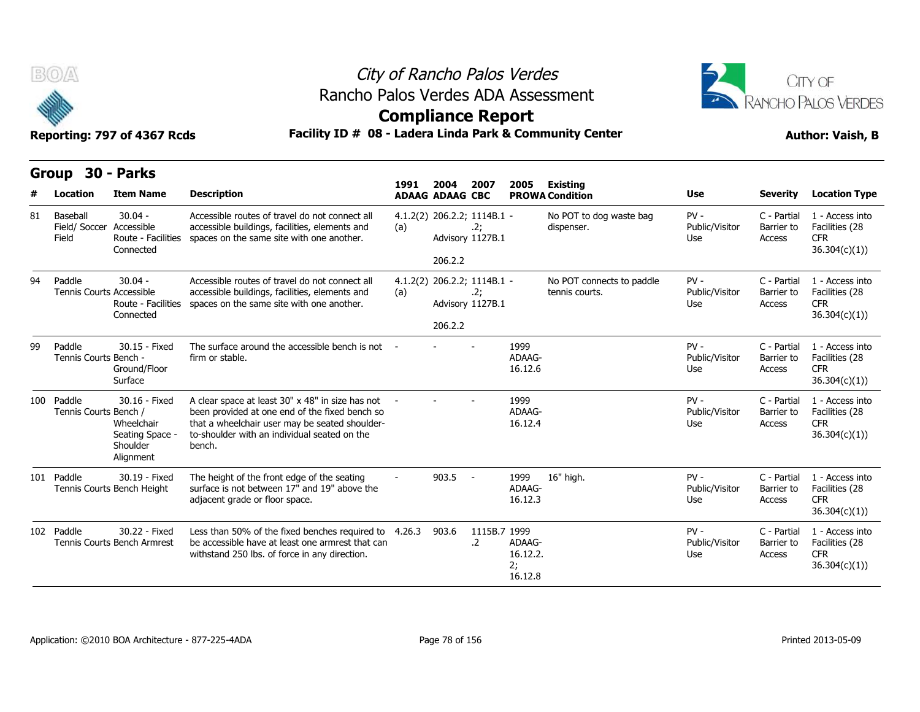# City of Rancho Palos Verdes
## Rancho Palos Verdes ADA Assessment
## Compliance Report

**Reporting: 797 of 4367 Rcds** | **Facility ID # 08 - Ladera Linda Park & Community Center** | **Author: Vaish, B**

## Group 30 - Parks

| # | Location | Item Name | Description | 1991 ADAAG | 2004 ADAAG | 2007 CBC | 2005 PROWA | Existing Condition | Use | Severity | Location Type |
|---|---|---|---|---|---|---|---|---|---|---|---|
| 81 | Baseball Field/ Soccer Field | 30.04 - Accessible Route - Facilities Connected | Accessible routes of travel do not connect all accessible buildings, facilities, elements and spaces on the same site with one another. | 4.1.2(2) (a) | 206.2.2; Advisory 206.2.2 | 1114B.1 .2; 1127B.1 | - | No POT to dog waste bag dispenser. | PV - Public/Visitor Use | C - Partial Barrier to Access | 1 - Access into Facilities (28 CFR 36.304(c)(1)) |
| 94 | Paddle Tennis Courts | 30.04 - Accessible Route - Facilities Connected | Accessible routes of travel do not connect all accessible buildings, facilities, elements and spaces on the same site with one another. | 4.1.2(2) (a) | 206.2.2; Advisory 206.2.2 | 1114B.1 .2; 1127B.1 | - | No POT connects to paddle tennis courts. | PV - Public/Visitor Use | C - Partial Barrier to Access | 1 - Access into Facilities (28 CFR 36.304(c)(1)) |
| 99 | Paddle Tennis Courts | 30.15 - Fixed Bench - Ground/Floor Surface | The surface around the accessible bench is not firm or stable. | - | - | - | 1999 ADAAG-16.12.6 | | PV - Public/Visitor Use | C - Partial Barrier to Access | 1 - Access into Facilities (28 CFR 36.304(c)(1)) |
| 100 | Paddle Tennis Courts | 30.16 - Fixed Bench / Wheelchair Seating Space - Shoulder Alignment | A clear space at least 30" x 48" in size has not been provided at one end of the fixed bench so that a wheelchair user may be seated shoulder-to-shoulder with an individual seated on the bench. | - | - | - | 1999 ADAAG-16.12.4 | | PV - Public/Visitor Use | C - Partial Barrier to Access | 1 - Access into Facilities (28 CFR 36.304(c)(1)) |
| 101 | Paddle Tennis Courts | 30.19 - Fixed Bench Height | The height of the front edge of the seating surface is not between 17" and 19" above the adjacent grade or floor space. | - | 903.5 | - | 1999 ADAAG-16.12.3 | 16" high. | PV - Public/Visitor Use | C - Partial Barrier to Access | 1 - Access into Facilities (28 CFR 36.304(c)(1)) |
| 102 | Paddle Tennis Courts | 30.22 - Fixed Bench Armrest | Less than 50% of the fixed benches required to be accessible have at least one armrest that can withstand 250 lbs. of force in any direction. | 4.26.3 | 903.6 | 1115B.7 .2 | 1999 ADAAG-16.12.2.2; 16.12.8 | | PV - Public/Visitor Use | C - Partial Barrier to Access | 1 - Access into Facilities (28 CFR 36.304(c)(1)) |

Application: ©2010 BOA Architecture - 877-225-4ADA | Printed 2013-05-09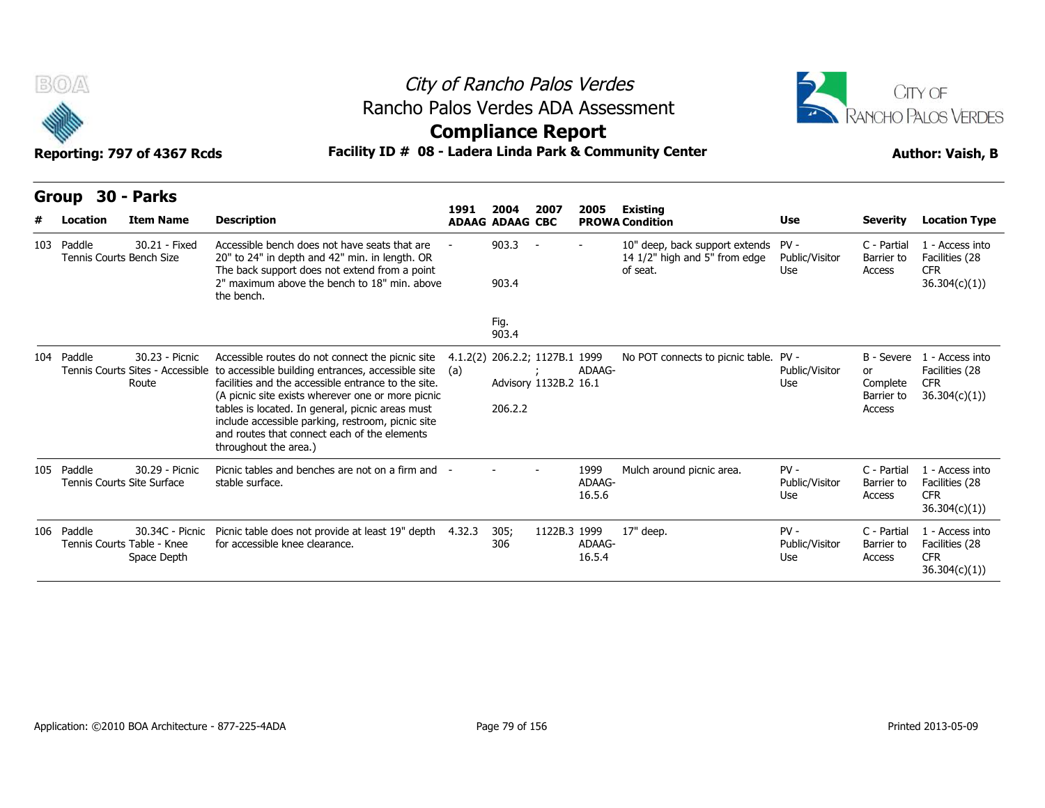City of Rancho Palos Verdes
Rancho Palos Verdes ADA Assessment
**Compliance Report**

Reporting: 797 of 4367 Rcds

**Facility ID # 08 - Ladera Linda Park & Community Center**

Author: Vaish, B

## Group 30 - Parks

| # | Location | Item Name | Description | 1991 ADAAG | 2004 ADAAG | 2007 CBC | 2005 PROWA | Existing Condition | Use | Severity | Location Type |
|---|---|---|---|---|---|---|---|---|---|---|---|
| 103 | Paddle Tennis Courts | 30.21 - Fixed Bench Size | Accessible bench does not have seats that are 20" to 24" in depth and 42" min. in length. OR The back support does not extend from a point 2" maximum above the bench to 18" min. above the bench. | - | 903.3<br>903.4<br>Fig. 903.4 | - | - | 10" deep, back support extends 14 1/2" high and 5" from edge of seat. | PV - Public/Visitor Use | C - Partial Barrier to Access | 1 - Access into Facilities (28 CFR 36.304(c)(1)) |
| 104 | Paddle Tennis Courts | 30.23 - Picnic Sites - Accessible Route | Accessible routes do not connect the picnic site to accessible building entrances, accessible site facilities and the accessible entrance to the site. (A picnic site exists wherever one or more picnic tables is located. In general, picnic areas must include accessible parking, restroom, picnic site and routes that connect each of the elements throughout the area.) | 4.1.2(2) (a) | 206.2.2; Advisory 206.2.2 | 1127B.1 ; 1132B.2 | 1999 ADAAG-16.1 | No POT connects to picnic table. | PV - Public/Visitor Use | B - Severe or Complete Barrier to Access | 1 - Access into Facilities (28 CFR 36.304(c)(1)) |
| 105 | Paddle Tennis Courts | 30.29 - Picnic Site Surface | Picnic tables and benches are not on a firm and stable surface. | - | - | - | 1999 ADAAG-16.5.6 | Mulch around picnic area. | PV - Public/Visitor Use | C - Partial Barrier to Access | 1 - Access into Facilities (28 CFR 36.304(c)(1)) |
| 106 | Paddle Tennis Courts | 30.34C - Picnic Table - Knee Space Depth | Picnic table does not provide at least 19" depth for accessible knee clearance. | 4.32.3 | 305; 306 | 1122B.3 | 1999 ADAAG-16.5.4 | 17" deep. | PV - Public/Visitor Use | C - Partial Barrier to Access | 1 - Access into Facilities (28 CFR 36.304(c)(1)) |

Application: ©2010 BOA Architecture - 877-225-4ADA

Printed 2013-05-09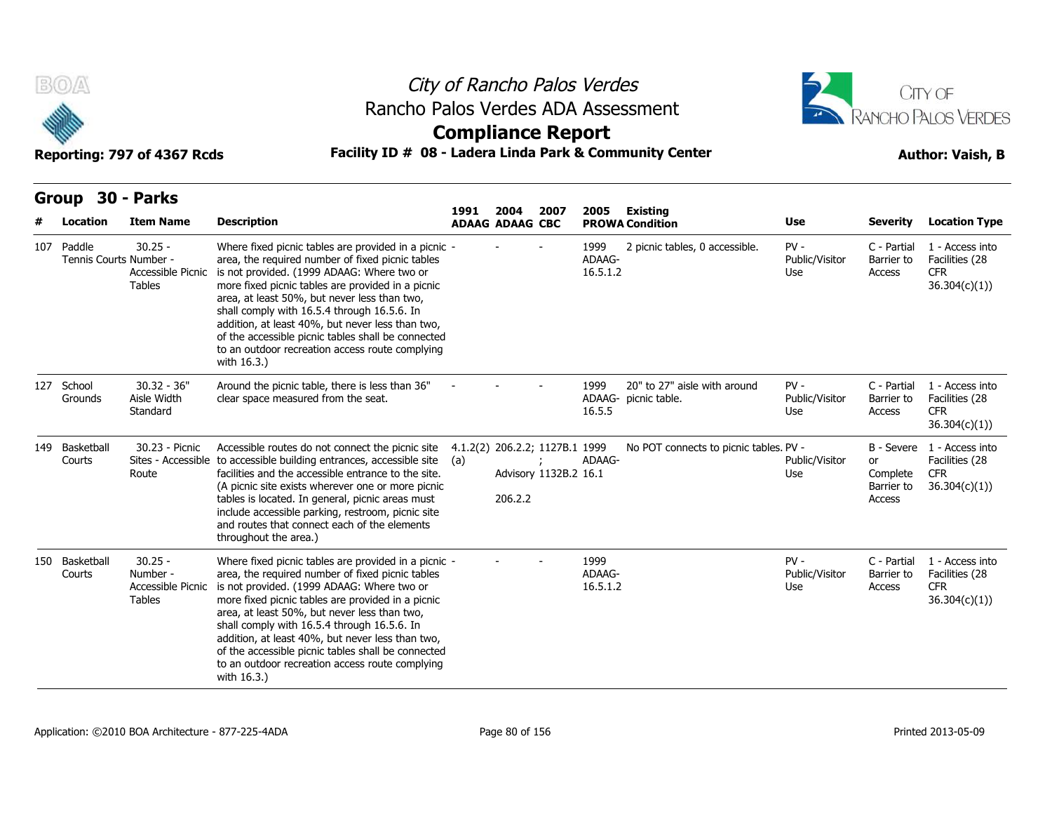# City of Rancho Palos Verdes

## Rancho Palos Verdes ADA Assessment

## Compliance Report

**Reporting: 797 of 4367 Rcds** | **Facility ID # 08 - Ladera Linda Park & Community Center** | **Author: Vaish, B**

## Group 30 - Parks

| # | Location | Item Name | Description | 1991 ADAAG | 2004 ADAAG | 2007 CBC | 2005 PROWA | Existing Condition | Use | Severity | Location Type |
|---|---|---|---|---|---|---|---|---|---|---|---|
| 107 | Paddle Tennis Courts | 30.25 - Number - Accessible Picnic Tables | Where fixed picnic tables are provided in a picnic area, the required number of fixed picnic tables is not provided. (1999 ADAAG: Where two or more fixed picnic tables are provided in a picnic area, at least 50%, but never less than two, shall comply with 16.5.4 through 16.5.6. In addition, at least 40%, but never less than two, of the accessible picnic tables shall be connected to an outdoor recreation access route complying with 16.3.) | - | - | - | 1999 ADAAG-16.5.1.2 | 2 picnic tables, 0 accessible. | PV - Public/Visitor Use | C - Partial Barrier to Access | 1 - Access into Facilities (28 CFR 36.304(c)(1)) |
| 127 | School Grounds | 30.32 - 36" Aisle Width Standard | Around the picnic table, there is less than 36" clear space measured from the seat. | - | - | - | 1999 ADAAG-16.5.5 | 20" to 27" aisle with around picnic table. | PV - Public/Visitor Use | C - Partial Barrier to Access | 1 - Access into Facilities (28 CFR 36.304(c)(1)) |
| 149 | Basketball Courts | 30.23 - Picnic Sites - Accessible Route | Accessible routes do not connect the picnic site to accessible building entrances, accessible site facilities and the accessible entrance to the site. (A picnic site exists wherever one or more picnic tables is located. In general, picnic areas must include accessible parking, restroom, picnic site and routes that connect each of the elements throughout the area.) | 4.1.2(2)(a) | 206.2.2; Advisory 206.2.2 | 1127B.1; 1132B.2 | 1999 ADAAG-16.1 | No POT connects to picnic tables. | PV - Public/Visitor Use | B - Severe or Complete Barrier to Access | 1 - Access into Facilities (28 CFR 36.304(c)(1)) |
| 150 | Basketball Courts | 30.25 - Number - Accessible Picnic Tables | Where fixed picnic tables are provided in a picnic area, the required number of fixed picnic tables is not provided. (1999 ADAAG: Where two or more fixed picnic tables are provided in a picnic area, at least 50%, but never less than two, shall comply with 16.5.4 through 16.5.6. In addition, at least 40%, but never less than two, of the accessible picnic tables shall be connected to an outdoor recreation access route complying with 16.3.) | - | - | - | 1999 ADAAG-16.5.1.2 | | PV - Public/Visitor Use | C - Partial Barrier to Access | 1 - Access into Facilities (28 CFR 36.304(c)(1)) |

Application: ©2010 BOA Architecture - 877-225-4ADA | Printed 2013-05-09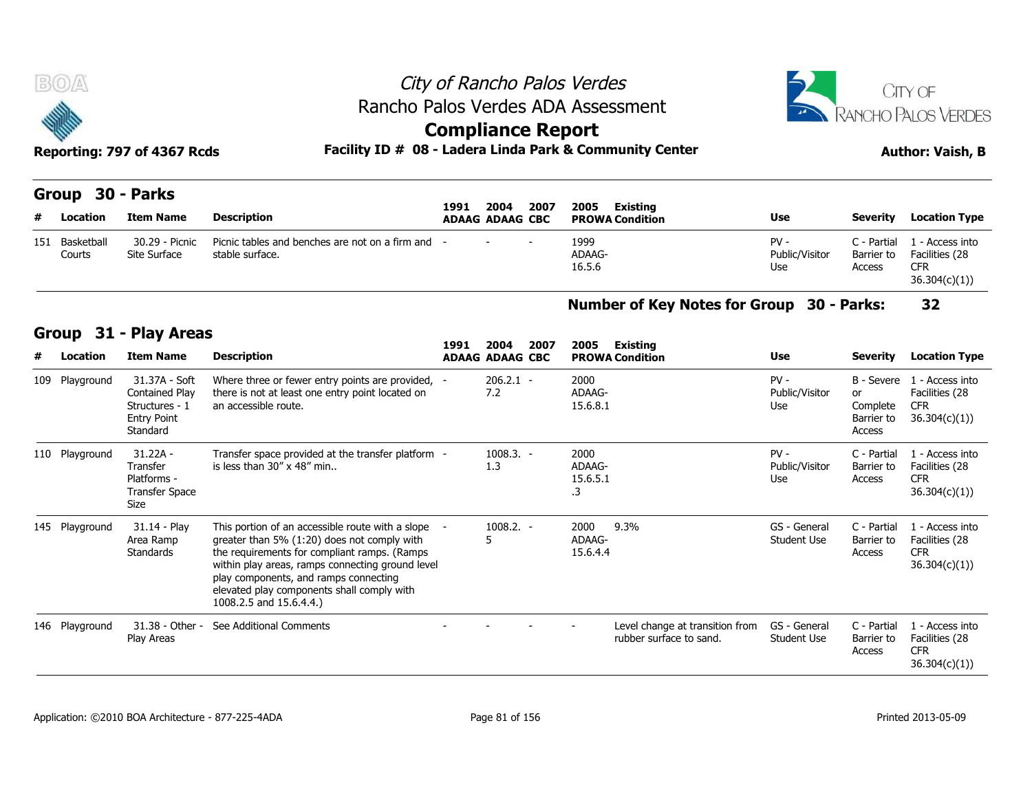# City of Rancho Palos Verdes
## Rancho Palos Verdes ADA Assessment
## Compliance Report

**Reporting: 797 of 4367 Rcds** — **Facility ID # 08 - Ladera Linda Park & Community Center** — **Author: Vaish, B**

### Group 30 - Parks

| # | Location | Item Name | Description | 1991 ADAAG | 2004 ADAAG | 2007 CBC | 2005 PROWA | Existing Condition | Use | Severity | Location Type |
|---|---|---|---|---|---|---|---|---|---|---|---|
| 151 | Basketball Courts | 30.29 - Picnic Site Surface | Picnic tables and benches are not on a firm and stable surface. | - | - | - | 1999 ADAAG-16.5.6 | | PV - Public/Visitor Use | C - Partial Barrier to Access | 1 - Access into Facilities (28 CFR 36.304(c)(1)) |

**Number of Key Notes for Group 30 - Parks: 32**

### Group 31 - Play Areas

| # | Location | Item Name | Description | 1991 ADAAG | 2004 ADAAG | 2007 CBC | 2005 PROWA | Existing Condition | Use | Severity | Location Type |
|---|---|---|---|---|---|---|---|---|---|---|---|
| 109 | Playground | 31.37A - Soft Contained Play Structures - 1 Entry Point Standard | Where three or fewer entry points are provided, there is not at least one entry point located on an accessible route. | - | 206.2.1 7.2 | - | 2000 ADAAG-15.6.8.1 | | PV - Public/Visitor Use | B - Severe or Complete Barrier to Access | 1 - Access into Facilities (28 CFR 36.304(c)(1)) |
| 110 | Playground | 31.22A - Transfer Platforms - Transfer Space Size | Transfer space provided at the transfer platform is less than 30" x 48" min.. | - | 1008.3. 1.3 | - | 2000 ADAAG-15.6.5.1 .3 | | PV - Public/Visitor Use | C - Partial Barrier to Access | 1 - Access into Facilities (28 CFR 36.304(c)(1)) |
| 145 | Playground | 31.14 - Play Area Ramp Standards | This portion of an accessible route with a slope greater than 5% (1:20) does not comply with the requirements for compliant ramps. (Ramps within play areas, ramps connecting ground level play components, and ramps connecting elevated play components shall comply with 1008.2.5 and 15.6.4.4.) | - | 1008.2. 5 | - | 2000 ADAAG-15.6.4.4 | 9.3% | GS - General Student Use | C - Partial Barrier to Access | 1 - Access into Facilities (28 CFR 36.304(c)(1)) |
| 146 | Playground | 31.38 - Other - Play Areas | See Additional Comments | - | - | - | - | Level change at transition from rubber surface to sand. | GS - General Student Use | C - Partial Barrier to Access | 1 - Access into Facilities (28 CFR 36.304(c)(1)) |

Application: ©2010 BOA Architecture - 877-225-4ADA — Printed 2013-05-09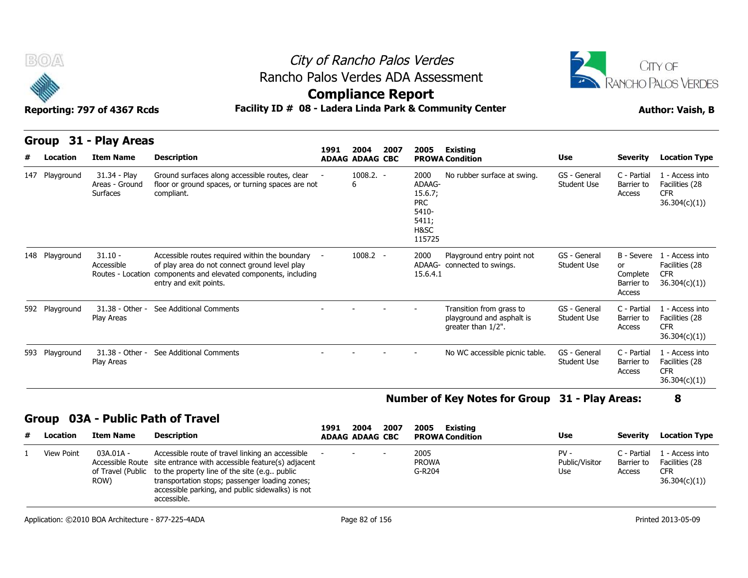# City of Rancho Palos Verdes
## Rancho Palos Verdes ADA Assessment
## Compliance Report

**Reporting: 797 of 4367 Rcds** | **Facility ID # 08 - Ladera Linda Park & Community Center** | **Author: Vaish, B**

## Group 31 - Play Areas

| # | Location | Item Name | Description | 1991 ADAAG | 2004 ADAAG | 2007 CBC | 2005 PROWA | Existing Condition | Use | Severity | Location Type |
|---|---|---|---|---|---|---|---|---|---|---|---|
| 147 | Playground | 31.34 - Play Areas - Ground Surfaces | Ground surfaces along accessible routes, clear floor or ground spaces, or turning spaces are not compliant. | - | 1008.2.6 | - | 2000 ADAAG-15.6.7; PRC 5410-5411; H&SC 115725 | No rubber surface at swing. | GS - General Student Use | C - Partial Barrier to Access | 1 - Access into Facilities (28 CFR 36.304(c)(1)) |
| 148 | Playground | 31.10 - Accessible Routes - Location | Accessible routes required within the boundary of play area do not connect ground level play components and elevated components, including entry and exit points. | - | 1008.2 | - | 2000 ADAAG-15.6.4.1 | Playground entry point not connected to swings. | GS - General Student Use | B - Severe or Complete Barrier to Access | 1 - Access into Facilities (28 CFR 36.304(c)(1)) |
| 592 | Playground | 31.38 - Other - Play Areas | See Additional Comments | - | - | - | - | Transition from grass to playground and asphalt is greater than 1/2". | GS - General Student Use | C - Partial Barrier to Access | 1 - Access into Facilities (28 CFR 36.304(c)(1)) |
| 593 | Playground | 31.38 - Other - Play Areas | See Additional Comments | - | - | - | - | No WC accessible picnic table. | GS - General Student Use | C - Partial Barrier to Access | 1 - Access into Facilities (28 CFR 36.304(c)(1)) |

**Number of Key Notes for Group 31 - Play Areas: 8**

## Group 03A - Public Path of Travel

| # | Location | Item Name | Description | 1991 ADAAG | 2004 ADAAG | 2007 CBC | 2005 PROWA | Existing Condition | Use | Severity | Location Type |
|---|---|---|---|---|---|---|---|---|---|---|---|
| 1 | View Point | 03A.01A - Accessible Route of Travel (Public ROW) | Accessible route of travel linking an accessible site entrance with accessible feature(s) adjacent to the property line of the site (e.g.. public transportation stops; passenger loading zones; accessible parking, and public sidewalks) is not accessible. | - | - | - | 2005 PROWA G-R204 | | PV - Public/Visitor Use | C - Partial Barrier to Access | 1 - Access into Facilities (28 CFR 36.304(c)(1)) |

Application: ©2010 BOA Architecture - 877-225-4ADA | Printed 2013-05-09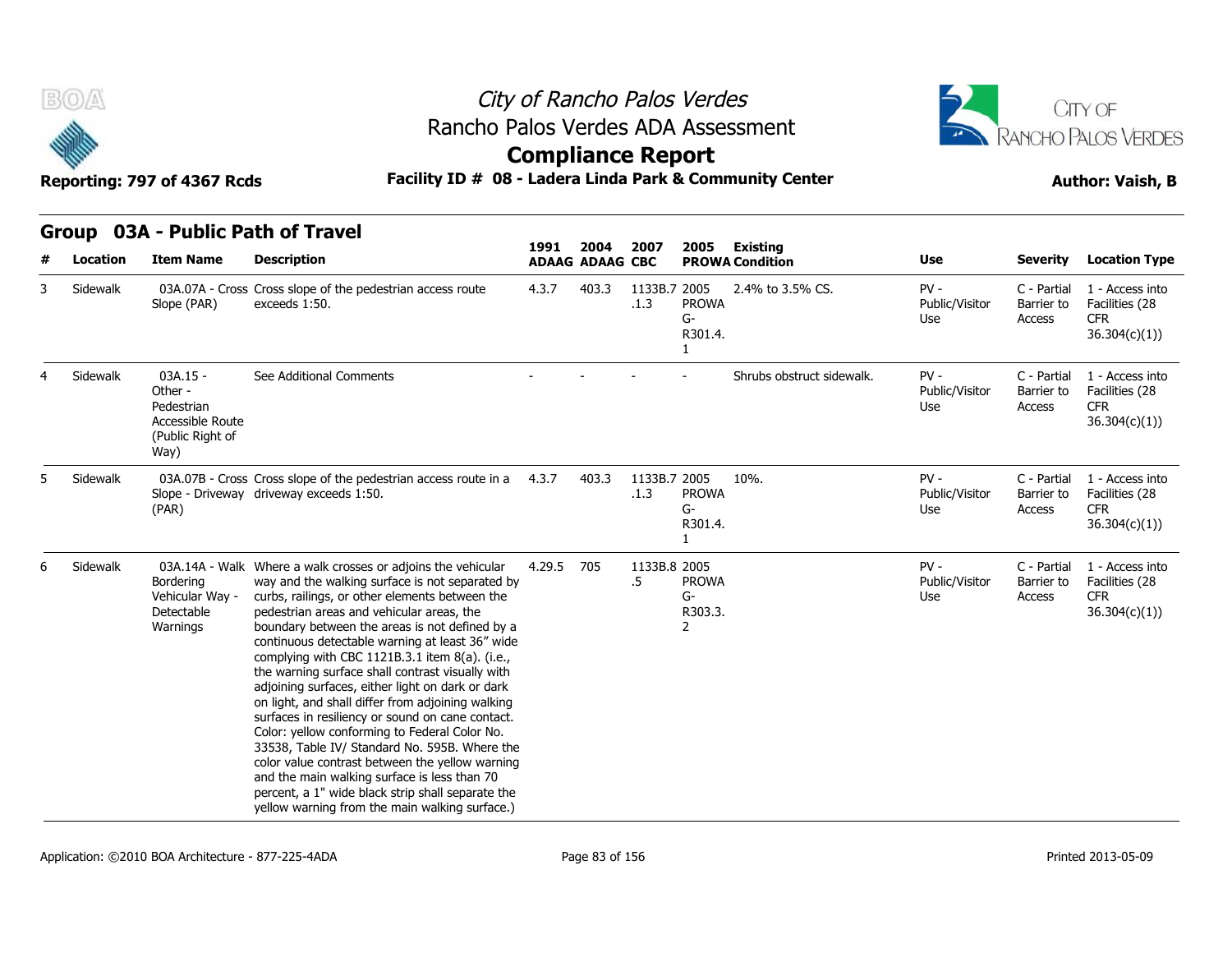# City of Rancho Palos Verdes
## Rancho Palos Verdes ADA Assessment
## Compliance Report

**Reporting: 797 of 4367 Rcds** | **Facility ID # 08 - Ladera Linda Park & Community Center** | **Author: Vaish, B**

## Group 03A - Public Path of Travel

| # | Location | Item Name | Description | 1991 ADAAG | 2004 ADAAG | 2007 CBC | 2005 PROWA | Existing Condition | Use | Severity | Location Type |
|---|---|---|---|---|---|---|---|---|---|---|---|
| 3 | Sidewalk | 03A.07A - Cross Slope (PAR) | Cross slope of the pedestrian access route exceeds 1:50. | 4.3.7 | 403.3 | 1133B.7.1.3 | 2005 PROWA G-R301.4.1 | 2.4% to 3.5% CS. | PV - Public/Visitor Use | C - Partial Barrier to Access | 1 - Access into Facilities (28 CFR 36.304(c)(1)) |
| 4 | Sidewalk | 03A.15 - Other - Pedestrian Accessible Route (Public Right of Way) | See Additional Comments | - | - | - | - | Shrubs obstruct sidewalk. | PV - Public/Visitor Use | C - Partial Barrier to Access | 1 - Access into Facilities (28 CFR 36.304(c)(1)) |
| 5 | Sidewalk | 03A.07B - Cross Slope - Driveway (PAR) | Cross slope of the pedestrian access route in a driveway exceeds 1:50. | 4.3.7 | 403.3 | 1133B.7.1.3 | 2005 PROWA G-R301.4.1 | 10%. | PV - Public/Visitor Use | C - Partial Barrier to Access | 1 - Access into Facilities (28 CFR 36.304(c)(1)) |
| 6 | Sidewalk | 03A.14A - Walk Bordering Vehicular Way - Detectable Warnings | Where a walk crosses or adjoins the vehicular way and the walking surface is not separated by curbs, railings, or other elements between the pedestrian areas and vehicular areas, the boundary between the areas is not defined by a continuous detectable warning at least 36" wide complying with CBC 1121B.3.1 item 8(a). (i.e., the warning surface shall contrast visually with adjoining surfaces, either light on dark or dark on light, and shall differ from adjoining walking surfaces in resiliency or sound on cane contact. Color: yellow conforming to Federal Color No. 33538, Table IV/ Standard No. 595B. Where the color value contrast between the yellow warning and the main walking surface is less than 70 percent, a 1" wide black strip shall separate the yellow warning from the main walking surface.) | 4.29.5 | 705 | 1133B.8.5 | 2005 PROWA G-R303.3.2 | | PV - Public/Visitor Use | C - Partial Barrier to Access | 1 - Access into Facilities (28 CFR 36.304(c)(1)) |

Application: ©2010 BOA Architecture - 877-225-4ADA | Printed 2013-05-09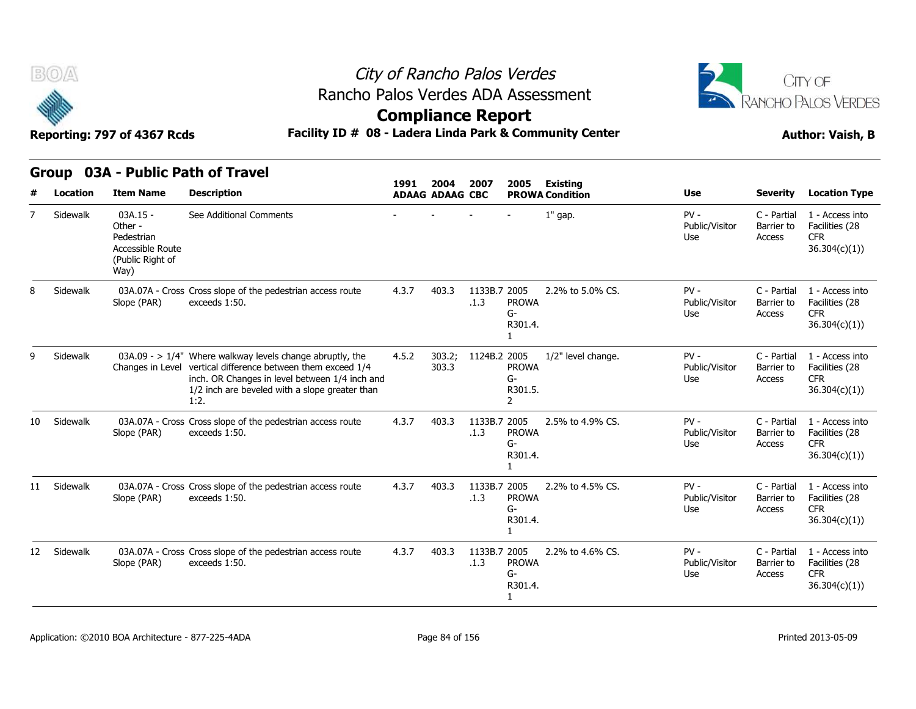# City of Rancho Palos Verdes

## Rancho Palos Verdes ADA Assessment

## Compliance Report

**Reporting: 797 of 4367 Rcds** **Facility ID # 08 - Ladera Linda Park & Community Center** **Author: Vaish, B**

### Group 03A - Public Path of Travel

| # | Location | Item Name | Description | 1991 ADAAG | 2004 ADAAG | 2007 CBC | 2005 PROWA | Existing Condition | Use | Severity | Location Type |
|---|---|---|---|---|---|---|---|---|---|---|---|
| 7 | Sidewalk | 03A.15 - Other - Pedestrian Accessible Route (Public Right of Way) | See Additional Comments | - | - | - | - | 1" gap. | PV - Public/Visitor Use | C - Partial Barrier to Access | 1 - Access into Facilities (28 CFR 36.304(c)(1)) |
| 8 | Sidewalk | 03A.07A - Cross Slope (PAR) | Cross slope of the pedestrian access route exceeds 1:50. | 4.3.7 | 403.3 | 1133B.7.1.3 | 2005 PROWA G-R301.4.1 | 2.2% to 5.0% CS. | PV - Public/Visitor Use | C - Partial Barrier to Access | 1 - Access into Facilities (28 CFR 36.304(c)(1)) |
| 9 | Sidewalk | 03A.09 - > 1/4" Changes in Level | Where walkway levels change abruptly, the vertical difference between them exceed 1/4 inch. OR Changes in level between 1/4 inch and 1/2 inch are beveled with a slope greater than 1:2. | 4.5.2 | 303.2; 303.3 | 1124B.2 | 2005 PROWA G-R301.5.2 | 1/2" level change. | PV - Public/Visitor Use | C - Partial Barrier to Access | 1 - Access into Facilities (28 CFR 36.304(c)(1)) |
| 10 | Sidewalk | 03A.07A - Cross Slope (PAR) | Cross slope of the pedestrian access route exceeds 1:50. | 4.3.7 | 403.3 | 1133B.7.1.3 | 2005 PROWA G-R301.4.1 | 2.5% to 4.9% CS. | PV - Public/Visitor Use | C - Partial Barrier to Access | 1 - Access into Facilities (28 CFR 36.304(c)(1)) |
| 11 | Sidewalk | 03A.07A - Cross Slope (PAR) | Cross slope of the pedestrian access route exceeds 1:50. | 4.3.7 | 403.3 | 1133B.7.1.3 | 2005 PROWA G-R301.4.1 | 2.2% to 4.5% CS. | PV - Public/Visitor Use | C - Partial Barrier to Access | 1 - Access into Facilities (28 CFR 36.304(c)(1)) |
| 12 | Sidewalk | 03A.07A - Cross Slope (PAR) | Cross slope of the pedestrian access route exceeds 1:50. | 4.3.7 | 403.3 | 1133B.7.1.3 | 2005 PROWA G-R301.4.1 | 2.2% to 4.6% CS. | PV - Public/Visitor Use | C - Partial Barrier to Access | 1 - Access into Facilities (28 CFR 36.304(c)(1)) |

Application: ©2010 BOA Architecture - 877-225-4ADA

Printed 2013-05-09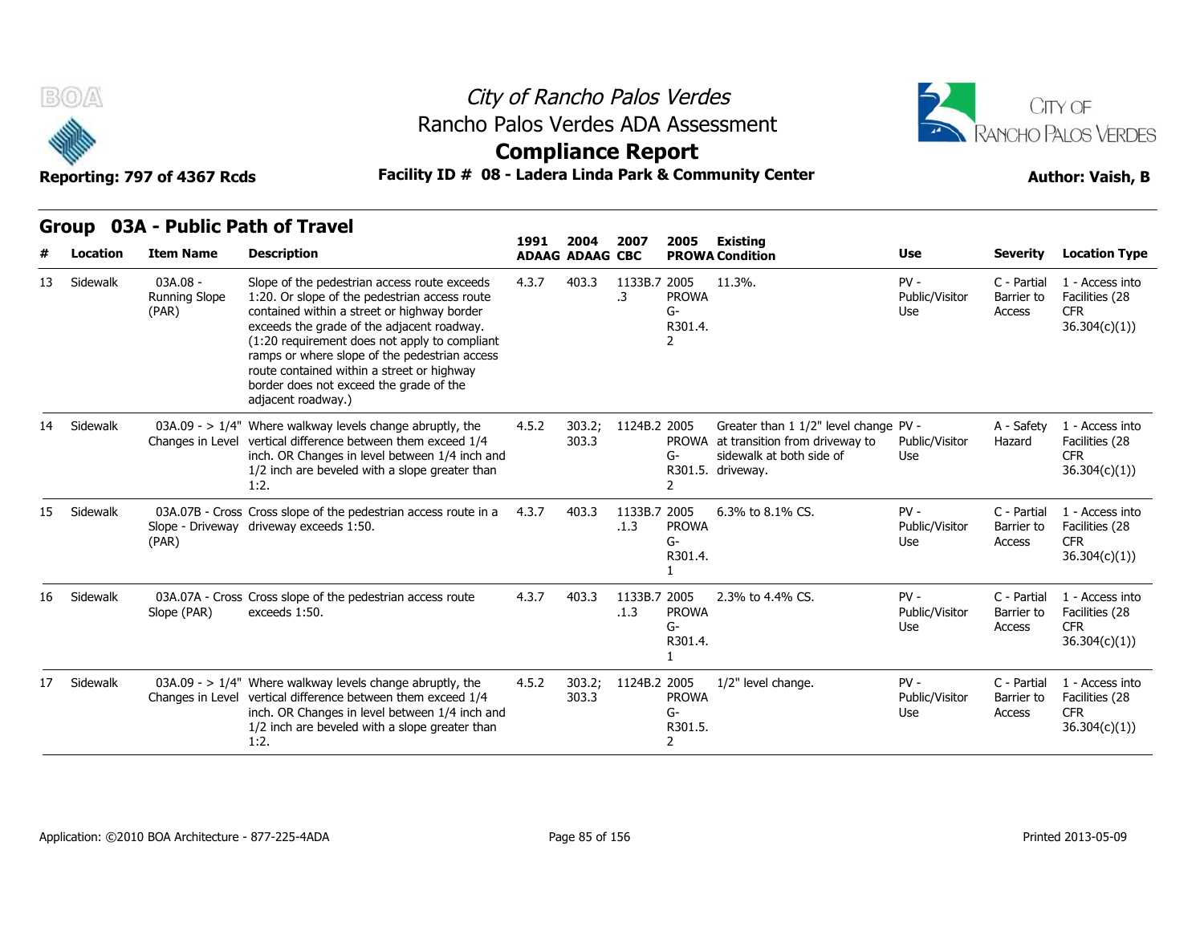# City of Rancho Palos Verdes

## Rancho Palos Verdes ADA Assessment

## Compliance Report

Reporting: 797 of 4367 Rcds

**Facility ID # 08 - Ladera Linda Park & Community Center**

Author: Vaish, B

## Group 03A - Public Path of Travel

| # | Location | Item Name | Description | 1991 ADAAG | 2004 ADAAG | 2007 CBC | 2005 PROWA | Existing Condition | Use | Severity | Location Type |
|---|---|---|---|---|---|---|---|---|---|---|---|
| 13 | Sidewalk | 03A.08 - Running Slope (PAR) | Slope of the pedestrian access route exceeds 1:20. Or slope of the pedestrian access route contained within a street or highway border exceeds the grade of the adjacent roadway. (1:20 requirement does not apply to compliant ramps or where slope of the pedestrian access route contained within a street or highway border does not exceed the grade of the adjacent roadway.) | 4.3.7 | 403.3 | 1133B.7.3 | 2005 PROWA G-R301.4.2 | 11.3%. | PV - Public/Visitor Use | C - Partial Barrier to Access | 1 - Access into Facilities (28 CFR 36.304(c)(1)) |
| 14 | Sidewalk | 03A.09 - > 1/4" Changes in Level | Where walkway levels change abruptly, the vertical difference between them exceed 1/4 inch. OR Changes in level between 1/4 inch and 1/2 inch are beveled with a slope greater than 1:2. | 4.5.2 | 303.2; 303.3 | 1124B.2 | 2005 PROWA G-R301.5.2 | Greater than 1 1/2" level change at transition from driveway to sidewalk at both side of driveway. | PV - Public/Visitor Use | A - Safety Hazard | 1 - Access into Facilities (28 CFR 36.304(c)(1)) |
| 15 | Sidewalk | 03A.07B - Cross Slope - Driveway (PAR) | Cross slope of the pedestrian access route in a driveway exceeds 1:50. | 4.3.7 | 403.3 | 1133B.7.1.3 | 2005 PROWA G-R301.4.1 | 6.3% to 8.1% CS. | PV - Public/Visitor Use | C - Partial Barrier to Access | 1 - Access into Facilities (28 CFR 36.304(c)(1)) |
| 16 | Sidewalk | 03A.07A - Cross Slope (PAR) | Cross slope of the pedestrian access route exceeds 1:50. | 4.3.7 | 403.3 | 1133B.7.1.3 | 2005 PROWA G-R301.4.1 | 2.3% to 4.4% CS. | PV - Public/Visitor Use | C - Partial Barrier to Access | 1 - Access into Facilities (28 CFR 36.304(c)(1)) |
| 17 | Sidewalk | 03A.09 - > 1/4" Changes in Level | Where walkway levels change abruptly, the vertical difference between them exceed 1/4 inch. OR Changes in level between 1/4 inch and 1/2 inch are beveled with a slope greater than 1:2. | 4.5.2 | 303.2; 303.3 | 1124B.2 | 2005 PROWA G-R301.5.2 | 1/2" level change. | PV - Public/Visitor Use | C - Partial Barrier to Access | 1 - Access into Facilities (28 CFR 36.304(c)(1)) |

Application: ©2010 BOA Architecture - 877-225-4ADA

Printed 2013-05-09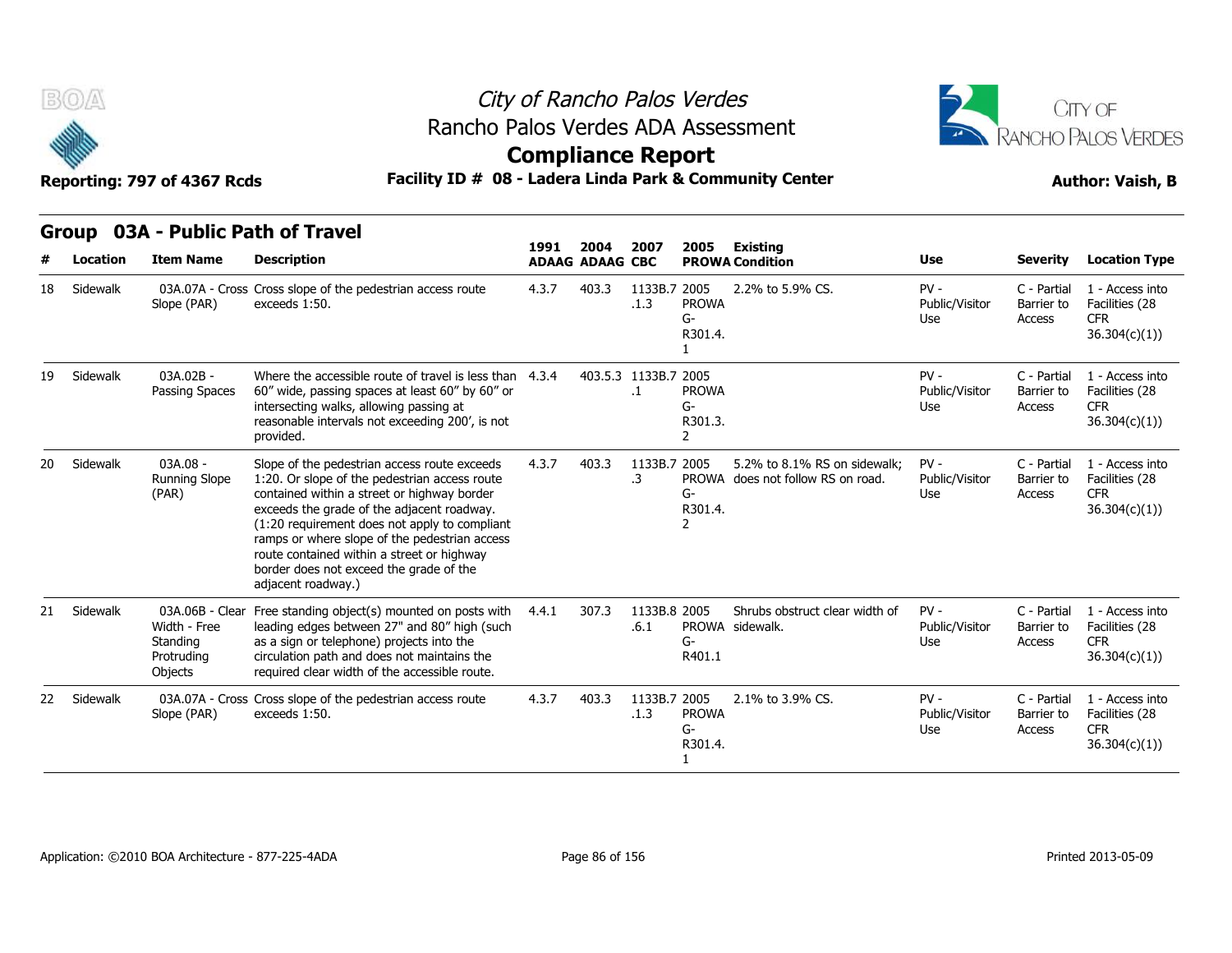City of Rancho Palos Verdes
Rancho Palos Verdes ADA Assessment
**Compliance Report**

Reporting: 797 of 4367 Rcds — **Facility ID # 08 - Ladera Linda Park & Community Center** — Author: Vaish, B

## Group 03A - Public Path of Travel

| # | Location | Item Name | Description | 1991 ADAAG | 2004 ADAAG | 2007 CBC | 2005 PROWA | Existing Condition | Use | Severity | Location Type |
|---|---|---|---|---|---|---|---|---|---|---|---|
| 18 | Sidewalk | 03A.07A - Cross Slope (PAR) | Cross slope of the pedestrian access route exceeds 1:50. | 4.3.7 | 403.3 | 1133B.7.1.3 | 2005 PROWA G-R301.4.1 | 2.2% to 5.9% CS. | PV - Public/Visitor Use | C - Partial Barrier to Access | 1 - Access into Facilities (28 CFR 36.304(c)(1)) |
| 19 | Sidewalk | 03A.02B - Passing Spaces | Where the accessible route of travel is less than 60" wide, passing spaces at least 60" by 60" or intersecting walks, allowing passing at reasonable intervals not exceeding 200', is not provided. | 4.3.4 | 403.5.3 | 1133B.7.1 | 2005 PROWA G-R301.3.2 | | PV - Public/Visitor Use | C - Partial Barrier to Access | 1 - Access into Facilities (28 CFR 36.304(c)(1)) |
| 20 | Sidewalk | 03A.08 - Running Slope (PAR) | Slope of the pedestrian access route exceeds 1:20. Or slope of the pedestrian access route contained within a street or highway border exceeds the grade of the adjacent roadway. (1:20 requirement does not apply to compliant ramps or where slope of the pedestrian access route contained within a street or highway border does not exceed the grade of the adjacent roadway.) | 4.3.7 | 403.3 | 1133B.7.3 | 2005 PROWA G-R301.4.2 | 5.2% to 8.1% RS on sidewalk; does not follow RS on road. | PV - Public/Visitor Use | C - Partial Barrier to Access | 1 - Access into Facilities (28 CFR 36.304(c)(1)) |
| 21 | Sidewalk | 03A.06B - Clear Width - Free Standing Protruding Objects | Free standing object(s) mounted on posts with leading edges between 27" and 80" high (such as a sign or telephone) projects into the circulation path and does not maintains the required clear width of the accessible route. | 4.4.1 | 307.3 | 1133B.8.6.1 | 2005 PROWA G-R401.1 | Shrubs obstruct clear width of sidewalk. | PV - Public/Visitor Use | C - Partial Barrier to Access | 1 - Access into Facilities (28 CFR 36.304(c)(1)) |
| 22 | Sidewalk | 03A.07A - Cross Slope (PAR) | Cross slope of the pedestrian access route exceeds 1:50. | 4.3.7 | 403.3 | 1133B.7.1.3 | 2005 PROWA G-R301.4.1 | 2.1% to 3.9% CS. | PV - Public/Visitor Use | C - Partial Barrier to Access | 1 - Access into Facilities (28 CFR 36.304(c)(1)) |

Application: ©2010 BOA Architecture - 877-225-4ADA — Printed 2013-05-09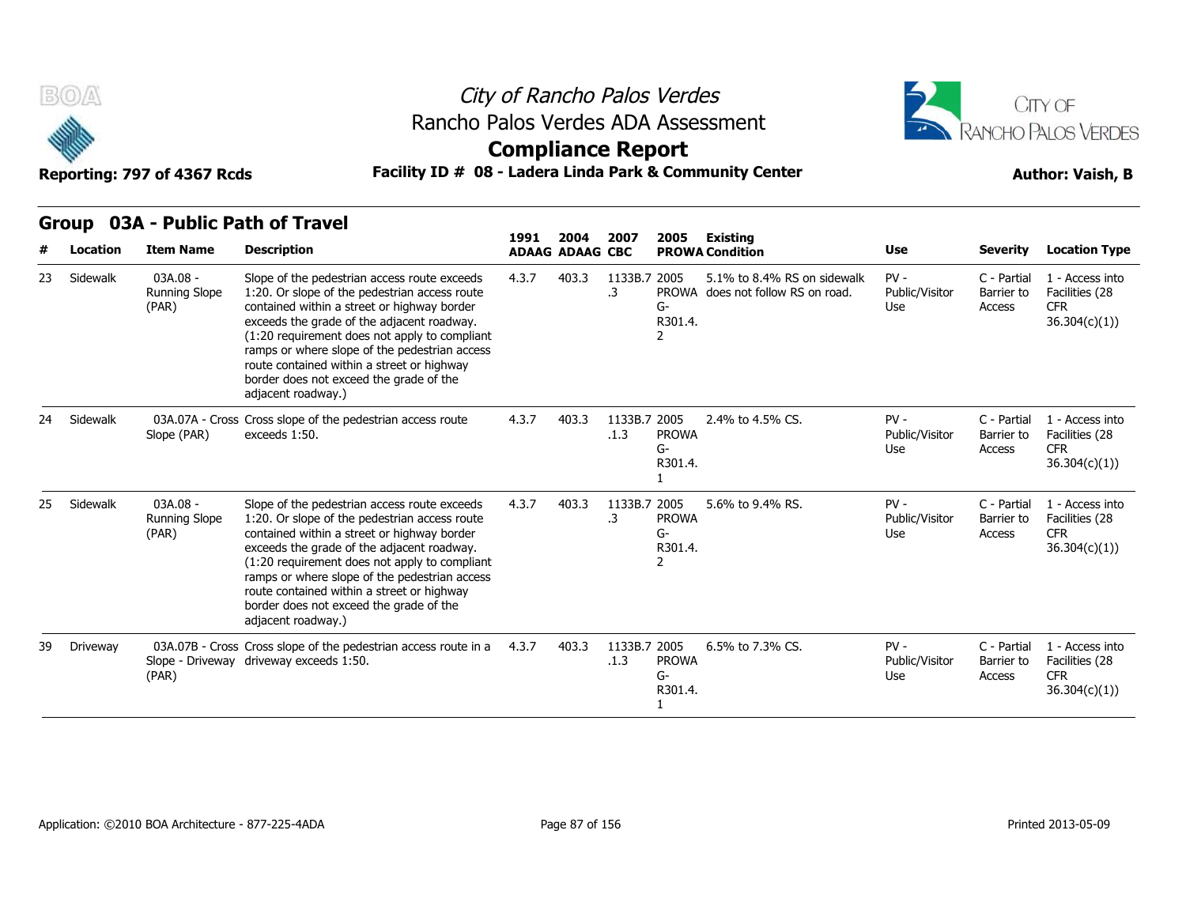# City of Rancho Palos Verdes
## Rancho Palos Verdes ADA Assessment
## Compliance Report

Reporting: 797 of 4367 Rcds

**Facility ID # 08 - Ladera Linda Park & Community Center**

**Author: Vaish, B**

### Group 03A - Public Path of Travel

| # | Location | Item Name | Description | 1991 ADAAG | 2004 ADAAG | 2007 CBC | 2005 PROWA | Existing Condition | Use | Severity | Location Type |
|---|---|---|---|---|---|---|---|---|---|---|---|
| 23 | Sidewalk | 03A.08 - Running Slope (PAR) | Slope of the pedestrian access route exceeds 1:20. Or slope of the pedestrian access route contained within a street or highway border exceeds the grade of the adjacent roadway. (1:20 requirement does not apply to compliant ramps or where slope of the pedestrian access route contained within a street or highway border does not exceed the grade of the adjacent roadway.) | 4.3.7 | 403.3 | 1133B.7.3 | 2005 PROWA G-R301.4.2 | 5.1% to 8.4% RS on sidewalk does not follow RS on road. | PV - Public/Visitor Use | C - Partial Barrier to Access | 1 - Access into Facilities (28 CFR 36.304(c)(1)) |
| 24 | Sidewalk | 03A.07A - Cross Slope (PAR) | Cross slope of the pedestrian access route exceeds 1:50. | 4.3.7 | 403.3 | 1133B.7.1.3 | 2005 PROWA G-R301.4.1 | 2.4% to 4.5% CS. | PV - Public/Visitor Use | C - Partial Barrier to Access | 1 - Access into Facilities (28 CFR 36.304(c)(1)) |
| 25 | Sidewalk | 03A.08 - Running Slope (PAR) | Slope of the pedestrian access route exceeds 1:20. Or slope of the pedestrian access route contained within a street or highway border exceeds the grade of the adjacent roadway. (1:20 requirement does not apply to compliant ramps or where slope of the pedestrian access route contained within a street or highway border does not exceed the grade of the adjacent roadway.) | 4.3.7 | 403.3 | 1133B.7.3 | 2005 PROWA G-R301.4.2 | 5.6% to 9.4% RS. | PV - Public/Visitor Use | C - Partial Barrier to Access | 1 - Access into Facilities (28 CFR 36.304(c)(1)) |
| 39 | Driveway | 03A.07B - Cross Slope - Driveway (PAR) | Cross slope of the pedestrian access route in a driveway exceeds 1:50. | 4.3.7 | 403.3 | 1133B.7.1.3 | 2005 PROWA G-R301.4.1 | 6.5% to 7.3% CS. | PV - Public/Visitor Use | C - Partial Barrier to Access | 1 - Access into Facilities (28 CFR 36.304(c)(1)) |

Application: ©2010 BOA Architecture - 877-225-4ADA

Printed 2013-05-09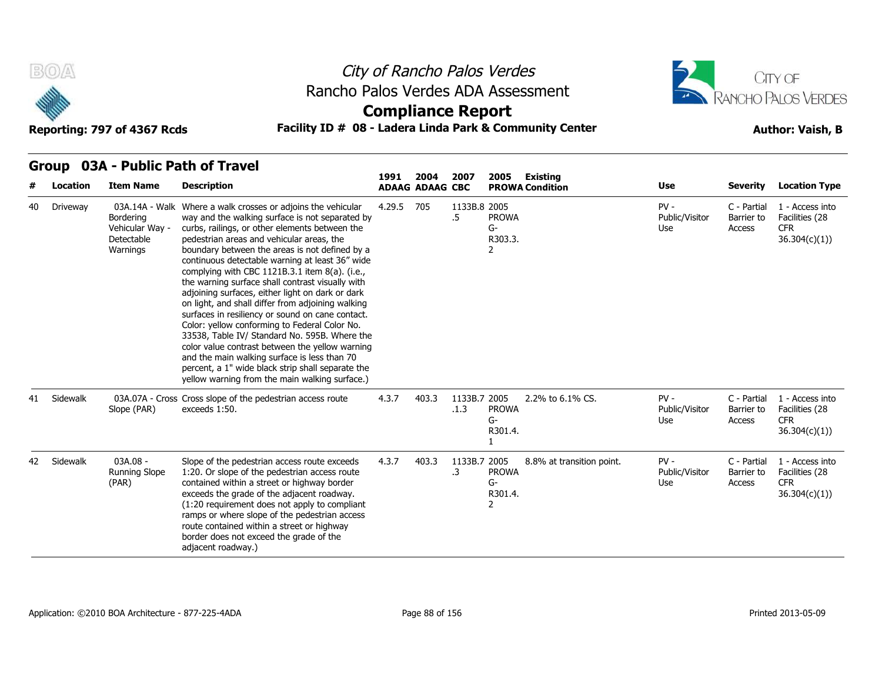# City of Rancho Palos Verdes

## Rancho Palos Verdes ADA Assessment

## Compliance Report

**Reporting: 797 of 4367 Rcds** **Facility ID # 08 - Ladera Linda Park & Community Center** **Author: Vaish, B**

### Group 03A - Public Path of Travel

| # | Location | Item Name | Description | 1991 ADAAG | 2004 ADAAG | 2007 CBC | 2005 PROWA | Existing Condition | Use | Severity | Location Type |
|---|---|---|---|---|---|---|---|---|---|---|---|
| 40 | Driveway | 03A.14A - Walk Bordering Vehicular Way - Detectable Warnings | Where a walk crosses or adjoins the vehicular way and the walking surface is not separated by curbs, railings, or other elements between the pedestrian areas and vehicular areas, the boundary between the areas is not defined by a continuous detectable warning at least 36" wide complying with CBC 1121B.3.1 item 8(a). (i.e., the warning surface shall contrast visually with adjoining surfaces, either light on dark or dark on light, and shall differ from adjoining walking surfaces in resiliency or sound on cane contact. Color: yellow conforming to Federal Color No. 33538, Table IV/ Standard No. 595B. Where the color value contrast between the yellow warning and the main walking surface is less than 70 percent, a 1" wide black strip shall separate the yellow warning from the main walking surface.) | 4.29.5 | 705 | 1133B.8.5 | 2005 PROWA G-R303.3.2 | | PV - Public/Visitor Use | C - Partial Barrier to Access | 1 - Access into Facilities (28 CFR 36.304(c)(1)) |
| 41 | Sidewalk | 03A.07A - Cross Slope (PAR) | Cross slope of the pedestrian access route exceeds 1:50. | 4.3.7 | 403.3 | 1133B.7.1.3 | 2005 PROWA G-R301.4.1 | 2.2% to 6.1% CS. | PV - Public/Visitor Use | C - Partial Barrier to Access | 1 - Access into Facilities (28 CFR 36.304(c)(1)) |
| 42 | Sidewalk | 03A.08 - Running Slope (PAR) | Slope of the pedestrian access route exceeds 1:20. Or slope of the pedestrian access route contained within a street or highway border exceeds the grade of the adjacent roadway. (1:20 requirement does not apply to compliant ramps or where slope of the pedestrian access route contained within a street or highway border does not exceed the grade of the adjacent roadway.) | 4.3.7 | 403.3 | 1133B.7.3 | 2005 PROWA G-R301.4.2 | 8.8% at transition point. | PV - Public/Visitor Use | C - Partial Barrier to Access | 1 - Access into Facilities (28 CFR 36.304(c)(1)) |

Application: ©2010 BOA Architecture - 877-225-4ADA

Printed 2013-05-09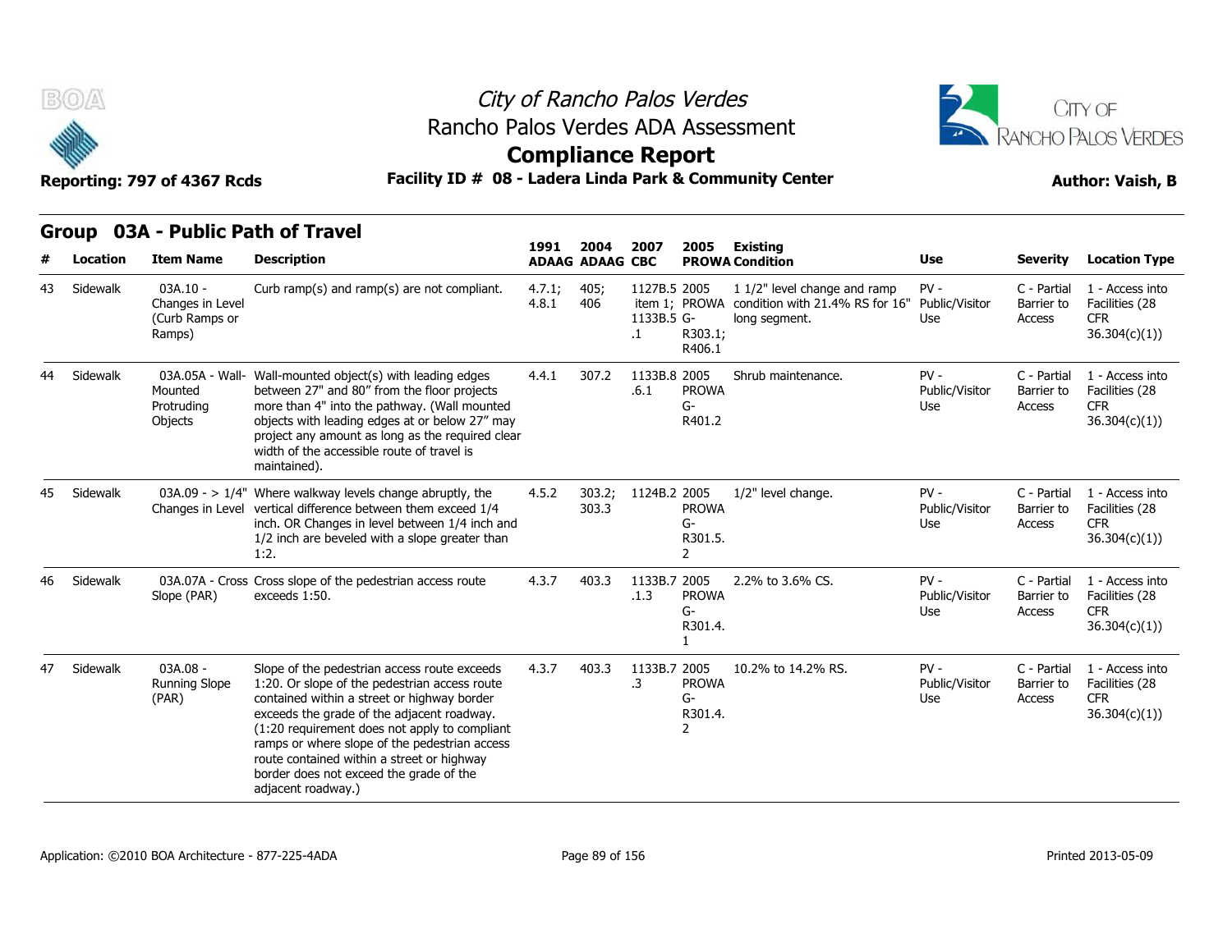# City of Rancho Palos Verdes

## Rancho Palos Verdes ADA Assessment

## Compliance Report

**Reporting: 797 of 4367 Rcds** | **Facility ID # 08 - Ladera Linda Park & Community Center** | **Author: Vaish, B**

### Group 03A - Public Path of Travel

| # | Location | Item Name | Description | 1991 ADAAG | 2004 ADAAG | 2007 CBC | 2005 PROWA | Existing Condition | Use | Severity | Location Type |
|---|---|---|---|---|---|---|---|---|---|---|---|
| 43 | Sidewalk | 03A.10 - Changes in Level (Curb Ramps or Ramps) | Curb ramp(s) and ramp(s) are not compliant. | 4.7.1; 4.8.1 | 405; 406 | 1127B.5 item 1; 1133B.5 .1 | 2005 PROWA G-R303.1; R406.1 | 1 1/2" level change and ramp condition with 21.4% RS for 16" long segment. | PV - Public/Visitor Use | C - Partial Barrier to Access | 1 - Access into Facilities (28 CFR 36.304(c)(1)) |
| 44 | Sidewalk | 03A.05A - Wall-Mounted Protruding Objects | Wall-mounted object(s) with leading edges between 27" and 80" from the floor projects more than 4" into the pathway. (Wall mounted objects with leading edges at or below 27" may project any amount as long as the required clear width of the accessible route of travel is maintained). | 4.4.1 | 307.2 | 1133B.8 .6.1 | 2005 PROWA G-R401.2 | Shrub maintenance. | PV - Public/Visitor Use | C - Partial Barrier to Access | 1 - Access into Facilities (28 CFR 36.304(c)(1)) |
| 45 | Sidewalk | 03A.09 - > 1/4" Changes in Level | Where walkway levels change abruptly, the vertical difference between them exceed 1/4 inch. OR Changes in level between 1/4 inch and 1/2 inch are beveled with a slope greater than 1:2. | 4.5.2 | 303.2; 303.3 | 1124B.2 | 2005 PROWA G-R301.5.2 | 1/2" level change. | PV - Public/Visitor Use | C - Partial Barrier to Access | 1 - Access into Facilities (28 CFR 36.304(c)(1)) |
| 46 | Sidewalk | 03A.07A - Cross Slope (PAR) | Cross slope of the pedestrian access route exceeds 1:50. | 4.3.7 | 403.3 | 1133B.7 .1.3 | 2005 PROWA G-R301.4.1 | 2.2% to 3.6% CS. | PV - Public/Visitor Use | C - Partial Barrier to Access | 1 - Access into Facilities (28 CFR 36.304(c)(1)) |
| 47 | Sidewalk | 03A.08 - Running Slope (PAR) | Slope of the pedestrian access route exceeds 1:20. Or slope of the pedestrian access route contained within a street or highway border exceeds the grade of the adjacent roadway. (1:20 requirement does not apply to compliant ramps or where slope of the pedestrian access route contained within a street or highway border does not exceed the grade of the adjacent roadway.) | 4.3.7 | 403.3 | 1133B.7 .3 | 2005 PROWA G-R301.4.2 | 10.2% to 14.2% RS. | PV - Public/Visitor Use | C - Partial Barrier to Access | 1 - Access into Facilities (28 CFR 36.304(c)(1)) |

Application: ©2010 BOA Architecture - 877-225-4ADA | Printed 2013-05-09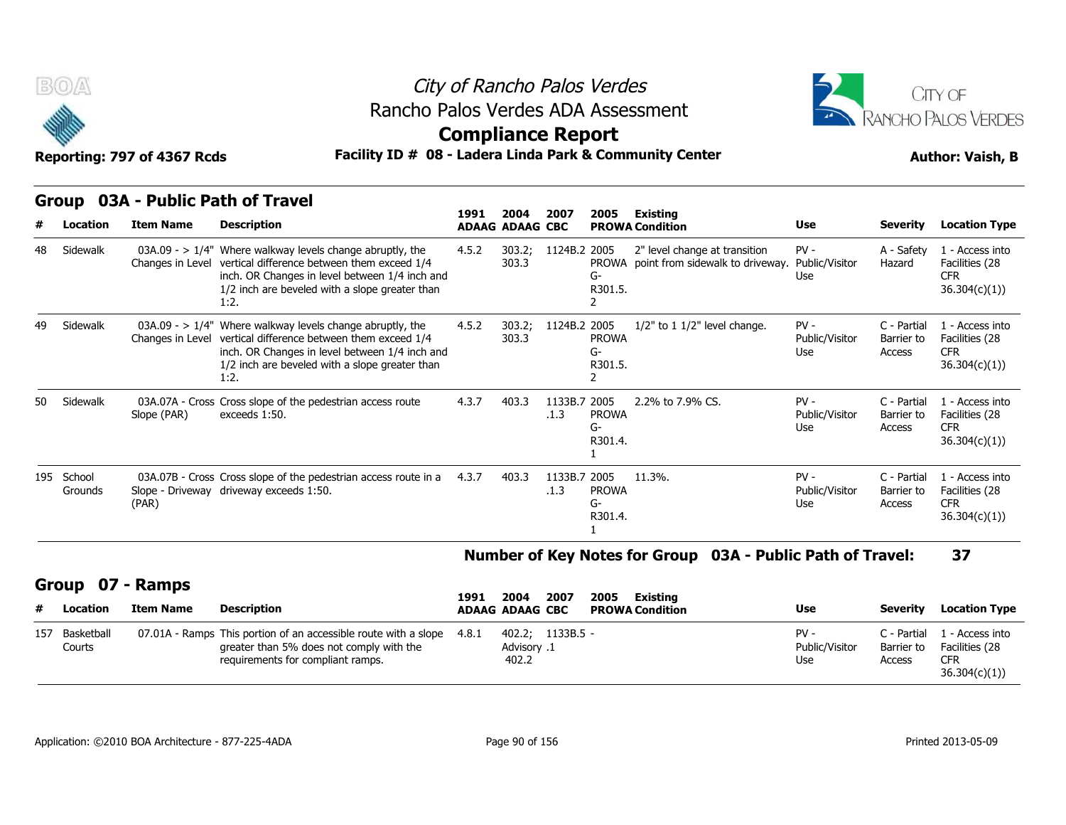# City of Rancho Palos Verdes

Rancho Palos Verdes ADA Assessment

**Compliance Report**

**Reporting: 797 of 4367 Rcds** **Facility ID # 08 - Ladera Linda Park & Community Center** **Author: Vaish, B**

## Group 03A - Public Path of Travel

| # | Location | Item Name | Description | 1991 ADAAG | 2004 ADAAG | 2007 CBC | 2005 PROWA | Existing Condition | Use | Severity | Location Type |
|---|---|---|---|---|---|---|---|---|---|---|---|
| 48 | Sidewalk | 03A.09 - > 1/4" Changes in Level | Where walkway levels change abruptly, the vertical difference between them exceed 1/4 inch. OR Changes in level between 1/4 inch and 1/2 inch are beveled with a slope greater than 1:2. | 4.5.2 | 303.2; 303.3 | 1124B.2 | 2005 PROWA G-R301.5.2 | 2" level change at transition point from sidewalk to driveway. | PV - Public/Visitor Use | A - Safety Hazard | 1 - Access into Facilities (28 CFR 36.304(c)(1)) |
| 49 | Sidewalk | 03A.09 - > 1/4" Changes in Level | Where walkway levels change abruptly, the vertical difference between them exceed 1/4 inch. OR Changes in level between 1/4 inch and 1/2 inch are beveled with a slope greater than 1:2. | 4.5.2 | 303.2; 303.3 | 1124B.2 | 2005 PROWA G-R301.5.2 | 1/2" to 1 1/2" level change. | PV - Public/Visitor Use | C - Partial Barrier to Access | 1 - Access into Facilities (28 CFR 36.304(c)(1)) |
| 50 | Sidewalk | 03A.07A - Cross Slope (PAR) | Cross slope of the pedestrian access route exceeds 1:50. | 4.3.7 | 403.3 | 1133B.7.1.3 | 2005 PROWA G-R301.4.1 | 2.2% to 7.9% CS. | PV - Public/Visitor Use | C - Partial Barrier to Access | 1 - Access into Facilities (28 CFR 36.304(c)(1)) |
| 195 | School Grounds | 03A.07B - Cross Slope - Driveway (PAR) | Cross slope of the pedestrian access route in a driveway exceeds 1:50. | 4.3.7 | 403.3 | 1133B.7.1.3 | 2005 PROWA G-R301.4.1 | 11.3%. | PV - Public/Visitor Use | C - Partial Barrier to Access | 1 - Access into Facilities (28 CFR 36.304(c)(1)) |

**Number of Key Notes for Group 03A - Public Path of Travel: 37**

## Group 07 - Ramps

| # | Location | Item Name | Description | 1991 ADAAG | 2004 ADAAG | 2007 CBC | 2005 PROWA | Existing Condition | Use | Severity | Location Type |
|---|---|---|---|---|---|---|---|---|---|---|---|
| 157 | Basketball Courts | 07.01A - Ramps | This portion of an accessible route with a slope greater than 5% does not comply with the requirements for compliant ramps. | 4.8.1 | 402.2; Advisory 402.2 | 1133B.5.1 | - | | PV - Public/Visitor Use | C - Partial Barrier to Access | 1 - Access into Facilities (28 CFR 36.304(c)(1)) |

Application: ©2010 BOA Architecture - 877-225-4ADA

Printed 2013-05-09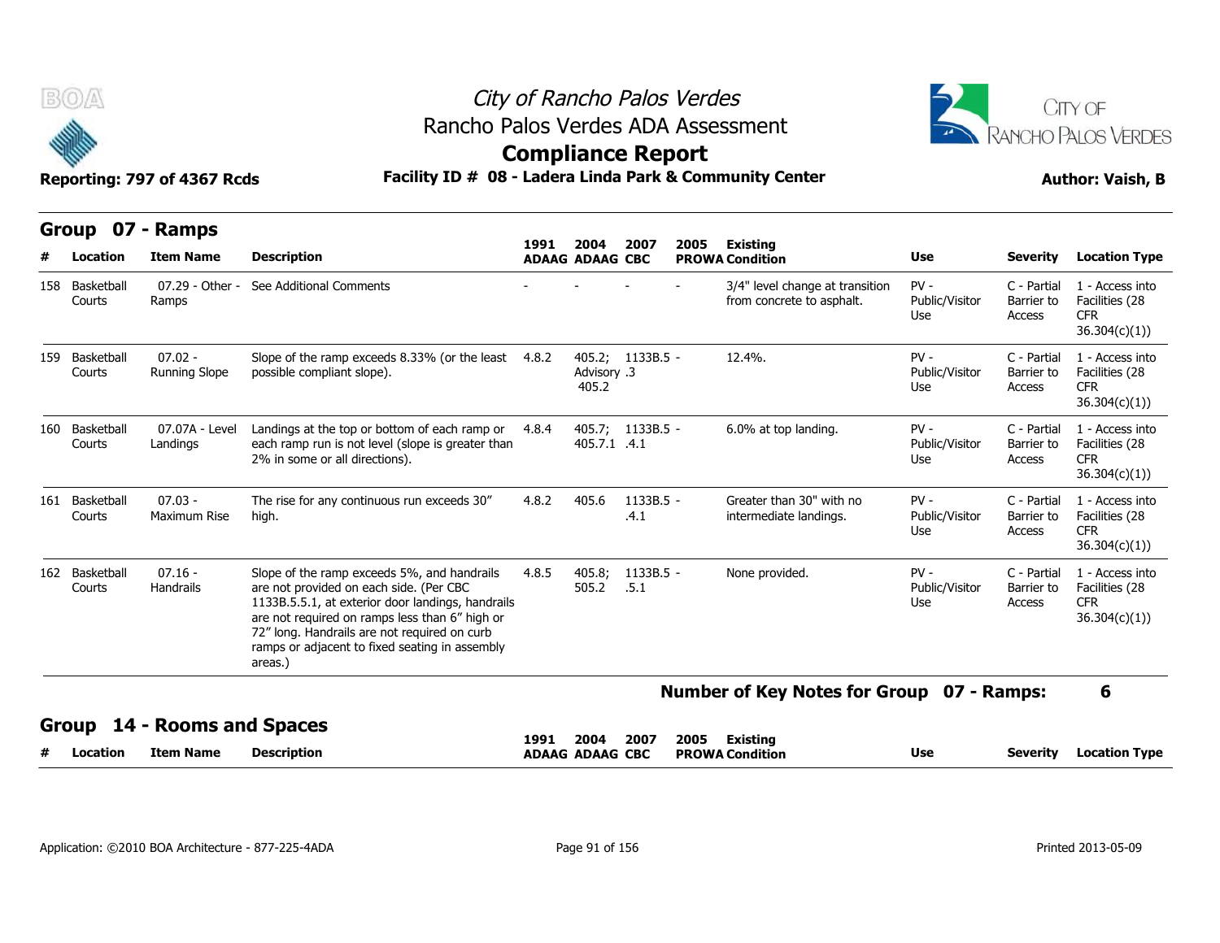# City of Rancho Palos Verdes
## Rancho Palos Verdes ADA Assessment
## Compliance Report

**Reporting: 797 of 4367 Rcds** — **Facility ID # 08 - Ladera Linda Park & Community Center** — **Author: Vaish, B**

## Group 07 - Ramps

| # | Location | Item Name | Description | 1991 ADAAG | 2004 ADAAG | 2007 CBC | 2005 PROWA | Existing Condition | Use | Severity | Location Type |
|---|---|---|---|---|---|---|---|---|---|---|---|
| 158 | Basketball Courts | 07.29 - Other - Ramps | See Additional Comments | - | - | - | - | 3/4" level change at transition from concrete to asphalt. | PV - Public/Visitor Use | C - Partial Barrier to Access | 1 - Access into Facilities (28 CFR 36.304(c)(1)) |
| 159 | Basketball Courts | 07.02 - Running Slope | Slope of the ramp exceeds 8.33% (or the least possible compliant slope). | 4.8.2 | 405.2; Advisory 405.2 | 1133B.5 - .3 | | 12.4%. | PV - Public/Visitor Use | C - Partial Barrier to Access | 1 - Access into Facilities (28 CFR 36.304(c)(1)) |
| 160 | Basketball Courts | 07.07A - Level Landings | Landings at the top or bottom of each ramp or each ramp run is not level (slope is greater than 2% in some or all directions). | 4.8.4 | 405.7; 405.7.1 | 1133B.5 - .4.1 | | 6.0% at top landing. | PV - Public/Visitor Use | C - Partial Barrier to Access | 1 - Access into Facilities (28 CFR 36.304(c)(1)) |
| 161 | Basketball Courts | 07.03 - Maximum Rise | The rise for any continuous run exceeds 30" high. | 4.8.2 | 405.6 | 1133B.5 - .4.1 | | Greater than 30" with no intermediate landings. | PV - Public/Visitor Use | C - Partial Barrier to Access | 1 - Access into Facilities (28 CFR 36.304(c)(1)) |
| 162 | Basketball Courts | 07.16 - Handrails | Slope of the ramp exceeds 5%, and handrails are not provided on each side. (Per CBC 1133B.5.5.1, at exterior door landings, handrails are not required on ramps less than 6" high or 72" long. Handrails are not required on curb ramps or adjacent to fixed seating in assembly areas.) | 4.8.5 | 405.8; 505.2 | 1133B.5 - .5.1 | | None provided. | PV - Public/Visitor Use | C - Partial Barrier to Access | 1 - Access into Facilities (28 CFR 36.304(c)(1)) |

**Number of Key Notes for Group 07 - Ramps: 6**

## Group 14 - Rooms and Spaces

| # | Location | Item Name | Description | 1991 ADAAG | 2004 ADAAG | 2007 CBC | 2005 PROWA | Existing Condition | Use | Severity | Location Type |
|---|---|---|---|---|---|---|---|---|---|---|---|

Application: ©2010 BOA Architecture - 877-225-4ADA — Printed 2013-05-09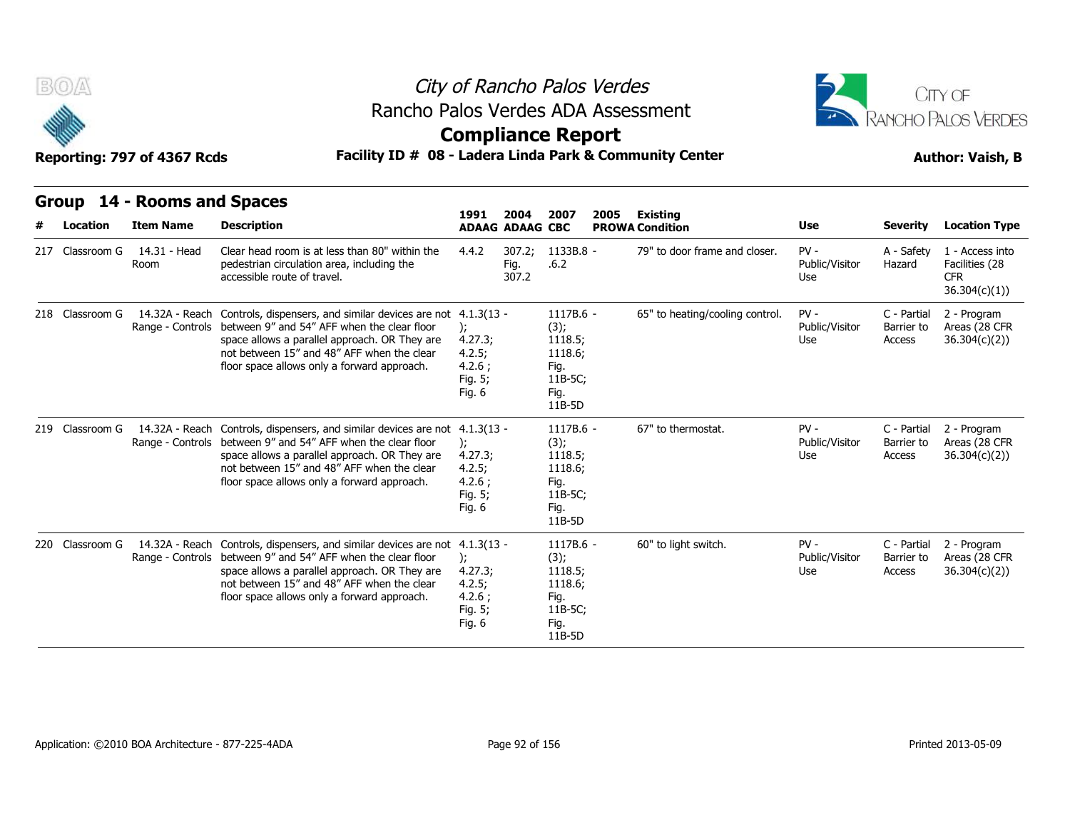City of Rancho Palos Verdes

Rancho Palos Verdes ADA Assessment

**Compliance Report**

Reporting: 797 of 4367 Rcds

**Facility ID # 08 - Ladera Linda Park & Community Center**

Author: Vaish, B

## Group 14 - Rooms and Spaces

| # | Location | Item Name | Description | 1991 ADAAG | 2004 ADAAG | 2007 CBC | 2005 PROWA | Existing Condition | Use | Severity | Location Type |
|---|---|---|---|---|---|---|---|---|---|---|---|
| 217 | Classroom G | 14.31 - Head Room | Clear head room is at less than 80" within the pedestrian circulation area, including the accessible route of travel. | 4.4.2 | 307.2; Fig. 307.2 | 1133B.8 - .6.2 | | 79" to door frame and closer. | PV - Public/Visitor Use | A - Safety Hazard | 1 - Access into Facilities (28 CFR 36.304(c)(1)) |
| 218 | Classroom G | 14.32A - Reach Range - Controls | Controls, dispensers, and similar devices are not between 9" and 54" AFF when the clear floor space allows a parallel approach. OR They are not between 15" and 48" AFF when the clear floor space allows only a forward approach. | 4.1.3(13 - ); 4.27.3; 4.2.5; 4.2.6 ; Fig. 5; Fig. 6 | | 1117B.6 - (3); 1118.5; 1118.6; Fig. 11B-5C; Fig. 11B-5D | | 65" to heating/cooling control. | PV - Public/Visitor Use | C - Partial Barrier to Access | 2 - Program Areas (28 CFR 36.304(c)(2)) |
| 219 | Classroom G | 14.32A - Reach Range - Controls | Controls, dispensers, and similar devices are not between 9" and 54" AFF when the clear floor space allows a parallel approach. OR They are not between 15" and 48" AFF when the clear floor space allows only a forward approach. | 4.1.3(13 - ); 4.27.3; 4.2.5; 4.2.6 ; Fig. 5; Fig. 6 | | 1117B.6 - (3); 1118.5; 1118.6; Fig. 11B-5C; Fig. 11B-5D | | 67" to thermostat. | PV - Public/Visitor Use | C - Partial Barrier to Access | 2 - Program Areas (28 CFR 36.304(c)(2)) |
| 220 | Classroom G | 14.32A - Reach Range - Controls | Controls, dispensers, and similar devices are not between 9" and 54" AFF when the clear floor space allows a parallel approach. OR They are not between 15" and 48" AFF when the clear floor space allows only a forward approach. | 4.1.3(13 - ); 4.27.3; 4.2.5; 4.2.6 ; Fig. 5; Fig. 6 | | 1117B.6 - (3); 1118.5; 1118.6; Fig. 11B-5C; Fig. 11B-5D | | 60" to light switch. | PV - Public/Visitor Use | C - Partial Barrier to Access | 2 - Program Areas (28 CFR 36.304(c)(2)) |

Application: ©2010 BOA Architecture - 877-225-4ADA

Printed 2013-05-09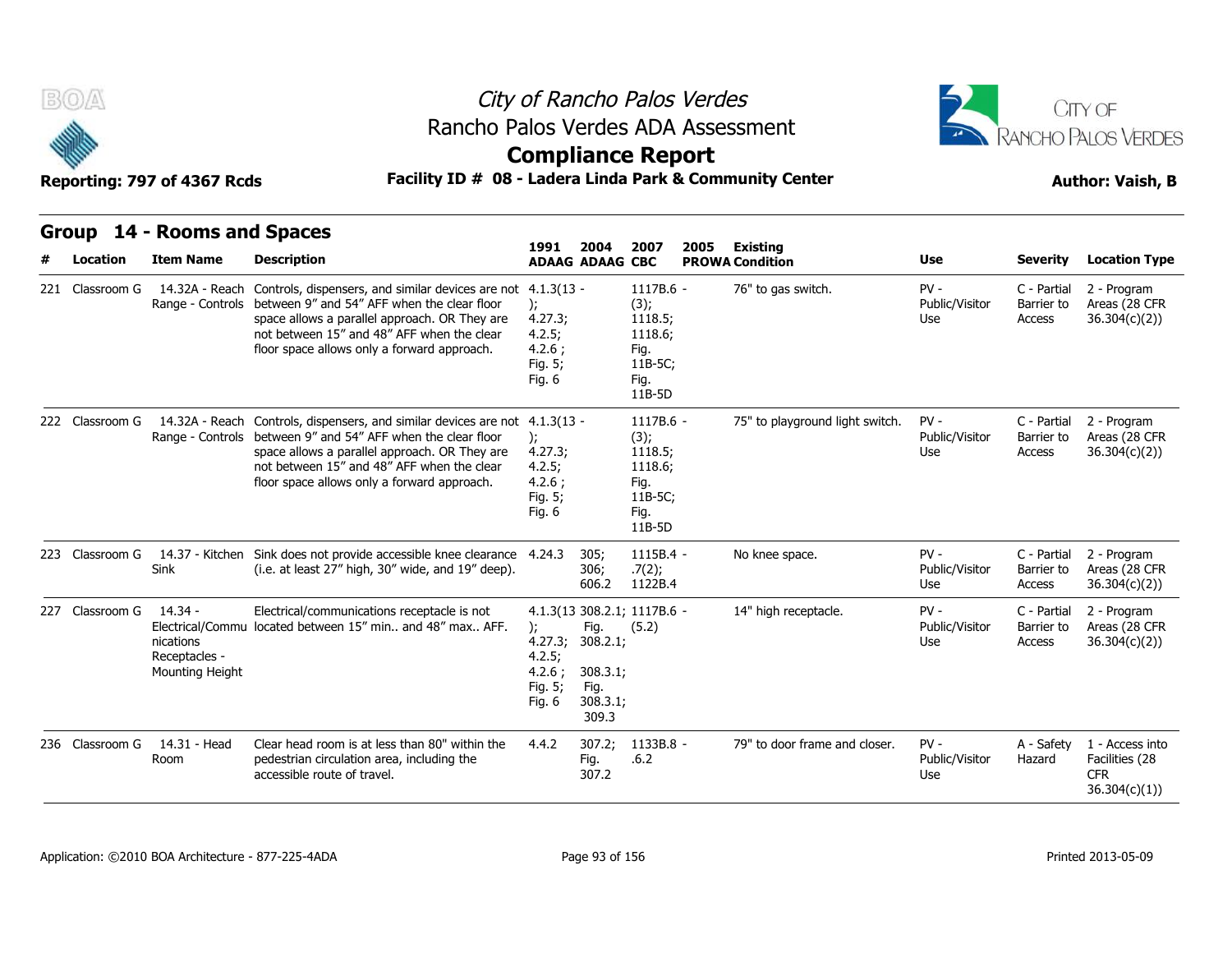City of Rancho Palos Verdes
Rancho Palos Verdes ADA Assessment

# Compliance Report

**Reporting: 797 of 4367 Rcds** — **Facility ID # 08 - Ladera Linda Park & Community Center** — **Author: Vaish, B**

## Group 14 - Rooms and Spaces

| # | Location | Item Name | Description | 1991 ADAAG | 2004 ADAAG | 2007 CBC | 2005 PROWA | Existing Condition | Use | Severity | Location Type |
|---|---|---|---|---|---|---|---|---|---|---|---|
| 221 | Classroom G | 14.32A - Reach Range - Controls | Controls, dispensers, and similar devices are not between 9" and 54" AFF when the clear floor space allows a parallel approach. OR They are not between 15" and 48" AFF when the clear floor space allows only a forward approach. | 4.1.3(13 - ); 4.27.3; 4.2.5; 4.2.6 ; Fig. 5; Fig. 6 | | 1117B.6 - (3); 1118.5; 1118.6; Fig. 11B-5C; Fig. 11B-5D | | 76" to gas switch. | PV - Public/Visitor Use | C - Partial Barrier to Access | 2 - Program Areas (28 CFR 36.304(c)(2)) |
| 222 | Classroom G | 14.32A - Reach Range - Controls | Controls, dispensers, and similar devices are not between 9" and 54" AFF when the clear floor space allows a parallel approach. OR They are not between 15" and 48" AFF when the clear floor space allows only a forward approach. | 4.1.3(13 - ); 4.27.3; 4.2.5; 4.2.6 ; Fig. 5; Fig. 6 | | 1117B.6 - (3); 1118.5; 1118.6; Fig. 11B-5C; Fig. 11B-5D | | 75" to playground light switch. | PV - Public/Visitor Use | C - Partial Barrier to Access | 2 - Program Areas (28 CFR 36.304(c)(2)) |
| 223 | Classroom G | 14.37 - Kitchen Sink | Sink does not provide accessible knee clearance (i.e. at least 27" high, 30" wide, and 19" deep). | 4.24.3 | 305; 306; 606.2 | 1115B.4 - .7(2); 1122B.4 | | No knee space. | PV - Public/Visitor Use | C - Partial Barrier to Access | 2 - Program Areas (28 CFR 36.304(c)(2)) |
| 227 | Classroom G | 14.34 - Electrical/Communications Receptacles - Mounting Height | Electrical/communications receptacle is not located between 15" min.. and 48" max.. AFF. | 4.1.3(13 ); 4.27.3; 4.2.5; 4.2.6 ; Fig. 5; Fig. 6 | 308.2.1; Fig. 308.2.1; 308.3.1; Fig. 308.3.1; 309.3 | 1117B.6 - (5.2) | | 14" high receptacle. | PV - Public/Visitor Use | C - Partial Barrier to Access | 2 - Program Areas (28 CFR 36.304(c)(2)) |
| 236 | Classroom G | 14.31 - Head Room | Clear head room is at less than 80" within the pedestrian circulation area, including the accessible route of travel. | 4.4.2 | 307.2; Fig. 307.2 | 1133B.8 - .6.2 | | 79" to door frame and closer. | PV - Public/Visitor Use | A - Safety Hazard | 1 - Access into Facilities (28 CFR 36.304(c)(1)) |

Application: ©2010 BOA Architecture - 877-225-4ADA — Printed 2013-05-09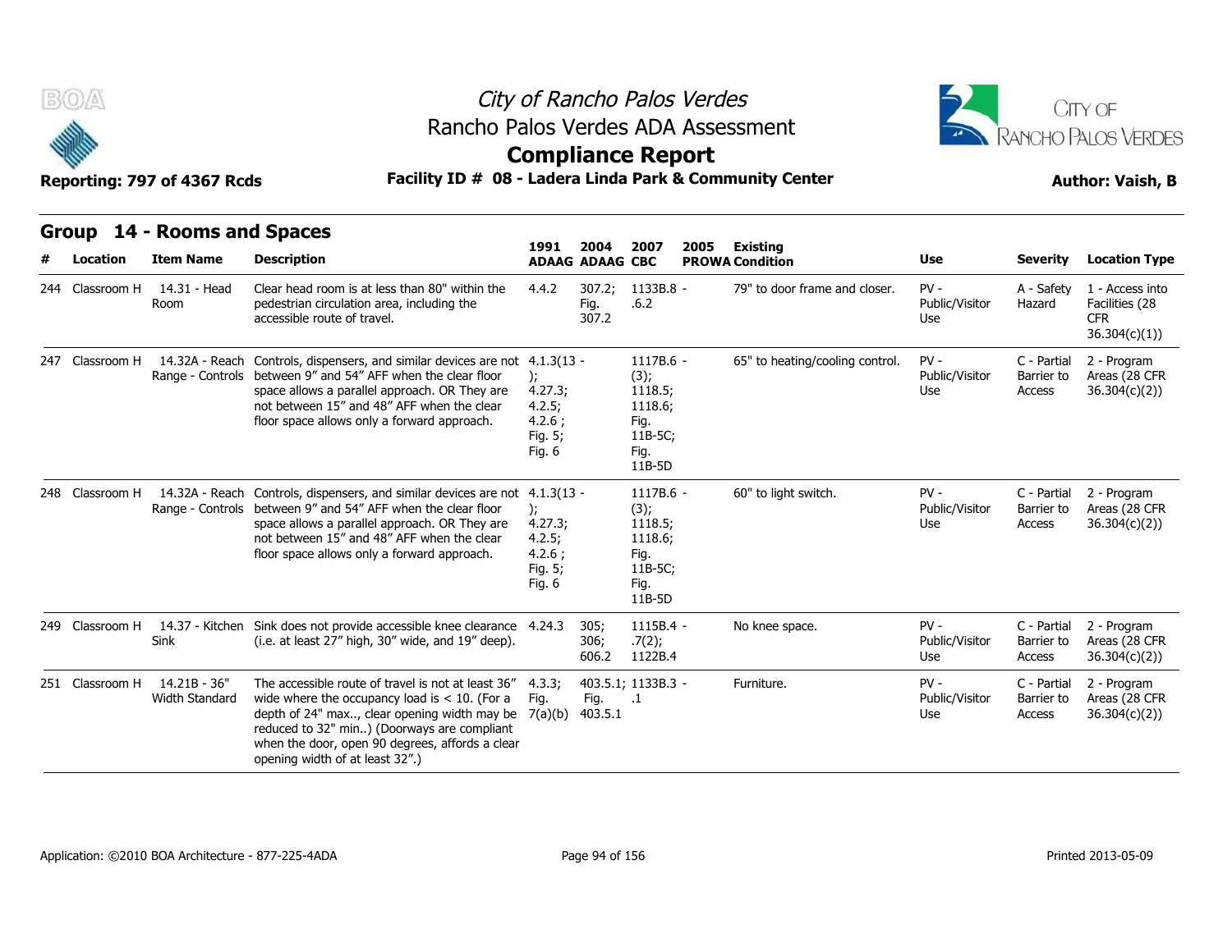# City of Rancho Palos Verdes

## Rancho Palos Verdes ADA Assessment

## Compliance Report

**Reporting: 797 of 4367 Rcds** | **Facility ID # 08 - Ladera Linda Park & Community Center** | **Author: Vaish, B**

## Group 14 - Rooms and Spaces

| # | Location | Item Name | Description | 1991 ADAAG | 2004 ADAAG | 2007 CBC | 2005 PROWA | Existing Condition | Use | Severity | Location Type |
|---|---|---|---|---|---|---|---|---|---|---|---|
| 244 | Classroom H | 14.31 - Head Room | Clear head room is at less than 80" within the pedestrian circulation area, including the accessible route of travel. | 4.4.2 | 307.2; Fig. 307.2 | 1133B.8 - .6.2 | | 79" to door frame and closer. | PV - Public/Visitor Use | A - Safety Hazard | 1 - Access into Facilities (28 CFR 36.304(c)(1)) |
| 247 | Classroom H | 14.32A - Reach Range - Controls | Controls, dispensers, and similar devices are not between 9" and 54" AFF when the clear floor space allows a parallel approach. OR They are not between 15" and 48" AFF when the clear floor space allows only a forward approach. | 4.1.3(13 - ); 4.27.3; 4.2.5; 4.2.6 ; Fig. 5; Fig. 6 | | 1117B.6 - (3); 1118.5; 1118.6; Fig. 11B-5C; Fig. 11B-5D | | 65" to heating/cooling control. | PV - Public/Visitor Use | C - Partial Barrier to Access | 2 - Program Areas (28 CFR 36.304(c)(2)) |
| 248 | Classroom H | 14.32A - Reach Range - Controls | Controls, dispensers, and similar devices are not between 9" and 54" AFF when the clear floor space allows a parallel approach. OR They are not between 15" and 48" AFF when the clear floor space allows only a forward approach. | 4.1.3(13 - ); 4.27.3; 4.2.5; 4.2.6 ; Fig. 5; Fig. 6 | | 1117B.6 - (3); 1118.5; 1118.6; Fig. 11B-5C; Fig. 11B-5D | | 60" to light switch. | PV - Public/Visitor Use | C - Partial Barrier to Access | 2 - Program Areas (28 CFR 36.304(c)(2)) |
| 249 | Classroom H | 14.37 - Kitchen Sink | Sink does not provide accessible knee clearance (i.e. at least 27" high, 30" wide, and 19" deep). | 4.24.3 | 305; 306; 606.2 | 1115B.4 - .7(2); 1122B.4 | | No knee space. | PV - Public/Visitor Use | C - Partial Barrier to Access | 2 - Program Areas (28 CFR 36.304(c)(2)) |
| 251 | Classroom H | 14.21B - 36" Width Standard | The accessible route of travel is not at least 36" wide where the occupancy load is < 10. (For a depth of 24" max.., clear opening width may be reduced to 32" min..) (Doorways are compliant when the door, open 90 degrees, affords a clear opening width of at least 32".) | 4.3.3; Fig. 7(a)(b) | 403.5.1; Fig. 403.5.1 | 1133B.3 - .1 | | Furniture. | PV - Public/Visitor Use | C - Partial Barrier to Access | 2 - Program Areas (28 CFR 36.304(c)(2)) |

Application: ©2010 BOA Architecture - 877-225-4ADA | Printed 2013-05-09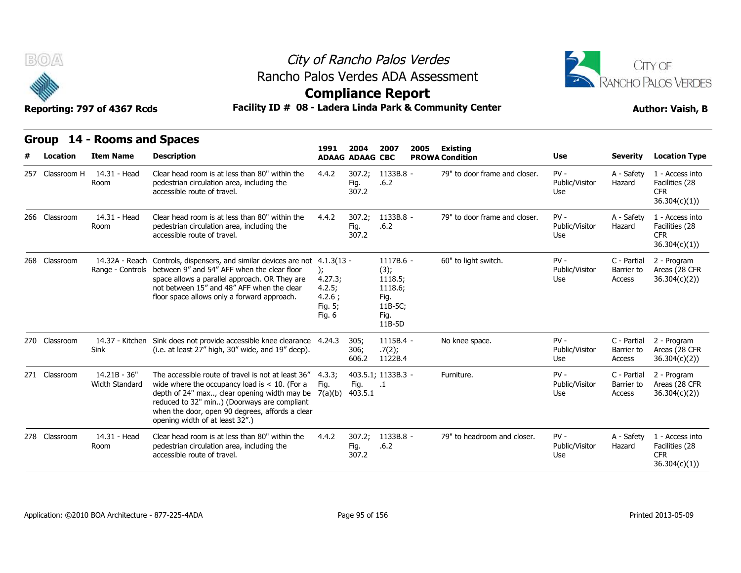# City of Rancho Palos Verdes

## Rancho Palos Verdes ADA Assessment

## Compliance Report

**Facility ID # 08 - Ladera Linda Park & Community Center**

## Group 14 - Rooms and Spaces

| # | Location | Item Name | Description | 1991 ADAAG | 2004 ADAAG | 2007 CBC | 2005 PROWA | Existing Condition | Use | Severity | Location Type |
|---|---|---|---|---|---|---|---|---|---|---|---|
| 257 | Classroom H | 14.31 - Head Room | Clear head room is at less than 80" within the pedestrian circulation area, including the accessible route of travel. | 4.4.2 | 307.2; Fig. 307.2 | 1133B.8 - .6.2 | | 79" to door frame and closer. | PV - Public/Visitor Use | A - Safety Hazard | 1 - Access into Facilities (28 CFR 36.304(c)(1)) |
| 266 | Classroom | 14.31 - Head Room | Clear head room is at less than 80" within the pedestrian circulation area, including the accessible route of travel. | 4.4.2 | 307.2; Fig. 307.2 | 1133B.8 - .6.2 | | 79" to door frame and closer. | PV - Public/Visitor Use | A - Safety Hazard | 1 - Access into Facilities (28 CFR 36.304(c)(1)) |
| 268 | Classroom | 14.32A - Reach Range - Controls | Controls, dispensers, and similar devices are not between 9" and 54" AFF when the clear floor space allows a parallel approach. OR They are not between 15" and 48" AFF when the clear floor space allows only a forward approach. | 4.1.3(13 - ); 4.27.3; 4.2.5; 4.2.6 ; Fig. 5; Fig. 6 | | 1117B.6 - (3); 1118.5; 1118.6; Fig. 11B-5C; Fig. 11B-5D | | 60" to light switch. | PV - Public/Visitor Use | C - Partial Barrier to Access | 2 - Program Areas (28 CFR 36.304(c)(2)) |
| 270 | Classroom | 14.37 - Kitchen Sink | Sink does not provide accessible knee clearance (i.e. at least 27" high, 30" wide, and 19" deep). | 4.24.3 | 305; 306; 606.2 | 1115B.4 - .7(2); 1122B.4 | | No knee space. | PV - Public/Visitor Use | C - Partial Barrier to Access | 2 - Program Areas (28 CFR 36.304(c)(2)) |
| 271 | Classroom | 14.21B - 36" Width Standard | The accessible route of travel is not at least 36" wide where the occupancy load is < 10. (For a depth of 24" max.., clear opening width may be reduced to 32" min..) (Doorways are compliant when the door, open 90 degrees, affords a clear opening width of at least 32".) | 4.3.3; Fig. 7(a)(b) | 403.5.1; Fig. 403.5.1 | 1133B.3 - .1 | | Furniture. | PV - Public/Visitor Use | C - Partial Barrier to Access | 2 - Program Areas (28 CFR 36.304(c)(2)) |
| 278 | Classroom | 14.31 - Head Room | Clear head room is at less than 80" within the pedestrian circulation area, including the accessible route of travel. | 4.4.2 | 307.2; Fig. 307.2 | 1133B.8 - .6.2 | | 79" to headroom and closer. | PV - Public/Visitor Use | A - Safety Hazard | 1 - Access into Facilities (28 CFR 36.304(c)(1)) |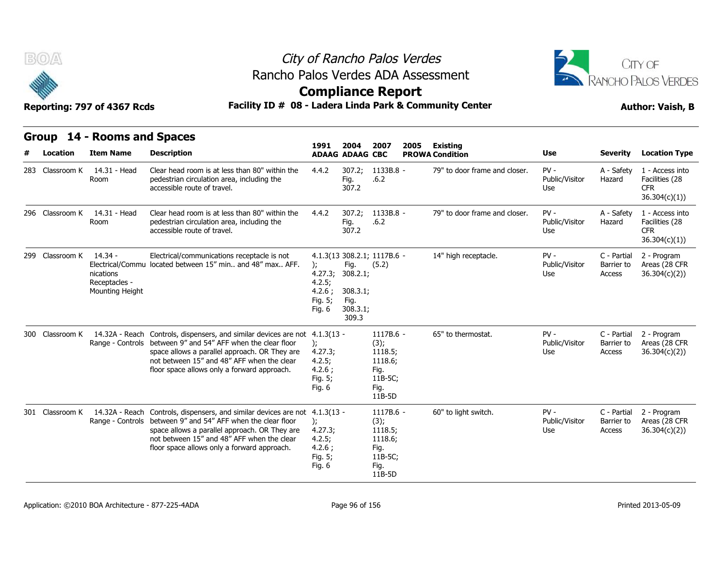City of Rancho Palos Verdes
Rancho Palos Verdes ADA Assessment
**Compliance Report**

Reporting: 797 of 4367 Rcds

Facility ID # 08 - Ladera Linda Park & Community Center

Author: Vaish, B

## Group 14 - Rooms and Spaces

| # | Location | Item Name | Description | 1991 ADAAG | 2004 ADAAG | 2007 CBC | 2005 PROWA | Existing Condition | Use | Severity | Location Type |
|---|---|---|---|---|---|---|---|---|---|---|---|
| 283 | Classroom K | 14.31 - Head Room | Clear head room is at less than 80" within the pedestrian circulation area, including the accessible route of travel. | 4.4.2 | 307.2; Fig. 307.2 | 1133B.8 - .6.2 | | 79" to door frame and closer. | PV - Public/Visitor Use | A - Safety Hazard | 1 - Access into Facilities (28 CFR 36.304(c)(1)) |
| 296 | Classroom K | 14.31 - Head Room | Clear head room is at less than 80" within the pedestrian circulation area, including the accessible route of travel. | 4.4.2 | 307.2; Fig. 307.2 | 1133B.8 - .6.2 | | 79" to door frame and closer. | PV - Public/Visitor Use | A - Safety Hazard | 1 - Access into Facilities (28 CFR 36.304(c)(1)) |
| 299 | Classroom K | 14.34 - Electrical/Communications Receptacles - Mounting Height | Electrical/communications receptacle is not located between 15" min.. and 48" max.. AFF. | 4.1.3(13); 4.27.3; 4.2.5; 4.2.6 ; Fig. 5; Fig. 6 | 308.2.1; Fig. 308.2.1; 308.3.1; Fig. 308.3.1; 309.3 | 1117B.6 - (5.2) | | 14" high receptacle. | PV - Public/Visitor Use | C - Partial Barrier to Access | 2 - Program Areas (28 CFR 36.304(c)(2)) |
| 300 | Classroom K | 14.32A - Reach Range - Controls | Controls, dispensers, and similar devices are not between 9" and 54" AFF when the clear floor space allows a parallel approach. OR They are not between 15" and 48" AFF when the clear floor space allows only a forward approach. | 4.1.3(13 - ); 4.27.3; 4.2.5; 4.2.6 ; Fig. 5; Fig. 6 | | 1117B.6 - (3); 1118.5; 1118.6; Fig. 11B-5C; Fig. 11B-5D | | 65" to thermostat. | PV - Public/Visitor Use | C - Partial Barrier to Access | 2 - Program Areas (28 CFR 36.304(c)(2)) |
| 301 | Classroom K | 14.32A - Reach Range - Controls | Controls, dispensers, and similar devices are not between 9" and 54" AFF when the clear floor space allows a parallel approach. OR They are not between 15" and 48" AFF when the clear floor space allows only a forward approach. | 4.1.3(13 - ); 4.27.3; 4.2.5; 4.2.6 ; Fig. 5; Fig. 6 | | 1117B.6 - (3); 1118.5; 1118.6; Fig. 11B-5C; Fig. 11B-5D | | 60" to light switch. | PV - Public/Visitor Use | C - Partial Barrier to Access | 2 - Program Areas (28 CFR 36.304(c)(2)) |

Application: ©2010 BOA Architecture - 877-225-4ADA

Printed 2013-05-09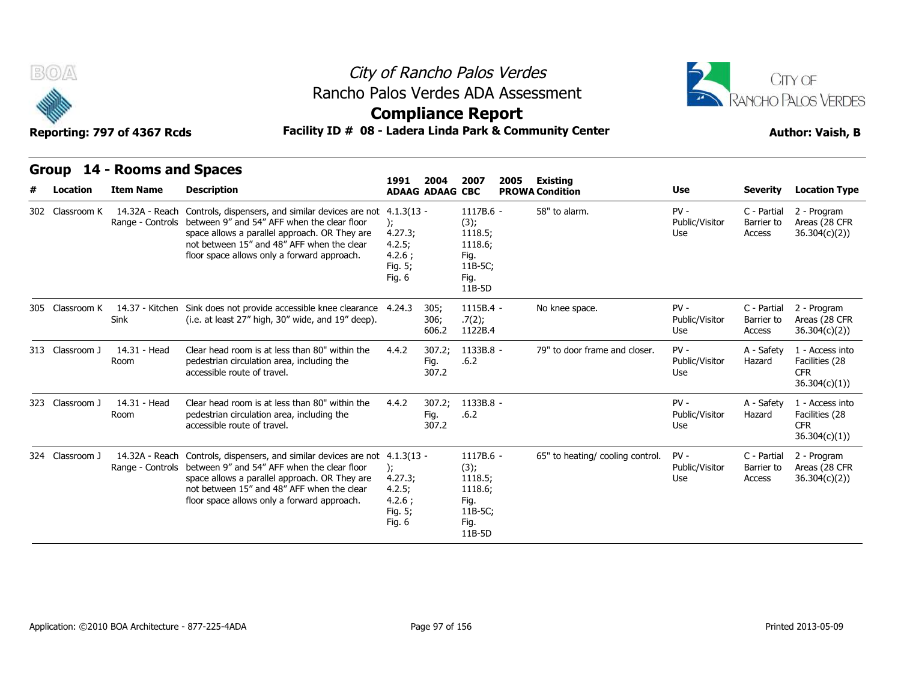City of Rancho Palos Verdes
Rancho Palos Verdes ADA Assessment
**Compliance Report**

Reporting: 797 of 4367 Rcds

Facility ID # 08 - Ladera Linda Park & Community Center

Author: Vaish, B

## Group 14 - Rooms and Spaces

| # | Location | Item Name | Description | 1991 ADAAG | 2004 ADAAG | 2007 CBC | 2005 PROWA | Existing Condition | Use | Severity | Location Type |
|---|---|---|---|---|---|---|---|---|---|---|---|
| 302 | Classroom K | 14.32A - Reach Range - Controls | Controls, dispensers, and similar devices are not between 9" and 54" AFF when the clear floor space allows a parallel approach. OR They are not between 15" and 48" AFF when the clear floor space allows only a forward approach. | 4.1.3(13 - ); 4.27.3; 4.2.5; 4.2.6 ; Fig. 5; Fig. 6 | | 1117B.6 - (3); 1118.5; 1118.6; Fig. 11B-5C; Fig. 11B-5D | | 58" to alarm. | PV - Public/Visitor Use | C - Partial Barrier to Access | 2 - Program Areas (28 CFR 36.304(c)(2)) |
| 305 | Classroom K | 14.37 - Kitchen Sink | Sink does not provide accessible knee clearance (i.e. at least 27" high, 30" wide, and 19" deep). | 4.24.3 | 305; 306; 606.2 | 1115B.4 - .7(2); 1122B.4 | | No knee space. | PV - Public/Visitor Use | C - Partial Barrier to Access | 2 - Program Areas (28 CFR 36.304(c)(2)) |
| 313 | Classroom J | 14.31 - Head Room | Clear head room is at less than 80" within the pedestrian circulation area, including the accessible route of travel. | 4.4.2 | 307.2; Fig. 307.2 | 1133B.8 - .6.2 | | 79" to door frame and closer. | PV - Public/Visitor Use | A - Safety Hazard | 1 - Access into Facilities (28 CFR 36.304(c)(1)) |
| 323 | Classroom J | 14.31 - Head Room | Clear head room is at less than 80" within the pedestrian circulation area, including the accessible route of travel. | 4.4.2 | 307.2; Fig. 307.2 | 1133B.8 - .6.2 | | | PV - Public/Visitor Use | A - Safety Hazard | 1 - Access into Facilities (28 CFR 36.304(c)(1)) |
| 324 | Classroom J | 14.32A - Reach Range - Controls | Controls, dispensers, and similar devices are not between 9" and 54" AFF when the clear floor space allows a parallel approach. OR They are not between 15" and 48" AFF when the clear floor space allows only a forward approach. | 4.1.3(13 - ); 4.27.3; 4.2.5; 4.2.6 ; Fig. 5; Fig. 6 | | 1117B.6 - (3); 1118.5; 1118.6; Fig. 11B-5C; Fig. 11B-5D | | 65" to heating/ cooling control. | PV - Public/Visitor Use | C - Partial Barrier to Access | 2 - Program Areas (28 CFR 36.304(c)(2)) |

Application: ©2010 BOA Architecture - 877-225-4ADA

Printed 2013-05-09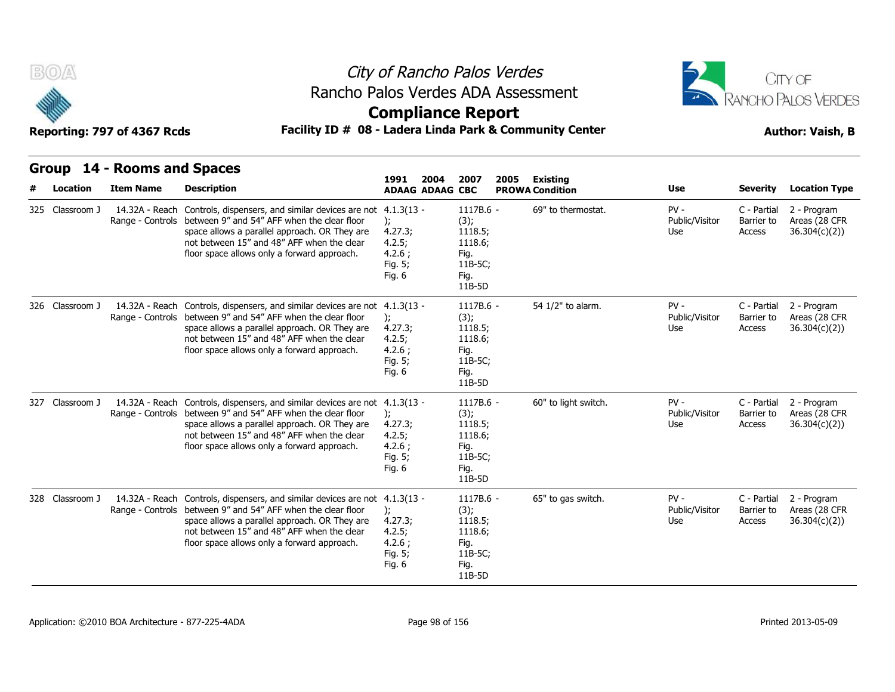# City of Rancho Palos Verdes

## Rancho Palos Verdes ADA Assessment

## Compliance Report

**Reporting: 797 of 4367 Rcds** | **Facility ID # 08 - Ladera Linda Park & Community Center** | **Author: Vaish, B**

### Group 14 - Rooms and Spaces

| # | Location | Item Name | Description | 1991 ADAAG | 2004 ADAAG | 2007 CBC | 2005 PROWA | Existing Condition | Use | Severity | Location Type |
|---|---|---|---|---|---|---|---|---|---|---|---|
| 325 | Classroom J | 14.32A - Reach Range - Controls | Controls, dispensers, and similar devices are not between 9" and 54" AFF when the clear floor space allows a parallel approach. OR They are not between 15" and 48" AFF when the clear floor space allows only a forward approach. | 4.1.3(13 - ); 4.27.3; 4.2.5; 4.2.6 ; Fig. 5; Fig. 6 | | 1117B.6 - (3); 1118.5; 1118.6; Fig. 11B-5C; Fig. 11B-5D | | 69" to thermostat. | PV - Public/Visitor Use | C - Partial Barrier to Access | 2 - Program Areas (28 CFR 36.304(c)(2)) |
| 326 | Classroom J | 14.32A - Reach Range - Controls | Controls, dispensers, and similar devices are not between 9" and 54" AFF when the clear floor space allows a parallel approach. OR They are not between 15" and 48" AFF when the clear floor space allows only a forward approach. | 4.1.3(13 - ); 4.27.3; 4.2.5; 4.2.6 ; Fig. 5; Fig. 6 | | 1117B.6 - (3); 1118.5; 1118.6; Fig. 11B-5C; Fig. 11B-5D | | 54 1/2" to alarm. | PV - Public/Visitor Use | C - Partial Barrier to Access | 2 - Program Areas (28 CFR 36.304(c)(2)) |
| 327 | Classroom J | 14.32A - Reach Range - Controls | Controls, dispensers, and similar devices are not between 9" and 54" AFF when the clear floor space allows a parallel approach. OR They are not between 15" and 48" AFF when the clear floor space allows only a forward approach. | 4.1.3(13 - ); 4.27.3; 4.2.5; 4.2.6 ; Fig. 5; Fig. 6 | | 1117B.6 - (3); 1118.5; 1118.6; Fig. 11B-5C; Fig. 11B-5D | | 60" to light switch. | PV - Public/Visitor Use | C - Partial Barrier to Access | 2 - Program Areas (28 CFR 36.304(c)(2)) |
| 328 | Classroom J | 14.32A - Reach Range - Controls | Controls, dispensers, and similar devices are not between 9" and 54" AFF when the clear floor space allows a parallel approach. OR They are not between 15" and 48" AFF when the clear floor space allows only a forward approach. | 4.1.3(13 - ); 4.27.3; 4.2.5; 4.2.6 ; Fig. 5; Fig. 6 | | 1117B.6 - (3); 1118.5; 1118.6; Fig. 11B-5C; Fig. 11B-5D | | 65" to gas switch. | PV - Public/Visitor Use | C - Partial Barrier to Access | 2 - Program Areas (28 CFR 36.304(c)(2)) |

Application: ©2010 BOA Architecture - 877-225-4ADA | Printed 2013-05-09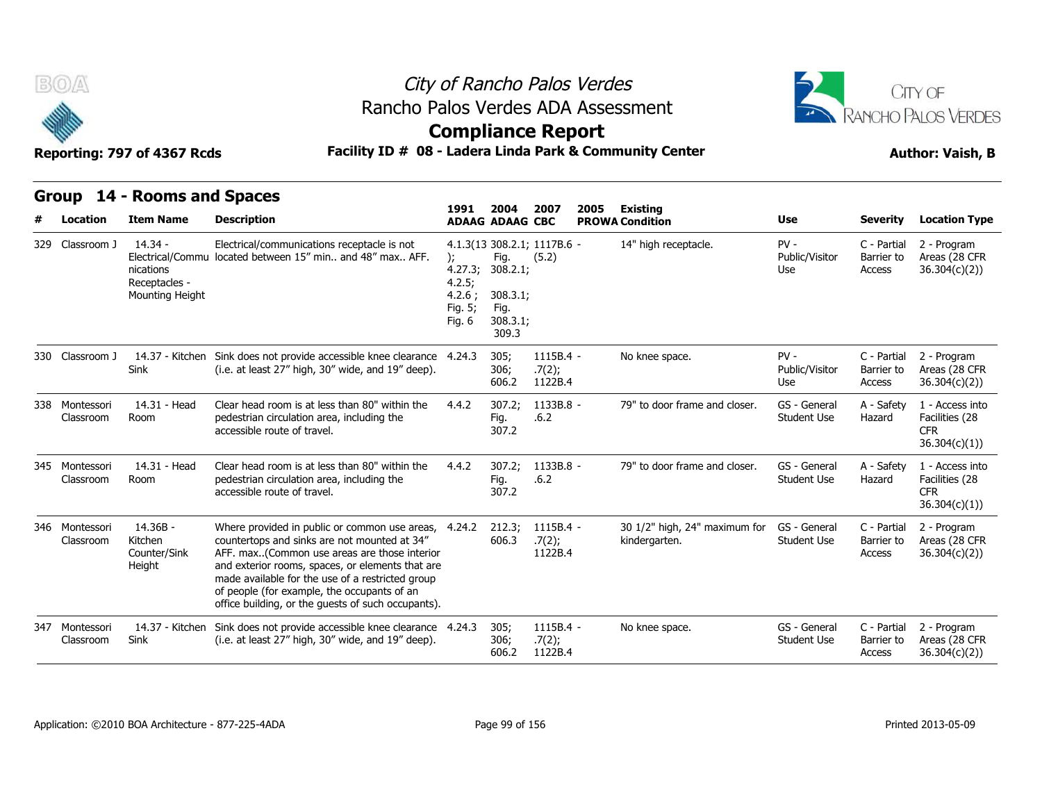City of Rancho Palos Verdes
Rancho Palos Verdes ADA Assessment
**Compliance Report**

Reporting: 797 of 4367 Rcds

**Facility ID # 08 - Ladera Linda Park & Community Center**

Author: Vaish, B

## Group 14 - Rooms and Spaces

| # | Location | Item Name | Description | 1991 ADAAG | 2004 ADAAG | 2007 CBC | 2005 PROWA | Existing Condition | Use | Severity | Location Type |
|---|---|---|---|---|---|---|---|---|---|---|---|
| 329 | Classroom J | 14.34 - Electrical/Communications Receptacles - Mounting Height | Electrical/communications receptacle is not located between 15" min.. and 48" max.. AFF. | 4.1.3(13); 4.27.3; 4.2.5; 4.2.6 ; Fig. 5; Fig. 6 | 308.2.1; Fig. 308.2.1; 308.3.1; Fig. 308.3.1; 309.3 | 1117B.6 - (5.2) | | 14" high receptacle. | PV - Public/Visitor Use | C - Partial Barrier to Access | 2 - Program Areas (28 CFR 36.304(c)(2)) |
| 330 | Classroom J | 14.37 - Kitchen Sink | Sink does not provide accessible knee clearance (i.e. at least 27" high, 30" wide, and 19" deep). | 4.24.3 | 305; 306; 606.2 | 1115B.4 - .7(2); 1122B.4 | | No knee space. | PV - Public/Visitor Use | C - Partial Barrier to Access | 2 - Program Areas (28 CFR 36.304(c)(2)) |
| 338 | Montessori Classroom | 14.31 - Head Room | Clear head room is at less than 80" within the pedestrian circulation area, including the accessible route of travel. | 4.4.2 | 307.2; Fig. 307.2 | 1133B.8 - .6.2 | | 79" to door frame and closer. | GS - General Student Use | A - Safety Hazard | 1 - Access into Facilities (28 CFR 36.304(c)(1)) |
| 345 | Montessori Classroom | 14.31 - Head Room | Clear head room is at less than 80" within the pedestrian circulation area, including the accessible route of travel. | 4.4.2 | 307.2; Fig. 307.2 | 1133B.8 - .6.2 | | 79" to door frame and closer. | GS - General Student Use | A - Safety Hazard | 1 - Access into Facilities (28 CFR 36.304(c)(1)) |
| 346 | Montessori Classroom | 14.36B - Kitchen Counter/Sink Height | Where provided in public or common use areas, countertops and sinks are not mounted at 34" AFF. max..(Common use areas are those interior and exterior rooms, spaces, or elements that are made available for the use of a restricted group of people (for example, the occupants of an office building, or the guests of such occupants). | 4.24.2 | 212.3; 606.3 | 1115B.4 - .7(2); 1122B.4 | | 30 1/2" high, 24" maximum for kindergarten. | GS - General Student Use | C - Partial Barrier to Access | 2 - Program Areas (28 CFR 36.304(c)(2)) |
| 347 | Montessori Classroom | 14.37 - Kitchen Sink | Sink does not provide accessible knee clearance (i.e. at least 27" high, 30" wide, and 19" deep). | 4.24.3 | 305; 306; 606.2 | 1115B.4 - .7(2); 1122B.4 | | No knee space. | GS - General Student Use | C - Partial Barrier to Access | 2 - Program Areas (28 CFR 36.304(c)(2)) |

Application: ©2010 BOA Architecture - 877-225-4ADA

Printed 2013-05-09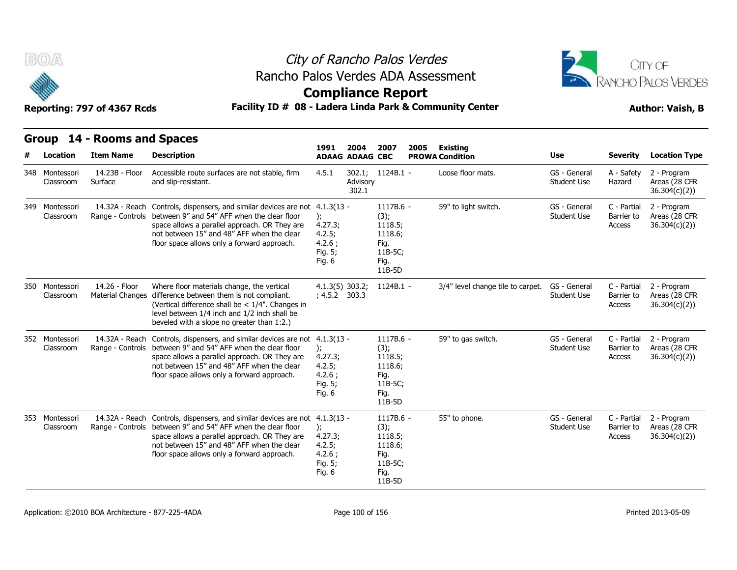# City of Rancho Palos Verdes
## Rancho Palos Verdes ADA Assessment
## Compliance Report

Reporting: 797 of 4367 Rcds

**Facility ID # 08 - Ladera Linda Park & Community Center**

**Author: Vaish, B**

## Group 14 - Rooms and Spaces

| # | Location | Item Name | Description | 1991 ADAAG | 2004 ADAAG | 2007 CBC | 2005 PROWA | Existing Condition | Use | Severity | Location Type |
|---|---|---|---|---|---|---|---|---|---|---|---|
| 348 | Montessori Classroom | 14.23B - Floor Surface | Accessible route surfaces are not stable, firm and slip-resistant. | 4.5.1 | 302.1; Advisory 302.1 | 1124B.1 - | | Loose floor mats. | GS - General Student Use | A - Safety Hazard | 2 - Program Areas (28 CFR 36.304(c)(2)) |
| 349 | Montessori Classroom | 14.32A - Reach Range - Controls | Controls, dispensers, and similar devices are not between 9" and 54" AFF when the clear floor space allows a parallel approach. OR They are not between 15" and 48" AFF when the clear floor space allows only a forward approach. | 4.1.3(13 - ); 4.27.3; 4.2.5; 4.2.6 ; Fig. 5; Fig. 6 | | 1117B.6 - (3); 1118.5; 1118.6; Fig. 11B-5C; Fig. 11B-5D | | 59" to light switch. | GS - General Student Use | C - Partial Barrier to Access | 2 - Program Areas (28 CFR 36.304(c)(2)) |
| 350 | Montessori Classroom | 14.26 - Floor Material Changes | Where floor materials change, the vertical difference between them is not compliant. (Vertical difference shall be < 1/4". Changes in level between 1/4 inch and 1/2 inch shall be beveled with a slope no greater than 1:2.) | 4.1.3(5) ; 4.5.2 | 303.2; 303.3 | 1124B.1 - | | 3/4" level change tile to carpet. | GS - General Student Use | C - Partial Barrier to Access | 2 - Program Areas (28 CFR 36.304(c)(2)) |
| 352 | Montessori Classroom | 14.32A - Reach Range - Controls | Controls, dispensers, and similar devices are not between 9" and 54" AFF when the clear floor space allows a parallel approach. OR They are not between 15" and 48" AFF when the clear floor space allows only a forward approach. | 4.1.3(13 - ); 4.27.3; 4.2.5; 4.2.6 ; Fig. 5; Fig. 6 | | 1117B.6 - (3); 1118.5; 1118.6; Fig. 11B-5C; Fig. 11B-5D | | 59" to gas switch. | GS - General Student Use | C - Partial Barrier to Access | 2 - Program Areas (28 CFR 36.304(c)(2)) |
| 353 | Montessori Classroom | 14.32A - Reach Range - Controls | Controls, dispensers, and similar devices are not between 9" and 54" AFF when the clear floor space allows a parallel approach. OR They are not between 15" and 48" AFF when the clear floor space allows only a forward approach. | 4.1.3(13 - ); 4.27.3; 4.2.5; 4.2.6 ; Fig. 5; Fig. 6 | | 1117B.6 - (3); 1118.5; 1118.6; Fig. 11B-5C; Fig. 11B-5D | | 55" to phone. | GS - General Student Use | C - Partial Barrier to Access | 2 - Program Areas (28 CFR 36.304(c)(2)) |

Application: ©2010 BOA Architecture - 877-225-4ADA

Printed 2013-05-09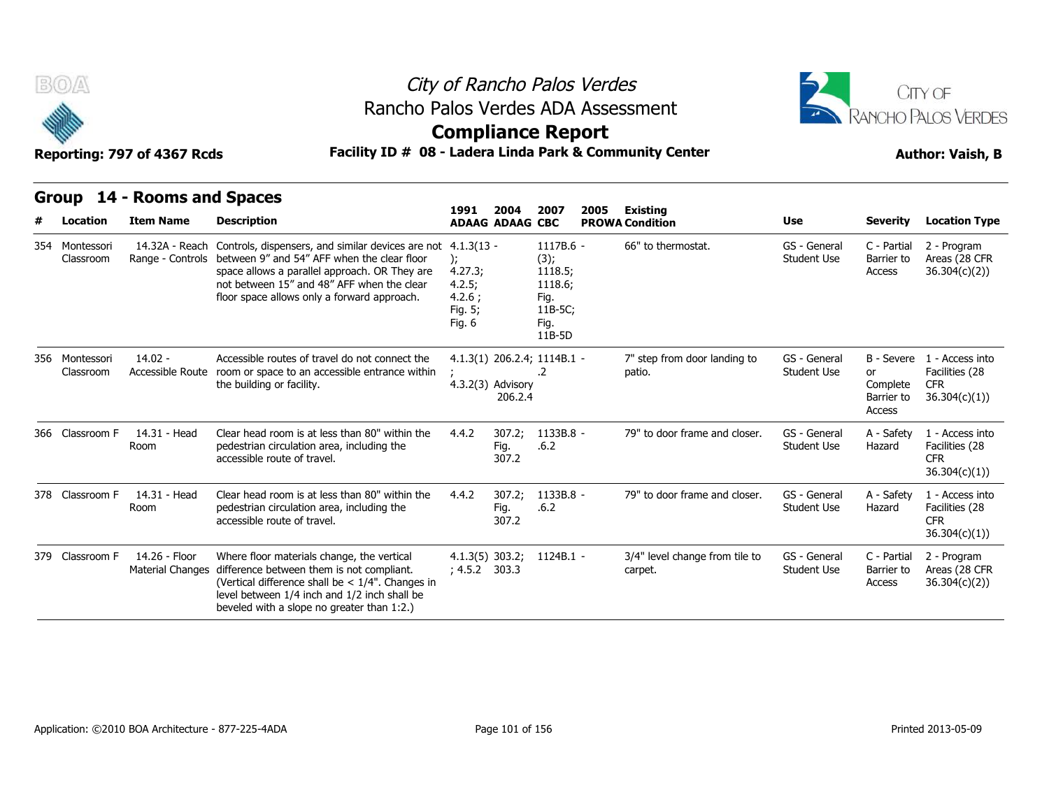## Group 14 - Rooms and Spaces

| # | Location | Item Name | Description | 1991 ADAAG | 2004 ADAAG | 2007 CBC | 2005 PROWA | Existing Condition | Use | Severity | Location Type |
|---|---|---|---|---|---|---|---|---|---|---|---|
| 354 | Montessori Classroom | 14.32A - Reach Range - Controls | Controls, dispensers, and similar devices are not between 9" and 54" AFF when the clear floor space allows a parallel approach. OR They are not between 15" and 48" AFF when the clear floor space allows only a forward approach. | 4.1.3(13 - ); 4.27.3; 4.2.5; 4.2.6 ; Fig. 5; Fig. 6 | | 1117B.6 - (3); 1118.5; 1118.6; Fig. 11B-5C; Fig. 11B-5D | | 66" to thermostat. | GS - General Student Use | C - Partial Barrier to Access | 2 - Program Areas (28 CFR 36.304(c)(2)) |
| 356 | Montessori Classroom | 14.02 - Accessible Route | Accessible routes of travel do not connect the room or space to an accessible entrance within the building or facility. | 4.1.3(1) ; 4.3.2(3) | 206.2.4; Advisory 206.2.4 | 1114B.1 - .2 | | 7" step from door landing to patio. | GS - General Student Use | B - Severe or Complete Barrier to Access | 1 - Access into Facilities (28 CFR 36.304(c)(1)) |
| 366 | Classroom F | 14.31 - Head Room | Clear head room is at less than 80" within the pedestrian circulation area, including the accessible route of travel. | 4.4.2 | 307.2; Fig. 307.2 | 1133B.8 - .6.2 | | 79" to door frame and closer. | GS - General Student Use | A - Safety Hazard | 1 - Access into Facilities (28 CFR 36.304(c)(1)) |
| 378 | Classroom F | 14.31 - Head Room | Clear head room is at less than 80" within the pedestrian circulation area, including the accessible route of travel. | 4.4.2 | 307.2; Fig. 307.2 | 1133B.8 - .6.2 | | 79" to door frame and closer. | GS - General Student Use | A - Safety Hazard | 1 - Access into Facilities (28 CFR 36.304(c)(1)) |
| 379 | Classroom F | 14.26 - Floor Material Changes | Where floor materials change, the vertical difference between them is not compliant. (Vertical difference shall be < 1/4". Changes in level between 1/4 inch and 1/2 inch shall be beveled with a slope no greater than 1:2.) | 4.1.3(5) ; 4.5.2 | 303.2; 303.3 | 1124B.1 - | | 3/4" level change from tile to carpet. | GS - General Student Use | C - Partial Barrier to Access | 2 - Program Areas (28 CFR 36.304(c)(2)) |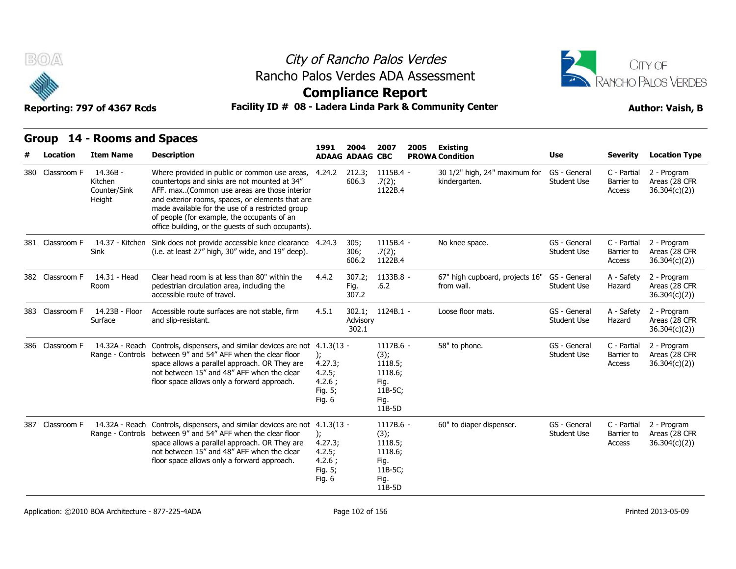# City of Rancho Palos Verdes
## Rancho Palos Verdes ADA Assessment
## Compliance Report

**Reporting: 797 of 4367 Rcds** | **Facility ID # 08 - Ladera Linda Park & Community Center** | **Author: Vaish, B**

## Group 14 - Rooms and Spaces

| # | Location | Item Name | Description | 1991 ADAAG | 2004 ADAAG | 2007 CBC | 2005 PROWA | Existing Condition | Use | Severity | Location Type |
|---|---|---|---|---|---|---|---|---|---|---|---|
| 380 | Classroom F | 14.36B - Kitchen Counter/Sink Height | Where provided in public or common use areas, countertops and sinks are not mounted at 34" AFF. max..(Common use areas are those interior and exterior rooms, spaces, or elements that are made available for the use of a restricted group of people (for example, the occupants of an office building, or the guests of such occupants). | 4.24.2 | 212.3; 606.3 | 1115B.4 - .7(2); 1122B.4 | | 30 1/2" high, 24" maximum for kindergarten. | GS - General Student Use | C - Partial Barrier to Access | 2 - Program Areas (28 CFR 36.304(c)(2)) |
| 381 | Classroom F | 14.37 - Kitchen Sink | Sink does not provide accessible knee clearance (i.e. at least 27" high, 30" wide, and 19" deep). | 4.24.3 | 305; 306; 606.2 | 1115B.4 - .7(2); 1122B.4 | | No knee space. | GS - General Student Use | C - Partial Barrier to Access | 2 - Program Areas (28 CFR 36.304(c)(2)) |
| 382 | Classroom F | 14.31 - Head Room | Clear head room is at less than 80" within the pedestrian circulation area, including the accessible route of travel. | 4.4.2 | 307.2; Fig. 307.2 | 1133B.8 - .6.2 | | 67" high cupboard, projects 16" from wall. | GS - General Student Use | A - Safety Hazard | 2 - Program Areas (28 CFR 36.304(c)(2)) |
| 383 | Classroom F | 14.23B - Floor Surface | Accessible route surfaces are not stable, firm and slip-resistant. | 4.5.1 | 302.1; Advisory 302.1 | 1124B.1 - | | Loose floor mats. | GS - General Student Use | A - Safety Hazard | 2 - Program Areas (28 CFR 36.304(c)(2)) |
| 386 | Classroom F | 14.32A - Reach Range - Controls | Controls, dispensers, and similar devices are not between 9" and 54" AFF when the clear floor space allows a parallel approach. OR They are not between 15" and 48" AFF when the clear floor space allows only a forward approach. | 4.1.3(13 - ); 4.27.3; 4.2.5; 4.2.6 ; Fig. 5; Fig. 6 | | 1117B.6 - (3); 1118.5; 1118.6; Fig. 11B-5C; Fig. 11B-5D | | 58" to phone. | GS - General Student Use | C - Partial Barrier to Access | 2 - Program Areas (28 CFR 36.304(c)(2)) |
| 387 | Classroom F | 14.32A - Reach Range - Controls | Controls, dispensers, and similar devices are not between 9" and 54" AFF when the clear floor space allows a parallel approach. OR They are not between 15" and 48" AFF when the clear floor space allows only a forward approach. | 4.1.3(13 - ); 4.27.3; 4.2.5; 4.2.6 ; Fig. 5; Fig. 6 | | 1117B.6 - (3); 1118.5; 1118.6; Fig. 11B-5C; Fig. 11B-5D | | 60" to diaper dispenser. | GS - General Student Use | C - Partial Barrier to Access | 2 - Program Areas (28 CFR 36.304(c)(2)) |

Application: ©2010 BOA Architecture - 877-225-4ADA | Printed 2013-05-09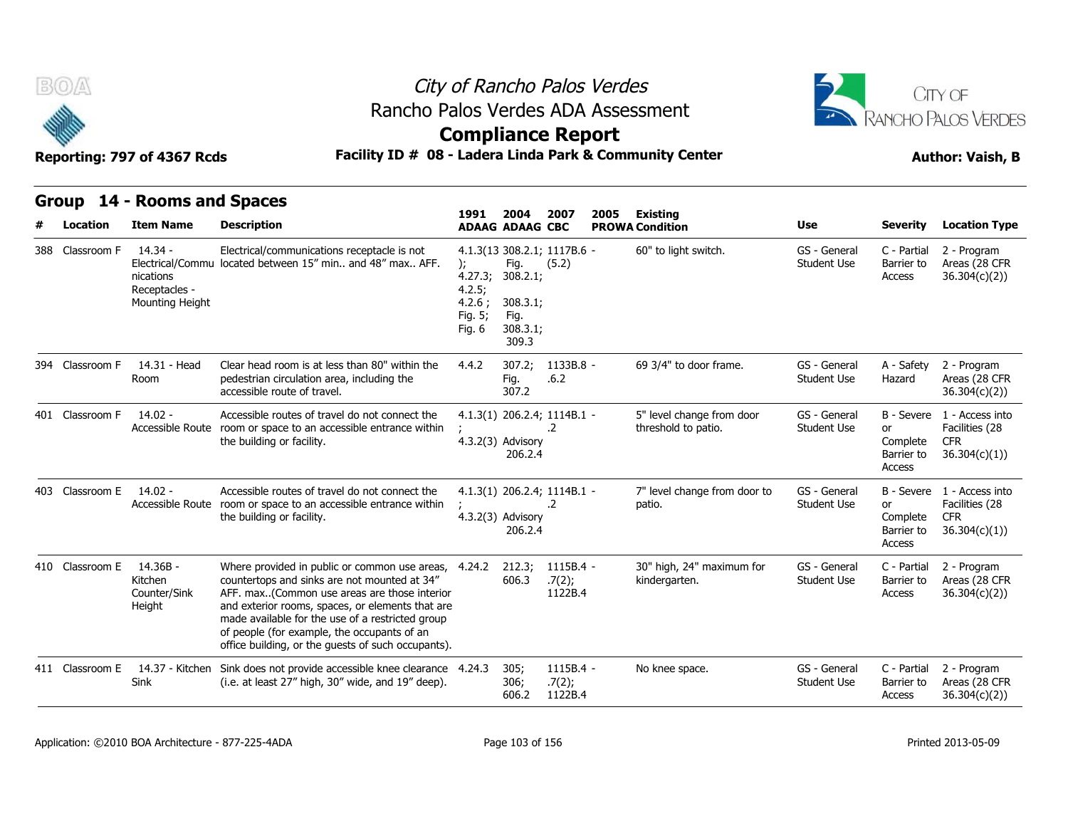# City of Rancho Palos Verdes

## Rancho Palos Verdes ADA Assessment

## Compliance Report

**Reporting: 797 of 4367 Rcds** **Facility ID # 08 - Ladera Linda Park & Community Center** **Author: Vaish, B**

## Group 14 - Rooms and Spaces

| # | Location | Item Name | Description | 1991 ADAAG | 2004 ADAAG | 2007 CBC | 2005 PROWA | Existing Condition | Use | Severity | Location Type |
|---|---|---|---|---|---|---|---|---|---|---|---|
| 388 | Classroom F | 14.34 - Electrical/Communications Receptacles - Mounting Height | Electrical/communications receptacle is not located between 15" min.. and 48" max.. AFF. | 4.1.3(13); 4.27.3; 4.2.5; 4.2.6 ; Fig. 5; Fig. 6 | 308.2.1; Fig. 308.2.1; 308.3.1; Fig. 308.3.1; 309.3 | 1117B.6 (5.2) | - | 60" to light switch. | GS - General Student Use | C - Partial Barrier to Access | 2 - Program Areas (28 CFR 36.304(c)(2)) |
| 394 | Classroom F | 14.31 - Head Room | Clear head room is at less than 80" within the pedestrian circulation area, including the accessible route of travel. | 4.4.2 | 307.2; Fig. 307.2 | 1133B.8 .6.2 | - | 69 3/4" to door frame. | GS - General Student Use | A - Safety Hazard | 2 - Program Areas (28 CFR 36.304(c)(2)) |
| 401 | Classroom F | 14.02 - Accessible Route | Accessible routes of travel do not connect the room or space to an accessible entrance within the building or facility. | 4.1.3(1); 4.3.2(3) | 206.2.4; Advisory 206.2.4 | 1114B.1 .2 | - | 5" level change from door threshold to patio. | GS - General Student Use | B - Severe or Complete Barrier to Access | 1 - Access into Facilities (28 CFR 36.304(c)(1)) |
| 403 | Classroom E | 14.02 - Accessible Route | Accessible routes of travel do not connect the room or space to an accessible entrance within the building or facility. | 4.1.3(1); 4.3.2(3) | 206.2.4; Advisory 206.2.4 | 1114B.1 .2 | - | 7" level change from door to patio. | GS - General Student Use | B - Severe or Complete Barrier to Access | 1 - Access into Facilities (28 CFR 36.304(c)(1)) |
| 410 | Classroom E | 14.36B - Kitchen Counter/Sink Height | Where provided in public or common use areas, countertops and sinks are not mounted at 34" AFF. max..(Common use areas are those interior and exterior rooms, spaces, or elements that are made available for the use of a restricted group of people (for example, the occupants of an office building, or the guests of such occupants). | 4.24.2 | 212.3; 606.3 | 1115B.4 .7(2); 1122B.4 | - | 30" high, 24" maximum for kindergarten. | GS - General Student Use | C - Partial Barrier to Access | 2 - Program Areas (28 CFR 36.304(c)(2)) |
| 411 | Classroom E | 14.37 - Kitchen Sink | Sink does not provide accessible knee clearance (i.e. at least 27" high, 30" wide, and 19" deep). | 4.24.3 | 305; 306; 606.2 | 1115B.4 .7(2); 1122B.4 | - | No knee space. | GS - General Student Use | C - Partial Barrier to Access | 2 - Program Areas (28 CFR 36.304(c)(2)) |

Application: ©2010 BOA Architecture - 877-225-4ADA Printed 2013-05-09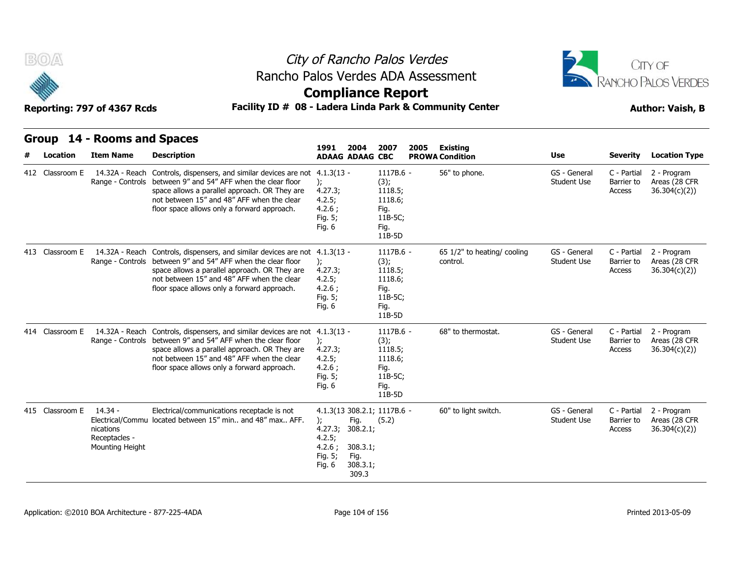# City of Rancho Palos Verdes

## Rancho Palos Verdes ADA Assessment

## Compliance Report

**Reporting: 797 of 4367 Rcds**

**Facility ID # 08 - Ladera Linda Park & Community Center**

**Author: Vaish, B**

## Group 14 - Rooms and Spaces

| # | Location | Item Name | Description | 1991 ADAAG | 2004 ADAAG | 2007 CBC | 2005 PROWA | Existing Condition | Use | Severity | Location Type |
|---|---|---|---|---|---|---|---|---|---|---|---|
| 412 | Classroom E | 14.32A - Reach Range - Controls | Controls, dispensers, and similar devices are not between 9" and 54" AFF when the clear floor space allows a parallel approach. OR They are not between 15" and 48" AFF when the clear floor space allows only a forward approach. | 4.1.3(13 - ); 4.27.3; 4.2.5; 4.2.6 ; Fig. 5; Fig. 6 | | 1117B.6 - (3); 1118.5; 1118.6; Fig. 11B-5C; Fig. 11B-5D | | 56" to phone. | GS - General Student Use | C - Partial Barrier to Access | 2 - Program Areas (28 CFR 36.304(c)(2)) |
| 413 | Classroom E | 14.32A - Reach Range - Controls | Controls, dispensers, and similar devices are not between 9" and 54" AFF when the clear floor space allows a parallel approach. OR They are not between 15" and 48" AFF when the clear floor space allows only a forward approach. | 4.1.3(13 - ); 4.27.3; 4.2.5; 4.2.6 ; Fig. 5; Fig. 6 | | 1117B.6 - (3); 1118.5; 1118.6; Fig. 11B-5C; Fig. 11B-5D | | 65 1/2" to heating/ cooling control. | GS - General Student Use | C - Partial Barrier to Access | 2 - Program Areas (28 CFR 36.304(c)(2)) |
| 414 | Classroom E | 14.32A - Reach Range - Controls | Controls, dispensers, and similar devices are not between 9" and 54" AFF when the clear floor space allows a parallel approach. OR They are not between 15" and 48" AFF when the clear floor space allows only a forward approach. | 4.1.3(13 - ); 4.27.3; 4.2.5; 4.2.6 ; Fig. 5; Fig. 6 | | 1117B.6 - (3); 1118.5; 1118.6; Fig. 11B-5C; Fig. 11B-5D | | 68" to thermostat. | GS - General Student Use | C - Partial Barrier to Access | 2 - Program Areas (28 CFR 36.304(c)(2)) |
| 415 | Classroom E | 14.34 - Electrical/Communications Receptacles - Mounting Height | Electrical/communications receptacle is not located between 15" min.. and 48" max.. AFF. | 4.1.3(13 ); 4.27.3; 4.2.5; 4.2.6 ; Fig. 5; Fig. 6 | 308.2.1; Fig. 308.2.1; 308.3.1; Fig. 308.3.1; 309.3 | 1117B.6 - (5.2) | | 60" to light switch. | GS - General Student Use | C - Partial Barrier to Access | 2 - Program Areas (28 CFR 36.304(c)(2)) |

Application: ©2010 BOA Architecture - 877-225-4ADA

Printed 2013-05-09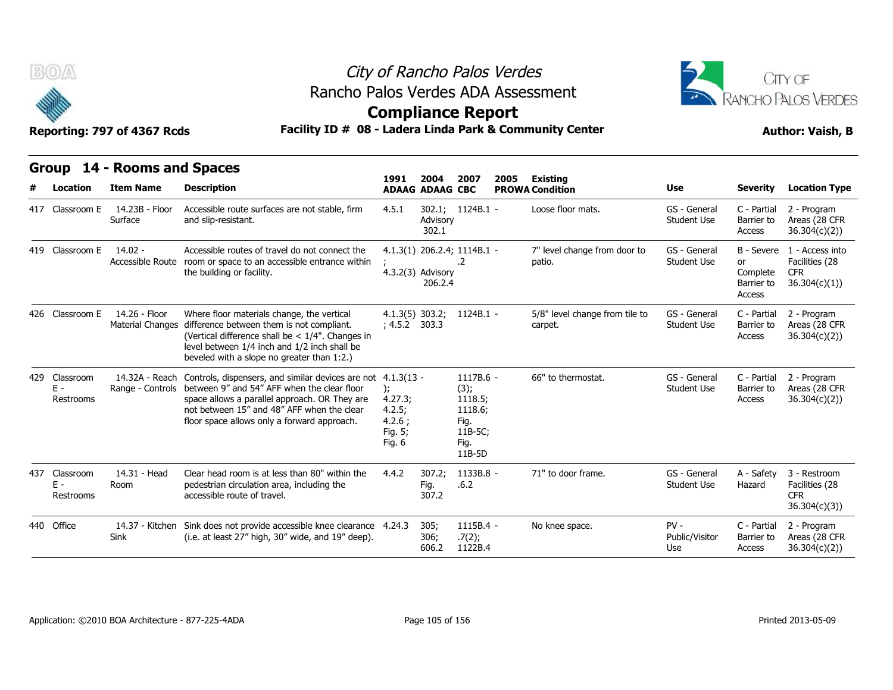# City of Rancho Palos Verdes
## Rancho Palos Verdes ADA Assessment
## Compliance Report

**Reporting: 797 of 4367 Rcds** | **Facility ID # 08 - Ladera Linda Park & Community Center** | **Author: Vaish, B**

## Group 14 - Rooms and Spaces

| # | Location | Item Name | Description | 1991 ADAAG | 2004 ADAAG | 2007 CBC | 2005 PROWA | Existing Condition | Use | Severity | Location Type |
|---|---|---|---|---|---|---|---|---|---|---|---|
| 417 | Classroom E | 14.23B - Floor Surface | Accessible route surfaces are not stable, firm and slip-resistant. | 4.5.1 | 302.1; Advisory 302.1 | 1124B.1 | - | Loose floor mats. | GS - General Student Use | C - Partial Barrier to Access | 2 - Program Areas (28 CFR 36.304(c)(2)) |
| 419 | Classroom E | 14.02 - Accessible Route | Accessible routes of travel do not connect the room or space to an accessible entrance within the building or facility. | 4.1.3(1) ; 4.3.2(3) | 206.2.4; Advisory 206.2.4 | 1114B.1 .2 | - | 7" level change from door to patio. | GS - General Student Use | B - Severe or Complete Barrier to Access | 1 - Access into Facilities (28 CFR 36.304(c)(1)) |
| 426 | Classroom E | 14.26 - Floor Material Changes | Where floor materials change, the vertical difference between them is not compliant. (Vertical difference shall be < 1/4". Changes in level between 1/4 inch and 1/2 inch shall be beveled with a slope no greater than 1:2.) | 4.1.3(5) ; 4.5.2 | 303.2; 303.3 | 1124B.1 | - | 5/8" level change from tile to carpet. | GS - General Student Use | C - Partial Barrier to Access | 2 - Program Areas (28 CFR 36.304(c)(2)) |
| 429 | Classroom E - Restrooms | 14.32A - Reach Range - Controls | Controls, dispensers, and similar devices are not between 9" and 54" AFF when the clear floor space allows a parallel approach. OR They are not between 15" and 48" AFF when the clear floor space allows only a forward approach. | 4.1.3(13 ); 4.27.3; 4.2.5; 4.2.6 ; Fig. 5; Fig. 6 | | 1117B.6 (3); 1118.5; 1118.6; Fig. 11B-5C; Fig. 11B-5D | - | 66" to thermostat. | GS - General Student Use | C - Partial Barrier to Access | 2 - Program Areas (28 CFR 36.304(c)(2)) |
| 437 | Classroom E - Restrooms | 14.31 - Head Room | Clear head room is at less than 80" within the pedestrian circulation area, including the accessible route of travel. | 4.4.2 | 307.2; Fig. 307.2 | 1133B.8 .6.2 | - | 71" to door frame. | GS - General Student Use | A - Safety Hazard | 3 - Restroom Facilities (28 CFR 36.304(c)(3)) |
| 440 | Office | 14.37 - Kitchen Sink | Sink does not provide accessible knee clearance (i.e. at least 27" high, 30" wide, and 19" deep). | 4.24.3 | 305; 306; 606.2 | 1115B.4 .7(2); 1122B.4 | - | No knee space. | PV - Public/Visitor Use | C - Partial Barrier to Access | 2 - Program Areas (28 CFR 36.304(c)(2)) |

Application: ©2010 BOA Architecture - 877-225-4ADA | Printed 2013-05-09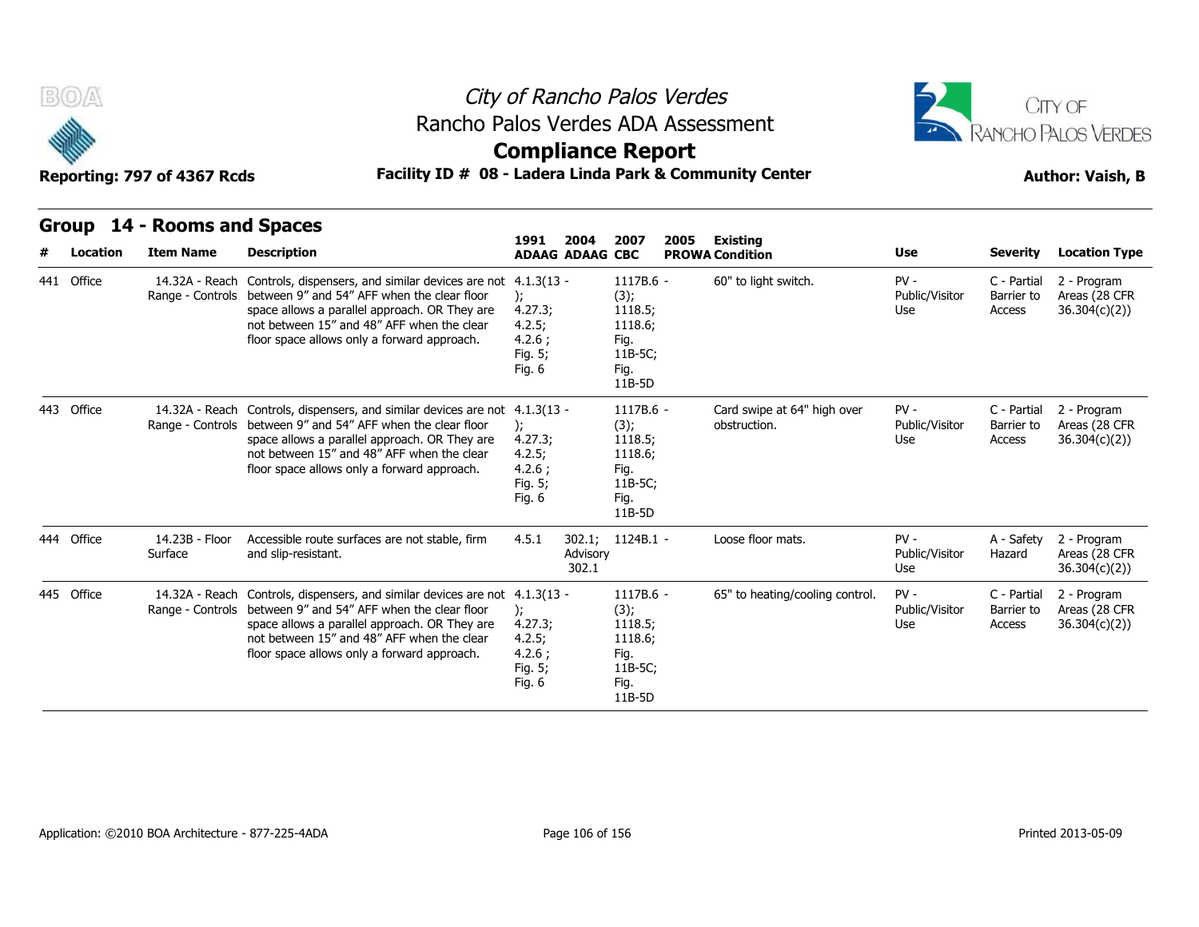# City of Rancho Palos Verdes

## Rancho Palos Verdes ADA Assessment

## Compliance Report

Reporting: 797 of 4367 Rcds

**Facility ID # 08 - Ladera Linda Park & Community Center**

**Author: Vaish, B**

### Group 14 - Rooms and Spaces

| # | Location | Item Name | Description | 1991 ADAAG | 2004 ADAAG | 2007 CBC | 2005 PROWA | Existing Condition | Use | Severity | Location Type |
|---|---|---|---|---|---|---|---|---|---|---|---|
| 441 | Office | 14.32A - Reach Range - Controls | Controls, dispensers, and similar devices are not between 9" and 54" AFF when the clear floor space allows a parallel approach. OR They are not between 15" and 48" AFF when the clear floor space allows only a forward approach. | 4.1.3(13 - ); 4.27.3; 4.2.5; 4.2.6 ; Fig. 5; Fig. 6 | | 1117B.6 - (3); 1118.5; 1118.6; Fig. 11B-5C; Fig. 11B-5D | | 60" to light switch. | PV - Public/Visitor Use | C - Partial Barrier to Access | 2 - Program Areas (28 CFR 36.304(c)(2)) |
| 443 | Office | 14.32A - Reach Range - Controls | Controls, dispensers, and similar devices are not between 9" and 54" AFF when the clear floor space allows a parallel approach. OR They are not between 15" and 48" AFF when the clear floor space allows only a forward approach. | 4.1.3(13 - ); 4.27.3; 4.2.5; 4.2.6 ; Fig. 5; Fig. 6 | | 1117B.6 - (3); 1118.5; 1118.6; Fig. 11B-5C; Fig. 11B-5D | | Card swipe at 64" high over obstruction. | PV - Public/Visitor Use | C - Partial Barrier to Access | 2 - Program Areas (28 CFR 36.304(c)(2)) |
| 444 | Office | 14.23B - Floor Surface | Accessible route surfaces are not stable, firm and slip-resistant. | 4.5.1 | 302.1; Advisory 302.1 | 1124B.1 - | | Loose floor mats. | PV - Public/Visitor Use | A - Safety Hazard | 2 - Program Areas (28 CFR 36.304(c)(2)) |
| 445 | Office | 14.32A - Reach Range - Controls | Controls, dispensers, and similar devices are not between 9" and 54" AFF when the clear floor space allows a parallel approach. OR They are not between 15" and 48" AFF when the clear floor space allows only a forward approach. | 4.1.3(13 - ); 4.27.3; 4.2.5; 4.2.6 ; Fig. 5; Fig. 6 | | 1117B.6 - (3); 1118.5; 1118.6; Fig. 11B-5C; Fig. 11B-5D | | 65" to heating/cooling control. | PV - Public/Visitor Use | C - Partial Barrier to Access | 2 - Program Areas (28 CFR 36.304(c)(2)) |

Application: ©2010 BOA Architecture - 877-225-4ADA

Printed 2013-05-09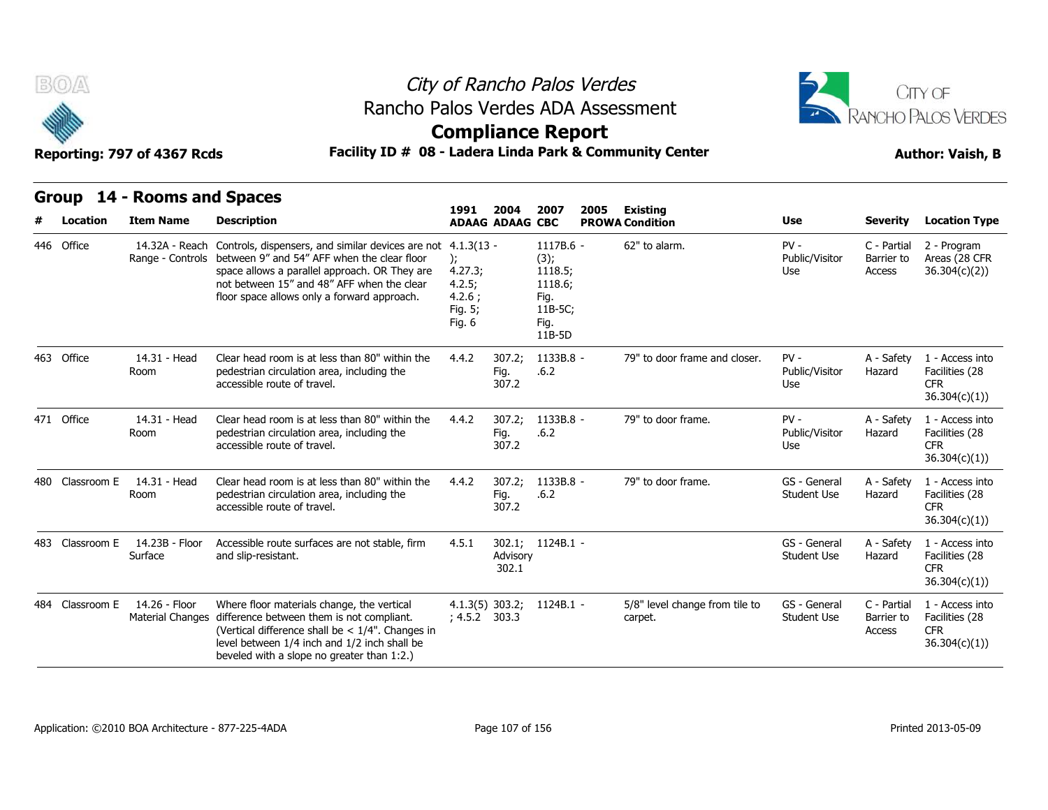City of Rancho Palos Verdes

Rancho Palos Verdes ADA Assessment

**Compliance Report**

Reporting: 797 of 4367 Rcds

**Facility ID # 08 - Ladera Linda Park & Community Center**

Author: Vaish, B

## Group 14 - Rooms and Spaces

| # | Location | Item Name | Description | 1991 ADAAG | 2004 ADAAG | 2007 CBC | 2005 PROWA | Existing Condition | Use | Severity | Location Type |
|---|---|---|---|---|---|---|---|---|---|---|---|
| 446 | Office | 14.32A - Reach Range - Controls | Controls, dispensers, and similar devices are not between 9" and 54" AFF when the clear floor space allows a parallel approach. OR They are not between 15" and 48" AFF when the clear floor space allows only a forward approach. | 4.1.3(13 - ); 4.27.3; 4.2.5; 4.2.6 ; Fig. 5; Fig. 6 | | 1117B.6 - (3); 1118.5; 1118.6; Fig. 11B-5C; Fig. 11B-5D | | 62" to alarm. | PV - Public/Visitor Use | C - Partial Barrier to Access | 2 - Program Areas (28 CFR 36.304(c)(2)) |
| 463 | Office | 14.31 - Head Room | Clear head room is at less than 80" within the pedestrian circulation area, including the accessible route of travel. | 4.4.2 | 307.2; Fig. 307.2 | 1133B.8 - .6.2 | | 79" to door frame and closer. | PV - Public/Visitor Use | A - Safety Hazard | 1 - Access into Facilities (28 CFR 36.304(c)(1)) |
| 471 | Office | 14.31 - Head Room | Clear head room is at less than 80" within the pedestrian circulation area, including the accessible route of travel. | 4.4.2 | 307.2; Fig. 307.2 | 1133B.8 - .6.2 | | 79" to door frame. | PV - Public/Visitor Use | A - Safety Hazard | 1 - Access into Facilities (28 CFR 36.304(c)(1)) |
| 480 | Classroom E | 14.31 - Head Room | Clear head room is at less than 80" within the pedestrian circulation area, including the accessible route of travel. | 4.4.2 | 307.2; Fig. 307.2 | 1133B.8 - .6.2 | | 79" to door frame. | GS - General Student Use | A - Safety Hazard | 1 - Access into Facilities (28 CFR 36.304(c)(1)) |
| 483 | Classroom E | 14.23B - Floor Surface | Accessible route surfaces are not stable, firm and slip-resistant. | 4.5.1 | 302.1; Advisory 302.1 | 1124B.1 - | | | GS - General Student Use | A - Safety Hazard | 1 - Access into Facilities (28 CFR 36.304(c)(1)) |
| 484 | Classroom E | 14.26 - Floor Material Changes | Where floor materials change, the vertical difference between them is not compliant. (Vertical difference shall be < 1/4". Changes in level between 1/4 inch and 1/2 inch shall be beveled with a slope no greater than 1:2.) | 4.1.3(5) ; 4.5.2 | 303.2; 303.3 | 1124B.1 - | | 5/8" level change from tile to carpet. | GS - General Student Use | C - Partial Barrier to Access | 1 - Access into Facilities (28 CFR 36.304(c)(1)) |

Application: ©2010 BOA Architecture - 877-225-4ADA

Printed 2013-05-09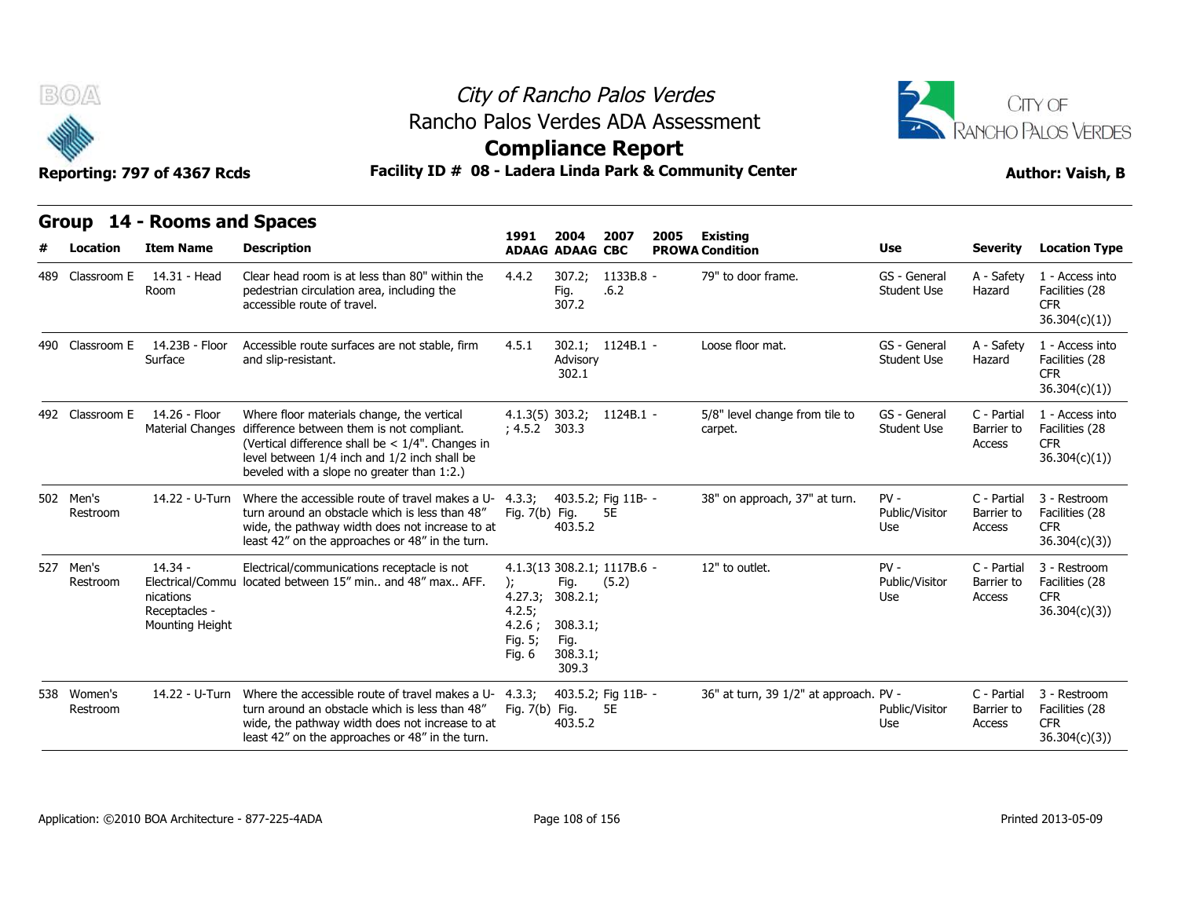# City of Rancho Palos Verdes
## Rancho Palos Verdes ADA Assessment
## Compliance Report

**Reporting: 797 of 4367 Rcds** | **Facility ID # 08 - Ladera Linda Park & Community Center** | **Author: Vaish, B**

## Group 14 - Rooms and Spaces

| # | Location | Item Name | Description | 1991 ADAAG | 2004 ADAAG | 2007 CBC | 2005 PROWA | Existing Condition | Use | Severity | Location Type |
|---|---|---|---|---|---|---|---|---|---|---|---|
| 489 | Classroom E | 14.31 - Head Room | Clear head room is at less than 80" within the pedestrian circulation area, including the accessible route of travel. | 4.4.2 | 307.2; Fig. 307.2 | 1133B.8 .6.2 | - | 79" to door frame. | GS - General Student Use | A - Safety Hazard | 1 - Access into Facilities (28 CFR 36.304(c)(1)) |
| 490 | Classroom E | 14.23B - Floor Surface | Accessible route surfaces are not stable, firm and slip-resistant. | 4.5.1 | 302.1; Advisory 302.1 | 1124B.1 | - | Loose floor mat. | GS - General Student Use | A - Safety Hazard | 1 - Access into Facilities (28 CFR 36.304(c)(1)) |
| 492 | Classroom E | 14.26 - Floor Material Changes | Where floor materials change, the vertical difference between them is not compliant. (Vertical difference shall be < 1/4". Changes in level between 1/4 inch and 1/2 inch shall be beveled with a slope no greater than 1:2.) | 4.1.3(5) ; 4.5.2 | 303.2; 303.3 | 1124B.1 | - | 5/8" level change from tile to carpet. | GS - General Student Use | C - Partial Barrier to Access | 1 - Access into Facilities (28 CFR 36.304(c)(1)) |
| 502 | Men's Restroom | 14.22 - U-Turn | Where the accessible route of travel makes a U-turn around an obstacle which is less than 48" wide, the pathway width does not increase to at least 42" on the approaches or 48" in the turn. | 4.3.3; Fig. 7(b) | 403.5.2; Fig. 403.5.2 | Fig 11B-5E | - | 38" on approach, 37" at turn. | PV - Public/Visitor Use | C - Partial Barrier to Access | 3 - Restroom Facilities (28 CFR 36.304(c)(3)) |
| 527 | Men's Restroom | 14.34 - Electrical/Communications Receptacles - Mounting Height | Electrical/communications receptacle is not located between 15" min.. and 48" max.. AFF. | 4.1.3(13); 4.27.3; 4.2.5; 4.2.6 ; Fig. 5; Fig. 6 | 308.2.1; Fig. 308.2.1; 308.3.1; Fig. 308.3.1; 309.3 | 1117B.6 (5.2) | - | 12" to outlet. | PV - Public/Visitor Use | C - Partial Barrier to Access | 3 - Restroom Facilities (28 CFR 36.304(c)(3)) |
| 538 | Women's Restroom | 14.22 - U-Turn | Where the accessible route of travel makes a U-turn around an obstacle which is less than 48" wide, the pathway width does not increase to at least 42" on the approaches or 48" in the turn. | 4.3.3; Fig. 7(b) | 403.5.2; Fig. 403.5.2 | Fig 11B-5E | - | 36" at turn, 39 1/2" at approach. | PV - Public/Visitor Use | C - Partial Barrier to Access | 3 - Restroom Facilities (28 CFR 36.304(c)(3)) |

Application: ©2010 BOA Architecture - 877-225-4ADA | Printed 2013-05-09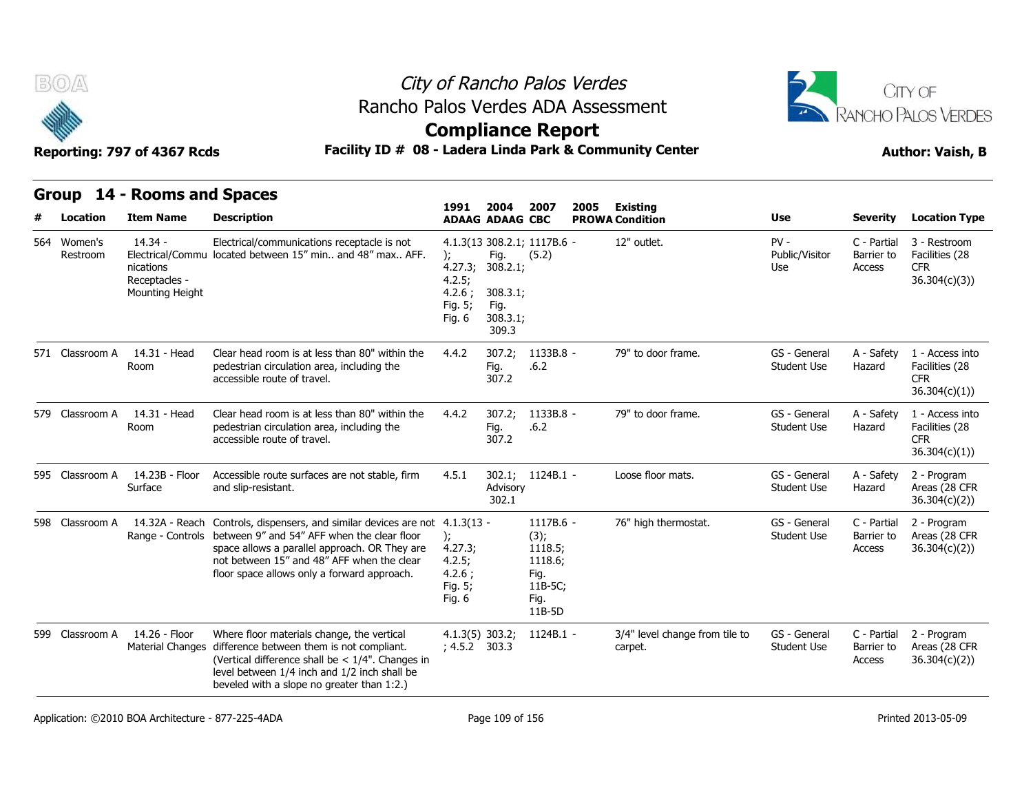City of Rancho Palos Verdes
Rancho Palos Verdes ADA Assessment
**Compliance Report**

Reporting: 797 of 4367 Rcds | Facility ID # 08 - Ladera Linda Park & Community Center | Author: Vaish, B

## Group 14 - Rooms and Spaces

| # | Location | Item Name | Description | 1991 ADAAG | 2004 ADAAG | 2007 CBC | 2005 PROWA | Existing Condition | Use | Severity | Location Type |
|---|---|---|---|---|---|---|---|---|---|---|---|
| 564 | Women's Restroom | 14.34 - Electrical/Communications Receptacles - Mounting Height | Electrical/communications receptacle is not located between 15" min.. and 48" max.. AFF. | 4.1.3(13); 4.27.3; 4.2.5; 4.2.6 ; Fig. 5; Fig. 6 | 308.2.1; Fig. 308.2.1; 308.3.1; Fig. 308.3.1; 309.3 | 1117B.6 - (5.2) | | 12" outlet. | PV - Public/Visitor Use | C - Partial Barrier to Access | 3 - Restroom Facilities (28 CFR 36.304(c)(3)) |
| 571 | Classroom A | 14.31 - Head Room | Clear head room is at less than 80" within the pedestrian circulation area, including the accessible route of travel. | 4.4.2 | 307.2; Fig. 307.2 | 1133B.8 - .6.2 | | 79" to door frame. | GS - General Student Use | A - Safety Hazard | 1 - Access into Facilities (28 CFR 36.304(c)(1)) |
| 579 | Classroom A | 14.31 - Head Room | Clear head room is at less than 80" within the pedestrian circulation area, including the accessible route of travel. | 4.4.2 | 307.2; Fig. 307.2 | 1133B.8 - .6.2 | | 79" to door frame. | GS - General Student Use | A - Safety Hazard | 1 - Access into Facilities (28 CFR 36.304(c)(1)) |
| 595 | Classroom A | 14.23B - Floor Surface | Accessible route surfaces are not stable, firm and slip-resistant. | 4.5.1 | 302.1; Advisory 302.1 | 1124B.1 - | | Loose floor mats. | GS - General Student Use | A - Safety Hazard | 2 - Program Areas (28 CFR 36.304(c)(2)) |
| 598 | Classroom A | 14.32A - Reach Range - Controls | Controls, dispensers, and similar devices are not between 9" and 54" AFF when the clear floor space allows a parallel approach. OR They are not between 15" and 48" AFF when the clear floor space allows only a forward approach. | 4.1.3(13); 4.27.3; 4.2.5; 4.2.6 ; Fig. 5; Fig. 6 | - | 1117B.6 - (3); 1118.5; 1118.6; Fig. 11B-5C; Fig. 11B-5D | | 76" high thermostat. | GS - General Student Use | C - Partial Barrier to Access | 2 - Program Areas (28 CFR 36.304(c)(2)) |
| 599 | Classroom A | 14.26 - Floor Material Changes | Where floor materials change, the vertical difference between them is not compliant. (Vertical difference shall be < 1/4". Changes in level between 1/4 inch and 1/2 inch shall be beveled with a slope no greater than 1:2.) | 4.1.3(5); 4.5.2 | 303.2; 303.3 | 1124B.1 - | | 3/4" level change from tile to carpet. | GS - General Student Use | C - Partial Barrier to Access | 2 - Program Areas (28 CFR 36.304(c)(2)) |

Application: ©2010 BOA Architecture - 877-225-4ADA | Printed 2013-05-09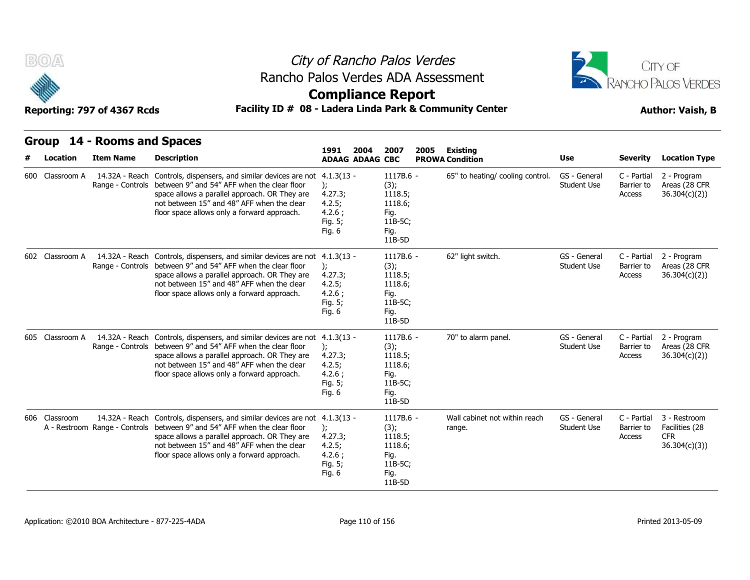# City of Rancho Palos Verdes
## Rancho Palos Verdes ADA Assessment
## Compliance Report

**Reporting: 797 of 4367 Rcds** | **Facility ID # 08 - Ladera Linda Park & Community Center** | **Author: Vaish, B**

## Group 14 - Rooms and Spaces

| # | Location | Item Name | Description | 1991 ADAAG | 2004 ADAAG | 2007 CBC | 2005 PROWA | Existing Condition | Use | Severity | Location Type |
|---|---|---|---|---|---|---|---|---|---|---|---|
| 600 | Classroom A | 14.32A - Reach Range - Controls | Controls, dispensers, and similar devices are not between 9" and 54" AFF when the clear floor space allows a parallel approach. OR They are not between 15" and 48" AFF when the clear floor space allows only a forward approach. | 4.1.3(13 - ); 4.27.3; 4.2.5; 4.2.6 ; Fig. 5; Fig. 6 | | 1117B.6 - (3); 1118.5; 1118.6; Fig. 11B-5C; Fig. 11B-5D | | 65" to heating/ cooling control. | GS - General Student Use | C - Partial Barrier to Access | 2 - Program Areas (28 CFR 36.304(c)(2)) |
| 602 | Classroom A | 14.32A - Reach Range - Controls | Controls, dispensers, and similar devices are not between 9" and 54" AFF when the clear floor space allows a parallel approach. OR They are not between 15" and 48" AFF when the clear floor space allows only a forward approach. | 4.1.3(13 - ); 4.27.3; 4.2.5; 4.2.6 ; Fig. 5; Fig. 6 | | 1117B.6 - (3); 1118.5; 1118.6; Fig. 11B-5C; Fig. 11B-5D | | 62" light switch. | GS - General Student Use | C - Partial Barrier to Access | 2 - Program Areas (28 CFR 36.304(c)(2)) |
| 605 | Classroom A | 14.32A - Reach Range - Controls | Controls, dispensers, and similar devices are not between 9" and 54" AFF when the clear floor space allows a parallel approach. OR They are not between 15" and 48" AFF when the clear floor space allows only a forward approach. | 4.1.3(13 - ); 4.27.3; 4.2.5; 4.2.6 ; Fig. 5; Fig. 6 | | 1117B.6 - (3); 1118.5; 1118.6; Fig. 11B-5C; Fig. 11B-5D | | 70" to alarm panel. | GS - General Student Use | C - Partial Barrier to Access | 2 - Program Areas (28 CFR 36.304(c)(2)) |
| 606 | Classroom A - Restroom | 14.32A - Reach Range - Controls | Controls, dispensers, and similar devices are not between 9" and 54" AFF when the clear floor space allows a parallel approach. OR They are not between 15" and 48" AFF when the clear floor space allows only a forward approach. | 4.1.3(13 - ); 4.27.3; 4.2.5; 4.2.6 ; Fig. 5; Fig. 6 | | 1117B.6 - (3); 1118.5; 1118.6; Fig. 11B-5C; Fig. 11B-5D | | Wall cabinet not within reach range. | GS - General Student Use | C - Partial Barrier to Access | 3 - Restroom Facilities (28 CFR 36.304(c)(3)) |

Application: ©2010 BOA Architecture - 877-225-4ADA | Printed 2013-05-09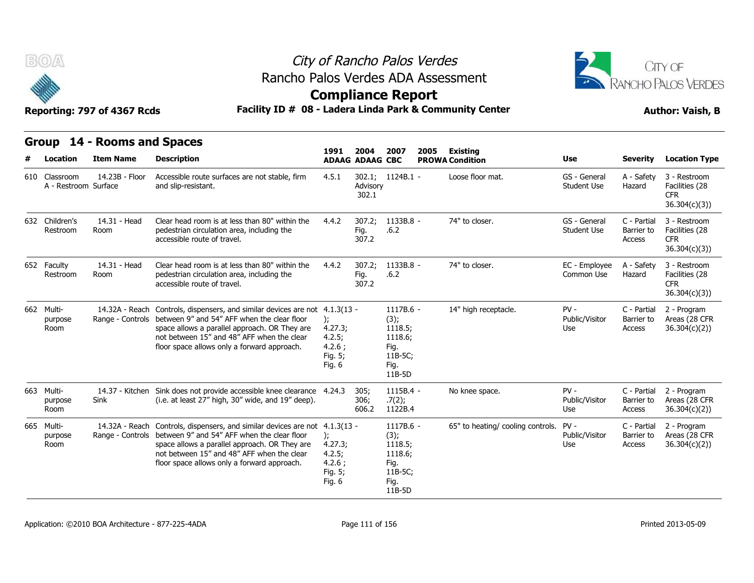# City of Rancho Palos Verdes

## Rancho Palos Verdes ADA Assessment

## Compliance Report

Reporting: 797 of 4367 Rcds

**Facility ID # 08 - Ladera Linda Park & Community Center**

**Author: Vaish, B**

## Group 14 - Rooms and Spaces

| # | Location | Item Name | Description | 1991 ADAAG | 2004 ADAAG | 2007 CBC | 2005 PROWA | Existing Condition | Use | Severity | Location Type |
|---|---|---|---|---|---|---|---|---|---|---|---|
| 610 | Classroom A - Restroom | 14.23B - Floor Surface | Accessible route surfaces are not stable, firm and slip-resistant. | 4.5.1 | 302.1; Advisory 302.1 | 1124B.1 | - | Loose floor mat. | GS - General Student Use | A - Safety Hazard | 3 - Restroom Facilities (28 CFR 36.304(c)(3)) |
| 632 | Children's Restroom | 14.31 - Head Room | Clear head room is at less than 80" within the pedestrian circulation area, including the accessible route of travel. | 4.4.2 | 307.2; Fig. 307.2 | 1133B.8 .6.2 | - | 74" to closer. | GS - General Student Use | C - Partial Barrier to Access | 3 - Restroom Facilities (28 CFR 36.304(c)(3)) |
| 652 | Faculty Restroom | 14.31 - Head Room | Clear head room is at less than 80" within the pedestrian circulation area, including the accessible route of travel. | 4.4.2 | 307.2; Fig. 307.2 | 1133B.8 .6.2 | - | 74" to closer. | EC - Employee Common Use | A - Safety Hazard | 3 - Restroom Facilities (28 CFR 36.304(c)(3)) |
| 662 | Multi-purpose Room | 14.32A - Reach Range - Controls | Controls, dispensers, and similar devices are not between 9" and 54" AFF when the clear floor space allows a parallel approach. OR They are not between 15" and 48" AFF when the clear floor space allows only a forward approach. | 4.1.3(13); 4.27.3; 4.2.5; 4.2.6; Fig. 5; Fig. 6 | - | 1117B.6 (3); 1118.5; 1118.6; Fig. 11B-5C; Fig. 11B-5D | - | 14" high receptacle. | PV - Public/Visitor Use | C - Partial Barrier to Access | 2 - Program Areas (28 CFR 36.304(c)(2)) |
| 663 | Multi-purpose Room | 14.37 - Kitchen Sink | Sink does not provide accessible knee clearance (i.e. at least 27" high, 30" wide, and 19" deep). | 4.24.3 | 305; 306; 606.2 | 1115B.4 .7(2); 1122B.4 | - | No knee space. | PV - Public/Visitor Use | C - Partial Barrier to Access | 2 - Program Areas (28 CFR 36.304(c)(2)) |
| 665 | Multi-purpose Room | 14.32A - Reach Range - Controls | Controls, dispensers, and similar devices are not between 9" and 54" AFF when the clear floor space allows a parallel approach. OR They are not between 15" and 48" AFF when the clear floor space allows only a forward approach. | 4.1.3(13); 4.27.3; 4.2.5; 4.2.6; Fig. 5; Fig. 6 | - | 1117B.6 (3); 1118.5; 1118.6; Fig. 11B-5C; Fig. 11B-5D | - | 65" to heating/ cooling controls. | PV - Public/Visitor Use | C - Partial Barrier to Access | 2 - Program Areas (28 CFR 36.304(c)(2)) |

Application: ©2010 BOA Architecture - 877-225-4ADA

Printed 2013-05-09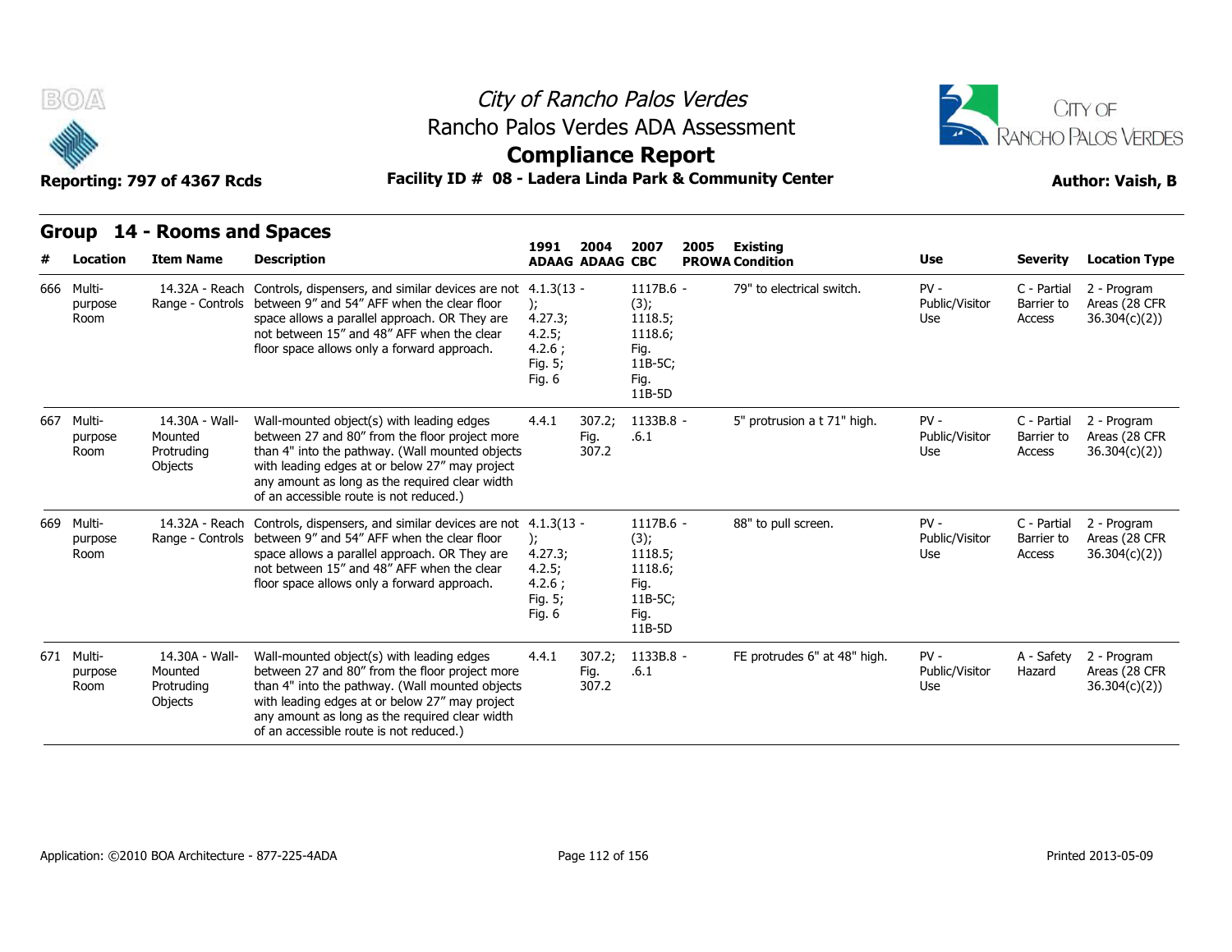# City of Rancho Palos Verdes

## Rancho Palos Verdes ADA Assessment

## Compliance Report

Reporting: 797 of 4367 Rcds

**Facility ID # 08 - Ladera Linda Park & Community Center**

**Author: Vaish, B**

## Group 14 - Rooms and Spaces

| # | Location | Item Name | Description | 1991 ADAAG | 2004 ADAAG | 2007 CBC | 2005 PROWA | Existing Condition | Use | Severity | Location Type |
|---|---|---|---|---|---|---|---|---|---|---|---|
| 666 | Multi-purpose Room | 14.32A - Reach Range - Controls | Controls, dispensers, and similar devices are not between 9" and 54" AFF when the clear floor space allows a parallel approach. OR They are not between 15" and 48" AFF when the clear floor space allows only a forward approach. | 4.1.3(13 - ); 4.27.3; 4.2.5; 4.2.6 ; Fig. 5; Fig. 6 | | 1117B.6 - (3); 1118.5; 1118.6; Fig. 11B-5C; Fig. 11B-5D | | 79" to electrical switch. | PV - Public/Visitor Use | C - Partial Barrier to Access | 2 - Program Areas (28 CFR 36.304(c)(2)) |
| 667 | Multi-purpose Room | 14.30A - Wall-Mounted Protruding Objects | Wall-mounted object(s) with leading edges between 27 and 80" from the floor project more than 4" into the pathway. (Wall mounted objects with leading edges at or below 27" may project any amount as long as the required clear width of an accessible route is not reduced.) | 4.4.1 | 307.2; Fig. 307.2 | 1133B.8 - .6.1 | | 5" protrusion a t 71" high. | PV - Public/Visitor Use | C - Partial Barrier to Access | 2 - Program Areas (28 CFR 36.304(c)(2)) |
| 669 | Multi-purpose Room | 14.32A - Reach Range - Controls | Controls, dispensers, and similar devices are not between 9" and 54" AFF when the clear floor space allows a parallel approach. OR They are not between 15" and 48" AFF when the clear floor space allows only a forward approach. | 4.1.3(13 - ); 4.27.3; 4.2.5; 4.2.6 ; Fig. 5; Fig. 6 | | 1117B.6 - (3); 1118.5; 1118.6; Fig. 11B-5C; Fig. 11B-5D | | 88" to pull screen. | PV - Public/Visitor Use | C - Partial Barrier to Access | 2 - Program Areas (28 CFR 36.304(c)(2)) |
| 671 | Multi-purpose Room | 14.30A - Wall-Mounted Protruding Objects | Wall-mounted object(s) with leading edges between 27 and 80" from the floor project more than 4" into the pathway. (Wall mounted objects with leading edges at or below 27" may project any amount as long as the required clear width of an accessible route is not reduced.) | 4.4.1 | 307.2; Fig. 307.2 | 1133B.8 - .6.1 | | FE protrudes 6" at 48" high. | PV - Public/Visitor Use | A - Safety Hazard | 2 - Program Areas (28 CFR 36.304(c)(2)) |

Application: ©2010 BOA Architecture - 877-225-4ADA

Printed 2013-05-09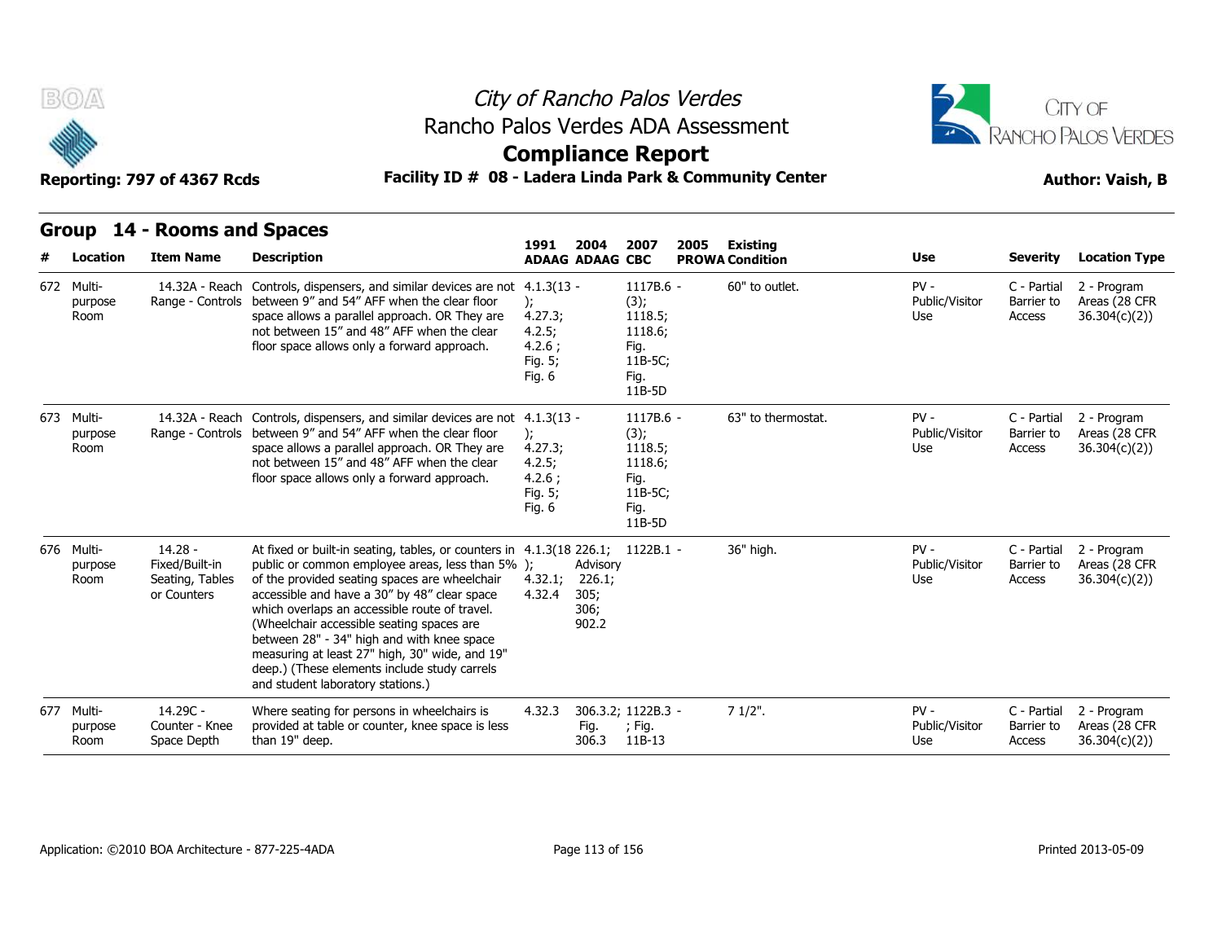## Group 14 - Rooms and Spaces

| # | Location | Item Name | Description | 1991 ADAAG | 2004 ADAAG | 2007 CBC | 2005 PROWA | Existing Condition | Use | Severity | Location Type |
|---|---|---|---|---|---|---|---|---|---|---|---|
| 672 | Multi-purpose Room | 14.32A - Reach Range - Controls | Controls, dispensers, and similar devices are not between 9" and 54" AFF when the clear floor space allows a parallel approach. OR They are not between 15" and 48" AFF when the clear floor space allows only a forward approach. | 4.1.3(13 - ); 4.27.3; 4.2.5; 4.2.6 ; Fig. 5; Fig. 6 | | 1117B.6 - (3); 1118.5; 1118.6; Fig. 11B-5C; Fig. 11B-5D | | 60" to outlet. | PV - Public/Visitor Use | C - Partial Barrier to Access | 2 - Program Areas (28 CFR 36.304(c)(2)) |
| 673 | Multi-purpose Room | 14.32A - Reach Range - Controls | Controls, dispensers, and similar devices are not between 9" and 54" AFF when the clear floor space allows a parallel approach. OR They are not between 15" and 48" AFF when the clear floor space allows only a forward approach. | 4.1.3(13 - ); 4.27.3; 4.2.5; 4.2.6 ; Fig. 5; Fig. 6 | | 1117B.6 - (3); 1118.5; 1118.6; Fig. 11B-5C; Fig. 11B-5D | | 63" to thermostat. | PV - Public/Visitor Use | C - Partial Barrier to Access | 2 - Program Areas (28 CFR 36.304(c)(2)) |
| 676 | Multi-purpose Room | 14.28 - Fixed/Built-in Seating, Tables or Counters | At fixed or built-in seating, tables, or counters in public or common employee areas, less than 5% of the provided seating spaces are wheelchair accessible and have a 30" by 48" clear space which overlaps an accessible route of travel. (Wheelchair accessible seating spaces are between 28" - 34" high and with knee space measuring at least 27" high, 30" wide, and 19" deep.) (These elements include study carrels and student laboratory stations.) | 4.1.3(18 ); 4.32.1; 4.32.4 | 226.1; Advisory 226.1; 305; 306; 902.2 | 1122B.1 - | | 36" high. | PV - Public/Visitor Use | C - Partial Barrier to Access | 2 - Program Areas (28 CFR 36.304(c)(2)) |
| 677 | Multi-purpose Room | 14.29C - Counter - Knee Space Depth | Where seating for persons in wheelchairs is provided at table or counter, knee space is less than 19" deep. | 4.32.3 | 306.3.2; Fig. 306.3 | 1122B.3 - ; Fig. 11B-13 | | 7 1/2". | PV - Public/Visitor Use | C - Partial Barrier to Access | 2 - Program Areas (28 CFR 36.304(c)(2)) |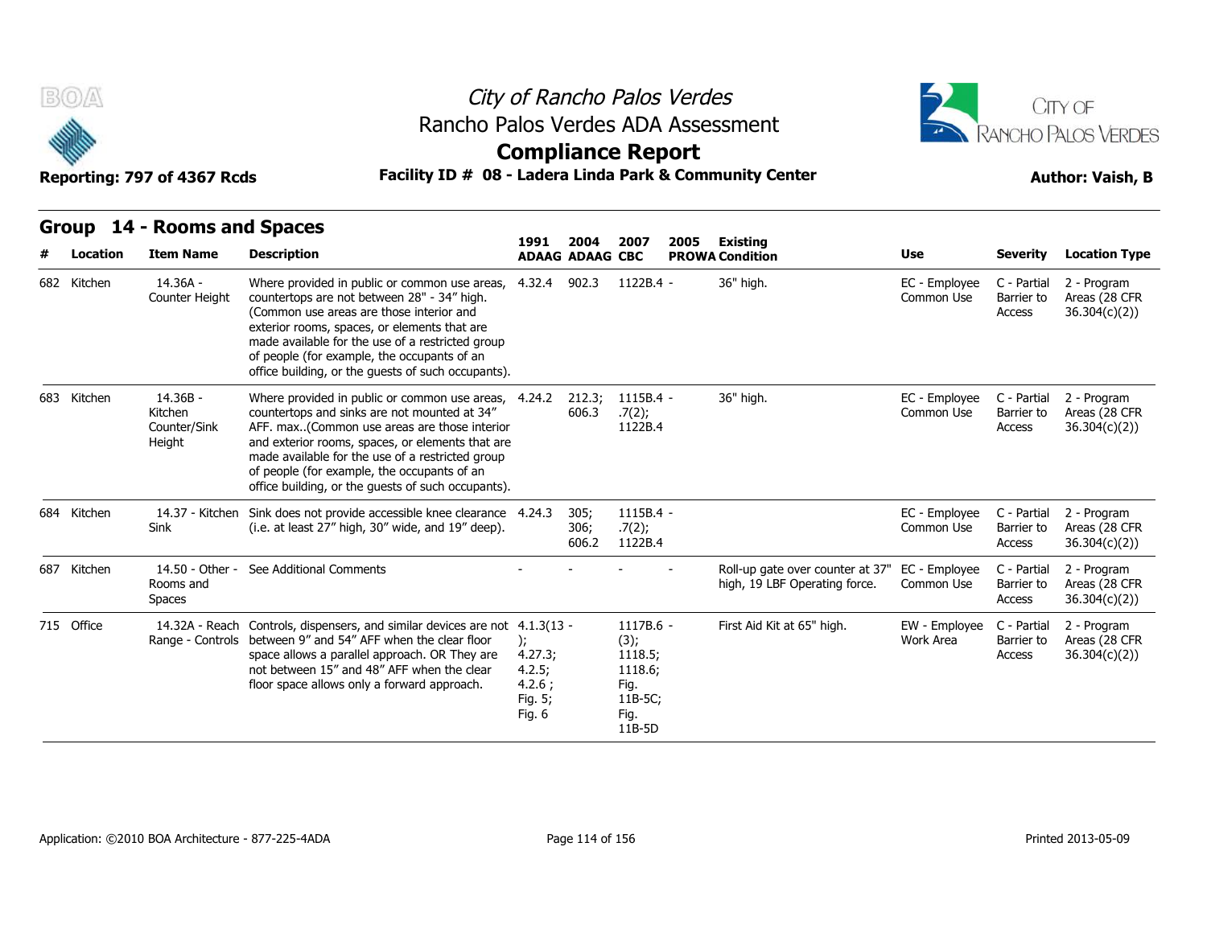## Group 14 - Rooms and Spaces

| # | Location | Item Name | Description | 1991 ADAAG | 2004 ADAAG | 2007 CBC | 2005 PROWA | Existing Condition | Use | Severity | Location Type |
|---|---|---|---|---|---|---|---|---|---|---|---|
| 682 | Kitchen | 14.36A - Counter Height | Where provided in public or common use areas, countertops are not between 28" - 34" high. (Common use areas are those interior and exterior rooms, spaces, or elements that are made available for the use of a restricted group of people (for example, the occupants of an office building, or the guests of such occupants). | 4.32.4 | 902.3 | 1122B.4 | - | 36" high. | EC - Employee Common Use | C - Partial Barrier to Access | 2 - Program Areas (28 CFR 36.304(c)(2)) |
| 683 | Kitchen | 14.36B - Kitchen Counter/Sink Height | Where provided in public or common use areas, countertops and sinks are not mounted at 34" AFF. max..(Common use areas are those interior and exterior rooms, spaces, or elements that are made available for the use of a restricted group of people (for example, the occupants of an office building, or the guests of such occupants). | 4.24.2 | 212.3; 606.3 | 1115B.4 .7(2); 1122B.4 | - | 36" high. | EC - Employee Common Use | C - Partial Barrier to Access | 2 - Program Areas (28 CFR 36.304(c)(2)) |
| 684 | Kitchen | 14.37 - Kitchen Sink | Sink does not provide accessible knee clearance (i.e. at least 27" high, 30" wide, and 19" deep). | 4.24.3 | 305; 306; 606.2 | 1115B.4 .7(2); 1122B.4 | - | | EC - Employee Common Use | C - Partial Barrier to Access | 2 - Program Areas (28 CFR 36.304(c)(2)) |
| 687 | Kitchen | 14.50 - Other - Rooms and Spaces | See Additional Comments | - | - | - | - | Roll-up gate over counter at 37" high, 19 LBF Operating force. | EC - Employee Common Use | C - Partial Barrier to Access | 2 - Program Areas (28 CFR 36.304(c)(2)) |
| 715 | Office | 14.32A - Reach Range - Controls | Controls, dispensers, and similar devices are not between 9" and 54" AFF when the clear floor space allows a parallel approach. OR They are not between 15" and 48" AFF when the clear floor space allows only a forward approach. | 4.1.3(13); 4.27.3; 4.2.5; 4.2.6 ; Fig. 5; Fig. 6 | | 1117B.6 (3); 1118.5; 1118.6; Fig. 11B-5C; Fig. 11B-5D | - | First Aid Kit at 65" high. | EW - Employee Work Area | C - Partial Barrier to Access | 2 - Program Areas (28 CFR 36.304(c)(2)) |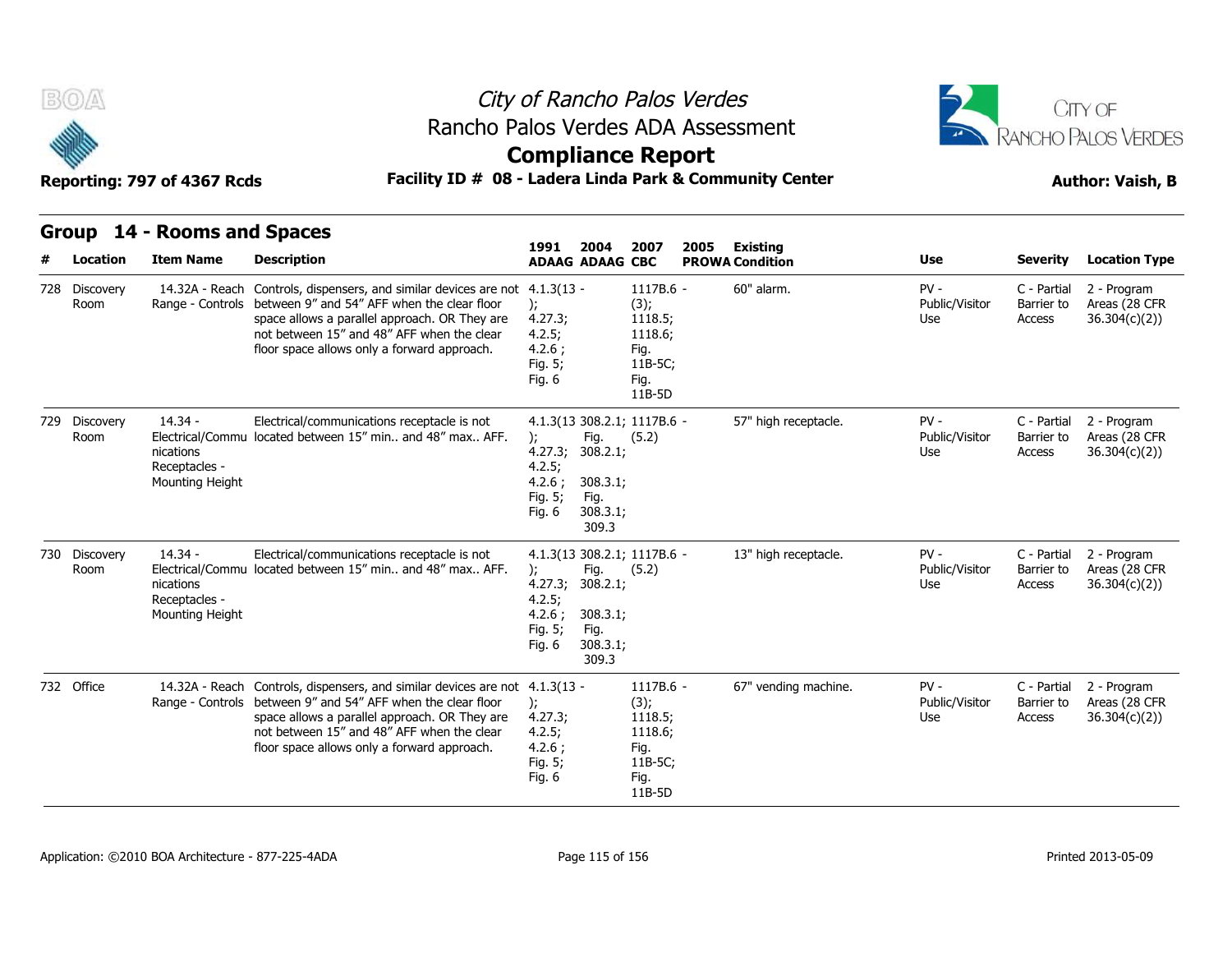# City of Rancho Palos Verdes
## Rancho Palos Verdes ADA Assessment
## Compliance Report

**Reporting: 797 of 4367 Rcds** | **Facility ID # 08 - Ladera Linda Park & Community Center** | **Author: Vaish, B**

## Group 14 - Rooms and Spaces

| # | Location | Item Name | Description | 1991 ADAAG | 2004 ADAAG | 2007 CBC | 2005 PROWA | Existing Condition | Use | Severity | Location Type |
|---|---|---|---|---|---|---|---|---|---|---|---|
| 728 | Discovery Room | 14.32A - Reach Range - Controls | Controls, dispensers, and similar devices are not between 9" and 54" AFF when the clear floor space allows a parallel approach. OR They are not between 15" and 48" AFF when the clear floor space allows only a forward approach. | 4.1.3(13 - ); 4.27.3; 4.2.5; 4.2.6 ; Fig. 5; Fig. 6 | | 1117B.6 - (3); 1118.5; 1118.6; Fig. 11B-5C; Fig. 11B-5D | | 60" alarm. | PV - Public/Visitor Use | C - Partial Barrier to Access | 2 - Program Areas (28 CFR 36.304(c)(2)) |
| 729 | Discovery Room | 14.34 - Electrical/Communications Receptacles - Mounting Height | Electrical/communications receptacle is not located between 15" min.. and 48" max.. AFF. | 4.1.3(13 ); 4.27.3; 4.2.5; 4.2.6 ; Fig. 5; Fig. 6 | 308.2.1; Fig. 308.2.1; 308.3.1; Fig. 308.3.1; 309.3 | 1117B.6 - (5.2) | | 57" high receptacle. | PV - Public/Visitor Use | C - Partial Barrier to Access | 2 - Program Areas (28 CFR 36.304(c)(2)) |
| 730 | Discovery Room | 14.34 - Electrical/Communications Receptacles - Mounting Height | Electrical/communications receptacle is not located between 15" min.. and 48" max.. AFF. | 4.1.3(13 ); 4.27.3; 4.2.5; 4.2.6 ; Fig. 5; Fig. 6 | 308.2.1; Fig. 308.2.1; 308.3.1; Fig. 308.3.1; 309.3 | 1117B.6 - (5.2) | | 13" high receptacle. | PV - Public/Visitor Use | C - Partial Barrier to Access | 2 - Program Areas (28 CFR 36.304(c)(2)) |
| 732 | Office | 14.32A - Reach Range - Controls | Controls, dispensers, and similar devices are not between 9" and 54" AFF when the clear floor space allows a parallel approach. OR They are not between 15" and 48" AFF when the clear floor space allows only a forward approach. | 4.1.3(13 - ); 4.27.3; 4.2.5; 4.2.6 ; Fig. 5; Fig. 6 | | 1117B.6 - (3); 1118.5; 1118.6; Fig. 11B-5C; Fig. 11B-5D | | 67" vending machine. | PV - Public/Visitor Use | C - Partial Barrier to Access | 2 - Program Areas (28 CFR 36.304(c)(2)) |

Application: ©2010 BOA Architecture - 877-225-4ADA | Printed 2013-05-09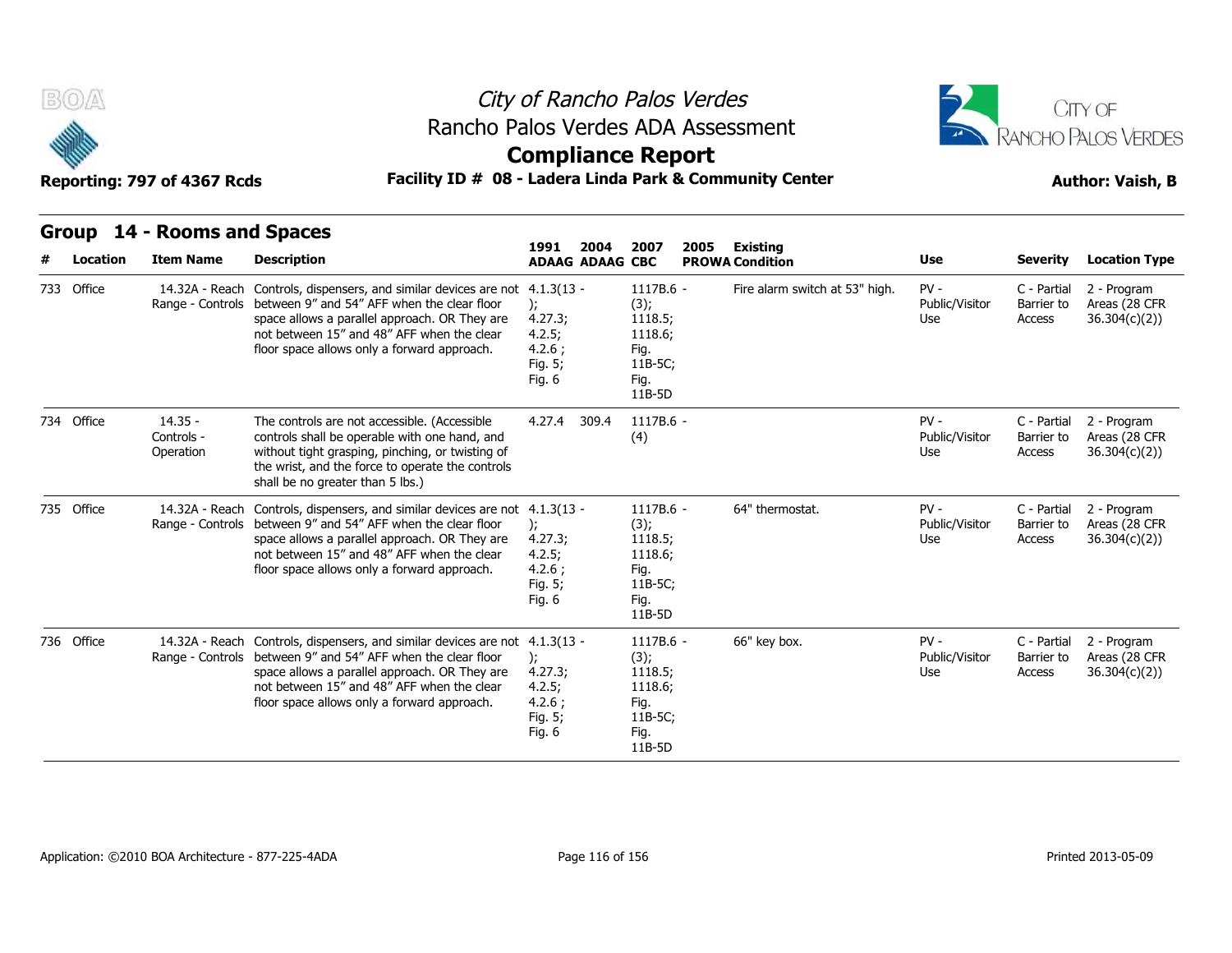# City of Rancho Palos Verdes

## Rancho Palos Verdes ADA Assessment

## Compliance Report

**Reporting: 797 of 4367 Rcds** | **Facility ID # 08 - Ladera Linda Park & Community Center** | **Author: Vaish, B**

## Group 14 - Rooms and Spaces

| # | Location | Item Name | Description | 1991 ADAAG | 2004 ADAAG | 2007 CBC | 2005 PROWA | Existing Condition | Use | Severity | Location Type |
|---|---|---|---|---|---|---|---|---|---|---|---|
| 733 | Office | 14.32A - Reach Range - Controls | Controls, dispensers, and similar devices are not between 9" and 54" AFF when the clear floor space allows a parallel approach. OR They are not between 15" and 48" AFF when the clear floor space allows only a forward approach. | 4.1.3(13 - ); 4.27.3; 4.2.5; 4.2.6 ; Fig. 5; Fig. 6 | | 1117B.6 - (3); 1118.5; 1118.6; Fig. 11B-5C; Fig. 11B-5D | | Fire alarm switch at 53" high. | PV - Public/Visitor Use | C - Partial Barrier to Access | 2 - Program Areas (28 CFR 36.304(c)(2)) |
| 734 | Office | 14.35 - Controls - Operation | The controls are not accessible. (Accessible controls shall be operable with one hand, and without tight grasping, pinching, or twisting of the wrist, and the force to operate the controls shall be no greater than 5 lbs.) | 4.27.4 | 309.4 | 1117B.6 - (4) | | | PV - Public/Visitor Use | C - Partial Barrier to Access | 2 - Program Areas (28 CFR 36.304(c)(2)) |
| 735 | Office | 14.32A - Reach Range - Controls | Controls, dispensers, and similar devices are not between 9" and 54" AFF when the clear floor space allows a parallel approach. OR They are not between 15" and 48" AFF when the clear floor space allows only a forward approach. | 4.1.3(13 - ); 4.27.3; 4.2.5; 4.2.6 ; Fig. 5; Fig. 6 | | 1117B.6 - (3); 1118.5; 1118.6; Fig. 11B-5C; Fig. 11B-5D | | 64" thermostat. | PV - Public/Visitor Use | C - Partial Barrier to Access | 2 - Program Areas (28 CFR 36.304(c)(2)) |
| 736 | Office | 14.32A - Reach Range - Controls | Controls, dispensers, and similar devices are not between 9" and 54" AFF when the clear floor space allows a parallel approach. OR They are not between 15" and 48" AFF when the clear floor space allows only a forward approach. | 4.1.3(13 - ); 4.27.3; 4.2.5; 4.2.6 ; Fig. 5; Fig. 6 | | 1117B.6 - (3); 1118.5; 1118.6; Fig. 11B-5C; Fig. 11B-5D | | 66" key box. | PV - Public/Visitor Use | C - Partial Barrier to Access | 2 - Program Areas (28 CFR 36.304(c)(2)) |

Application: ©2010 BOA Architecture - 877-225-4ADA

Printed 2013-05-09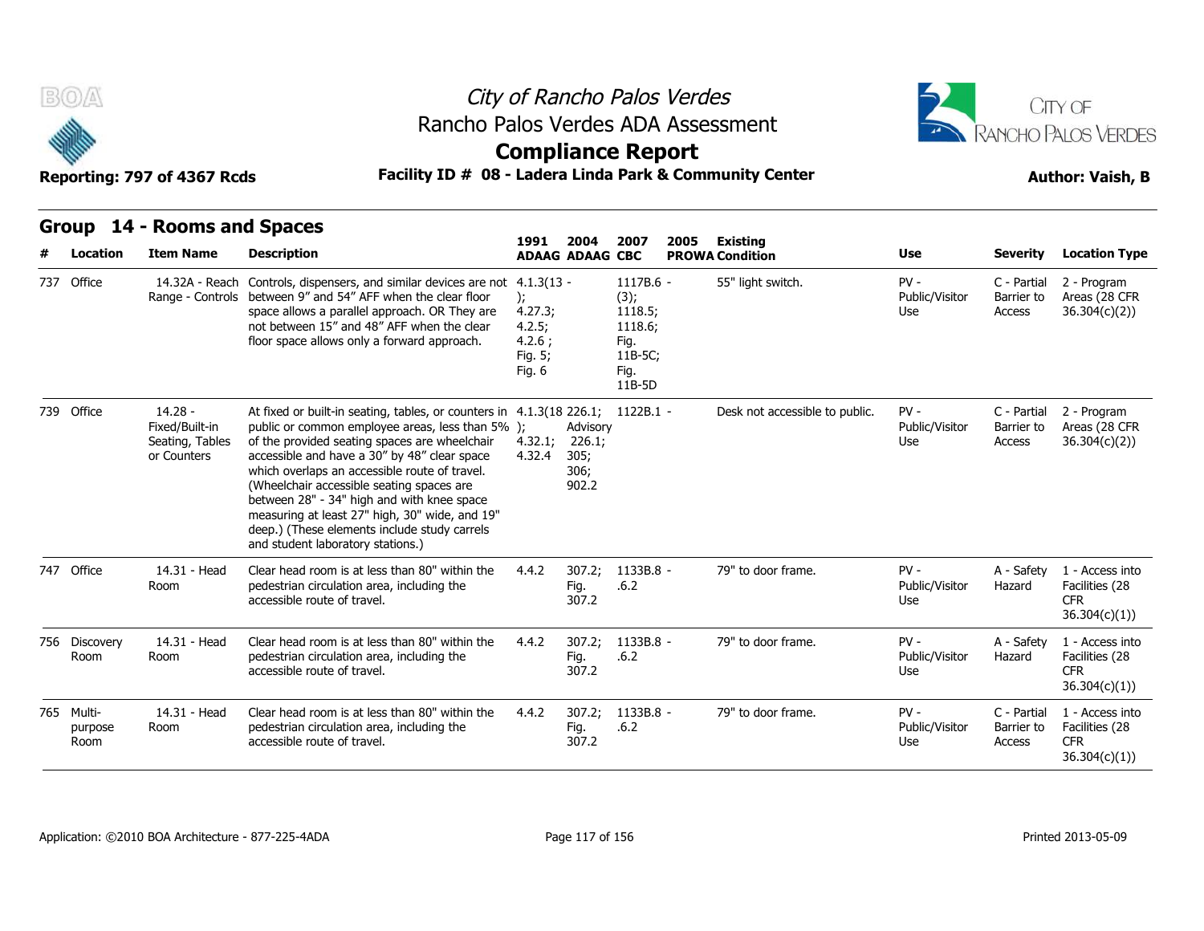City of Rancho Palos Verdes
Rancho Palos Verdes ADA Assessment
**Compliance Report**

Reporting: 797 of 4367 Rcds

**Facility ID # 08 - Ladera Linda Park & Community Center**

Author: Vaish, B

## Group 14 - Rooms and Spaces

| # | Location | Item Name | Description | 1991 ADAAG | 2004 ADAAG | 2007 CBC | 2005 PROWA | Existing Condition | Use | Severity | Location Type |
|---|---|---|---|---|---|---|---|---|---|---|---|
| 737 | Office | 14.32A - Reach Range - Controls | Controls, dispensers, and similar devices are not between 9" and 54" AFF when the clear floor space allows a parallel approach. OR They are not between 15" and 48" AFF when the clear floor space allows only a forward approach. | 4.1.3(13 - ); 4.27.3; 4.2.5; 4.2.6 ; Fig. 5; Fig. 6 | | 1117B.6 - (3); 1118.5; 1118.6; Fig. 11B-5C; Fig. 11B-5D | | 55" light switch. | PV - Public/Visitor Use | C - Partial Barrier to Access | 2 - Program Areas (28 CFR 36.304(c)(2)) |
| 739 | Office | 14.28 - Fixed/Built-in Seating, Tables or Counters | At fixed or built-in seating, tables, or counters in public or common employee areas, less than 5% of the provided seating spaces are wheelchair accessible and have a 30" by 48" clear space which overlaps an accessible route of travel. (Wheelchair accessible seating spaces are between 28" - 34" high and with knee space measuring at least 27" high, 30" wide, and 19" deep.) (These elements include study carrels and student laboratory stations.) | 4.1.3(18 ); 4.32.1; 4.32.4 | 226.1; Advisory 226.1; 305; 306; 902.2 | 1122B.1 - | | Desk not accessible to public. | PV - Public/Visitor Use | C - Partial Barrier to Access | 2 - Program Areas (28 CFR 36.304(c)(2)) |
| 747 | Office | 14.31 - Head Room | Clear head room is at less than 80" within the pedestrian circulation area, including the accessible route of travel. | 4.4.2 | 307.2; Fig. 307.2 | 1133B.8 - .6.2 | | 79" to door frame. | PV - Public/Visitor Use | A - Safety Hazard | 1 - Access into Facilities (28 CFR 36.304(c)(1)) |
| 756 | Discovery Room | 14.31 - Head Room | Clear head room is at less than 80" within the pedestrian circulation area, including the accessible route of travel. | 4.4.2 | 307.2; Fig. 307.2 | 1133B.8 - .6.2 | | 79" to door frame. | PV - Public/Visitor Use | A - Safety Hazard | 1 - Access into Facilities (28 CFR 36.304(c)(1)) |
| 765 | Multi-purpose Room | 14.31 - Head Room | Clear head room is at less than 80" within the pedestrian circulation area, including the accessible route of travel. | 4.4.2 | 307.2; Fig. 307.2 | 1133B.8 - .6.2 | | 79" to door frame. | PV - Public/Visitor Use | C - Partial Barrier to Access | 1 - Access into Facilities (28 CFR 36.304(c)(1)) |

Application: ©2010 BOA Architecture - 877-225-4ADA

Printed 2013-05-09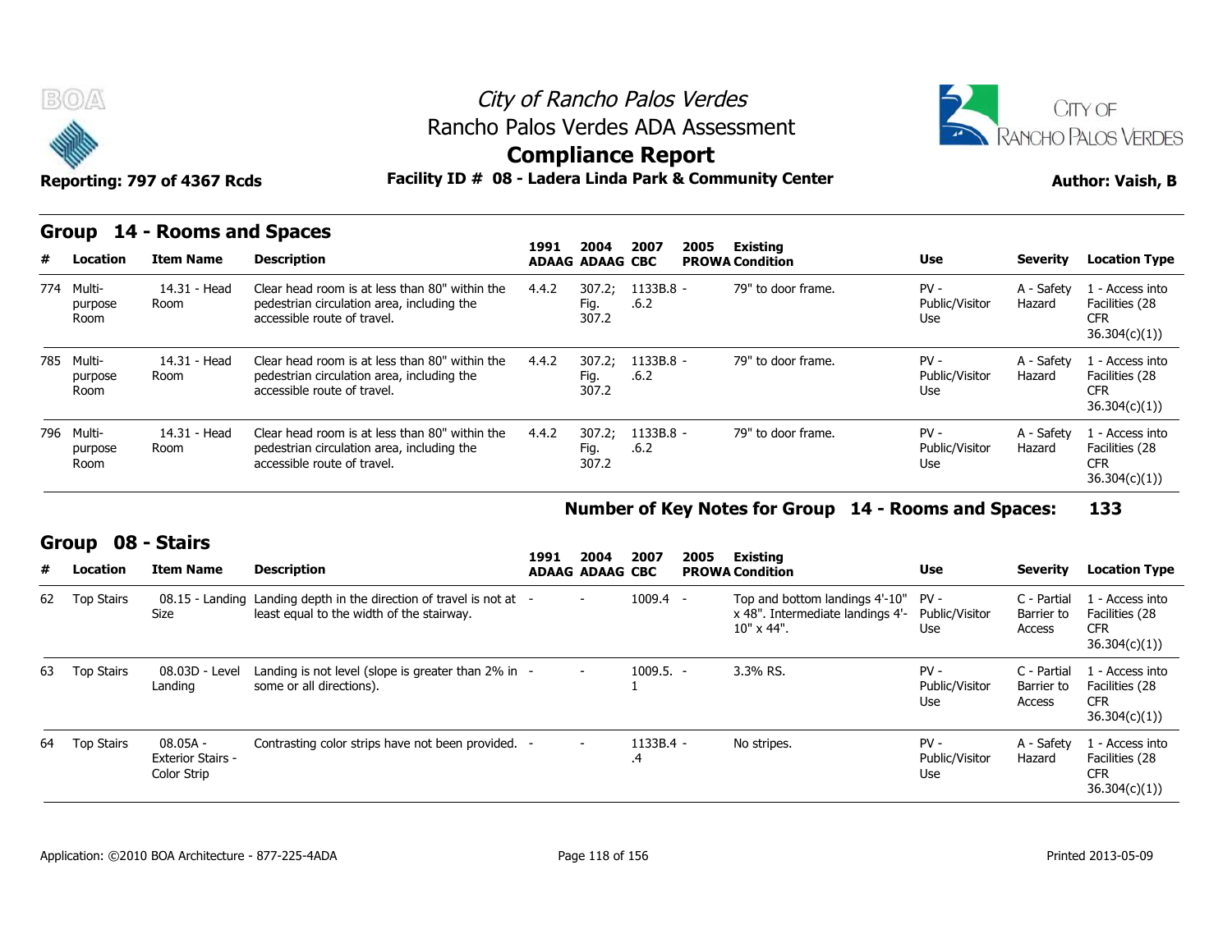# City of Rancho Palos Verdes
## Rancho Palos Verdes ADA Assessment
## Compliance Report

**Reporting: 797 of 4367 Rcds** — **Facility ID # 08 - Ladera Linda Park & Community Center** — **Author: Vaish, B**

## Group 14 - Rooms and Spaces

| # | Location | Item Name | Description | 1991 ADAAG | 2004 ADAAG | 2007 CBC | 2005 PROWA | Existing Condition | Use | Severity | Location Type |
|---|---|---|---|---|---|---|---|---|---|---|---|
| 774 | Multi-purpose Room | 14.31 - Head Room | Clear head room is at less than 80" within the pedestrian circulation area, including the accessible route of travel. | 4.4.2 | 307.2; Fig. 307.2 | 1133B.8 - .6.2 | | 79" to door frame. | PV - Public/Visitor Use | A - Safety Hazard | 1 - Access into Facilities (28 CFR 36.304(c)(1)) |
| 785 | Multi-purpose Room | 14.31 - Head Room | Clear head room is at less than 80" within the pedestrian circulation area, including the accessible route of travel. | 4.4.2 | 307.2; Fig. 307.2 | 1133B.8 - .6.2 | | 79" to door frame. | PV - Public/Visitor Use | A - Safety Hazard | 1 - Access into Facilities (28 CFR 36.304(c)(1)) |
| 796 | Multi-purpose Room | 14.31 - Head Room | Clear head room is at less than 80" within the pedestrian circulation area, including the accessible route of travel. | 4.4.2 | 307.2; Fig. 307.2 | 1133B.8 - .6.2 | | 79" to door frame. | PV - Public/Visitor Use | A - Safety Hazard | 1 - Access into Facilities (28 CFR 36.304(c)(1)) |

**Number of Key Notes for Group 14 - Rooms and Spaces: 133**

## Group 08 - Stairs

| # | Location | Item Name | Description | 1991 ADAAG | 2004 ADAAG | 2007 CBC | 2005 PROWA | Existing Condition | Use | Severity | Location Type |
|---|---|---|---|---|---|---|---|---|---|---|---|
| 62 | Top Stairs | 08.15 - Landing Size | Landing depth in the direction of travel is not at least equal to the width of the stairway. | - | - | 1009.4 | - | Top and bottom landings 4'-10" x 48". Intermediate landings 4'-10" x 44". | PV - Public/Visitor Use | C - Partial Barrier to Access | 1 - Access into Facilities (28 CFR 36.304(c)(1)) |
| 63 | Top Stairs | 08.03D - Level Landing | Landing is not level (slope is greater than 2% in some or all directions). | - | - | 1009.5.1 | - | 3.3% RS. | PV - Public/Visitor Use | C - Partial Barrier to Access | 1 - Access into Facilities (28 CFR 36.304(c)(1)) |
| 64 | Top Stairs | 08.05A - Exterior Stairs - Color Strip | Contrasting color strips have not been provided. | - | - | 1133B.4 - .4 | - | No stripes. | PV - Public/Visitor Use | A - Safety Hazard | 1 - Access into Facilities (28 CFR 36.304(c)(1)) |

Application: ©2010 BOA Architecture - 877-225-4ADA — Printed 2013-05-09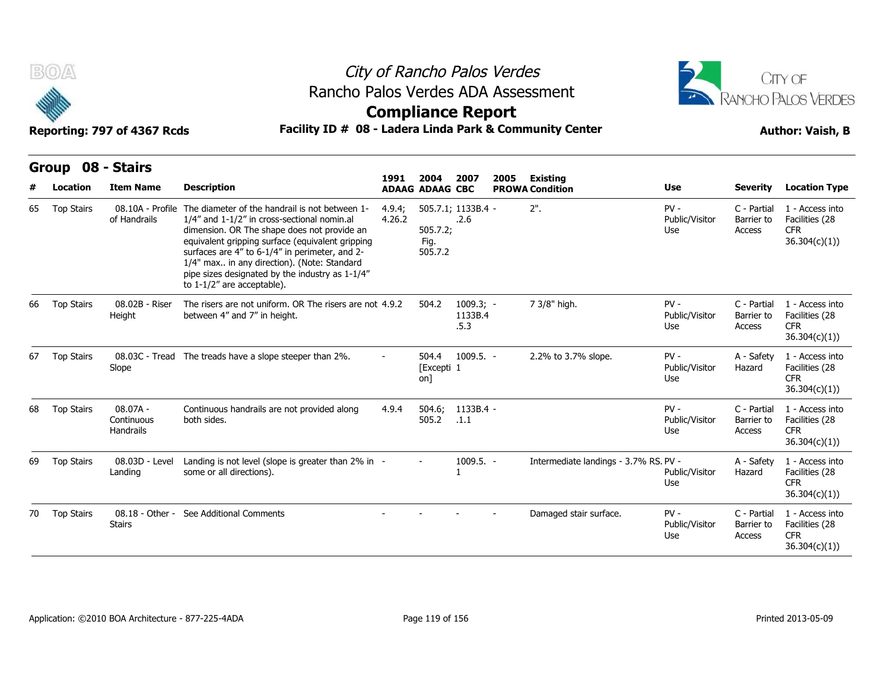# City of Rancho Palos Verdes

## Rancho Palos Verdes ADA Assessment

## Compliance Report

**Reporting: 797 of 4367 Rcds** | **Facility ID # 08 - Ladera Linda Park & Community Center** | **Author: Vaish, B**

### Group 08 - Stairs

| # | Location | Item Name | Description | 1991 ADAAG | 2004 ADAAG | 2007 CBC | 2005 PROWA | Existing Condition | Use | Severity | Location Type |
|---|---|---|---|---|---|---|---|---|---|---|---|
| 65 | Top Stairs | 08.10A - Profile of Handrails | The diameter of the handrail is not between 1-1/4" and 1-1/2" in cross-sectional nomin.al dimension. OR The shape does not provide an equivalent gripping surface (equivalent gripping surfaces are 4" to 6-1/4" in perimeter, and 2-1/4" max.. in any direction). (Note: Standard pipe sizes designated by the industry as 1-1/4" to 1-1/2" are acceptable). | 4.9.4; 4.26.2 | 505.7.1; 505.7.2; Fig. 505.7.2 | 1133B.4.2.6 | - | 2". | PV - Public/Visitor Use | C - Partial Barrier to Access | 1 - Access into Facilities (28 CFR 36.304(c)(1)) |
| 66 | Top Stairs | 08.02B - Riser Height | The risers are not uniform. OR The risers are not between 4" and 7" in height. | 4.9.2 | 504.2 | 1009.3; 1133B.4.5.3 | - | 7 3/8" high. | PV - Public/Visitor Use | C - Partial Barrier to Access | 1 - Access into Facilities (28 CFR 36.304(c)(1)) |
| 67 | Top Stairs | 08.03C - Tread Slope | The treads have a slope steeper than 2%. | - | 504.4 [Exception] | 1009.5.1 | - | 2.2% to 3.7% slope. | PV - Public/Visitor Use | A - Safety Hazard | 1 - Access into Facilities (28 CFR 36.304(c)(1)) |
| 68 | Top Stairs | 08.07A - Continuous Handrails | Continuous handrails are not provided along both sides. | 4.9.4 | 504.6; 505.2 | 1133B.4.1.1 | - | | PV - Public/Visitor Use | C - Partial Barrier to Access | 1 - Access into Facilities (28 CFR 36.304(c)(1)) |
| 69 | Top Stairs | 08.03D - Level Landing | Landing is not level (slope is greater than 2% in some or all directions). | - | - | 1009.5.1 | - | Intermediate landings - 3.7% RS. | PV - Public/Visitor Use | A - Safety Hazard | 1 - Access into Facilities (28 CFR 36.304(c)(1)) |
| 70 | Top Stairs | 08.18 - Other - Stairs | See Additional Comments | - | - | - | - | Damaged stair surface. | PV - Public/Visitor Use | C - Partial Barrier to Access | 1 - Access into Facilities (28 CFR 36.304(c)(1)) |

Application: ©2010 BOA Architecture - 877-225-4ADA | Printed 2013-05-09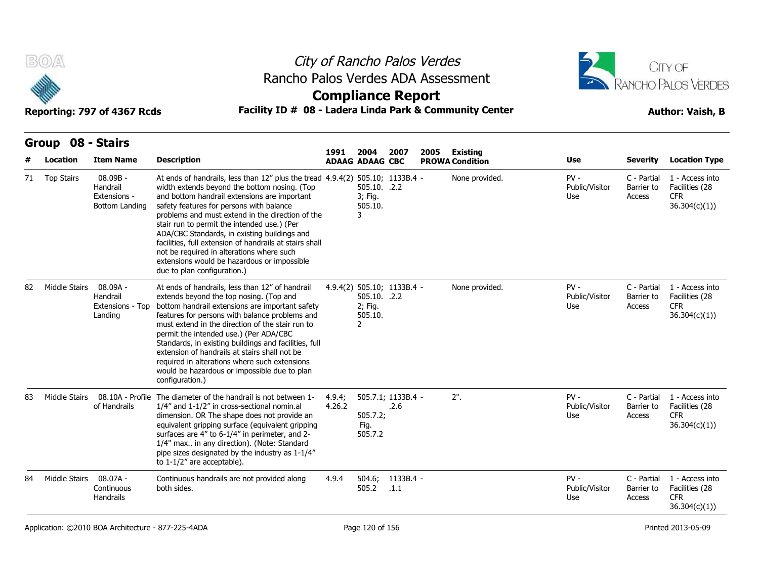# City of Rancho Palos Verdes
## Rancho Palos Verdes ADA Assessment
## Compliance Report

**Reporting: 797 of 4367 Rcds** | **Facility ID # 08 - Ladera Linda Park & Community Center** | **Author: Vaish, B**

### Group 08 - Stairs

| # | Location | Item Name | Description | 1991 ADAAG | 2004 ADAAG | 2007 CBC | 2005 PROWA | Existing Condition | Use | Severity | Location Type |
|---|---|---|---|---|---|---|---|---|---|---|---|
| 71 | Top Stairs | 08.09B - Handrail Extensions - Bottom Landing | At ends of handrails, less than 12" plus the tread width extends beyond the bottom nosing. (Top and bottom handrail extensions are important safety features for persons with balance problems and must extend in the direction of the stair run to permit the intended use.) (Per ADA/CBC Standards, in existing buildings and facilities, full extension of handrails at stairs shall not be required in alterations where such extensions would be hazardous or impossible due to plan configuration.) | 4.9.4(2) | 505.10; 505.10. 3; Fig. 505.10. 3 | 1133B.4 - .2.2 | | None provided. | PV - Public/Visitor Use | C - Partial Barrier to Access | 1 - Access into Facilities (28 CFR 36.304(c)(1)) |
| 82 | Middle Stairs | 08.09A - Handrail Extensions - Top Landing | At ends of handrails, less than 12" of handrail extends beyond the top nosing. (Top and bottom handrail extensions are important safety features for persons with balance problems and must extend in the direction of the stair run to permit the intended use.) (Per ADA/CBC Standards, in existing buildings and facilities, full extension of handrails at stairs shall not be required in alterations where such extensions would be hazardous or impossible due to plan configuration.) | 4.9.4(2) | 505.10; 505.10. 2; Fig. 505.10. 2 | 1133B.4 - .2.2 | | None provided. | PV - Public/Visitor Use | C - Partial Barrier to Access | 1 - Access into Facilities (28 CFR 36.304(c)(1)) |
| 83 | Middle Stairs | 08.10A - Profile of Handrails | The diameter of the handrail is not between 1-1/4" and 1-1/2" in cross-sectional nomin.al dimension. OR The shape does not provide an equivalent gripping surface (equivalent gripping surfaces are 4" to 6-1/4" in perimeter, and 2-1/4" max.. in any direction). (Note: Standard pipe sizes designated by the industry as 1-1/4" to 1-1/2" are acceptable). | 4.9.4; 4.26.2 | 505.7.1; 505.7.2; Fig. 505.7.2 | 1133B.4 - .2.6 | | 2". | PV - Public/Visitor Use | C - Partial Barrier to Access | 1 - Access into Facilities (28 CFR 36.304(c)(1)) |
| 84 | Middle Stairs | 08.07A - Continuous Handrails | Continuous handrails are not provided along both sides. | 4.9.4 | 504.6; 505.2 | 1133B.4 - .1.1 | | | PV - Public/Visitor Use | C - Partial Barrier to Access | 1 - Access into Facilities (28 CFR 36.304(c)(1)) |

Application: ©2010 BOA Architecture - 877-225-4ADA | Printed 2013-05-09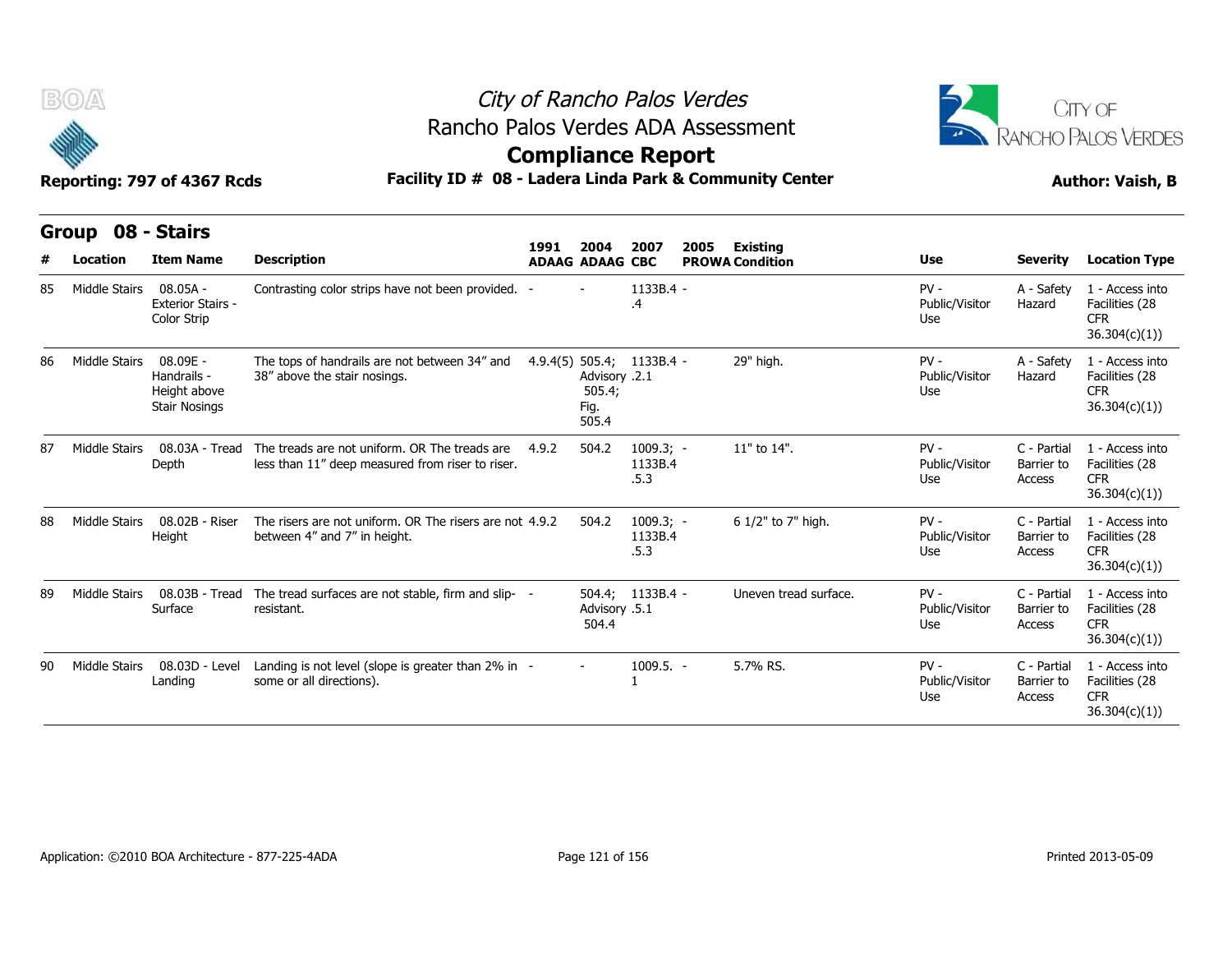## Group 08 - Stairs

| # | Location | Item Name | Description | 1991 ADAAG | 2004 ADAAG | 2007 CBC | 2005 PROWA | Existing Condition | Use | Severity | Location Type |
|---|---|---|---|---|---|---|---|---|---|---|---|
| 85 | Middle Stairs | 08.05A - Exterior Stairs - Color Strip | Contrasting color strips have not been provided. | - | - | 1133B.4.4 | - | | PV - Public/Visitor Use | A - Safety Hazard | 1 - Access into Facilities (28 CFR 36.304(c)(1)) |
| 86 | Middle Stairs | 08.09E - Handrails - Height above Stair Nosings | The tops of handrails are not between 34" and 38" above the stair nosings. | 4.9.4(5) | 505.4; Advisory 505.4; Fig. 505.4 | 1133B.4.2.1 | - | 29" high. | PV - Public/Visitor Use | A - Safety Hazard | 1 - Access into Facilities (28 CFR 36.304(c)(1)) |
| 87 | Middle Stairs | 08.03A - Tread Depth | The treads are not uniform. OR The treads are less than 11" deep measured from riser to riser. | 4.9.2 | 504.2 | 1009.3; 1133B.4.5.3 | - | 11" to 14". | PV - Public/Visitor Use | C - Partial Barrier to Access | 1 - Access into Facilities (28 CFR 36.304(c)(1)) |
| 88 | Middle Stairs | 08.02B - Riser Height | The risers are not uniform. OR The risers are not between 4" and 7" in height. | 4.9.2 | 504.2 | 1009.3; 1133B.4.5.3 | - | 6 1/2" to 7" high. | PV - Public/Visitor Use | C - Partial Barrier to Access | 1 - Access into Facilities (28 CFR 36.304(c)(1)) |
| 89 | Middle Stairs | 08.03B - Tread Surface | The tread surfaces are not stable, firm and slip-resistant. | - | 504.4; Advisory 504.4 | 1133B.4.5.1 | - | Uneven tread surface. | PV - Public/Visitor Use | C - Partial Barrier to Access | 1 - Access into Facilities (28 CFR 36.304(c)(1)) |
| 90 | Middle Stairs | 08.03D - Level Landing | Landing is not level (slope is greater than 2% in some or all directions). | - | - | 1009.5.1 | - | 5.7% RS. | PV - Public/Visitor Use | C - Partial Barrier to Access | 1 - Access into Facilities (28 CFR 36.304(c)(1)) |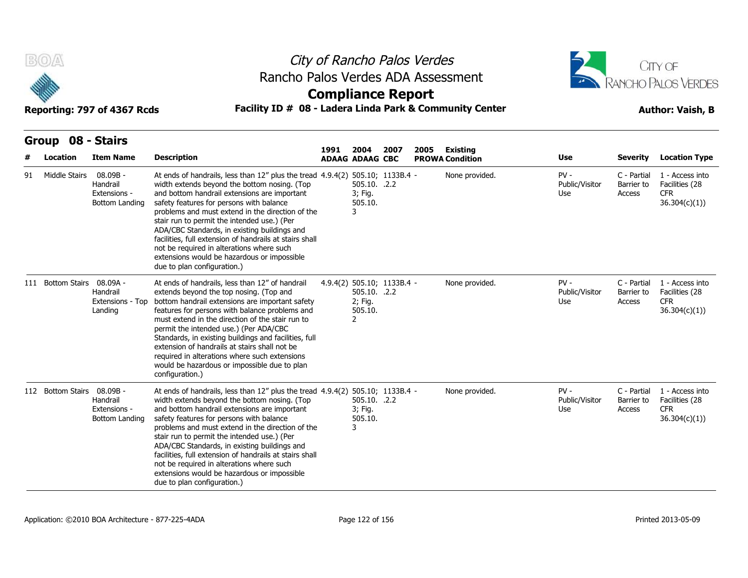# City of Rancho Palos Verdes

## Rancho Palos Verdes ADA Assessment

## Compliance Report

Reporting: 797 of 4367 Rcds

**Facility ID # 08 - Ladera Linda Park & Community Center**

**Author: Vaish, B**

### Group 08 - Stairs

| # | Location | Item Name | Description | 1991 ADAAG | 2004 ADAAG | 2007 CBC | 2005 PROWA | Existing Condition | Use | Severity | Location Type |
|---|---|---|---|---|---|---|---|---|---|---|---|
| 91 | Middle Stairs | 08.09B - Handrail Extensions - Bottom Landing | At ends of handrails, less than 12" plus the tread width extends beyond the bottom nosing. (Top and bottom handrail extensions are important safety features for persons with balance problems and must extend in the direction of the stair run to permit the intended use.) (Per ADA/CBC Standards, in existing buildings and facilities, full extension of handrails at stairs shall not be required in alterations where such extensions would be hazardous or impossible due to plan configuration.) | 4.9.4(2) | 505.10; 505.10.3; Fig. 505.10.3 | 1133B.4.2.2 | - | None provided. | PV - Public/Visitor Use | C - Partial Barrier to Access | 1 - Access into Facilities (28 CFR 36.304(c)(1)) |
| 111 | Bottom Stairs | 08.09A - Handrail Extensions - Top Landing | At ends of handrails, less than 12" of handrail extends beyond the top nosing. (Top and bottom handrail extensions are important safety features for persons with balance problems and must extend in the direction of the stair run to permit the intended use.) (Per ADA/CBC Standards, in existing buildings and facilities, full extension of handrails at stairs shall not be required in alterations where such extensions would be hazardous or impossible due to plan configuration.) | 4.9.4(2) | 505.10; 505.10.2; Fig. 505.10.2 | 1133B.4.2.2 | - | None provided. | PV - Public/Visitor Use | C - Partial Barrier to Access | 1 - Access into Facilities (28 CFR 36.304(c)(1)) |
| 112 | Bottom Stairs | 08.09B - Handrail Extensions - Bottom Landing | At ends of handrails, less than 12" plus the tread width extends beyond the bottom nosing. (Top and bottom handrail extensions are important safety features for persons with balance problems and must extend in the direction of the stair run to permit the intended use.) (Per ADA/CBC Standards, in existing buildings and facilities, full extension of handrails at stairs shall not be required in alterations where such extensions would be hazardous or impossible due to plan configuration.) | 4.9.4(2) | 505.10; 505.10.3; Fig. 505.10.3 | 1133B.4.2.2 | - | None provided. | PV - Public/Visitor Use | C - Partial Barrier to Access | 1 - Access into Facilities (28 CFR 36.304(c)(1)) |

Application: ©2010 BOA Architecture - 877-225-4ADA

Printed 2013-05-09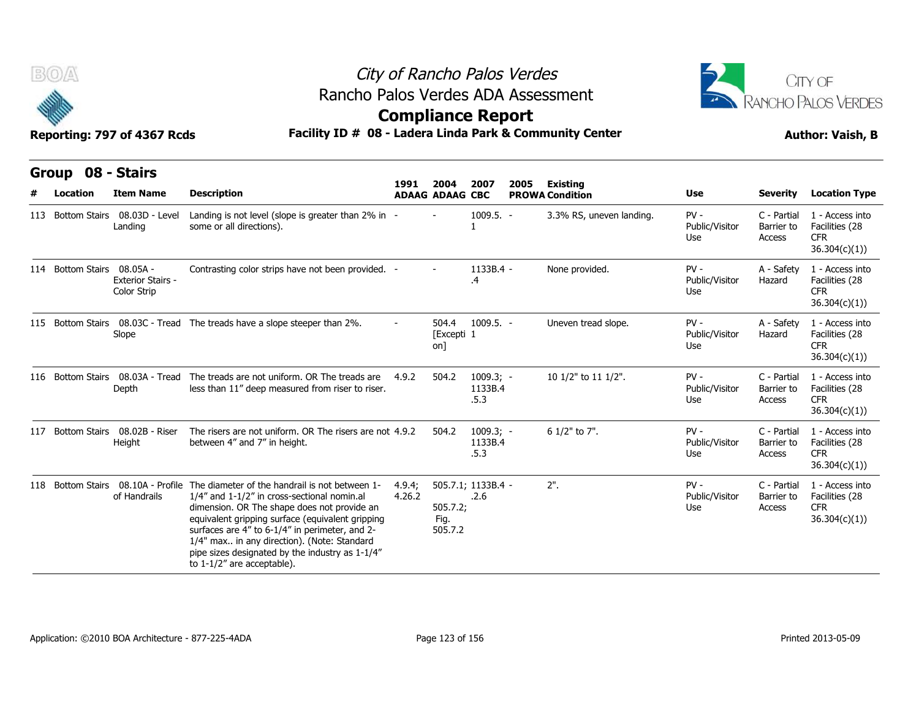City of Rancho Palos Verdes
Rancho Palos Verdes ADA Assessment

# Compliance Report

Reporting: 797 of 4367 Rcds

**Facility ID # 08 - Ladera Linda Park & Community Center**

Author: Vaish, B

## Group 08 - Stairs

| # | Location | Item Name | Description | 1991 ADAAG | 2004 ADAAG | 2007 CBC | 2005 PROWA | Existing Condition | Use | Severity | Location Type |
|---|---|---|---|---|---|---|---|---|---|---|---|
| 113 | Bottom Stairs | 08.03D - Level Landing | Landing is not level (slope is greater than 2% in some or all directions). | - | - | 1009.5.1 | - | 3.3% RS, uneven landing. | PV - Public/Visitor Use | C - Partial Barrier to Access | 1 - Access into Facilities (28 CFR 36.304(c)(1)) |
| 114 | Bottom Stairs | 08.05A - Exterior Stairs - Color Strip | Contrasting color strips have not been provided. | - | - | 1133B.4.4 | - | None provided. | PV - Public/Visitor Use | A - Safety Hazard | 1 - Access into Facilities (28 CFR 36.304(c)(1)) |
| 115 | Bottom Stairs | 08.03C - Tread Slope | The treads have a slope steeper than 2%. | - | 504.4 [Exception] | 1009.5.1 | - | Uneven tread slope. | PV - Public/Visitor Use | A - Safety Hazard | 1 - Access into Facilities (28 CFR 36.304(c)(1)) |
| 116 | Bottom Stairs | 08.03A - Tread Depth | The treads are not uniform. OR The treads are less than 11" deep measured from riser to riser. | 4.9.2 | 504.2 | 1009.3; 1133B.4.5.3 | - | 10 1/2" to 11 1/2". | PV - Public/Visitor Use | C - Partial Barrier to Access | 1 - Access into Facilities (28 CFR 36.304(c)(1)) |
| 117 | Bottom Stairs | 08.02B - Riser Height | The risers are not uniform. OR The risers are not between 4" and 7" in height. | 4.9.2 | 504.2 | 1009.3; 1133B.4.5.3 | - | 6 1/2" to 7". | PV - Public/Visitor Use | C - Partial Barrier to Access | 1 - Access into Facilities (28 CFR 36.304(c)(1)) |
| 118 | Bottom Stairs | 08.10A - Profile of Handrails | The diameter of the handrail is not between 1-1/4" and 1-1/2" in cross-sectional nomin.al dimension. OR The shape does not provide an equivalent gripping surface (equivalent gripping surfaces are 4" to 6-1/4" in perimeter, and 2-1/4" max.. in any direction). (Note: Standard pipe sizes designated by the industry as 1-1/4" to 1-1/2" are acceptable). | 4.9.4; 4.26.2 | 505.7.1; 505.7.2; Fig. 505.7.2 | 1133B.4.2.6 | - | 2". | PV - Public/Visitor Use | C - Partial Barrier to Access | 1 - Access into Facilities (28 CFR 36.304(c)(1)) |

Application: ©2010 BOA Architecture - 877-225-4ADA

Printed 2013-05-09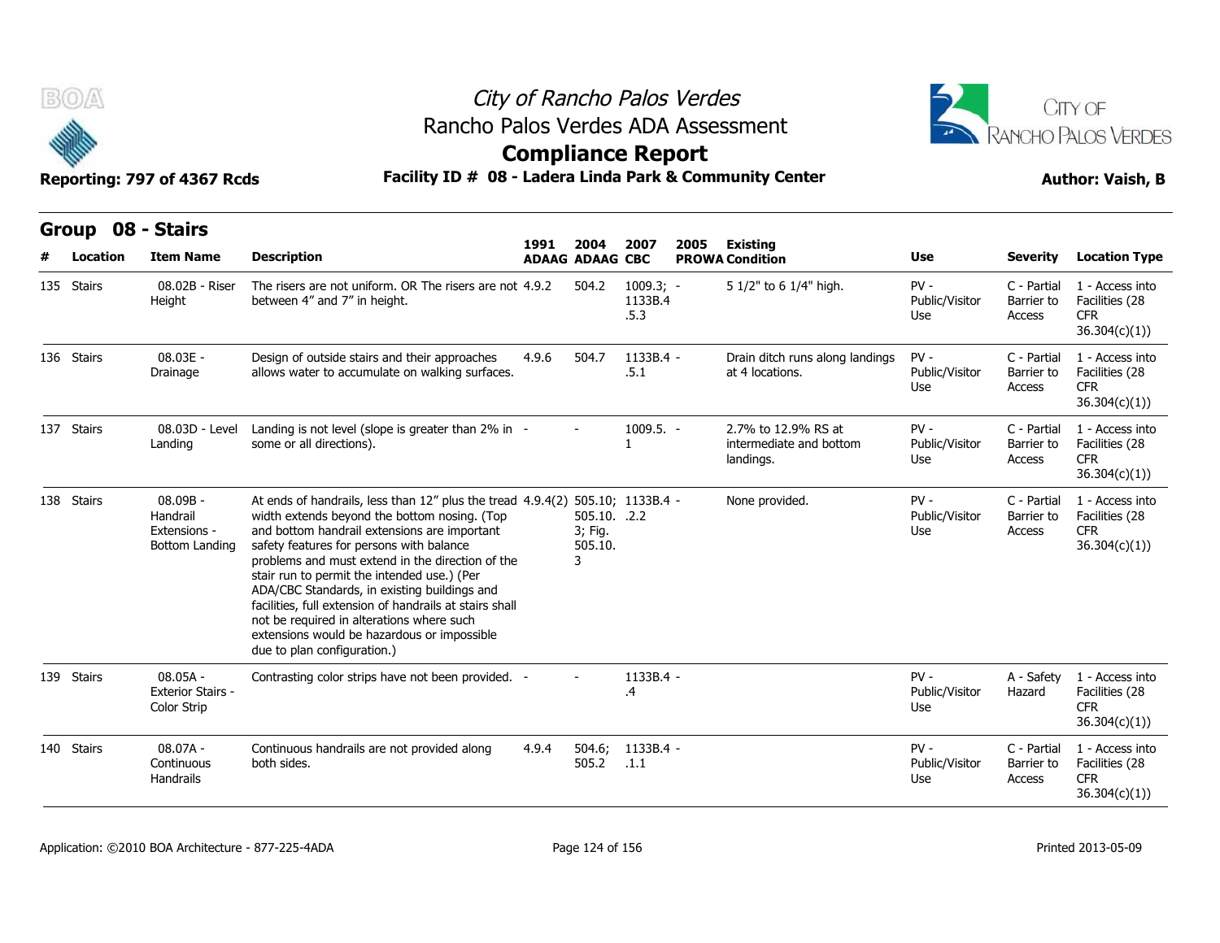# City of Rancho Palos Verdes

## Rancho Palos Verdes ADA Assessment

## Compliance Report

**Reporting: 797 of 4367 Rcds** | **Facility ID # 08 - Ladera Linda Park & Community Center** | **Author: Vaish, B**

## Group 08 - Stairs

| # | Location | Item Name | Description | 1991 ADAAG | 2004 ADAAG | 2007 CBC | 2005 PROWA | Existing Condition | Use | Severity | Location Type |
|---|---|---|---|---|---|---|---|---|---|---|---|
| 135 | Stairs | 08.02B - Riser Height | The risers are not uniform. OR The risers are not between 4" and 7" in height. | 4.9.2 | 504.2 | 1009.3; 1133B.4 .5.3 | - | 5 1/2" to 6 1/4" high. | PV - Public/Visitor Use | C - Partial Barrier to Access | 1 - Access into Facilities (28 CFR 36.304(c)(1)) |
| 136 | Stairs | 08.03E - Drainage | Design of outside stairs and their approaches allows water to accumulate on walking surfaces. | 4.9.6 | 504.7 | 1133B.4 .5.1 | - | Drain ditch runs along landings at 4 locations. | PV - Public/Visitor Use | C - Partial Barrier to Access | 1 - Access into Facilities (28 CFR 36.304(c)(1)) |
| 137 | Stairs | 08.03D - Level Landing | Landing is not level (slope is greater than 2% in some or all directions). | - | - | 1009.5. 1 | - | 2.7% to 12.9% RS at intermediate and bottom landings. | PV - Public/Visitor Use | C - Partial Barrier to Access | 1 - Access into Facilities (28 CFR 36.304(c)(1)) |
| 138 | Stairs | 08.09B - Handrail Extensions - Bottom Landing | At ends of handrails, less than 12" plus the tread width extends beyond the bottom nosing. (Top and bottom handrail extensions are important safety features for persons with balance problems and must extend in the direction of the stair run to permit the intended use.) (Per ADA/CBC Standards, in existing buildings and facilities, full extension of handrails at stairs shall not be required in alterations where such extensions would be hazardous or impossible due to plan configuration.) | 4.9.4(2) | 505.10; 505.10. 3; Fig. 505.10. 3 | 1133B.4 .2.2 | - | None provided. | PV - Public/Visitor Use | C - Partial Barrier to Access | 1 - Access into Facilities (28 CFR 36.304(c)(1)) |
| 139 | Stairs | 08.05A - Exterior Stairs - Color Strip | Contrasting color strips have not been provided. | - | - | 1133B.4 .4 | - | | PV - Public/Visitor Use | A - Safety Hazard | 1 - Access into Facilities (28 CFR 36.304(c)(1)) |
| 140 | Stairs | 08.07A - Continuous Handrails | Continuous handrails are not provided along both sides. | 4.9.4 | 504.6; 505.2 | 1133B.4 .1.1 | - | | PV - Public/Visitor Use | C - Partial Barrier to Access | 1 - Access into Facilities (28 CFR 36.304(c)(1)) |

Application: ©2010 BOA Architecture - 877-225-4ADA | Printed 2013-05-09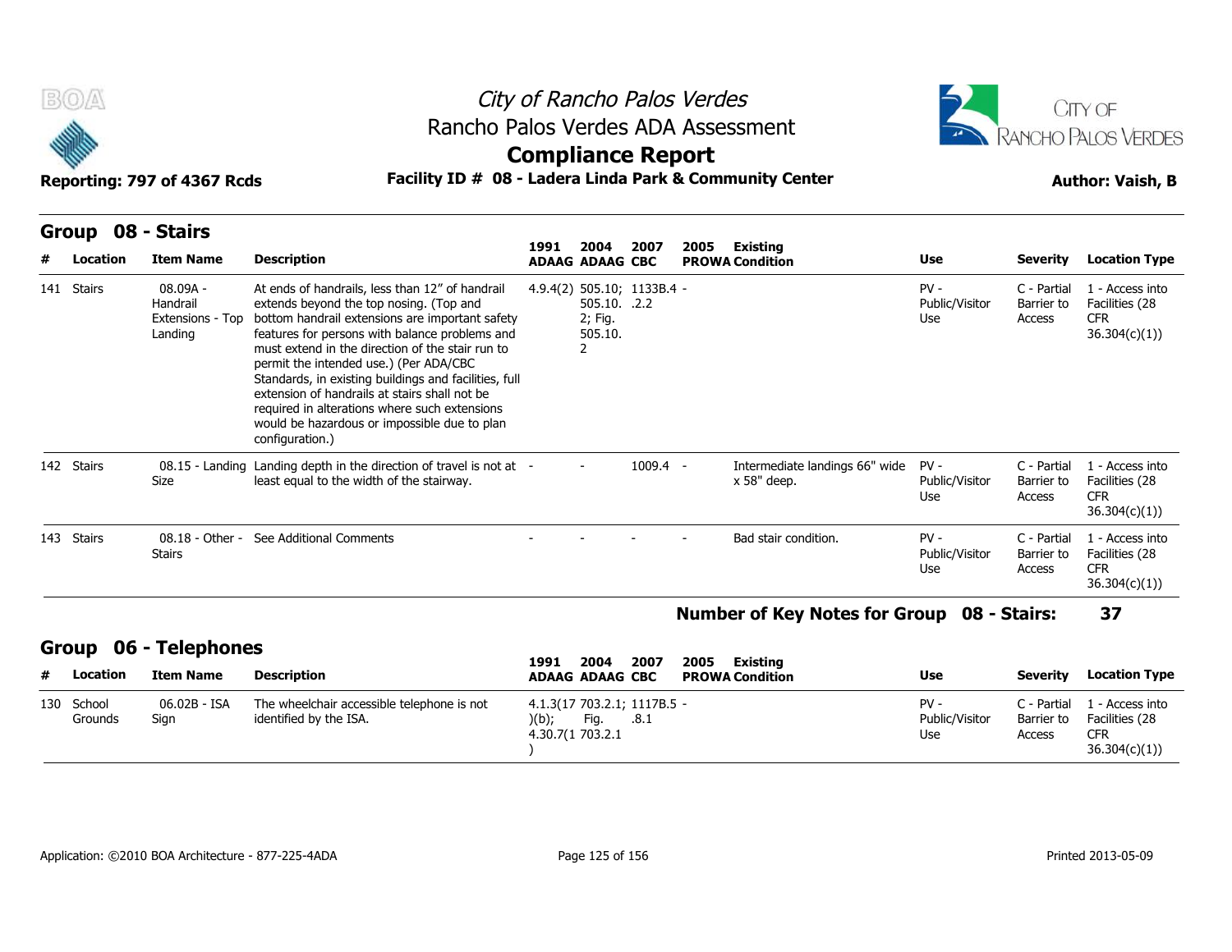# City of Rancho Palos Verdes
## Rancho Palos Verdes ADA Assessment
## Compliance Report

**Reporting: 797 of 4367 Rcds** — **Facility ID # 08 - Ladera Linda Park & Community Center** — **Author: Vaish, B**

## Group 08 - Stairs

| # | Location | Item Name | Description | 1991 ADAAG | 2004 ADAAG | 2007 CBC | 2005 PROWA | Existing Condition | Use | Severity | Location Type |
|---|---|---|---|---|---|---|---|---|---|---|---|
| 141 | Stairs | 08.09A - Handrail Extensions - Top Landing | At ends of handrails, less than 12" of handrail extends beyond the top nosing. (Top and bottom handrail extensions are important safety features for persons with balance problems and must extend in the direction of the stair run to permit the intended use.) (Per ADA/CBC Standards, in existing buildings and facilities, full extension of handrails at stairs shall not be required in alterations where such extensions would be hazardous or impossible due to plan configuration.) | 4.9.4(2) | 505.10; 505.10.2; Fig. 505.10.2 | 1133B.4.2.2 | - | | PV - Public/Visitor Use | C - Partial Barrier to Access | 1 - Access into Facilities (28 CFR 36.304(c)(1)) |
| 142 | Stairs | 08.15 - Landing Size | Landing depth in the direction of travel is not at least equal to the width of the stairway. | - | - | 1009.4 | - | Intermediate landings 66" wide x 58" deep. | PV - Public/Visitor Use | C - Partial Barrier to Access | 1 - Access into Facilities (28 CFR 36.304(c)(1)) |
| 143 | Stairs | 08.18 - Other - Stairs | See Additional Comments | - | - | - | - | Bad stair condition. | PV - Public/Visitor Use | C - Partial Barrier to Access | 1 - Access into Facilities (28 CFR 36.304(c)(1)) |

**Number of Key Notes for Group 08 - Stairs: 37**

## Group 06 - Telephones

| # | Location | Item Name | Description | 1991 ADAAG | 2004 ADAAG | 2007 CBC | 2005 PROWA | Existing Condition | Use | Severity | Location Type |
|---|---|---|---|---|---|---|---|---|---|---|---|
| 130 | School Grounds | 06.02B - ISA Sign | The wheelchair accessible telephone is not identified by the ISA. | 4.1.3(17)(b); 4.30.7(1) | 703.2.1; Fig. 703.2.1 | 1117B.5.8.1 | - | | PV - Public/Visitor Use | C - Partial Barrier to Access | 1 - Access into Facilities (28 CFR 36.304(c)(1)) |

Application: ©2010 BOA Architecture - 877-225-4ADA — Printed 2013-05-09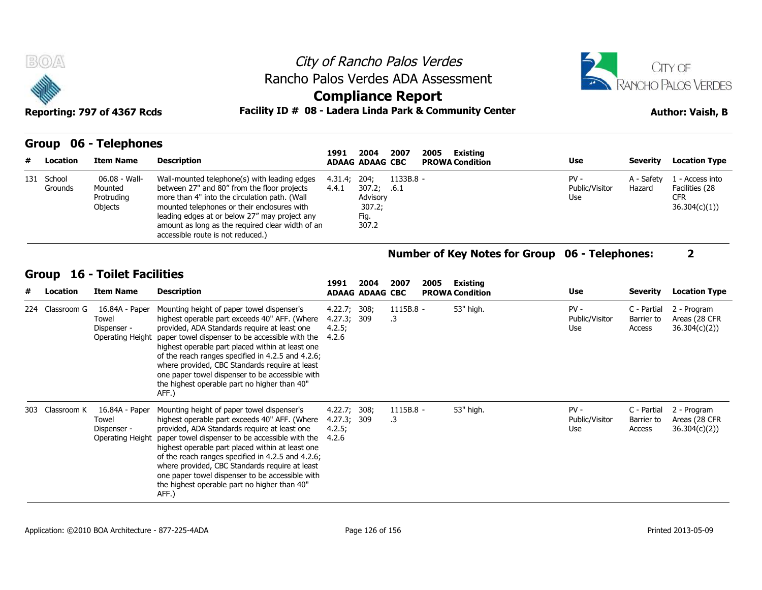# City of Rancho Palos Verdes

## Rancho Palos Verdes ADA Assessment

## Compliance Report

**Reporting: 797 of 4367 Rcds** **Facility ID # 08 - Ladera Linda Park & Community Center** **Author: Vaish, B**

### Group 06 - Telephones

| # | Location | Item Name | Description | 1991 ADAAG | 2004 ADAAG | 2007 CBC | 2005 PROWA | Existing Condition | Use | Severity | Location Type |
|---|---|---|---|---|---|---|---|---|---|---|---|
| 131 | School Grounds | 06.08 - Wall-Mounted Protruding Objects | Wall-mounted telephone(s) with leading edges between 27" and 80" from the floor projects more than 4" into the circulation path. (Wall mounted telephones or their enclosures with leading edges at or below 27" may project any amount as long as the required clear width of an accessible route is not reduced.) | 4.31.4; 4.4.1 | 204; 307.2; Advisory 307.2; Fig. 307.2 | 1133B.8 - .6.1 | | | PV - Public/Visitor Use | A - Safety Hazard | 1 - Access into Facilities (28 CFR 36.304(c)(1)) |

**Number of Key Notes for Group 06 - Telephones: 2**

### Group 16 - Toilet Facilities

| # | Location | Item Name | Description | 1991 ADAAG | 2004 ADAAG | 2007 CBC | 2005 PROWA | Existing Condition | Use | Severity | Location Type |
|---|---|---|---|---|---|---|---|---|---|---|---|
| 224 | Classroom G | 16.84A - Paper Towel Dispenser - Operating Height | Mounting height of paper towel dispenser's highest operable part exceeds 40" AFF. (Where provided, ADA Standards require at least one paper towel dispenser to be accessible with the highest operable part placed within at least one of the reach ranges specified in 4.2.5 and 4.2.6; where provided, CBC Standards require at least one paper towel dispenser to be accessible with the highest operable part no higher than 40" AFF.) | 4.22.7; 4.27.3; 4.2.5; 4.2.6 | 308; 309 | 1115B.8 - .3 | | 53" high. | PV - Public/Visitor Use | C - Partial Barrier to Access | 2 - Program Areas (28 CFR 36.304(c)(2)) |
| 303 | Classroom K | 16.84A - Paper Towel Dispenser - Operating Height | Mounting height of paper towel dispenser's highest operable part exceeds 40" AFF. (Where provided, ADA Standards require at least one paper towel dispenser to be accessible with the highest operable part placed within at least one of the reach ranges specified in 4.2.5 and 4.2.6; where provided, CBC Standards require at least one paper towel dispenser to be accessible with the highest operable part no higher than 40" AFF.) | 4.22.7; 4.27.3; 4.2.5; 4.2.6 | 308; 309 | 1115B.8 - .3 | | 53" high. | PV - Public/Visitor Use | C - Partial Barrier to Access | 2 - Program Areas (28 CFR 36.304(c)(2)) |

Application: ©2010 BOA Architecture - 877-225-4ADA Printed 2013-05-09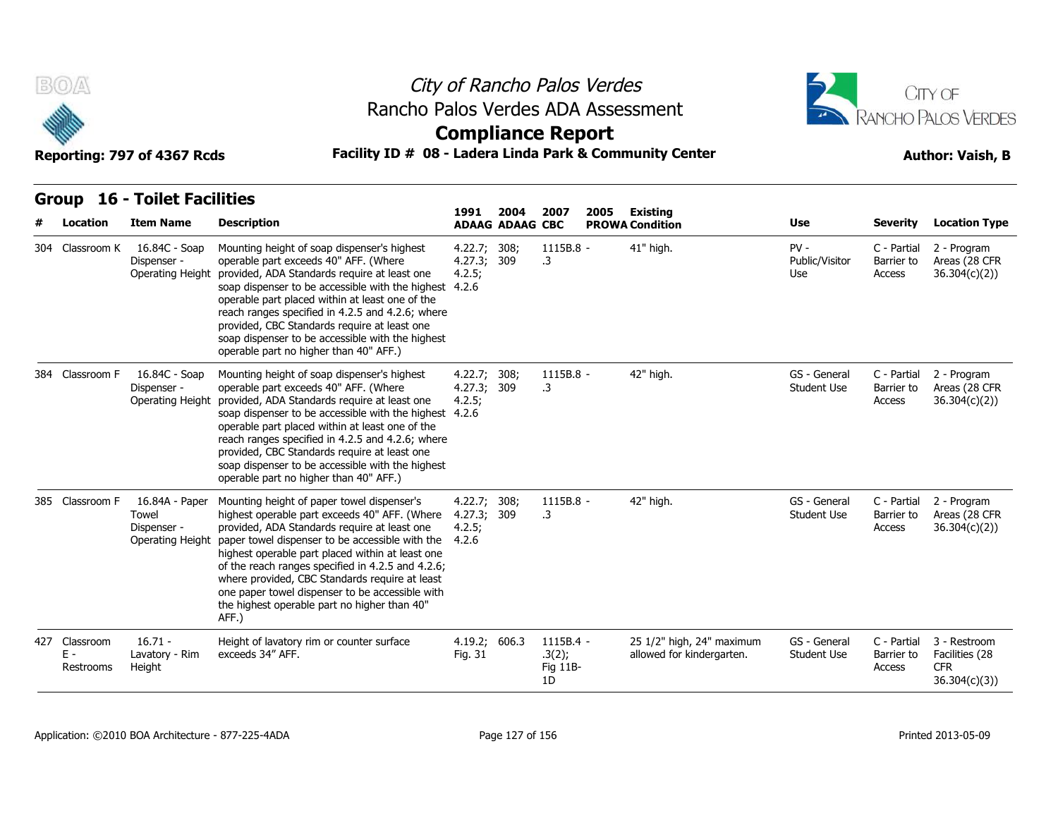# City of Rancho Palos Verdes
## Rancho Palos Verdes ADA Assessment
## Compliance Report

Reporting: 797 of 4367 Rcds

**Facility ID # 08 - Ladera Linda Park & Community Center**

**Author: Vaish, B**

### Group 16 - Toilet Facilities

| # | Location | Item Name | Description | 1991 ADAAG | 2004 ADAAG | 2007 CBC | 2005 PROWA | Existing Condition | Use | Severity | Location Type |
|---|---|---|---|---|---|---|---|---|---|---|---|
| 304 | Classroom K | 16.84C - Soap Dispenser - Operating Height | Mounting height of soap dispenser's highest operable part exceeds 40" AFF. (Where provided, ADA Standards require at least one soap dispenser to be accessible with the highest operable part placed within at least one of the reach ranges specified in 4.2.5 and 4.2.6; where provided, CBC Standards require at least one soap dispenser to be accessible with the highest operable part no higher than 40" AFF.) | 4.22.7; 4.27.3; 4.2.5; 4.2.6 | 308; 309 | 1115B.8 - .3 | | 41" high. | PV - Public/Visitor Use | C - Partial Barrier to Access | 2 - Program Areas (28 CFR 36.304(c)(2)) |
| 384 | Classroom F | 16.84C - Soap Dispenser - Operating Height | Mounting height of soap dispenser's highest operable part exceeds 40" AFF. (Where provided, ADA Standards require at least one soap dispenser to be accessible with the highest operable part placed within at least one of the reach ranges specified in 4.2.5 and 4.2.6; where provided, CBC Standards require at least one soap dispenser to be accessible with the highest operable part no higher than 40" AFF.) | 4.22.7; 4.27.3; 4.2.5; 4.2.6 | 308; 309 | 1115B.8 - .3 | | 42" high. | GS - General Student Use | C - Partial Barrier to Access | 2 - Program Areas (28 CFR 36.304(c)(2)) |
| 385 | Classroom F | 16.84A - Paper Towel Dispenser - Operating Height | Mounting height of paper towel dispenser's highest operable part exceeds 40" AFF. (Where provided, ADA Standards require at least one paper towel dispenser to be accessible with the highest operable part placed within at least one of the reach ranges specified in 4.2.5 and 4.2.6; where provided, CBC Standards require at least one paper towel dispenser to be accessible with the highest operable part no higher than 40" AFF.) | 4.22.7; 4.27.3; 4.2.5; 4.2.6 | 308; 309 | 1115B.8 - .3 | | 42" high. | GS - General Student Use | C - Partial Barrier to Access | 2 - Program Areas (28 CFR 36.304(c)(2)) |
| 427 | Classroom E - Restrooms | 16.71 - Lavatory - Rim Height | Height of lavatory rim or counter surface exceeds 34" AFF. | 4.19.2; Fig. 31 | 606.3 | 1115B.4 - .3(2); Fig 11B-1D | | 25 1/2" high, 24" maximum allowed for kindergarten. | GS - General Student Use | C - Partial Barrier to Access | 3 - Restroom Facilities (28 CFR 36.304(c)(3)) |

Application: ©2010 BOA Architecture - 877-225-4ADA

Printed 2013-05-09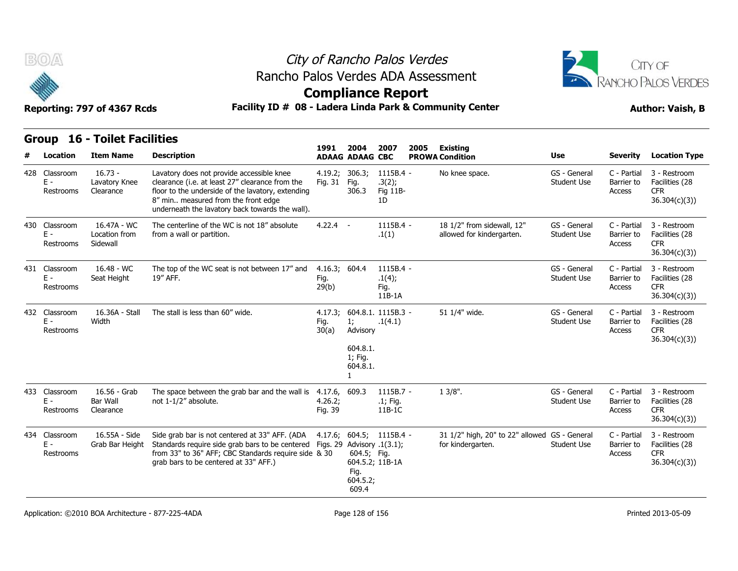City of Rancho Palos Verdes
Rancho Palos Verdes ADA Assessment
**Compliance Report**

**Reporting: 797 of 4367 Rcds** **Facility ID # 08 - Ladera Linda Park & Community Center** **Author: Vaish, B**

## Group 16 - Toilet Facilities

| # | Location | Item Name | Description | 1991 ADAAG | 2004 ADAAG | 2007 CBC | 2005 PROWA | Existing Condition | Use | Severity | Location Type |
|---|---|---|---|---|---|---|---|---|---|---|---|
| 428 | Classroom E - Restrooms | 16.73 - Lavatory Knee Clearance | Lavatory does not provide accessible knee clearance (i.e. at least 27" clearance from the floor to the underside of the lavatory, extending 8" min.. measured from the front edge underneath the lavatory back towards the wall). | 4.19.2; Fig. 31 | 306.3; Fig. 306.3 | 1115B.4 - .3(2); Fig 11B-1D | | No knee space. | GS - General Student Use | C - Partial Barrier to Access | 3 - Restroom Facilities (28 CFR 36.304(c)(3)) |
| 430 | Classroom E - Restrooms | 16.47A - WC Location from Sidewall | The centerline of the WC is not 18" absolute from a wall or partition. | 4.22.4 | - | 1115B.4 - .1(1) | | 18 1/2" from sidewall, 12" allowed for kindergarten. | GS - General Student Use | C - Partial Barrier to Access | 3 - Restroom Facilities (28 CFR 36.304(c)(3)) |
| 431 | Classroom E - Restrooms | 16.48 - WC Seat Height | The top of the WC seat is not between 17" and 19" AFF. | 4.16.3; Fig. 29(b) | 604.4 | 1115B.4 - .1(4); Fig. 11B-1A | | | GS - General Student Use | C - Partial Barrier to Access | 3 - Restroom Facilities (28 CFR 36.304(c)(3)) |
| 432 | Classroom E - Restrooms | 16.36A - Stall Width | The stall is less than 60" wide. | 4.17.3; Fig. 30(a) | 604.8.1.1; Advisory 604.8.1.1; Fig. 604.8.1.1 | 1115B.3 - .1(4.1) | | 51 1/4" wide. | GS - General Student Use | C - Partial Barrier to Access | 3 - Restroom Facilities (28 CFR 36.304(c)(3)) |
| 433 | Classroom E - Restrooms | 16.56 - Grab Bar Wall Clearance | The space between the grab bar and the wall is not 1-1/2" absolute. | 4.17.6, 4.26.2; Fig. 39 | 609.3 | 1115B.7 - .1; Fig. 11B-1C | | 1 3/8". | GS - General Student Use | C - Partial Barrier to Access | 3 - Restroom Facilities (28 CFR 36.304(c)(3)) |
| 434 | Classroom E - Restrooms | 16.55A - Side Grab Bar Height | Side grab bar is not centered at 33" AFF. (ADA Standards require side grab bars to be centered from 33" to 36" AFF; CBC Standards require side grab bars to be centered at 33" AFF.) | 4.17.6; Figs. 29 & 30 | 604.5; Advisory 604.5; 604.5.2; Fig. 604.5.2; 609.4 | 1115B.4 - .1(3.1); Fig. 11B-1A | | 31 1/2" high, 20" to 22" allowed for kindergarten. | GS - General Student Use | C - Partial Barrier to Access | 3 - Restroom Facilities (28 CFR 36.304(c)(3)) |

Application: ©2010 BOA Architecture - 877-225-4ADA Printed 2013-05-09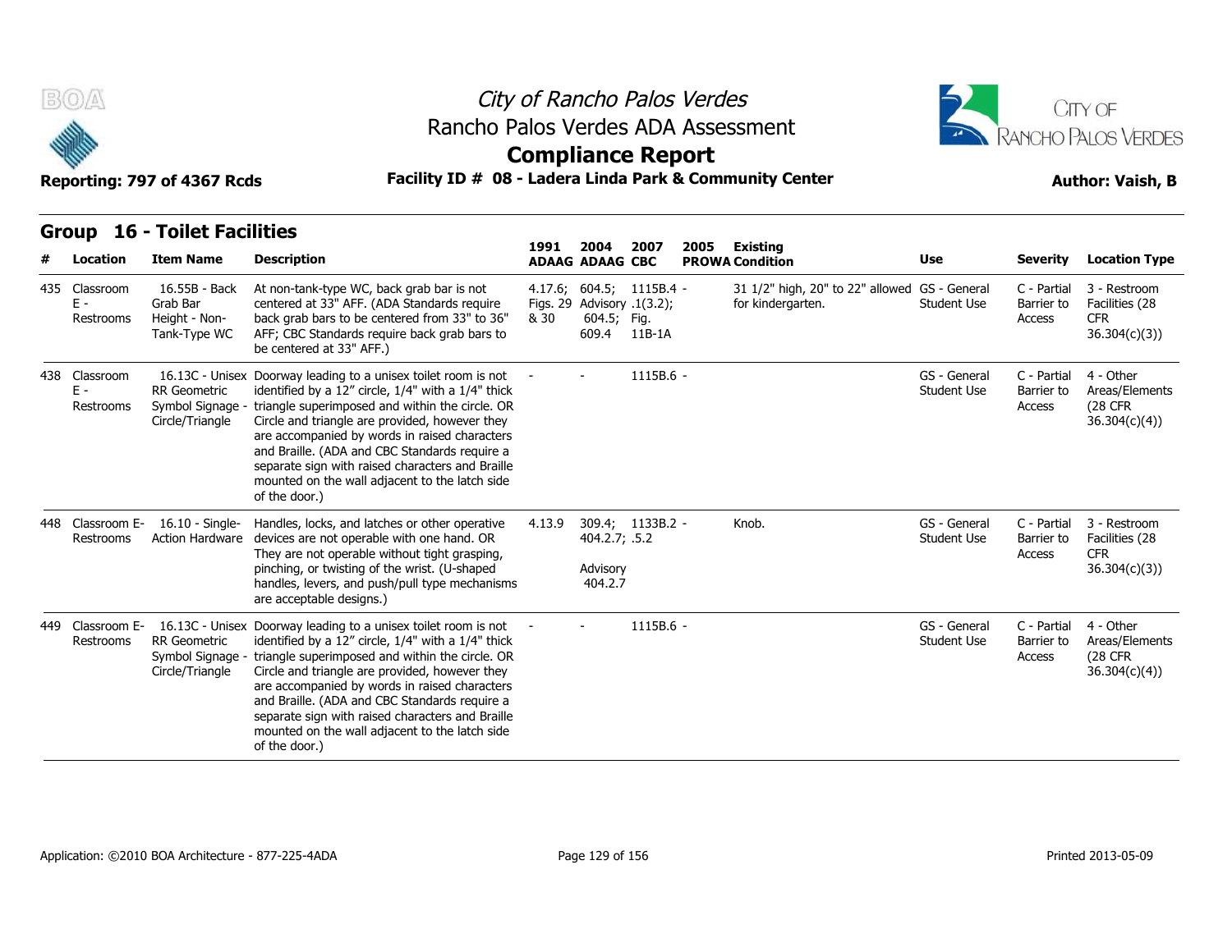# City of Rancho Palos Verdes

## Rancho Palos Verdes ADA Assessment

## Compliance Report

**Reporting: 797 of 4367 Rcds** **Facility ID # 08 - Ladera Linda Park & Community Center** **Author: Vaish, B**

### Group 16 - Toilet Facilities

| # | Location | Item Name | Description | 1991 ADAAG | 2004 ADAAG | 2007 CBC | 2005 PROWA | Existing Condition | Use | Severity | Location Type |
|---|---|---|---|---|---|---|---|---|---|---|---|
| 435 | Classroom E - Restrooms | 16.55B - Back Grab Bar Height - Non-Tank-Type WC | At non-tank-type WC, back grab bar is not centered at 33" AFF. (ADA Standards require back grab bars to be centered from 33" to 36" AFF; CBC Standards require back grab bars to be centered at 33" AFF.) | 4.17.6; Figs. 29 & 30 | 604.5; Advisory 604.5; 609.4 | 1115B.4 .1(3.2); Fig. 11B-1A | - | 31 1/2" high, 20" to 22" allowed for kindergarten. | GS - General Student Use | C - Partial Barrier to Access | 3 - Restroom Facilities (28 CFR 36.304(c)(3)) |
| 438 | Classroom E - Restrooms | 16.13C - Unisex RR Geometric Symbol Signage - Circle/Triangle | Doorway leading to a unisex toilet room is not identified by a 12" circle, 1/4" with a 1/4" thick triangle superimposed and within the circle. OR Circle and triangle are provided, however they are accompanied by words in raised characters and Braille. (ADA and CBC Standards require a separate sign with raised characters and Braille mounted on the wall adjacent to the latch side of the door.) | - | - | 1115B.6 | - | | GS - General Student Use | C - Partial Barrier to Access | 4 - Other Areas/Elements (28 CFR 36.304(c)(4)) |
| 448 | Classroom E-Restrooms | 16.10 - Single-Action Hardware | Handles, locks, and latches or other operative devices are not operable with one hand. OR They are not operable without tight grasping, pinching, or twisting of the wrist. (U-shaped handles, levers, and push/pull type mechanisms are acceptable designs.) | 4.13.9 | 309.4; 404.2.7; Advisory 404.2.7 | 1133B.2 .5.2 | - | Knob. | GS - General Student Use | C - Partial Barrier to Access | 3 - Restroom Facilities (28 CFR 36.304(c)(3)) |
| 449 | Classroom E-Restrooms | 16.13C - Unisex RR Geometric Symbol Signage - Circle/Triangle | Doorway leading to a unisex toilet room is not identified by a 12" circle, 1/4" with a 1/4" thick triangle superimposed and within the circle. OR Circle and triangle are provided, however they are accompanied by words in raised characters and Braille. (ADA and CBC Standards require a separate sign with raised characters and Braille mounted on the wall adjacent to the latch side of the door.) | - | - | 1115B.6 | - | | GS - General Student Use | C - Partial Barrier to Access | 4 - Other Areas/Elements (28 CFR 36.304(c)(4)) |

Application: ©2010 BOA Architecture - 877-225-4ADA Printed 2013-05-09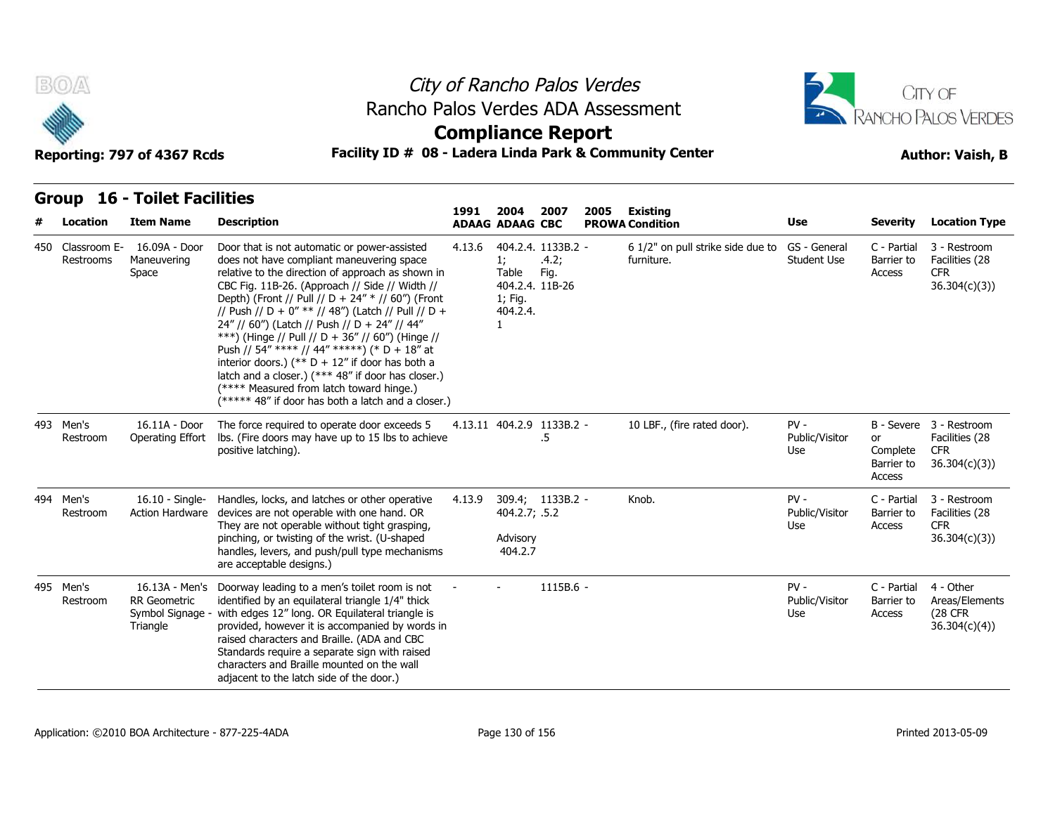## Group 16 - Toilet Facilities

| # | Location | Item Name | Description | 1991 ADAAG | 2004 ADAAG | 2007 CBC | 2005 PROWA | Existing Condition | Use | Severity | Location Type |
|---|---|---|---|---|---|---|---|---|---|---|---|
| 450 | Classroom E-Restrooms | 16.09A - Door Maneuvering Space | Door that is not automatic or power-assisted does not have compliant maneuvering space relative to the direction of approach as shown in CBC Fig. 11B-26. (Approach // Side // Width // Depth) (Front // Pull // D + 24" * // 60") (Front // Push // D + 0" ** // 48") (Latch // Pull // D + 24" // 60") (Latch // Push // D + 24" // 44" ***) (Hinge // Pull // D + 36" // 60") (Hinge // Push // 54" **** // 44" *****) (* D + 18" at interior doors.) (** D + 12" if door has both a latch and a closer.) (*** 48" if door has closer.) (**** Measured from latch toward hinge.) (***** 48" if door has both a latch and a closer.) | 4.13.6 | 404.2.4.1; Table 404.2.4.1; Fig. 404.2.4.1 | 1133B.2.4.2; Fig. 11B-26 | - | 6 1/2" on pull strike side due to furniture. | GS - General Student Use | C - Partial Barrier to Access | 3 - Restroom Facilities (28 CFR 36.304(c)(3)) |
| 493 | Men's Restroom | 16.11A - Door Operating Effort | The force required to operate door exceeds 5 lbs. (Fire doors may have up to 15 lbs to achieve positive latching). | 4.13.11 | 404.2.9 | 1133B.2.5 | - | 10 LBF., (fire rated door). | PV - Public/Visitor Use | B - Severe or Complete Barrier to Access | 3 - Restroom Facilities (28 CFR 36.304(c)(3)) |
| 494 | Men's Restroom | 16.10 - Single-Action Hardware | Handles, locks, and latches or other operative devices are not operable with one hand. OR They are not operable without tight grasping, pinching, or twisting of the wrist. (U-shaped handles, levers, and push/pull type mechanisms are acceptable designs.) | 4.13.9 | 309.4; 404.2.7; Advisory 404.2.7 | 1133B.2.5.2 | - | Knob. | PV - Public/Visitor Use | C - Partial Barrier to Access | 3 - Restroom Facilities (28 CFR 36.304(c)(3)) |
| 495 | Men's Restroom | 16.13A - Men's RR Geometric Symbol Signage - Triangle | Doorway leading to a men's toilet room is not identified by an equilateral triangle 1/4" thick with edges 12" long. OR Equilateral triangle is provided, however it is accompanied by words in raised characters and Braille. (ADA and CBC Standards require a separate sign with raised characters and Braille mounted on the wall adjacent to the latch side of the door.) | - | - | 1115B.6 | - | | PV - Public/Visitor Use | C - Partial Barrier to Access | 4 - Other Areas/Elements (28 CFR 36.304(c)(4)) |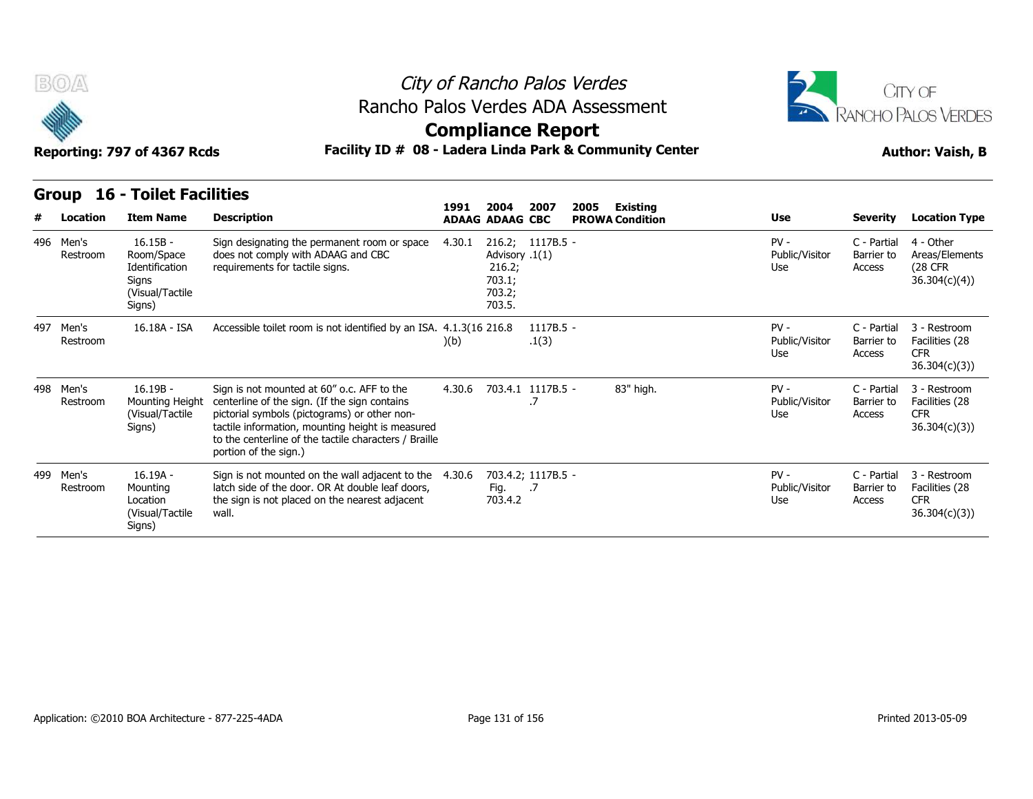## Group 16 - Toilet Facilities

| # | Location | Item Name | Description | 1991 ADAAG | 2004 ADAAG | 2007 CBC | 2005 PROWA | Existing Condition | Use | Severity | Location Type |
|---|---|---|---|---|---|---|---|---|---|---|---|
| 496 | Men's Restroom | 16.15B - Room/Space Identification Signs (Visual/Tactile Signs) | Sign designating the permanent room or space does not comply with ADAAG and CBC requirements for tactile signs. | 4.30.1 | 216.2; Advisory 216.2; 703.1; 703.2; 703.5. | 1117B.5 - .1(1) | | | PV - Public/Visitor Use | C - Partial Barrier to Access | 4 - Other Areas/Elements (28 CFR 36.304(c)(4)) |
| 497 | Men's Restroom | 16.18A - ISA | Accessible toilet room is not identified by an ISA. | 4.1.3(16)(b) | 216.8 | 1117B.5 - .1(3) | | | PV - Public/Visitor Use | C - Partial Barrier to Access | 3 - Restroom Facilities (28 CFR 36.304(c)(3)) |
| 498 | Men's Restroom | 16.19B - Mounting Height (Visual/Tactile Signs) | Sign is not mounted at 60" o.c. AFF to the centerline of the sign. (If the sign contains pictorial symbols (pictograms) or other non-tactile information, mounting height is measured to the centerline of the tactile characters / Braille portion of the sign.) | 4.30.6 | 703.4.1 | 1117B.5 - .7 | | 83" high. | PV - Public/Visitor Use | C - Partial Barrier to Access | 3 - Restroom Facilities (28 CFR 36.304(c)(3)) |
| 499 | Men's Restroom | 16.19A - Mounting Location (Visual/Tactile Signs) | Sign is not mounted on the wall adjacent to the latch side of the door. OR At double leaf doors, the sign is not placed on the nearest adjacent wall. | 4.30.6 | 703.4.2; Fig. 703.4.2 | 1117B.5 - .7 | | | PV - Public/Visitor Use | C - Partial Barrier to Access | 3 - Restroom Facilities (28 CFR 36.304(c)(3)) |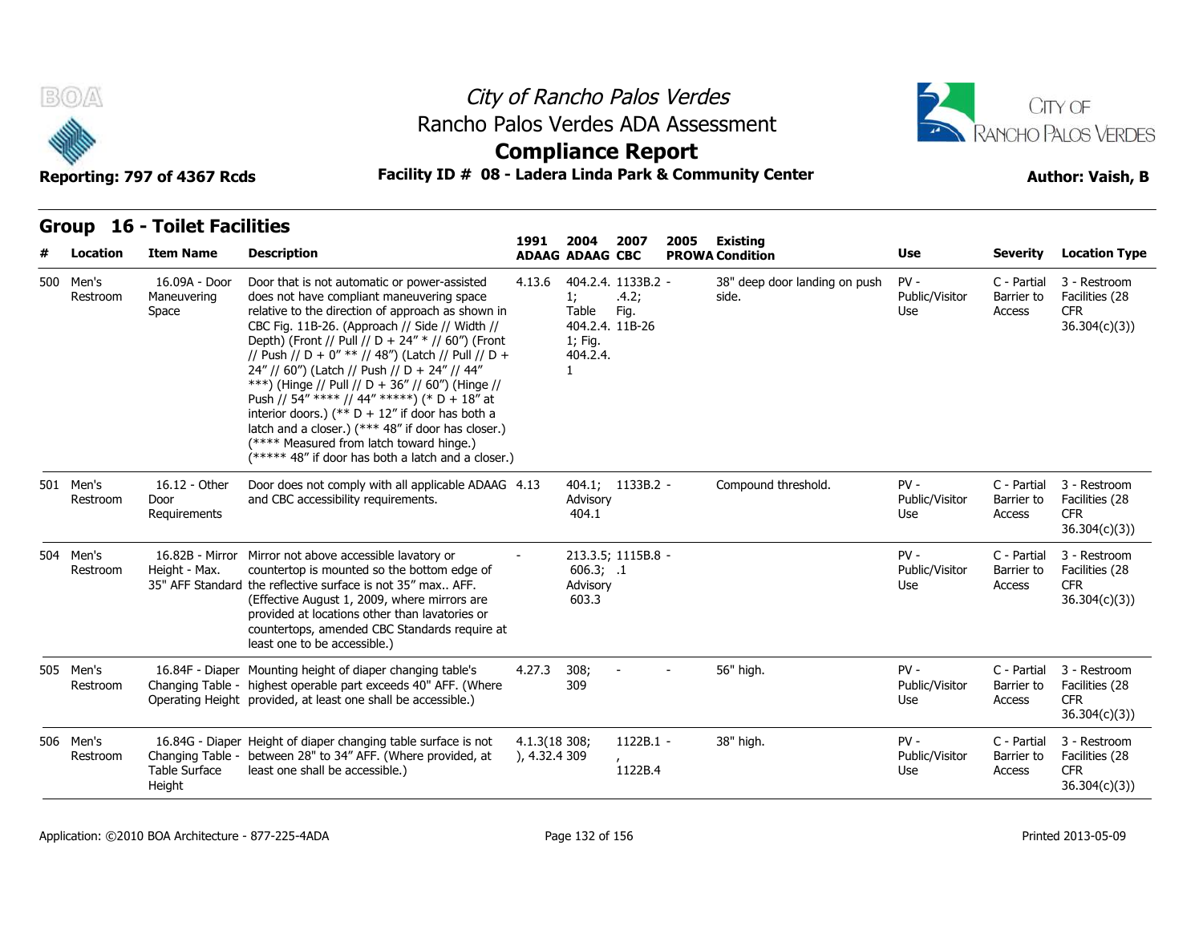City of Rancho Palos Verdes
Rancho Palos Verdes ADA Assessment
**Compliance Report**

Reporting: 797 of 4367 Rcds — Facility ID # 08 - Ladera Linda Park & Community Center — Author: Vaish, B

## Group 16 - Toilet Facilities

| # | Location | Item Name | Description | 1991 ADAAG | 2004 ADAAG | 2007 CBC | 2005 PROWA | Existing Condition | Use | Severity | Location Type |
|---|---|---|---|---|---|---|---|---|---|---|---|
| 500 | Men's Restroom | 16.09A - Door Maneuvering Space | Door that is not automatic or power-assisted does not have compliant maneuvering space relative to the direction of approach as shown in CBC Fig. 11B-26. (Approach // Side // Width // Depth) (Front // Pull // D + 24" * // 60") (Front // Push // D + 0" ** // 48") (Latch // Pull // D + 24" // 60") (Latch // Push // D + 24" // 44" ***) (Hinge // Pull // D + 36" // 60") (Hinge // Push // 54" **** // 44" *****) (* D + 18" at interior doors.) (** D + 12" if door has both a latch and a closer.) (*** 48" if door has closer.) (**** Measured from latch toward hinge.) (***** 48" if door has both a latch and a closer.) | 4.13.6 | 404.2.4.1; Table 404.2.4.1; Fig. 404.2.4.1 | 1133B.2.4.2; Fig. 11B-26 | - | 38" deep door landing on push side. | PV - Public/Visitor Use | C - Partial Barrier to Access | 3 - Restroom Facilities (28 CFR 36.304(c)(3)) |
| 501 | Men's Restroom | 16.12 - Other Door Requirements | Door does not comply with all applicable ADAAG and CBC accessibility requirements. | 4.13 | 404.1; Advisory 404.1 | 1133B.2 | - | Compound threshold. | PV - Public/Visitor Use | C - Partial Barrier to Access | 3 - Restroom Facilities (28 CFR 36.304(c)(3)) |
| 504 | Men's Restroom | 16.82B - Mirror Height - Max. 35" AFF Standard | Mirror not above accessible lavatory or countertop is mounted so the bottom edge of the reflective surface is not 35" max.. AFF. (Effective August 1, 2009, where mirrors are provided at locations other than lavatories or countertops, amended CBC Standards require at least one to be accessible.) | - | 213.3.5; 606.3; Advisory 603.3 | 1115B.8.1 | - | | PV - Public/Visitor Use | C - Partial Barrier to Access | 3 - Restroom Facilities (28 CFR 36.304(c)(3)) |
| 505 | Men's Restroom | 16.84F - Diaper Changing Table - Operating Height | Mounting height of diaper changing table's highest operable part exceeds 40" AFF. (Where provided, at least one shall be accessible.) | 4.27.3 | 308; 309 | - | - | 56" high. | PV - Public/Visitor Use | C - Partial Barrier to Access | 3 - Restroom Facilities (28 CFR 36.304(c)(3)) |
| 506 | Men's Restroom | 16.84G - Diaper Changing Table - Table Surface Height | Height of diaper changing table surface is not between 28" to 34" AFF. (Where provided, at least one shall be accessible.) | 4.1.3(18), 4.32.4 | 308; 309 | 1122B.1, 1122B.4 | - | 38" high. | PV - Public/Visitor Use | C - Partial Barrier to Access | 3 - Restroom Facilities (28 CFR 36.304(c)(3)) |

Application: ©2010 BOA Architecture - 877-225-4ADA — Printed 2013-05-09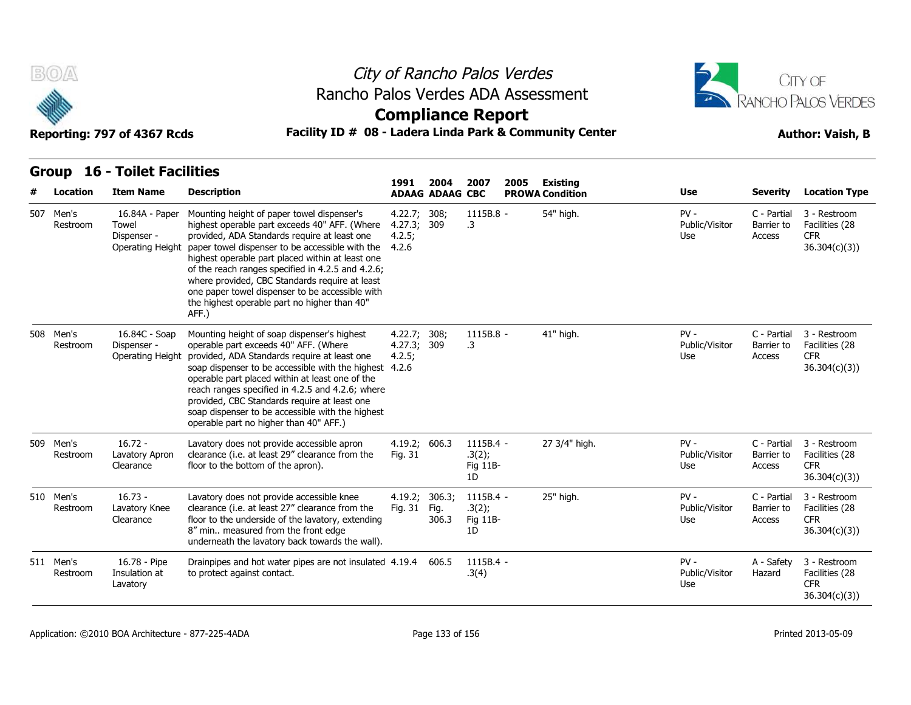# City of Rancho Palos Verdes
## Rancho Palos Verdes ADA Assessment
## Compliance Report

**Reporting: 797 of 4367 Rcds** | **Facility ID # 08 - Ladera Linda Park & Community Center** | **Author: Vaish, B**

### Group 16 - Toilet Facilities

| # | Location | Item Name | Description | 1991 ADAAG | 2004 ADAAG | 2007 CBC | 2005 PROWA | Existing Condition | Use | Severity | Location Type |
|---|---|---|---|---|---|---|---|---|---|---|---|
| 507 | Men's Restroom | 16.84A - Paper Towel Dispenser - Operating Height | Mounting height of paper towel dispenser's highest operable part exceeds 40" AFF. (Where provided, ADA Standards require at least one paper towel dispenser to be accessible with the highest operable part placed within at least one of the reach ranges specified in 4.2.5 and 4.2.6; where provided, CBC Standards require at least one paper towel dispenser to be accessible with the highest operable part no higher than 40" AFF.) | 4.22.7; 4.27.3; 4.2.5; 4.2.6 | 308; 309 | 1115B.8 - .3 | | 54" high. | PV - Public/Visitor Use | C - Partial Barrier to Access | 3 - Restroom Facilities (28 CFR 36.304(c)(3)) |
| 508 | Men's Restroom | 16.84C - Soap Dispenser - Operating Height | Mounting height of soap dispenser's highest operable part exceeds 40" AFF. (Where provided, ADA Standards require at least one soap dispenser to be accessible with the highest operable part placed within at least one of the reach ranges specified in 4.2.5 and 4.2.6; where provided, CBC Standards require at least one soap dispenser to be accessible with the highest operable part no higher than 40" AFF.) | 4.22.7; 4.27.3; 4.2.5; 4.2.6 | 308; 309 | 1115B.8 - .3 | | 41" high. | PV - Public/Visitor Use | C - Partial Barrier to Access | 3 - Restroom Facilities (28 CFR 36.304(c)(3)) |
| 509 | Men's Restroom | 16.72 - Lavatory Apron Clearance | Lavatory does not provide accessible apron clearance (i.e. at least 29" clearance from the floor to the bottom of the apron). | 4.19.2; Fig. 31 | 606.3 | 1115B.4 - .3(2); Fig 11B-1D | | 27 3/4" high. | PV - Public/Visitor Use | C - Partial Barrier to Access | 3 - Restroom Facilities (28 CFR 36.304(c)(3)) |
| 510 | Men's Restroom | 16.73 - Lavatory Knee Clearance | Lavatory does not provide accessible knee clearance (i.e. at least 27" clearance from the floor to the underside of the lavatory, extending 8" min.. measured from the front edge underneath the lavatory back towards the wall). | 4.19.2; Fig. 31 | 306.3; Fig. 306.3 | 1115B.4 - .3(2); Fig 11B-1D | | 25" high. | PV - Public/Visitor Use | C - Partial Barrier to Access | 3 - Restroom Facilities (28 CFR 36.304(c)(3)) |
| 511 | Men's Restroom | 16.78 - Pipe Insulation at Lavatory | Drainpipes and hot water pipes are not insulated to protect against contact. | 4.19.4 | 606.5 | 1115B.4 - .3(4) | | | PV - Public/Visitor Use | A - Safety Hazard | 3 - Restroom Facilities (28 CFR 36.304(c)(3)) |

Application: ©2010 BOA Architecture - 877-225-4ADA | Printed 2013-05-09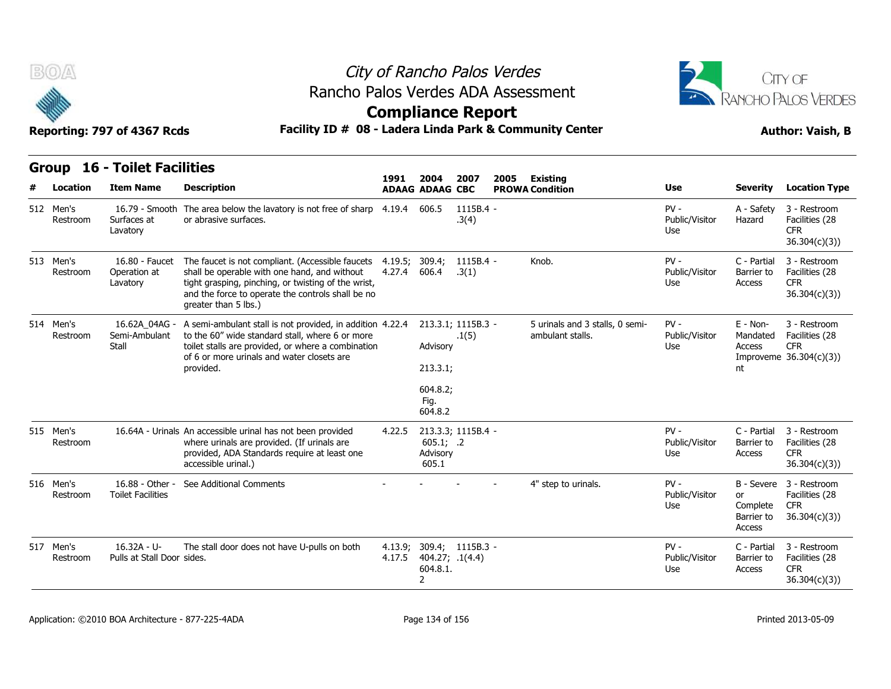City of Rancho Palos Verdes
Rancho Palos Verdes ADA Assessment
**Compliance Report**

Reporting: 797 of 4367 Rcds — **Facility ID # 08 - Ladera Linda Park & Community Center** — Author: Vaish, B

## Group 16 - Toilet Facilities

| # | Location | Item Name | Description | 1991 ADAAG | 2004 ADAAG | 2007 CBC | 2005 PROWA | Existing Condition | Use | Severity | Location Type |
|---|---|---|---|---|---|---|---|---|---|---|---|
| 512 | Men's Restroom | 16.79 - Smooth Surfaces at Lavatory | The area below the lavatory is not free of sharp or abrasive surfaces. | 4.19.4 | 606.5 | 1115B.4 - .3(4) | | | PV - Public/Visitor Use | A - Safety Hazard | 3 - Restroom Facilities (28 CFR 36.304(c)(3)) |
| 513 | Men's Restroom | 16.80 - Faucet Operation at Lavatory | The faucet is not compliant. (Accessible faucets shall be operable with one hand, and without tight grasping, pinching, or twisting of the wrist, and the force to operate the controls shall be no greater than 5 lbs.) | 4.19.5; 4.27.4 | 309.4; 606.4 | 1115B.4 - .3(1) | | Knob. | PV - Public/Visitor Use | C - Partial Barrier to Access | 3 - Restroom Facilities (28 CFR 36.304(c)(3)) |
| 514 | Men's Restroom | 16.62A_04AG - Semi-Ambulant Stall | A semi-ambulant stall is not provided, in addition to the 60" wide standard stall, where 6 or more toilet stalls are provided, or where a combination of 6 or more urinals and water closets are provided. | 4.22.4 | 213.3.1; Advisory 213.3.1; 604.8.2; Fig. 604.8.2 | 1115B.3 - .1(5) | | 5 urinals and 3 stalls, 0 semi-ambulant stalls. | PV - Public/Visitor Use | E - Non-Mandated Access Improvement | 3 - Restroom Facilities (28 CFR 36.304(c)(3)) |
| 515 | Men's Restroom | 16.64A - Urinals | An accessible urinal has not been provided where urinals are provided. (If urinals are provided, ADA Standards require at least one accessible urinal.) | 4.22.5 | 213.3.3; 605.1; Advisory 605.1 | 1115B.4 - .2 | | | PV - Public/Visitor Use | C - Partial Barrier to Access | 3 - Restroom Facilities (28 CFR 36.304(c)(3)) |
| 516 | Men's Restroom | 16.88 - Other - Toilet Facilities | See Additional Comments | - | - | - | - | 4" step to urinals. | PV - Public/Visitor Use | B - Severe or Complete Barrier to Access | 3 - Restroom Facilities (28 CFR 36.304(c)(3)) |
| 517 | Men's Restroom | 16.32A - U-Pulls at Stall Door | The stall door does not have U-pulls on both sides. | 4.13.9; 4.17.5 | 309.4; 404.27; 604.8.1.2 | 1115B.3 - .1(4.4) | | | PV - Public/Visitor Use | C - Partial Barrier to Access | 3 - Restroom Facilities (28 CFR 36.304(c)(3)) |

Application: ©2010 BOA Architecture - 877-225-4ADA — Printed 2013-05-09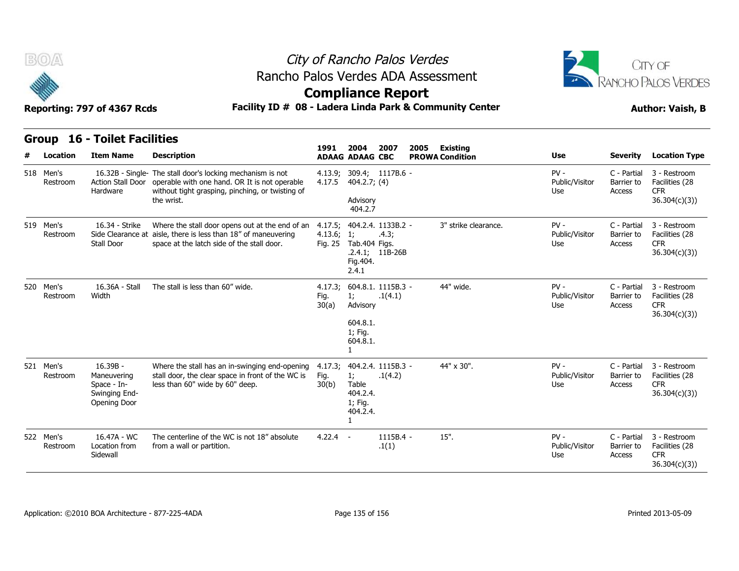# City of Rancho Palos Verdes
## Rancho Palos Verdes ADA Assessment
## Compliance Report

Reporting: 797 of 4367 Rcds

Facility ID # 08 - Ladera Linda Park & Community Center

Author: Vaish, B

### Group 16 - Toilet Facilities

| # | Location | Item Name | Description | 1991 ADAAG | 2004 ADAAG | 2007 CBC | 2005 PROWA | Existing Condition | Use | Severity | Location Type |
|---|---|---|---|---|---|---|---|---|---|---|---|
| 518 | Men's Restroom | 16.32B - Single-Action Stall Door Hardware | The stall door's locking mechanism is not operable with one hand. OR It is not operable without tight grasping, pinching, or twisting of the wrist. | 4.13.9; 4.17.5 | 309.4; 404.2.7; Advisory 404.2.7 | 1117B.6 (4) | - | | PV - Public/Visitor Use | C - Partial Barrier to Access | 3 - Restroom Facilities (28 CFR 36.304(c)(3)) |
| 519 | Men's Restroom | 16.34 - Strike Side Clearance at Stall Door | Where the stall door opens out at the end of an aisle, there is less than 18" of maneuvering space at the latch side of the stall door. | 4.17.5; 4.13.6; Fig. 25 | 404.2.4.1; Tab.404.2.4.1; Fig.404.2.4.1 | 1133B.2.4.3; Figs. 11B-26B | - | 3" strike clearance. | PV - Public/Visitor Use | C - Partial Barrier to Access | 3 - Restroom Facilities (28 CFR 36.304(c)(3)) |
| 520 | Men's Restroom | 16.36A - Stall Width | The stall is less than 60" wide. | 4.17.3; Fig. 30(a) | 604.8.1.1; Advisory 604.8.1.1; Fig. 604.8.1.1 | 1115B.3.1(4.1) | - | 44" wide. | PV - Public/Visitor Use | C - Partial Barrier to Access | 3 - Restroom Facilities (28 CFR 36.304(c)(3)) |
| 521 | Men's Restroom | 16.39B - Maneuvering Space - In-Swinging End-Opening Door | Where the stall has an in-swinging end-opening stall door, the clear space in front of the WC is less than 60" wide by 60" deep. | 4.17.3; Fig. 30(b) | 404.2.4.1; Table 404.2.4.1; Fig. 404.2.4.1 | 1115B.3.1(4.2) | - | 44" x 30". | PV - Public/Visitor Use | C - Partial Barrier to Access | 3 - Restroom Facilities (28 CFR 36.304(c)(3)) |
| 522 | Men's Restroom | 16.47A - WC Location from Sidewall | The centerline of the WC is not 18" absolute from a wall or partition. | 4.22.4 | - | 1115B.4.1(1) | - | 15". | PV - Public/Visitor Use | C - Partial Barrier to Access | 3 - Restroom Facilities (28 CFR 36.304(c)(3)) |

Application: ©2010 BOA Architecture - 877-225-4ADA

Printed 2013-05-09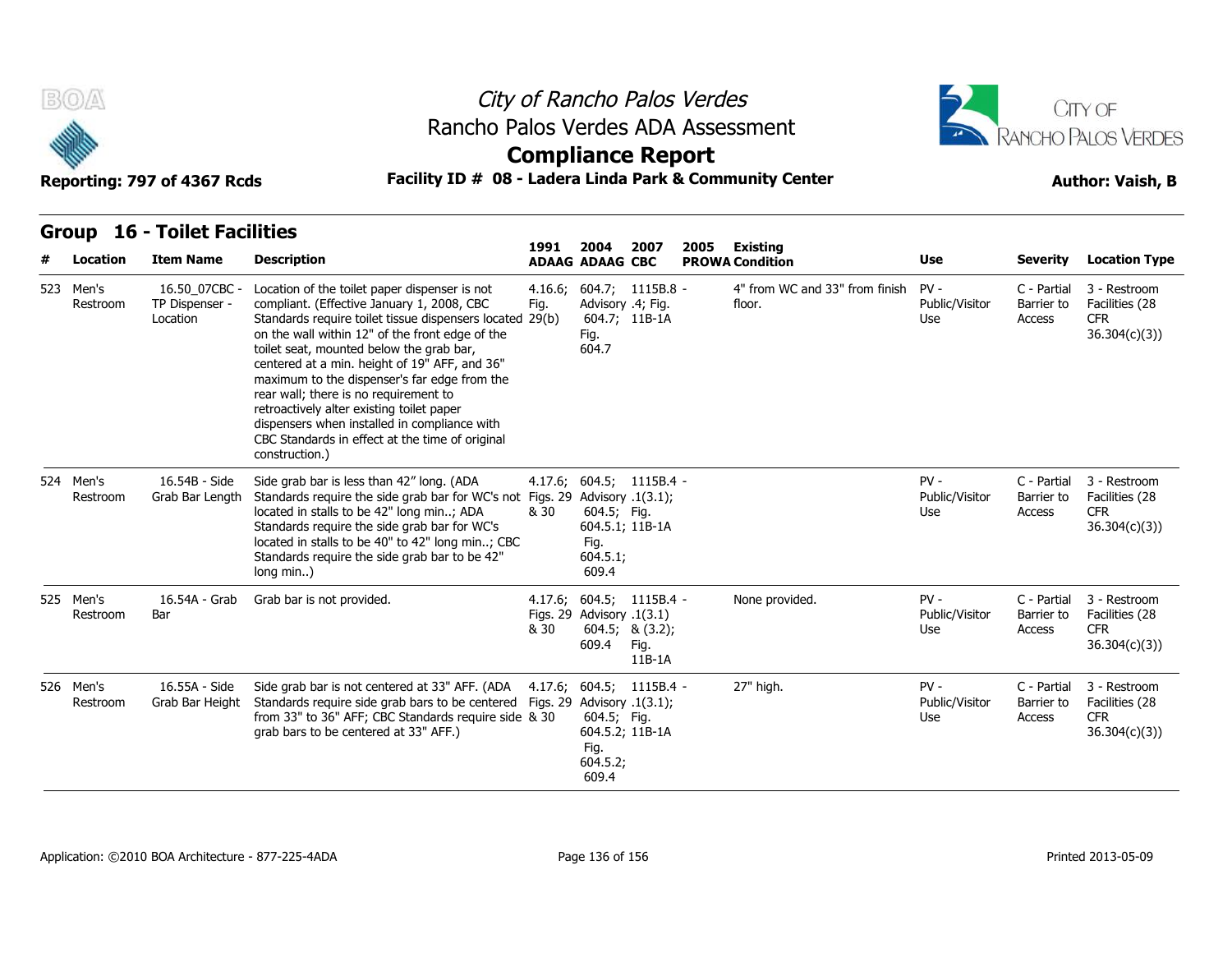# City of Rancho Palos Verdes

## Rancho Palos Verdes ADA Assessment

## Compliance Report

**Reporting: 797 of 4367 Rcds** **Facility ID # 08 - Ladera Linda Park & Community Center** **Author: Vaish, B**

## Group 16 - Toilet Facilities

| # | Location | Item Name | Description | 1991 ADAAG | 2004 ADAAG | 2007 CBC | 2005 PROWA | Existing Condition | Use | Severity | Location Type |
|---|---|---|---|---|---|---|---|---|---|---|---|
| 523 | Men's Restroom | 16.50_07CBC - TP Dispenser - Location | Location of the toilet paper dispenser is not compliant. (Effective January 1, 2008, CBC Standards require toilet tissue dispensers located on the wall within 12" of the front edge of the toilet seat, mounted below the grab bar, centered at a min. height of 19" AFF, and 36" maximum to the dispenser's far edge from the rear wall; there is no requirement to retroactively alter existing toilet paper dispensers when installed in compliance with CBC Standards in effect at the time of original construction.) | 4.16.6; Fig. 29(b) | 604.7; Advisory 604.7; Fig. 604.7 | 1115B.8 - .4; Fig. 11B-1A | | 4" from WC and 33" from finish floor. | PV - Public/Visitor Use | C - Partial Barrier to Access | 3 - Restroom Facilities (28 CFR 36.304(c)(3)) |
| 524 | Men's Restroom | 16.54B - Side Grab Bar Length | Side grab bar is less than 42" long. (ADA Standards require the side grab bar for WC's not located in stalls to be 42" long min..; ADA Standards require the side grab bar for WC's located in stalls to be 40" to 42" long min..; CBC Standards require the side grab bar to be 42" long min..) | 4.17.6; Figs. 29 & 30 | 604.5; Advisory 604.5; Fig. 604.5.1; Fig. 604.5.1; 609.4 | 1115B.4 - .1(3.1); Fig. 11B-1A | | | PV - Public/Visitor Use | C - Partial Barrier to Access | 3 - Restroom Facilities (28 CFR 36.304(c)(3)) |
| 525 | Men's Restroom | 16.54A - Grab Bar | Grab bar is not provided. | 4.17.6; Figs. 29 & 30 | 604.5; Advisory 604.5; 609.4 | 1115B.4 - .1(3.1) & (3.2); Fig. 11B-1A | | None provided. | PV - Public/Visitor Use | C - Partial Barrier to Access | 3 - Restroom Facilities (28 CFR 36.304(c)(3)) |
| 526 | Men's Restroom | 16.55A - Side Grab Bar Height | Side grab bar is not centered at 33" AFF. (ADA Standards require side grab bars to be centered from 33" to 36" AFF; CBC Standards require side grab bars to be centered at 33" AFF.) | 4.17.6; Figs. 29 & 30 | 604.5; Advisory 604.5; Fig. 604.5.2; Fig. 604.5.2; 609.4 | 1115B.4 - .1(3.1); Fig. 11B-1A | | 27" high. | PV - Public/Visitor Use | C - Partial Barrier to Access | 3 - Restroom Facilities (28 CFR 36.304(c)(3)) |

Application: ©2010 BOA Architecture - 877-225-4ADA Printed 2013-05-09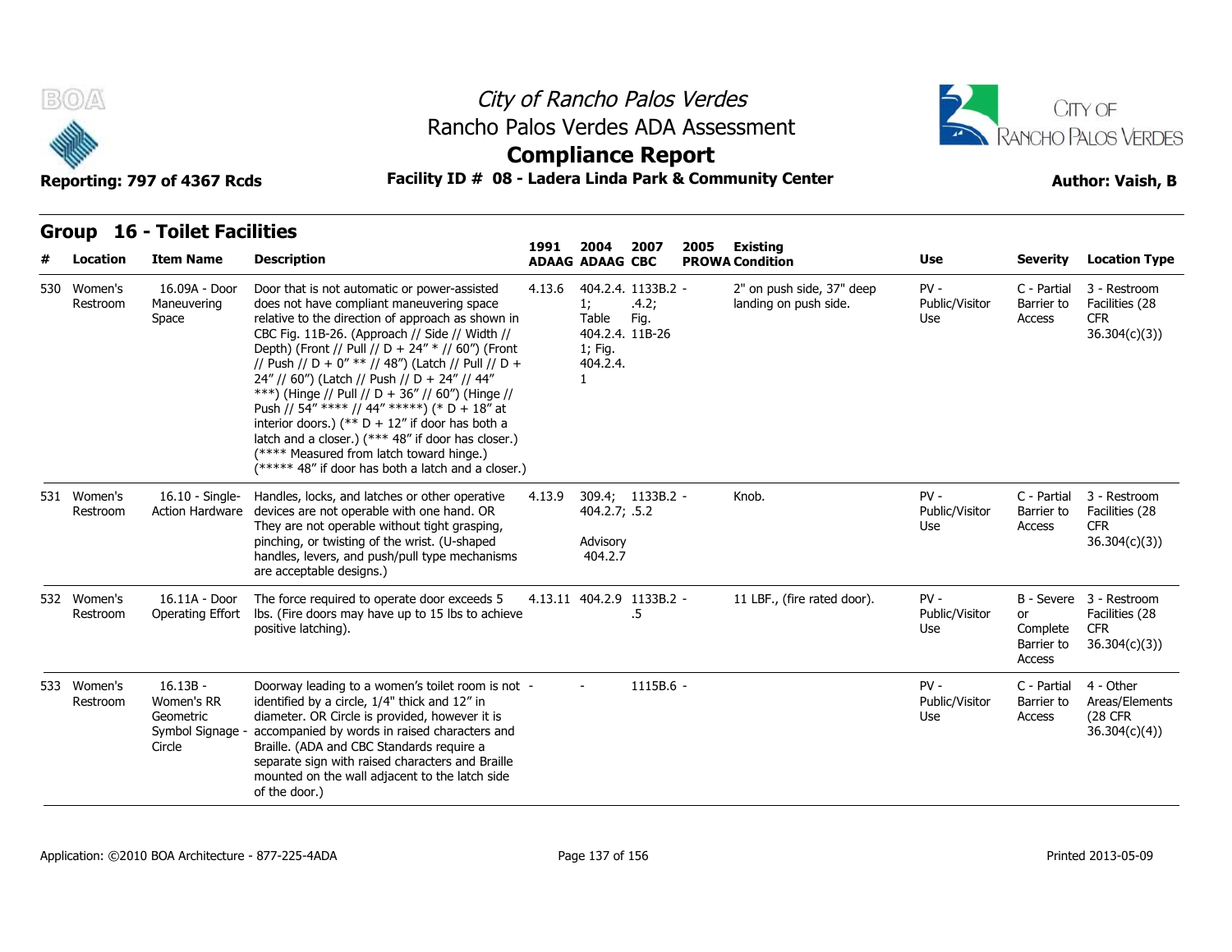## Group 16 - Toilet Facilities

| # | Location | Item Name | Description | 1991 ADAAG | 2004 ADAAG | 2007 CBC | 2005 PROWA | Existing Condition | Use | Severity | Location Type |
|---|---|---|---|---|---|---|---|---|---|---|---|
| 530 | Women's Restroom | 16.09A - Door Maneuvering Space | Door that is not automatic or power-assisted does not have compliant maneuvering space relative to the direction of approach as shown in CBC Fig. 11B-26. (Approach // Side // Width // Depth) (Front // Pull // D + 24" * // 60") (Front // Push // D + 0" ** // 48") (Latch // Pull // D + 24" // 60") (Latch // Push // D + 24" // 44" ***) (Hinge // Pull // D + 36" // 60") (Hinge // Push // 54" **** // 44" *****) (* D + 18" at interior doors.) (** D + 12" if door has both a latch and a closer.) (*** 48" if door has closer.) (**** Measured from latch toward hinge.) (***** 48" if door has both a latch and a closer.) | 4.13.6 | 404.2.4.1; Table 404.2.4.1; Fig. 404.2.4.1 | 1133B.2.4.2; Fig. 11B-26 | - | 2" on push side, 37" deep landing on push side. | PV - Public/Visitor Use | C - Partial Barrier to Access | 3 - Restroom Facilities (28 CFR 36.304(c)(3)) |
| 531 | Women's Restroom | 16.10 - Single-Action Hardware | Handles, locks, and latches or other operative devices are not operable with one hand. OR They are not operable without tight grasping, pinching, or twisting of the wrist. (U-shaped handles, levers, and push/pull type mechanisms are acceptable designs.) | 4.13.9 | 309.4; 404.2.7; Advisory 404.2.7 | 1133B.2.5.2 | - | Knob. | PV - Public/Visitor Use | C - Partial Barrier to Access | 3 - Restroom Facilities (28 CFR 36.304(c)(3)) |
| 532 | Women's Restroom | 16.11A - Door Operating Effort | The force required to operate door exceeds 5 lbs. (Fire doors may have up to 15 lbs to achieve positive latching). | 4.13.11 | 404.2.9 | 1133B.2.5 | - | 11 LBF., (fire rated door). | PV - Public/Visitor Use | B - Severe or Complete Barrier to Access | 3 - Restroom Facilities (28 CFR 36.304(c)(3)) |
| 533 | Women's Restroom | 16.13B - Women's RR Geometric Symbol Signage - Circle | Doorway leading to a women's toilet room is not identified by a circle, 1/4" thick and 12" in diameter. OR Circle is provided, however it is accompanied by words in raised characters and Braille. (ADA and CBC Standards require a separate sign with raised characters and Braille mounted on the wall adjacent to the latch side of the door.) | - | - | 1115B.6 | - | | PV - Public/Visitor Use | C - Partial Barrier to Access | 4 - Other Areas/Elements (28 CFR 36.304(c)(4)) |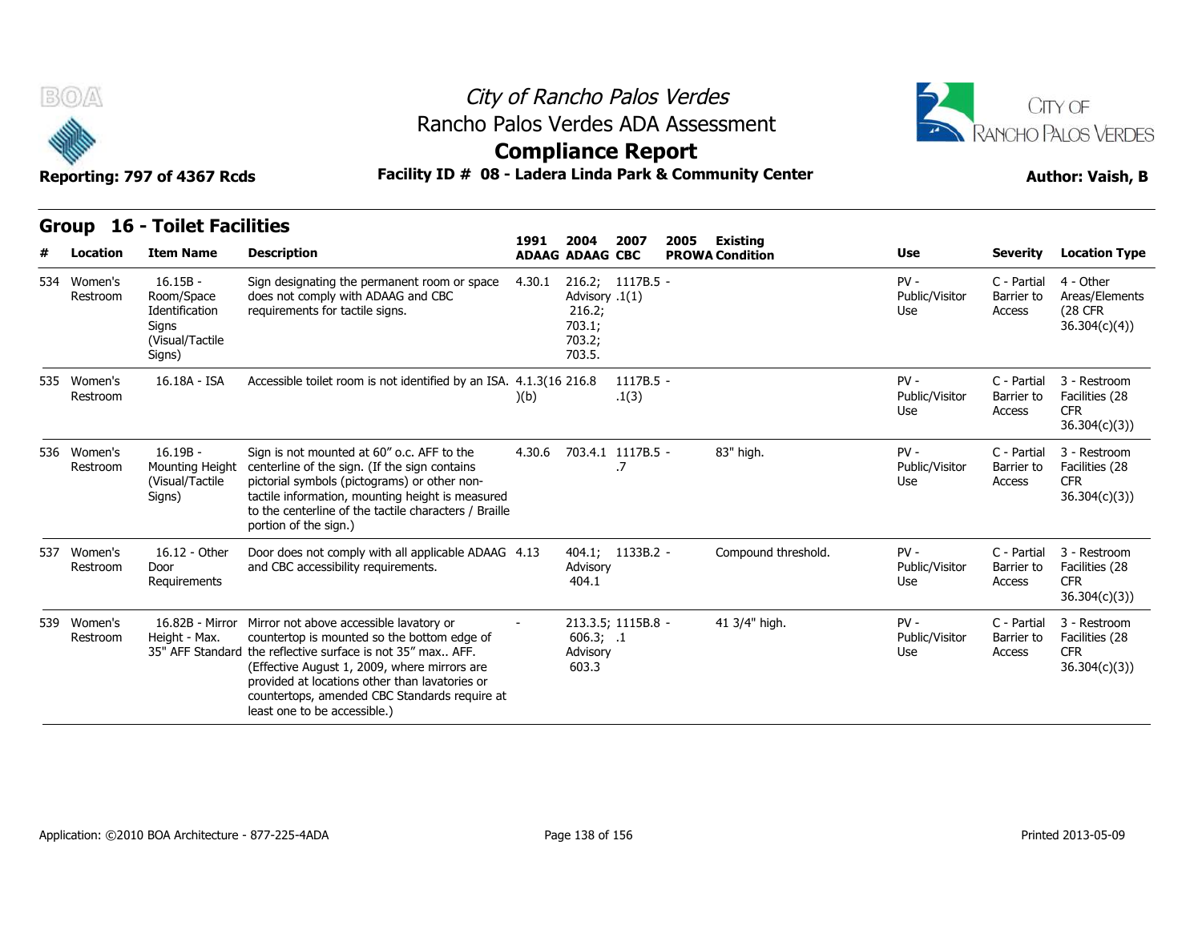# City of Rancho Palos Verdes

## Rancho Palos Verdes ADA Assessment

## Compliance Report

Reporting: 797 of 4367 Rcds

**Facility ID # 08 - Ladera Linda Park & Community Center**

**Author: Vaish, B**

## Group 16 - Toilet Facilities

| # | Location | Item Name | Description | 1991 ADAAG | 2004 ADAAG | 2007 CBC | 2005 PROWA | Existing Condition | Use | Severity | Location Type |
|---|---|---|---|---|---|---|---|---|---|---|---|
| 534 | Women's Restroom | 16.15B - Room/Space Identification Signs (Visual/Tactile Signs) | Sign designating the permanent room or space does not comply with ADAAG and CBC requirements for tactile signs. | 4.30.1 | 216.2; Advisory 216.2; 703.1; 703.2; 703.5. | 1117B.5 - .1(1) | | | PV - Public/Visitor Use | C - Partial Barrier to Access | 4 - Other Areas/Elements (28 CFR 36.304(c)(4)) |
| 535 | Women's Restroom | 16.18A - ISA | Accessible toilet room is not identified by an ISA. | 4.1.3(16)(b) | 216.8 | 1117B.5 - .1(3) | | | PV - Public/Visitor Use | C - Partial Barrier to Access | 3 - Restroom Facilities (28 CFR 36.304(c)(3)) |
| 536 | Women's Restroom | 16.19B - Mounting Height (Visual/Tactile Signs) | Sign is not mounted at 60" o.c. AFF to the centerline of the sign. (If the sign contains pictorial symbols (pictograms) or other non-tactile information, mounting height is measured to the centerline of the tactile characters / Braille portion of the sign.) | 4.30.6 | 703.4.1 | 1117B.5 - .7 | | 83" high. | PV - Public/Visitor Use | C - Partial Barrier to Access | 3 - Restroom Facilities (28 CFR 36.304(c)(3)) |
| 537 | Women's Restroom | 16.12 - Other Door Requirements | Door does not comply with all applicable ADAAG and CBC accessibility requirements. | 4.13 | 404.1; Advisory 404.1 | 1133B.2 - | | Compound threshold. | PV - Public/Visitor Use | C - Partial Barrier to Access | 3 - Restroom Facilities (28 CFR 36.304(c)(3)) |
| 539 | Women's Restroom | 16.82B - Mirror Height - Max. 35" AFF Standard | Mirror not above accessible lavatory or countertop is mounted so the bottom edge of the reflective surface is not 35" max.. AFF. (Effective August 1, 2009, where mirrors are provided at locations other than lavatories or countertops, amended CBC Standards require at least one to be accessible.) | - | 213.3.5; 606.3; Advisory 603.3 | 1115B.8 - .1 | | 41 3/4" high. | PV - Public/Visitor Use | C - Partial Barrier to Access | 3 - Restroom Facilities (28 CFR 36.304(c)(3)) |

Application: ©2010 BOA Architecture - 877-225-4ADA

Printed 2013-05-09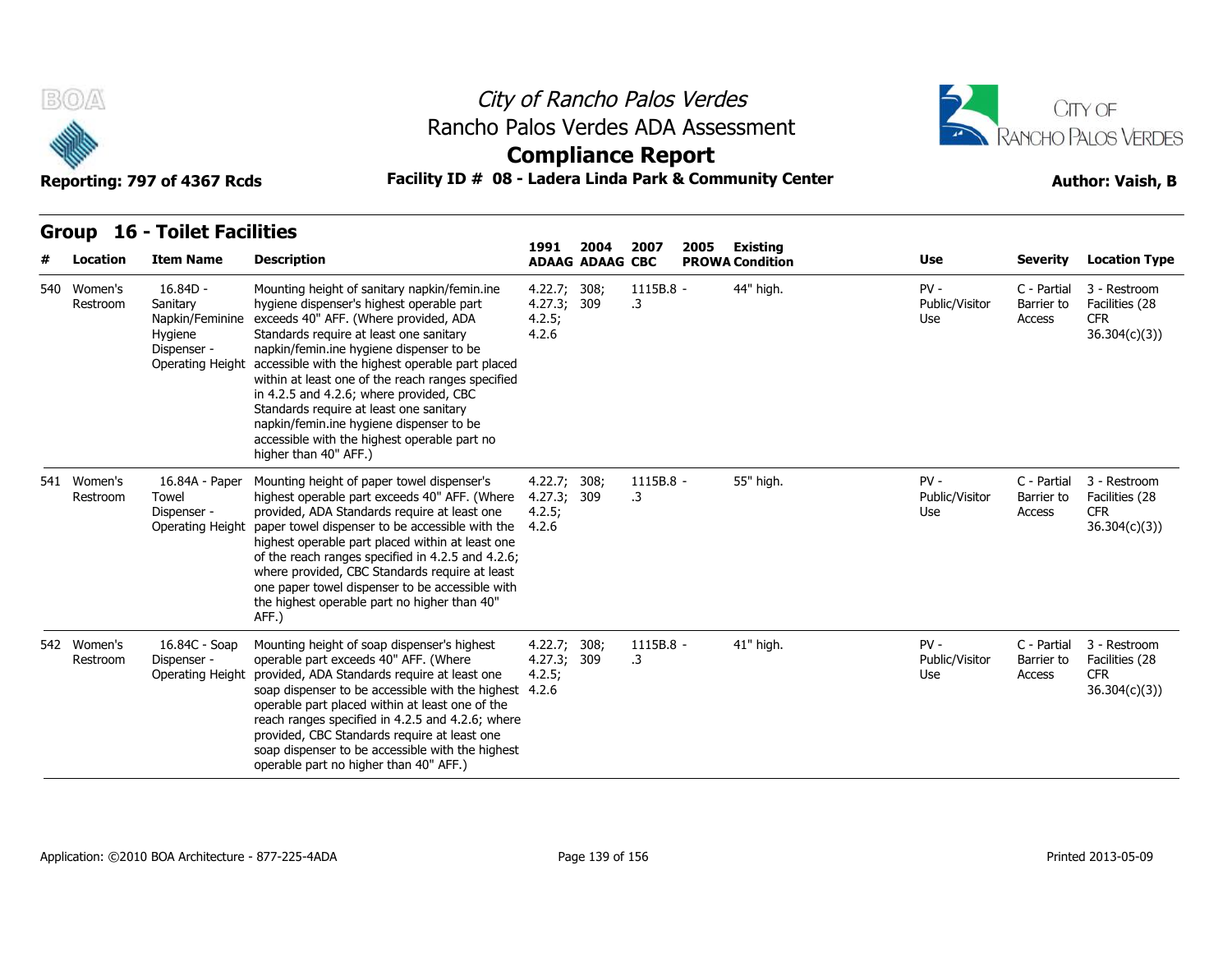## Group 16 - Toilet Facilities

| # | Location | Item Name | Description | 1991 ADAAG | 2004 ADAAG | 2007 CBC | 2005 PROWA | Existing Condition | Use | Severity | Location Type |
|---|---|---|---|---|---|---|---|---|---|---|---|
| 540 | Women's Restroom | 16.84D - Sanitary Napkin/Feminine Hygiene Dispenser - Operating Height | Mounting height of sanitary napkin/femin.ine hygiene dispenser's highest operable part exceeds 40" AFF. (Where provided, ADA Standards require at least one sanitary napkin/femin.ine hygiene dispenser to be accessible with the highest operable part placed within at least one of the reach ranges specified in 4.2.5 and 4.2.6; where provided, CBC Standards require at least one sanitary napkin/femin.ine hygiene dispenser to be accessible with the highest operable part no higher than 40" AFF.) | 4.22.7; 4.27.3; 4.2.5; 4.2.6 | 308; 309 | 1115B.8 - .3 | | 44" high. | PV - Public/Visitor Use | C - Partial Barrier to Access | 3 - Restroom Facilities (28 CFR 36.304(c)(3)) |
| 541 | Women's Restroom | 16.84A - Paper Towel Dispenser - Operating Height | Mounting height of paper towel dispenser's highest operable part exceeds 40" AFF. (Where provided, ADA Standards require at least one paper towel dispenser to be accessible with the highest operable part placed within at least one of the reach ranges specified in 4.2.5 and 4.2.6; where provided, CBC Standards require at least one paper towel dispenser to be accessible with the highest operable part no higher than 40" AFF.) | 4.22.7; 4.27.3; 4.2.5; 4.2.6 | 308; 309 | 1115B.8 - .3 | | 55" high. | PV - Public/Visitor Use | C - Partial Barrier to Access | 3 - Restroom Facilities (28 CFR 36.304(c)(3)) |
| 542 | Women's Restroom | 16.84C - Soap Dispenser - Operating Height | Mounting height of soap dispenser's highest operable part exceeds 40" AFF. (Where provided, ADA Standards require at least one soap dispenser to be accessible with the highest operable part placed within at least one of the reach ranges specified in 4.2.5 and 4.2.6; where provided, CBC Standards require at least one soap dispenser to be accessible with the highest operable part no higher than 40" AFF.) | 4.22.7; 4.27.3; 4.2.5; 4.2.6 | 308; 309 | 1115B.8 - .3 | | 41" high. | PV - Public/Visitor Use | C - Partial Barrier to Access | 3 - Restroom Facilities (28 CFR 36.304(c)(3)) |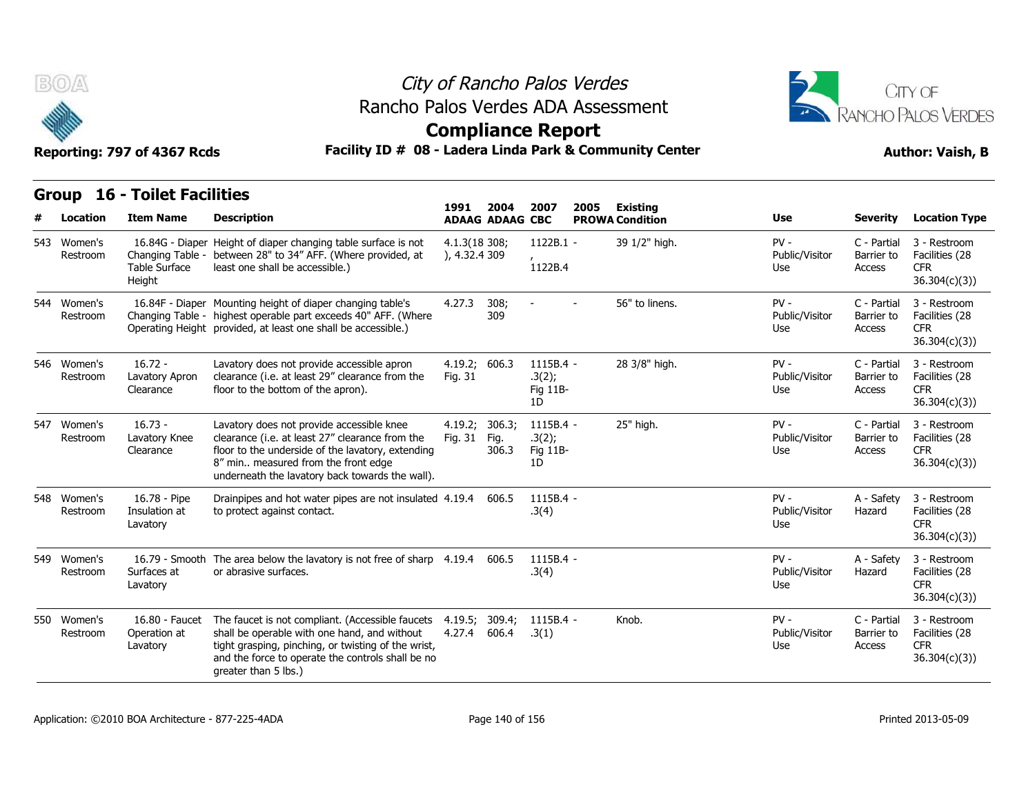# City of Rancho Palos Verdes
## Rancho Palos Verdes ADA Assessment
## Compliance Report

Reporting: 797 of 4367 Rcds | Facility ID # 08 - Ladera Linda Park & Community Center | Author: Vaish, B

### Group 16 - Toilet Facilities

| # | Location | Item Name | Description | 1991 ADAAG | 2004 ADAAG | 2007 CBC | 2005 PROWA | Existing Condition | Use | Severity | Location Type |
|---|---|---|---|---|---|---|---|---|---|---|---|
| 543 | Women's Restroom | 16.84G - Diaper Changing Table - Table Surface Height | Height of diaper changing table surface is not between 28" to 34" AFF. (Where provided, at least one shall be accessible.) | 4.1.3(18), 4.32.4 | 308; 309 | 1122B.1 - , 1122B.4 | | 39 1/2" high. | PV - Public/Visitor Use | C - Partial Barrier to Access | 3 - Restroom Facilities (28 CFR 36.304(c)(3)) |
| 544 | Women's Restroom | 16.84F - Diaper Changing Table - Operating Height | Mounting height of diaper changing table's highest operable part exceeds 40" AFF. (Where provided, at least one shall be accessible.) | 4.27.3 | 308; 309 | - | - | 56" to linens. | PV - Public/Visitor Use | C - Partial Barrier to Access | 3 - Restroom Facilities (28 CFR 36.304(c)(3)) |
| 546 | Women's Restroom | 16.72 - Lavatory Apron Clearance | Lavatory does not provide accessible apron clearance (i.e. at least 29" clearance from the floor to the bottom of the apron). | 4.19.2; Fig. 31 | 606.3 | 1115B.4 - .3(2); Fig 11B-1D | | 28 3/8" high. | PV - Public/Visitor Use | C - Partial Barrier to Access | 3 - Restroom Facilities (28 CFR 36.304(c)(3)) |
| 547 | Women's Restroom | 16.73 - Lavatory Knee Clearance | Lavatory does not provide accessible knee clearance (i.e. at least 27" clearance from the floor to the underside of the lavatory, extending 8" min.. measured from the front edge underneath the lavatory back towards the wall). | 4.19.2; Fig. 31 | 306.3; Fig. 306.3 | 1115B.4 - .3(2); Fig 11B-1D | | 25" high. | PV - Public/Visitor Use | C - Partial Barrier to Access | 3 - Restroom Facilities (28 CFR 36.304(c)(3)) |
| 548 | Women's Restroom | 16.78 - Pipe Insulation at Lavatory | Drainpipes and hot water pipes are not insulated to protect against contact. | 4.19.4 | 606.5 | 1115B.4 - .3(4) | | | PV - Public/Visitor Use | A - Safety Hazard | 3 - Restroom Facilities (28 CFR 36.304(c)(3)) |
| 549 | Women's Restroom | 16.79 - Smooth Surfaces at Lavatory | The area below the lavatory is not free of sharp or abrasive surfaces. | 4.19.4 | 606.5 | 1115B.4 - .3(4) | | | PV - Public/Visitor Use | A - Safety Hazard | 3 - Restroom Facilities (28 CFR 36.304(c)(3)) |
| 550 | Women's Restroom | 16.80 - Faucet Operation at Lavatory | The faucet is not compliant. (Accessible faucets shall be operable with one hand, and without tight grasping, pinching, or twisting of the wrist, and the force to operate the controls shall be no greater than 5 lbs.) | 4.19.5; 4.27.4 | 309.4; 606.4 | 1115B.4 - .3(1) | | Knob. | PV - Public/Visitor Use | C - Partial Barrier to Access | 3 - Restroom Facilities (28 CFR 36.304(c)(3)) |

Application: ©2010 BOA Architecture - 877-225-4ADA | Printed 2013-05-09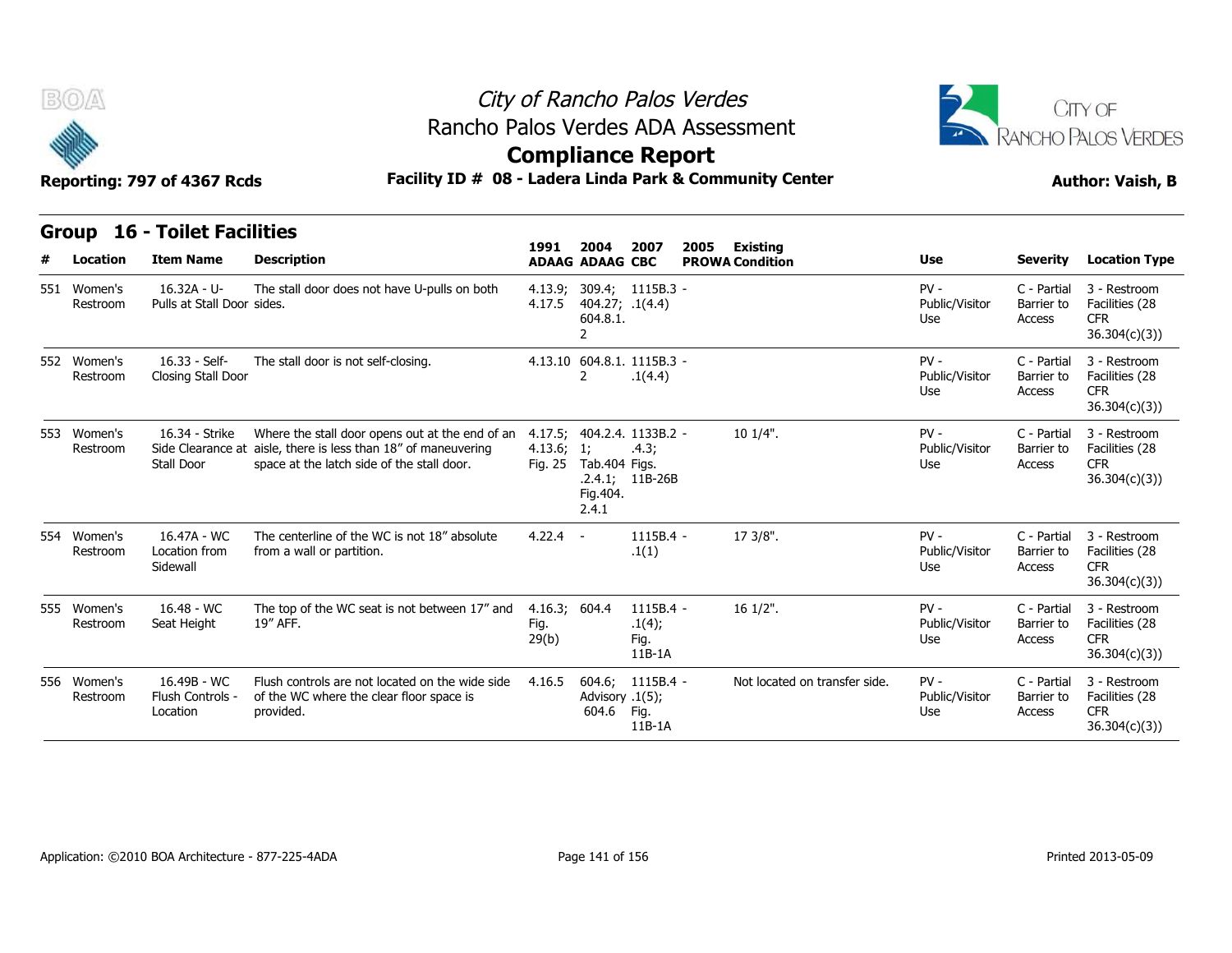# City of Rancho Palos Verdes

## Rancho Palos Verdes ADA Assessment

## Compliance Report

**Reporting: 797 of 4367 Rcds** **Facility ID # 08 - Ladera Linda Park & Community Center** **Author: Vaish, B**

### Group 16 - Toilet Facilities

| # | Location | Item Name | Description | 1991 ADAAG | 2004 ADAAG | 2007 CBC | 2005 PROWA | Existing Condition | Use | Severity | Location Type |
|---|---|---|---|---|---|---|---|---|---|---|---|
| 551 | Women's Restroom | 16.32A - U-Pulls at Stall Door | The stall door does not have U-pulls on both sides. | 4.13.9; 4.17.5 | 309.4; 404.27; 604.8.1.2 | 1115B.3 - .1(4.4) | | | PV - Public/Visitor Use | C - Partial Barrier to Access | 3 - Restroom Facilities (28 CFR 36.304(c)(3)) |
| 552 | Women's Restroom | 16.33 - Self-Closing Stall Door | The stall door is not self-closing. | 4.13.10 | 604.8.1.2 | 1115B.3 - .1(4.4) | | | PV - Public/Visitor Use | C - Partial Barrier to Access | 3 - Restroom Facilities (28 CFR 36.304(c)(3)) |
| 553 | Women's Restroom | 16.34 - Strike Side Clearance at Stall Door | Where the stall door opens out at the end of an aisle, there is less than 18" of maneuvering space at the latch side of the stall door. | 4.17.5; 4.13.6; Fig. 25 | 404.2.4.1; Tab.404.2.4.1; Fig.404.2.4.1 | 1133B.2 - .4.3; Figs. 11B-26B | | 10 1/4". | PV - Public/Visitor Use | C - Partial Barrier to Access | 3 - Restroom Facilities (28 CFR 36.304(c)(3)) |
| 554 | Women's Restroom | 16.47A - WC Location from Sidewall | The centerline of the WC is not 18" absolute from a wall or partition. | 4.22.4 | - | 1115B.4 - .1(1) | | 17 3/8". | PV - Public/Visitor Use | C - Partial Barrier to Access | 3 - Restroom Facilities (28 CFR 36.304(c)(3)) |
| 555 | Women's Restroom | 16.48 - WC Seat Height | The top of the WC seat is not between 17" and 19" AFF. | 4.16.3; Fig. 29(b) | 604.4 | 1115B.4 - .1(4); Fig. 11B-1A | | 16 1/2". | PV - Public/Visitor Use | C - Partial Barrier to Access | 3 - Restroom Facilities (28 CFR 36.304(c)(3)) |
| 556 | Women's Restroom | 16.49B - WC Flush Controls - Location | Flush controls are not located on the wide side of the WC where the clear floor space is provided. | 4.16.5 | 604.6; Advisory 604.6 | 1115B.4 - .1(5); Fig. 11B-1A | | Not located on transfer side. | PV - Public/Visitor Use | C - Partial Barrier to Access | 3 - Restroom Facilities (28 CFR 36.304(c)(3)) |

Application: ©2010 BOA Architecture - 877-225-4ADA

Printed 2013-05-09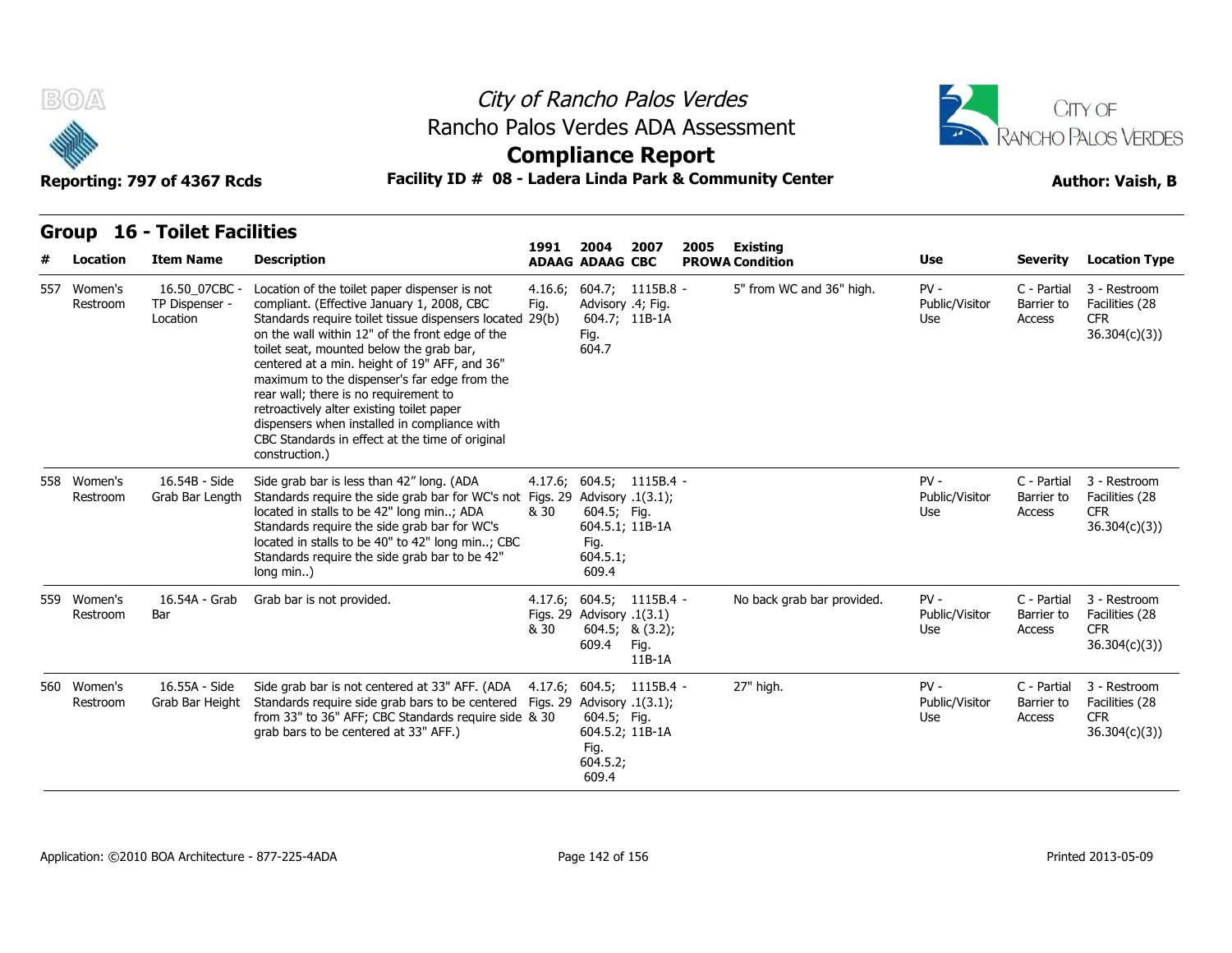# City of Rancho Palos Verdes
## Rancho Palos Verdes ADA Assessment
## Compliance Report

**Reporting: 797 of 4367 Rcds** | **Facility ID # 08 - Ladera Linda Park & Community Center** | **Author: Vaish, B**

## Group 16 - Toilet Facilities

| # | Location | Item Name | Description | 1991 ADAAG | 2004 ADAAG | 2007 CBC | 2005 PROWA | Existing Condition | Use | Severity | Location Type |
|---|---|---|---|---|---|---|---|---|---|---|---|
| 557 | Women's Restroom | 16.50_07CBC - TP Dispenser - Location | Location of the toilet paper dispenser is not compliant. (Effective January 1, 2008, CBC Standards require toilet tissue dispensers located on the wall within 12" of the front edge of the toilet seat, mounted below the grab bar, centered at a min. height of 19" AFF, and 36" maximum to the dispenser's far edge from the rear wall; there is no requirement to retroactively alter existing toilet paper dispensers when installed in compliance with CBC Standards in effect at the time of original construction.) | 4.16.6; Fig. 29(b) | 604.7; Advisory 604.7; Fig. 604.7 | 1115B.8 - .4; Fig. 11B-1A | | 5" from WC and 36" high. | PV - Public/Visitor Use | C - Partial Barrier to Access | 3 - Restroom Facilities (28 CFR 36.304(c)(3)) |
| 558 | Women's Restroom | 16.54B - Side Grab Bar Length | Side grab bar is less than 42" long. (ADA Standards require the side grab bar for WC's not located in stalls to be 42" long min..; ADA Standards require the side grab bar for WC's located in stalls to be 40" to 42" long min..; CBC Standards require the side grab bar to be 42" long min..) | 4.17.6; Figs. 29 & 30 | 604.5; Advisory 604.5; 604.5.1; Fig. 604.5.1; 609.4 | 1115B.4 - .1(3.1); Fig. 11B-1A | | | PV - Public/Visitor Use | C - Partial Barrier to Access | 3 - Restroom Facilities (28 CFR 36.304(c)(3)) |
| 559 | Women's Restroom | 16.54A - Grab Bar | Grab bar is not provided. | 4.17.6; Figs. 29 & 30 | 604.5; Advisory 604.5; 609.4 | 1115B.4 - .1(3.1) & (3.2); Fig. 11B-1A | | No back grab bar provided. | PV - Public/Visitor Use | C - Partial Barrier to Access | 3 - Restroom Facilities (28 CFR 36.304(c)(3)) |
| 560 | Women's Restroom | 16.55A - Side Grab Bar Height | Side grab bar is not centered at 33" AFF. (ADA Standards require side grab bars to be centered from 33" to 36" AFF; CBC Standards require side grab bars to be centered at 33" AFF.) | 4.17.6; Figs. 29 & 30 | 604.5; Advisory 604.5; 604.5.2; Fig. 604.5.2; 609.4 | 1115B.4 - .1(3.1); Fig. 11B-1A | | 27" high. | PV - Public/Visitor Use | C - Partial Barrier to Access | 3 - Restroom Facilities (28 CFR 36.304(c)(3)) |

Application: ©2010 BOA Architecture - 877-225-4ADA | Printed 2013-05-09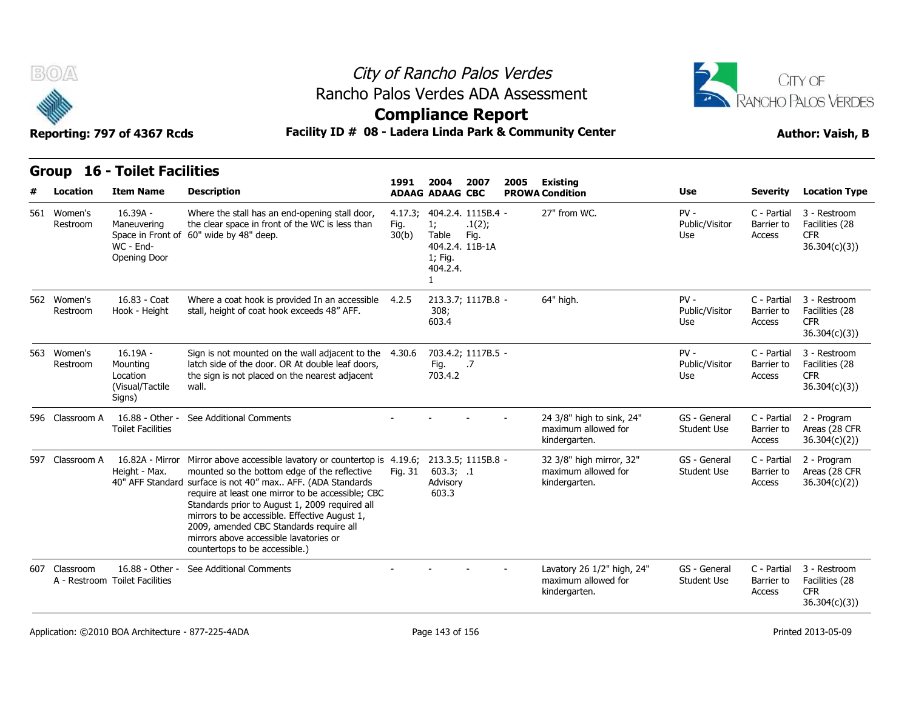# City of Rancho Palos Verdes
## Rancho Palos Verdes ADA Assessment
## Compliance Report

Reporting: 797 of 4367 Rcds

**Facility ID # 08 - Ladera Linda Park & Community Center**

Author: Vaish, B

## Group 16 - Toilet Facilities

| # | Location | Item Name | Description | 1991 ADAAG | 2004 ADAAG | 2007 CBC | 2005 PROWA | Existing Condition | Use | Severity | Location Type |
|---|---|---|---|---|---|---|---|---|---|---|---|
| 561 | Women's Restroom | 16.39A - Maneuvering Space in Front of WC - End-Opening Door | Where the stall has an end-opening stall door, the clear space in front of the WC is less than 60" wide by 48" deep. | 4.17.3; Fig. 30(b) | 404.2.4.1; Table 404.2.4.1; Fig. 404.2.4.1 | 1115B.4.1(2); Fig. 11B-1A | - | 27" from WC. | PV - Public/Visitor Use | C - Partial Barrier to Access | 3 - Restroom Facilities (28 CFR 36.304(c)(3)) |
| 562 | Women's Restroom | 16.83 - Coat Hook - Height | Where a coat hook is provided In an accessible stall, height of coat hook exceeds 48" AFF. | 4.2.5 | 213.3.7; 308; 603.4 | 1117B.8 | - | 64" high. | PV - Public/Visitor Use | C - Partial Barrier to Access | 3 - Restroom Facilities (28 CFR 36.304(c)(3)) |
| 563 | Women's Restroom | 16.19A - Mounting Location (Visual/Tactile Signs) | Sign is not mounted on the wall adjacent to the latch side of the door. OR At double leaf doors, the sign is not placed on the nearest adjacent wall. | 4.30.6 | 703.4.2; Fig. 703.4.2 | 1117B.5.7 | - | | PV - Public/Visitor Use | C - Partial Barrier to Access | 3 - Restroom Facilities (28 CFR 36.304(c)(3)) |
| 596 | Classroom A | 16.88 - Other - Toilet Facilities | See Additional Comments | - | - | - | - | 24 3/8" high to sink, 24" maximum allowed for kindergarten. | GS - General Student Use | C - Partial Barrier to Access | 2 - Program Areas (28 CFR 36.304(c)(2)) |
| 597 | Classroom A | 16.82A - Mirror Height - Max. 40" AFF Standard | Mirror above accessible lavatory or countertop is mounted so the bottom edge of the reflective surface is not 40" max.. AFF. (ADA Standards require at least one mirror to be accessible; CBC Standards prior to August 1, 2009 required all mirrors to be accessible. Effective August 1, 2009, amended CBC Standards require all mirrors above accessible lavatories or countertops to be accessible.) | 4.19.6; Fig. 31 | 213.3.5; 603.3; Advisory 603.3 | 1115B.8.1 | - | 32 3/8" high mirror, 32" maximum allowed for kindergarten. | GS - General Student Use | C - Partial Barrier to Access | 2 - Program Areas (28 CFR 36.304(c)(2)) |
| 607 | Classroom A - Restroom | 16.88 - Other - Toilet Facilities | See Additional Comments | - | - | - | - | Lavatory 26 1/2" high, 24" maximum allowed for kindergarten. | GS - General Student Use | C - Partial Barrier to Access | 3 - Restroom Facilities (28 CFR 36.304(c)(3)) |

Application: ©2010 BOA Architecture - 877-225-4ADA

Printed 2013-05-09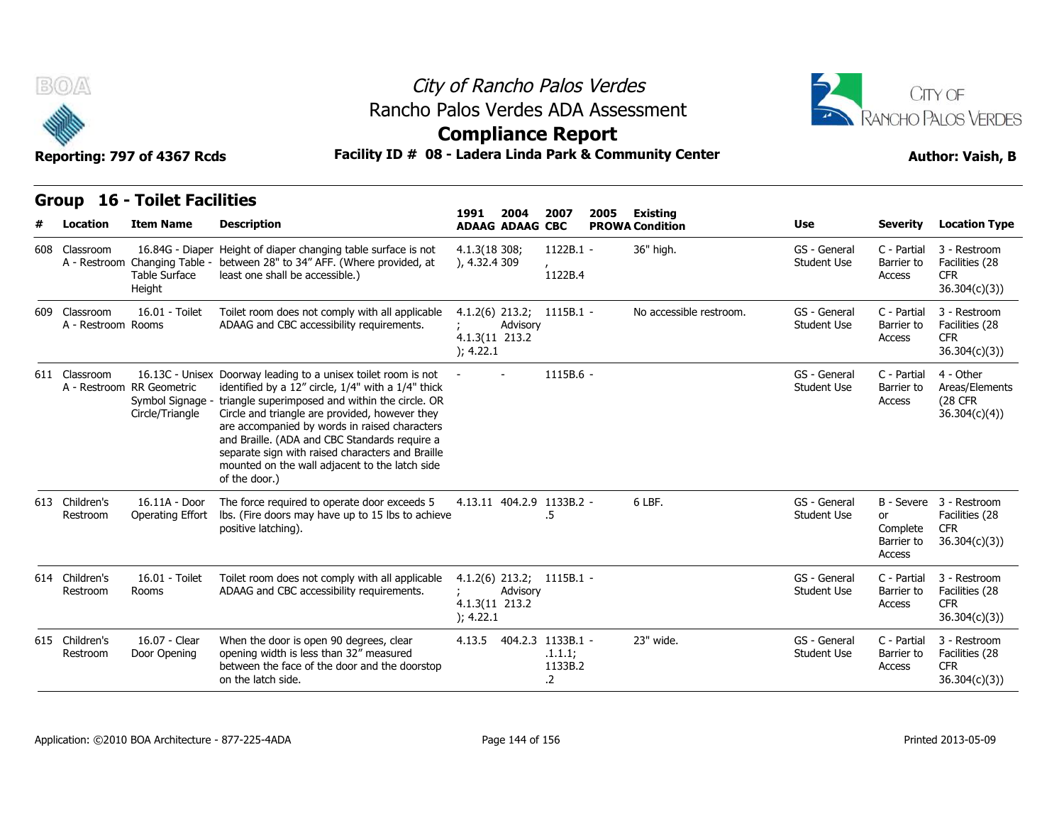City of Rancho Palos Verdes

Rancho Palos Verdes ADA Assessment

**Compliance Report**

Reporting: 797 of 4367 Rcds

**Facility ID # 08 - Ladera Linda Park & Community Center**

**Author: Vaish, B**

## Group 16 - Toilet Facilities

| # | Location | Item Name | Description | 1991 ADAAG | 2004 ADAAG | 2007 CBC | 2005 PROWA | Existing Condition | Use | Severity | Location Type |
|---|---|---|---|---|---|---|---|---|---|---|---|
| 608 | Classroom A - Restroom | 16.84G - Diaper Changing Table - Table Surface Height | Height of diaper changing table surface is not between 28" to 34" AFF. (Where provided, at least one shall be accessible.) | 4.1.3(18), 4.32.4 | 308; 309 | 1122B.1, 1122B.4 | - | 36" high. | GS - General Student Use | C - Partial Barrier to Access | 3 - Restroom Facilities (28 CFR 36.304(c)(3)) |
| 609 | Classroom A - Restroom | 16.01 - Toilet Rooms | Toilet room does not comply with all applicable ADAAG and CBC accessibility requirements. | 4.1.2(6); 4.1.3(11); 4.22.1 | 213.2; Advisory 213.2 | 1115B.1 | - | No accessible restroom. | GS - General Student Use | C - Partial Barrier to Access | 3 - Restroom Facilities (28 CFR 36.304(c)(3)) |
| 611 | Classroom A - Restroom | 16.13C - Unisex RR Geometric Symbol Signage - Circle/Triangle | Doorway leading to a unisex toilet room is not identified by a 12" circle, 1/4" with a 1/4" thick triangle superimposed and within the circle. OR Circle and triangle are provided, however they are accompanied by words in raised characters and Braille. (ADA and CBC Standards require a separate sign with raised characters and Braille mounted on the wall adjacent to the latch side of the door.) | - | - | 1115B.6 | - | | GS - General Student Use | C - Partial Barrier to Access | 4 - Other Areas/Elements (28 CFR 36.304(c)(4)) |
| 613 | Children's Restroom | 16.11A - Door Operating Effort | The force required to operate door exceeds 5 lbs. (Fire doors may have up to 15 lbs to achieve positive latching). | 4.13.11 | 404.2.9 | 1133B.2.5 | - | 6 LBF. | GS - General Student Use | B - Severe or Complete Barrier to Access | 3 - Restroom Facilities (28 CFR 36.304(c)(3)) |
| 614 | Children's Restroom | 16.01 - Toilet Rooms | Toilet room does not comply with all applicable ADAAG and CBC accessibility requirements. | 4.1.2(6); 4.1.3(11); 4.22.1 | 213.2; Advisory 213.2 | 1115B.1 | - | | GS - General Student Use | C - Partial Barrier to Access | 3 - Restroom Facilities (28 CFR 36.304(c)(3)) |
| 615 | Children's Restroom | 16.07 - Clear Door Opening | When the door is open 90 degrees, clear opening width is less than 32" measured between the face of the door and the doorstop on the latch side. | 4.13.5 | 404.2.3 | 1133B.1.1.1; 1133B.2.2 | - | 23" wide. | GS - General Student Use | C - Partial Barrier to Access | 3 - Restroom Facilities (28 CFR 36.304(c)(3)) |

Application: ©2010 BOA Architecture - 877-225-4ADA

Printed 2013-05-09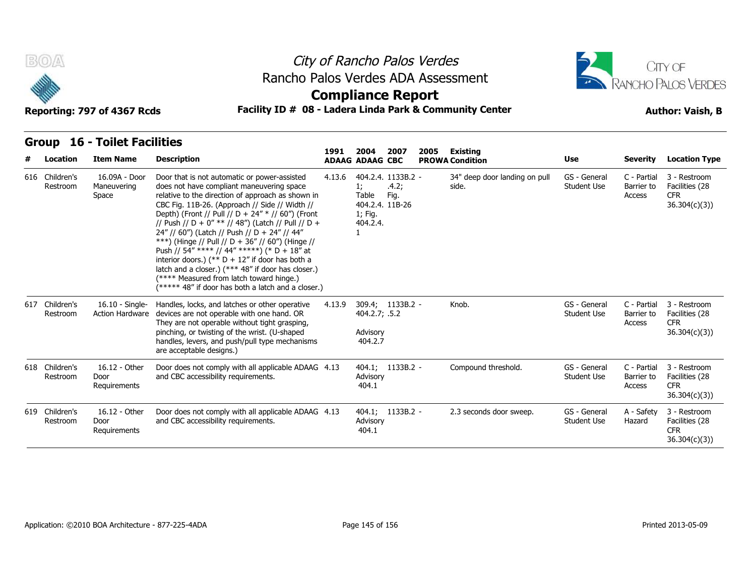## Group 16 - Toilet Facilities

| # | Location | Item Name | Description | 1991 ADAAG | 2004 ADAAG | 2007 CBC | 2005 PROWA | Existing Condition | Use | Severity | Location Type |
|---|---|---|---|---|---|---|---|---|---|---|---|
| 616 | Children's Restroom | 16.09A - Door Maneuvering Space | Door that is not automatic or power-assisted does not have compliant maneuvering space relative to the direction of approach as shown in CBC Fig. 11B-26. (Approach // Side // Width // Depth) (Front // Pull // D + 24" * // 60") (Front // Push // D + 0" ** // 48") (Latch // Pull // D + 24" // 60") (Latch // Push // D + 24" // 44" ***) (Hinge // Pull // D + 36" // 60") (Hinge // Push // 54" **** // 44" *****) (* D + 18" at interior doors.) (** D + 12" if door has both a latch and a closer.) (*** 48" if door has closer.) (**** Measured from latch toward hinge.) (***** 48" if door has both a latch and a closer.) | 4.13.6 | 404.2.4.1; Table 404.2.4.1; Fig. 404.2.4.1 | 1133B.2 - .4.2; Fig. 11B-26 | | 34" deep door landing on pull side. | GS - General Student Use | C - Partial Barrier to Access | 3 - Restroom Facilities (28 CFR 36.304(c)(3)) |
| 617 | Children's Restroom | 16.10 - Single-Action Hardware | Handles, locks, and latches or other operative devices are not operable with one hand. OR They are not operable without tight grasping, pinching, or twisting of the wrist. (U-shaped handles, levers, and push/pull type mechanisms are acceptable designs.) | 4.13.9 | 309.4; 404.2.7; Advisory 404.2.7 | 1133B.2 - .5.2 | | Knob. | GS - General Student Use | C - Partial Barrier to Access | 3 - Restroom Facilities (28 CFR 36.304(c)(3)) |
| 618 | Children's Restroom | 16.12 - Other Door Requirements | Door does not comply with all applicable ADAAG and CBC accessibility requirements. | 4.13 | 404.1; Advisory 404.1 | 1133B.2 - | | Compound threshold. | GS - General Student Use | C - Partial Barrier to Access | 3 - Restroom Facilities (28 CFR 36.304(c)(3)) |
| 619 | Children's Restroom | 16.12 - Other Door Requirements | Door does not comply with all applicable ADAAG and CBC accessibility requirements. | 4.13 | 404.1; Advisory 404.1 | 1133B.2 - | | 2.3 seconds door sweep. | GS - General Student Use | A - Safety Hazard | 3 - Restroom Facilities (28 CFR 36.304(c)(3)) |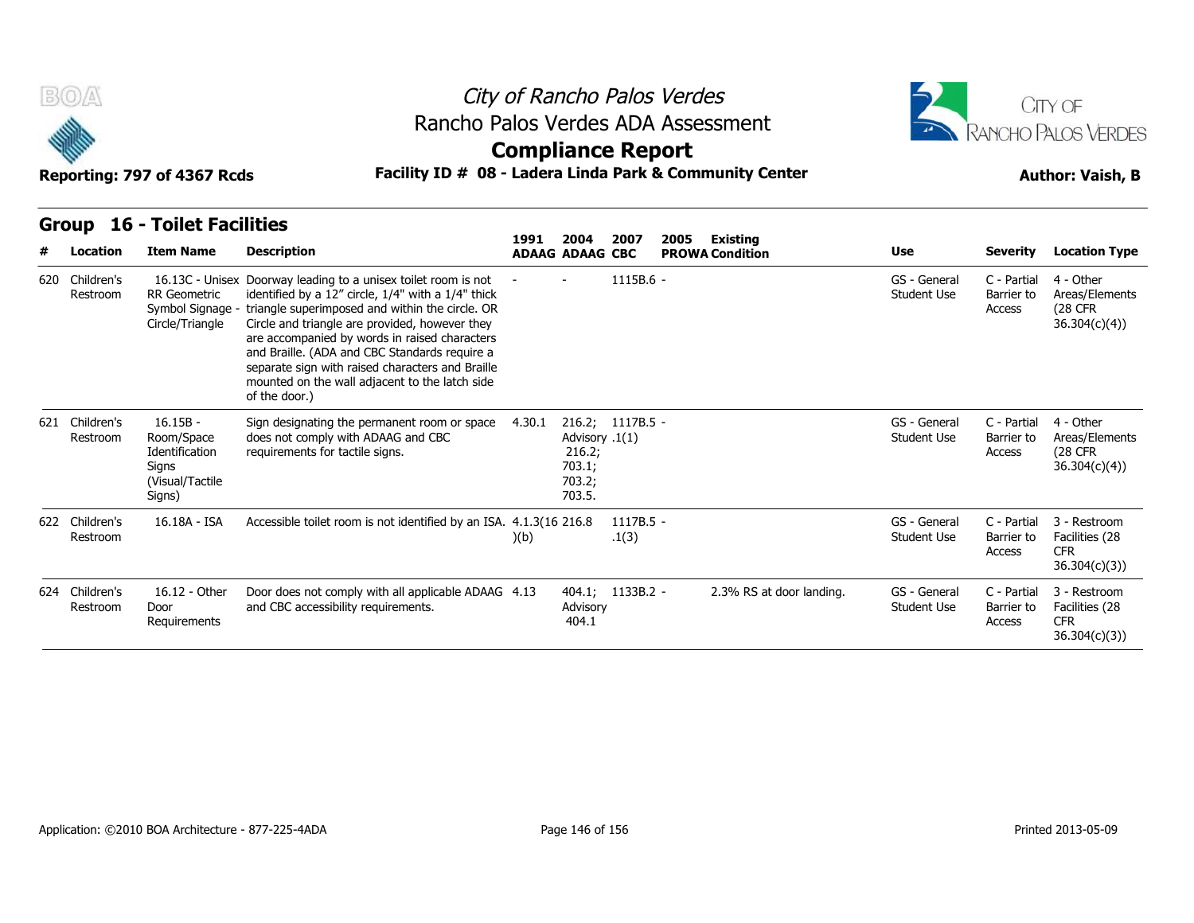# City of Rancho Palos Verdes
## Rancho Palos Verdes ADA Assessment
## Compliance Report

Reporting: 797 of 4367 Rcds

**Facility ID # 08 - Ladera Linda Park & Community Center**

**Author: Vaish, B**

### Group 16 - Toilet Facilities

| # | Location | Item Name | Description | 1991 ADAAG | 2004 ADAAG | 2007 CBC | 2005 PROWA | Existing Condition | Use | Severity | Location Type |
|---|---|---|---|---|---|---|---|---|---|---|---|
| 620 | Children's Restroom | 16.13C - Unisex RR Geometric Symbol Signage - Circle/Triangle | Doorway leading to a unisex toilet room is not identified by a 12" circle, 1/4" with a 1/4" thick triangle superimposed and within the circle. OR Circle and triangle are provided, however they are accompanied by words in raised characters and Braille. (ADA and CBC Standards require a separate sign with raised characters and Braille mounted on the wall adjacent to the latch side of the door.) | - | - | 1115B.6 | - | | GS - General Student Use | C - Partial Barrier to Access | 4 - Other Areas/Elements (28 CFR 36.304(c)(4)) |
| 621 | Children's Restroom | 16.15B - Room/Space Identification Signs (Visual/Tactile Signs) | Sign designating the permanent room or space does not comply with ADAAG and CBC requirements for tactile signs. | 4.30.1 | 216.2; Advisory 216.2; 703.1; 703.2; 703.5. | 1117B.5 .1(1) | - | | GS - General Student Use | C - Partial Barrier to Access | 4 - Other Areas/Elements (28 CFR 36.304(c)(4)) |
| 622 | Children's Restroom | 16.18A - ISA | Accessible toilet room is not identified by an ISA. | 4.1.3(16)(b) | 216.8 | 1117B.5 .1(3) | - | | GS - General Student Use | C - Partial Barrier to Access | 3 - Restroom Facilities (28 CFR 36.304(c)(3)) |
| 624 | Children's Restroom | 16.12 - Other Door Requirements | Door does not comply with all applicable ADAAG and CBC accessibility requirements. | 4.13 | 404.1; Advisory 404.1 | 1133B.2 | - | 2.3% RS at door landing. | GS - General Student Use | C - Partial Barrier to Access | 3 - Restroom Facilities (28 CFR 36.304(c)(3)) |

Application: ©2010 BOA Architecture - 877-225-4ADA

Printed 2013-05-09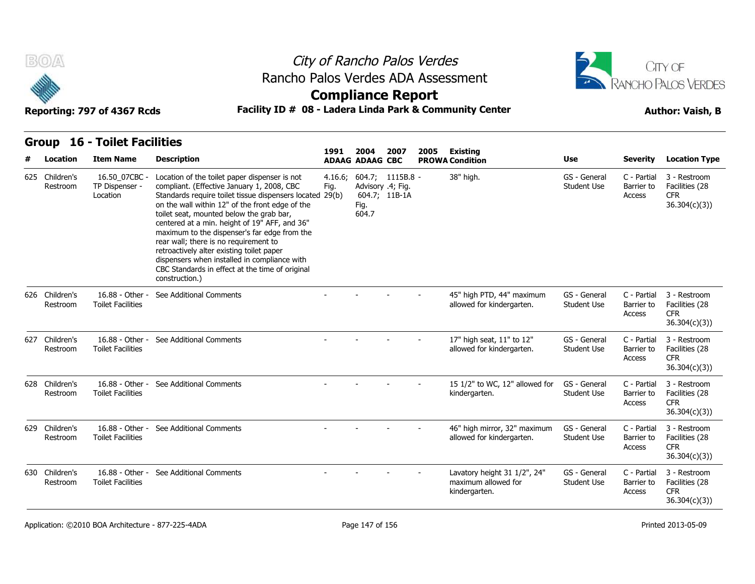# City of Rancho Palos Verdes

## Rancho Palos Verdes ADA Assessment

## Compliance Report

**Reporting: 797 of 4367 Rcds** | **Facility ID # 08 - Ladera Linda Park & Community Center** | **Author: Vaish, B**

### Group 16 - Toilet Facilities

| # | Location | Item Name | Description | 1991 ADAAG | 2004 ADAAG | 2007 CBC | 2005 PROWA | Existing Condition | Use | Severity | Location Type |
|---|---|---|---|---|---|---|---|---|---|---|---|
| 625 | Children's Restroom | 16.50_07CBC - TP Dispenser - Location | Location of the toilet paper dispenser is not compliant. (Effective January 1, 2008, CBC Standards require toilet tissue dispensers located on the wall within 12" of the front edge of the toilet seat, mounted below the grab bar, centered at a min. height of 19" AFF, and 36" maximum to the dispenser's far edge from the rear wall; there is no requirement to retroactively alter existing toilet paper dispensers when installed in compliance with CBC Standards in effect at the time of original construction.) | 4.16.6; Fig. 29(b) | 604.7; Advisory 604.7; Fig. 604.7 | 1115B.8.4; Fig. 11B-1A | - | 38" high. | GS - General Student Use | C - Partial Barrier to Access | 3 - Restroom Facilities (28 CFR 36.304(c)(3)) |
| 626 | Children's Restroom | 16.88 - Other - Toilet Facilities | See Additional Comments | - | - | - | - | 45" high PTD, 44" maximum allowed for kindergarten. | GS - General Student Use | C - Partial Barrier to Access | 3 - Restroom Facilities (28 CFR 36.304(c)(3)) |
| 627 | Children's Restroom | 16.88 - Other - Toilet Facilities | See Additional Comments | - | - | - | - | 17" high seat, 11" to 12" allowed for kindergarten. | GS - General Student Use | C - Partial Barrier to Access | 3 - Restroom Facilities (28 CFR 36.304(c)(3)) |
| 628 | Children's Restroom | 16.88 - Other - Toilet Facilities | See Additional Comments | - | - | - | - | 15 1/2" to WC, 12" allowed for kindergarten. | GS - General Student Use | C - Partial Barrier to Access | 3 - Restroom Facilities (28 CFR 36.304(c)(3)) |
| 629 | Children's Restroom | 16.88 - Other - Toilet Facilities | See Additional Comments | - | - | - | - | 46" high mirror, 32" maximum allowed for kindergarten. | GS - General Student Use | C - Partial Barrier to Access | 3 - Restroom Facilities (28 CFR 36.304(c)(3)) |
| 630 | Children's Restroom | 16.88 - Other - Toilet Facilities | See Additional Comments | - | - | - | - | Lavatory height 31 1/2", 24" maximum allowed for kindergarten. | GS - General Student Use | C - Partial Barrier to Access | 3 - Restroom Facilities (28 CFR 36.304(c)(3)) |

Application: ©2010 BOA Architecture - 877-225-4ADA | Printed 2013-05-09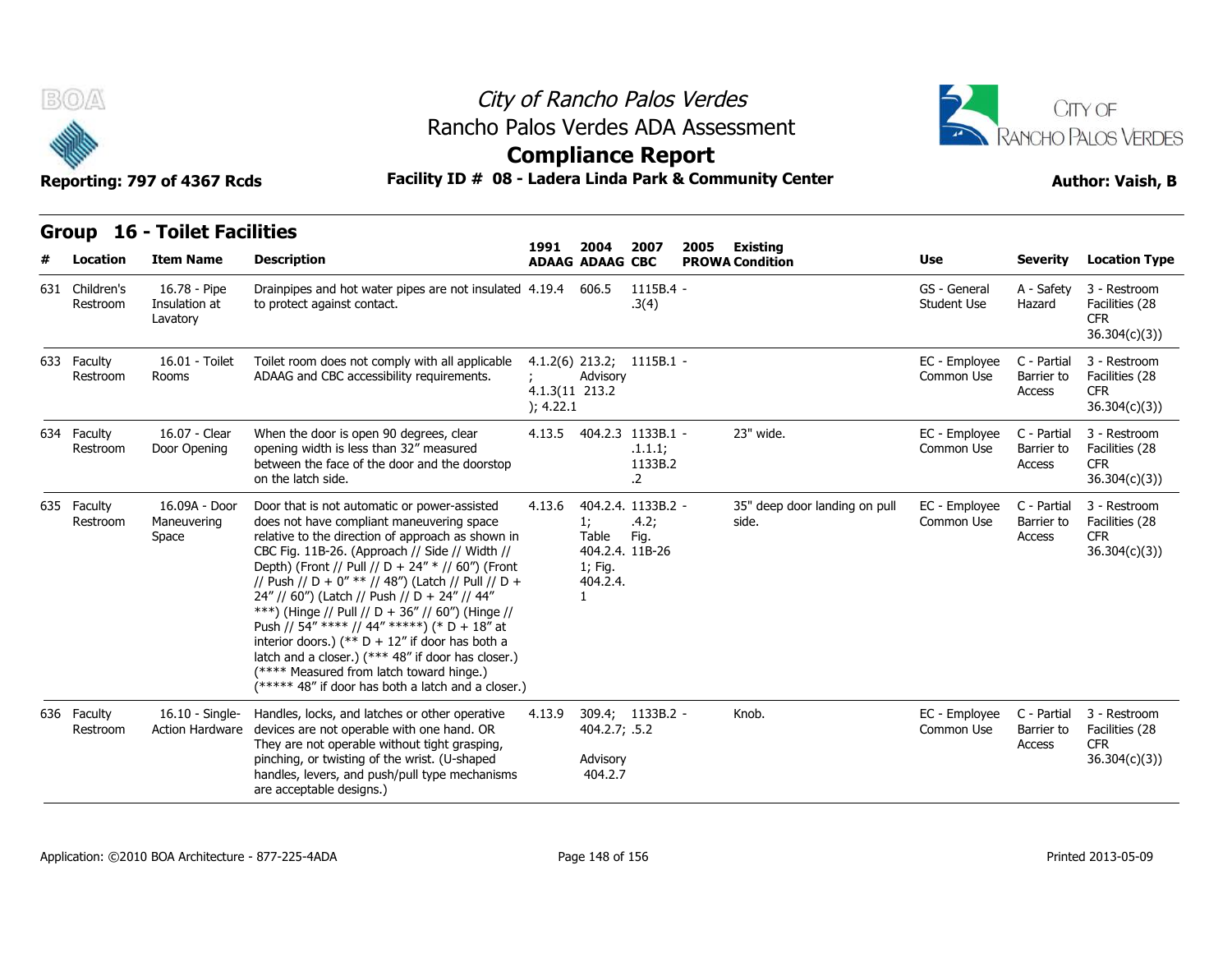# City of Rancho Palos Verdes

## Rancho Palos Verdes ADA Assessment

## Compliance Report

**Reporting: 797 of 4367 Rcds** | **Facility ID # 08 - Ladera Linda Park & Community Center** | **Author: Vaish, B**

### Group 16 - Toilet Facilities

| # | Location | Item Name | Description | 1991 ADAAG | 2004 ADAAG | 2007 CBC | 2005 PROWA | Existing Condition | Use | Severity | Location Type |
|---|---|---|---|---|---|---|---|---|---|---|---|
| 631 | Children's Restroom | 16.78 - Pipe Insulation at Lavatory | Drainpipes and hot water pipes are not insulated to protect against contact. | 4.19.4 | 606.5 | 1115B.4 - .3(4) | | | GS - General Student Use | A - Safety Hazard | 3 - Restroom Facilities (28 CFR 36.304(c)(3)) |
| 633 | Faculty Restroom | 16.01 - Toilet Rooms | Toilet room does not comply with all applicable ADAAG and CBC accessibility requirements. | 4.1.2(6) ; 4.1.3(11 ); 4.22.1 | 213.2; Advisory 213.2 | 1115B.1 - | | | EC - Employee Common Use | C - Partial Barrier to Access | 3 - Restroom Facilities (28 CFR 36.304(c)(3)) |
| 634 | Faculty Restroom | 16.07 - Clear Door Opening | When the door is open 90 degrees, clear opening width is less than 32" measured between the face of the door and the doorstop on the latch side. | 4.13.5 | 404.2.3 | 1133B.1 - .1.1.1; 1133B.2 .2 | | 23" wide. | EC - Employee Common Use | C - Partial Barrier to Access | 3 - Restroom Facilities (28 CFR 36.304(c)(3)) |
| 635 | Faculty Restroom | 16.09A - Door Maneuvering Space | Door that is not automatic or power-assisted does not have compliant maneuvering space relative to the direction of approach as shown in CBC Fig. 11B-26. (Approach // Side // Width // Depth) (Front // Pull // D + 24" * // 60") (Front // Push // D + 0" ** // 48") (Latch // Pull // D + 24" // 60") (Latch // Push // D + 24" // 44" ***) (Hinge // Pull // D + 36" // 60") (Hinge // Push // 54" **** // 44" *****) (* D + 18" at interior doors.) (** D + 12" if door has both a latch and a closer.) (*** 48" if door has closer.) (**** Measured from latch toward hinge.) (***** 48" if door has both a latch and a closer.) | 4.13.6 | 404.2.4. 1; Table 404.2.4. 1; Fig. 404.2.4. 1 | 1133B.2 - .4.2; Fig. 11B-26 | | 35" deep door landing on pull side. | EC - Employee Common Use | C - Partial Barrier to Access | 3 - Restroom Facilities (28 CFR 36.304(c)(3)) |
| 636 | Faculty Restroom | 16.10 - Single-Action Hardware | Handles, locks, and latches or other operative devices are not operable with one hand. OR They are not operable without tight grasping, pinching, or twisting of the wrist. (U-shaped handles, levers, and push/pull type mechanisms are acceptable designs.) | 4.13.9 | 309.4; 404.2.7; Advisory 404.2.7 | 1133B.2 - .5.2 | | Knob. | EC - Employee Common Use | C - Partial Barrier to Access | 3 - Restroom Facilities (28 CFR 36.304(c)(3)) |

Application: ©2010 BOA Architecture - 877-225-4ADA | Printed 2013-05-09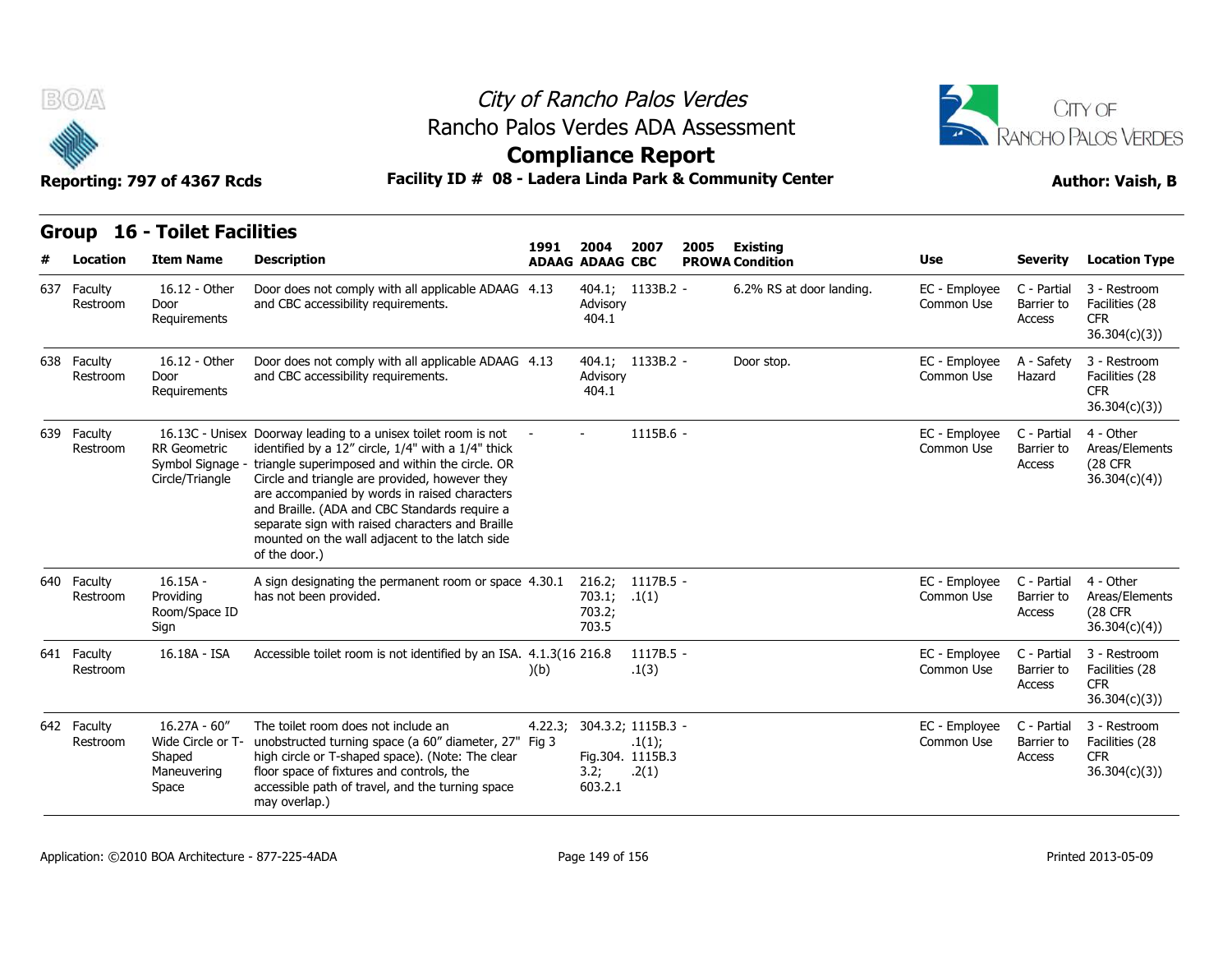# City of Rancho Palos Verdes

## Rancho Palos Verdes ADA Assessment

## Compliance Report

**Reporting: 797 of 4367 Rcds** — **Facility ID # 08 - Ladera Linda Park & Community Center** — **Author: Vaish, B**

### Group 16 - Toilet Facilities

| # | Location | Item Name | Description | 1991 ADAAG | 2004 ADAAG | 2007 CBC | 2005 PROWA | Existing Condition | Use | Severity | Location Type |
|---|---|---|---|---|---|---|---|---|---|---|---|
| 637 | Faculty Restroom | 16.12 - Other Door Requirements | Door does not comply with all applicable ADAAG and CBC accessibility requirements. | 4.13 | 404.1; Advisory 404.1 | 1133B.2 | - | 6.2% RS at door landing. | EC - Employee Common Use | C - Partial Barrier to Access | 3 - Restroom Facilities (28 CFR 36.304(c)(3)) |
| 638 | Faculty Restroom | 16.12 - Other Door Requirements | Door does not comply with all applicable ADAAG and CBC accessibility requirements. | 4.13 | 404.1; Advisory 404.1 | 1133B.2 | - | Door stop. | EC - Employee Common Use | A - Safety Hazard | 3 - Restroom Facilities (28 CFR 36.304(c)(3)) |
| 639 | Faculty Restroom | 16.13C - Unisex RR Geometric Symbol Signage - Circle/Triangle | Doorway leading to a unisex toilet room is not identified by a 12" circle, 1/4" with a 1/4" thick triangle superimposed and within the circle. OR Circle and triangle are provided, however they are accompanied by words in raised characters and Braille. (ADA and CBC Standards require a separate sign with raised characters and Braille mounted on the wall adjacent to the latch side of the door.) | - | - | 1115B.6 | - | | EC - Employee Common Use | C - Partial Barrier to Access | 4 - Other Areas/Elements (28 CFR 36.304(c)(4)) |
| 640 | Faculty Restroom | 16.15A - Providing Room/Space ID Sign | A sign designating the permanent room or space has not been provided. | 4.30.1 | 216.2; 703.1; 703.2; 703.5 | 1117B.5 .1(1) | - | | EC - Employee Common Use | C - Partial Barrier to Access | 4 - Other Areas/Elements (28 CFR 36.304(c)(4)) |
| 641 | Faculty Restroom | 16.18A - ISA | Accessible toilet room is not identified by an ISA. | 4.1.3(16)(b) | 216.8 | 1117B.5 .1(3) | - | | EC - Employee Common Use | C - Partial Barrier to Access | 3 - Restroom Facilities (28 CFR 36.304(c)(3)) |
| 642 | Faculty Restroom | 16.27A - 60" Wide Circle or T-Shaped Maneuvering Space | The toilet room does not include an unobstructed turning space (a 60" diameter, 27" high circle or T-shaped space). (Note: The clear floor space of fixtures and controls, the accessible path of travel, and the turning space may overlap.) | 4.22.3; Fig 3 | 304.3.2; Fig.304.3.2; 603.2.1 | 1115B.3 .1(1); 1115B.3 .2(1) | - | | EC - Employee Common Use | C - Partial Barrier to Access | 3 - Restroom Facilities (28 CFR 36.304(c)(3)) |

Application: ©2010 BOA Architecture - 877-225-4ADA — Printed 2013-05-09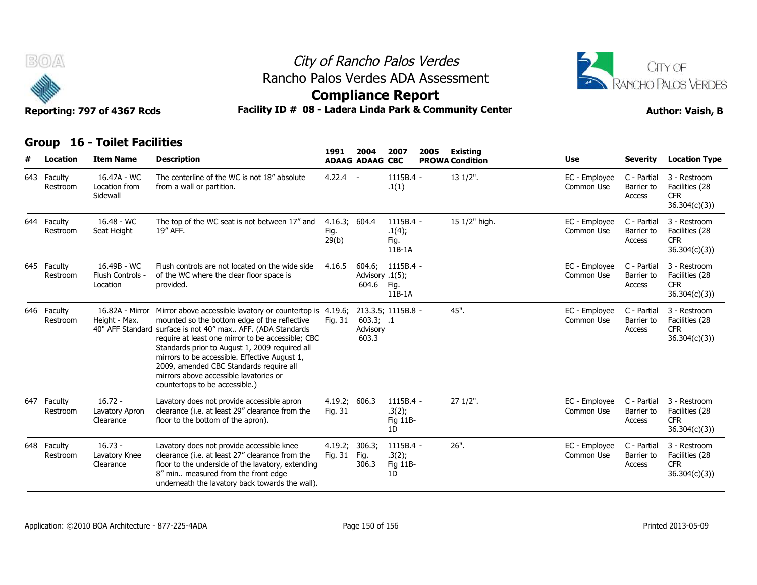# City of Rancho Palos Verdes
## Rancho Palos Verdes ADA Assessment
## Compliance Report

**Reporting: 797 of 4367 Rcds** — **Facility ID # 08 - Ladera Linda Park & Community Center** — **Author: Vaish, B**

### Group 16 - Toilet Facilities

| # | Location | Item Name | Description | 1991 ADAAG | 2004 ADAAG | 2007 CBC | 2005 PROWA | Existing Condition | Use | Severity | Location Type |
|---|---|---|---|---|---|---|---|---|---|---|---|
| 643 | Faculty Restroom | 16.47A - WC Location from Sidewall | The centerline of the WC is not 18" absolute from a wall or partition. | 4.22.4 | - | 1115B.4 - .1(1) | | 13 1/2". | EC - Employee Common Use | C - Partial Barrier to Access | 3 - Restroom Facilities (28 CFR 36.304(c)(3)) |
| 644 | Faculty Restroom | 16.48 - WC Seat Height | The top of the WC seat is not between 17" and 19" AFF. | 4.16.3; Fig. 29(b) | 604.4 | 1115B.4 - .1(4); Fig. 11B-1A | | 15 1/2" high. | EC - Employee Common Use | C - Partial Barrier to Access | 3 - Restroom Facilities (28 CFR 36.304(c)(3)) |
| 645 | Faculty Restroom | 16.49B - WC Flush Controls - Location | Flush controls are not located on the wide side of the WC where the clear floor space is provided. | 4.16.5 | 604.6; Advisory 604.6 | 1115B.4 - .1(5); Fig. 11B-1A | | | EC - Employee Common Use | C - Partial Barrier to Access | 3 - Restroom Facilities (28 CFR 36.304(c)(3)) |
| 646 | Faculty Restroom | 16.82A - Mirror Height - Max. 40" AFF Standard | Mirror above accessible lavatory or countertop is mounted so the bottom edge of the reflective surface is not 40" max.. AFF. (ADA Standards require at least one mirror to be accessible; CBC Standards prior to August 1, 2009 required all mirrors to be accessible. Effective August 1, 2009, amended CBC Standards require all mirrors above accessible lavatories or countertops to be accessible.) | 4.19.6; Fig. 31 | 213.3.5; 603.3; Advisory 603.3 | 1115B.8 - .1 | | 45". | EC - Employee Common Use | C - Partial Barrier to Access | 3 - Restroom Facilities (28 CFR 36.304(c)(3)) |
| 647 | Faculty Restroom | 16.72 - Lavatory Apron Clearance | Lavatory does not provide accessible apron clearance (i.e. at least 29" clearance from the floor to the bottom of the apron). | 4.19.2; Fig. 31 | 606.3 | 1115B.4 - .3(2); Fig 11B-1D | | 27 1/2". | EC - Employee Common Use | C - Partial Barrier to Access | 3 - Restroom Facilities (28 CFR 36.304(c)(3)) |
| 648 | Faculty Restroom | 16.73 - Lavatory Knee Clearance | Lavatory does not provide accessible knee clearance (i.e. at least 27" clearance from the floor to the underside of the lavatory, extending 8" min.. measured from the front edge underneath the lavatory back towards the wall). | 4.19.2; Fig. 31 | 306.3; Fig. 306.3 | 1115B.4 - .3(2); Fig 11B-1D | | 26". | EC - Employee Common Use | C - Partial Barrier to Access | 3 - Restroom Facilities (28 CFR 36.304(c)(3)) |

Application: ©2010 BOA Architecture - 877-225-4ADA — Printed 2013-05-09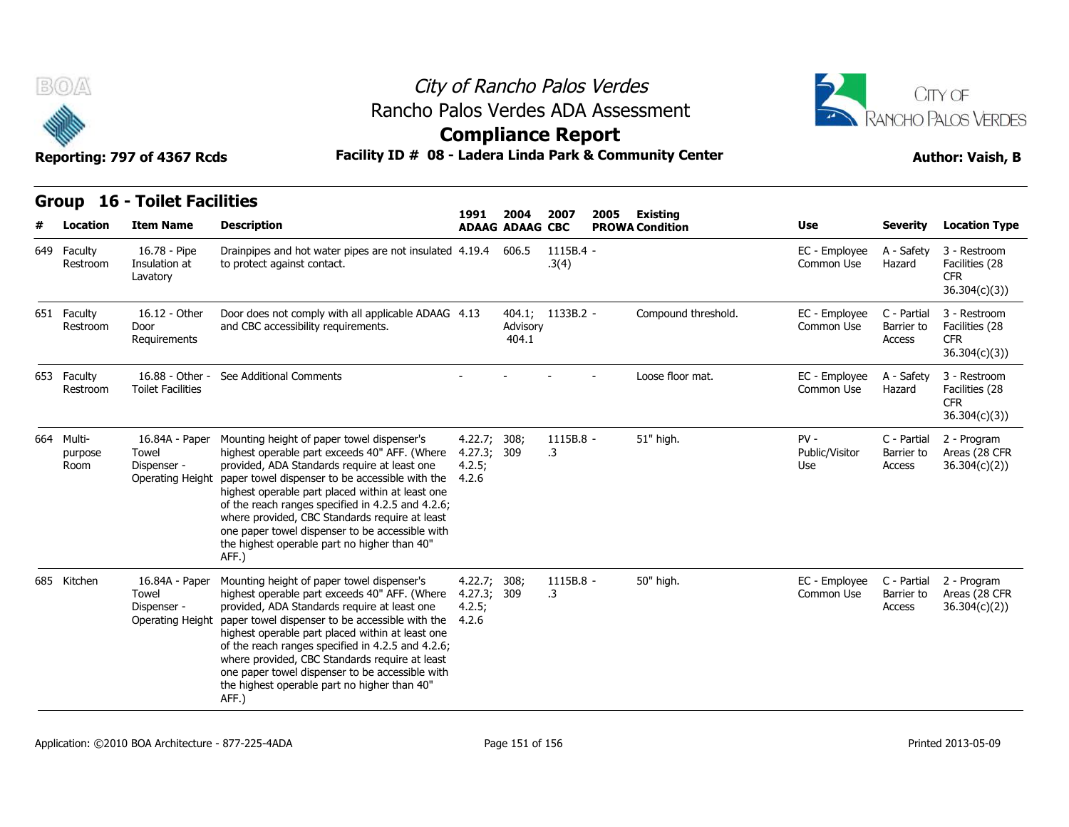# City of Rancho Palos Verdes
## Rancho Palos Verdes ADA Assessment
## Compliance Report

**Reporting: 797 of 4367 Rcds** | **Facility ID # 08 - Ladera Linda Park & Community Center** | **Author: Vaish, B**

### Group 16 - Toilet Facilities

| # | Location | Item Name | Description | 1991 ADAAG | 2004 ADAAG | 2007 CBC | 2005 PROWA | Existing Condition | Use | Severity | Location Type |
|---|---|---|---|---|---|---|---|---|---|---|---|
| 649 | Faculty Restroom | 16.78 - Pipe Insulation at Lavatory | Drainpipes and hot water pipes are not insulated to protect against contact. | 4.19.4 | 606.5 | 1115B.4 - .3(4) | | | EC - Employee Common Use | A - Safety Hazard | 3 - Restroom Facilities (28 CFR 36.304(c)(3)) |
| 651 | Faculty Restroom | 16.12 - Other Door Requirements | Door does not comply with all applicable ADAAG and CBC accessibility requirements. | 4.13 | 404.1; Advisory 404.1 | 1133B.2 - | | Compound threshold. | EC - Employee Common Use | C - Partial Barrier to Access | 3 - Restroom Facilities (28 CFR 36.304(c)(3)) |
| 653 | Faculty Restroom | 16.88 - Other - Toilet Facilities | See Additional Comments | - | - | - | - | Loose floor mat. | EC - Employee Common Use | A - Safety Hazard | 3 - Restroom Facilities (28 CFR 36.304(c)(3)) |
| 664 | Multi-purpose Room | 16.84A - Paper Towel Dispenser - Operating Height | Mounting height of paper towel dispenser's highest operable part exceeds 40" AFF. (Where provided, ADA Standards require at least one paper towel dispenser to be accessible with the highest operable part placed within at least one of the reach ranges specified in 4.2.5 and 4.2.6; where provided, CBC Standards require at least one paper towel dispenser to be accessible with the highest operable part no higher than 40" AFF.) | 4.22.7; 4.27.3; 4.2.5; 4.2.6 | 308; 309 | 1115B.8 - .3 | | 51" high. | PV - Public/Visitor Use | C - Partial Barrier to Access | 2 - Program Areas (28 CFR 36.304(c)(2)) |
| 685 | Kitchen | 16.84A - Paper Towel Dispenser - Operating Height | Mounting height of paper towel dispenser's highest operable part exceeds 40" AFF. (Where provided, ADA Standards require at least one paper towel dispenser to be accessible with the highest operable part placed within at least one of the reach ranges specified in 4.2.5 and 4.2.6; where provided, CBC Standards require at least one paper towel dispenser to be accessible with the highest operable part no higher than 40" AFF.) | 4.22.7; 4.27.3; 4.2.5; 4.2.6 | 308; 309 | 1115B.8 - .3 | | 50" high. | EC - Employee Common Use | C - Partial Barrier to Access | 2 - Program Areas (28 CFR 36.304(c)(2)) |

Application: ©2010 BOA Architecture - 877-225-4ADA | Printed 2013-05-09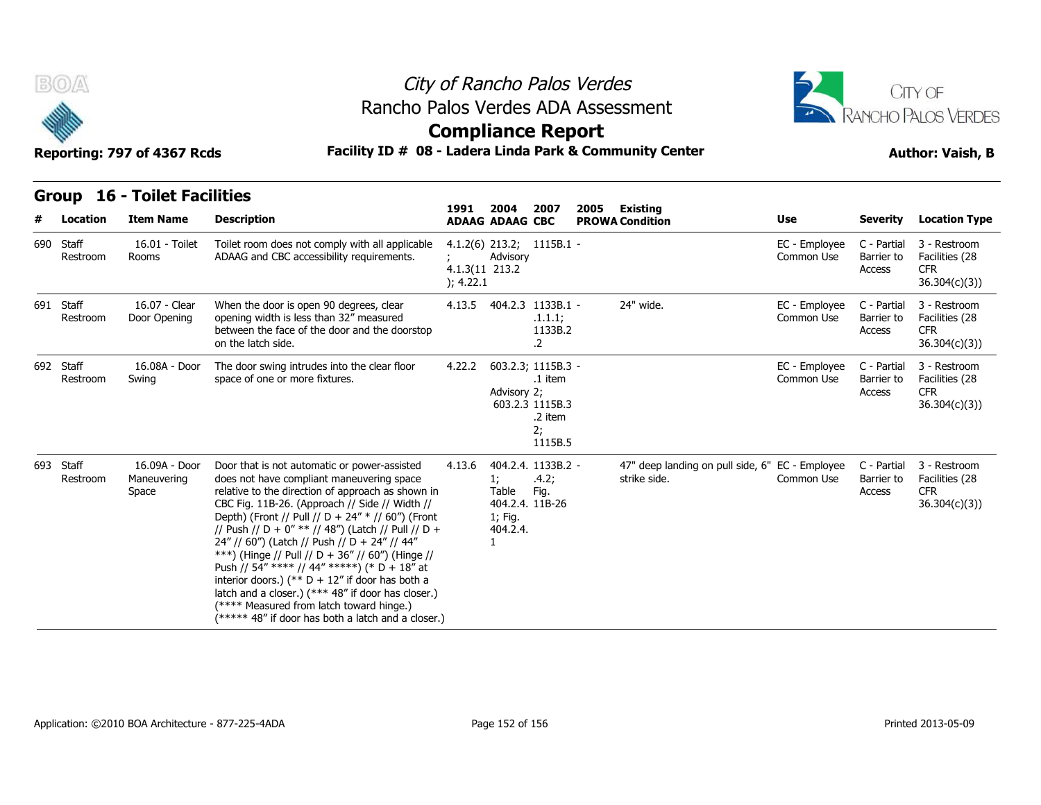# City of Rancho Palos Verdes

## Rancho Palos Verdes ADA Assessment

## Compliance Report

**Reporting: 797 of 4367 Rcds** | **Facility ID # 08 - Ladera Linda Park & Community Center** | **Author: Vaish, B**

## Group 16 - Toilet Facilities

| # | Location | Item Name | Description | 1991 ADAAG | 2004 ADAAG | 2007 CBC | 2005 PROWA | Existing Condition | Use | Severity | Location Type |
|---|---|---|---|---|---|---|---|---|---|---|---|
| 690 | Staff Restroom | 16.01 - Toilet Rooms | Toilet room does not comply with all applicable ADAAG and CBC accessibility requirements. | 4.1.2(6); 4.1.3(11); 4.22.1 | 213.2; Advisory 213.2 | 1115B.1 | - | | EC - Employee Common Use | C - Partial Barrier to Access | 3 - Restroom Facilities (28 CFR 36.304(c)(3)) |
| 691 | Staff Restroom | 16.07 - Clear Door Opening | When the door is open 90 degrees, clear opening width is less than 32" measured between the face of the door and the doorstop on the latch side. | 4.13.5 | 404.2.3 | 1133B.1.1.1; 1133B2.2 | - | 24" wide. | EC - Employee Common Use | C - Partial Barrier to Access | 3 - Restroom Facilities (28 CFR 36.304(c)(3)) |
| 692 | Staff Restroom | 16.08A - Door Swing | The door swing intrudes into the clear floor space of one or more fixtures. | 4.22.2 | 603.2.3; Advisory 603.2.3 | 1115B.3.1 item 2; 1115B.3.2 item 2; 1115B.5 | - | | EC - Employee Common Use | C - Partial Barrier to Access | 3 - Restroom Facilities (28 CFR 36.304(c)(3)) |
| 693 | Staff Restroom | 16.09A - Door Maneuvering Space | Door that is not automatic or power-assisted does not have compliant maneuvering space relative to the direction of approach as shown in CBC Fig. 11B-26. (Approach // Side // Width // Depth) (Front // Pull // D + 24" * // 60") (Front // Push // D + 0" ** // 48") (Latch // Pull // D + 24" // 60") (Latch // Push // D + 24" // 44" ***) (Hinge // Pull // D + 36" // 60") (Hinge // Push // 54" **** // 44" *****) (* D + 18" at interior doors.) (** D + 12" if door has both a latch and a closer.) (*** 48" if door has closer.) (**** Measured from latch toward hinge.) (***** 48" if door has both a latch and a closer.) | 4.13.6 | 404.2.4.1; Table 404.2.4.1; Fig. 404.2.4.1 | 1133B.2.4.2; Fig. 11B-26 | - | 47" deep landing on pull side, 6" strike side. | EC - Employee Common Use | C - Partial Barrier to Access | 3 - Restroom Facilities (28 CFR 36.304(c)(3)) |

Application: ©2010 BOA Architecture - 877-225-4ADA | Printed 2013-05-09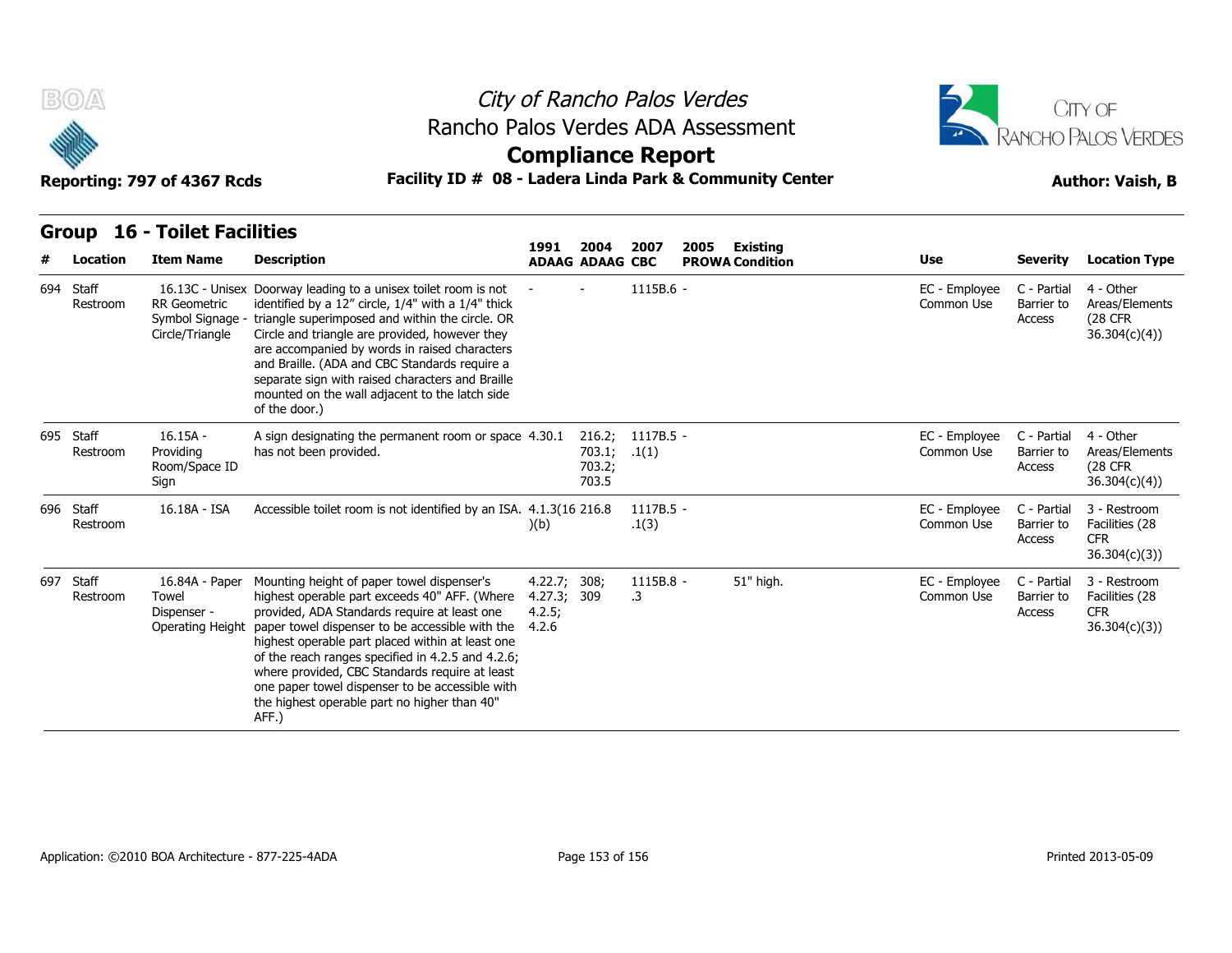## Group 16 - Toilet Facilities

| # | Location | Item Name | Description | 1991 ADAAG | 2004 ADAAG | 2007 CBC | 2005 PROWA | Existing Condition | Use | Severity | Location Type |
|---|---|---|---|---|---|---|---|---|---|---|---|
| 694 | Staff Restroom | 16.13C - Unisex RR Geometric Symbol Signage - Circle/Triangle | Doorway leading to a unisex toilet room is not identified by a 12" circle, 1/4" with a 1/4" thick triangle superimposed and within the circle. OR Circle and triangle are provided, however they are accompanied by words in raised characters and Braille. (ADA and CBC Standards require a separate sign with raised characters and Braille mounted on the wall adjacent to the latch side of the door.) | - | - | 1115B.6 | - | | EC - Employee Common Use | C - Partial Barrier to Access | 4 - Other Areas/Elements (28 CFR 36.304(c)(4)) |
| 695 | Staff Restroom | 16.15A - Providing Room/Space ID Sign | A sign designating the permanent room or space has not been provided. | 4.30.1 | 216.2; 703.1; 703.2; 703.5 | 1117B.5 .1(1) | - | | EC - Employee Common Use | C - Partial Barrier to Access | 4 - Other Areas/Elements (28 CFR 36.304(c)(4)) |
| 696 | Staff Restroom | 16.18A - ISA | Accessible toilet room is not identified by an ISA. | 4.1.3(16)(b) | 216.8 | 1117B.5 .1(3) | - | | EC - Employee Common Use | C - Partial Barrier to Access | 3 - Restroom Facilities (28 CFR 36.304(c)(3)) |
| 697 | Staff Restroom | 16.84A - Paper Towel Dispenser - Operating Height | Mounting height of paper towel dispenser's highest operable part exceeds 40" AFF. (Where provided, ADA Standards require at least one paper towel dispenser to be accessible with the highest operable part placed within at least one of the reach ranges specified in 4.2.5 and 4.2.6; where provided, CBC Standards require at least one paper towel dispenser to be accessible with the highest operable part no higher than 40" AFF.) | 4.22.7; 4.27.3; 4.2.5; 4.2.6 | 308; 309 | 1115B.8 .3 | - | 51" high. | EC - Employee Common Use | C - Partial Barrier to Access | 3 - Restroom Facilities (28 CFR 36.304(c)(3)) |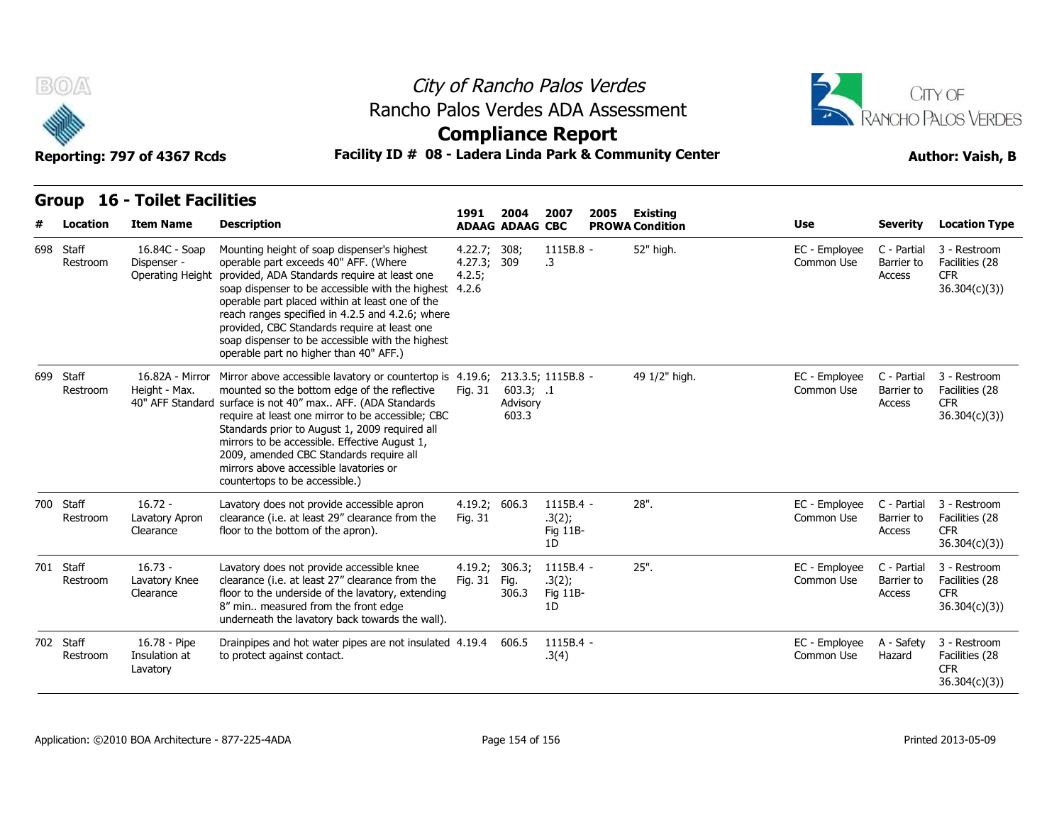City of Rancho Palos Verdes
Rancho Palos Verdes ADA Assessment

# Compliance Report

Reporting: 797 of 4367 Rcds

**Facility ID # 08 - Ladera Linda Park & Community Center**

**Author: Vaish, B**

## Group 16 - Toilet Facilities

| # | Location | Item Name | Description | 1991 ADAAG | 2004 ADAAG | 2007 CBC | 2005 PROWA | Existing Condition | Use | Severity | Location Type |
|---|---|---|---|---|---|---|---|---|---|---|---|
| 698 | Staff Restroom | 16.84C - Soap Dispenser - Operating Height | Mounting height of soap dispenser's highest operable part exceeds 40" AFF. (Where provided, ADA Standards require at least one soap dispenser to be accessible with the highest operable part placed within at least one of the reach ranges specified in 4.2.5 and 4.2.6; where provided, CBC Standards require at least one soap dispenser to be accessible with the highest operable part no higher than 40" AFF.) | 4.22.7; 4.27.3; 4.2.5; 4.2.6 | 308; 309 | 1115B.8 - .3 | | 52" high. | EC - Employee Common Use | C - Partial Barrier to Access | 3 - Restroom Facilities (28 CFR 36.304(c)(3)) |
| 699 | Staff Restroom | 16.82A - Mirror Height - Max. 40" AFF Standard | Mirror above accessible lavatory or countertop is mounted so the bottom edge of the reflective surface is not 40" max.. AFF. (ADA Standards require at least one mirror to be accessible; CBC Standards prior to August 1, 2009 required all mirrors to be accessible. Effective August 1, 2009, amended CBC Standards require all mirrors above accessible lavatories or countertops to be accessible.) | 4.19.6; Fig. 31 | 213.3.5; 603.3; Advisory 603.3 | 1115B.8 - .1 | | 49 1/2" high. | EC - Employee Common Use | C - Partial Barrier to Access | 3 - Restroom Facilities (28 CFR 36.304(c)(3)) |
| 700 | Staff Restroom | 16.72 - Lavatory Apron Clearance | Lavatory does not provide accessible apron clearance (i.e. at least 29" clearance from the floor to the bottom of the apron). | 4.19.2; Fig. 31 | 606.3 | 1115B.4 - .3(2); Fig 11B-1D | | 28". | EC - Employee Common Use | C - Partial Barrier to Access | 3 - Restroom Facilities (28 CFR 36.304(c)(3)) |
| 701 | Staff Restroom | 16.73 - Lavatory Knee Clearance | Lavatory does not provide accessible knee clearance (i.e. at least 27" clearance from the floor to the underside of the lavatory, extending 8" min.. measured from the front edge underneath the lavatory back towards the wall). | 4.19.2; Fig. 31 | 306.3; Fig. 306.3 | 1115B.4 - .3(2); Fig 11B-1D | | 25". | EC - Employee Common Use | C - Partial Barrier to Access | 3 - Restroom Facilities (28 CFR 36.304(c)(3)) |
| 702 | Staff Restroom | 16.78 - Pipe Insulation at Lavatory | Drainpipes and hot water pipes are not insulated to protect against contact. | 4.19.4 | 606.5 | 1115B.4 - .3(4) | | | EC - Employee Common Use | A - Safety Hazard | 3 - Restroom Facilities (28 CFR 36.304(c)(3)) |

Application: ©2010 BOA Architecture - 877-225-4ADA

Printed 2013-05-09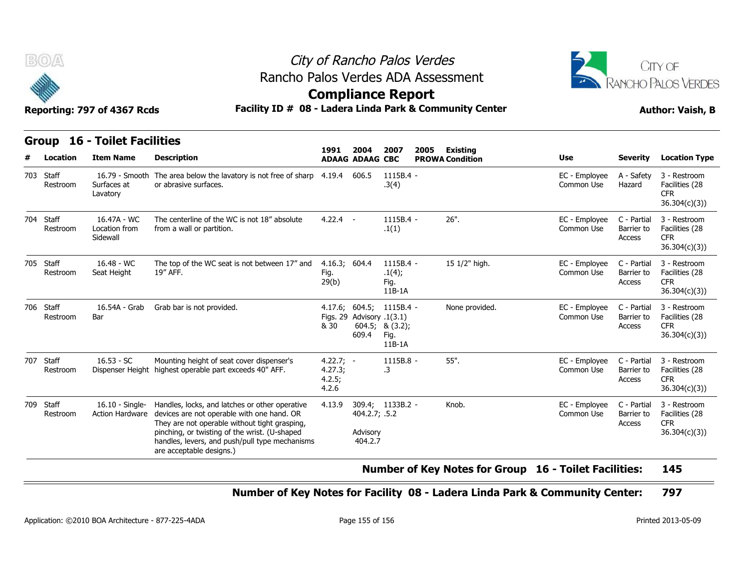# City of Rancho Palos Verdes
## Rancho Palos Verdes ADA Assessment
## Compliance Report

**Reporting: 797 of 4367 Rcds** | **Facility ID # 08 - Ladera Linda Park & Community Center** | **Author: Vaish, B**

### Group 16 - Toilet Facilities

| # | Location | Item Name | Description | 1991 ADAAG | 2004 ADAAG | 2007 CBC | 2005 PROWA | Existing Condition | Use | Severity | Location Type |
|---|---|---|---|---|---|---|---|---|---|---|---|
| 703 | Staff Restroom | 16.79 - Smooth Surfaces at Lavatory | The area below the lavatory is not free of sharp or abrasive surfaces. | 4.19.4 | 606.5 | 1115B.4 - .3(4) | | | EC - Employee Common Use | A - Safety Hazard | 3 - Restroom Facilities (28 CFR 36.304(c)(3)) |
| 704 | Staff Restroom | 16.47A - WC Location from Sidewall | The centerline of the WC is not 18" absolute from a wall or partition. | 4.22.4 | - | 1115B.4 - .1(1) | | 26". | EC - Employee Common Use | C - Partial Barrier to Access | 3 - Restroom Facilities (28 CFR 36.304(c)(3)) |
| 705 | Staff Restroom | 16.48 - WC Seat Height | The top of the WC seat is not between 17" and 19" AFF. | 4.16.3; Fig. 29(b) | 604.4 | 1115B.4 - .1(4); Fig. 11B-1A | | 15 1/2" high. | EC - Employee Common Use | C - Partial Barrier to Access | 3 - Restroom Facilities (28 CFR 36.304(c)(3)) |
| 706 | Staff Restroom | 16.54A - Grab Bar | Grab bar is not provided. | 4.17.6; Figs. 29 & 30 | 604.5; Advisory 604.5; 609.4 | 1115B.4 - .1(3.1) & (3.2); Fig. 11B-1A | | None provided. | EC - Employee Common Use | C - Partial Barrier to Access | 3 - Restroom Facilities (28 CFR 36.304(c)(3)) |
| 707 | Staff Restroom | 16.53 - SC Dispenser Height | Mounting height of seat cover dispenser's highest operable part exceeds 40" AFF. | 4.22.7; 4.27.3; 4.2.5; 4.2.6 | - | 1115B.8 - .3 | | 55". | EC - Employee Common Use | C - Partial Barrier to Access | 3 - Restroom Facilities (28 CFR 36.304(c)(3)) |
| 709 | Staff Restroom | 16.10 - Single-Action Hardware | Handles, locks, and latches or other operative devices are not operable with one hand. OR They are not operable without tight grasping, pinching, or twisting of the wrist. (U-shaped handles, levers, and push/pull type mechanisms are acceptable designs.) | 4.13.9 | 309.4; 404.2.7; Advisory 404.2.7 | 1133B.2 - .5.2 | | Knob. | EC - Employee Common Use | C - Partial Barrier to Access | 3 - Restroom Facilities (28 CFR 36.304(c)(3)) |

**Number of Key Notes for Group 16 - Toilet Facilities: 145**

**Number of Key Notes for Facility 08 - Ladera Linda Park & Community Center: 797**

Application: ©2010 BOA Architecture - 877-225-4ADA | Printed 2013-05-09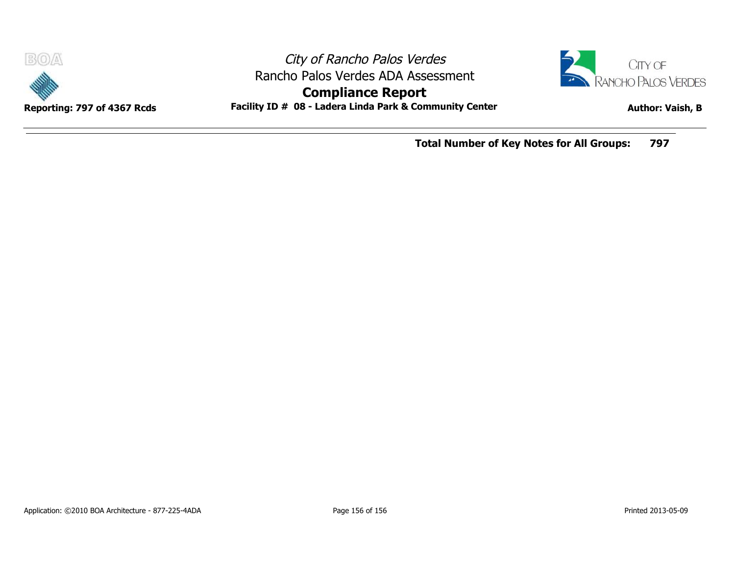**Total Number of Key Notes for All Groups: 797**